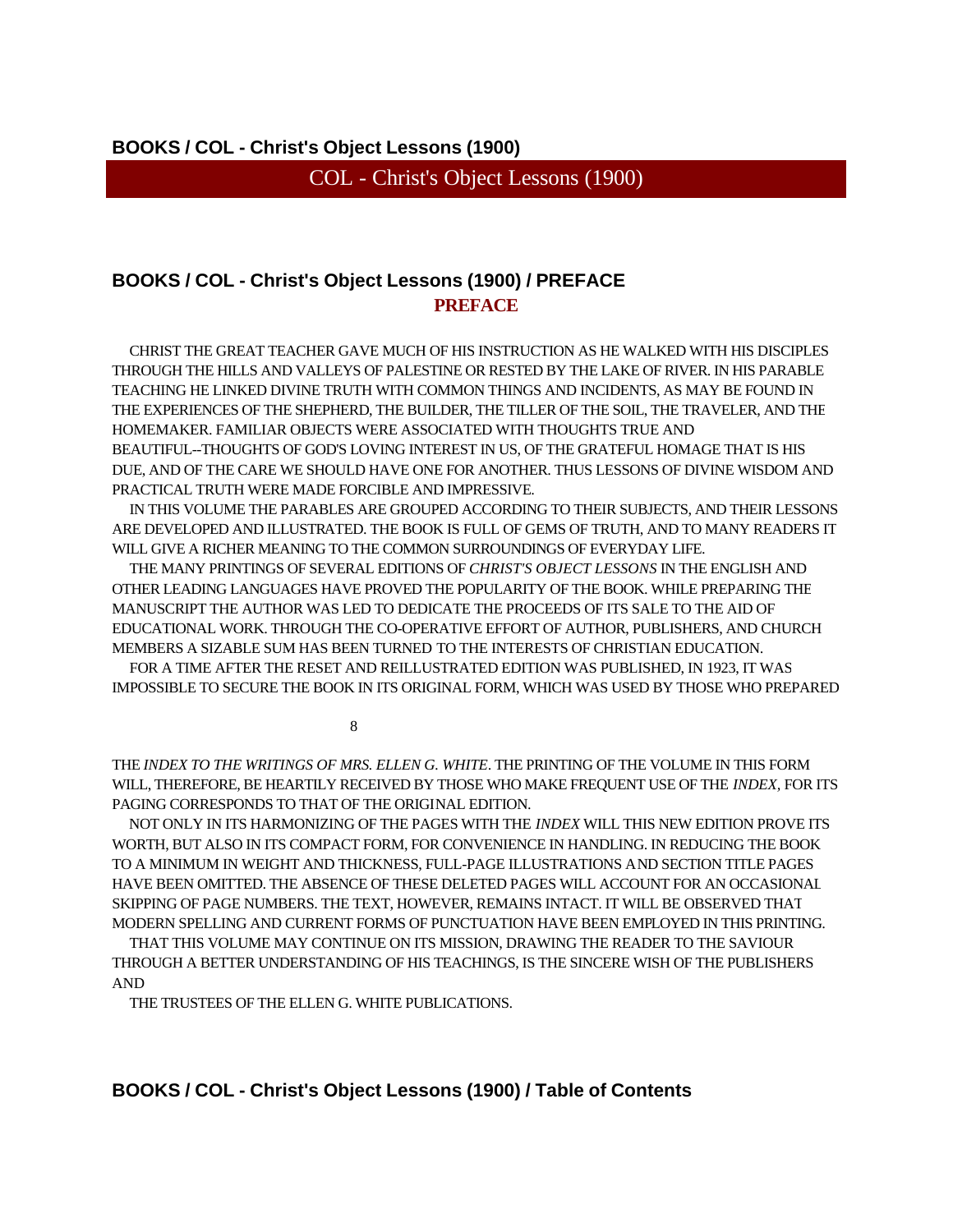**BOOKS / COL - Christ's Object Lessons (1900)**

# COL - Christ's Object Lessons (1900)

**BOOKS / COL - Christ's Object Lessons (1900) / PREFACE**

## PREFACE

CHRIST THE GREAT TEACHER GAVE MUCH OF HIS INSTRUCTION AS HE WALKED WITH HIS DISCIPLES THROUGH THE HILLS AND VALLEYS OF PALESTINE OR RESTED BY THE LAKE OF RIVER. IN HIS PARABLE TEACHING HE LINKED DIVINE TRUTH WITH COMMON THINGS AND INCIDENTS, AS MAY BE FOUND IN THE EXPERIENCES OF THE SHEPHERD, THE BUILDER, THE TILLER OF THE SOIL, THE TRAVELER, AND THE HOMEMAKER. FAMILIAR OBJECTS WERE ASSOCIATED WITH THOUGHTS TRUE AND BEAUTIFUL--THOUGHTS OF GOD'S LOVING INTEREST IN US, OF THE GRATEFUL HOMAGE THAT IS HIS DUE, AND OF THE CARE WE SHOULD HAVE ONE FOR ANOTHER. THUS LESSONS OF DIVINE WISDOM AND PRACTICAL TRUTH WERE MADE FORCIBLE AND IMPRESSIVE.

IN THIS VOLUME THE PARABLES ARE GROUPED ACCORDING TO THEIR SUBJECTS, AND THEIR LESSONS ARE DEVELOPED AND ILLUSTRATED. THE BOOK IS FULL OF GEMS OF TRUTH, AND TO MANY READERS IT WILL GIVE A RICHER MEANING TO THE COMMON SURROUNDINGS OF EVERYDAY LIFE.

THE MANY PRINTINGS OF SEVERAL EDITIONS OF *CHRIST'S OBJECT LESSONS* IN THE ENGLISH AND OTHER LEADING LANGUAGES HAVE PROVED THE POPULARITY OF THE BOOK. WHILE PREPARING THE MANUSCRIPT THE AUTHOR WAS LED TO DEDICATE THE PROCEEDS OF ITS SALE TO THE AID OF EDUCATIONAL WORK. THROUGH THE CO-OPERATIVE EFFORT OF AUTHOR, PUBLISHERS, AND CHURCH MEMBERS A SIZABLE SUM HAS BEEN TURNED TO THE INTERESTS OF CHRISTIAN EDUCATION.

FOR A TIME AFTER THE RESET AND REILLUSTRATED EDITION WAS PUBLISHED, IN 1923, IT WAS IMPOSSIBLE TO SECURE THE BOOK IN ITS ORIGINAL FORM, WHICH WAS USED BY THOSE WHO PREPARED

8

THE *INDEX TO THE WRITINGS OF MRS. ELLEN G. WHITE*. THE PRINTING OF THE VOLUME IN THIS FORM WILL, THEREFORE, BE HEARTILY RECEIVED BY THOSE WHO MAKE FREQUENT USE OF THE *INDEX*, FOR ITS PAGING CORRESPONDS TO THAT OF THE ORIGINAL EDITION.

NOT ONLY IN ITS HARMONIZING OF THE PAGES WITH THE *INDEX* WILL THIS NEW EDITION PROVE ITS WORTH, BUT ALSO IN ITS COMPACT FORM, FOR CONVENIENCE IN HANDLING. IN REDUCING THE BOOK TO A MINIMUM IN WEIGHT AND THICKNESS, FULL-PAGE ILLUSTRATIONS AND SECTION TITLE PAGES HAVE BEEN OMITTED. THE ABSENCE OF THESE DELETED PAGES WILL ACCOUNT FOR AN OCCASIONAL SKIPPING OF PAGE NUMBERS. THE TEXT, HOWEVER, REMAINS INTACT. IT WILL BE OBSERVED THAT MODERN SPELLING AND CURRENT FORMS OF PUNCTUATION HAVE BEEN EMPLOYED IN THIS PRINTING.

THAT THIS VOLUME MAY CONTINUE ON ITS MISSION, DRAWING THE READER TO THE SAVIOUR THROUGH A BETTER UNDERSTANDING OF HIS TEACHINGS, IS THE SINCERE WISH OF THE PUBLISHERS AND

THE TRUSTEES OF THE ELLEN G. WHITE PUBLICATIONS.

**BOOKS / COL - Christ's Object Lessons (1900) / Table of Contents**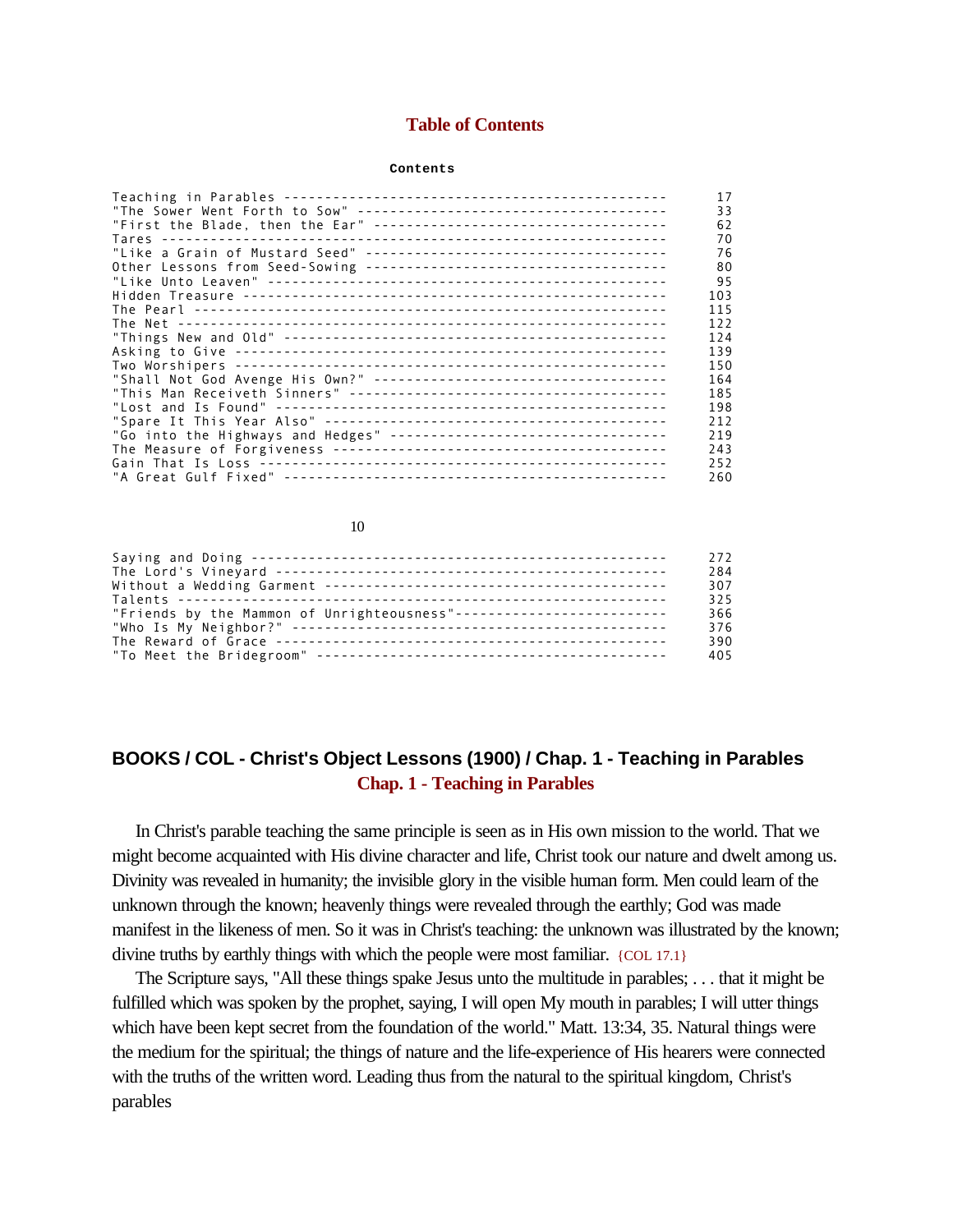## Table of Contents

**Contents**

| | |
|---|---|
| Teaching in Parables | 17 |
| "The Sower Went Forth to Sow" | 33 |
| "First the Blade, then the Ear" | 62 |
| Tares | 70 |
| "Like a Grain of Mustard Seed" | 76 |
| Other Lessons from Seed-Sowing | 80 |
| "Like Unto Leaven" | 95 |
| Hidden Treasure | 103 |
| The Pearl | 115 |
| The Net | 122 |
| "Things New and Old" | 124 |
| Asking to Give | 139 |
| Two Worshipers | 150 |
| "Shall Not God Avenge His Own?" | 164 |
| "This Man Receiveth Sinners" | 185 |
| "Lost and Is Found" | 198 |
| "Spare It This Year Also" | 212 |
| "Go into the Highways and Hedges" | 219 |
| The Measure of Forgiveness | 243 |
| Gain That Is Loss | 252 |
| "A Great Gulf Fixed" | 260 |
| Saying and Doing | 272 |
| The Lord's Vineyard | 284 |
| Without a Wedding Garment | 307 |
| Talents | 325 |
| "Friends by the Mammon of Unrighteousness" | 366 |
| "Who Is My Neighbor?" | 376 |
| The Reward of Grace | 390 |
| "To Meet the Bridegroom" | 405 |

## BOOKS / COL - Christ's Object Lessons (1900) / Chap. 1 - Teaching in Parables

### Chap. 1 - Teaching in Parables

In Christ's parable teaching the same principle is seen as in His own mission to the world. That we might become acquainted with His divine character and life, Christ took our nature and dwelt among us. Divinity was revealed in humanity; the invisible glory in the visible human form. Men could learn of the unknown through the known; heavenly things were revealed through the earthly; God was made manifest in the likeness of men. So it was in Christ's teaching: the unknown was illustrated by the known; divine truths by earthly things with which the people were most familiar. {COL 17.1}

The Scripture says, "All these things spake Jesus unto the multitude in parables; . . . that it might be fulfilled which was spoken by the prophet, saying, I will open My mouth in parables; I will utter things which have been kept secret from the foundation of the world." Matt. 13:34, 35. Natural things were the medium for the spiritual; the things of nature and the life-experience of His hearers were connected with the truths of the written word. Leading thus from the natural to the spiritual kingdom, Christ's parables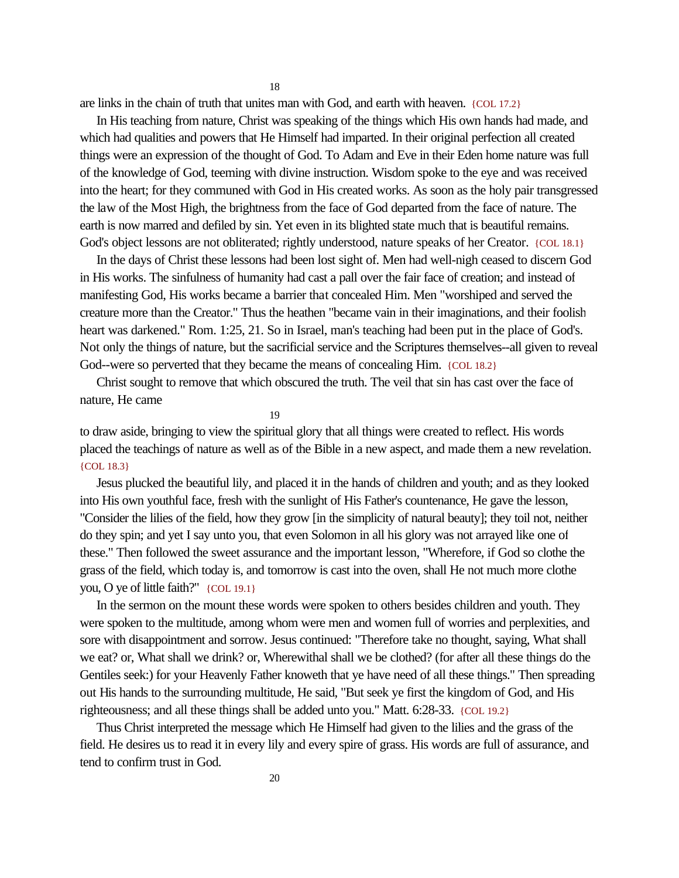are links in the chain of truth that unites man with God, and earth with heaven. {COL 17.2}

In His teaching from nature, Christ was speaking of the things which His own hands had made, and which had qualities and powers that He Himself had imparted. In their original perfection all created things were an expression of the thought of God. To Adam and Eve in their Eden home nature was full of the knowledge of God, teeming with divine instruction. Wisdom spoke to the eye and was received into the heart; for they communed with God in His created works. As soon as the holy pair transgressed the law of the Most High, the brightness from the face of God departed from the face of nature. The earth is now marred and defiled by sin. Yet even in its blighted state much that is beautiful remains. God's object lessons are not obliterated; rightly understood, nature speaks of her Creator. {COL 18.1}

In the days of Christ these lessons had been lost sight of. Men had well-nigh ceased to discern God in His works. The sinfulness of humanity had cast a pall over the fair face of creation; and instead of manifesting God, His works became a barrier that concealed Him. Men "worshiped and served the creature more than the Creator." Thus the heathen "became vain in their imaginations, and their foolish heart was darkened." Rom. 1:25, 21. So in Israel, man's teaching had been put in the place of God's. Not only the things of nature, but the sacrificial service and the Scriptures themselves--all given to reveal God--were so perverted that they became the means of concealing Him. {COL 18.2}

Christ sought to remove that which obscured the truth. The veil that sin has cast over the face of nature, He came to draw aside, bringing to view the spiritual glory that all things were created to reflect. His words placed the teachings of nature as well as of the Bible in a new aspect, and made them a new revelation. {COL 18.3}

Jesus plucked the beautiful lily, and placed it in the hands of children and youth; and as they looked into His own youthful face, fresh with the sunlight of His Father's countenance, He gave the lesson, "Consider the lilies of the field, how they grow [in the simplicity of natural beauty]; they toil not, neither do they spin; and yet I say unto you, that even Solomon in all his glory was not arrayed like one of these." Then followed the sweet assurance and the important lesson, "Wherefore, if God so clothe the grass of the field, which today is, and tomorrow is cast into the oven, shall He not much more clothe you, O ye of little faith?" {COL 19.1}

In the sermon on the mount these words were spoken to others besides children and youth. They were spoken to the multitude, among whom were men and women full of worries and perplexities, and sore with disappointment and sorrow. Jesus continued: "Therefore take no thought, saying, What shall we eat? or, What shall we drink? or, Wherewithal shall we be clothed? (for after all these things do the Gentiles seek:) for your Heavenly Father knoweth that ye have need of all these things." Then spreading out His hands to the surrounding multitude, He said, "But seek ye first the kingdom of God, and His righteousness; and all these things shall be added unto you." Matt. 6:28-33. {COL 19.2}

Thus Christ interpreted the message which He Himself had given to the lilies and the grass of the field. He desires us to read it in every lily and every spire of grass. His words are full of assurance, and tend to confirm trust in God.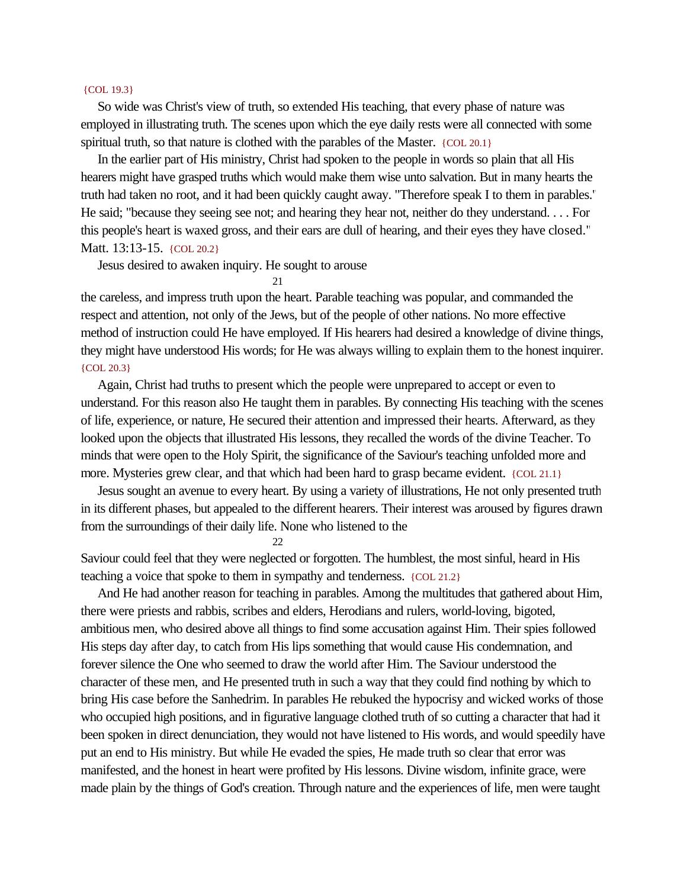{COL 19.3}

So wide was Christ's view of truth, so extended His teaching, that every phase of nature was employed in illustrating truth. The scenes upon which the eye daily rests were all connected with some spiritual truth, so that nature is clothed with the parables of the Master. {COL 20.1}

In the earlier part of His ministry, Christ had spoken to the people in words so plain that all His hearers might have grasped truths which would make them wise unto salvation. But in many hearts the truth had taken no root, and it had been quickly caught away. "Therefore speak I to them in parables." He said; "because they seeing see not; and hearing they hear not, neither do they understand. . . . For this people's heart is waxed gross, and their ears are dull of hearing, and their eyes they have closed." Matt. 13:13-15. {COL 20.2}

Jesus desired to awaken inquiry. He sought to arouse the careless, and impress truth upon the heart. Parable teaching was popular, and commanded the respect and attention, not only of the Jews, but of the people of other nations. No more effective method of instruction could He have employed. If His hearers had desired a knowledge of divine things, they might have understood His words; for He was always willing to explain them to the honest inquirer. {COL 20.3}

Again, Christ had truths to present which the people were unprepared to accept or even to understand. For this reason also He taught them in parables. By connecting His teaching with the scenes of life, experience, or nature, He secured their attention and impressed their hearts. Afterward, as they looked upon the objects that illustrated His lessons, they recalled the words of the divine Teacher. To minds that were open to the Holy Spirit, the significance of the Saviour's teaching unfolded more and more. Mysteries grew clear, and that which had been hard to grasp became evident. {COL 21.1}

Jesus sought an avenue to every heart. By using a variety of illustrations, He not only presented truth in its different phases, but appealed to the different hearers. Their interest was aroused by figures drawn from the surroundings of their daily life. None who listened to the Saviour could feel that they were neglected or forgotten. The humblest, the most sinful, heard in His teaching a voice that spoke to them in sympathy and tenderness. {COL 21.2}

And He had another reason for teaching in parables. Among the multitudes that gathered about Him, there were priests and rabbis, scribes and elders, Herodians and rulers, world-loving, bigoted, ambitious men, who desired above all things to find some accusation against Him. Their spies followed His steps day after day, to catch from His lips something that would cause His condemnation, and forever silence the One who seemed to draw the world after Him. The Saviour understood the character of these men, and He presented truth in such a way that they could find nothing by which to bring His case before the Sanhedrim. In parables He rebuked the hypocrisy and wicked works of those who occupied high positions, and in figurative language clothed truth of so cutting a character that had it been spoken in direct denunciation, they would not have listened to His words, and would speedily have put an end to His ministry. But while He evaded the spies, He made truth so clear that error was manifested, and the honest in heart were profited by His lessons. Divine wisdom, infinite grace, were made plain by the things of God's creation. Through nature and the experiences of life, men were taught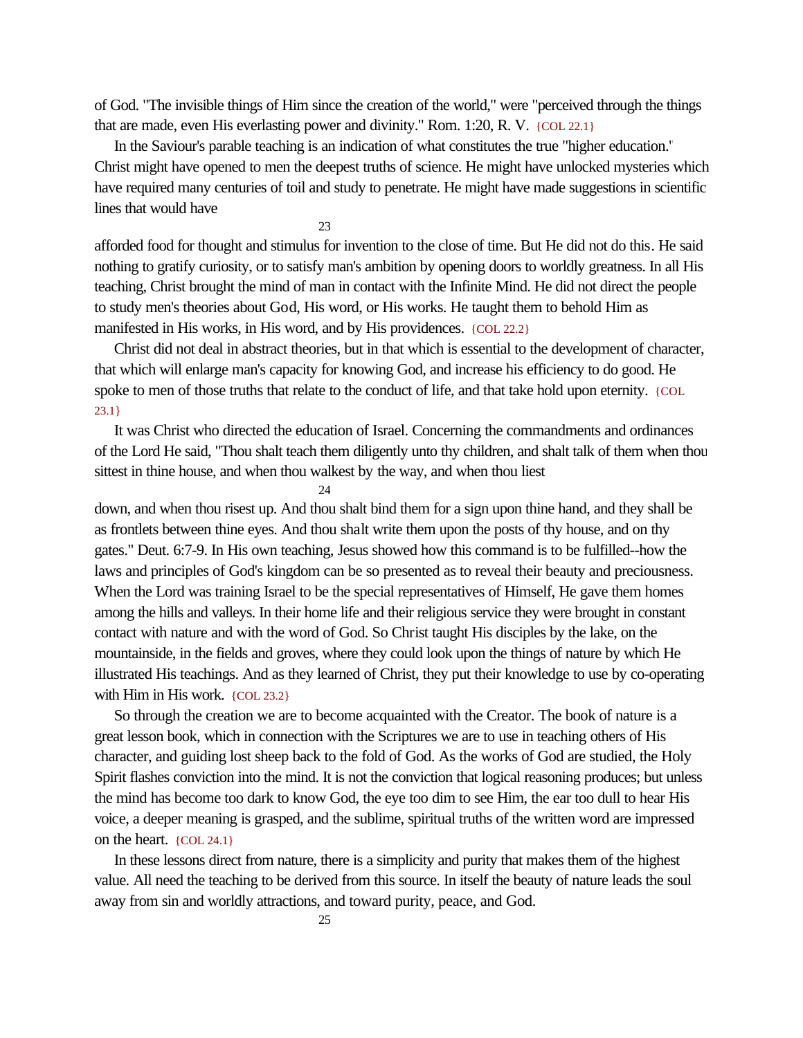of God. "The invisible things of Him since the creation of the world," were "perceived through the things that are made, even His everlasting power and divinity." Rom. 1:20, R. V. {COL 22.1}

In the Saviour's parable teaching is an indication of what constitutes the true "higher education." Christ might have opened to men the deepest truths of science. He might have unlocked mysteries which have required many centuries of toil and study to penetrate. He might have made suggestions in scientific lines that would have afforded food for thought and stimulus for invention to the close of time. But He did not do this. He said nothing to gratify curiosity, or to satisfy man's ambition by opening doors to worldly greatness. In all His teaching, Christ brought the mind of man in contact with the Infinite Mind. He did not direct the people to study men's theories about God, His word, or His works. He taught them to behold Him as manifested in His works, in His word, and by His providences. {COL 22.2}

Christ did not deal in abstract theories, but in that which is essential to the development of character, that which will enlarge man's capacity for knowing God, and increase his efficiency to do good. He spoke to men of those truths that relate to the conduct of life, and that take hold upon eternity. {COL 23.1}

It was Christ who directed the education of Israel. Concerning the commandments and ordinances of the Lord He said, "Thou shalt teach them diligently unto thy children, and shalt talk of them when thou sittest in thine house, and when thou walkest by the way, and when thou liest down, and when thou risest up. And thou shalt bind them for a sign upon thine hand, and they shall be as frontlets between thine eyes. And thou shalt write them upon the posts of thy house, and on thy gates." Deut. 6:7-9. In His own teaching, Jesus showed how this command is to be fulfilled--how the laws and principles of God's kingdom can be so presented as to reveal their beauty and preciousness. When the Lord was training Israel to be the special representatives of Himself, He gave them homes among the hills and valleys. In their home life and their religious service they were brought in constant contact with nature and with the word of God. So Christ taught His disciples by the lake, on the mountainside, in the fields and groves, where they could look upon the things of nature by which He illustrated His teachings. And as they learned of Christ, they put their knowledge to use by co-operating with Him in His work. {COL 23.2}

So through the creation we are to become acquainted with the Creator. The book of nature is a great lesson book, which in connection with the Scriptures we are to use in teaching others of His character, and guiding lost sheep back to the fold of God. As the works of God are studied, the Holy Spirit flashes conviction into the mind. It is not the conviction that logical reasoning produces; but unless the mind has become too dark to know God, the eye too dim to see Him, the ear too dull to hear His voice, a deeper meaning is grasped, and the sublime, spiritual truths of the written word are impressed on the heart. {COL 24.1}

In these lessons direct from nature, there is a simplicity and purity that makes them of the highest value. All need the teaching to be derived from this source. In itself the beauty of nature leads the soul away from sin and worldly attractions, and toward purity, peace, and God.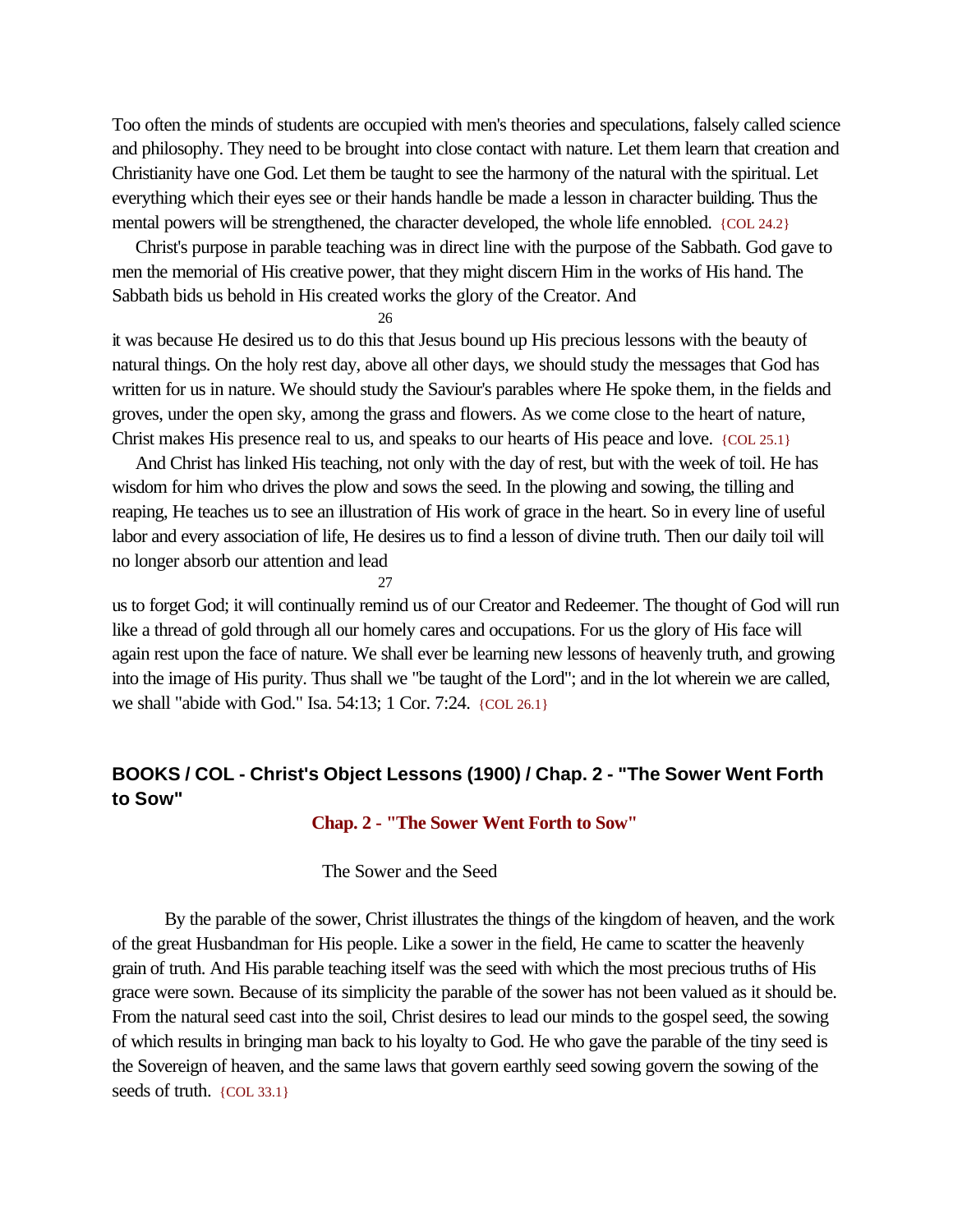Too often the minds of students are occupied with men's theories and speculations, falsely called science and philosophy. They need to be brought into close contact with nature. Let them learn that creation and Christianity have one God. Let them be taught to see the harmony of the natural with the spiritual. Let everything which their eyes see or their hands handle be made a lesson in character building. Thus the mental powers will be strengthened, the character developed, the whole life ennobled. {COL 24.2}

Christ's purpose in parable teaching was in direct line with the purpose of the Sabbath. God gave to men the memorial of His creative power, that they might discern Him in the works of His hand. The Sabbath bids us behold in His created works the glory of the Creator. And it was because He desired us to do this that Jesus bound up His precious lessons with the beauty of natural things. On the holy rest day, above all other days, we should study the messages that God has written for us in nature. We should study the Saviour's parables where He spoke them, in the fields and groves, under the open sky, among the grass and flowers. As we come close to the heart of nature, Christ makes His presence real to us, and speaks to our hearts of His peace and love. {COL 25.1}

And Christ has linked His teaching, not only with the day of rest, but with the week of toil. He has wisdom for him who drives the plow and sows the seed. In the plowing and sowing, the tilling and reaping, He teaches us to see an illustration of His work of grace in the heart. So in every line of useful labor and every association of life, He desires us to find a lesson of divine truth. Then our daily toil will no longer absorb our attention and lead us to forget God; it will continually remind us of our Creator and Redeemer. The thought of God will run like a thread of gold through all our homely cares and occupations. For us the glory of His face will again rest upon the face of nature. We shall ever be learning new lessons of heavenly truth, and growing into the image of His purity. Thus shall we "be taught of the Lord"; and in the lot wherein we are called, we shall "abide with God." Isa. 54:13; 1 Cor. 7:24. {COL 26.1}

## BOOKS / COL - Christ's Object Lessons (1900) / Chap. 2 - "The Sower Went Forth to Sow"

### Chap. 2 - "The Sower Went Forth to Sow"

The Sower and the Seed

By the parable of the sower, Christ illustrates the things of the kingdom of heaven, and the work of the great Husbandman for His people. Like a sower in the field, He came to scatter the heavenly grain of truth. And His parable teaching itself was the seed with which the most precious truths of His grace were sown. Because of its simplicity the parable of the sower has not been valued as it should be. From the natural seed cast into the soil, Christ desires to lead our minds to the gospel seed, the sowing of which results in bringing man back to his loyalty to God. He who gave the parable of the tiny seed is the Sovereign of heaven, and the same laws that govern earthly seed sowing govern the sowing of the seeds of truth. {COL 33.1}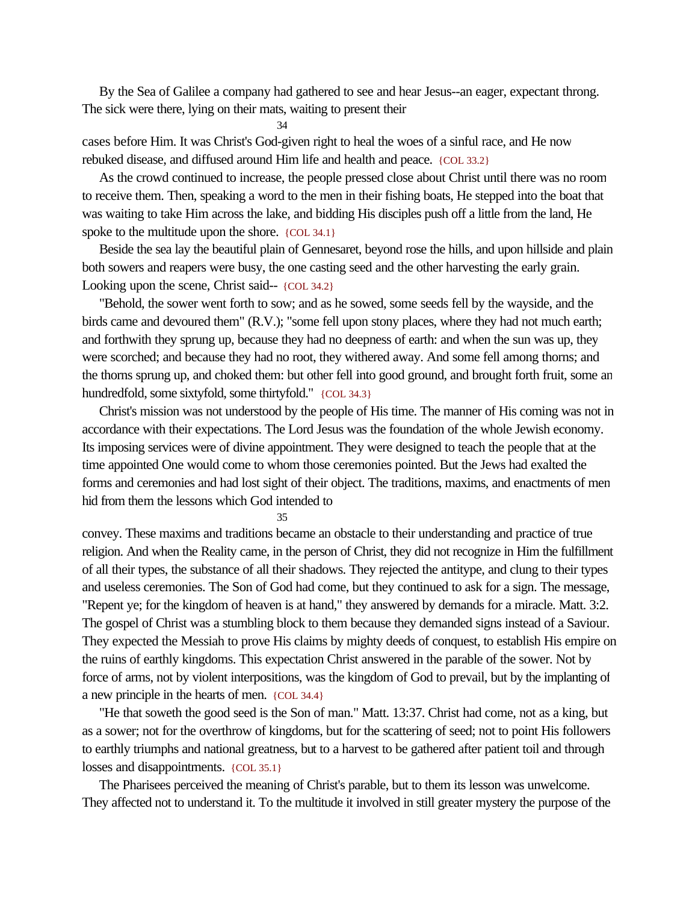By the Sea of Galilee a company had gathered to see and hear Jesus--an eager, expectant throng. The sick were there, lying on their mats, waiting to present their cases before Him. It was Christ's God-given right to heal the woes of a sinful race, and He now rebuked disease, and diffused around Him life and health and peace. {COL 33.2}

As the crowd continued to increase, the people pressed close about Christ until there was no room to receive them. Then, speaking a word to the men in their fishing boats, He stepped into the boat that was waiting to take Him across the lake, and bidding His disciples push off a little from the land, He spoke to the multitude upon the shore. {COL 34.1}

Beside the sea lay the beautiful plain of Gennesaret, beyond rose the hills, and upon hillside and plain both sowers and reapers were busy, the one casting seed and the other harvesting the early grain. Looking upon the scene, Christ said-- {COL 34.2}

"Behold, the sower went forth to sow; and as he sowed, some seeds fell by the wayside, and the birds came and devoured them" (R.V.); "some fell upon stony places, where they had not much earth; and forthwith they sprung up, because they had no deepness of earth: and when the sun was up, they were scorched; and because they had no root, they withered away. And some fell among thorns; and the thorns sprung up, and choked them: but other fell into good ground, and brought forth fruit, some an hundredfold, some sixtyfold, some thirtyfold." {COL 34.3}

Christ's mission was not understood by the people of His time. The manner of His coming was not in accordance with their expectations. The Lord Jesus was the foundation of the whole Jewish economy. Its imposing services were of divine appointment. They were designed to teach the people that at the time appointed One would come to whom those ceremonies pointed. But the Jews had exalted the forms and ceremonies and had lost sight of their object. The traditions, maxims, and enactments of men hid from them the lessons which God intended to convey. These maxims and traditions became an obstacle to their understanding and practice of true religion. And when the Reality came, in the person of Christ, they did not recognize in Him the fulfillment of all their types, the substance of all their shadows. They rejected the antitype, and clung to their types and useless ceremonies. The Son of God had come, but they continued to ask for a sign. The message, "Repent ye; for the kingdom of heaven is at hand," they answered by demands for a miracle. Matt. 3:2. The gospel of Christ was a stumbling block to them because they demanded signs instead of a Saviour. They expected the Messiah to prove His claims by mighty deeds of conquest, to establish His empire on the ruins of earthly kingdoms. This expectation Christ answered in the parable of the sower. Not by force of arms, not by violent interpositions, was the kingdom of God to prevail, but by the implanting of a new principle in the hearts of men. {COL 34.4}

"He that soweth the good seed is the Son of man." Matt. 13:37. Christ had come, not as a king, but as a sower; not for the overthrow of kingdoms, but for the scattering of seed; not to point His followers to earthly triumphs and national greatness, but to a harvest to be gathered after patient toil and through losses and disappointments. {COL 35.1}

The Pharisees perceived the meaning of Christ's parable, but to them its lesson was unwelcome. They affected not to understand it. To the multitude it involved in still greater mystery the purpose of the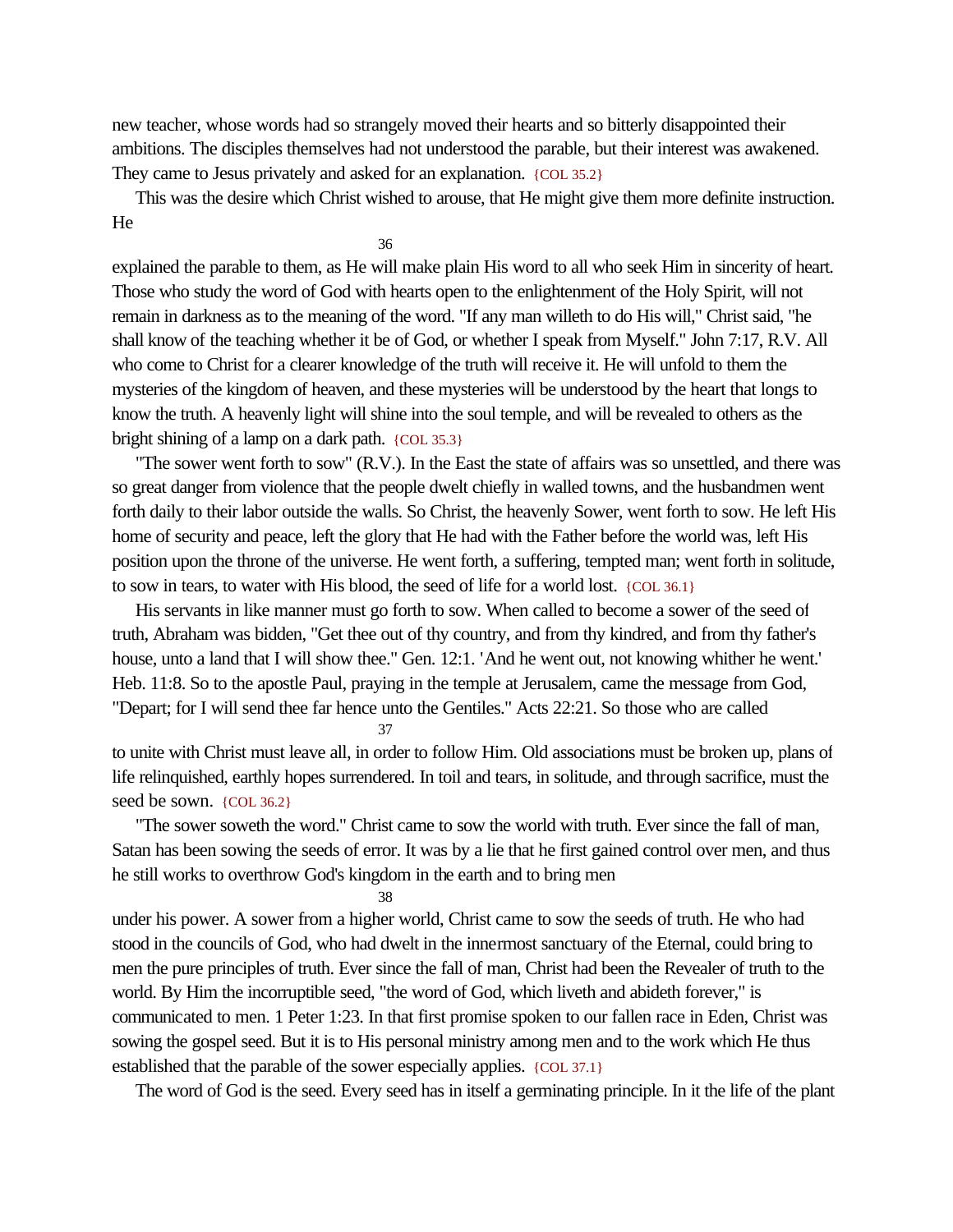new teacher, whose words had so strangely moved their hearts and so bitterly disappointed their ambitions. The disciples themselves had not understood the parable, but their interest was awakened. They came to Jesus privately and asked for an explanation. {COL 35.2}

This was the desire which Christ wished to arouse, that He might give them more definite instruction. He explained the parable to them, as He will make plain His word to all who seek Him in sincerity of heart. Those who study the word of God with hearts open to the enlightenment of the Holy Spirit, will not remain in darkness as to the meaning of the word. "If any man willeth to do His will," Christ said, "he shall know of the teaching whether it be of God, or whether I speak from Myself." John 7:17, R.V. All who come to Christ for a clearer knowledge of the truth will receive it. He will unfold to them the mysteries of the kingdom of heaven, and these mysteries will be understood by the heart that longs to know the truth. A heavenly light will shine into the soul temple, and will be revealed to others as the bright shining of a lamp on a dark path. {COL 35.3}

"The sower went forth to sow" (R.V.). In the East the state of affairs was so unsettled, and there was so great danger from violence that the people dwelt chiefly in walled towns, and the husbandmen went forth daily to their labor outside the walls. So Christ, the heavenly Sower, went forth to sow. He left His home of security and peace, left the glory that He had with the Father before the world was, left His position upon the throne of the universe. He went forth, a suffering, tempted man; went forth in solitude, to sow in tears, to water with His blood, the seed of life for a world lost. {COL 36.1}

His servants in like manner must go forth to sow. When called to become a sower of the seed of truth, Abraham was bidden, "Get thee out of thy country, and from thy kindred, and from thy father's house, unto a land that I will show thee." Gen. 12:1. 'And he went out, not knowing whither he went.' Heb. 11:8. So to the apostle Paul, praying in the temple at Jerusalem, came the message from God, "Depart; for I will send thee far hence unto the Gentiles." Acts 22:21. So those who are called to unite with Christ must leave all, in order to follow Him. Old associations must be broken up, plans of life relinquished, earthly hopes surrendered. In toil and tears, in solitude, and through sacrifice, must the seed be sown. {COL 36.2}

"The sower soweth the word." Christ came to sow the world with truth. Ever since the fall of man, Satan has been sowing the seeds of error. It was by a lie that he first gained control over men, and thus he still works to overthrow God's kingdom in the earth and to bring men under his power. A sower from a higher world, Christ came to sow the seeds of truth. He who had stood in the councils of God, who had dwelt in the innermost sanctuary of the Eternal, could bring to men the pure principles of truth. Ever since the fall of man, Christ had been the Revealer of truth to the world. By Him the incorruptible seed, "the word of God, which liveth and abideth forever," is communicated to men. 1 Peter 1:23. In that first promise spoken to our fallen race in Eden, Christ was sowing the gospel seed. But it is to His personal ministry among men and to the work which He thus established that the parable of the sower especially applies. {COL 37.1}

The word of God is the seed. Every seed has in itself a germinating principle. In it the life of the plant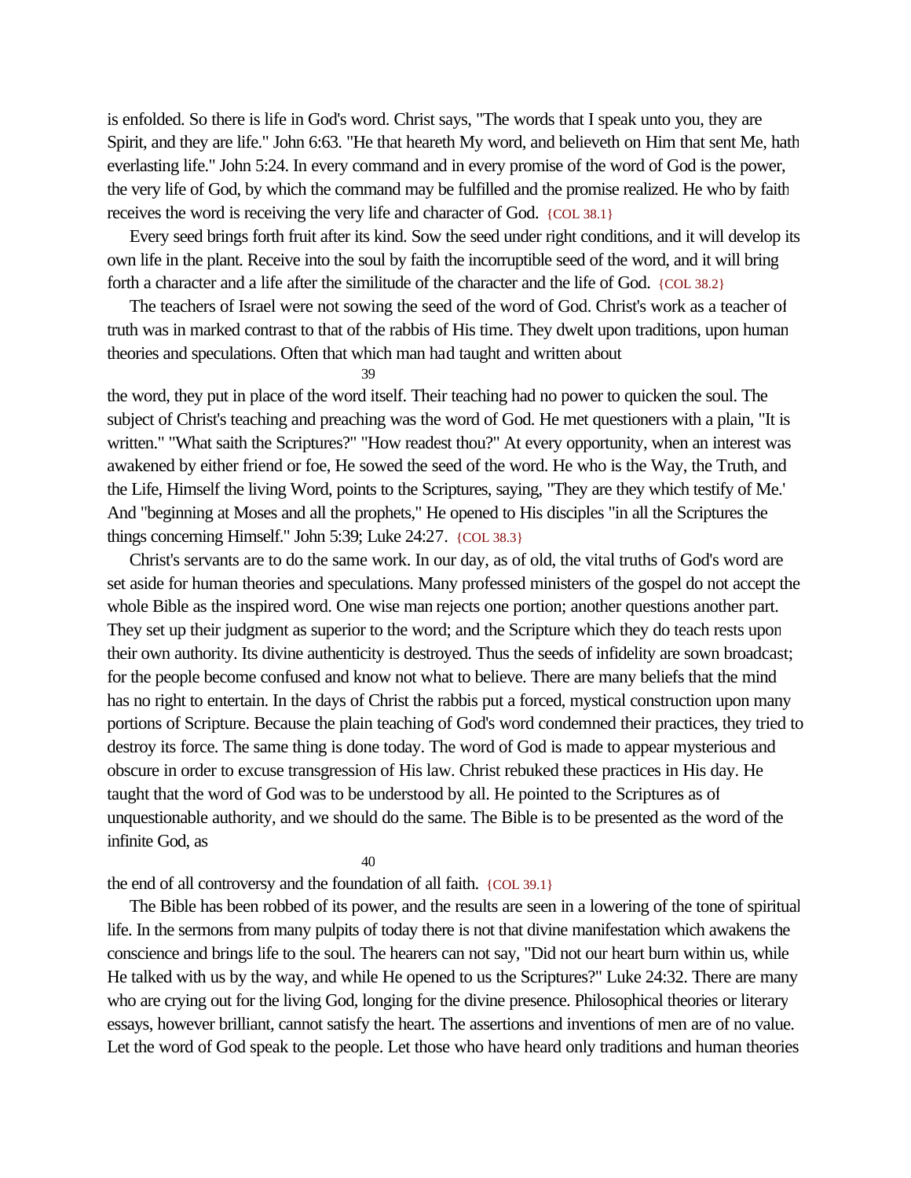is enfolded. So there is life in God's word. Christ says, "The words that I speak unto you, they are Spirit, and they are life." John 6:63. "He that heareth My word, and believeth on Him that sent Me, hath everlasting life." John 5:24. In every command and in every promise of the word of God is the power, the very life of God, by which the command may be fulfilled and the promise realized. He who by faith receives the word is receiving the very life and character of God. {COL 38.1}

Every seed brings forth fruit after its kind. Sow the seed under right conditions, and it will develop its own life in the plant. Receive into the soul by faith the incorruptible seed of the word, and it will bring forth a character and a life after the similitude of the character and the life of God. {COL 38.2}

The teachers of Israel were not sowing the seed of the word of God. Christ's work as a teacher of truth was in marked contrast to that of the rabbis of His time. They dwelt upon traditions, upon human theories and speculations. Often that which man had taught and written about the word, they put in place of the word itself. Their teaching had no power to quicken the soul. The subject of Christ's teaching and preaching was the word of God. He met questioners with a plain, "It is written." "What saith the Scriptures?" "How readest thou?" At every opportunity, when an interest was awakened by either friend or foe, He sowed the seed of the word. He who is the Way, the Truth, and the Life, Himself the living Word, points to the Scriptures, saying, "They are they which testify of Me." And "beginning at Moses and all the prophets," He opened to His disciples "in all the Scriptures the things concerning Himself." John 5:39; Luke 24:27. {COL 38.3}

Christ's servants are to do the same work. In our day, as of old, the vital truths of God's word are set aside for human theories and speculations. Many professed ministers of the gospel do not accept the whole Bible as the inspired word. One wise man rejects one portion; another questions another part. They set up their judgment as superior to the word; and the Scripture which they do teach rests upon their own authority. Its divine authenticity is destroyed. Thus the seeds of infidelity are sown broadcast; for the people become confused and know not what to believe. There are many beliefs that the mind has no right to entertain. In the days of Christ the rabbis put a forced, mystical construction upon many portions of Scripture. Because the plain teaching of God's word condemned their practices, they tried to destroy its force. The same thing is done today. The word of God is made to appear mysterious and obscure in order to excuse transgression of His law. Christ rebuked these practices in His day. He taught that the word of God was to be understood by all. He pointed to the Scriptures as of unquestionable authority, and we should do the same. The Bible is to be presented as the word of the infinite God, as the end of all controversy and the foundation of all faith. {COL 39.1}

The Bible has been robbed of its power, and the results are seen in a lowering of the tone of spiritual life. In the sermons from many pulpits of today there is not that divine manifestation which awakens the conscience and brings life to the soul. The hearers can not say, "Did not our heart burn within us, while He talked with us by the way, and while He opened to us the Scriptures?" Luke 24:32. There are many who are crying out for the living God, longing for the divine presence. Philosophical theories or literary essays, however brilliant, cannot satisfy the heart. The assertions and inventions of men are of no value. Let the word of God speak to the people. Let those who have heard only traditions and human theories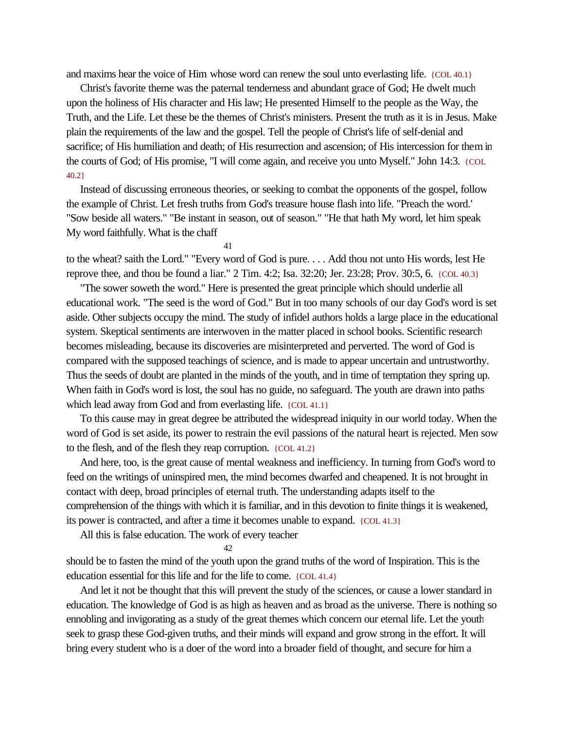and maxims hear the voice of Him whose word can renew the soul unto everlasting life. {COL 40.1}

Christ's favorite theme was the paternal tenderness and abundant grace of God; He dwelt much upon the holiness of His character and His law; He presented Himself to the people as the Way, the Truth, and the Life. Let these be the themes of Christ's ministers. Present the truth as it is in Jesus. Make plain the requirements of the law and the gospel. Tell the people of Christ's life of self-denial and sacrifice; of His humiliation and death; of His resurrection and ascension; of His intercession for them in the courts of God; of His promise, "I will come again, and receive you unto Myself." John 14:3. {COL 40.2}

Instead of discussing erroneous theories, or seeking to combat the opponents of the gospel, follow the example of Christ. Let fresh truths from God's treasure house flash into life. "Preach the word.' "Sow beside all waters." "Be instant in season, out of season." "He that hath My word, let him speak My word faithfully. What is the chaff to the wheat? saith the Lord." "Every word of God is pure. . . . Add thou not unto His words, lest He reprove thee, and thou be found a liar." 2 Tim. 4:2; Isa. 32:20; Jer. 23:28; Prov. 30:5, 6. {COL 40.3}

"The sower soweth the word." Here is presented the great principle which should underlie all educational work. "The seed is the word of God." But in too many schools of our day God's word is set aside. Other subjects occupy the mind. The study of infidel authors holds a large place in the educational system. Skeptical sentiments are interwoven in the matter placed in school books. Scientific research becomes misleading, because its discoveries are misinterpreted and perverted. The word of God is compared with the supposed teachings of science, and is made to appear uncertain and untrustworthy. Thus the seeds of doubt are planted in the minds of the youth, and in time of temptation they spring up. When faith in God's word is lost, the soul has no guide, no safeguard. The youth are drawn into paths which lead away from God and from everlasting life. {COL 41.1}

To this cause may in great degree be attributed the widespread iniquity in our world today. When the word of God is set aside, its power to restrain the evil passions of the natural heart is rejected. Men sow to the flesh, and of the flesh they reap corruption. {COL 41.2}

And here, too, is the great cause of mental weakness and inefficiency. In turning from God's word to feed on the writings of uninspired men, the mind becomes dwarfed and cheapened. It is not brought in contact with deep, broad principles of eternal truth. The understanding adapts itself to the comprehension of the things with which it is familiar, and in this devotion to finite things it is weakened, its power is contracted, and after a time it becomes unable to expand. {COL 41.3}

All this is false education. The work of every teacher should be to fasten the mind of the youth upon the grand truths of the word of Inspiration. This is the education essential for this life and for the life to come. {COL 41.4}

And let it not be thought that this will prevent the study of the sciences, or cause a lower standard in education. The knowledge of God is as high as heaven and as broad as the universe. There is nothing so ennobling and invigorating as a study of the great themes which concern our eternal life. Let the youth seek to grasp these God-given truths, and their minds will expand and grow strong in the effort. It will bring every student who is a doer of the word into a broader field of thought, and secure for him a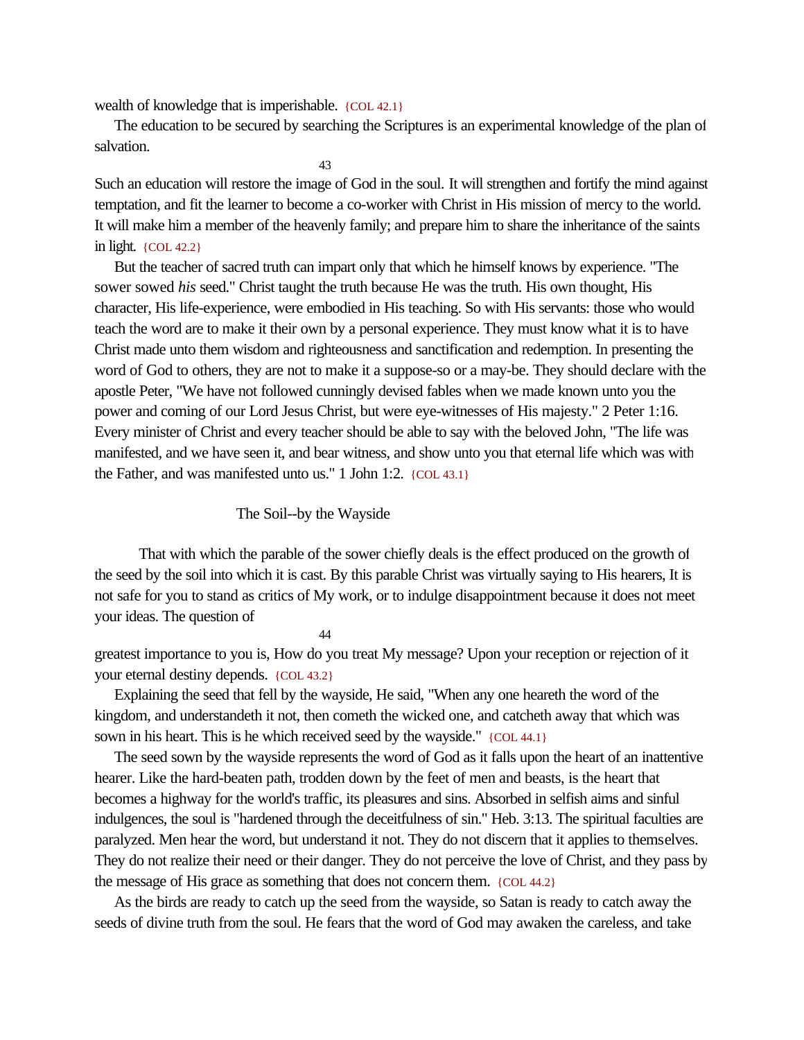wealth of knowledge that is imperishable. {COL 42.1}

The education to be secured by searching the Scriptures is an experimental knowledge of the plan of salvation.

Such an education will restore the image of God in the soul. It will strengthen and fortify the mind against temptation, and fit the learner to become a co-worker with Christ in His mission of mercy to the world. It will make him a member of the heavenly family; and prepare him to share the inheritance of the saints in light. {COL 42.2}

But the teacher of sacred truth can impart only that which he himself knows by experience. "The sower sowed *his* seed." Christ taught the truth because He was the truth. His own thought, His character, His life-experience, were embodied in His teaching. So with His servants: those who would teach the word are to make it their own by a personal experience. They must know what it is to have Christ made unto them wisdom and righteousness and sanctification and redemption. In presenting the word of God to others, they are not to make it a suppose-so or a may-be. They should declare with the apostle Peter, "We have not followed cunningly devised fables when we made known unto you the power and coming of our Lord Jesus Christ, but were eye-witnesses of His majesty." 2 Peter 1:16. Every minister of Christ and every teacher should be able to say with the beloved John, "The life was manifested, and we have seen it, and bear witness, and show unto you that eternal life which was with the Father, and was manifested unto us." 1 John 1:2. {COL 43.1}

## The Soil--by the Wayside

That with which the parable of the sower chiefly deals is the effect produced on the growth of the seed by the soil into which it is cast. By this parable Christ was virtually saying to His hearers, It is not safe for you to stand as critics of My work, or to indulge disappointment because it does not meet your ideas. The question of greatest importance to you is, How do you treat My message? Upon your reception or rejection of it your eternal destiny depends. {COL 43.2}

Explaining the seed that fell by the wayside, He said, "When any one heareth the word of the kingdom, and understandeth it not, then cometh the wicked one, and catcheth away that which was sown in his heart. This is he which received seed by the wayside." {COL 44.1}

The seed sown by the wayside represents the word of God as it falls upon the heart of an inattentive hearer. Like the hard-beaten path, trodden down by the feet of men and beasts, is the heart that becomes a highway for the world's traffic, its pleasures and sins. Absorbed in selfish aims and sinful indulgences, the soul is "hardened through the deceitfulness of sin." Heb. 3:13. The spiritual faculties are paralyzed. Men hear the word, but understand it not. They do not discern that it applies to themselves. They do not realize their need or their danger. They do not perceive the love of Christ, and they pass by the message of His grace as something that does not concern them. {COL 44.2}

As the birds are ready to catch up the seed from the wayside, so Satan is ready to catch away the seeds of divine truth from the soul. He fears that the word of God may awaken the careless, and take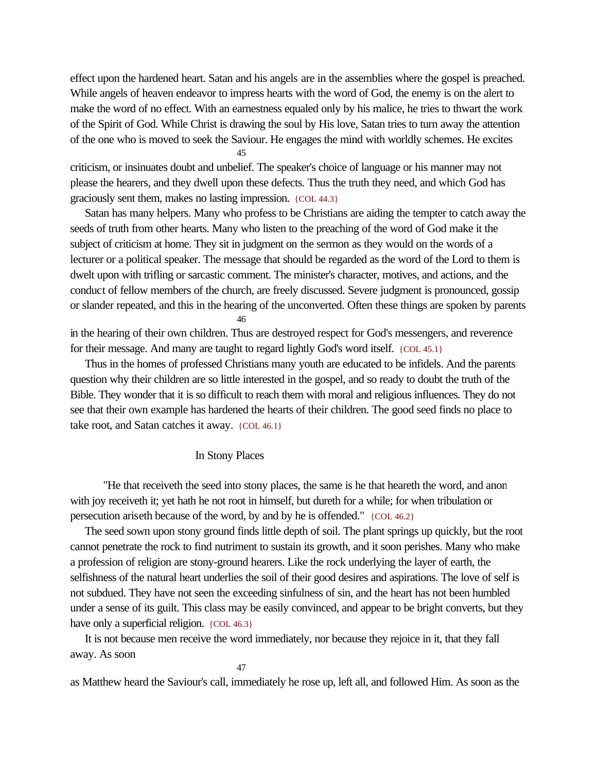effect upon the hardened heart. Satan and his angels are in the assemblies where the gospel is preached. While angels of heaven endeavor to impress hearts with the word of God, the enemy is on the alert to make the word of no effect. With an earnestness equaled only by his malice, he tries to thwart the work of the Spirit of God. While Christ is drawing the soul by His love, Satan tries to turn away the attention of the one who is moved to seek the Saviour. He engages the mind with worldly schemes. He excites criticism, or insinuates doubt and unbelief. The speaker's choice of language or his manner may not please the hearers, and they dwell upon these defects. Thus the truth they need, and which God has graciously sent them, makes no lasting impression. {COL 44.3}

Satan has many helpers. Many who profess to be Christians are aiding the tempter to catch away the seeds of truth from other hearts. Many who listen to the preaching of the word of God make it the subject of criticism at home. They sit in judgment on the sermon as they would on the words of a lecturer or a political speaker. The message that should be regarded as the word of the Lord to them is dwelt upon with trifling or sarcastic comment. The minister's character, motives, and actions, and the conduct of fellow members of the church, are freely discussed. Severe judgment is pronounced, gossip or slander repeated, and this in the hearing of the unconverted. Often these things are spoken by parents in the hearing of their own children. Thus are destroyed respect for God's messengers, and reverence for their message. And many are taught to regard lightly God's word itself. {COL 45.1}

Thus in the homes of professed Christians many youth are educated to be infidels. And the parents question why their children are so little interested in the gospel, and so ready to doubt the truth of the Bible. They wonder that it is so difficult to reach them with moral and religious influences. They do not see that their own example has hardened the hearts of their children. The good seed finds no place to take root, and Satan catches it away. {COL 46.1}

## In Stony Places

"He that receiveth the seed into stony places, the same is he that heareth the word, and anon with joy receiveth it; yet hath he not root in himself, but dureth for a while; for when tribulation or persecution ariseth because of the word, by and by he is offended." {COL 46.2}

The seed sown upon stony ground finds little depth of soil. The plant springs up quickly, but the root cannot penetrate the rock to find nutriment to sustain its growth, and it soon perishes. Many who make a profession of religion are stony-ground hearers. Like the rock underlying the layer of earth, the selfishness of the natural heart underlies the soil of their good desires and aspirations. The love of self is not subdued. They have not seen the exceeding sinfulness of sin, and the heart has not been humbled under a sense of its guilt. This class may be easily convinced, and appear to be bright converts, but they have only a superficial religion. {COL 46.3}

It is not because men receive the word immediately, nor because they rejoice in it, that they fall away. As soon as Matthew heard the Saviour's call, immediately he rose up, left all, and followed Him. As soon as the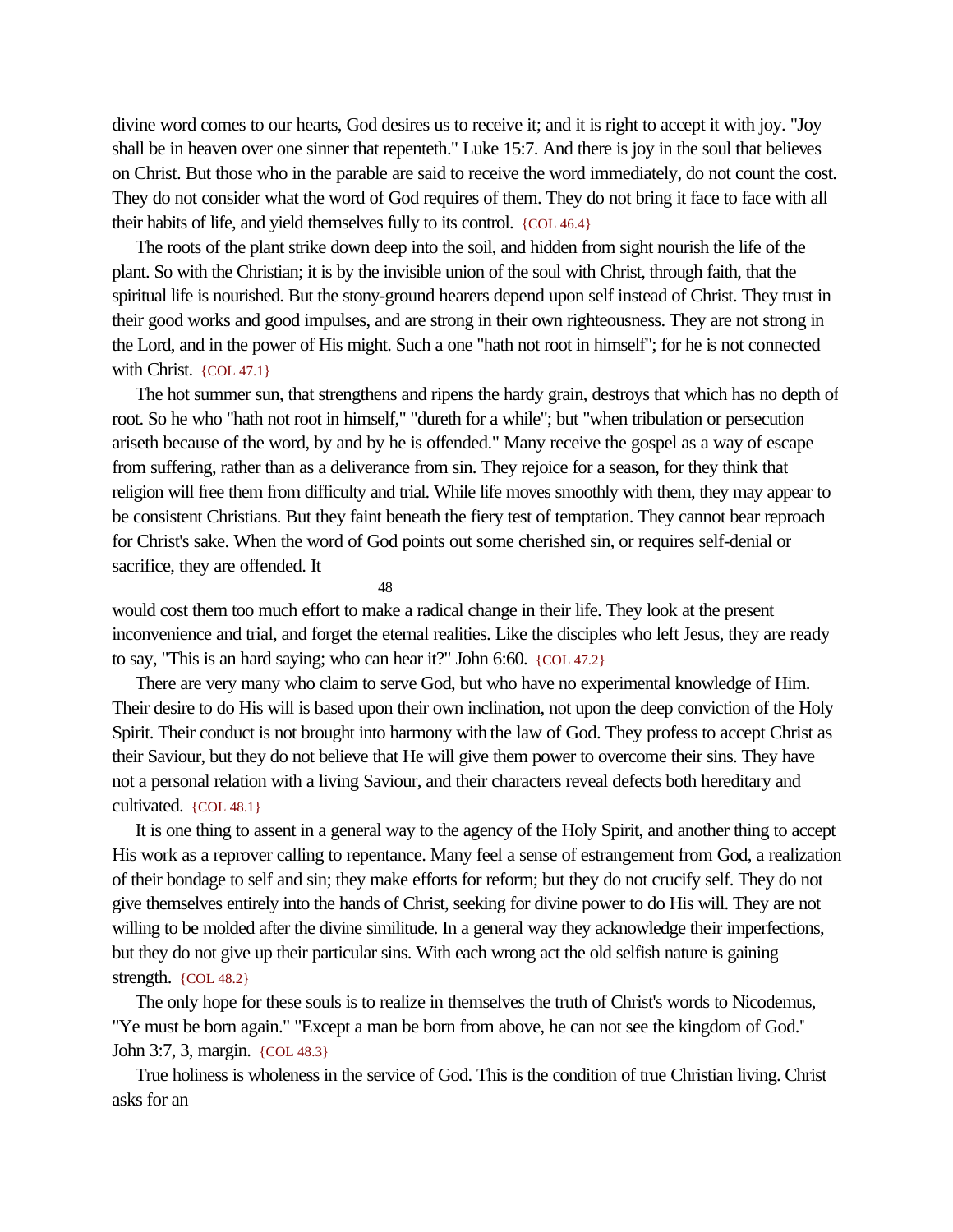divine word comes to our hearts, God desires us to receive it; and it is right to accept it with joy. "Joy shall be in heaven over one sinner that repenteth." Luke 15:7. And there is joy in the soul that believes on Christ. But those who in the parable are said to receive the word immediately, do not count the cost. They do not consider what the word of God requires of them. They do not bring it face to face with all their habits of life, and yield themselves fully to its control. {COL 46.4}

The roots of the plant strike down deep into the soil, and hidden from sight nourish the life of the plant. So with the Christian; it is by the invisible union of the soul with Christ, through faith, that the spiritual life is nourished. But the stony-ground hearers depend upon self instead of Christ. They trust in their good works and good impulses, and are strong in their own righteousness. They are not strong in the Lord, and in the power of His might. Such a one "hath not root in himself"; for he is not connected with Christ. {COL 47.1}

The hot summer sun, that strengthens and ripens the hardy grain, destroys that which has no depth of root. So he who "hath not root in himself," "dureth for a while"; but "when tribulation or persecution ariseth because of the word, by and by he is offended." Many receive the gospel as a way of escape from suffering, rather than as a deliverance from sin. They rejoice for a season, for they think that religion will free them from difficulty and trial. While life moves smoothly with them, they may appear to be consistent Christians. But they faint beneath the fiery test of temptation. They cannot bear reproach for Christ's sake. When the word of God points out some cherished sin, or requires self-denial or sacrifice, they are offended. It would cost them too much effort to make a radical change in their life. They look at the present inconvenience and trial, and forget the eternal realities. Like the disciples who left Jesus, they are ready to say, "This is an hard saying; who can hear it?" John 6:60. {COL 47.2}

There are very many who claim to serve God, but who have no experimental knowledge of Him. Their desire to do His will is based upon their own inclination, not upon the deep conviction of the Holy Spirit. Their conduct is not brought into harmony with the law of God. They profess to accept Christ as their Saviour, but they do not believe that He will give them power to overcome their sins. They have not a personal relation with a living Saviour, and their characters reveal defects both hereditary and cultivated. {COL 48.1}

It is one thing to assent in a general way to the agency of the Holy Spirit, and another thing to accept His work as a reprover calling to repentance. Many feel a sense of estrangement from God, a realization of their bondage to self and sin; they make efforts for reform; but they do not crucify self. They do not give themselves entirely into the hands of Christ, seeking for divine power to do His will. They are not willing to be molded after the divine similitude. In a general way they acknowledge their imperfections, but they do not give up their particular sins. With each wrong act the old selfish nature is gaining strength. {COL 48.2}

The only hope for these souls is to realize in themselves the truth of Christ's words to Nicodemus, "Ye must be born again." "Except a man be born from above, he can not see the kingdom of God." John 3:7, 3, margin. {COL 48.3}

True holiness is wholeness in the service of God. This is the condition of true Christian living. Christ asks for an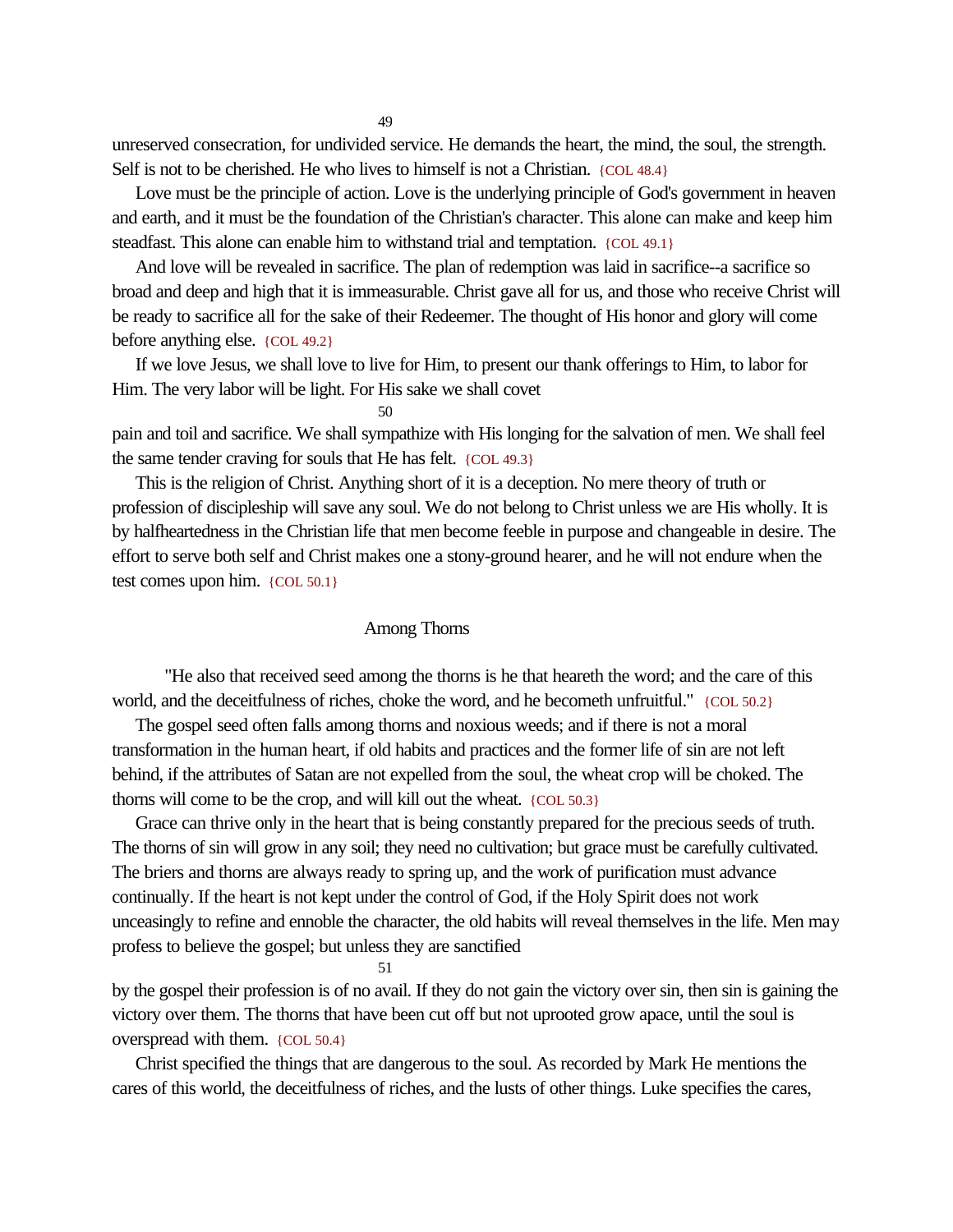unreserved consecration, for undivided service. He demands the heart, the mind, the soul, the strength. Self is not to be cherished. He who lives to himself is not a Christian. {COL 48.4}

Love must be the principle of action. Love is the underlying principle of God's government in heaven and earth, and it must be the foundation of the Christian's character. This alone can make and keep him steadfast. This alone can enable him to withstand trial and temptation. {COL 49.1}

And love will be revealed in sacrifice. The plan of redemption was laid in sacrifice--a sacrifice so broad and deep and high that it is immeasurable. Christ gave all for us, and those who receive Christ will be ready to sacrifice all for the sake of their Redeemer. The thought of His honor and glory will come before anything else. {COL 49.2}

If we love Jesus, we shall love to live for Him, to present our thank offerings to Him, to labor for Him. The very labor will be light. For His sake we shall covet pain and toil and sacrifice. We shall sympathize with His longing for the salvation of men. We shall feel the same tender craving for souls that He has felt. {COL 49.3}

This is the religion of Christ. Anything short of it is a deception. No mere theory of truth or profession of discipleship will save any soul. We do not belong to Christ unless we are His wholly. It is by halfheartedness in the Christian life that men become feeble in purpose and changeable in desire. The effort to serve both self and Christ makes one a stony-ground hearer, and he will not endure when the test comes upon him. {COL 50.1}

## Among Thorns

"He also that received seed among the thorns is he that heareth the word; and the care of this world, and the deceitfulness of riches, choke the word, and he becometh unfruitful." {COL 50.2}

The gospel seed often falls among thorns and noxious weeds; and if there is not a moral transformation in the human heart, if old habits and practices and the former life of sin are not left behind, if the attributes of Satan are not expelled from the soul, the wheat crop will be choked. The thorns will come to be the crop, and will kill out the wheat. {COL 50.3}

Grace can thrive only in the heart that is being constantly prepared for the precious seeds of truth. The thorns of sin will grow in any soil; they need no cultivation; but grace must be carefully cultivated. The briers and thorns are always ready to spring up, and the work of purification must advance continually. If the heart is not kept under the control of God, if the Holy Spirit does not work unceasingly to refine and ennoble the character, the old habits will reveal themselves in the life. Men may profess to believe the gospel; but unless they are sanctified by the gospel their profession is of no avail. If they do not gain the victory over sin, then sin is gaining the victory over them. The thorns that have been cut off but not uprooted grow apace, until the soul is overspread with them. {COL 50.4}

Christ specified the things that are dangerous to the soul. As recorded by Mark He mentions the cares of this world, the deceitfulness of riches, and the lusts of other things. Luke specifies the cares,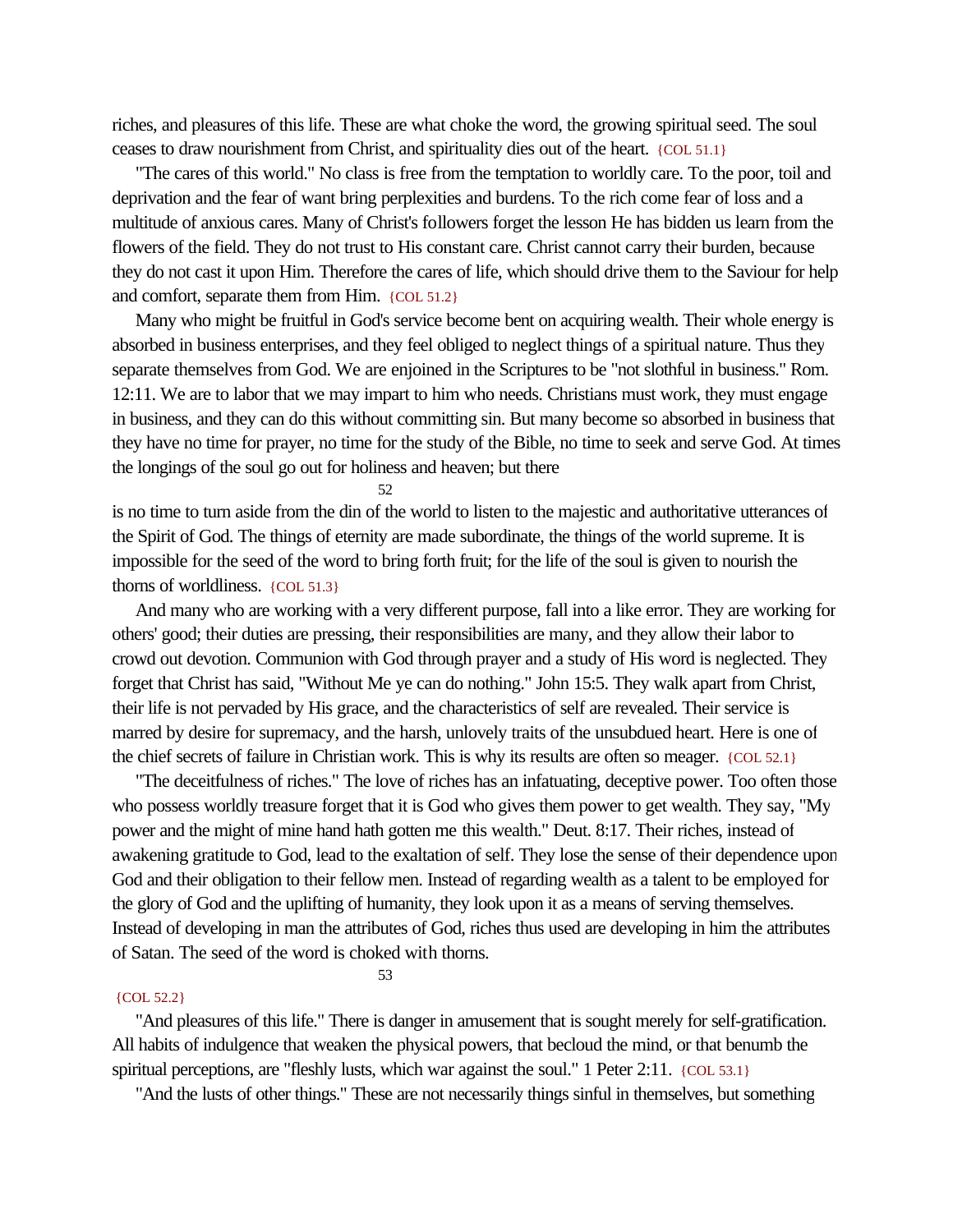riches, and pleasures of this life. These are what choke the word, the growing spiritual seed. The soul ceases to draw nourishment from Christ, and spirituality dies out of the heart. {COL 51.1}

"The cares of this world." No class is free from the temptation to worldly care. To the poor, toil and deprivation and the fear of want bring perplexities and burdens. To the rich come fear of loss and a multitude of anxious cares. Many of Christ's followers forget the lesson He has bidden us learn from the flowers of the field. They do not trust to His constant care. Christ cannot carry their burden, because they do not cast it upon Him. Therefore the cares of life, which should drive them to the Saviour for help and comfort, separate them from Him. {COL 51.2}

Many who might be fruitful in God's service become bent on acquiring wealth. Their whole energy is absorbed in business enterprises, and they feel obliged to neglect things of a spiritual nature. Thus they separate themselves from God. We are enjoined in the Scriptures to be "not slothful in business." Rom. 12:11. We are to labor that we may impart to him who needs. Christians must work, they must engage in business, and they can do this without committing sin. But many become so absorbed in business that they have no time for prayer, no time for the study of the Bible, no time to seek and serve God. At times the longings of the soul go out for holiness and heaven; but there is no time to turn aside from the din of the world to listen to the majestic and authoritative utterances of the Spirit of God. The things of eternity are made subordinate, the things of the world supreme. It is impossible for the seed of the word to bring forth fruit; for the life of the soul is given to nourish the thorns of worldliness. {COL 51.3}

And many who are working with a very different purpose, fall into a like error. They are working for others' good; their duties are pressing, their responsibilities are many, and they allow their labor to crowd out devotion. Communion with God through prayer and a study of His word is neglected. They forget that Christ has said, "Without Me ye can do nothing." John 15:5. They walk apart from Christ, their life is not pervaded by His grace, and the characteristics of self are revealed. Their service is marred by desire for supremacy, and the harsh, unlovely traits of the unsubdued heart. Here is one of the chief secrets of failure in Christian work. This is why its results are often so meager. {COL 52.1}

"The deceitfulness of riches." The love of riches has an infatuating, deceptive power. Too often those who possess worldly treasure forget that it is God who gives them power to get wealth. They say, "My power and the might of mine hand hath gotten me this wealth." Deut. 8:17. Their riches, instead of awakening gratitude to God, lead to the exaltation of self. They lose the sense of their dependence upon God and their obligation to their fellow men. Instead of regarding wealth as a talent to be employed for the glory of God and the uplifting of humanity, they look upon it as a means of serving themselves. Instead of developing in man the attributes of God, riches thus used are developing in him the attributes of Satan. The seed of the word is choked with thorns. {COL 52.2}

"And pleasures of this life." There is danger in amusement that is sought merely for self-gratification. All habits of indulgence that weaken the physical powers, that becloud the mind, or that benumb the spiritual perceptions, are "fleshly lusts, which war against the soul." 1 Peter 2:11. {COL 53.1}

"And the lusts of other things." These are not necessarily things sinful in themselves, but something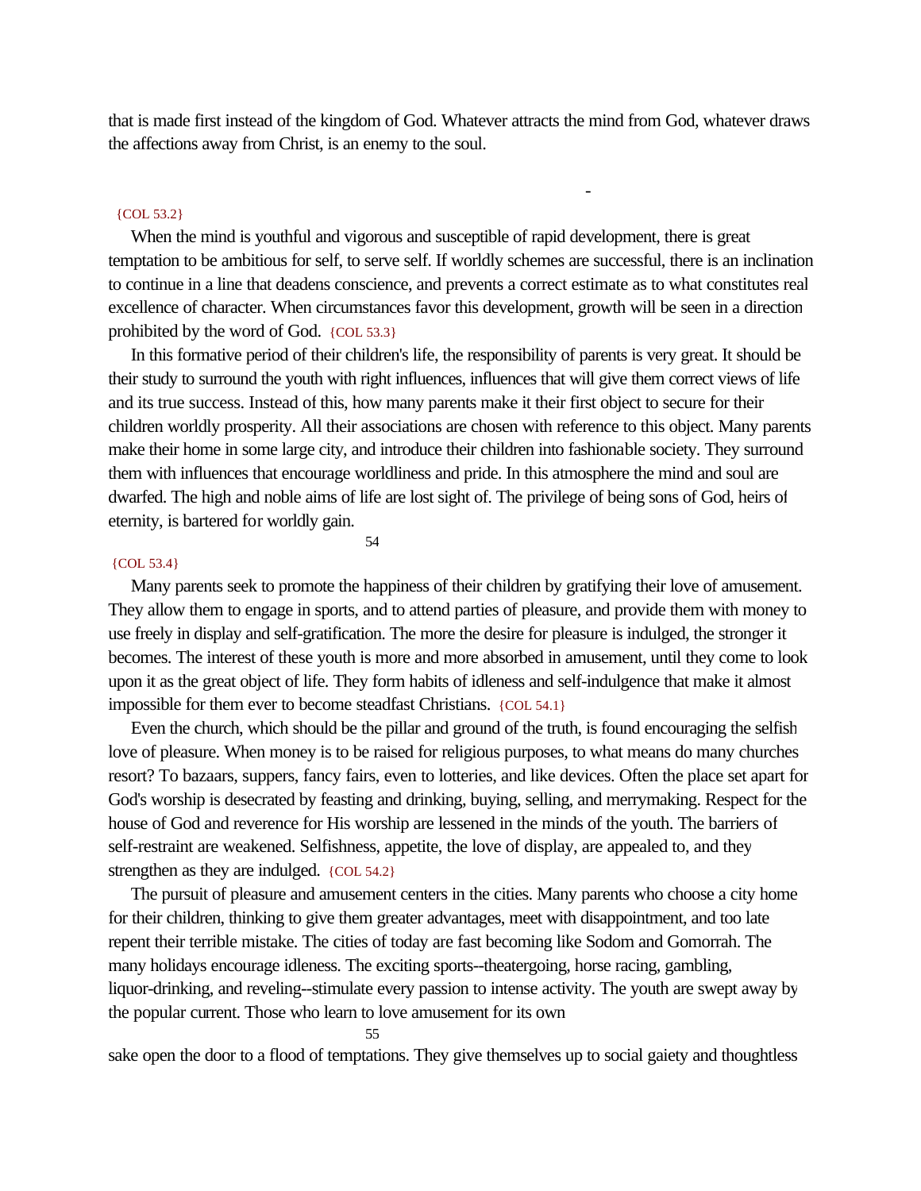that is made first instead of the kingdom of God. Whatever attracts the mind from God, whatever draws the affections away from Christ, is an enemy to the soul.

{COL 53.2}

When the mind is youthful and vigorous and susceptible of rapid development, there is great temptation to be ambitious for self, to serve self. If worldly schemes are successful, there is an inclination to continue in a line that deadens conscience, and prevents a correct estimate as to what constitutes real excellence of character. When circumstances favor this development, growth will be seen in a direction prohibited by the word of God. {COL 53.3}

In this formative period of their children's life, the responsibility of parents is very great. It should be their study to surround the youth with right influences, influences that will give them correct views of life and its true success. Instead of this, how many parents make it their first object to secure for their children worldly prosperity. All their associations are chosen with reference to this object. Many parents make their home in some large city, and introduce their children into fashionable society. They surround them with influences that encourage worldliness and pride. In this atmosphere the mind and soul are dwarfed. The high and noble aims of life are lost sight of. The privilege of being sons of God, heirs of eternity, is bartered for worldly gain.

{COL 53.4}

Many parents seek to promote the happiness of their children by gratifying their love of amusement. They allow them to engage in sports, and to attend parties of pleasure, and provide them with money to use freely in display and self-gratification. The more the desire for pleasure is indulged, the stronger it becomes. The interest of these youth is more and more absorbed in amusement, until they come to look upon it as the great object of life. They form habits of idleness and self-indulgence that make it almost impossible for them ever to become steadfast Christians. {COL 54.1}

Even the church, which should be the pillar and ground of the truth, is found encouraging the selfish love of pleasure. When money is to be raised for religious purposes, to what means do many churches resort? To bazaars, suppers, fancy fairs, even to lotteries, and like devices. Often the place set apart for God's worship is desecrated by feasting and drinking, buying, selling, and merrymaking. Respect for the house of God and reverence for His worship are lessened in the minds of the youth. The barriers of self-restraint are weakened. Selfishness, appetite, the love of display, are appealed to, and they strengthen as they are indulged. {COL 54.2}

The pursuit of pleasure and amusement centers in the cities. Many parents who choose a city home for their children, thinking to give them greater advantages, meet with disappointment, and too late repent their terrible mistake. The cities of today are fast becoming like Sodom and Gomorrah. The many holidays encourage idleness. The exciting sports--theatergoing, horse racing, gambling, liquor-drinking, and reveling--stimulate every passion to intense activity. The youth are swept away by the popular current. Those who learn to love amusement for its own sake open the door to a flood of temptations. They give themselves up to social gaiety and thoughtless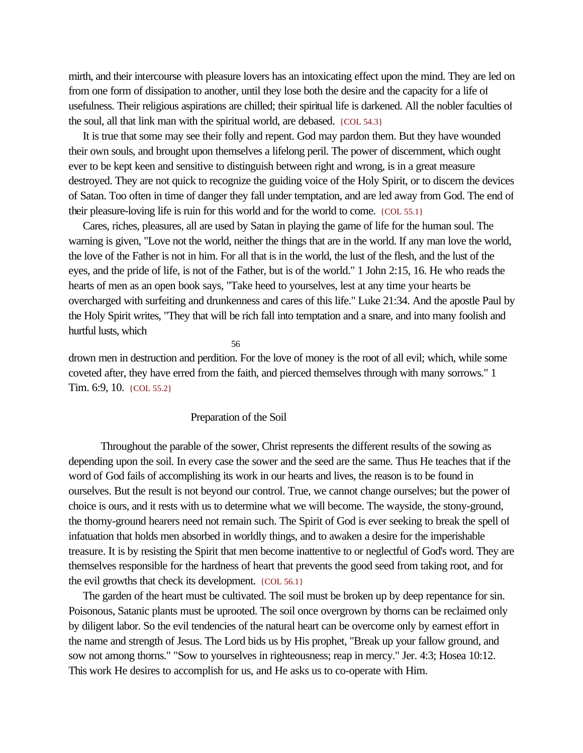mirth, and their intercourse with pleasure lovers has an intoxicating effect upon the mind. They are led on from one form of dissipation to another, until they lose both the desire and the capacity for a life of usefulness. Their religious aspirations are chilled; their spiritual life is darkened. All the nobler faculties of the soul, all that link man with the spiritual world, are debased. {COL 54.3}

It is true that some may see their folly and repent. God may pardon them. But they have wounded their own souls, and brought upon themselves a lifelong peril. The power of discernment, which ought ever to be kept keen and sensitive to distinguish between right and wrong, is in a great measure destroyed. They are not quick to recognize the guiding voice of the Holy Spirit, or to discern the devices of Satan. Too often in time of danger they fall under temptation, and are led away from God. The end of their pleasure-loving life is ruin for this world and for the world to come. {COL 55.1}

Cares, riches, pleasures, all are used by Satan in playing the game of life for the human soul. The warning is given, "Love not the world, neither the things that are in the world. If any man love the world, the love of the Father is not in him. For all that is in the world, the lust of the flesh, and the lust of the eyes, and the pride of life, is not of the Father, but is of the world." 1 John 2:15, 16. He who reads the hearts of men as an open book says, "Take heed to yourselves, lest at any time your hearts be overcharged with surfeiting and drunkenness and cares of this life." Luke 21:34. And the apostle Paul by the Holy Spirit writes, "They that will be rich fall into temptation and a snare, and into many foolish and hurtful lusts, which drown men in destruction and perdition. For the love of money is the root of all evil; which, while some coveted after, they have erred from the faith, and pierced themselves through with many sorrows." 1 Tim. 6:9, 10. {COL 55.2}

## Preparation of the Soil

Throughout the parable of the sower, Christ represents the different results of the sowing as depending upon the soil. In every case the sower and the seed are the same. Thus He teaches that if the word of God fails of accomplishing its work in our hearts and lives, the reason is to be found in ourselves. But the result is not beyond our control. True, we cannot change ourselves; but the power of choice is ours, and it rests with us to determine what we will become. The wayside, the stony-ground, the thorny-ground hearers need not remain such. The Spirit of God is ever seeking to break the spell of infatuation that holds men absorbed in worldly things, and to awaken a desire for the imperishable treasure. It is by resisting the Spirit that men become inattentive to or neglectful of God's word. They are themselves responsible for the hardness of heart that prevents the good seed from taking root, and for the evil growths that check its development. {COL 56.1}

The garden of the heart must be cultivated. The soil must be broken up by deep repentance for sin. Poisonous, Satanic plants must be uprooted. The soil once overgrown by thorns can be reclaimed only by diligent labor. So the evil tendencies of the natural heart can be overcome only by earnest effort in the name and strength of Jesus. The Lord bids us by His prophet, "Break up your fallow ground, and sow not among thorns." "Sow to yourselves in righteousness; reap in mercy." Jer. 4:3; Hosea 10:12. This work He desires to accomplish for us, and He asks us to co-operate with Him.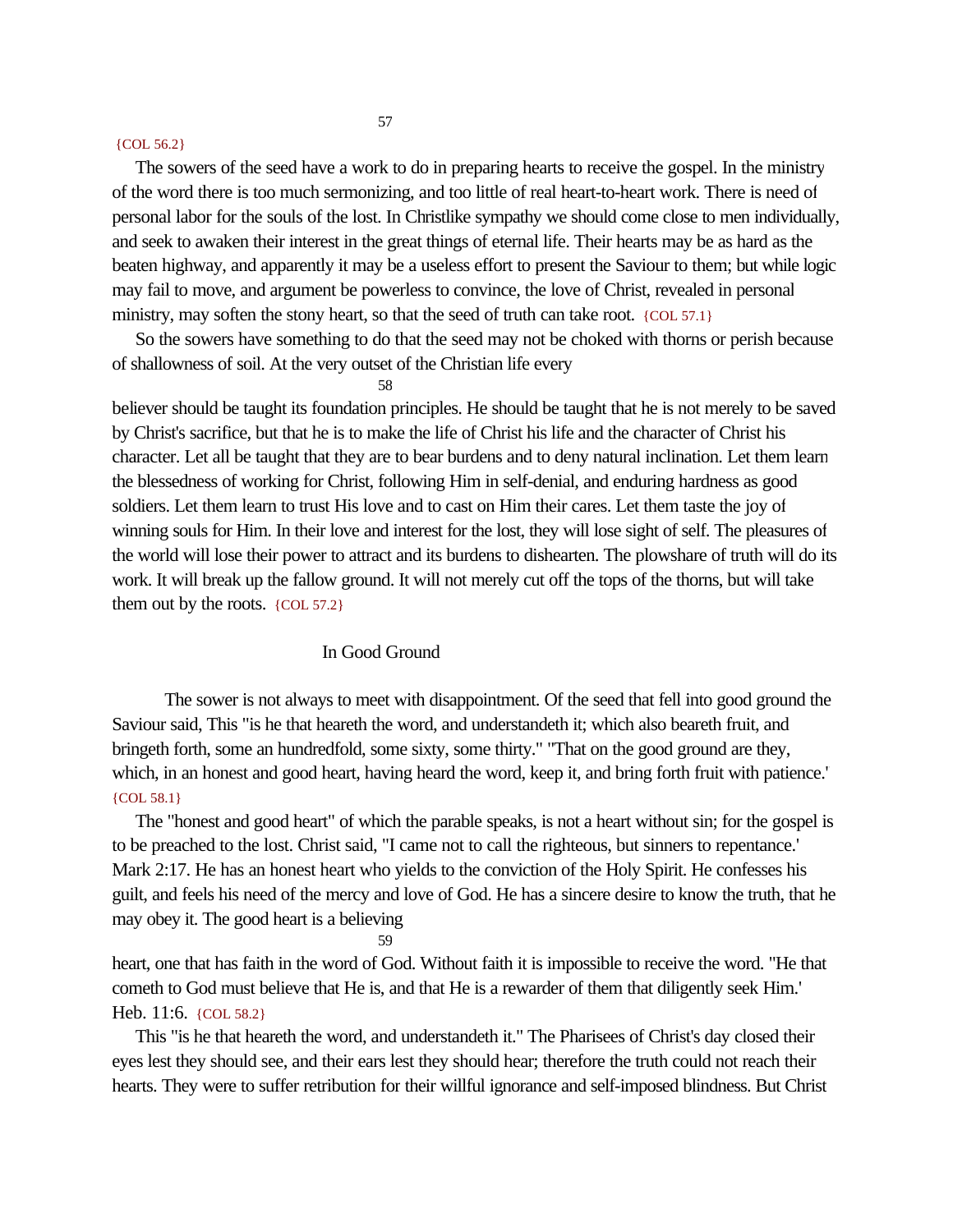{COL 56.2}

The sowers of the seed have a work to do in preparing hearts to receive the gospel. In the ministry of the word there is too much sermonizing, and too little of real heart-to-heart work. There is need of personal labor for the souls of the lost. In Christlike sympathy we should come close to men individually, and seek to awaken their interest in the great things of eternal life. Their hearts may be as hard as the beaten highway, and apparently it may be a useless effort to present the Saviour to them; but while logic may fail to move, and argument be powerless to convince, the love of Christ, revealed in personal ministry, may soften the stony heart, so that the seed of truth can take root. {COL 57.1}

So the sowers have something to do that the seed may not be choked with thorns or perish because of shallowness of soil. At the very outset of the Christian life every believer should be taught its foundation principles. He should be taught that he is not merely to be saved by Christ's sacrifice, but that he is to make the life of Christ his life and the character of Christ his character. Let all be taught that they are to bear burdens and to deny natural inclination. Let them learn the blessedness of working for Christ, following Him in self-denial, and enduring hardness as good soldiers. Let them learn to trust His love and to cast on Him their cares. Let them taste the joy of winning souls for Him. In their love and interest for the lost, they will lose sight of self. The pleasures of the world will lose their power to attract and its burdens to dishearten. The plowshare of truth will do its work. It will break up the fallow ground. It will not merely cut off the tops of the thorns, but will take them out by the roots. {COL 57.2}

## In Good Ground

The sower is not always to meet with disappointment. Of the seed that fell into good ground the Saviour said, This "is he that heareth the word, and understandeth it; which also beareth fruit, and bringeth forth, some an hundredfold, some sixty, some thirty." "That on the good ground are they, which, in an honest and good heart, having heard the word, keep it, and bring forth fruit with patience." {COL 58.1}

The "honest and good heart" of which the parable speaks, is not a heart without sin; for the gospel is to be preached to the lost. Christ said, "I came not to call the righteous, but sinners to repentance." Mark 2:17. He has an honest heart who yields to the conviction of the Holy Spirit. He confesses his guilt, and feels his need of the mercy and love of God. He has a sincere desire to know the truth, that he may obey it. The good heart is a believing heart, one that has faith in the word of God. Without faith it is impossible to receive the word. "He that cometh to God must believe that He is, and that He is a rewarder of them that diligently seek Him." Heb. 11:6. {COL 58.2}

This "is he that heareth the word, and understandeth it." The Pharisees of Christ's day closed their eyes lest they should see, and their ears lest they should hear; therefore the truth could not reach their hearts. They were to suffer retribution for their willful ignorance and self-imposed blindness. But Christ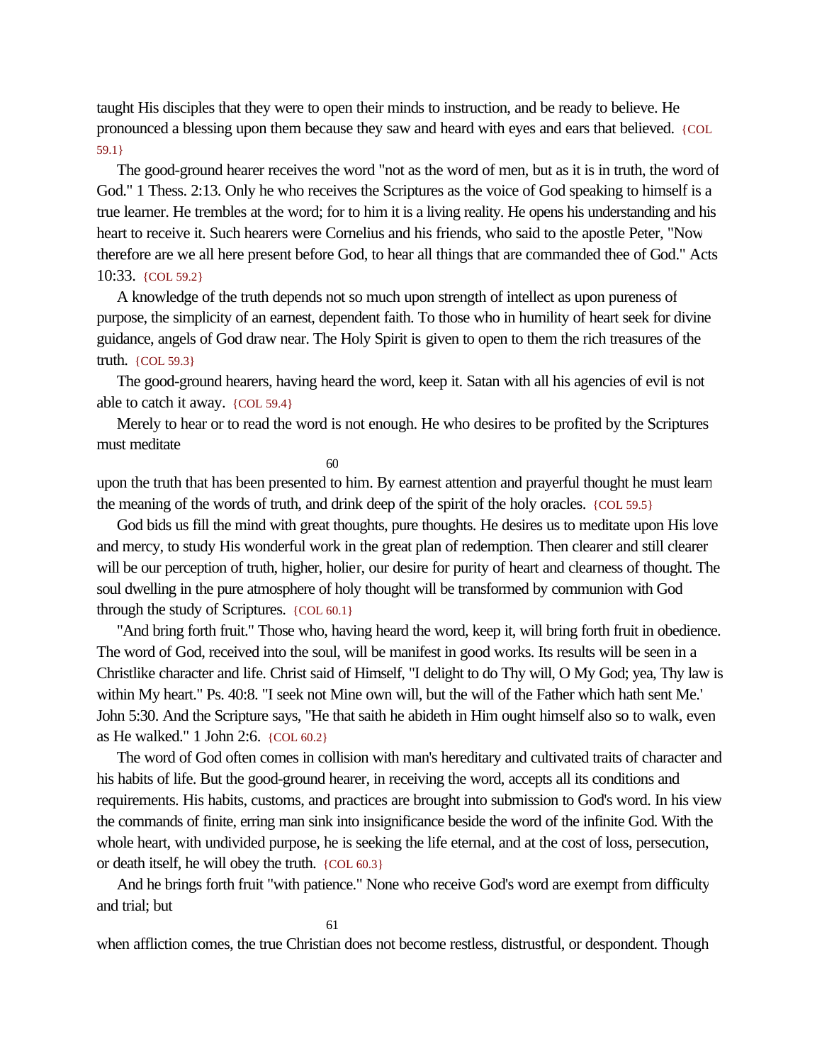taught His disciples that they were to open their minds to instruction, and be ready to believe. He pronounced a blessing upon them because they saw and heard with eyes and ears that believed. {COL 59.1}

The good-ground hearer receives the word "not as the word of men, but as it is in truth, the word of God." 1 Thess. 2:13. Only he who receives the Scriptures as the voice of God speaking to himself is a true learner. He trembles at the word; for to him it is a living reality. He opens his understanding and his heart to receive it. Such hearers were Cornelius and his friends, who said to the apostle Peter, "Now therefore are we all here present before God, to hear all things that are commanded thee of God." Acts 10:33. {COL 59.2}

A knowledge of the truth depends not so much upon strength of intellect as upon pureness of purpose, the simplicity of an earnest, dependent faith. To those who in humility of heart seek for divine guidance, angels of God draw near. The Holy Spirit is given to open to them the rich treasures of the truth. {COL 59.3}

The good-ground hearers, having heard the word, keep it. Satan with all his agencies of evil is not able to catch it away. {COL 59.4}

Merely to hear or to read the word is not enough. He who desires to be profited by the Scriptures must meditate upon the truth that has been presented to him. By earnest attention and prayerful thought he must learn the meaning of the words of truth, and drink deep of the spirit of the holy oracles. {COL 59.5}

God bids us fill the mind with great thoughts, pure thoughts. He desires us to meditate upon His love and mercy, to study His wonderful work in the great plan of redemption. Then clearer and still clearer will be our perception of truth, higher, holier, our desire for purity of heart and clearness of thought. The soul dwelling in the pure atmosphere of holy thought will be transformed by communion with God through the study of Scriptures. {COL 60.1}

"And bring forth fruit." Those who, having heard the word, keep it, will bring forth fruit in obedience. The word of God, received into the soul, will be manifest in good works. Its results will be seen in a Christlike character and life. Christ said of Himself, "I delight to do Thy will, O My God; yea, Thy law is within My heart." Ps. 40:8. "I seek not Mine own will, but the will of the Father which hath sent Me." John 5:30. And the Scripture says, "He that saith he abideth in Him ought himself also so to walk, even as He walked." 1 John 2:6. {COL 60.2}

The word of God often comes in collision with man's hereditary and cultivated traits of character and his habits of life. But the good-ground hearer, in receiving the word, accepts all its conditions and requirements. His habits, customs, and practices are brought into submission to God's word. In his view the commands of finite, erring man sink into insignificance beside the word of the infinite God. With the whole heart, with undivided purpose, he is seeking the life eternal, and at the cost of loss, persecution, or death itself, he will obey the truth. {COL 60.3}

And he brings forth fruit "with patience." None who receive God's word are exempt from difficulty and trial; but when affliction comes, the true Christian does not become restless, distrustful, or despondent. Though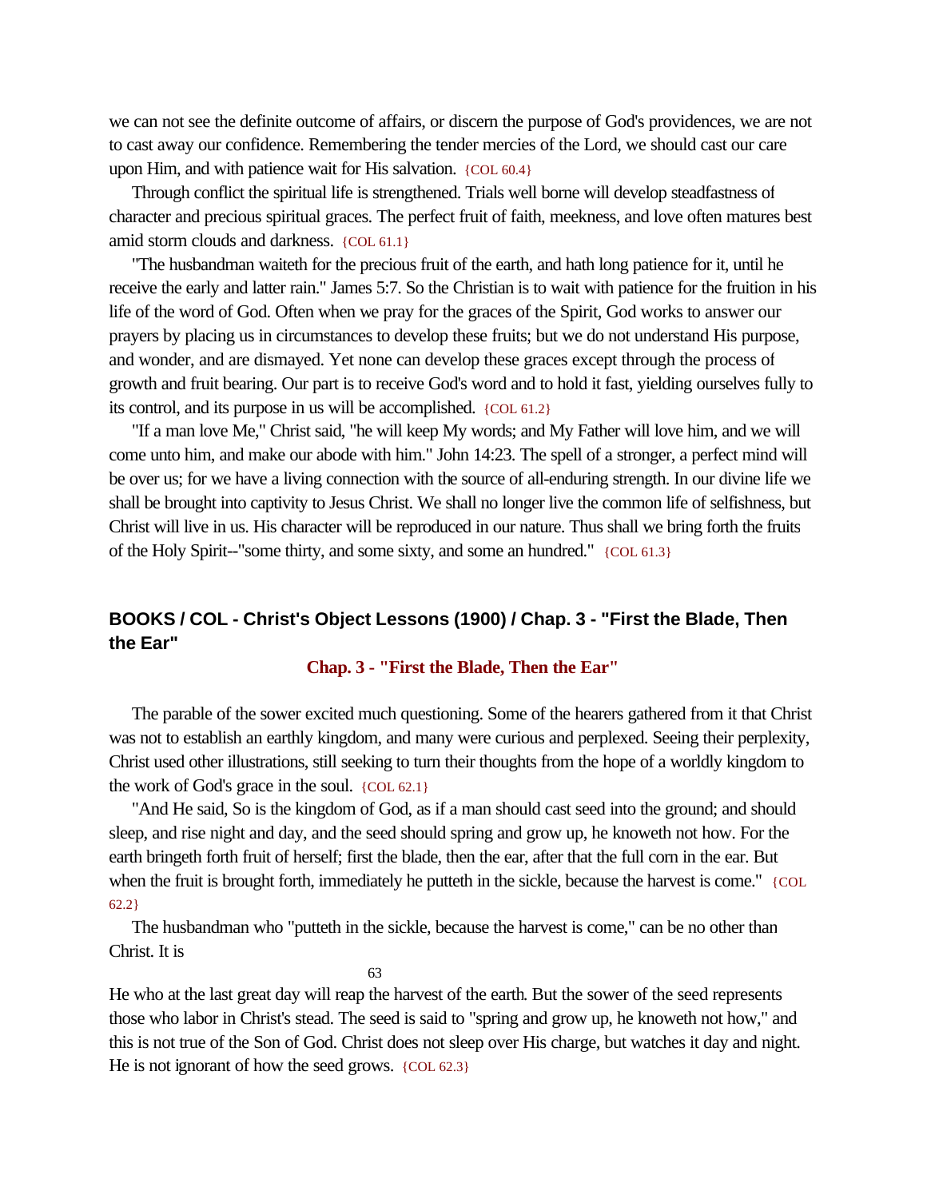we can not see the definite outcome of affairs, or discern the purpose of God's providences, we are not to cast away our confidence. Remembering the tender mercies of the Lord, we should cast our care upon Him, and with patience wait for His salvation. {COL 60.4}

Through conflict the spiritual life is strengthened. Trials well borne will develop steadfastness of character and precious spiritual graces. The perfect fruit of faith, meekness, and love often matures best amid storm clouds and darkness. {COL 61.1}

"The husbandman waiteth for the precious fruit of the earth, and hath long patience for it, until he receive the early and latter rain." James 5:7. So the Christian is to wait with patience for the fruition in his life of the word of God. Often when we pray for the graces of the Spirit, God works to answer our prayers by placing us in circumstances to develop these fruits; but we do not understand His purpose, and wonder, and are dismayed. Yet none can develop these graces except through the process of growth and fruit bearing. Our part is to receive God's word and to hold it fast, yielding ourselves fully to its control, and its purpose in us will be accomplished. {COL 61.2}

"If a man love Me," Christ said, "he will keep My words; and My Father will love him, and we will come unto him, and make our abode with him." John 14:23. The spell of a stronger, a perfect mind will be over us; for we have a living connection with the source of all-enduring strength. In our divine life we shall be brought into captivity to Jesus Christ. We shall no longer live the common life of selfishness, but Christ will live in us. His character will be reproduced in our nature. Thus shall we bring forth the fruits of the Holy Spirit--"some thirty, and some sixty, and some an hundred." {COL 61.3}

## BOOKS / COL - Christ's Object Lessons (1900) / Chap. 3 - "First the Blade, Then the Ear"

### Chap. 3 - "First the Blade, Then the Ear"

The parable of the sower excited much questioning. Some of the hearers gathered from it that Christ was not to establish an earthly kingdom, and many were curious and perplexed. Seeing their perplexity, Christ used other illustrations, still seeking to turn their thoughts from the hope of a worldly kingdom to the work of God's grace in the soul. {COL 62.1}

"And He said, So is the kingdom of God, as if a man should cast seed into the ground; and should sleep, and rise night and day, and the seed should spring and grow up, he knoweth not how. For the earth bringeth forth fruit of herself; first the blade, then the ear, after that the full corn in the ear. But when the fruit is brought forth, immediately he putteth in the sickle, because the harvest is come." {COL 62.2}

The husbandman who "putteth in the sickle, because the harvest is come," can be no other than Christ. It is He who at the last great day will reap the harvest of the earth. But the sower of the seed represents those who labor in Christ's stead. The seed is said to "spring and grow up, he knoweth not how," and this is not true of the Son of God. Christ does not sleep over His charge, but watches it day and night. He is not ignorant of how the seed grows. {COL 62.3}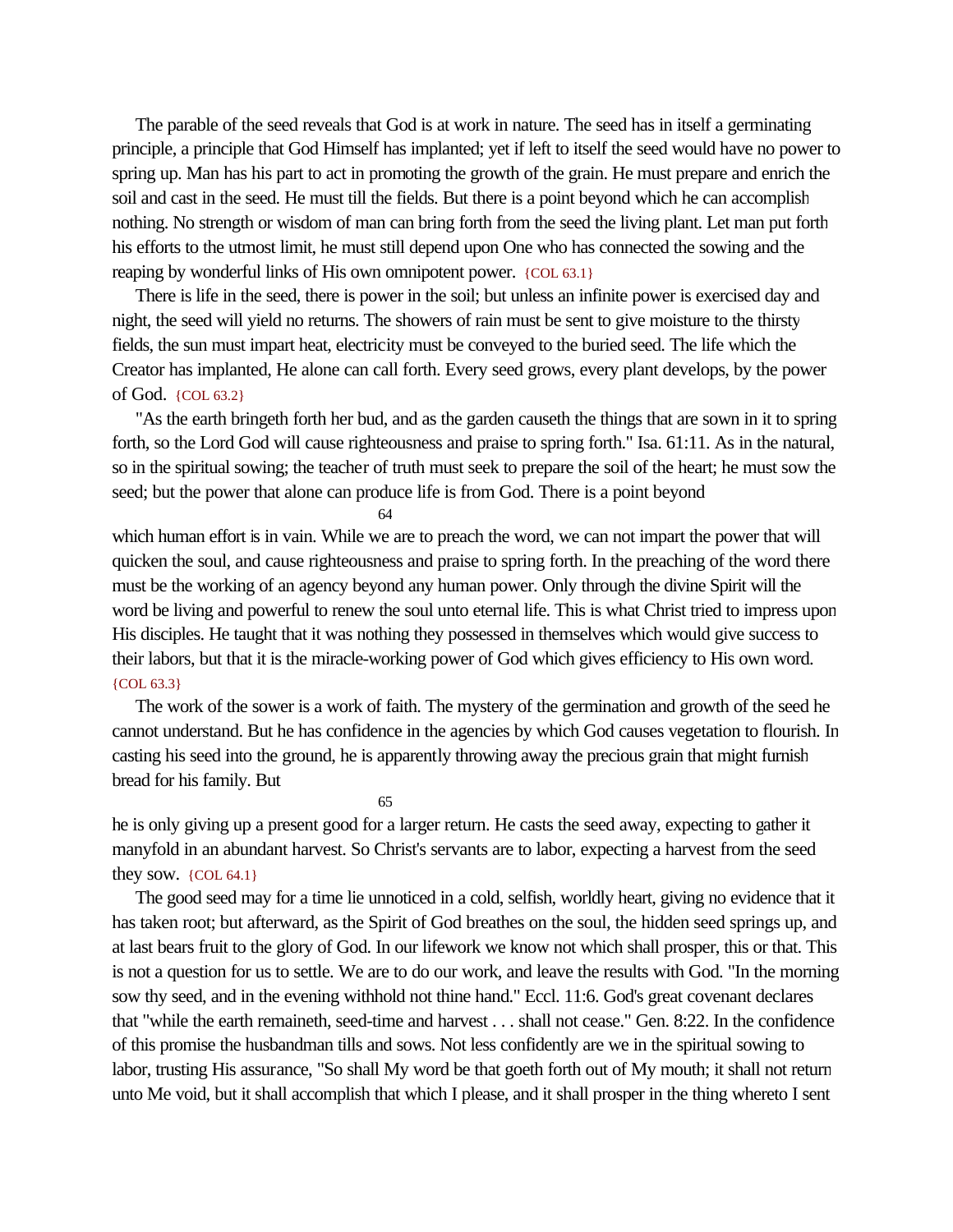The parable of the seed reveals that God is at work in nature. The seed has in itself a germinating principle, a principle that God Himself has implanted; yet if left to itself the seed would have no power to spring up. Man has his part to act in promoting the growth of the grain. He must prepare and enrich the soil and cast in the seed. He must till the fields. But there is a point beyond which he can accomplish nothing. No strength or wisdom of man can bring forth from the seed the living plant. Let man put forth his efforts to the utmost limit, he must still depend upon One who has connected the sowing and the reaping by wonderful links of His own omnipotent power. {COL 63.1}

There is life in the seed, there is power in the soil; but unless an infinite power is exercised day and night, the seed will yield no returns. The showers of rain must be sent to give moisture to the thirsty fields, the sun must impart heat, electricity must be conveyed to the buried seed. The life which the Creator has implanted, He alone can call forth. Every seed grows, every plant develops, by the power of God. {COL 63.2}

"As the earth bringeth forth her bud, and as the garden causeth the things that are sown in it to spring forth, so the Lord God will cause righteousness and praise to spring forth." Isa. 61:11. As in the natural, so in the spiritual sowing; the teacher of truth must seek to prepare the soil of the heart; he must sow the seed; but the power that alone can produce life is from God. There is a point beyond which human effort is in vain. While we are to preach the word, we can not impart the power that will quicken the soul, and cause righteousness and praise to spring forth. In the preaching of the word there must be the working of an agency beyond any human power. Only through the divine Spirit will the word be living and powerful to renew the soul unto eternal life. This is what Christ tried to impress upon His disciples. He taught that it was nothing they possessed in themselves which would give success to their labors, but that it is the miracle-working power of God which gives efficiency to His own word. {COL 63.3}

The work of the sower is a work of faith. The mystery of the germination and growth of the seed he cannot understand. But he has confidence in the agencies by which God causes vegetation to flourish. In casting his seed into the ground, he is apparently throwing away the precious grain that might furnish bread for his family. But he is only giving up a present good for a larger return. He casts the seed away, expecting to gather it manyfold in an abundant harvest. So Christ's servants are to labor, expecting a harvest from the seed they sow. {COL 64.1}

The good seed may for a time lie unnoticed in a cold, selfish, worldly heart, giving no evidence that it has taken root; but afterward, as the Spirit of God breathes on the soul, the hidden seed springs up, and at last bears fruit to the glory of God. In our lifework we know not which shall prosper, this or that. This is not a question for us to settle. We are to do our work, and leave the results with God. "In the morning sow thy seed, and in the evening withhold not thine hand." Eccl. 11:6. God's great covenant declares that "while the earth remaineth, seed-time and harvest . . . shall not cease." Gen. 8:22. In the confidence of this promise the husbandman tills and sows. Not less confidently are we in the spiritual sowing to labor, trusting His assurance, "So shall My word be that goeth forth out of My mouth; it shall not return unto Me void, but it shall accomplish that which I please, and it shall prosper in the thing whereto I sent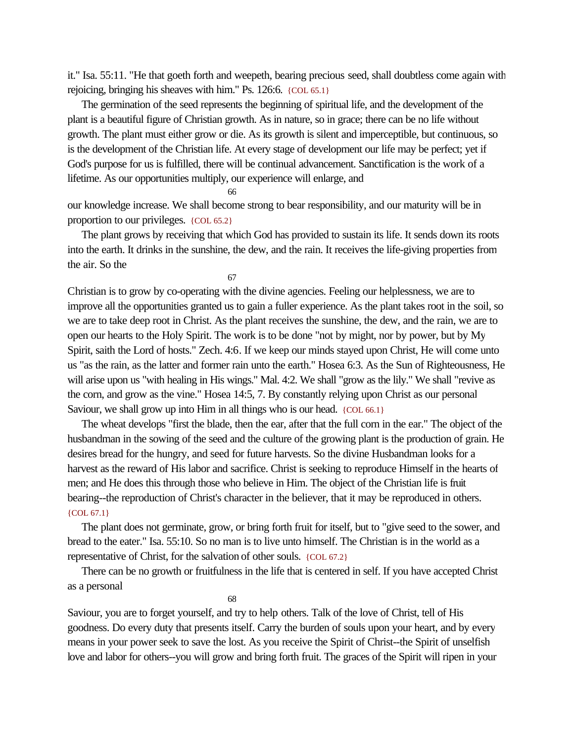it." Isa. 55:11. "He that goeth forth and weepeth, bearing precious seed, shall doubtless come again with rejoicing, bringing his sheaves with him." Ps. 126:6. {COL 65.1}

The germination of the seed represents the beginning of spiritual life, and the development of the plant is a beautiful figure of Christian growth. As in nature, so in grace; there can be no life without growth. The plant must either grow or die. As its growth is silent and imperceptible, but continuous, so is the development of the Christian life. At every stage of development our life may be perfect; yet if God's purpose for us is fulfilled, there will be continual advancement. Sanctification is the work of a lifetime. As our opportunities multiply, our experience will enlarge, and

66

our knowledge increase. We shall become strong to bear responsibility, and our maturity will be in proportion to our privileges. {COL 65.2}

The plant grows by receiving that which God has provided to sustain its life. It sends down its roots into the earth. It drinks in the sunshine, the dew, and the rain. It receives the life-giving properties from the air. So the

67

Christian is to grow by co-operating with the divine agencies. Feeling our helplessness, we are to improve all the opportunities granted us to gain a fuller experience. As the plant takes root in the soil, so we are to take deep root in Christ. As the plant receives the sunshine, the dew, and the rain, we are to open our hearts to the Holy Spirit. The work is to be done "not by might, nor by power, but by My Spirit, saith the Lord of hosts." Zech. 4:6. If we keep our minds stayed upon Christ, He will come unto us "as the rain, as the latter and former rain unto the earth." Hosea 6:3. As the Sun of Righteousness, He will arise upon us "with healing in His wings." Mal. 4:2. We shall "grow as the lily." We shall "revive as the corn, and grow as the vine." Hosea 14:5, 7. By constantly relying upon Christ as our personal Saviour, we shall grow up into Him in all things who is our head. {COL 66.1}

The wheat develops "first the blade, then the ear, after that the full corn in the ear." The object of the husbandman in the sowing of the seed and the culture of the growing plant is the production of grain. He desires bread for the hungry, and seed for future harvests. So the divine Husbandman looks for a harvest as the reward of His labor and sacrifice. Christ is seeking to reproduce Himself in the hearts of men; and He does this through those who believe in Him. The object of the Christian life is fruit bearing--the reproduction of Christ's character in the believer, that it may be reproduced in others. {COL 67.1}

The plant does not germinate, grow, or bring forth fruit for itself, but to "give seed to the sower, and bread to the eater." Isa. 55:10. So no man is to live unto himself. The Christian is in the world as a representative of Christ, for the salvation of other souls. {COL 67.2}

There can be no growth or fruitfulness in the life that is centered in self. If you have accepted Christ as a personal

68

Saviour, you are to forget yourself, and try to help others. Talk of the love of Christ, tell of His goodness. Do every duty that presents itself. Carry the burden of souls upon your heart, and by every means in your power seek to save the lost. As you receive the Spirit of Christ--the Spirit of unselfish love and labor for others--you will grow and bring forth fruit. The graces of the Spirit will ripen in your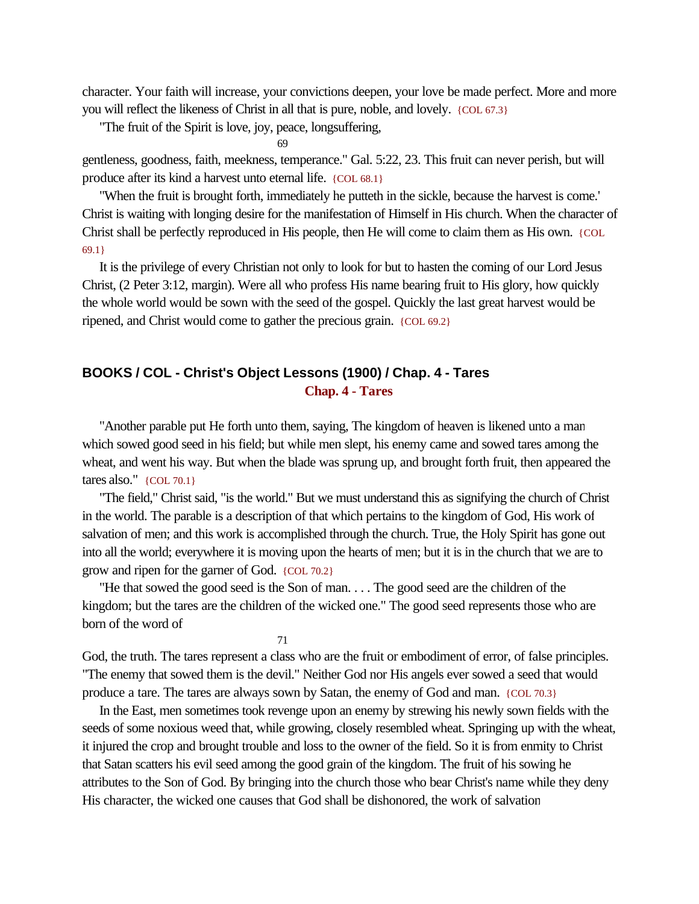character. Your faith will increase, your convictions deepen, your love be made perfect. More and more you will reflect the likeness of Christ in all that is pure, noble, and lovely. {COL 67.3}

"The fruit of the Spirit is love, joy, peace, longsuffering, gentleness, goodness, faith, meekness, temperance." Gal. 5:22, 23. This fruit can never perish, but will produce after its kind a harvest unto eternal life. {COL 68.1}

"When the fruit is brought forth, immediately he putteth in the sickle, because the harvest is come.' Christ is waiting with longing desire for the manifestation of Himself in His church. When the character of Christ shall be perfectly reproduced in His people, then He will come to claim them as His own. {COL 69.1}

It is the privilege of every Christian not only to look for but to hasten the coming of our Lord Jesus Christ, (2 Peter 3:12, margin). Were all who profess His name bearing fruit to His glory, how quickly the whole world would be sown with the seed of the gospel. Quickly the last great harvest would be ripened, and Christ would come to gather the precious grain. {COL 69.2}

## BOOKS / COL - Christ's Object Lessons (1900) / Chap. 4 - Tares

### Chap. 4 - Tares

"Another parable put He forth unto them, saying, The kingdom of heaven is likened unto a man which sowed good seed in his field; but while men slept, his enemy came and sowed tares among the wheat, and went his way. But when the blade was sprung up, and brought forth fruit, then appeared the tares also." {COL 70.1}

"The field," Christ said, "is the world." But we must understand this as signifying the church of Christ in the world. The parable is a description of that which pertains to the kingdom of God, His work of salvation of men; and this work is accomplished through the church. True, the Holy Spirit has gone out into all the world; everywhere it is moving upon the hearts of men; but it is in the church that we are to grow and ripen for the garner of God. {COL 70.2}

"He that sowed the good seed is the Son of man. . . . The good seed are the children of the kingdom; but the tares are the children of the wicked one." The good seed represents those who are born of the word of God, the truth. The tares represent a class who are the fruit or embodiment of error, of false principles. "The enemy that sowed them is the devil." Neither God nor His angels ever sowed a seed that would produce a tare. The tares are always sown by Satan, the enemy of God and man. {COL 70.3}

In the East, men sometimes took revenge upon an enemy by strewing his newly sown fields with the seeds of some noxious weed that, while growing, closely resembled wheat. Springing up with the wheat, it injured the crop and brought trouble and loss to the owner of the field. So it is from enmity to Christ that Satan scatters his evil seed among the good grain of the kingdom. The fruit of his sowing he attributes to the Son of God. By bringing into the church those who bear Christ's name while they deny His character, the wicked one causes that God shall be dishonored, the work of salvation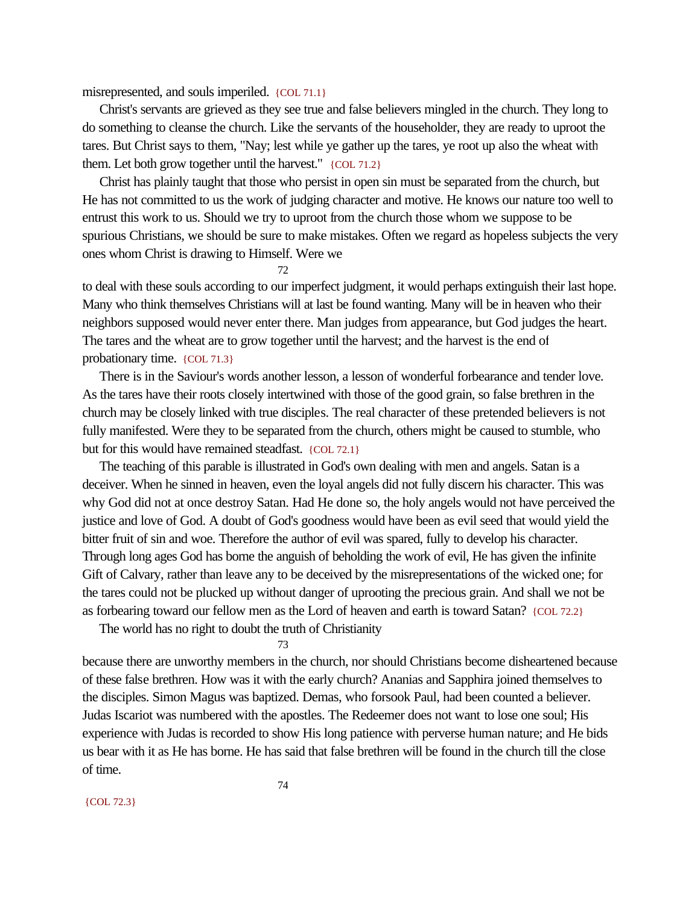misrepresented, and souls imperiled. {COL 71.1}

Christ's servants are grieved as they see true and false believers mingled in the church. They long to do something to cleanse the church. Like the servants of the householder, they are ready to uproot the tares. But Christ says to them, "Nay; lest while ye gather up the tares, ye root up also the wheat with them. Let both grow together until the harvest." {COL 71.2}

Christ has plainly taught that those who persist in open sin must be separated from the church, but He has not committed to us the work of judging character and motive. He knows our nature too well to entrust this work to us. Should we try to uproot from the church those whom we suppose to be spurious Christians, we should be sure to make mistakes. Often we regard as hopeless subjects the very ones whom Christ is drawing to Himself. Were we to deal with these souls according to our imperfect judgment, it would perhaps extinguish their last hope. Many who think themselves Christians will at last be found wanting. Many will be in heaven who their neighbors supposed would never enter there. Man judges from appearance, but God judges the heart. The tares and the wheat are to grow together until the harvest; and the harvest is the end of probationary time. {COL 71.3}

There is in the Saviour's words another lesson, a lesson of wonderful forbearance and tender love. As the tares have their roots closely intertwined with those of the good grain, so false brethren in the church may be closely linked with true disciples. The real character of these pretended believers is not fully manifested. Were they to be separated from the church, others might be caused to stumble, who but for this would have remained steadfast. {COL 72.1}

The teaching of this parable is illustrated in God's own dealing with men and angels. Satan is a deceiver. When he sinned in heaven, even the loyal angels did not fully discern his character. This was why God did not at once destroy Satan. Had He done so, the holy angels would not have perceived the justice and love of God. A doubt of God's goodness would have been as evil seed that would yield the bitter fruit of sin and woe. Therefore the author of evil was spared, fully to develop his character. Through long ages God has borne the anguish of beholding the work of evil, He has given the infinite Gift of Calvary, rather than leave any to be deceived by the misrepresentations of the wicked one; for the tares could not be plucked up without danger of uprooting the precious grain. And shall we not be as forbearing toward our fellow men as the Lord of heaven and earth is toward Satan? {COL 72.2}

The world has no right to doubt the truth of Christianity because there are unworthy members in the church, nor should Christians become disheartened because of these false brethren. How was it with the early church? Ananias and Sapphira joined themselves to the disciples. Simon Magus was baptized. Demas, who forsook Paul, had been counted a believer. Judas Iscariot was numbered with the apostles. The Redeemer does not want to lose one soul; His experience with Judas is recorded to show His long patience with perverse human nature; and He bids us bear with it as He has borne. He has said that false brethren will be found in the church till the close of time. {COL 72.3}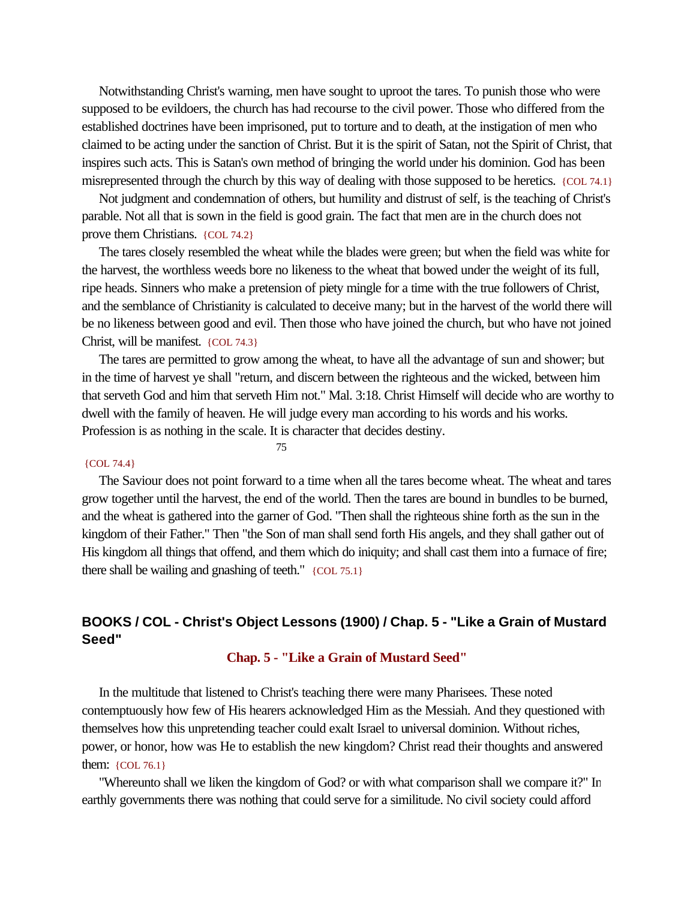Notwithstanding Christ's warning, men have sought to uproot the tares. To punish those who were supposed to be evildoers, the church has had recourse to the civil power. Those who differed from the established doctrines have been imprisoned, put to torture and to death, at the instigation of men who claimed to be acting under the sanction of Christ. But it is the spirit of Satan, not the Spirit of Christ, that inspires such acts. This is Satan's own method of bringing the world under his dominion. God has been misrepresented through the church by this way of dealing with those supposed to be heretics. {COL 74.1}

Not judgment and condemnation of others, but humility and distrust of self, is the teaching of Christ's parable. Not all that is sown in the field is good grain. The fact that men are in the church does not prove them Christians. {COL 74.2}

The tares closely resembled the wheat while the blades were green; but when the field was white for the harvest, the worthless weeds bore no likeness to the wheat that bowed under the weight of its full, ripe heads. Sinners who make a pretension of piety mingle for a time with the true followers of Christ, and the semblance of Christianity is calculated to deceive many; but in the harvest of the world there will be no likeness between good and evil. Then those who have joined the church, but who have not joined Christ, will be manifest. {COL 74.3}

The tares are permitted to grow among the wheat, to have all the advantage of sun and shower; but in the time of harvest ye shall "return, and discern between the righteous and the wicked, between him that serveth God and him that serveth Him not." Mal. 3:18. Christ Himself will decide who are worthy to dwell with the family of heaven. He will judge every man according to his words and his works. Profession is as nothing in the scale. It is character that decides destiny. {COL 74.4}

The Saviour does not point forward to a time when all the tares become wheat. The wheat and tares grow together until the harvest, the end of the world. Then the tares are bound in bundles to be burned, and the wheat is gathered into the garner of God. "Then shall the righteous shine forth as the sun in the kingdom of their Father." Then "the Son of man shall send forth His angels, and they shall gather out of His kingdom all things that offend, and them which do iniquity; and shall cast them into a furnace of fire; there shall be wailing and gnashing of teeth." {COL 75.1}

## BOOKS / COL - Christ's Object Lessons (1900) / Chap. 5 - "Like a Grain of Mustard Seed"

### Chap. 5 - "Like a Grain of Mustard Seed"

In the multitude that listened to Christ's teaching there were many Pharisees. These noted contemptuously how few of His hearers acknowledged Him as the Messiah. And they questioned with themselves how this unpretending teacher could exalt Israel to universal dominion. Without riches, power, or honor, how was He to establish the new kingdom? Christ read their thoughts and answered them: {COL 76.1}

"Whereunto shall we liken the kingdom of God? or with what comparison shall we compare it?" In earthly governments there was nothing that could serve for a similitude. No civil society could afford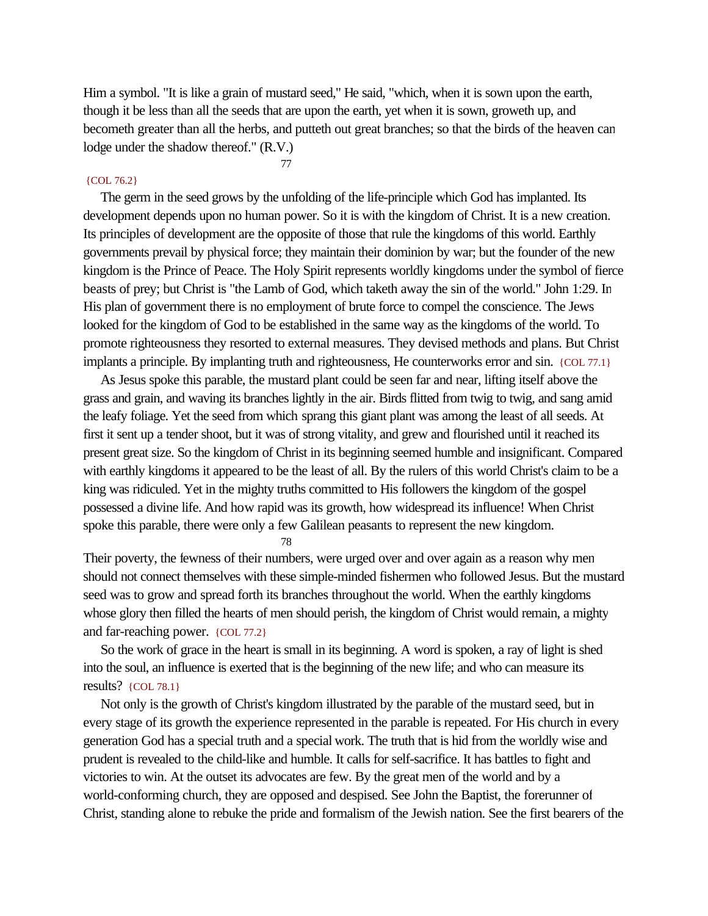Him a symbol. "It is like a grain of mustard seed," He said, "which, when it is sown upon the earth, though it be less than all the seeds that are upon the earth, yet when it is sown, groweth up, and becometh greater than all the herbs, and putteth out great branches; so that the birds of the heaven can lodge under the shadow thereof." (R.V.) {COL 76.2}

The germ in the seed grows by the unfolding of the life-principle which God has implanted. Its development depends upon no human power. So it is with the kingdom of Christ. It is a new creation. Its principles of development are the opposite of those that rule the kingdoms of this world. Earthly governments prevail by physical force; they maintain their dominion by war; but the founder of the new kingdom is the Prince of Peace. The Holy Spirit represents worldly kingdoms under the symbol of fierce beasts of prey; but Christ is "the Lamb of God, which taketh away the sin of the world." John 1:29. In His plan of government there is no employment of brute force to compel the conscience. The Jews looked for the kingdom of God to be established in the same way as the kingdoms of the world. To promote righteousness they resorted to external measures. They devised methods and plans. But Christ implants a principle. By implanting truth and righteousness, He counterworks error and sin. {COL 77.1}

As Jesus spoke this parable, the mustard plant could be seen far and near, lifting itself above the grass and grain, and waving its branches lightly in the air. Birds flitted from twig to twig, and sang amid the leafy foliage. Yet the seed from which sprang this giant plant was among the least of all seeds. At first it sent up a tender shoot, but it was of strong vitality, and grew and flourished until it reached its present great size. So the kingdom of Christ in its beginning seemed humble and insignificant. Compared with earthly kingdoms it appeared to be the least of all. By the rulers of this world Christ's claim to be a king was ridiculed. Yet in the mighty truths committed to His followers the kingdom of the gospel possessed a divine life. And how rapid was its growth, how widespread its influence! When Christ spoke this parable, there were only a few Galilean peasants to represent the new kingdom. Their poverty, the fewness of their numbers, were urged over and over again as a reason why men should not connect themselves with these simple-minded fishermen who followed Jesus. But the mustard seed was to grow and spread forth its branches throughout the world. When the earthly kingdoms whose glory then filled the hearts of men should perish, the kingdom of Christ would remain, a mighty and far-reaching power. {COL 77.2}

So the work of grace in the heart is small in its beginning. A word is spoken, a ray of light is shed into the soul, an influence is exerted that is the beginning of the new life; and who can measure its results? {COL 78.1}

Not only is the growth of Christ's kingdom illustrated by the parable of the mustard seed, but in every stage of its growth the experience represented in the parable is repeated. For His church in every generation God has a special truth and a special work. The truth that is hid from the worldly wise and prudent is revealed to the child-like and humble. It calls for self-sacrifice. It has battles to fight and victories to win. At the outset its advocates are few. By the great men of the world and by a world-conforming church, they are opposed and despised. See John the Baptist, the forerunner of Christ, standing alone to rebuke the pride and formalism of the Jewish nation. See the first bearers of the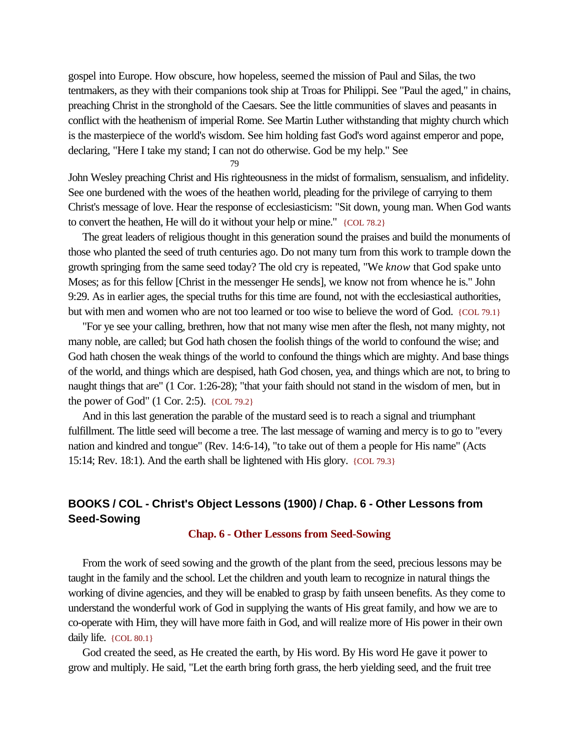gospel into Europe. How obscure, how hopeless, seemed the mission of Paul and Silas, the two tentmakers, as they with their companions took ship at Troas for Philippi. See "Paul the aged," in chains, preaching Christ in the stronghold of the Caesars. See the little communities of slaves and peasants in conflict with the heathenism of imperial Rome. See Martin Luther withstanding that mighty church which is the masterpiece of the world's wisdom. See him holding fast God's word against emperor and pope, declaring, "Here I take my stand; I can not do otherwise. God be my help." See John Wesley preaching Christ and His righteousness in the midst of formalism, sensualism, and infidelity. See one burdened with the woes of the heathen world, pleading for the privilege of carrying to them Christ's message of love. Hear the response of ecclesiasticism: "Sit down, young man. When God wants to convert the heathen, He will do it without your help or mine." {COL 78.2}

The great leaders of religious thought in this generation sound the praises and build the monuments of those who planted the seed of truth centuries ago. Do not many turn from this work to trample down the growth springing from the same seed today? The old cry is repeated, "We *know* that God spake unto Moses; as for this fellow [Christ in the messenger He sends], we know not from whence he is." John 9:29. As in earlier ages, the special truths for this time are found, not with the ecclesiastical authorities, but with men and women who are not too learned or too wise to believe the word of God. {COL 79.1}

"For ye see your calling, brethren, how that not many wise men after the flesh, not many mighty, not many noble, are called; but God hath chosen the foolish things of the world to confound the wise; and God hath chosen the weak things of the world to confound the things which are mighty. And base things of the world, and things which are despised, hath God chosen, yea, and things which are not, to bring to naught things that are" (1 Cor. 1:26-28); "that your faith should not stand in the wisdom of men, but in the power of God" (1 Cor. 2:5). {COL 79.2}

And in this last generation the parable of the mustard seed is to reach a signal and triumphant fulfillment. The little seed will become a tree. The last message of warning and mercy is to go to "every nation and kindred and tongue" (Rev. 14:6-14), "to take out of them a people for His name" (Acts 15:14; Rev. 18:1). And the earth shall be lightened with His glory. {COL 79.3}

## BOOKS / COL - Christ's Object Lessons (1900) / Chap. 6 - Other Lessons from Seed-Sowing

### Chap. 6 - Other Lessons from Seed-Sowing

From the work of seed sowing and the growth of the plant from the seed, precious lessons may be taught in the family and the school. Let the children and youth learn to recognize in natural things the working of divine agencies, and they will be enabled to grasp by faith unseen benefits. As they come to understand the wonderful work of God in supplying the wants of His great family, and how we are to co-operate with Him, they will have more faith in God, and will realize more of His power in their own daily life. {COL 80.1}

God created the seed, as He created the earth, by His word. By His word He gave it power to grow and multiply. He said, "Let the earth bring forth grass, the herb yielding seed, and the fruit tree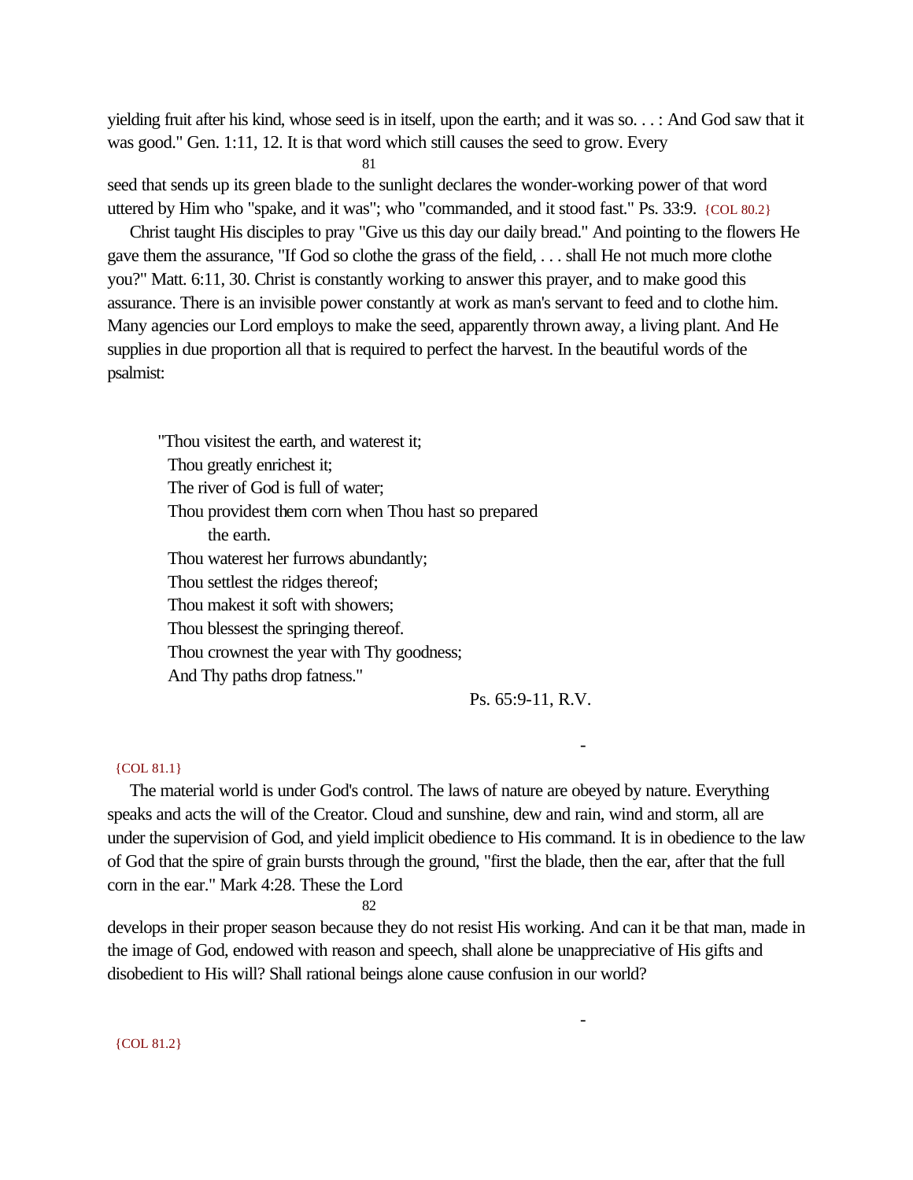yielding fruit after his kind, whose seed is in itself, upon the earth; and it was so. . . : And God saw that it was good." Gen. 1:11, 12. It is that word which still causes the seed to grow. Every seed that sends up its green blade to the sunlight declares the wonder-working power of that word uttered by Him who "spake, and it was"; who "commanded, and it stood fast." Ps. 33:9. {COL 80.2}

Christ taught His disciples to pray "Give us this day our daily bread." And pointing to the flowers He gave them the assurance, "If God so clothe the grass of the field, . . . shall He not much more clothe you?" Matt. 6:11, 30. Christ is constantly working to answer this prayer, and to make good this assurance. There is an invisible power constantly at work as man's servant to feed and to clothe him. Many agencies our Lord employs to make the seed, apparently thrown away, a living plant. And He supplies in due proportion all that is required to perfect the harvest. In the beautiful words of the psalmist:

"Thou visitest the earth, and waterest it;
Thou greatly enrichest it;
The river of God is full of water;
Thou providest them corn when Thou hast so prepared
the earth.
Thou waterest her furrows abundantly;
Thou settlest the ridges thereof;
Thou makest it soft with showers;
Thou blessest the springing thereof.
Thou crownest the year with Thy goodness;
And Thy paths drop fatness."

Ps. 65:9-11, R.V.

{COL 81.1}

The material world is under God's control. The laws of nature are obeyed by nature. Everything speaks and acts the will of the Creator. Cloud and sunshine, dew and rain, wind and storm, all are under the supervision of God, and yield implicit obedience to His command. It is in obedience to the law of God that the spire of grain bursts through the ground, "first the blade, then the ear, after that the full corn in the ear." Mark 4:28. These the Lord develops in their proper season because they do not resist His working. And can it be that man, made in the image of God, endowed with reason and speech, shall alone be unappreciative of His gifts and disobedient to His will? Shall rational beings alone cause confusion in our world?

{COL 81.2}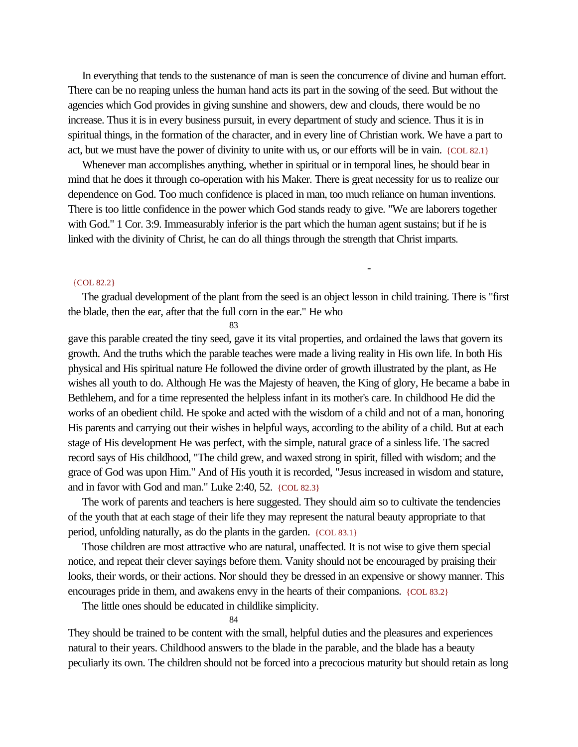In everything that tends to the sustenance of man is seen the concurrence of divine and human effort. There can be no reaping unless the human hand acts its part in the sowing of the seed. But without the agencies which God provides in giving sunshine and showers, dew and clouds, there would be no increase. Thus it is in every business pursuit, in every department of study and science. Thus it is in spiritual things, in the formation of the character, and in every line of Christian work. We have a part to act, but we must have the power of divinity to unite with us, or our efforts will be in vain. {COL 82.1}

Whenever man accomplishes anything, whether in spiritual or in temporal lines, he should bear in mind that he does it through co-operation with his Maker. There is great necessity for us to realize our dependence on God. Too much confidence is placed in man, too much reliance on human inventions. There is too little confidence in the power which God stands ready to give. "We are laborers together with God." 1 Cor. 3:9. Immeasurably inferior is the part which the human agent sustains; but if he is linked with the divinity of Christ, he can do all things through the strength that Christ imparts.

-

{COL 82.2}

The gradual development of the plant from the seed is an object lesson in child training. There is "first the blade, then the ear, after that the full corn in the ear." He who gave this parable created the tiny seed, gave it its vital properties, and ordained the laws that govern its growth. And the truths which the parable teaches were made a living reality in His own life. In both His physical and His spiritual nature He followed the divine order of growth illustrated by the plant, as He wishes all youth to do. Although He was the Majesty of heaven, the King of glory, He became a babe in Bethlehem, and for a time represented the helpless infant in its mother's care. In childhood He did the works of an obedient child. He spoke and acted with the wisdom of a child and not of a man, honoring His parents and carrying out their wishes in helpful ways, according to the ability of a child. But at each stage of His development He was perfect, with the simple, natural grace of a sinless life. The sacred record says of His childhood, "The child grew, and waxed strong in spirit, filled with wisdom; and the grace of God was upon Him." And of His youth it is recorded, "Jesus increased in wisdom and stature, and in favor with God and man." Luke 2:40, 52. {COL 82.3}

The work of parents and teachers is here suggested. They should aim so to cultivate the tendencies of the youth that at each stage of their life they may represent the natural beauty appropriate to that period, unfolding naturally, as do the plants in the garden. {COL 83.1}

Those children are most attractive who are natural, unaffected. It is not wise to give them special notice, and repeat their clever sayings before them. Vanity should not be encouraged by praising their looks, their words, or their actions. Nor should they be dressed in an expensive or showy manner. This encourages pride in them, and awakens envy in the hearts of their companions. {COL 83.2}

The little ones should be educated in childlike simplicity. They should be trained to be content with the small, helpful duties and the pleasures and experiences natural to their years. Childhood answers to the blade in the parable, and the blade has a beauty peculiarly its own. The children should not be forced into a precocious maturity but should retain as long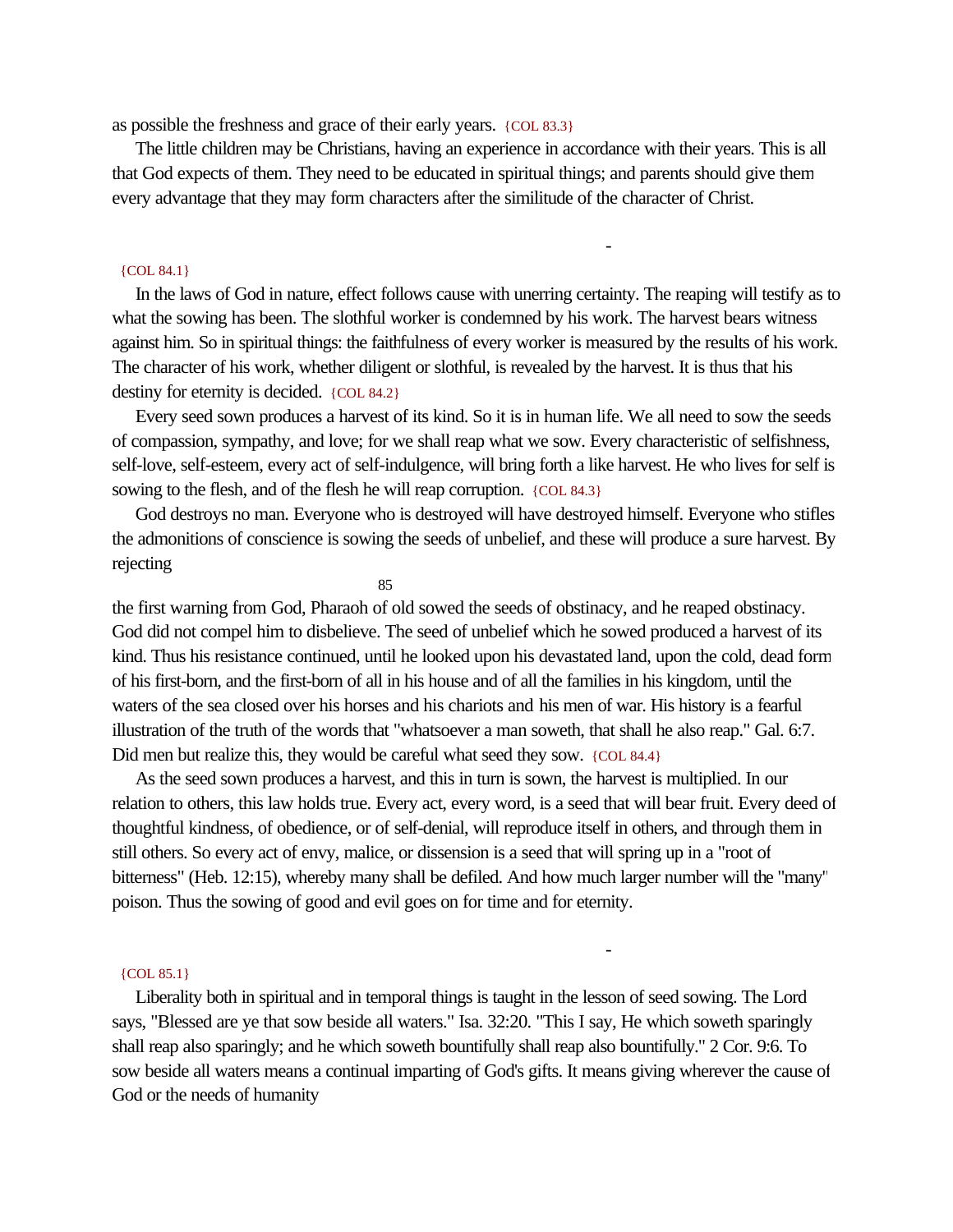as possible the freshness and grace of their early years. {COL 83.3}

The little children may be Christians, having an experience in accordance with their years. This is all that God expects of them. They need to be educated in spiritual things; and parents should give them every advantage that they may form characters after the similitude of the character of Christ.

-

{COL 84.1}

In the laws of God in nature, effect follows cause with unerring certainty. The reaping will testify as to what the sowing has been. The slothful worker is condemned by his work. The harvest bears witness against him. So in spiritual things: the faithfulness of every worker is measured by the results of his work. The character of his work, whether diligent or slothful, is revealed by the harvest. It is thus that his destiny for eternity is decided. {COL 84.2}

Every seed sown produces a harvest of its kind. So it is in human life. We all need to sow the seeds of compassion, sympathy, and love; for we shall reap what we sow. Every characteristic of selfishness, self-love, self-esteem, every act of self-indulgence, will bring forth a like harvest. He who lives for self is sowing to the flesh, and of the flesh he will reap corruption. {COL 84.3}

God destroys no man. Everyone who is destroyed will have destroyed himself. Everyone who stifles the admonitions of conscience is sowing the seeds of unbelief, and these will produce a sure harvest. By rejecting

the first warning from God, Pharaoh of old sowed the seeds of obstinacy, and he reaped obstinacy. God did not compel him to disbelieve. The seed of unbelief which he sowed produced a harvest of its kind. Thus his resistance continued, until he looked upon his devastated land, upon the cold, dead form of his first-born, and the first-born of all in his house and of all the families in his kingdom, until the waters of the sea closed over his horses and his chariots and his men of war. His history is a fearful illustration of the truth of the words that "whatsoever a man soweth, that shall he also reap." Gal. 6:7. Did men but realize this, they would be careful what seed they sow. {COL 84.4}

As the seed sown produces a harvest, and this in turn is sown, the harvest is multiplied. In our relation to others, this law holds true. Every act, every word, is a seed that will bear fruit. Every deed of thoughtful kindness, of obedience, or of self-denial, will reproduce itself in others, and through them in still others. So every act of envy, malice, or dissension is a seed that will spring up in a "root of bitterness" (Heb. 12:15), whereby many shall be defiled. And how much larger number will the "many" poison. Thus the sowing of good and evil goes on for time and for eternity.

-

{COL 85.1}

Liberality both in spiritual and in temporal things is taught in the lesson of seed sowing. The Lord says, "Blessed are ye that sow beside all waters." Isa. 32:20. "This I say, He which soweth sparingly shall reap also sparingly; and he which soweth bountifully shall reap also bountifully." 2 Cor. 9:6. To sow beside all waters means a continual imparting of God's gifts. It means giving wherever the cause of God or the needs of humanity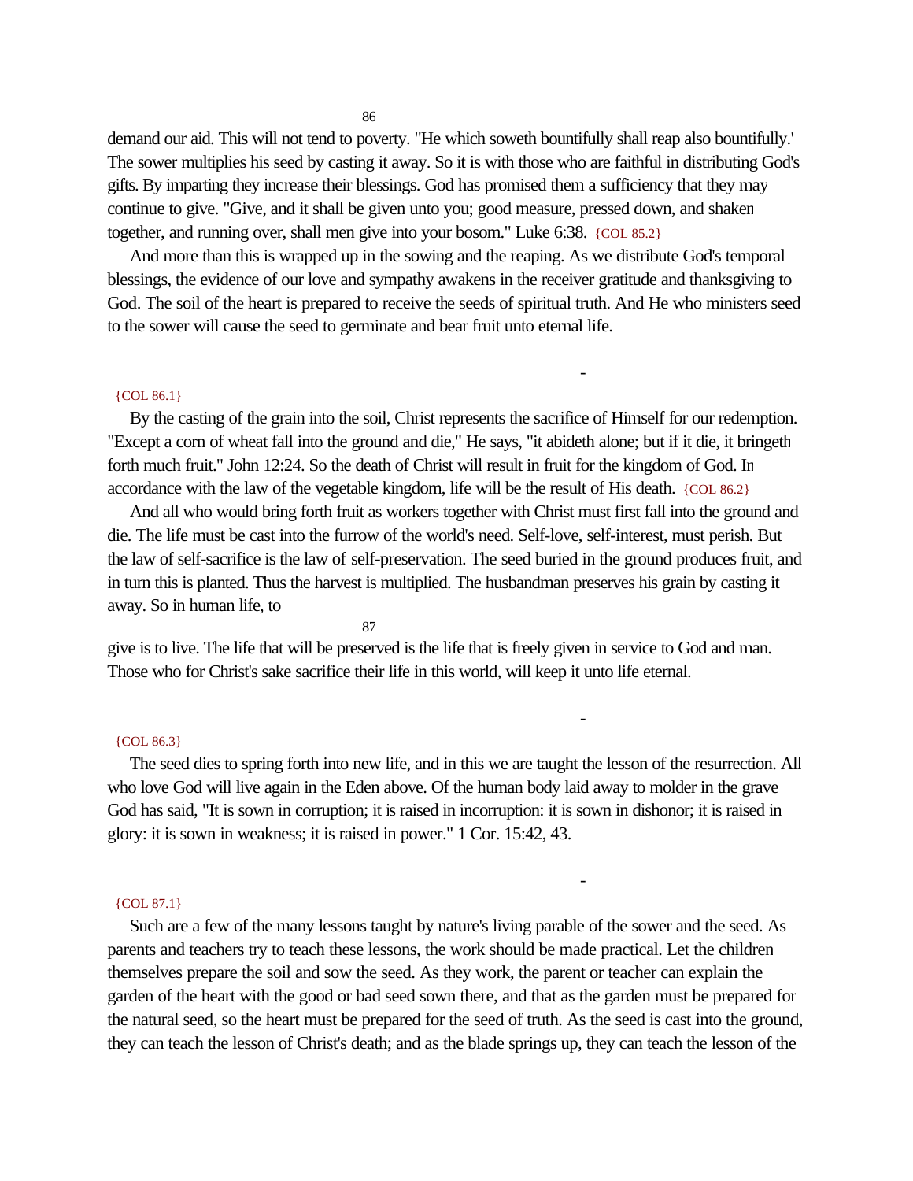demand our aid. This will not tend to poverty. "He which soweth bountifully shall reap also bountifully.' The sower multiplies his seed by casting it away. So it is with those who are faithful in distributing God's gifts. By imparting they increase their blessings. God has promised them a sufficiency that they may continue to give. "Give, and it shall be given unto you; good measure, pressed down, and shaken together, and running over, shall men give into your bosom." Luke 6:38. {COL 85.2}

And more than this is wrapped up in the sowing and the reaping. As we distribute God's temporal blessings, the evidence of our love and sympathy awakens in the receiver gratitude and thanksgiving to God. The soil of the heart is prepared to receive the seeds of spiritual truth. And He who ministers seed to the sower will cause the seed to germinate and bear fruit unto eternal life.

-

{COL 86.1}

By the casting of the grain into the soil, Christ represents the sacrifice of Himself for our redemption. "Except a corn of wheat fall into the ground and die," He says, "it abideth alone; but if it die, it bringeth forth much fruit." John 12:24. So the death of Christ will result in fruit for the kingdom of God. In accordance with the law of the vegetable kingdom, life will be the result of His death. {COL 86.2}

And all who would bring forth fruit as workers together with Christ must first fall into the ground and die. The life must be cast into the furrow of the world's need. Self-love, self-interest, must perish. But the law of self-sacrifice is the law of self-preservation. The seed buried in the ground produces fruit, and in turn this is planted. Thus the harvest is multiplied. The husbandman preserves his grain by casting it away. So in human life, to give is to live. The life that will be preserved is the life that is freely given in service to God and man. Those who for Christ's sake sacrifice their life in this world, will keep it unto life eternal.

-

{COL 86.3}

The seed dies to spring forth into new life, and in this we are taught the lesson of the resurrection. All who love God will live again in the Eden above. Of the human body laid away to molder in the grave God has said, "It is sown in corruption; it is raised in incorruption: it is sown in dishonor; it is raised in glory: it is sown in weakness; it is raised in power." 1 Cor. 15:42, 43.

-

{COL 87.1}

Such are a few of the many lessons taught by nature's living parable of the sower and the seed. As parents and teachers try to teach these lessons, the work should be made practical. Let the children themselves prepare the soil and sow the seed. As they work, the parent or teacher can explain the garden of the heart with the good or bad seed sown there, and that as the garden must be prepared for the natural seed, so the heart must be prepared for the seed of truth. As the seed is cast into the ground, they can teach the lesson of Christ's death; and as the blade springs up, they can teach the lesson of the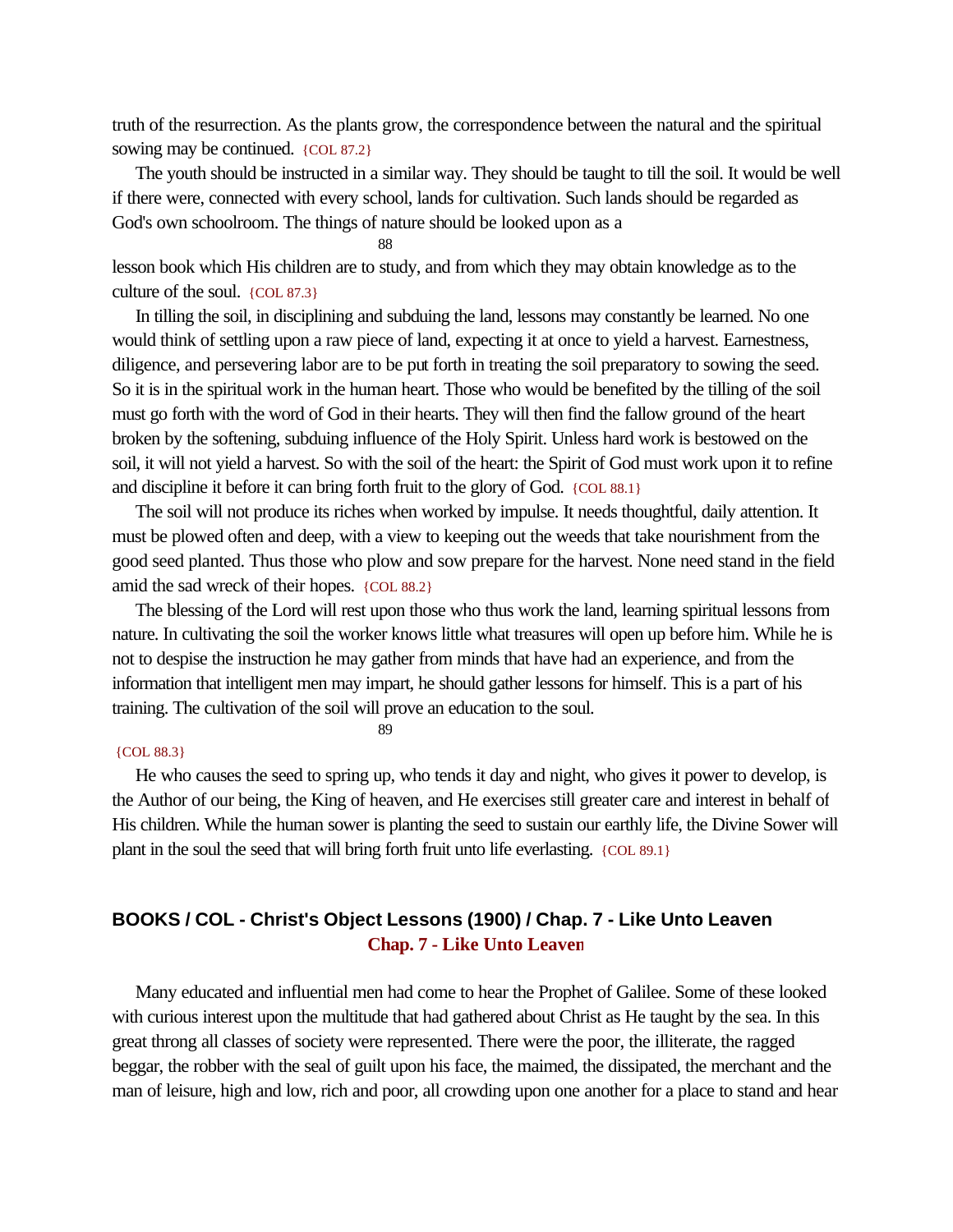truth of the resurrection. As the plants grow, the correspondence between the natural and the spiritual sowing may be continued. {COL 87.2}

The youth should be instructed in a similar way. They should be taught to till the soil. It would be well if there were, connected with every school, lands for cultivation. Such lands should be regarded as God's own schoolroom. The things of nature should be looked upon as a lesson book which His children are to study, and from which they may obtain knowledge as to the culture of the soul. {COL 87.3}

In tilling the soil, in disciplining and subduing the land, lessons may constantly be learned. No one would think of settling upon a raw piece of land, expecting it at once to yield a harvest. Earnestness, diligence, and persevering labor are to be put forth in treating the soil preparatory to sowing the seed. So it is in the spiritual work in the human heart. Those who would be benefited by the tilling of the soil must go forth with the word of God in their hearts. They will then find the fallow ground of the heart broken by the softening, subduing influence of the Holy Spirit. Unless hard work is bestowed on the soil, it will not yield a harvest. So with the soil of the heart: the Spirit of God must work upon it to refine and discipline it before it can bring forth fruit to the glory of God. {COL 88.1}

The soil will not produce its riches when worked by impulse. It needs thoughtful, daily attention. It must be plowed often and deep, with a view to keeping out the weeds that take nourishment from the good seed planted. Thus those who plow and sow prepare for the harvest. None need stand in the field amid the sad wreck of their hopes. {COL 88.2}

The blessing of the Lord will rest upon those who thus work the land, learning spiritual lessons from nature. In cultivating the soil the worker knows little what treasures will open up before him. While he is not to despise the instruction he may gather from minds that have had an experience, and from the information that intelligent men may impart, he should gather lessons for himself. This is a part of his training. The cultivation of the soil will prove an education to the soul. {COL 88.3}

He who causes the seed to spring up, who tends it day and night, who gives it power to develop, is the Author of our being, the King of heaven, and He exercises still greater care and interest in behalf of His children. While the human sower is planting the seed to sustain our earthly life, the Divine Sower will plant in the soul the seed that will bring forth fruit unto life everlasting. {COL 89.1}

## BOOKS / COL - Christ's Object Lessons (1900) / Chap. 7 - Like Unto Leaven

### Chap. 7 - Like Unto Leaven

Many educated and influential men had come to hear the Prophet of Galilee. Some of these looked with curious interest upon the multitude that had gathered about Christ as He taught by the sea. In this great throng all classes of society were represented. There were the poor, the illiterate, the ragged beggar, the robber with the seal of guilt upon his face, the maimed, the dissipated, the merchant and the man of leisure, high and low, rich and poor, all crowding upon one another for a place to stand and hear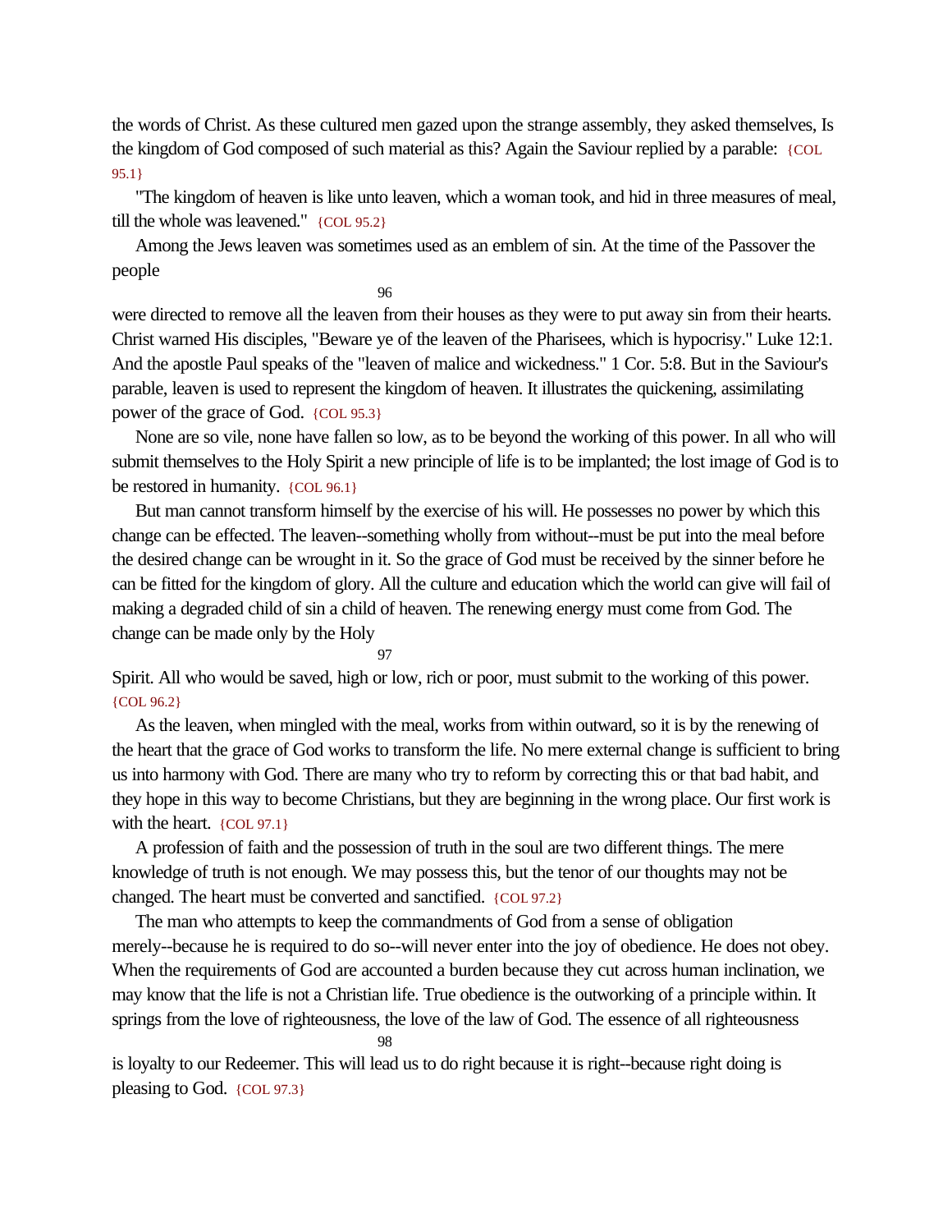the words of Christ. As these cultured men gazed upon the strange assembly, they asked themselves, Is the kingdom of God composed of such material as this? Again the Saviour replied by a parable: {COL 95.1}

"The kingdom of heaven is like unto leaven, which a woman took, and hid in three measures of meal, till the whole was leavened." {COL 95.2}

Among the Jews leaven was sometimes used as an emblem of sin. At the time of the Passover the people were directed to remove all the leaven from their houses as they were to put away sin from their hearts. Christ warned His disciples, "Beware ye of the leaven of the Pharisees, which is hypocrisy." Luke 12:1. And the apostle Paul speaks of the "leaven of malice and wickedness." 1 Cor. 5:8. But in the Saviour's parable, leaven is used to represent the kingdom of heaven. It illustrates the quickening, assimilating power of the grace of God. {COL 95.3}

None are so vile, none have fallen so low, as to be beyond the working of this power. In all who will submit themselves to the Holy Spirit a new principle of life is to be implanted; the lost image of God is to be restored in humanity. {COL 96.1}

But man cannot transform himself by the exercise of his will. He possesses no power by which this change can be effected. The leaven--something wholly from without--must be put into the meal before the desired change can be wrought in it. So the grace of God must be received by the sinner before he can be fitted for the kingdom of glory. All the culture and education which the world can give will fail of making a degraded child of sin a child of heaven. The renewing energy must come from God. The change can be made only by the Holy Spirit. All who would be saved, high or low, rich or poor, must submit to the working of this power. {COL 96.2}

As the leaven, when mingled with the meal, works from within outward, so it is by the renewing of the heart that the grace of God works to transform the life. No mere external change is sufficient to bring us into harmony with God. There are many who try to reform by correcting this or that bad habit, and they hope in this way to become Christians, but they are beginning in the wrong place. Our first work is with the heart. {COL 97.1}

A profession of faith and the possession of truth in the soul are two different things. The mere knowledge of truth is not enough. We may possess this, but the tenor of our thoughts may not be changed. The heart must be converted and sanctified. {COL 97.2}

The man who attempts to keep the commandments of God from a sense of obligation merely--because he is required to do so--will never enter into the joy of obedience. He does not obey. When the requirements of God are accounted a burden because they cut across human inclination, we may know that the life is not a Christian life. True obedience is the outworking of a principle within. It springs from the love of righteousness, the love of the law of God. The essence of all righteousness is loyalty to our Redeemer. This will lead us to do right because it is right--because right doing is pleasing to God. {COL 97.3}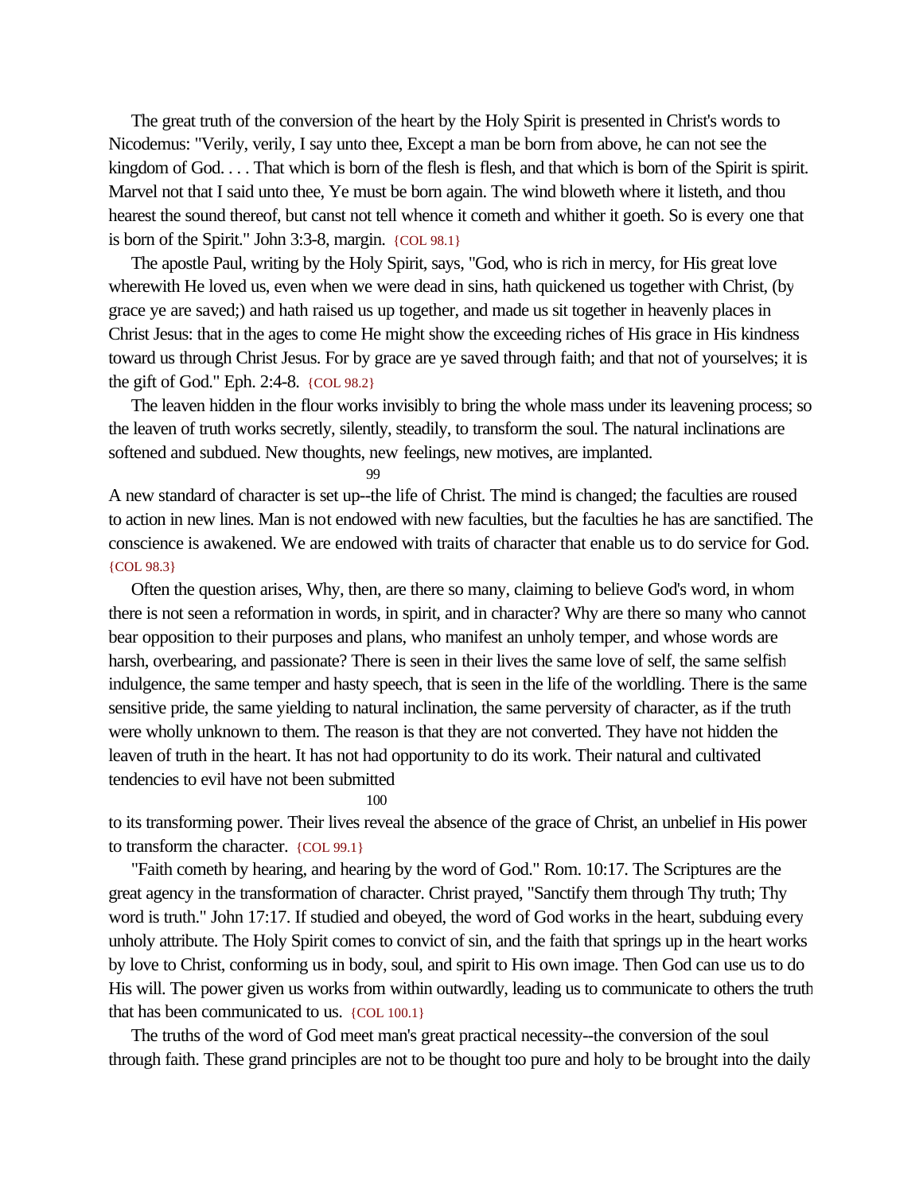The great truth of the conversion of the heart by the Holy Spirit is presented in Christ's words to Nicodemus: "Verily, verily, I say unto thee, Except a man be born from above, he can not see the kingdom of God. . . . That which is born of the flesh is flesh, and that which is born of the Spirit is spirit. Marvel not that I said unto thee, Ye must be born again. The wind bloweth where it listeth, and thou hearest the sound thereof, but canst not tell whence it cometh and whither it goeth. So is every one that is born of the Spirit." John 3:3-8, margin. {COL 98.1}

The apostle Paul, writing by the Holy Spirit, says, "God, who is rich in mercy, for His great love wherewith He loved us, even when we were dead in sins, hath quickened us together with Christ, (by grace ye are saved;) and hath raised us up together, and made us sit together in heavenly places in Christ Jesus: that in the ages to come He might show the exceeding riches of His grace in His kindness toward us through Christ Jesus. For by grace are ye saved through faith; and that not of yourselves; it is the gift of God." Eph. 2:4-8. {COL 98.2}

The leaven hidden in the flour works invisibly to bring the whole mass under its leavening process; so the leaven of truth works secretly, silently, steadily, to transform the soul. The natural inclinations are softened and subdued. New thoughts, new feelings, new motives, are implanted. A new standard of character is set up--the life of Christ. The mind is changed; the faculties are roused to action in new lines. Man is not endowed with new faculties, but the faculties he has are sanctified. The conscience is awakened. We are endowed with traits of character that enable us to do service for God. {COL 98.3}

Often the question arises, Why, then, are there so many, claiming to believe God's word, in whom there is not seen a reformation in words, in spirit, and in character? Why are there so many who cannot bear opposition to their purposes and plans, who manifest an unholy temper, and whose words are harsh, overbearing, and passionate? There is seen in their lives the same love of self, the same selfish indulgence, the same temper and hasty speech, that is seen in the life of the worldling. There is the same sensitive pride, the same yielding to natural inclination, the same perversity of character, as if the truth were wholly unknown to them. The reason is that they are not converted. They have not hidden the leaven of truth in the heart. It has not had opportunity to do its work. Their natural and cultivated tendencies to evil have not been submitted to its transforming power. Their lives reveal the absence of the grace of Christ, an unbelief in His power to transform the character. {COL 99.1}

"Faith cometh by hearing, and hearing by the word of God." Rom. 10:17. The Scriptures are the great agency in the transformation of character. Christ prayed, "Sanctify them through Thy truth; Thy word is truth." John 17:17. If studied and obeyed, the word of God works in the heart, subduing every unholy attribute. The Holy Spirit comes to convict of sin, and the faith that springs up in the heart works by love to Christ, conforming us in body, soul, and spirit to His own image. Then God can use us to do His will. The power given us works from within outwardly, leading us to communicate to others the truth that has been communicated to us. {COL 100.1}

The truths of the word of God meet man's great practical necessity--the conversion of the soul through faith. These grand principles are not to be thought too pure and holy to be brought into the daily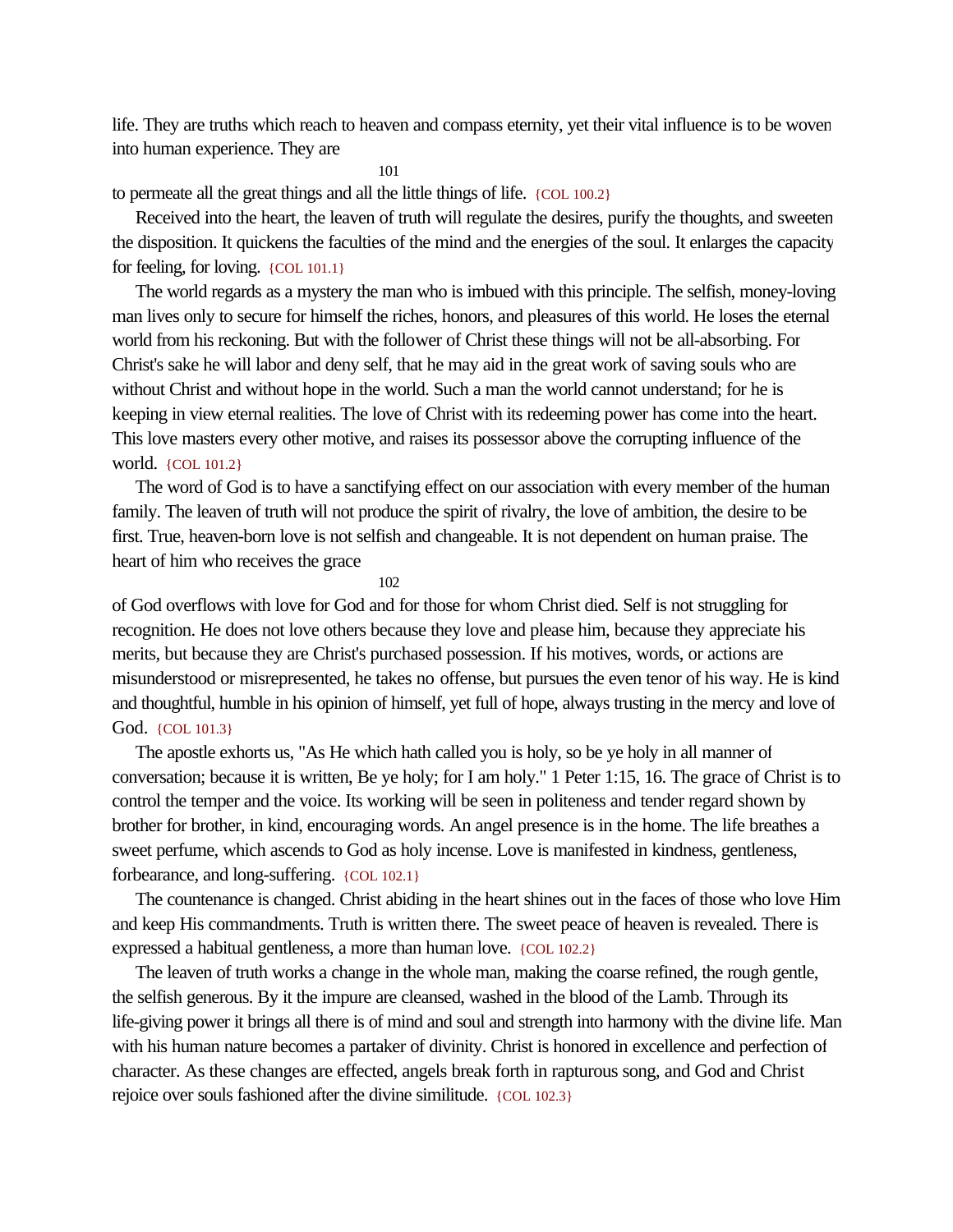life. They are truths which reach to heaven and compass eternity, yet their vital influence is to be woven into human experience. They are to permeate all the great things and all the little things of life. {COL 100.2}

Received into the heart, the leaven of truth will regulate the desires, purify the thoughts, and sweeten the disposition. It quickens the faculties of the mind and the energies of the soul. It enlarges the capacity for feeling, for loving. {COL 101.1}

The world regards as a mystery the man who is imbued with this principle. The selfish, money-loving man lives only to secure for himself the riches, honors, and pleasures of this world. He loses the eternal world from his reckoning. But with the follower of Christ these things will not be all-absorbing. For Christ's sake he will labor and deny self, that he may aid in the great work of saving souls who are without Christ and without hope in the world. Such a man the world cannot understand; for he is keeping in view eternal realities. The love of Christ with its redeeming power has come into the heart. This love masters every other motive, and raises its possessor above the corrupting influence of the world. {COL 101.2}

The word of God is to have a sanctifying effect on our association with every member of the human family. The leaven of truth will not produce the spirit of rivalry, the love of ambition, the desire to be first. True, heaven-born love is not selfish and changeable. It is not dependent on human praise. The heart of him who receives the grace of God overflows with love for God and for those for whom Christ died. Self is not struggling for recognition. He does not love others because they love and please him, because they appreciate his merits, but because they are Christ's purchased possession. If his motives, words, or actions are misunderstood or misrepresented, he takes no offense, but pursues the even tenor of his way. He is kind and thoughtful, humble in his opinion of himself, yet full of hope, always trusting in the mercy and love of God. {COL 101.3}

The apostle exhorts us, "As He which hath called you is holy, so be ye holy in all manner of conversation; because it is written, Be ye holy; for I am holy." 1 Peter 1:15, 16. The grace of Christ is to control the temper and the voice. Its working will be seen in politeness and tender regard shown by brother for brother, in kind, encouraging words. An angel presence is in the home. The life breathes a sweet perfume, which ascends to God as holy incense. Love is manifested in kindness, gentleness, forbearance, and long-suffering. {COL 102.1}

The countenance is changed. Christ abiding in the heart shines out in the faces of those who love Him and keep His commandments. Truth is written there. The sweet peace of heaven is revealed. There is expressed a habitual gentleness, a more than human love. {COL 102.2}

The leaven of truth works a change in the whole man, making the coarse refined, the rough gentle, the selfish generous. By it the impure are cleansed, washed in the blood of the Lamb. Through its life-giving power it brings all there is of mind and soul and strength into harmony with the divine life. Man with his human nature becomes a partaker of divinity. Christ is honored in excellence and perfection of character. As these changes are effected, angels break forth in rapturous song, and God and Christ rejoice over souls fashioned after the divine similitude. {COL 102.3}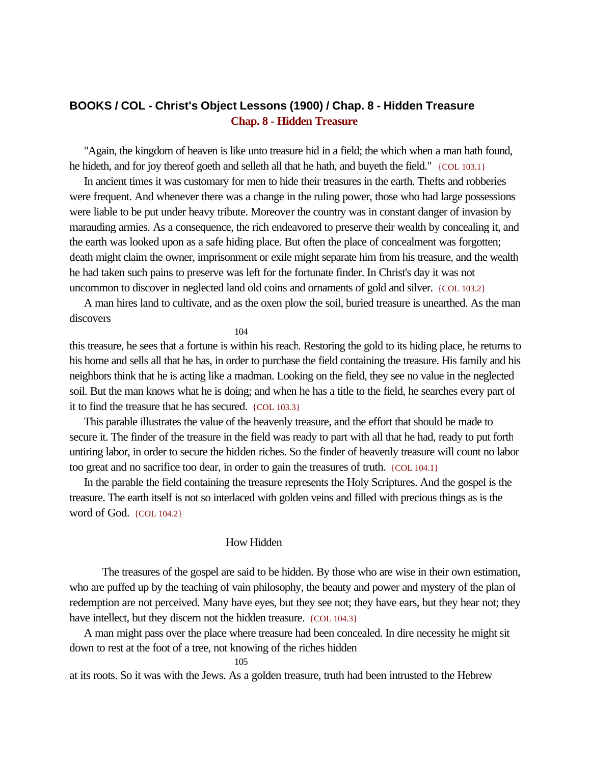## BOOKS / COL - Christ's Object Lessons (1900) / Chap. 8 - Hidden Treasure

### Chap. 8 - Hidden Treasure

"Again, the kingdom of heaven is like unto treasure hid in a field; the which when a man hath found, he hideth, and for joy thereof goeth and selleth all that he hath, and buyeth the field." {COL 103.1}

In ancient times it was customary for men to hide their treasures in the earth. Thefts and robberies were frequent. And whenever there was a change in the ruling power, those who had large possessions were liable to be put under heavy tribute. Moreover the country was in constant danger of invasion by marauding armies. As a consequence, the rich endeavored to preserve their wealth by concealing it, and the earth was looked upon as a safe hiding place. But often the place of concealment was forgotten; death might claim the owner, imprisonment or exile might separate him from his treasure, and the wealth he had taken such pains to preserve was left for the fortunate finder. In Christ's day it was not uncommon to discover in neglected land old coins and ornaments of gold and silver. {COL 103.2}

A man hires land to cultivate, and as the oxen plow the soil, buried treasure is unearthed. As the man discovers this treasure, he sees that a fortune is within his reach. Restoring the gold to its hiding place, he returns to his home and sells all that he has, in order to purchase the field containing the treasure. His family and his neighbors think that he is acting like a madman. Looking on the field, they see no value in the neglected soil. But the man knows what he is doing; and when he has a title to the field, he searches every part of it to find the treasure that he has secured. {COL 103.3}

This parable illustrates the value of the heavenly treasure, and the effort that should be made to secure it. The finder of the treasure in the field was ready to part with all that he had, ready to put forth untiring labor, in order to secure the hidden riches. So the finder of heavenly treasure will count no labor too great and no sacrifice too dear, in order to gain the treasures of truth. {COL 104.1}

In the parable the field containing the treasure represents the Holy Scriptures. And the gospel is the treasure. The earth itself is not so interlaced with golden veins and filled with precious things as is the word of God. {COL 104.2}

#### How Hidden

The treasures of the gospel are said to be hidden. By those who are wise in their own estimation, who are puffed up by the teaching of vain philosophy, the beauty and power and mystery of the plan of redemption are not perceived. Many have eyes, but they see not; they have ears, but they hear not; they have intellect, but they discern not the hidden treasure. {COL 104.3}

A man might pass over the place where treasure had been concealed. In dire necessity he might sit down to rest at the foot of a tree, not knowing of the riches hidden at its roots. So it was with the Jews. As a golden treasure, truth had been intrusted to the Hebrew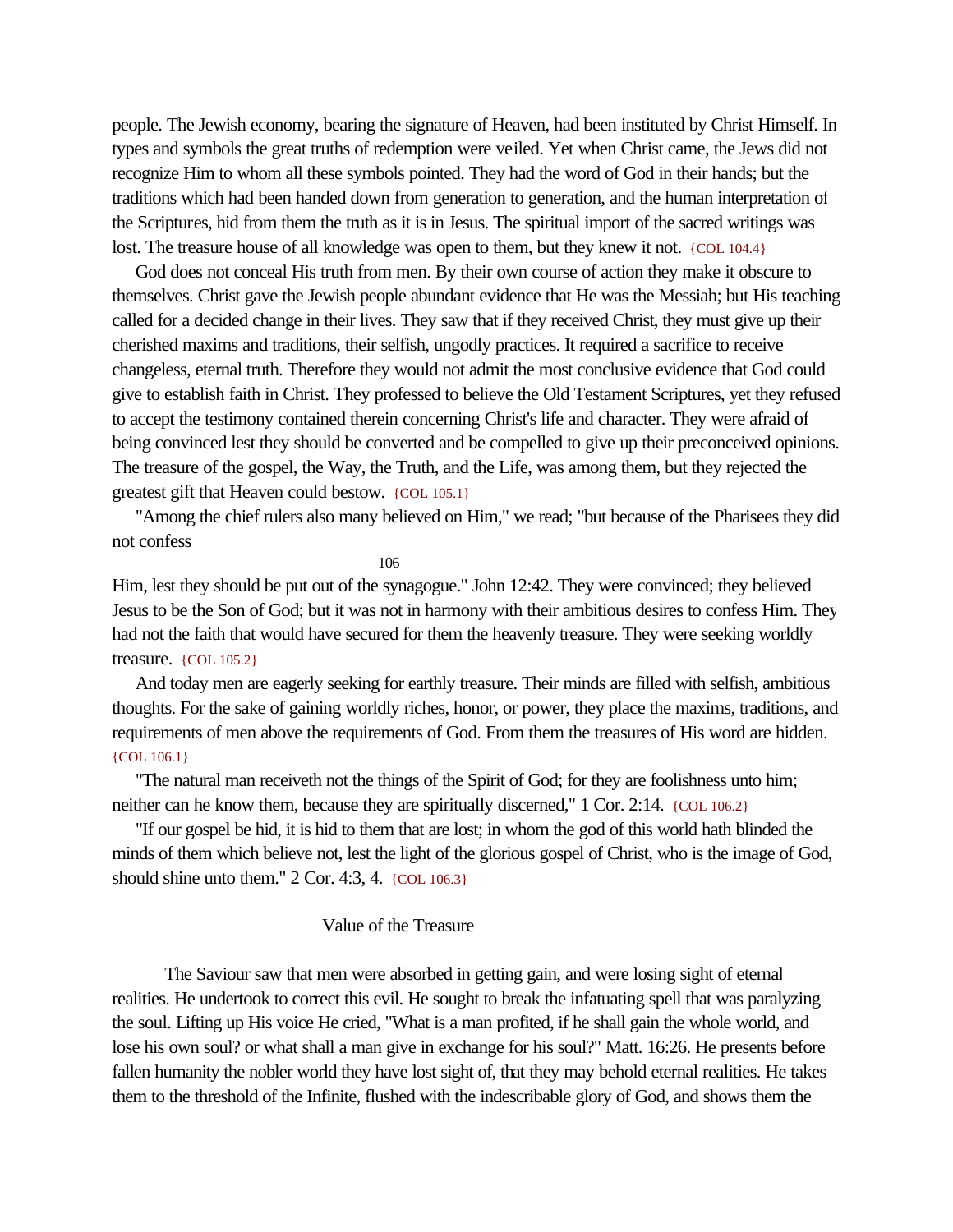people. The Jewish economy, bearing the signature of Heaven, had been instituted by Christ Himself. In types and symbols the great truths of redemption were veiled. Yet when Christ came, the Jews did not recognize Him to whom all these symbols pointed. They had the word of God in their hands; but the traditions which had been handed down from generation to generation, and the human interpretation of the Scriptures, hid from them the truth as it is in Jesus. The spiritual import of the sacred writings was lost. The treasure house of all knowledge was open to them, but they knew it not. {COL 104.4}

God does not conceal His truth from men. By their own course of action they make it obscure to themselves. Christ gave the Jewish people abundant evidence that He was the Messiah; but His teaching called for a decided change in their lives. They saw that if they received Christ, they must give up their cherished maxims and traditions, their selfish, ungodly practices. It required a sacrifice to receive changeless, eternal truth. Therefore they would not admit the most conclusive evidence that God could give to establish faith in Christ. They professed to believe the Old Testament Scriptures, yet they refused to accept the testimony contained therein concerning Christ's life and character. They were afraid of being convinced lest they should be converted and be compelled to give up their preconceived opinions. The treasure of the gospel, the Way, the Truth, and the Life, was among them, but they rejected the greatest gift that Heaven could bestow. {COL 105.1}

"Among the chief rulers also many believed on Him," we read; "but because of the Pharisees they did not confess Him, lest they should be put out of the synagogue." John 12:42. They were convinced; they believed Jesus to be the Son of God; but it was not in harmony with their ambitious desires to confess Him. They had not the faith that would have secured for them the heavenly treasure. They were seeking worldly treasure. {COL 105.2}

And today men are eagerly seeking for earthly treasure. Their minds are filled with selfish, ambitious thoughts. For the sake of gaining worldly riches, honor, or power, they place the maxims, traditions, and requirements of men above the requirements of God. From them the treasures of His word are hidden. {COL 106.1}

"The natural man receiveth not the things of the Spirit of God; for they are foolishness unto him; neither can he know them, because they are spiritually discerned," 1 Cor. 2:14. {COL 106.2}

"If our gospel be hid, it is hid to them that are lost; in whom the god of this world hath blinded the minds of them which believe not, lest the light of the glorious gospel of Christ, who is the image of God, should shine unto them." 2 Cor. 4:3, 4. {COL 106.3}

## Value of the Treasure

The Saviour saw that men were absorbed in getting gain, and were losing sight of eternal realities. He undertook to correct this evil. He sought to break the infatuating spell that was paralyzing the soul. Lifting up His voice He cried, "What is a man profited, if he shall gain the whole world, and lose his own soul? or what shall a man give in exchange for his soul?" Matt. 16:26. He presents before fallen humanity the nobler world they have lost sight of, that they may behold eternal realities. He takes them to the threshold of the Infinite, flushed with the indescribable glory of God, and shows them the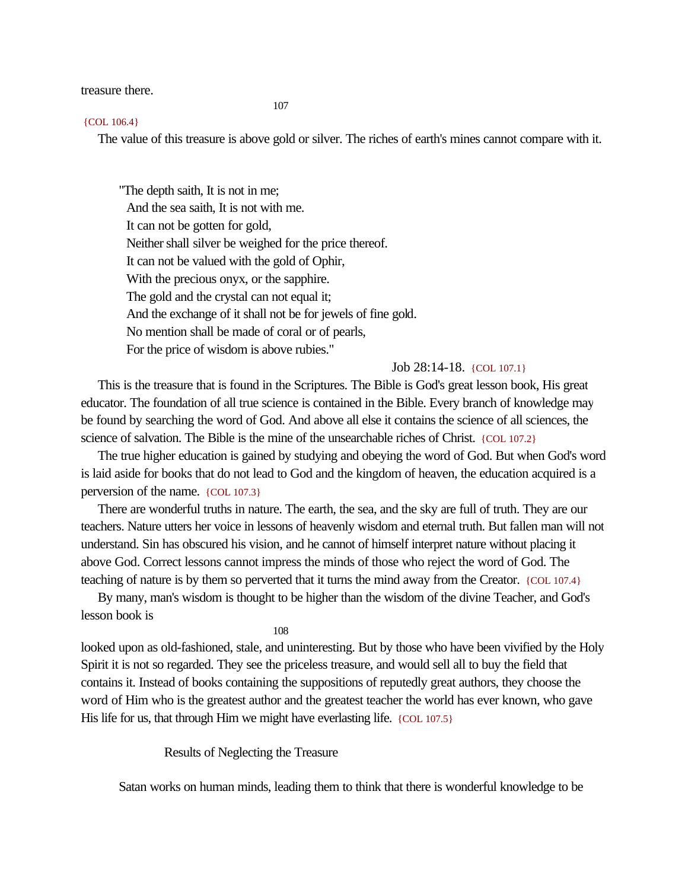treasure there.

{COL 106.4}

The value of this treasure is above gold or silver. The riches of earth's mines cannot compare with it.

"The depth saith, It is not in me;
And the sea saith, It is not with me.
It can not be gotten for gold,
Neither shall silver be weighed for the price thereof.
It can not be valued with the gold of Ophir,
With the precious onyx, or the sapphire.
The gold and the crystal can not equal it;
And the exchange of it shall not be for jewels of fine gold.
No mention shall be made of coral or of pearls,
For the price of wisdom is above rubies."

Job 28:14-18. {COL 107.1}

This is the treasure that is found in the Scriptures. The Bible is God's great lesson book, His great educator. The foundation of all true science is contained in the Bible. Every branch of knowledge may be found by searching the word of God. And above all else it contains the science of all sciences, the science of salvation. The Bible is the mine of the unsearchable riches of Christ. {COL 107.2}

The true higher education is gained by studying and obeying the word of God. But when God's word is laid aside for books that do not lead to God and the kingdom of heaven, the education acquired is a perversion of the name. {COL 107.3}

There are wonderful truths in nature. The earth, the sea, and the sky are full of truth. They are our teachers. Nature utters her voice in lessons of heavenly wisdom and eternal truth. But fallen man will not understand. Sin has obscured his vision, and he cannot of himself interpret nature without placing it above God. Correct lessons cannot impress the minds of those who reject the word of God. The teaching of nature is by them so perverted that it turns the mind away from the Creator. {COL 107.4}

By many, man's wisdom is thought to be higher than the wisdom of the divine Teacher, and God's lesson book is looked upon as old-fashioned, stale, and uninteresting. But by those who have been vivified by the Holy Spirit it is not so regarded. They see the priceless treasure, and would sell all to buy the field that contains it. Instead of books containing the suppositions of reputedly great authors, they choose the word of Him who is the greatest author and the greatest teacher the world has ever known, who gave His life for us, that through Him we might have everlasting life. {COL 107.5}

## Results of Neglecting the Treasure

Satan works on human minds, leading them to think that there is wonderful knowledge to be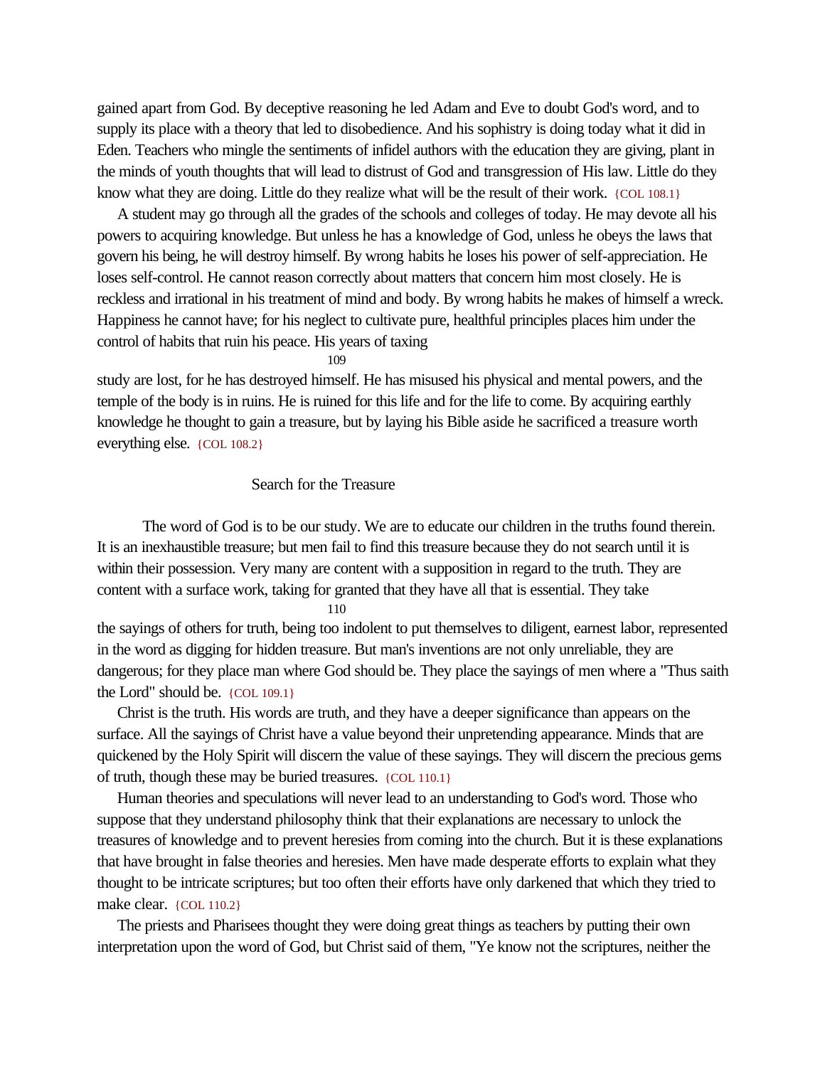gained apart from God. By deceptive reasoning he led Adam and Eve to doubt God's word, and to supply its place with a theory that led to disobedience. And his sophistry is doing today what it did in Eden. Teachers who mingle the sentiments of infidel authors with the education they are giving, plant in the minds of youth thoughts that will lead to distrust of God and transgression of His law. Little do they know what they are doing. Little do they realize what will be the result of their work. {COL 108.1}

A student may go through all the grades of the schools and colleges of today. He may devote all his powers to acquiring knowledge. But unless he has a knowledge of God, unless he obeys the laws that govern his being, he will destroy himself. By wrong habits he loses his power of self-appreciation. He loses self-control. He cannot reason correctly about matters that concern him most closely. He is reckless and irrational in his treatment of mind and body. By wrong habits he makes of himself a wreck. Happiness he cannot have; for his neglect to cultivate pure, healthful principles places him under the control of habits that ruin his peace. His years of taxing study are lost, for he has destroyed himself. He has misused his physical and mental powers, and the temple of the body is in ruins. He is ruined for this life and for the life to come. By acquiring earthly knowledge he thought to gain a treasure, but by laying his Bible aside he sacrificed a treasure worth everything else. {COL 108.2}

## Search for the Treasure

The word of God is to be our study. We are to educate our children in the truths found therein. It is an inexhaustible treasure; but men fail to find this treasure because they do not search until it is within their possession. Very many are content with a supposition in regard to the truth. They are content with a surface work, taking for granted that they have all that is essential. They take the sayings of others for truth, being too indolent to put themselves to diligent, earnest labor, represented in the word as digging for hidden treasure. But man's inventions are not only unreliable, they are dangerous; for they place man where God should be. They place the sayings of men where a "Thus saith the Lord" should be. {COL 109.1}

Christ is the truth. His words are truth, and they have a deeper significance than appears on the surface. All the sayings of Christ have a value beyond their unpretending appearance. Minds that are quickened by the Holy Spirit will discern the value of these sayings. They will discern the precious gems of truth, though these may be buried treasures. {COL 110.1}

Human theories and speculations will never lead to an understanding to God's word. Those who suppose that they understand philosophy think that their explanations are necessary to unlock the treasures of knowledge and to prevent heresies from coming into the church. But it is these explanations that have brought in false theories and heresies. Men have made desperate efforts to explain what they thought to be intricate scriptures; but too often their efforts have only darkened that which they tried to make clear. {COL 110.2}

The priests and Pharisees thought they were doing great things as teachers by putting their own interpretation upon the word of God, but Christ said of them, "Ye know not the scriptures, neither the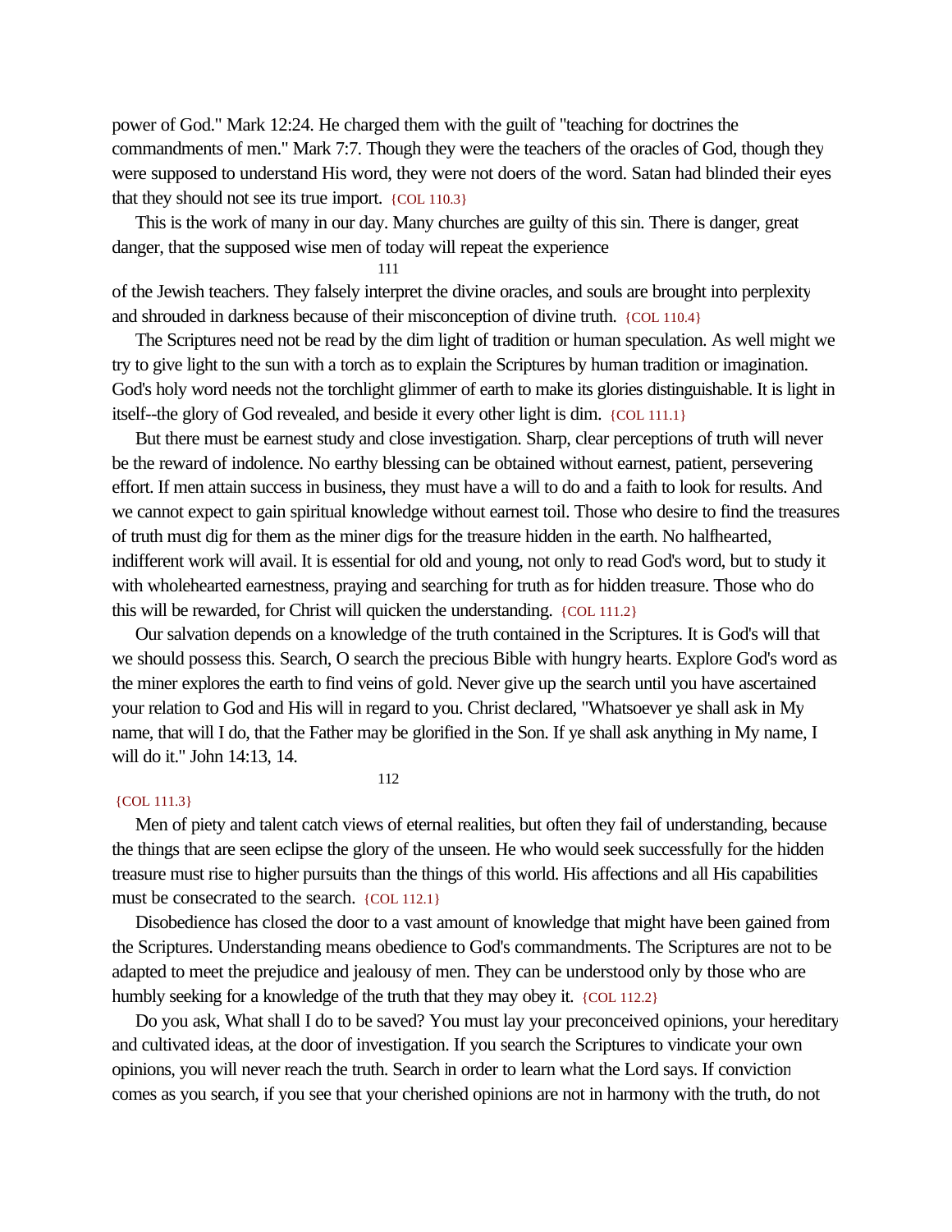power of God." Mark 12:24. He charged them with the guilt of "teaching for doctrines the commandments of men." Mark 7:7. Though they were the teachers of the oracles of God, though they were supposed to understand His word, they were not doers of the word. Satan had blinded their eyes that they should not see its true import. {COL 110.3}

This is the work of many in our day. Many churches are guilty of this sin. There is danger, great danger, that the supposed wise men of today will repeat the experience of the Jewish teachers. They falsely interpret the divine oracles, and souls are brought into perplexity and shrouded in darkness because of their misconception of divine truth. {COL 110.4}

The Scriptures need not be read by the dim light of tradition or human speculation. As well might we try to give light to the sun with a torch as to explain the Scriptures by human tradition or imagination. God's holy word needs not the torchlight glimmer of earth to make its glories distinguishable. It is light in itself--the glory of God revealed, and beside it every other light is dim. {COL 111.1}

But there must be earnest study and close investigation. Sharp, clear perceptions of truth will never be the reward of indolence. No earthy blessing can be obtained without earnest, patient, persevering effort. If men attain success in business, they must have a will to do and a faith to look for results. And we cannot expect to gain spiritual knowledge without earnest toil. Those who desire to find the treasures of truth must dig for them as the miner digs for the treasure hidden in the earth. No halfhearted, indifferent work will avail. It is essential for old and young, not only to read God's word, but to study it with wholehearted earnestness, praying and searching for truth as for hidden treasure. Those who do this will be rewarded, for Christ will quicken the understanding. {COL 111.2}

Our salvation depends on a knowledge of the truth contained in the Scriptures. It is God's will that we should possess this. Search, O search the precious Bible with hungry hearts. Explore God's word as the miner explores the earth to find veins of gold. Never give up the search until you have ascertained your relation to God and His will in regard to you. Christ declared, "Whatsoever ye shall ask in My name, that will I do, that the Father may be glorified in the Son. If ye shall ask anything in My name, I will do it." John 14:13, 14. {COL 111.3}

Men of piety and talent catch views of eternal realities, but often they fail of understanding, because the things that are seen eclipse the glory of the unseen. He who would seek successfully for the hidden treasure must rise to higher pursuits than the things of this world. His affections and all His capabilities must be consecrated to the search. {COL 112.1}

Disobedience has closed the door to a vast amount of knowledge that might have been gained from the Scriptures. Understanding means obedience to God's commandments. The Scriptures are not to be adapted to meet the prejudice and jealousy of men. They can be understood only by those who are humbly seeking for a knowledge of the truth that they may obey it. {COL 112.2}

Do you ask, What shall I do to be saved? You must lay your preconceived opinions, your hereditary and cultivated ideas, at the door of investigation. If you search the Scriptures to vindicate your own opinions, you will never reach the truth. Search in order to learn what the Lord says. If conviction comes as you search, if you see that your cherished opinions are not in harmony with the truth, do not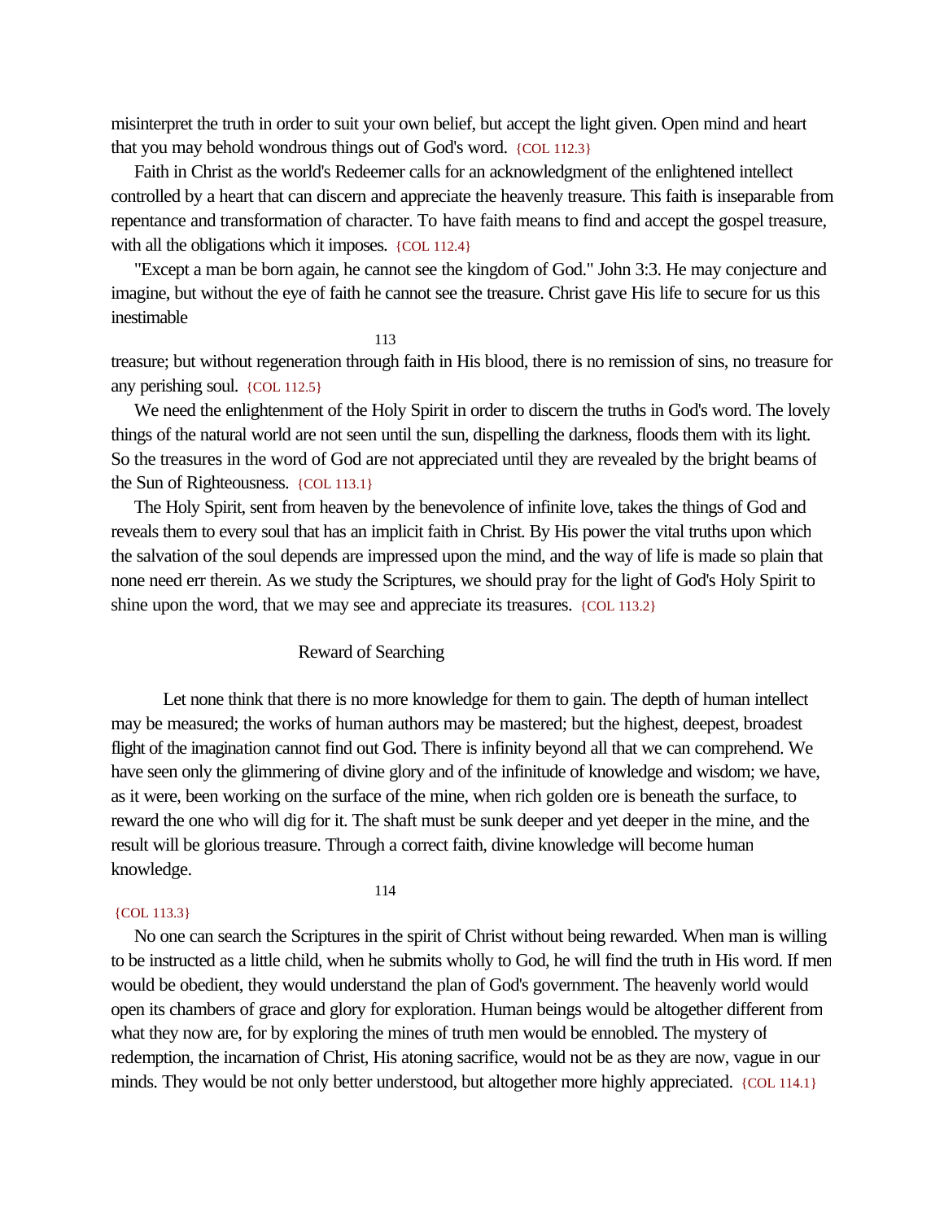misinterpret the truth in order to suit your own belief, but accept the light given. Open mind and heart that you may behold wondrous things out of God's word. {COL 112.3}

Faith in Christ as the world's Redeemer calls for an acknowledgment of the enlightened intellect controlled by a heart that can discern and appreciate the heavenly treasure. This faith is inseparable from repentance and transformation of character. To have faith means to find and accept the gospel treasure, with all the obligations which it imposes. {COL 112.4}

"Except a man be born again, he cannot see the kingdom of God." John 3:3. He may conjecture and imagine, but without the eye of faith he cannot see the treasure. Christ gave His life to secure for us this inestimable treasure; but without regeneration through faith in His blood, there is no remission of sins, no treasure for any perishing soul. {COL 112.5}

We need the enlightenment of the Holy Spirit in order to discern the truths in God's word. The lovely things of the natural world are not seen until the sun, dispelling the darkness, floods them with its light. So the treasures in the word of God are not appreciated until they are revealed by the bright beams of the Sun of Righteousness. {COL 113.1}

The Holy Spirit, sent from heaven by the benevolence of infinite love, takes the things of God and reveals them to every soul that has an implicit faith in Christ. By His power the vital truths upon which the salvation of the soul depends are impressed upon the mind, and the way of life is made so plain that none need err therein. As we study the Scriptures, we should pray for the light of God's Holy Spirit to shine upon the word, that we may see and appreciate its treasures. {COL 113.2}

## Reward of Searching

Let none think that there is no more knowledge for them to gain. The depth of human intellect may be measured; the works of human authors may be mastered; but the highest, deepest, broadest flight of the imagination cannot find out God. There is infinity beyond all that we can comprehend. We have seen only the glimmering of divine glory and of the infinitude of knowledge and wisdom; we have, as it were, been working on the surface of the mine, when rich golden ore is beneath the surface, to reward the one who will dig for it. The shaft must be sunk deeper and yet deeper in the mine, and the result will be glorious treasure. Through a correct faith, divine knowledge will become human knowledge. {COL 113.3}

No one can search the Scriptures in the spirit of Christ without being rewarded. When man is willing to be instructed as a little child, when he submits wholly to God, he will find the truth in His word. If men would be obedient, they would understand the plan of God's government. The heavenly world would open its chambers of grace and glory for exploration. Human beings would be altogether different from what they now are, for by exploring the mines of truth men would be ennobled. The mystery of redemption, the incarnation of Christ, His atoning sacrifice, would not be as they are now, vague in our minds. They would be not only better understood, but altogether more highly appreciated. {COL 114.1}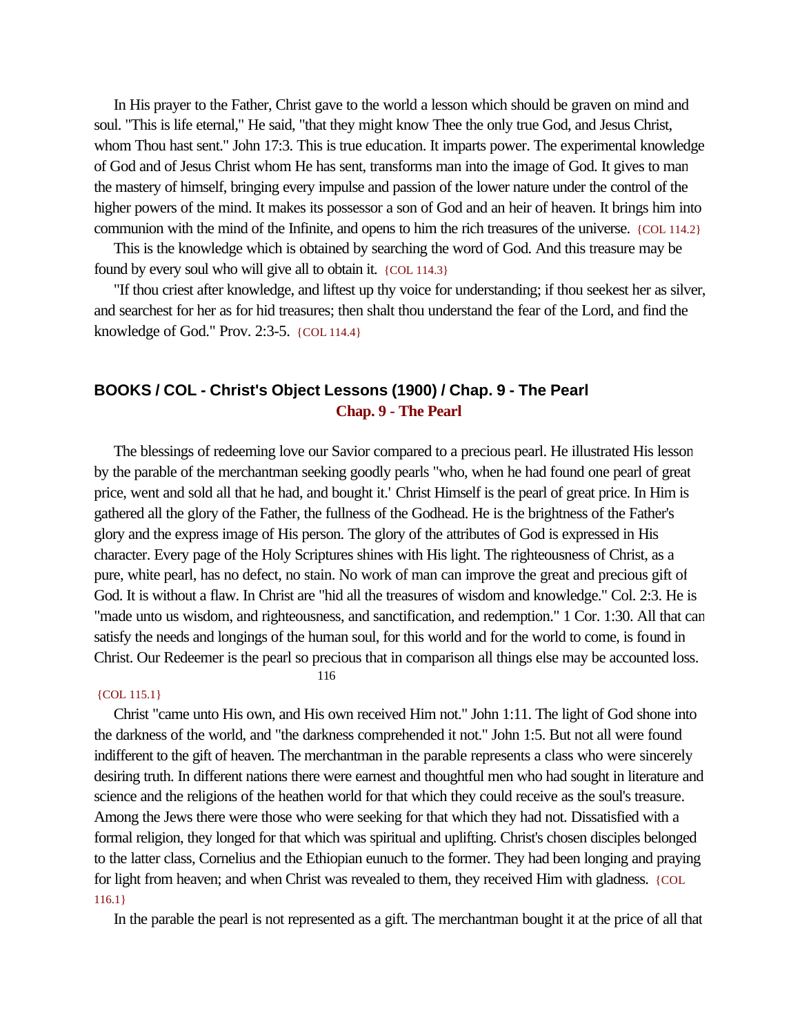In His prayer to the Father, Christ gave to the world a lesson which should be graven on mind and soul. "This is life eternal," He said, "that they might know Thee the only true God, and Jesus Christ, whom Thou hast sent." John 17:3. This is true education. It imparts power. The experimental knowledge of God and of Jesus Christ whom He has sent, transforms man into the image of God. It gives to man the mastery of himself, bringing every impulse and passion of the lower nature under the control of the higher powers of the mind. It makes its possessor a son of God and an heir of heaven. It brings him into communion with the mind of the Infinite, and opens to him the rich treasures of the universe. {COL 114.2}

This is the knowledge which is obtained by searching the word of God. And this treasure may be found by every soul who will give all to obtain it. {COL 114.3}

"If thou criest after knowledge, and liftest up thy voice for understanding; if thou seekest her as silver, and searchest for her as for hid treasures; then shalt thou understand the fear of the Lord, and find the knowledge of God." Prov. 2:3-5. {COL 114.4}

## BOOKS / COL - Christ's Object Lessons (1900) / Chap. 9 - The Pearl

### Chap. 9 - The Pearl

The blessings of redeeming love our Savior compared to a precious pearl. He illustrated His lesson by the parable of the merchantman seeking goodly pearls "who, when he had found one pearl of great price, went and sold all that he had, and bought it.' Christ Himself is the pearl of great price. In Him is gathered all the glory of the Father, the fullness of the Godhead. He is the brightness of the Father's glory and the express image of His person. The glory of the attributes of God is expressed in His character. Every page of the Holy Scriptures shines with His light. The righteousness of Christ, as a pure, white pearl, has no defect, no stain. No work of man can improve the great and precious gift of God. It is without a flaw. In Christ are "hid all the treasures of wisdom and knowledge." Col. 2:3. He is "made unto us wisdom, and righteousness, and sanctification, and redemption." 1 Cor. 1:30. All that can satisfy the needs and longings of the human soul, for this world and for the world to come, is found in Christ. Our Redeemer is the pearl so precious that in comparison all things else may be accounted loss. {COL 115.1}

Christ "came unto His own, and His own received Him not." John 1:11. The light of God shone into the darkness of the world, and "the darkness comprehended it not." John 1:5. But not all were found indifferent to the gift of heaven. The merchantman in the parable represents a class who were sincerely desiring truth. In different nations there were earnest and thoughtful men who had sought in literature and science and the religions of the heathen world for that which they could receive as the soul's treasure. Among the Jews there were those who were seeking for that which they had not. Dissatisfied with a formal religion, they longed for that which was spiritual and uplifting. Christ's chosen disciples belonged to the latter class, Cornelius and the Ethiopian eunuch to the former. They had been longing and praying for light from heaven; and when Christ was revealed to them, they received Him with gladness. {COL 116.1}

In the parable the pearl is not represented as a gift. The merchantman bought it at the price of all that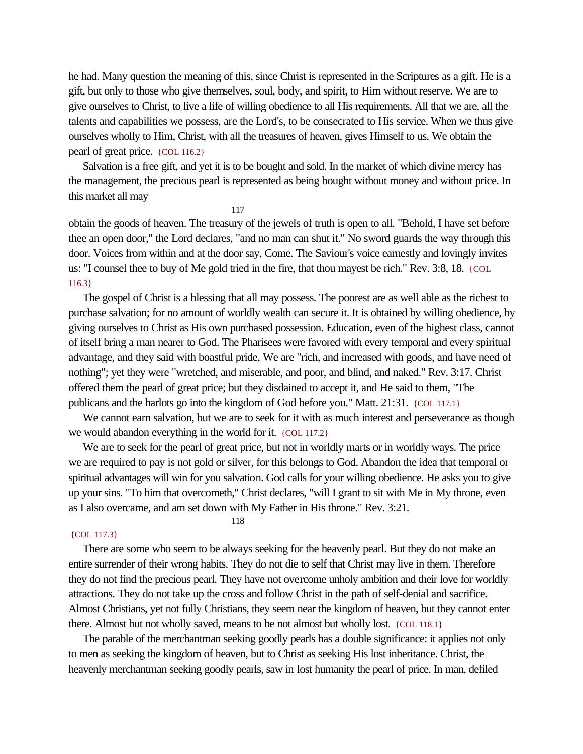he had. Many question the meaning of this, since Christ is represented in the Scriptures as a gift. He is a gift, but only to those who give themselves, soul, body, and spirit, to Him without reserve. We are to give ourselves to Christ, to live a life of willing obedience to all His requirements. All that we are, all the talents and capabilities we possess, are the Lord's, to be consecrated to His service. When we thus give ourselves wholly to Him, Christ, with all the treasures of heaven, gives Himself to us. We obtain the pearl of great price. {COL 116.2}

Salvation is a free gift, and yet it is to be bought and sold. In the market of which divine mercy has the management, the precious pearl is represented as being bought without money and without price. In this market all may obtain the goods of heaven. The treasury of the jewels of truth is open to all. "Behold, I have set before thee an open door," the Lord declares, "and no man can shut it." No sword guards the way through this door. Voices from within and at the door say, Come. The Saviour's voice earnestly and lovingly invites us: "I counsel thee to buy of Me gold tried in the fire, that thou mayest be rich." Rev. 3:8, 18. {COL 116.3}

The gospel of Christ is a blessing that all may possess. The poorest are as well able as the richest to purchase salvation; for no amount of worldly wealth can secure it. It is obtained by willing obedience, by giving ourselves to Christ as His own purchased possession. Education, even of the highest class, cannot of itself bring a man nearer to God. The Pharisees were favored with every temporal and every spiritual advantage, and they said with boastful pride, We are "rich, and increased with goods, and have need of nothing"; yet they were "wretched, and miserable, and poor, and blind, and naked." Rev. 3:17. Christ offered them the pearl of great price; but they disdained to accept it, and He said to them, "The publicans and the harlots go into the kingdom of God before you." Matt. 21:31. {COL 117.1}

We cannot earn salvation, but we are to seek for it with as much interest and perseverance as though we would abandon everything in the world for it. {COL 117.2}

We are to seek for the pearl of great price, but not in worldly marts or in worldly ways. The price we are required to pay is not gold or silver, for this belongs to God. Abandon the idea that temporal or spiritual advantages will win for you salvation. God calls for your willing obedience. He asks you to give up your sins. "To him that overcometh," Christ declares, "will I grant to sit with Me in My throne, even as I also overcame, and am set down with My Father in His throne." Rev. 3:21. {COL 117.3}

There are some who seem to be always seeking for the heavenly pearl. But they do not make an entire surrender of their wrong habits. They do not die to self that Christ may live in them. Therefore they do not find the precious pearl. They have not overcome unholy ambition and their love for worldly attractions. They do not take up the cross and follow Christ in the path of self-denial and sacrifice. Almost Christians, yet not fully Christians, they seem near the kingdom of heaven, but they cannot enter there. Almost but not wholly saved, means to be not almost but wholly lost. {COL 118.1}

The parable of the merchantman seeking goodly pearls has a double significance: it applies not only to men as seeking the kingdom of heaven, but to Christ as seeking His lost inheritance. Christ, the heavenly merchantman seeking goodly pearls, saw in lost humanity the pearl of price. In man, defiled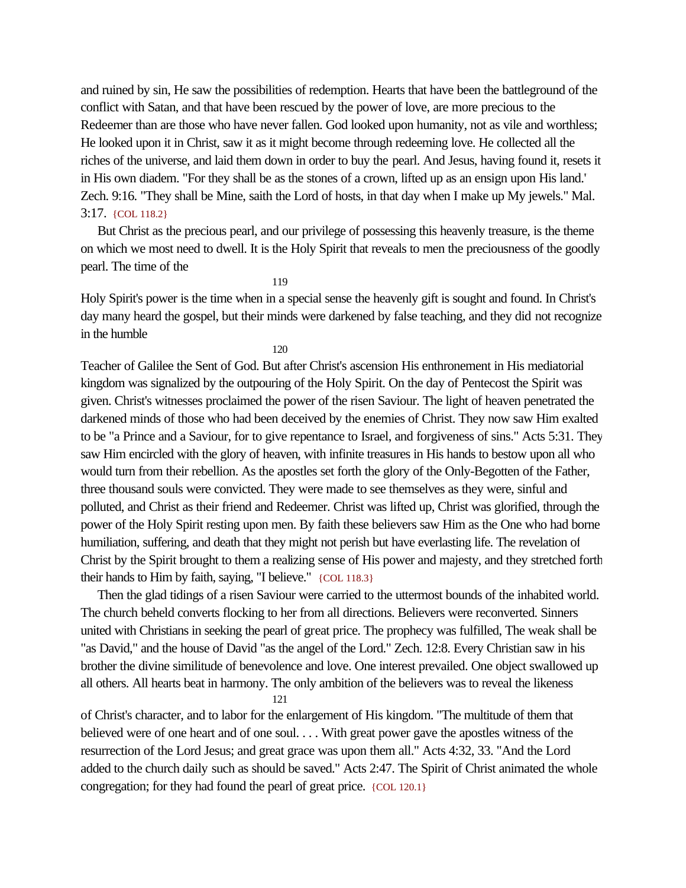and ruined by sin, He saw the possibilities of redemption. Hearts that have been the battleground of the conflict with Satan, and that have been rescued by the power of love, are more precious to the Redeemer than are those who have never fallen. God looked upon humanity, not as vile and worthless; He looked upon it in Christ, saw it as it might become through redeeming love. He collected all the riches of the universe, and laid them down in order to buy the pearl. And Jesus, having found it, resets it in His own diadem. "For they shall be as the stones of a crown, lifted up as an ensign upon His land.' Zech. 9:16. "They shall be Mine, saith the Lord of hosts, in that day when I make up My jewels." Mal. 3:17. {COL 118.2}

But Christ as the precious pearl, and our privilege of possessing this heavenly treasure, is the theme on which we most need to dwell. It is the Holy Spirit that reveals to men the preciousness of the goodly pearl. The time of the

Holy Spirit's power is the time when in a special sense the heavenly gift is sought and found. In Christ's day many heard the gospel, but their minds were darkened by false teaching, and they did not recognize in the humble

Teacher of Galilee the Sent of God. But after Christ's ascension His enthronement in His mediatorial kingdom was signalized by the outpouring of the Holy Spirit. On the day of Pentecost the Spirit was given. Christ's witnesses proclaimed the power of the risen Saviour. The light of heaven penetrated the darkened minds of those who had been deceived by the enemies of Christ. They now saw Him exalted to be "a Prince and a Saviour, for to give repentance to Israel, and forgiveness of sins." Acts 5:31. They saw Him encircled with the glory of heaven, with infinite treasures in His hands to bestow upon all who would turn from their rebellion. As the apostles set forth the glory of the Only-Begotten of the Father, three thousand souls were convicted. They were made to see themselves as they were, sinful and polluted, and Christ as their friend and Redeemer. Christ was lifted up, Christ was glorified, through the power of the Holy Spirit resting upon men. By faith these believers saw Him as the One who had borne humiliation, suffering, and death that they might not perish but have everlasting life. The revelation of Christ by the Spirit brought to them a realizing sense of His power and majesty, and they stretched forth their hands to Him by faith, saying, "I believe." {COL 118.3}

Then the glad tidings of a risen Saviour were carried to the uttermost bounds of the inhabited world. The church beheld converts flocking to her from all directions. Believers were reconverted. Sinners united with Christians in seeking the pearl of great price. The prophecy was fulfilled, The weak shall be "as David," and the house of David "as the angel of the Lord." Zech. 12:8. Every Christian saw in his brother the divine similitude of benevolence and love. One interest prevailed. One object swallowed up all others. All hearts beat in harmony. The only ambition of the believers was to reveal the likeness

of Christ's character, and to labor for the enlargement of His kingdom. "The multitude of them that believed were of one heart and of one soul. . . . With great power gave the apostles witness of the resurrection of the Lord Jesus; and great grace was upon them all." Acts 4:32, 33. "And the Lord added to the church daily such as should be saved." Acts 2:47. The Spirit of Christ animated the whole congregation; for they had found the pearl of great price. {COL 120.1}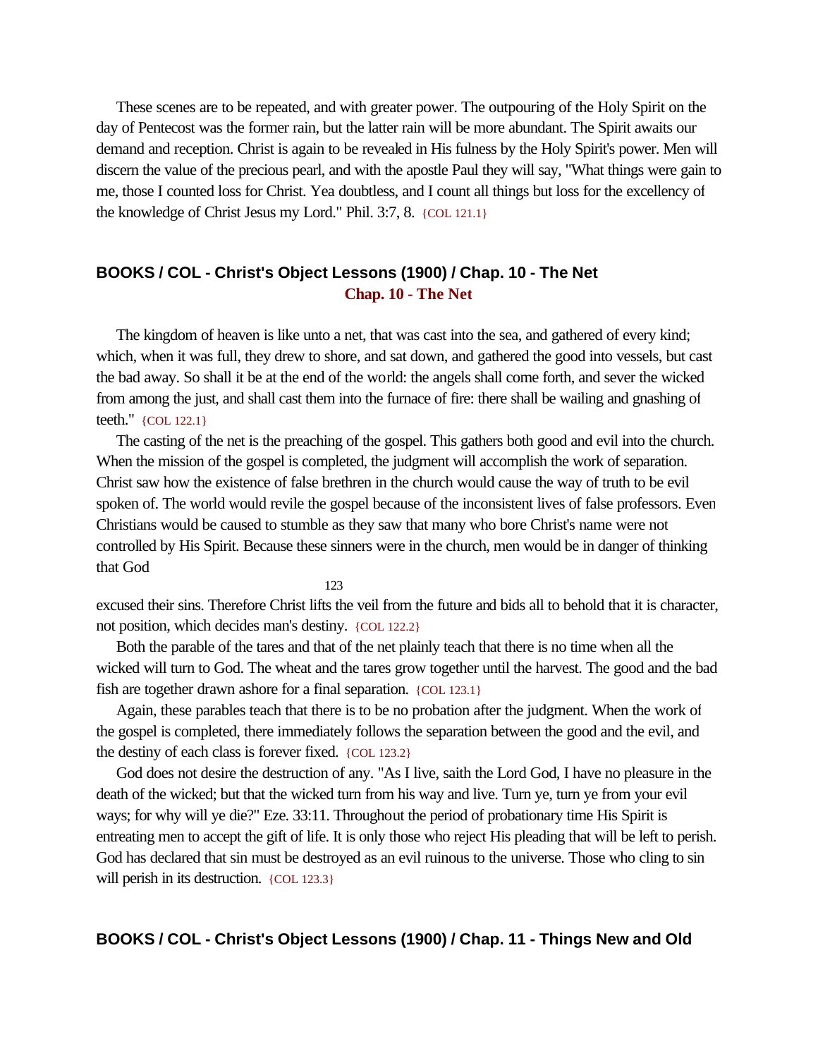These scenes are to be repeated, and with greater power. The outpouring of the Holy Spirit on the day of Pentecost was the former rain, but the latter rain will be more abundant. The Spirit awaits our demand and reception. Christ is again to be revealed in His fulness by the Holy Spirit's power. Men will discern the value of the precious pearl, and with the apostle Paul they will say, "What things were gain to me, those I counted loss for Christ. Yea doubtless, and I count all things but loss for the excellency of the knowledge of Christ Jesus my Lord." Phil. 3:7, 8. {COL 121.1}

## BOOKS / COL - Christ's Object Lessons (1900) / Chap. 10 - The Net

### Chap. 10 - The Net

The kingdom of heaven is like unto a net, that was cast into the sea, and gathered of every kind; which, when it was full, they drew to shore, and sat down, and gathered the good into vessels, but cast the bad away. So shall it be at the end of the world: the angels shall come forth, and sever the wicked from among the just, and shall cast them into the furnace of fire: there shall be wailing and gnashing of teeth." {COL 122.1}

The casting of the net is the preaching of the gospel. This gathers both good and evil into the church. When the mission of the gospel is completed, the judgment will accomplish the work of separation. Christ saw how the existence of false brethren in the church would cause the way of truth to be evil spoken of. The world would revile the gospel because of the inconsistent lives of false professors. Even Christians would be caused to stumble as they saw that many who bore Christ's name were not controlled by His Spirit. Because these sinners were in the church, men would be in danger of thinking that God excused their sins. Therefore Christ lifts the veil from the future and bids all to behold that it is character, not position, which decides man's destiny. {COL 122.2}

Both the parable of the tares and that of the net plainly teach that there is no time when all the wicked will turn to God. The wheat and the tares grow together until the harvest. The good and the bad fish are together drawn ashore for a final separation. {COL 123.1}

Again, these parables teach that there is to be no probation after the judgment. When the work of the gospel is completed, there immediately follows the separation between the good and the evil, and the destiny of each class is forever fixed. {COL 123.2}

God does not desire the destruction of any. "As I live, saith the Lord God, I have no pleasure in the death of the wicked; but that the wicked turn from his way and live. Turn ye, turn ye from your evil ways; for why will ye die?" Eze. 33:11. Throughout the period of probationary time His Spirit is entreating men to accept the gift of life. It is only those who reject His pleading that will be left to perish. God has declared that sin must be destroyed as an evil ruinous to the universe. Those who cling to sin will perish in its destruction. {COL 123.3}

## BOOKS / COL - Christ's Object Lessons (1900) / Chap. 11 - Things New and Old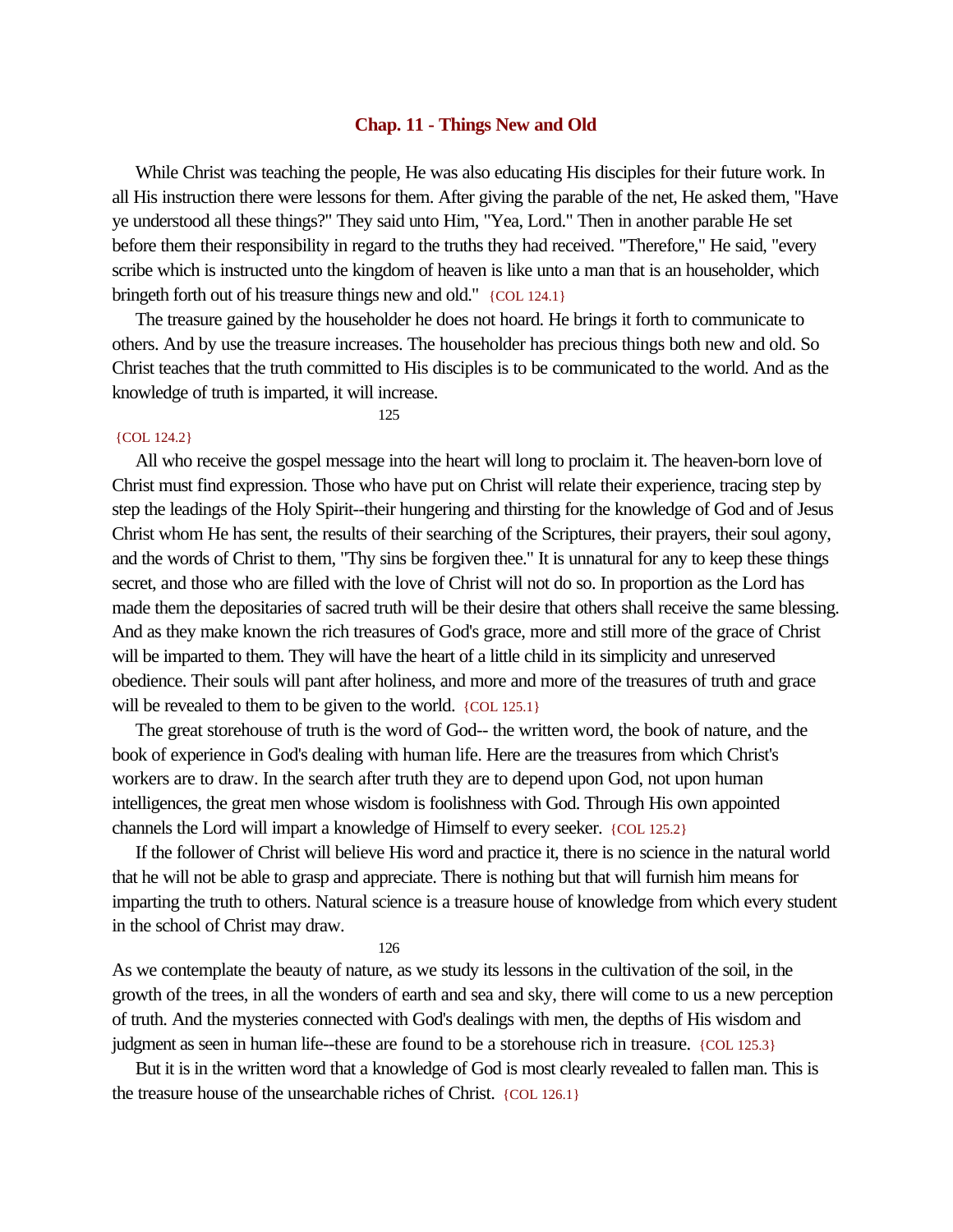## Chap. 11 - Things New and Old

While Christ was teaching the people, He was also educating His disciples for their future work. In all His instruction there were lessons for them. After giving the parable of the net, He asked them, "Have ye understood all these things?" They said unto Him, "Yea, Lord." Then in another parable He set before them their responsibility in regard to the truths they had received. "Therefore," He said, "every scribe which is instructed unto the kingdom of heaven is like unto a man that is an householder, which bringeth forth out of his treasure things new and old." {COL 124.1}

The treasure gained by the householder he does not hoard. He brings it forth to communicate to others. And by use the treasure increases. The householder has precious things both new and old. So Christ teaches that the truth committed to His disciples is to be communicated to the world. And as the knowledge of truth is imparted, it will increase.

{COL 124.2}

All who receive the gospel message into the heart will long to proclaim it. The heaven-born love of Christ must find expression. Those who have put on Christ will relate their experience, tracing step by step the leadings of the Holy Spirit--their hungering and thirsting for the knowledge of God and of Jesus Christ whom He has sent, the results of their searching of the Scriptures, their prayers, their soul agony, and the words of Christ to them, "Thy sins be forgiven thee." It is unnatural for any to keep these things secret, and those who are filled with the love of Christ will not do so. In proportion as the Lord has made them the depositaries of sacred truth will be their desire that others shall receive the same blessing. And as they make known the rich treasures of God's grace, more and still more of the grace of Christ will be imparted to them. They will have the heart of a little child in its simplicity and unreserved obedience. Their souls will pant after holiness, and more and more of the treasures of truth and grace will be revealed to them to be given to the world. {COL 125.1}

The great storehouse of truth is the word of God-- the written word, the book of nature, and the book of experience in God's dealing with human life. Here are the treasures from which Christ's workers are to draw. In the search after truth they are to depend upon God, not upon human intelligences, the great men whose wisdom is foolishness with God. Through His own appointed channels the Lord will impart a knowledge of Himself to every seeker. {COL 125.2}

If the follower of Christ will believe His word and practice it, there is no science in the natural world that he will not be able to grasp and appreciate. There is nothing but that will furnish him means for imparting the truth to others. Natural science is a treasure house of knowledge from which every student in the school of Christ may draw.

As we contemplate the beauty of nature, as we study its lessons in the cultivation of the soil, in the growth of the trees, in all the wonders of earth and sea and sky, there will come to us a new perception of truth. And the mysteries connected with God's dealings with men, the depths of His wisdom and judgment as seen in human life--these are found to be a storehouse rich in treasure. {COL 125.3}

But it is in the written word that a knowledge of God is most clearly revealed to fallen man. This is the treasure house of the unsearchable riches of Christ. {COL 126.1}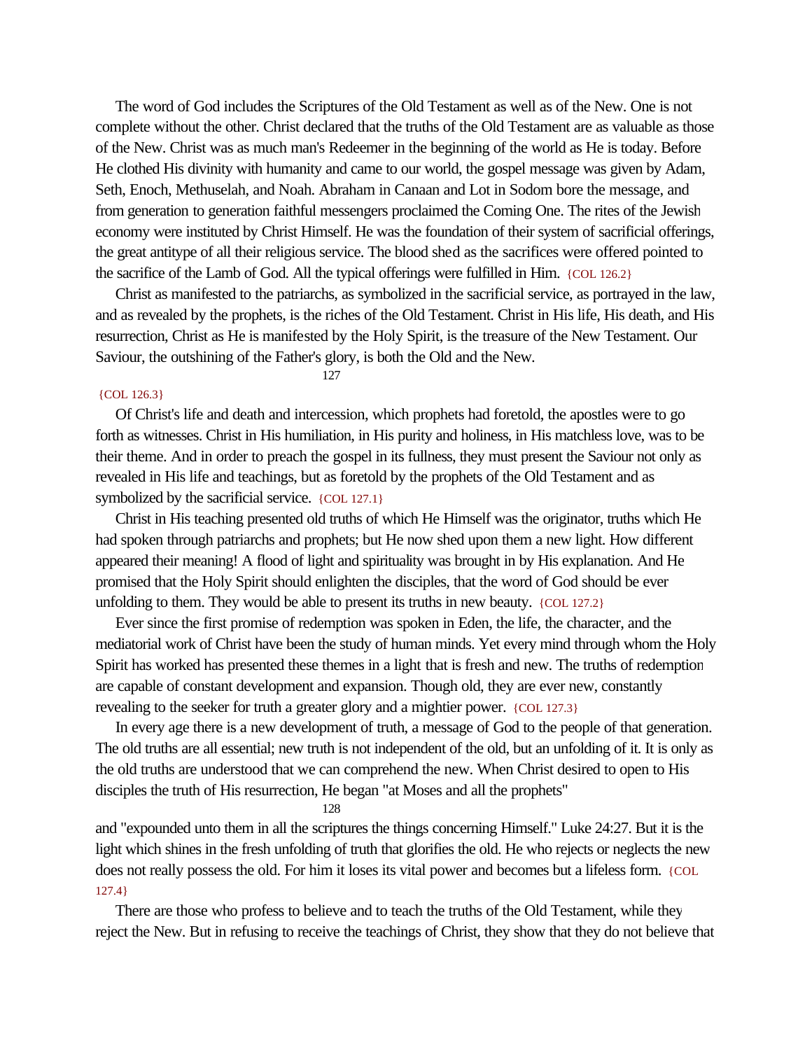The word of God includes the Scriptures of the Old Testament as well as of the New. One is not complete without the other. Christ declared that the truths of the Old Testament are as valuable as those of the New. Christ was as much man's Redeemer in the beginning of the world as He is today. Before He clothed His divinity with humanity and came to our world, the gospel message was given by Adam, Seth, Enoch, Methuselah, and Noah. Abraham in Canaan and Lot in Sodom bore the message, and from generation to generation faithful messengers proclaimed the Coming One. The rites of the Jewish economy were instituted by Christ Himself. He was the foundation of their system of sacrificial offerings, the great antitype of all their religious service. The blood shed as the sacrifices were offered pointed to the sacrifice of the Lamb of God. All the typical offerings were fulfilled in Him. {COL 126.2}

Christ as manifested to the patriarchs, as symbolized in the sacrificial service, as portrayed in the law, and as revealed by the prophets, is the riches of the Old Testament. Christ in His life, His death, and His resurrection, Christ as He is manifested by the Holy Spirit, is the treasure of the New Testament. Our Saviour, the outshining of the Father's glory, is both the Old and the New. {COL 126.3}

Of Christ's life and death and intercession, which prophets had foretold, the apostles were to go forth as witnesses. Christ in His humiliation, in His purity and holiness, in His matchless love, was to be their theme. And in order to preach the gospel in its fullness, they must present the Saviour not only as revealed in His life and teachings, but as foretold by the prophets of the Old Testament and as symbolized by the sacrificial service. {COL 127.1}

Christ in His teaching presented old truths of which He Himself was the originator, truths which He had spoken through patriarchs and prophets; but He now shed upon them a new light. How different appeared their meaning! A flood of light and spirituality was brought in by His explanation. And He promised that the Holy Spirit should enlighten the disciples, that the word of God should be ever unfolding to them. They would be able to present its truths in new beauty. {COL 127.2}

Ever since the first promise of redemption was spoken in Eden, the life, the character, and the mediatorial work of Christ have been the study of human minds. Yet every mind through whom the Holy Spirit has worked has presented these themes in a light that is fresh and new. The truths of redemption are capable of constant development and expansion. Though old, they are ever new, constantly revealing to the seeker for truth a greater glory and a mightier power. {COL 127.3}

In every age there is a new development of truth, a message of God to the people of that generation. The old truths are all essential; new truth is not independent of the old, but an unfolding of it. It is only as the old truths are understood that we can comprehend the new. When Christ desired to open to His disciples the truth of His resurrection, He began "at Moses and all the prophets" and "expounded unto them in all the scriptures the things concerning Himself." Luke 24:27. But it is the light which shines in the fresh unfolding of truth that glorifies the old. He who rejects or neglects the new does not really possess the old. For him it loses its vital power and becomes but a lifeless form. {COL 127.4}

There are those who profess to believe and to teach the truths of the Old Testament, while they reject the New. But in refusing to receive the teachings of Christ, they show that they do not believe that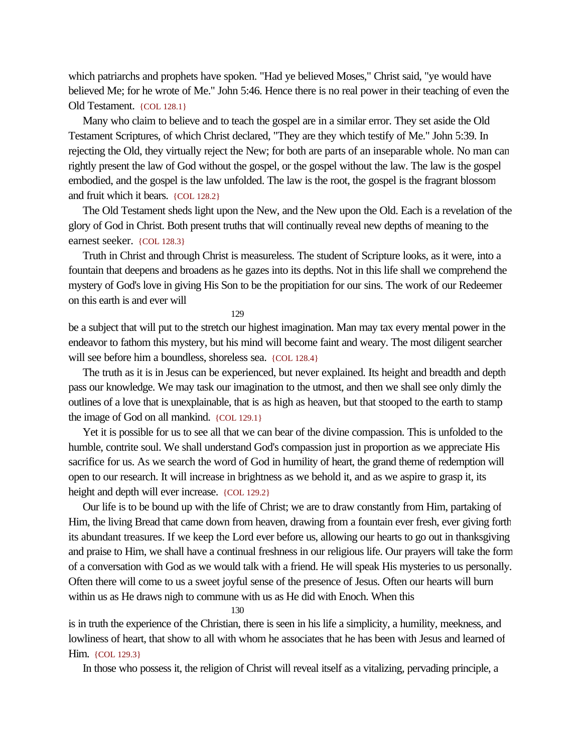which patriarchs and prophets have spoken. "Had ye believed Moses," Christ said, "ye would have believed Me; for he wrote of Me." John 5:46. Hence there is no real power in their teaching of even the Old Testament. {COL 128.1}

Many who claim to believe and to teach the gospel are in a similar error. They set aside the Old Testament Scriptures, of which Christ declared, "They are they which testify of Me." John 5:39. In rejecting the Old, they virtually reject the New; for both are parts of an inseparable whole. No man can rightly present the law of God without the gospel, or the gospel without the law. The law is the gospel embodied, and the gospel is the law unfolded. The law is the root, the gospel is the fragrant blossom and fruit which it bears. {COL 128.2}

The Old Testament sheds light upon the New, and the New upon the Old. Each is a revelation of the glory of God in Christ. Both present truths that will continually reveal new depths of meaning to the earnest seeker. {COL 128.3}

Truth in Christ and through Christ is measureless. The student of Scripture looks, as it were, into a fountain that deepens and broadens as he gazes into its depths. Not in this life shall we comprehend the mystery of God's love in giving His Son to be the propitiation for our sins. The work of our Redeemer on this earth is and ever will be a subject that will put to the stretch our highest imagination. Man may tax every mental power in the endeavor to fathom this mystery, but his mind will become faint and weary. The most diligent searcher will see before him a boundless, shoreless sea. {COL 128.4}

The truth as it is in Jesus can be experienced, but never explained. Its height and breadth and depth pass our knowledge. We may task our imagination to the utmost, and then we shall see only dimly the outlines of a love that is unexplainable, that is as high as heaven, but that stooped to the earth to stamp the image of God on all mankind. {COL 129.1}

Yet it is possible for us to see all that we can bear of the divine compassion. This is unfolded to the humble, contrite soul. We shall understand God's compassion just in proportion as we appreciate His sacrifice for us. As we search the word of God in humility of heart, the grand theme of redemption will open to our research. It will increase in brightness as we behold it, and as we aspire to grasp it, its height and depth will ever increase. {COL 129.2}

Our life is to be bound up with the life of Christ; we are to draw constantly from Him, partaking of Him, the living Bread that came down from heaven, drawing from a fountain ever fresh, ever giving forth its abundant treasures. If we keep the Lord ever before us, allowing our hearts to go out in thanksgiving and praise to Him, we shall have a continual freshness in our religious life. Our prayers will take the form of a conversation with God as we would talk with a friend. He will speak His mysteries to us personally. Often there will come to us a sweet joyful sense of the presence of Jesus. Often our hearts will burn within us as He draws nigh to commune with us as He did with Enoch. When this is in truth the experience of the Christian, there is seen in his life a simplicity, a humility, meekness, and lowliness of heart, that show to all with whom he associates that he has been with Jesus and learned of Him. {COL 129.3}

In those who possess it, the religion of Christ will reveal itself as a vitalizing, pervading principle, a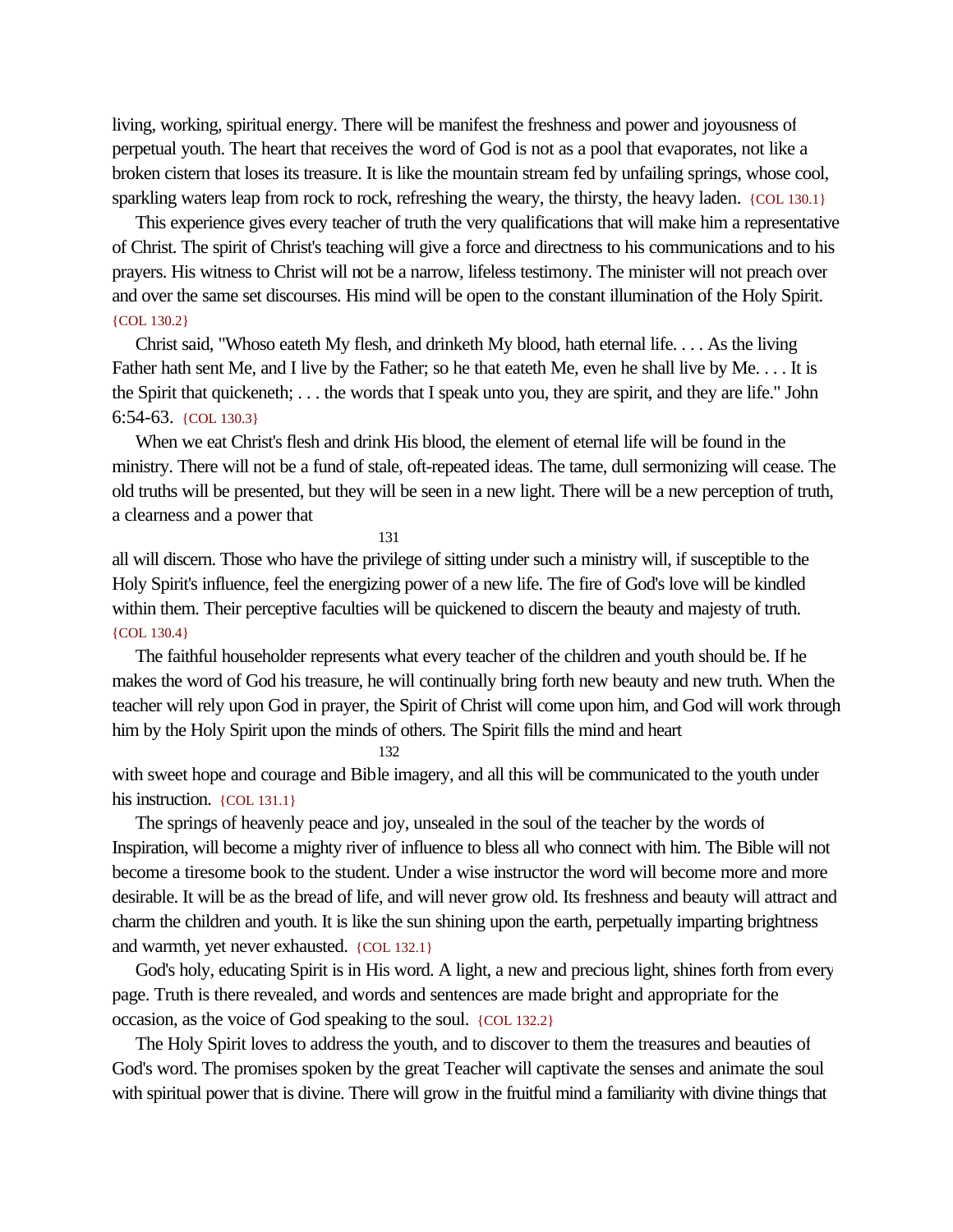living, working, spiritual energy. There will be manifest the freshness and power and joyousness of perpetual youth. The heart that receives the word of God is not as a pool that evaporates, not like a broken cistern that loses its treasure. It is like the mountain stream fed by unfailing springs, whose cool, sparkling waters leap from rock to rock, refreshing the weary, the thirsty, the heavy laden. {COL 130.1}

This experience gives every teacher of truth the very qualifications that will make him a representative of Christ. The spirit of Christ's teaching will give a force and directness to his communications and to his prayers. His witness to Christ will not be a narrow, lifeless testimony. The minister will not preach over and over the same set discourses. His mind will be open to the constant illumination of the Holy Spirit. {COL 130.2}

Christ said, "Whoso eateth My flesh, and drinketh My blood, hath eternal life. . . . As the living Father hath sent Me, and I live by the Father; so he that eateth Me, even he shall live by Me. . . . It is the Spirit that quickeneth; . . . the words that I speak unto you, they are spirit, and they are life." John 6:54-63. {COL 130.3}

When we eat Christ's flesh and drink His blood, the element of eternal life will be found in the ministry. There will not be a fund of stale, oft-repeated ideas. The tame, dull sermonizing will cease. The old truths will be presented, but they will be seen in a new light. There will be a new perception of truth, a clearness and a power that all will discern. Those who have the privilege of sitting under such a ministry will, if susceptible to the Holy Spirit's influence, feel the energizing power of a new life. The fire of God's love will be kindled within them. Their perceptive faculties will be quickened to discern the beauty and majesty of truth. {COL 130.4}

The faithful householder represents what every teacher of the children and youth should be. If he makes the word of God his treasure, he will continually bring forth new beauty and new truth. When the teacher will rely upon God in prayer, the Spirit of Christ will come upon him, and God will work through him by the Holy Spirit upon the minds of others. The Spirit fills the mind and heart with sweet hope and courage and Bible imagery, and all this will be communicated to the youth under his instruction. {COL 131.1}

The springs of heavenly peace and joy, unsealed in the soul of the teacher by the words of Inspiration, will become a mighty river of influence to bless all who connect with him. The Bible will not become a tiresome book to the student. Under a wise instructor the word will become more and more desirable. It will be as the bread of life, and will never grow old. Its freshness and beauty will attract and charm the children and youth. It is like the sun shining upon the earth, perpetually imparting brightness and warmth, yet never exhausted. {COL 132.1}

God's holy, educating Spirit is in His word. A light, a new and precious light, shines forth from every page. Truth is there revealed, and words and sentences are made bright and appropriate for the occasion, as the voice of God speaking to the soul. {COL 132.2}

The Holy Spirit loves to address the youth, and to discover to them the treasures and beauties of God's word. The promises spoken by the great Teacher will captivate the senses and animate the soul with spiritual power that is divine. There will grow in the fruitful mind a familiarity with divine things that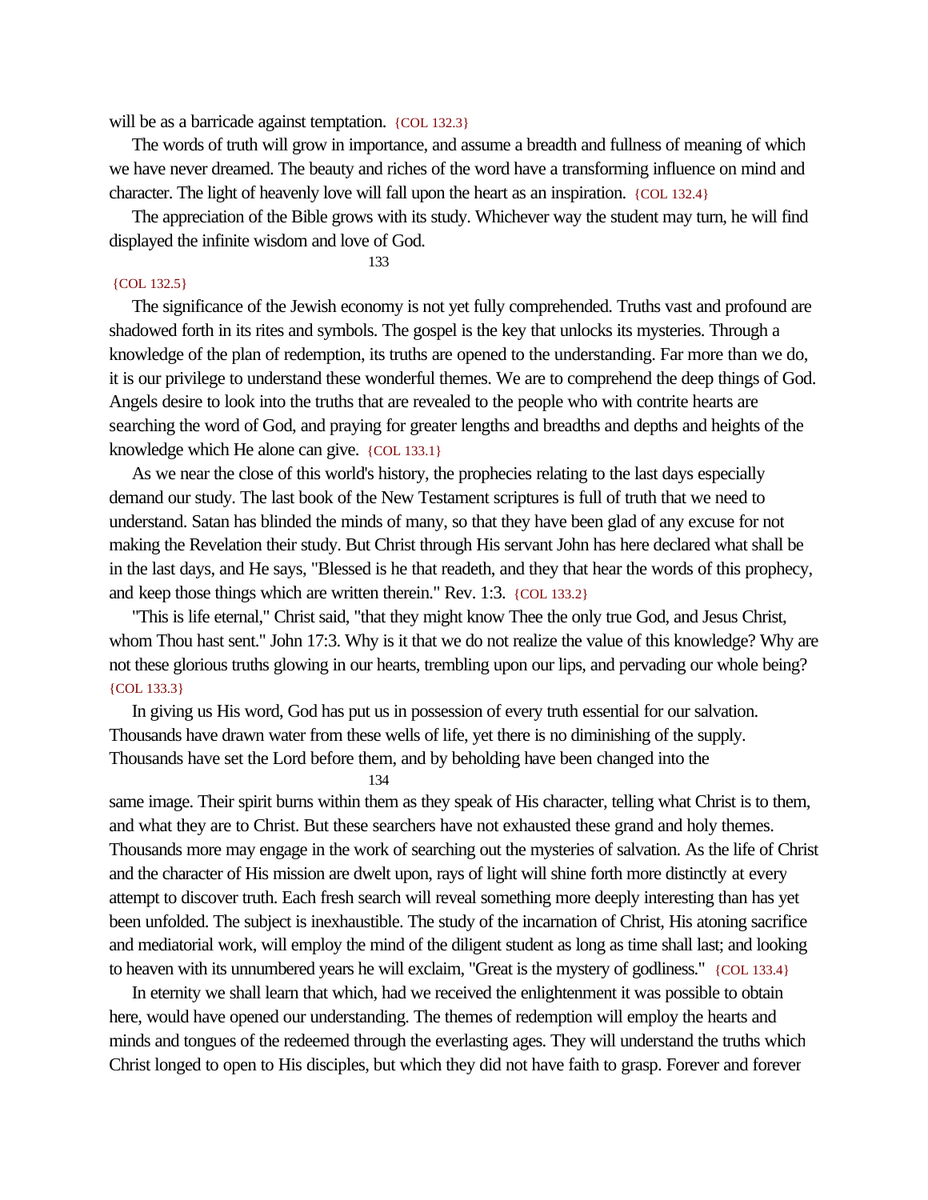will be as a barricade against temptation. {COL 132.3}

The words of truth will grow in importance, and assume a breadth and fullness of meaning of which we have never dreamed. The beauty and riches of the word have a transforming influence on mind and character. The light of heavenly love will fall upon the heart as an inspiration. {COL 132.4}

The appreciation of the Bible grows with its study. Whichever way the student may turn, he will find displayed the infinite wisdom and love of God.

{COL 132.5}

The significance of the Jewish economy is not yet fully comprehended. Truths vast and profound are shadowed forth in its rites and symbols. The gospel is the key that unlocks its mysteries. Through a knowledge of the plan of redemption, its truths are opened to the understanding. Far more than we do, it is our privilege to understand these wonderful themes. We are to comprehend the deep things of God. Angels desire to look into the truths that are revealed to the people who with contrite hearts are searching the word of God, and praying for greater lengths and breadths and depths and heights of the knowledge which He alone can give. {COL 133.1}

As we near the close of this world's history, the prophecies relating to the last days especially demand our study. The last book of the New Testament scriptures is full of truth that we need to understand. Satan has blinded the minds of many, so that they have been glad of any excuse for not making the Revelation their study. But Christ through His servant John has here declared what shall be in the last days, and He says, "Blessed is he that readeth, and they that hear the words of this prophecy, and keep those things which are written therein." Rev. 1:3. {COL 133.2}

"This is life eternal," Christ said, "that they might know Thee the only true God, and Jesus Christ, whom Thou hast sent." John 17:3. Why is it that we do not realize the value of this knowledge? Why are not these glorious truths glowing in our hearts, trembling upon our lips, and pervading our whole being? {COL 133.3}

In giving us His word, God has put us in possession of every truth essential for our salvation. Thousands have drawn water from these wells of life, yet there is no diminishing of the supply. Thousands have set the Lord before them, and by beholding have been changed into the same image. Their spirit burns within them as they speak of His character, telling what Christ is to them, and what they are to Christ. But these searchers have not exhausted these grand and holy themes. Thousands more may engage in the work of searching out the mysteries of salvation. As the life of Christ and the character of His mission are dwelt upon, rays of light will shine forth more distinctly at every attempt to discover truth. Each fresh search will reveal something more deeply interesting than has yet been unfolded. The subject is inexhaustible. The study of the incarnation of Christ, His atoning sacrifice and mediatorial work, will employ the mind of the diligent student as long as time shall last; and looking to heaven with its unnumbered years he will exclaim, "Great is the mystery of godliness." {COL 133.4}

In eternity we shall learn that which, had we received the enlightenment it was possible to obtain here, would have opened our understanding. The themes of redemption will employ the hearts and minds and tongues of the redeemed through the everlasting ages. They will understand the truths which Christ longed to open to His disciples, but which they did not have faith to grasp. Forever and forever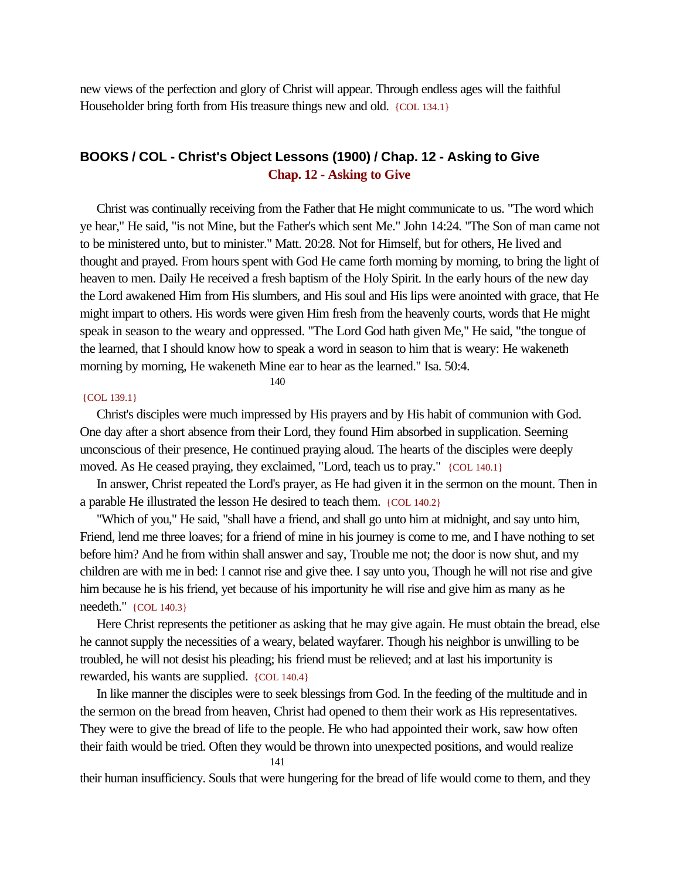new views of the perfection and glory of Christ will appear. Through endless ages will the faithful Householder bring forth from His treasure things new and old. {COL 134.1}

## BOOKS / COL - Christ's Object Lessons (1900) / Chap. 12 - Asking to Give

### Chap. 12 - Asking to Give

Christ was continually receiving from the Father that He might communicate to us. "The word which ye hear," He said, "is not Mine, but the Father's which sent Me." John 14:24. "The Son of man came not to be ministered unto, but to minister." Matt. 20:28. Not for Himself, but for others, He lived and thought and prayed. From hours spent with God He came forth morning by morning, to bring the light of heaven to men. Daily He received a fresh baptism of the Holy Spirit. In the early hours of the new day the Lord awakened Him from His slumbers, and His soul and His lips were anointed with grace, that He might impart to others. His words were given Him fresh from the heavenly courts, words that He might speak in season to the weary and oppressed. "The Lord God hath given Me," He said, "the tongue of the learned, that I should know how to speak a word in season to him that is weary: He wakeneth morning by morning, He wakeneth Mine ear to hear as the learned." Isa. 50:4. {COL 139.1}

Christ's disciples were much impressed by His prayers and by His habit of communion with God. One day after a short absence from their Lord, they found Him absorbed in supplication. Seeming unconscious of their presence, He continued praying aloud. The hearts of the disciples were deeply moved. As He ceased praying, they exclaimed, "Lord, teach us to pray." {COL 140.1}

In answer, Christ repeated the Lord's prayer, as He had given it in the sermon on the mount. Then in a parable He illustrated the lesson He desired to teach them. {COL 140.2}

"Which of you," He said, "shall have a friend, and shall go unto him at midnight, and say unto him, Friend, lend me three loaves; for a friend of mine in his journey is come to me, and I have nothing to set before him? And he from within shall answer and say, Trouble me not; the door is now shut, and my children are with me in bed: I cannot rise and give thee. I say unto you, Though he will not rise and give him because he is his friend, yet because of his importunity he will rise and give him as many as he needeth." {COL 140.3}

Here Christ represents the petitioner as asking that he may give again. He must obtain the bread, else he cannot supply the necessities of a weary, belated wayfarer. Though his neighbor is unwilling to be troubled, he will not desist his pleading; his friend must be relieved; and at last his importunity is rewarded, his wants are supplied. {COL 140.4}

In like manner the disciples were to seek blessings from God. In the feeding of the multitude and in the sermon on the bread from heaven, Christ had opened to them their work as His representatives. They were to give the bread of life to the people. He who had appointed their work, saw how often their faith would be tried. Often they would be thrown into unexpected positions, and would realize their human insufficiency. Souls that were hungering for the bread of life would come to them, and they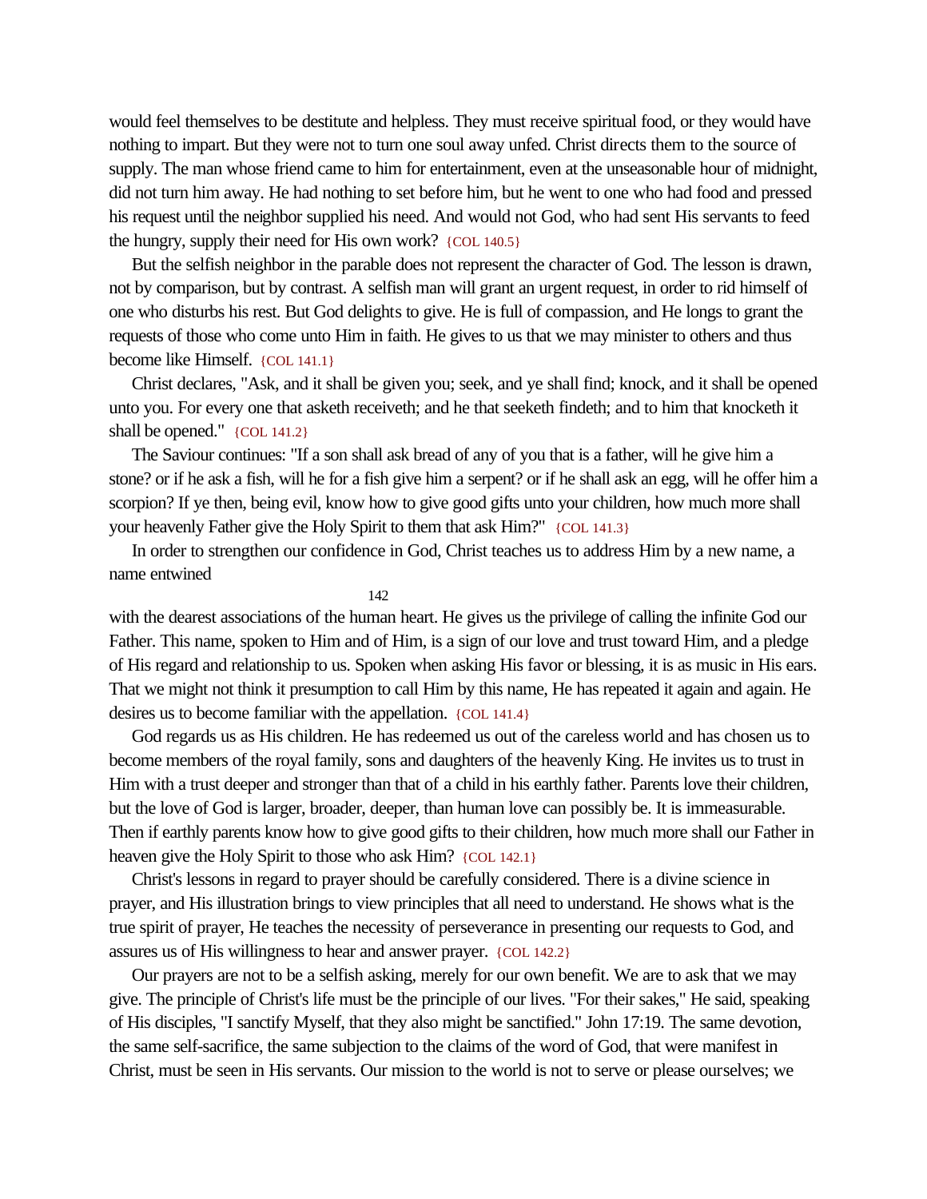would feel themselves to be destitute and helpless. They must receive spiritual food, or they would have nothing to impart. But they were not to turn one soul away unfed. Christ directs them to the source of supply. The man whose friend came to him for entertainment, even at the unseasonable hour of midnight, did not turn him away. He had nothing to set before him, but he went to one who had food and pressed his request until the neighbor supplied his need. And would not God, who had sent His servants to feed the hungry, supply their need for His own work? {COL 140.5}

But the selfish neighbor in the parable does not represent the character of God. The lesson is drawn, not by comparison, but by contrast. A selfish man will grant an urgent request, in order to rid himself of one who disturbs his rest. But God delights to give. He is full of compassion, and He longs to grant the requests of those who come unto Him in faith. He gives to us that we may minister to others and thus become like Himself. {COL 141.1}

Christ declares, "Ask, and it shall be given you; seek, and ye shall find; knock, and it shall be opened unto you. For every one that asketh receiveth; and he that seeketh findeth; and to him that knocketh it shall be opened." {COL 141.2}

The Saviour continues: "If a son shall ask bread of any of you that is a father, will he give him a stone? or if he ask a fish, will he for a fish give him a serpent? or if he shall ask an egg, will he offer him a scorpion? If ye then, being evil, know how to give good gifts unto your children, how much more shall your heavenly Father give the Holy Spirit to them that ask Him?" {COL 141.3}

In order to strengthen our confidence in God, Christ teaches us to address Him by a new name, a name entwined with the dearest associations of the human heart. He gives us the privilege of calling the infinite God our Father. This name, spoken to Him and of Him, is a sign of our love and trust toward Him, and a pledge of His regard and relationship to us. Spoken when asking His favor or blessing, it is as music in His ears. That we might not think it presumption to call Him by this name, He has repeated it again and again. He desires us to become familiar with the appellation. {COL 141.4}

God regards us as His children. He has redeemed us out of the careless world and has chosen us to become members of the royal family, sons and daughters of the heavenly King. He invites us to trust in Him with a trust deeper and stronger than that of a child in his earthly father. Parents love their children, but the love of God is larger, broader, deeper, than human love can possibly be. It is immeasurable. Then if earthly parents know how to give good gifts to their children, how much more shall our Father in heaven give the Holy Spirit to those who ask Him? {COL 142.1}

Christ's lessons in regard to prayer should be carefully considered. There is a divine science in prayer, and His illustration brings to view principles that all need to understand. He shows what is the true spirit of prayer, He teaches the necessity of perseverance in presenting our requests to God, and assures us of His willingness to hear and answer prayer. {COL 142.2}

Our prayers are not to be a selfish asking, merely for our own benefit. We are to ask that we may give. The principle of Christ's life must be the principle of our lives. "For their sakes," He said, speaking of His disciples, "I sanctify Myself, that they also might be sanctified." John 17:19. The same devotion, the same self-sacrifice, the same subjection to the claims of the word of God, that were manifest in Christ, must be seen in His servants. Our mission to the world is not to serve or please ourselves; we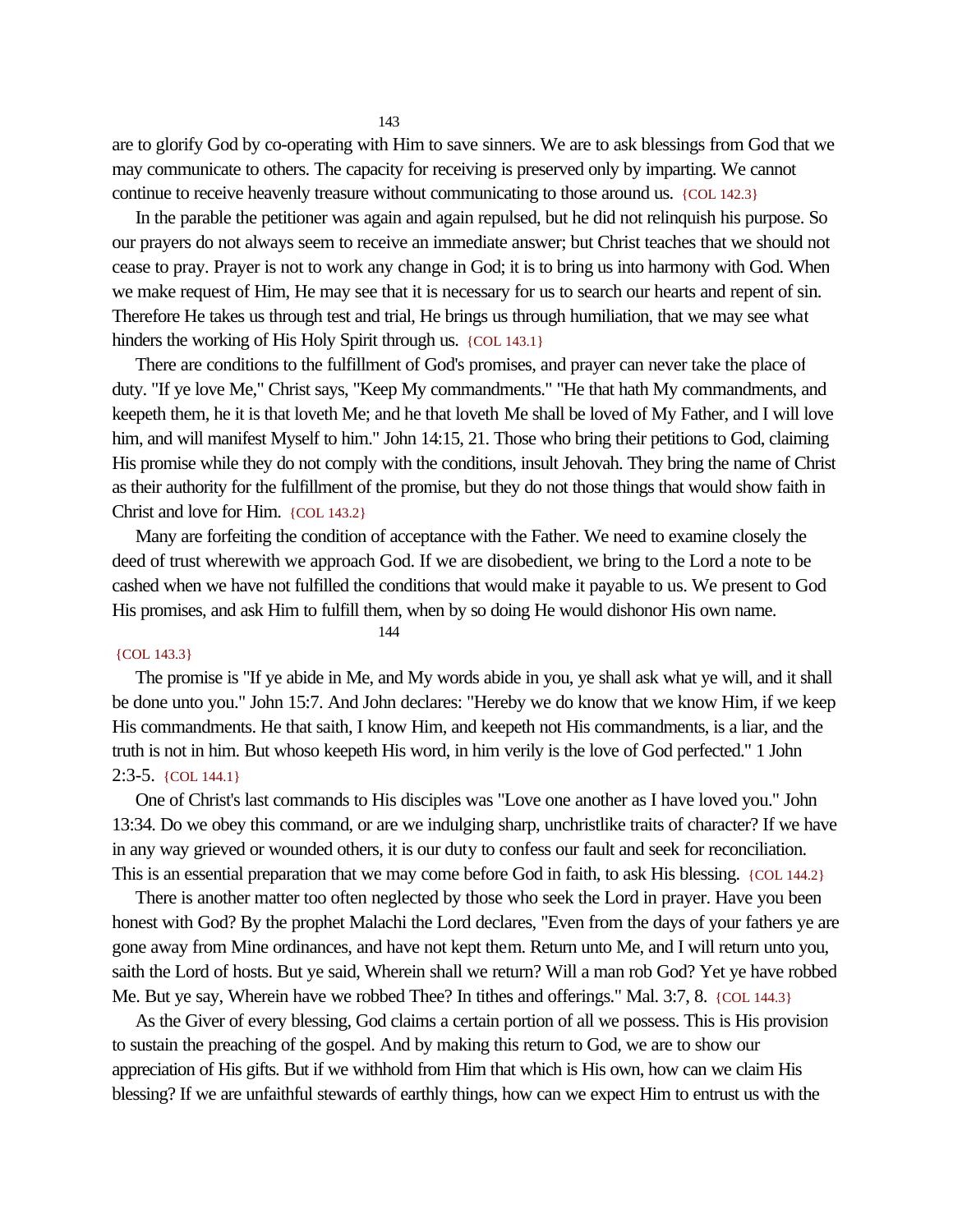are to glorify God by co-operating with Him to save sinners. We are to ask blessings from God that we may communicate to others. The capacity for receiving is preserved only by imparting. We cannot continue to receive heavenly treasure without communicating to those around us. {COL 142.3}

In the parable the petitioner was again and again repulsed, but he did not relinquish his purpose. So our prayers do not always seem to receive an immediate answer; but Christ teaches that we should not cease to pray. Prayer is not to work any change in God; it is to bring us into harmony with God. When we make request of Him, He may see that it is necessary for us to search our hearts and repent of sin. Therefore He takes us through test and trial, He brings us through humiliation, that we may see what hinders the working of His Holy Spirit through us. {COL 143.1}

There are conditions to the fulfillment of God's promises, and prayer can never take the place of duty. "If ye love Me," Christ says, "Keep My commandments." "He that hath My commandments, and keepeth them, he it is that loveth Me; and he that loveth Me shall be loved of My Father, and I will love him, and will manifest Myself to him." John 14:15, 21. Those who bring their petitions to God, claiming His promise while they do not comply with the conditions, insult Jehovah. They bring the name of Christ as their authority for the fulfillment of the promise, but they do not those things that would show faith in Christ and love for Him. {COL 143.2}

Many are forfeiting the condition of acceptance with the Father. We need to examine closely the deed of trust wherewith we approach God. If we are disobedient, we bring to the Lord a note to be cashed when we have not fulfilled the conditions that would make it payable to us. We present to God His promises, and ask Him to fulfill them, when by so doing He would dishonor His own name. {COL 143.3}

The promise is "If ye abide in Me, and My words abide in you, ye shall ask what ye will, and it shall be done unto you." John 15:7. And John declares: "Hereby we do know that we know Him, if we keep His commandments. He that saith, I know Him, and keepeth not His commandments, is a liar, and the truth is not in him. But whoso keepeth His word, in him verily is the love of God perfected." 1 John 2:3-5. {COL 144.1}

One of Christ's last commands to His disciples was "Love one another as I have loved you." John 13:34. Do we obey this command, or are we indulging sharp, unchristlike traits of character? If we have in any way grieved or wounded others, it is our duty to confess our fault and seek for reconciliation. This is an essential preparation that we may come before God in faith, to ask His blessing. {COL 144.2}

There is another matter too often neglected by those who seek the Lord in prayer. Have you been honest with God? By the prophet Malachi the Lord declares, "Even from the days of your fathers ye are gone away from Mine ordinances, and have not kept them. Return unto Me, and I will return unto you, saith the Lord of hosts. But ye said, Wherein shall we return? Will a man rob God? Yet ye have robbed Me. But ye say, Wherein have we robbed Thee? In tithes and offerings." Mal. 3:7, 8. {COL 144.3}

As the Giver of every blessing, God claims a certain portion of all we possess. This is His provision to sustain the preaching of the gospel. And by making this return to God, we are to show our appreciation of His gifts. But if we withhold from Him that which is His own, how can we claim His blessing? If we are unfaithful stewards of earthly things, how can we expect Him to entrust us with the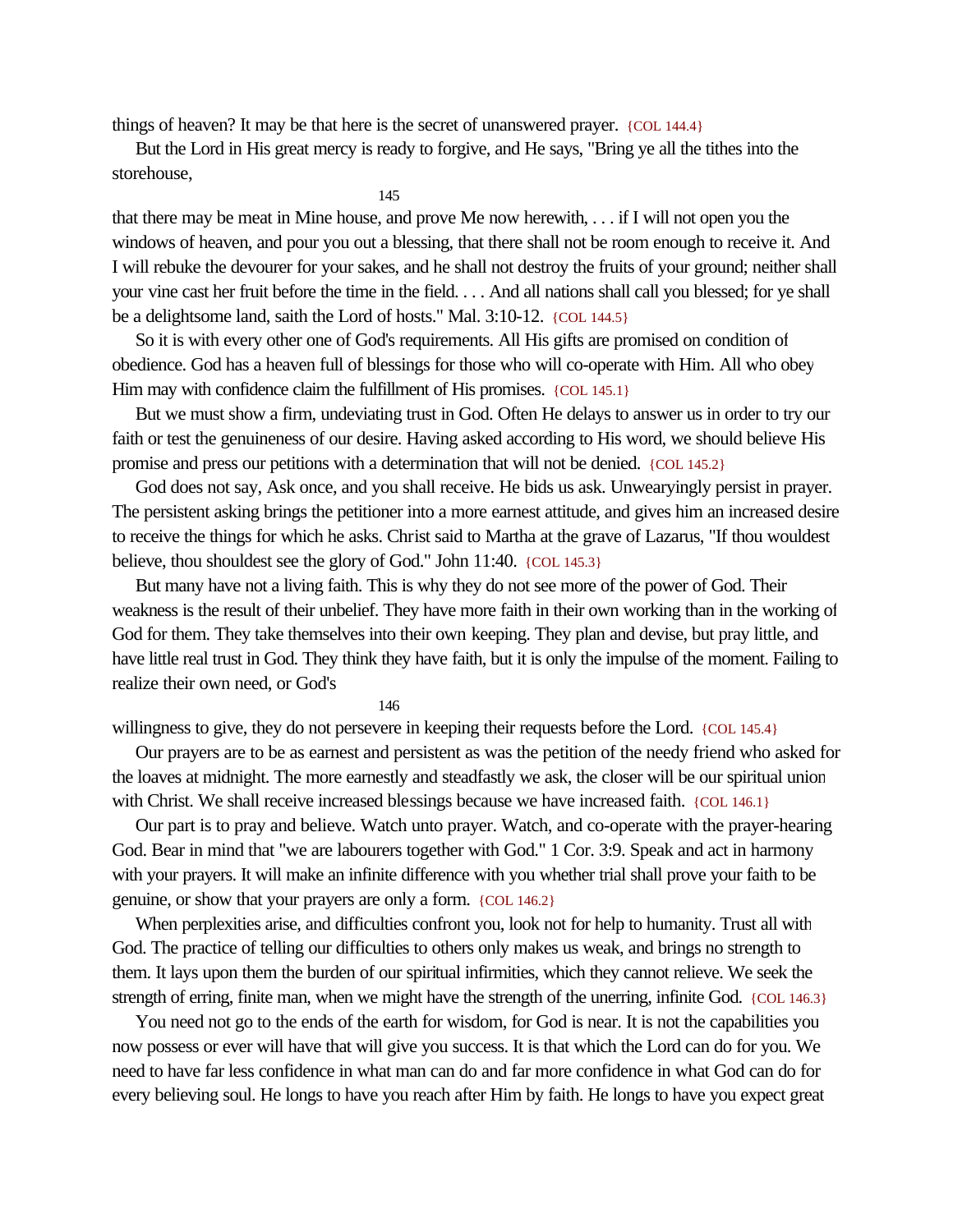things of heaven? It may be that here is the secret of unanswered prayer. {COL 144.4}

But the Lord in His great mercy is ready to forgive, and He says, "Bring ye all the tithes into the storehouse, that there may be meat in Mine house, and prove Me now herewith, . . . if I will not open you the windows of heaven, and pour you out a blessing, that there shall not be room enough to receive it. And I will rebuke the devourer for your sakes, and he shall not destroy the fruits of your ground; neither shall your vine cast her fruit before the time in the field. . . . And all nations shall call you blessed; for ye shall be a delightsome land, saith the Lord of hosts." Mal. 3:10-12. {COL 144.5}

So it is with every other one of God's requirements. All His gifts are promised on condition of obedience. God has a heaven full of blessings for those who will co-operate with Him. All who obey Him may with confidence claim the fulfillment of His promises. {COL 145.1}

But we must show a firm, undeviating trust in God. Often He delays to answer us in order to try our faith or test the genuineness of our desire. Having asked according to His word, we should believe His promise and press our petitions with a determination that will not be denied. {COL 145.2}

God does not say, Ask once, and you shall receive. He bids us ask. Unwearyingly persist in prayer. The persistent asking brings the petitioner into a more earnest attitude, and gives him an increased desire to receive the things for which he asks. Christ said to Martha at the grave of Lazarus, "If thou wouldest believe, thou shouldest see the glory of God." John 11:40. {COL 145.3}

But many have not a living faith. This is why they do not see more of the power of God. Their weakness is the result of their unbelief. They have more faith in their own working than in the working of God for them. They take themselves into their own keeping. They plan and devise, but pray little, and have little real trust in God. They think they have faith, but it is only the impulse of the moment. Failing to realize their own need, or God's willingness to give, they do not persevere in keeping their requests before the Lord. {COL 145.4}

Our prayers are to be as earnest and persistent as was the petition of the needy friend who asked for the loaves at midnight. The more earnestly and steadfastly we ask, the closer will be our spiritual union with Christ. We shall receive increased blessings because we have increased faith. {COL 146.1}

Our part is to pray and believe. Watch unto prayer. Watch, and co-operate with the prayer-hearing God. Bear in mind that "we are labourers together with God." 1 Cor. 3:9. Speak and act in harmony with your prayers. It will make an infinite difference with you whether trial shall prove your faith to be genuine, or show that your prayers are only a form. {COL 146.2}

When perplexities arise, and difficulties confront you, look not for help to humanity. Trust all with God. The practice of telling our difficulties to others only makes us weak, and brings no strength to them. It lays upon them the burden of our spiritual infirmities, which they cannot relieve. We seek the strength of erring, finite man, when we might have the strength of the unerring, infinite God. {COL 146.3}

You need not go to the ends of the earth for wisdom, for God is near. It is not the capabilities you now possess or ever will have that will give you success. It is that which the Lord can do for you. We need to have far less confidence in what man can do and far more confidence in what God can do for every believing soul. He longs to have you reach after Him by faith. He longs to have you expect great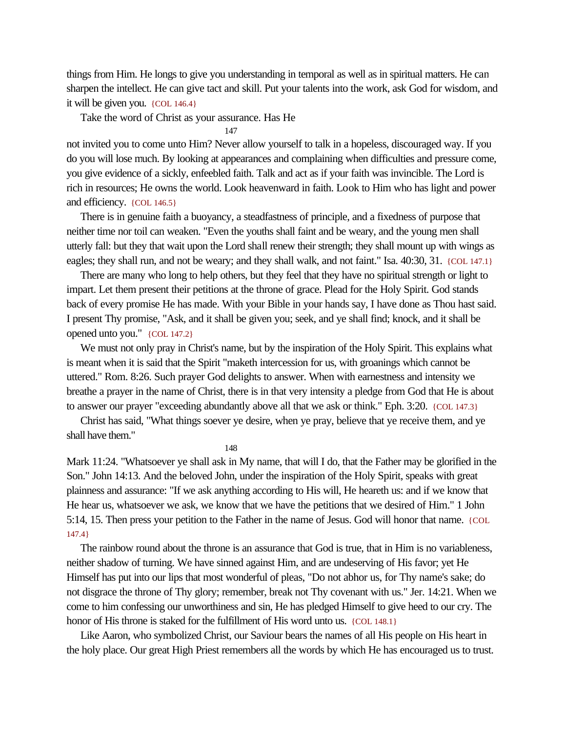things from Him. He longs to give you understanding in temporal as well as in spiritual matters. He can sharpen the intellect. He can give tact and skill. Put your talents into the work, ask God for wisdom, and it will be given you. {COL 146.4}

Take the word of Christ as your assurance. Has He not invited you to come unto Him? Never allow yourself to talk in a hopeless, discouraged way. If you do you will lose much. By looking at appearances and complaining when difficulties and pressure come, you give evidence of a sickly, enfeebled faith. Talk and act as if your faith was invincible. The Lord is rich in resources; He owns the world. Look heavenward in faith. Look to Him who has light and power and efficiency. {COL 146.5}

There is in genuine faith a buoyancy, a steadfastness of principle, and a fixedness of purpose that neither time nor toil can weaken. "Even the youths shall faint and be weary, and the young men shall utterly fall: but they that wait upon the Lord shall renew their strength; they shall mount up with wings as eagles; they shall run, and not be weary; and they shall walk, and not faint." Isa. 40:30, 31. {COL 147.1}

There are many who long to help others, but they feel that they have no spiritual strength or light to impart. Let them present their petitions at the throne of grace. Plead for the Holy Spirit. God stands back of every promise He has made. With your Bible in your hands say, I have done as Thou hast said. I present Thy promise, "Ask, and it shall be given you; seek, and ye shall find; knock, and it shall be opened unto you." {COL 147.2}

We must not only pray in Christ's name, but by the inspiration of the Holy Spirit. This explains what is meant when it is said that the Spirit "maketh intercession for us, with groanings which cannot be uttered." Rom. 8:26. Such prayer God delights to answer. When with earnestness and intensity we breathe a prayer in the name of Christ, there is in that very intensity a pledge from God that He is about to answer our prayer "exceeding abundantly above all that we ask or think." Eph. 3:20. {COL 147.3}

Christ has said, "What things soever ye desire, when ye pray, believe that ye receive them, and ye shall have them." Mark 11:24. "Whatsoever ye shall ask in My name, that will I do, that the Father may be glorified in the Son." John 14:13. And the beloved John, under the inspiration of the Holy Spirit, speaks with great plainness and assurance: "If we ask anything according to His will, He heareth us: and if we know that He hear us, whatsoever we ask, we know that we have the petitions that we desired of Him." 1 John 5:14, 15. Then press your petition to the Father in the name of Jesus. God will honor that name. {COL 147.4}

The rainbow round about the throne is an assurance that God is true, that in Him is no variableness, neither shadow of turning. We have sinned against Him, and are undeserving of His favor; yet He Himself has put into our lips that most wonderful of pleas, "Do not abhor us, for Thy name's sake; do not disgrace the throne of Thy glory; remember, break not Thy covenant with us." Jer. 14:21. When we come to him confessing our unworthiness and sin, He has pledged Himself to give heed to our cry. The honor of His throne is staked for the fulfillment of His word unto us. {COL 148.1}

Like Aaron, who symbolized Christ, our Saviour bears the names of all His people on His heart in the holy place. Our great High Priest remembers all the words by which He has encouraged us to trust.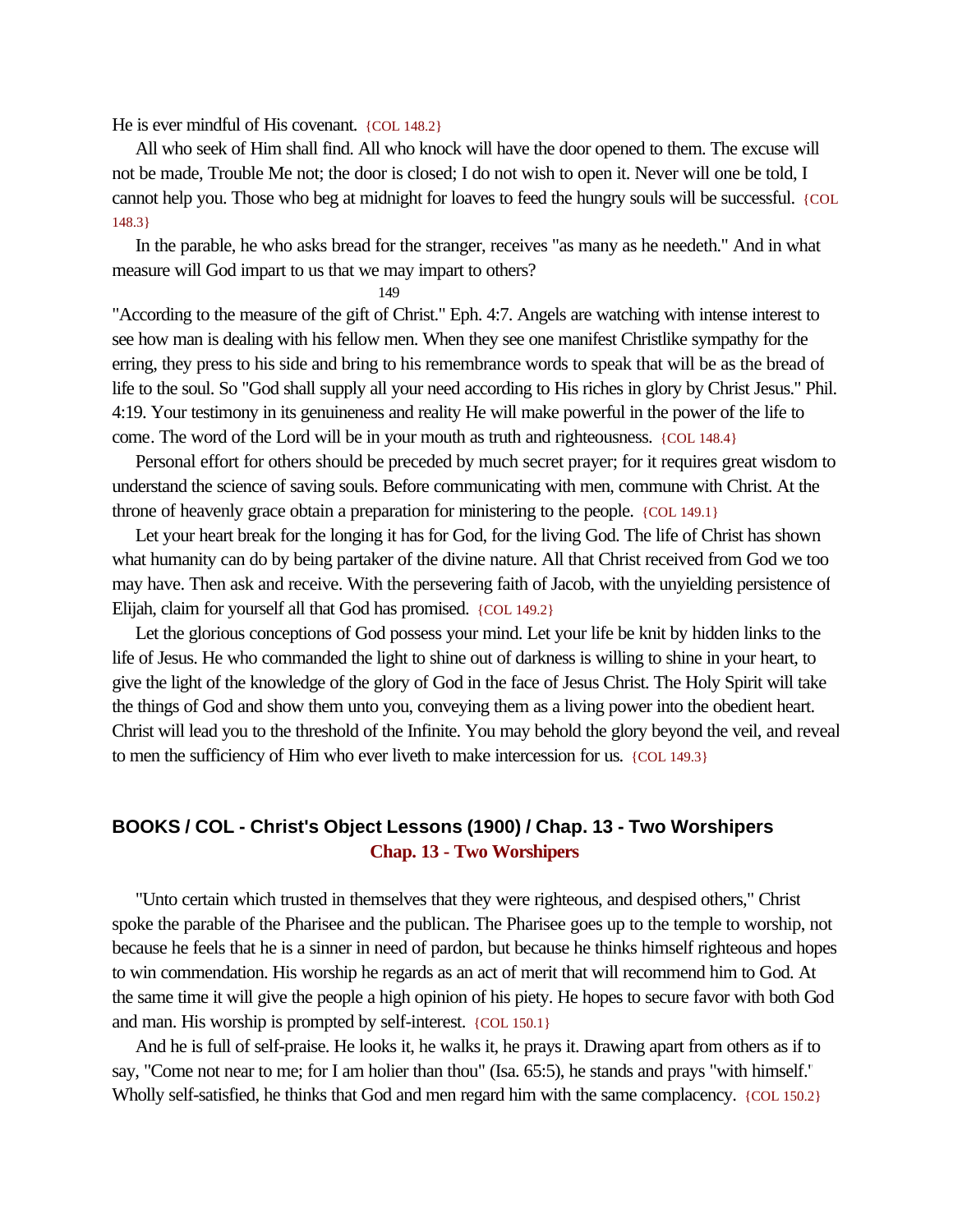He is ever mindful of His covenant. {COL 148.2}

All who seek of Him shall find. All who knock will have the door opened to them. The excuse will not be made, Trouble Me not; the door is closed; I do not wish to open it. Never will one be told, I cannot help you. Those who beg at midnight for loaves to feed the hungry souls will be successful. {COL 148.3}

In the parable, he who asks bread for the stranger, receives "as many as he needeth." And in what measure will God impart to us that we may impart to others? "According to the measure of the gift of Christ." Eph. 4:7. Angels are watching with intense interest to see how man is dealing with his fellow men. When they see one manifest Christlike sympathy for the erring, they press to his side and bring to his remembrance words to speak that will be as the bread of life to the soul. So "God shall supply all your need according to His riches in glory by Christ Jesus." Phil. 4:19. Your testimony in its genuineness and reality He will make powerful in the power of the life to come. The word of the Lord will be in your mouth as truth and righteousness. {COL 148.4}

Personal effort for others should be preceded by much secret prayer; for it requires great wisdom to understand the science of saving souls. Before communicating with men, commune with Christ. At the throne of heavenly grace obtain a preparation for ministering to the people. {COL 149.1}

Let your heart break for the longing it has for God, for the living God. The life of Christ has shown what humanity can do by being partaker of the divine nature. All that Christ received from God we too may have. Then ask and receive. With the persevering faith of Jacob, with the unyielding persistence of Elijah, claim for yourself all that God has promised. {COL 149.2}

Let the glorious conceptions of God possess your mind. Let your life be knit by hidden links to the life of Jesus. He who commanded the light to shine out of darkness is willing to shine in your heart, to give the light of the knowledge of the glory of God in the face of Jesus Christ. The Holy Spirit will take the things of God and show them unto you, conveying them as a living power into the obedient heart. Christ will lead you to the threshold of the Infinite. You may behold the glory beyond the veil, and reveal to men the sufficiency of Him who ever liveth to make intercession for us. {COL 149.3}

## BOOKS / COL - Christ's Object Lessons (1900) / Chap. 13 - Two Worshipers

### Chap. 13 - Two Worshipers

"Unto certain which trusted in themselves that they were righteous, and despised others," Christ spoke the parable of the Pharisee and the publican. The Pharisee goes up to the temple to worship, not because he feels that he is a sinner in need of pardon, but because he thinks himself righteous and hopes to win commendation. His worship he regards as an act of merit that will recommend him to God. At the same time it will give the people a high opinion of his piety. He hopes to secure favor with both God and man. His worship is prompted by self-interest. {COL 150.1}

And he is full of self-praise. He looks it, he walks it, he prays it. Drawing apart from others as if to say, "Come not near to me; for I am holier than thou" (Isa. 65:5), he stands and prays "with himself." Wholly self-satisfied, he thinks that God and men regard him with the same complacency. {COL 150.2}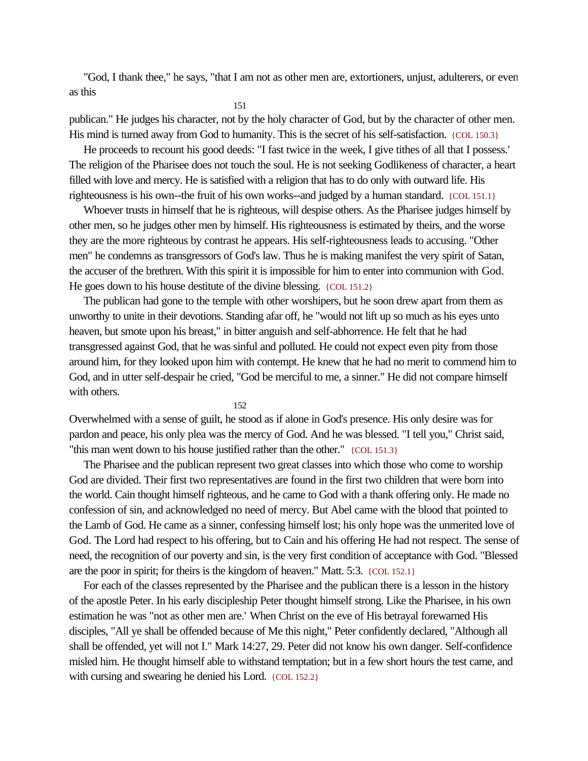"God, I thank thee," he says, "that I am not as other men are, extortioners, unjust, adulterers, or even as this publican." He judges his character, not by the holy character of God, but by the character of other men. His mind is turned away from God to humanity. This is the secret of his self-satisfaction. {COL 150.3}

He proceeds to recount his good deeds: "I fast twice in the week, I give tithes of all that I possess.' The religion of the Pharisee does not touch the soul. He is not seeking Godlikeness of character, a heart filled with love and mercy. He is satisfied with a religion that has to do only with outward life. His righteousness is his own--the fruit of his own works--and judged by a human standard. {COL 151.1}

Whoever trusts in himself that he is righteous, will despise others. As the Pharisee judges himself by other men, so he judges other men by himself. His righteousness is estimated by theirs, and the worse they are the more righteous by contrast he appears. His self-righteousness leads to accusing. "Other men" he condemns as transgressors of God's law. Thus he is making manifest the very spirit of Satan, the accuser of the brethren. With this spirit it is impossible for him to enter into communion with God. He goes down to his house destitute of the divine blessing. {COL 151.2}

The publican had gone to the temple with other worshipers, but he soon drew apart from them as unworthy to unite in their devotions. Standing afar off, he "would not lift up so much as his eyes unto heaven, but smote upon his breast," in bitter anguish and self-abhorrence. He felt that he had transgressed against God, that he was sinful and polluted. He could not expect even pity from those around him, for they looked upon him with contempt. He knew that he had no merit to commend him to God, and in utter self-despair he cried, "God be merciful to me, a sinner." He did not compare himself with others. Overwhelmed with a sense of guilt, he stood as if alone in God's presence. His only desire was for pardon and peace, his only plea was the mercy of God. And he was blessed. "I tell you," Christ said, "this man went down to his house justified rather than the other." {COL 151.3}

The Pharisee and the publican represent two great classes into which those who come to worship God are divided. Their first two representatives are found in the first two children that were born into the world. Cain thought himself righteous, and he came to God with a thank offering only. He made no confession of sin, and acknowledged no need of mercy. But Abel came with the blood that pointed to the Lamb of God. He came as a sinner, confessing himself lost; his only hope was the unmerited love of God. The Lord had respect to his offering, but to Cain and his offering He had not respect. The sense of need, the recognition of our poverty and sin, is the very first condition of acceptance with God. "Blessed are the poor in spirit; for theirs is the kingdom of heaven." Matt. 5:3. {COL 152.1}

For each of the classes represented by the Pharisee and the publican there is a lesson in the history of the apostle Peter. In his early discipleship Peter thought himself strong. Like the Pharisee, in his own estimation he was "not as other men are.' When Christ on the eve of His betrayal forewarned His disciples, "All ye shall be offended because of Me this night," Peter confidently declared, "Although all shall be offended, yet will not I." Mark 14:27, 29. Peter did not know his own danger. Self-confidence misled him. He thought himself able to withstand temptation; but in a few short hours the test came, and with cursing and swearing he denied his Lord. {COL 152.2}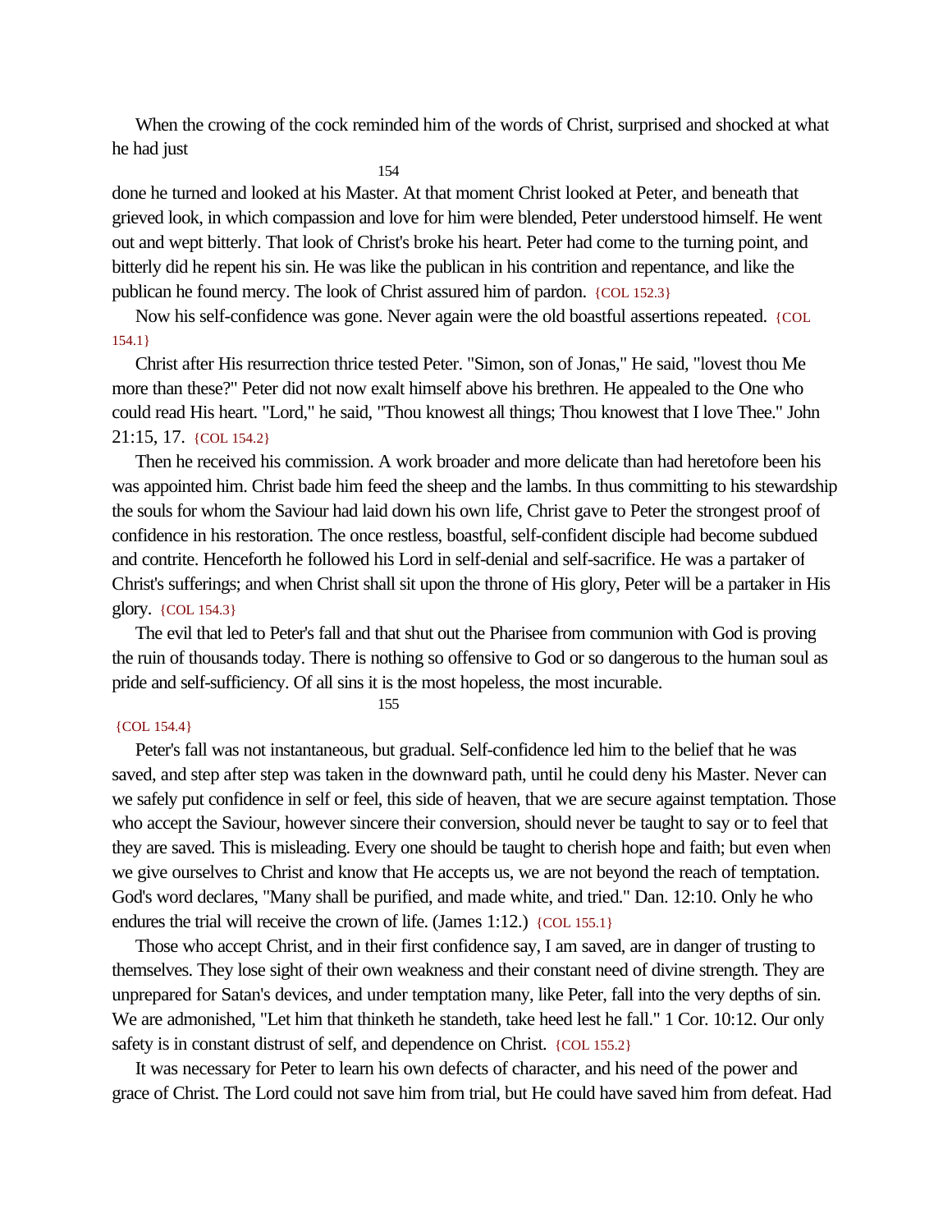When the crowing of the cock reminded him of the words of Christ, surprised and shocked at what he had just done he turned and looked at his Master. At that moment Christ looked at Peter, and beneath that grieved look, in which compassion and love for him were blended, Peter understood himself. He went out and wept bitterly. That look of Christ's broke his heart. Peter had come to the turning point, and bitterly did he repent his sin. He was like the publican in his contrition and repentance, and like the publican he found mercy. The look of Christ assured him of pardon. {COL 152.3}

Now his self-confidence was gone. Never again were the old boastful assertions repeated. {COL 154.1}

Christ after His resurrection thrice tested Peter. "Simon, son of Jonas," He said, "lovest thou Me more than these?" Peter did not now exalt himself above his brethren. He appealed to the One who could read His heart. "Lord," he said, "Thou knowest all things; Thou knowest that I love Thee." John 21:15, 17. {COL 154.2}

Then he received his commission. A work broader and more delicate than had heretofore been his was appointed him. Christ bade him feed the sheep and the lambs. In thus committing to his stewardship the souls for whom the Saviour had laid down his own life, Christ gave to Peter the strongest proof of confidence in his restoration. The once restless, boastful, self-confident disciple had become subdued and contrite. Henceforth he followed his Lord in self-denial and self-sacrifice. He was a partaker of Christ's sufferings; and when Christ shall sit upon the throne of His glory, Peter will be a partaker in His glory. {COL 154.3}

The evil that led to Peter's fall and that shut out the Pharisee from communion with God is proving the ruin of thousands today. There is nothing so offensive to God or so dangerous to the human soul as pride and self-sufficiency. Of all sins it is the most hopeless, the most incurable. {COL 154.4}

Peter's fall was not instantaneous, but gradual. Self-confidence led him to the belief that he was saved, and step after step was taken in the downward path, until he could deny his Master. Never can we safely put confidence in self or feel, this side of heaven, that we are secure against temptation. Those who accept the Saviour, however sincere their conversion, should never be taught to say or to feel that they are saved. This is misleading. Every one should be taught to cherish hope and faith; but even when we give ourselves to Christ and know that He accepts us, we are not beyond the reach of temptation. God's word declares, "Many shall be purified, and made white, and tried." Dan. 12:10. Only he who endures the trial will receive the crown of life. (James 1:12.) {COL 155.1}

Those who accept Christ, and in their first confidence say, I am saved, are in danger of trusting to themselves. They lose sight of their own weakness and their constant need of divine strength. They are unprepared for Satan's devices, and under temptation many, like Peter, fall into the very depths of sin. We are admonished, "Let him that thinketh he standeth, take heed lest he fall." 1 Cor. 10:12. Our only safety is in constant distrust of self, and dependence on Christ. {COL 155.2}

It was necessary for Peter to learn his own defects of character, and his need of the power and grace of Christ. The Lord could not save him from trial, but He could have saved him from defeat. Had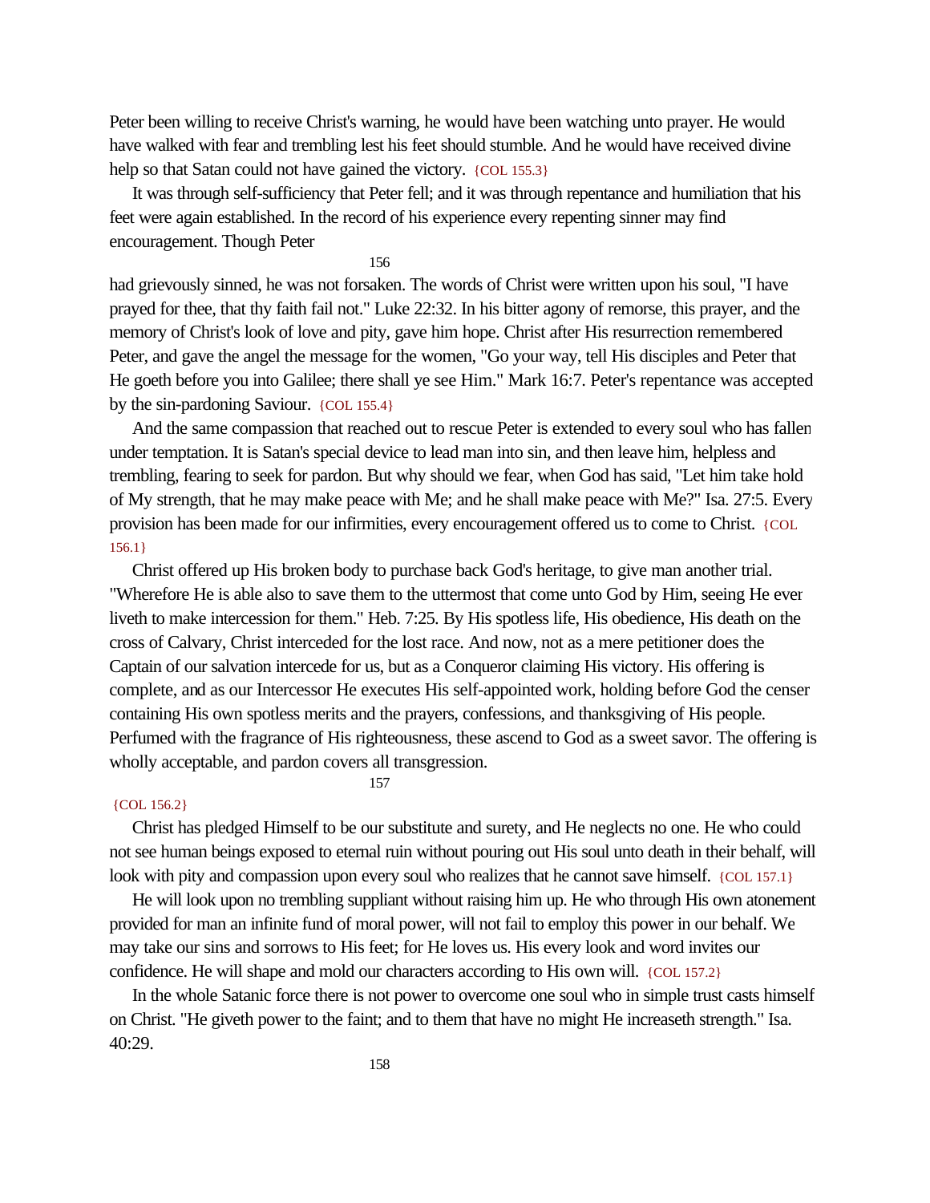Peter been willing to receive Christ's warning, he would have been watching unto prayer. He would have walked with fear and trembling lest his feet should stumble. And he would have received divine help so that Satan could not have gained the victory. {COL 155.3}

It was through self-sufficiency that Peter fell; and it was through repentance and humiliation that his feet were again established. In the record of his experience every repenting sinner may find encouragement. Though Peter had grievously sinned, he was not forsaken. The words of Christ were written upon his soul, "I have prayed for thee, that thy faith fail not." Luke 22:32. In his bitter agony of remorse, this prayer, and the memory of Christ's look of love and pity, gave him hope. Christ after His resurrection remembered Peter, and gave the angel the message for the women, "Go your way, tell His disciples and Peter that He goeth before you into Galilee; there shall ye see Him." Mark 16:7. Peter's repentance was accepted by the sin-pardoning Saviour. {COL 155.4}

And the same compassion that reached out to rescue Peter is extended to every soul who has fallen under temptation. It is Satan's special device to lead man into sin, and then leave him, helpless and trembling, fearing to seek for pardon. But why should we fear, when God has said, "Let him take hold of My strength, that he may make peace with Me; and he shall make peace with Me?" Isa. 27:5. Every provision has been made for our infirmities, every encouragement offered us to come to Christ. {COL 156.1}

Christ offered up His broken body to purchase back God's heritage, to give man another trial. "Wherefore He is able also to save them to the uttermost that come unto God by Him, seeing He ever liveth to make intercession for them." Heb. 7:25. By His spotless life, His obedience, His death on the cross of Calvary, Christ interceded for the lost race. And now, not as a mere petitioner does the Captain of our salvation intercede for us, but as a Conqueror claiming His victory. His offering is complete, and as our Intercessor He executes His self-appointed work, holding before God the censer containing His own spotless merits and the prayers, confessions, and thanksgiving of His people. Perfumed with the fragrance of His righteousness, these ascend to God as a sweet savor. The offering is wholly acceptable, and pardon covers all transgression. {COL 156.2}

Christ has pledged Himself to be our substitute and surety, and He neglects no one. He who could not see human beings exposed to eternal ruin without pouring out His soul unto death in their behalf, will look with pity and compassion upon every soul who realizes that he cannot save himself. {COL 157.1}

He will look upon no trembling suppliant without raising him up. He who through His own atonement provided for man an infinite fund of moral power, will not fail to employ this power in our behalf. We may take our sins and sorrows to His feet; for He loves us. His every look and word invites our confidence. He will shape and mold our characters according to His own will. {COL 157.2}

In the whole Satanic force there is not power to overcome one soul who in simple trust casts himself on Christ. "He giveth power to the faint; and to them that have no might He increaseth strength." Isa. 40:29.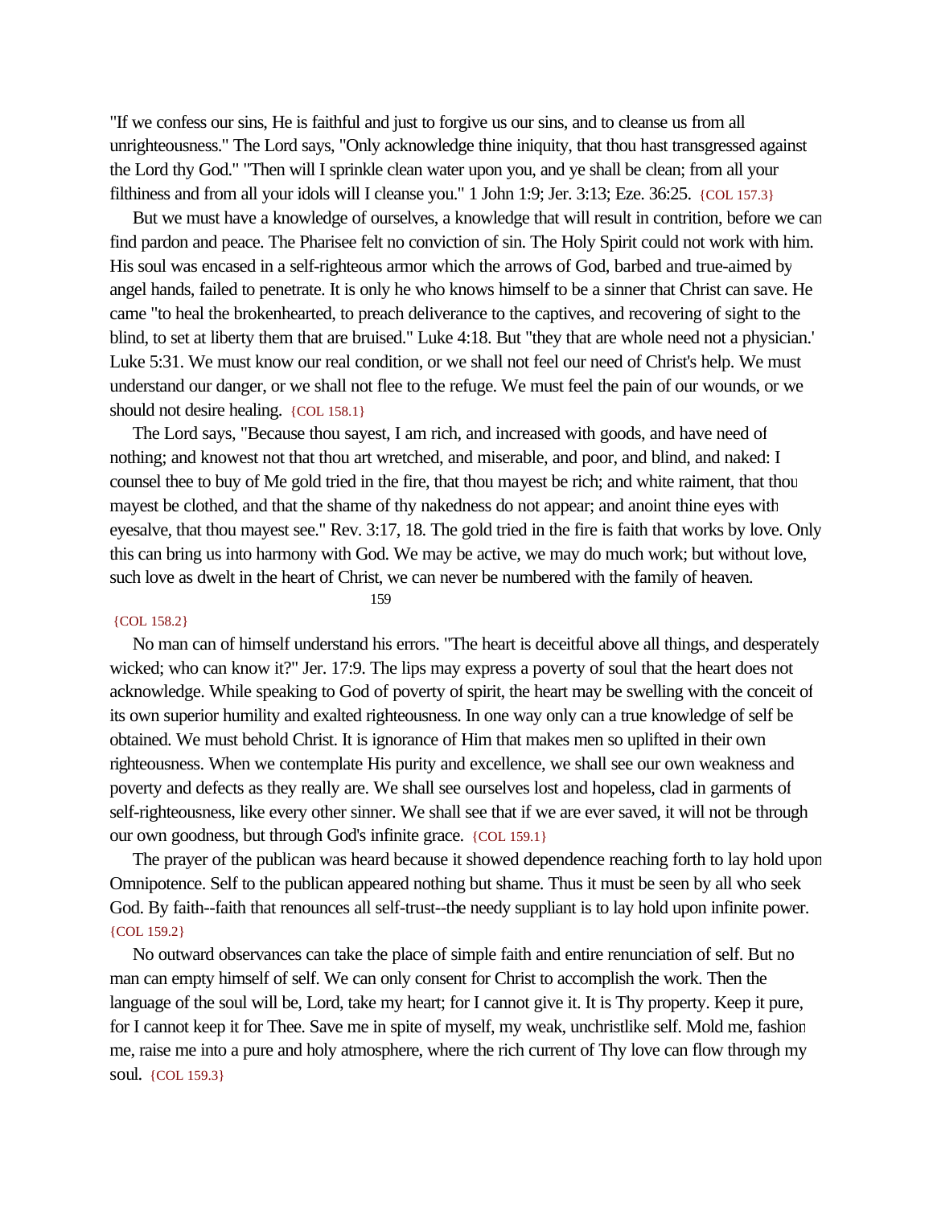"If we confess our sins, He is faithful and just to forgive us our sins, and to cleanse us from all unrighteousness." The Lord says, "Only acknowledge thine iniquity, that thou hast transgressed against the Lord thy God." "Then will I sprinkle clean water upon you, and ye shall be clean; from all your filthiness and from all your idols will I cleanse you." 1 John 1:9; Jer. 3:13; Eze. 36:25. {COL 157.3}

But we must have a knowledge of ourselves, a knowledge that will result in contrition, before we can find pardon and peace. The Pharisee felt no conviction of sin. The Holy Spirit could not work with him. His soul was encased in a self-righteous armor which the arrows of God, barbed and true-aimed by angel hands, failed to penetrate. It is only he who knows himself to be a sinner that Christ can save. He came "to heal the brokenhearted, to preach deliverance to the captives, and recovering of sight to the blind, to set at liberty them that are bruised." Luke 4:18. But "they that are whole need not a physician." Luke 5:31. We must know our real condition, or we shall not feel our need of Christ's help. We must understand our danger, or we shall not flee to the refuge. We must feel the pain of our wounds, or we should not desire healing. {COL 158.1}

The Lord says, "Because thou sayest, I am rich, and increased with goods, and have need of nothing; and knowest not that thou art wretched, and miserable, and poor, and blind, and naked: I counsel thee to buy of Me gold tried in the fire, that thou mayest be rich; and white raiment, that thou mayest be clothed, and that the shame of thy nakedness do not appear; and anoint thine eyes with eyesalve, that thou mayest see." Rev. 3:17, 18. The gold tried in the fire is faith that works by love. Only this can bring us into harmony with God. We may be active, we may do much work; but without love, such love as dwelt in the heart of Christ, we can never be numbered with the family of heaven. {COL 158.2}

No man can of himself understand his errors. "The heart is deceitful above all things, and desperately wicked; who can know it?" Jer. 17:9. The lips may express a poverty of soul that the heart does not acknowledge. While speaking to God of poverty of spirit, the heart may be swelling with the conceit of its own superior humility and exalted righteousness. In one way only can a true knowledge of self be obtained. We must behold Christ. It is ignorance of Him that makes men so uplifted in their own righteousness. When we contemplate His purity and excellence, we shall see our own weakness and poverty and defects as they really are. We shall see ourselves lost and hopeless, clad in garments of self-righteousness, like every other sinner. We shall see that if we are ever saved, it will not be through our own goodness, but through God's infinite grace. {COL 159.1}

The prayer of the publican was heard because it showed dependence reaching forth to lay hold upon Omnipotence. Self to the publican appeared nothing but shame. Thus it must be seen by all who seek God. By faith--faith that renounces all self-trust--the needy suppliant is to lay hold upon infinite power. {COL 159.2}

No outward observances can take the place of simple faith and entire renunciation of self. But no man can empty himself of self. We can only consent for Christ to accomplish the work. Then the language of the soul will be, Lord, take my heart; for I cannot give it. It is Thy property. Keep it pure, for I cannot keep it for Thee. Save me in spite of myself, my weak, unchristlike self. Mold me, fashion me, raise me into a pure and holy atmosphere, where the rich current of Thy love can flow through my soul. {COL 159.3}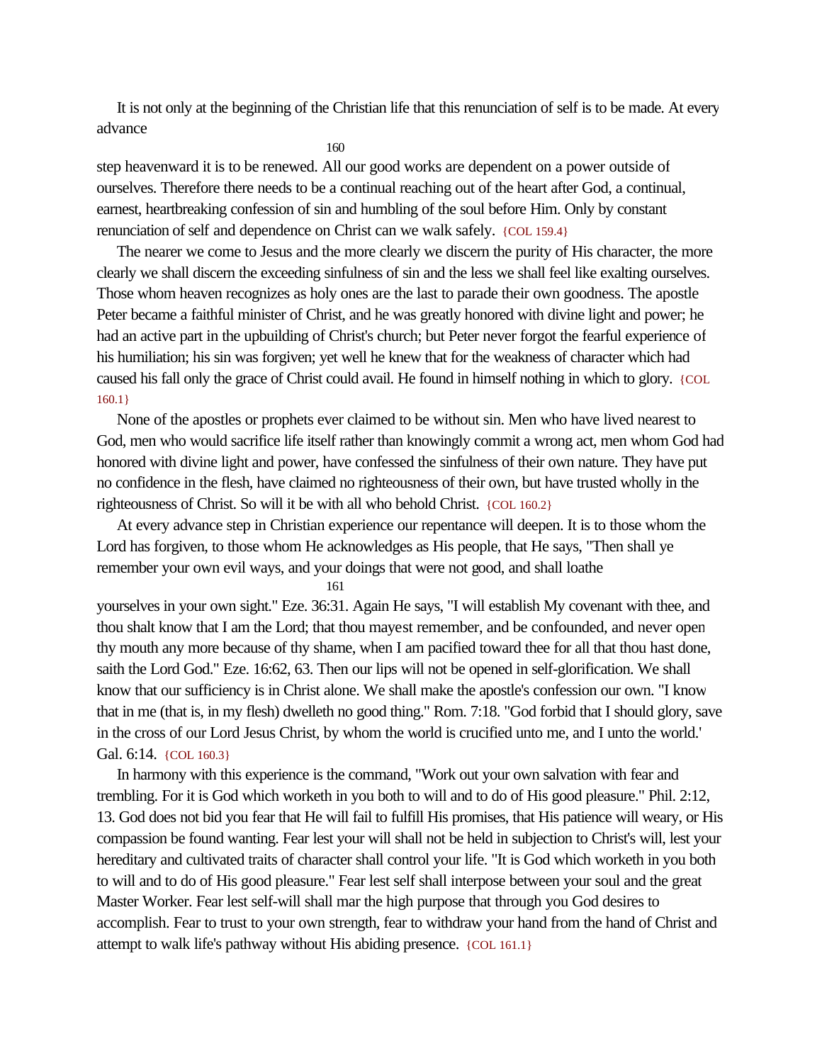It is not only at the beginning of the Christian life that this renunciation of self is to be made. At every advance step heavenward it is to be renewed. All our good works are dependent on a power outside of ourselves. Therefore there needs to be a continual reaching out of the heart after God, a continual, earnest, heartbreaking confession of sin and humbling of the soul before Him. Only by constant renunciation of self and dependence on Christ can we walk safely. {COL 159.4}

The nearer we come to Jesus and the more clearly we discern the purity of His character, the more clearly we shall discern the exceeding sinfulness of sin and the less we shall feel like exalting ourselves. Those whom heaven recognizes as holy ones are the last to parade their own goodness. The apostle Peter became a faithful minister of Christ, and he was greatly honored with divine light and power; he had an active part in the upbuilding of Christ's church; but Peter never forgot the fearful experience of his humiliation; his sin was forgiven; yet well he knew that for the weakness of character which had caused his fall only the grace of Christ could avail. He found in himself nothing in which to glory. {COL 160.1}

None of the apostles or prophets ever claimed to be without sin. Men who have lived nearest to God, men who would sacrifice life itself rather than knowingly commit a wrong act, men whom God had honored with divine light and power, have confessed the sinfulness of their own nature. They have put no confidence in the flesh, have claimed no righteousness of their own, but have trusted wholly in the righteousness of Christ. So will it be with all who behold Christ. {COL 160.2}

At every advance step in Christian experience our repentance will deepen. It is to those whom the Lord has forgiven, to those whom He acknowledges as His people, that He says, "Then shall ye remember your own evil ways, and your doings that were not good, and shall loathe yourselves in your own sight." Eze. 36:31. Again He says, "I will establish My covenant with thee, and thou shalt know that I am the Lord; that thou mayest remember, and be confounded, and never open thy mouth any more because of thy shame, when I am pacified toward thee for all that thou hast done, saith the Lord God." Eze. 16:62, 63. Then our lips will not be opened in self-glorification. We shall know that our sufficiency is in Christ alone. We shall make the apostle's confession our own. "I know that in me (that is, in my flesh) dwelleth no good thing." Rom. 7:18. "God forbid that I should glory, save in the cross of our Lord Jesus Christ, by whom the world is crucified unto me, and I unto the world." Gal. 6:14. {COL 160.3}

In harmony with this experience is the command, "Work out your own salvation with fear and trembling. For it is God which worketh in you both to will and to do of His good pleasure." Phil. 2:12, 13. God does not bid you fear that He will fail to fulfill His promises, that His patience will weary, or His compassion be found wanting. Fear lest your will shall not be held in subjection to Christ's will, lest your hereditary and cultivated traits of character shall control your life. "It is God which worketh in you both to will and to do of His good pleasure." Fear lest self shall interpose between your soul and the great Master Worker. Fear lest self-will shall mar the high purpose that through you God desires to accomplish. Fear to trust to your own strength, fear to withdraw your hand from the hand of Christ and attempt to walk life's pathway without His abiding presence. {COL 161.1}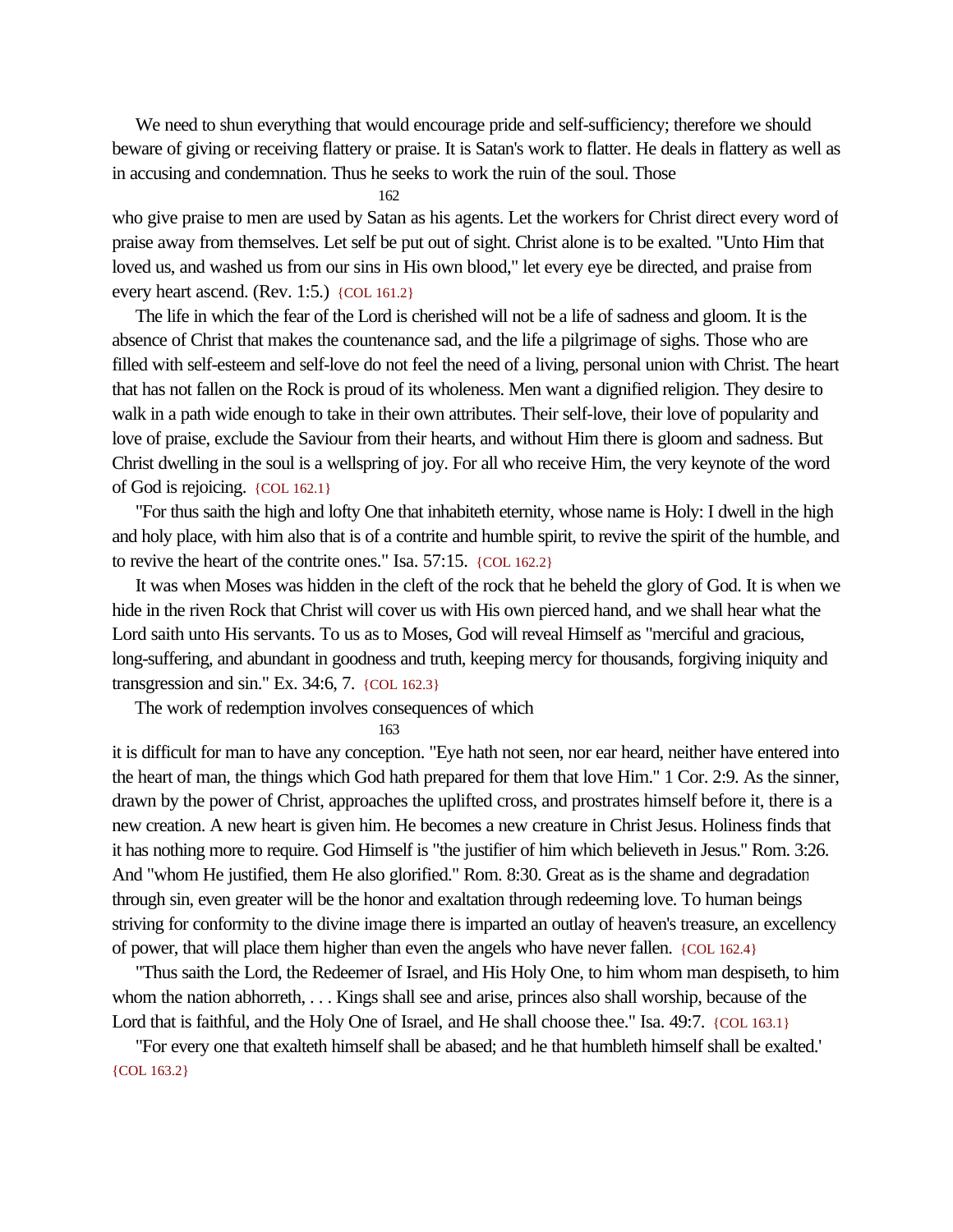We need to shun everything that would encourage pride and self-sufficiency; therefore we should beware of giving or receiving flattery or praise. It is Satan's work to flatter. He deals in flattery as well as in accusing and condemnation. Thus he seeks to work the ruin of the soul. Those who give praise to men are used by Satan as his agents. Let the workers for Christ direct every word of praise away from themselves. Let self be put out of sight. Christ alone is to be exalted. "Unto Him that loved us, and washed us from our sins in His own blood," let every eye be directed, and praise from every heart ascend. (Rev. 1:5.) {COL 161.2}

The life in which the fear of the Lord is cherished will not be a life of sadness and gloom. It is the absence of Christ that makes the countenance sad, and the life a pilgrimage of sighs. Those who are filled with self-esteem and self-love do not feel the need of a living, personal union with Christ. The heart that has not fallen on the Rock is proud of its wholeness. Men want a dignified religion. They desire to walk in a path wide enough to take in their own attributes. Their self-love, their love of popularity and love of praise, exclude the Saviour from their hearts, and without Him there is gloom and sadness. But Christ dwelling in the soul is a wellspring of joy. For all who receive Him, the very keynote of the word of God is rejoicing. {COL 162.1}

"For thus saith the high and lofty One that inhabiteth eternity, whose name is Holy: I dwell in the high and holy place, with him also that is of a contrite and humble spirit, to revive the spirit of the humble, and to revive the heart of the contrite ones." Isa. 57:15. {COL 162.2}

It was when Moses was hidden in the cleft of the rock that he beheld the glory of God. It is when we hide in the riven Rock that Christ will cover us with His own pierced hand, and we shall hear what the Lord saith unto His servants. To us as to Moses, God will reveal Himself as "merciful and gracious, long-suffering, and abundant in goodness and truth, keeping mercy for thousands, forgiving iniquity and transgression and sin." Ex. 34:6, 7. {COL 162.3}

The work of redemption involves consequences of which it is difficult for man to have any conception. "Eye hath not seen, nor ear heard, neither have entered into the heart of man, the things which God hath prepared for them that love Him." 1 Cor. 2:9. As the sinner, drawn by the power of Christ, approaches the uplifted cross, and prostrates himself before it, there is a new creation. A new heart is given him. He becomes a new creature in Christ Jesus. Holiness finds that it has nothing more to require. God Himself is "the justifier of him which believeth in Jesus." Rom. 3:26. And "whom He justified, them He also glorified." Rom. 8:30. Great as is the shame and degradation through sin, even greater will be the honor and exaltation through redeeming love. To human beings striving for conformity to the divine image there is imparted an outlay of heaven's treasure, an excellency of power, that will place them higher than even the angels who have never fallen. {COL 162.4}

"Thus saith the Lord, the Redeemer of Israel, and His Holy One, to him whom man despiseth, to him whom the nation abhorreth, . . . Kings shall see and arise, princes also shall worship, because of the Lord that is faithful, and the Holy One of Israel, and He shall choose thee." Isa. 49:7. {COL 163.1}

"For every one that exalteth himself shall be abased; and he that humbleth himself shall be exalted." {COL 163.2}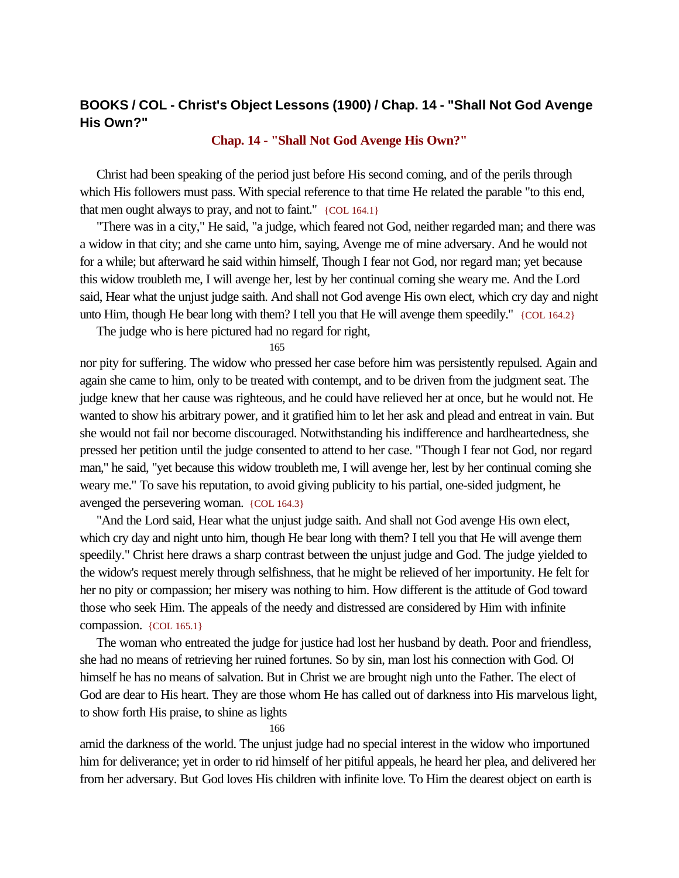### BOOKS / COL - Christ's Object Lessons (1900) / Chap. 14 - "Shall Not God Avenge His Own?"

## Chap. 14 - "Shall Not God Avenge His Own?"

Christ had been speaking of the period just before His second coming, and of the perils through which His followers must pass. With special reference to that time He related the parable "to this end, that men ought always to pray, and not to faint." {COL 164.1}

"There was in a city," He said, "a judge, which feared not God, neither regarded man; and there was a widow in that city; and she came unto him, saying, Avenge me of mine adversary. And he would not for a while; but afterward he said within himself, Though I fear not God, nor regard man; yet because this widow troubleth me, I will avenge her, lest by her continual coming she weary me. And the Lord said, Hear what the unjust judge saith. And shall not God avenge His own elect, which cry day and night unto Him, though He bear long with them? I tell you that He will avenge them speedily." {COL 164.2}

The judge who is here pictured had no regard for right, nor pity for suffering. The widow who pressed her case before him was persistently repulsed. Again and again she came to him, only to be treated with contempt, and to be driven from the judgment seat. The judge knew that her cause was righteous, and he could have relieved her at once, but he would not. He wanted to show his arbitrary power, and it gratified him to let her ask and plead and entreat in vain. But she would not fail nor become discouraged. Notwithstanding his indifference and hardheartedness, she pressed her petition until the judge consented to attend to her case. "Though I fear not God, nor regard man," he said, "yet because this widow troubleth me, I will avenge her, lest by her continual coming she weary me." To save his reputation, to avoid giving publicity to his partial, one-sided judgment, he avenged the persevering woman. {COL 164.3}

"And the Lord said, Hear what the unjust judge saith. And shall not God avenge His own elect, which cry day and night unto him, though He bear long with them? I tell you that He will avenge them speedily." Christ here draws a sharp contrast between the unjust judge and God. The judge yielded to the widow's request merely through selfishness, that he might be relieved of her importunity. He felt for her no pity or compassion; her misery was nothing to him. How different is the attitude of God toward those who seek Him. The appeals of the needy and distressed are considered by Him with infinite compassion. {COL 165.1}

The woman who entreated the judge for justice had lost her husband by death. Poor and friendless, she had no means of retrieving her ruined fortunes. So by sin, man lost his connection with God. Of himself he has no means of salvation. But in Christ we are brought nigh unto the Father. The elect of God are dear to His heart. They are those whom He has called out of darkness into His marvelous light, to show forth His praise, to shine as lights amid the darkness of the world. The unjust judge had no special interest in the widow who importuned him for deliverance; yet in order to rid himself of her pitiful appeals, he heard her plea, and delivered her from her adversary. But God loves His children with infinite love. To Him the dearest object on earth is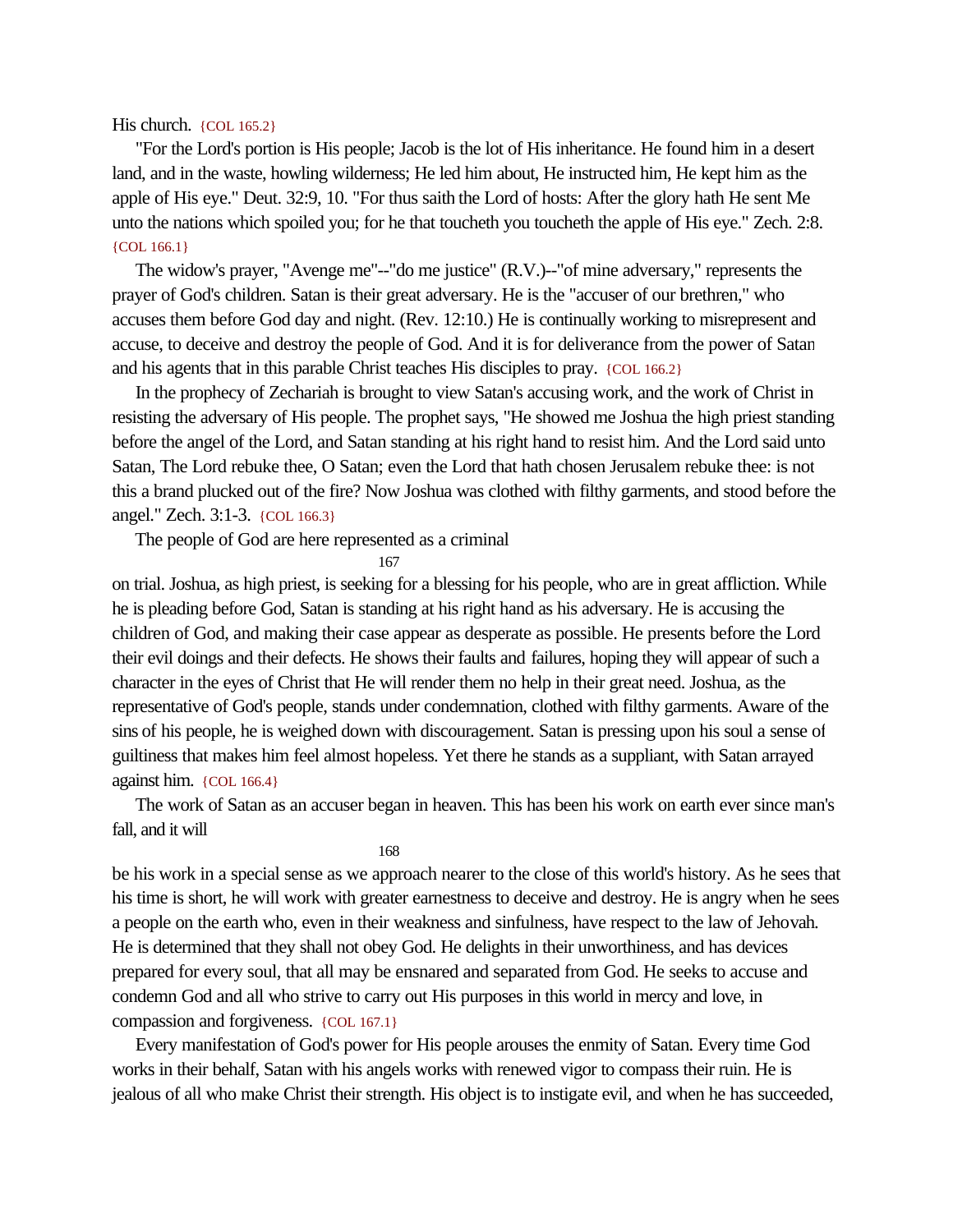His church. {COL 165.2}

"For the Lord's portion is His people; Jacob is the lot of His inheritance. He found him in a desert land, and in the waste, howling wilderness; He led him about, He instructed him, He kept him as the apple of His eye." Deut. 32:9, 10. "For thus saith the Lord of hosts: After the glory hath He sent Me unto the nations which spoiled you; for he that toucheth you toucheth the apple of His eye." Zech. 2:8. {COL 166.1}

The widow's prayer, "Avenge me"--"do me justice" (R.V.)--"of mine adversary," represents the prayer of God's children. Satan is their great adversary. He is the "accuser of our brethren," who accuses them before God day and night. (Rev. 12:10.) He is continually working to misrepresent and accuse, to deceive and destroy the people of God. And it is for deliverance from the power of Satan and his agents that in this parable Christ teaches His disciples to pray. {COL 166.2}

In the prophecy of Zechariah is brought to view Satan's accusing work, and the work of Christ in resisting the adversary of His people. The prophet says, "He showed me Joshua the high priest standing before the angel of the Lord, and Satan standing at his right hand to resist him. And the Lord said unto Satan, The Lord rebuke thee, O Satan; even the Lord that hath chosen Jerusalem rebuke thee: is not this a brand plucked out of the fire? Now Joshua was clothed with filthy garments, and stood before the angel." Zech. 3:1-3. {COL 166.3}

The people of God are here represented as a criminal on trial. Joshua, as high priest, is seeking for a blessing for his people, who are in great affliction. While he is pleading before God, Satan is standing at his right hand as his adversary. He is accusing the children of God, and making their case appear as desperate as possible. He presents before the Lord their evil doings and their defects. He shows their faults and failures, hoping they will appear of such a character in the eyes of Christ that He will render them no help in their great need. Joshua, as the representative of God's people, stands under condemnation, clothed with filthy garments. Aware of the sins of his people, he is weighed down with discouragement. Satan is pressing upon his soul a sense of guiltiness that makes him feel almost hopeless. Yet there he stands as a suppliant, with Satan arrayed against him. {COL 166.4}

The work of Satan as an accuser began in heaven. This has been his work on earth ever since man's fall, and it will be his work in a special sense as we approach nearer to the close of this world's history. As he sees that his time is short, he will work with greater earnestness to deceive and destroy. He is angry when he sees a people on the earth who, even in their weakness and sinfulness, have respect to the law of Jehovah. He is determined that they shall not obey God. He delights in their unworthiness, and has devices prepared for every soul, that all may be ensnared and separated from God. He seeks to accuse and condemn God and all who strive to carry out His purposes in this world in mercy and love, in compassion and forgiveness. {COL 167.1}

Every manifestation of God's power for His people arouses the enmity of Satan. Every time God works in their behalf, Satan with his angels works with renewed vigor to compass their ruin. He is jealous of all who make Christ their strength. His object is to instigate evil, and when he has succeeded,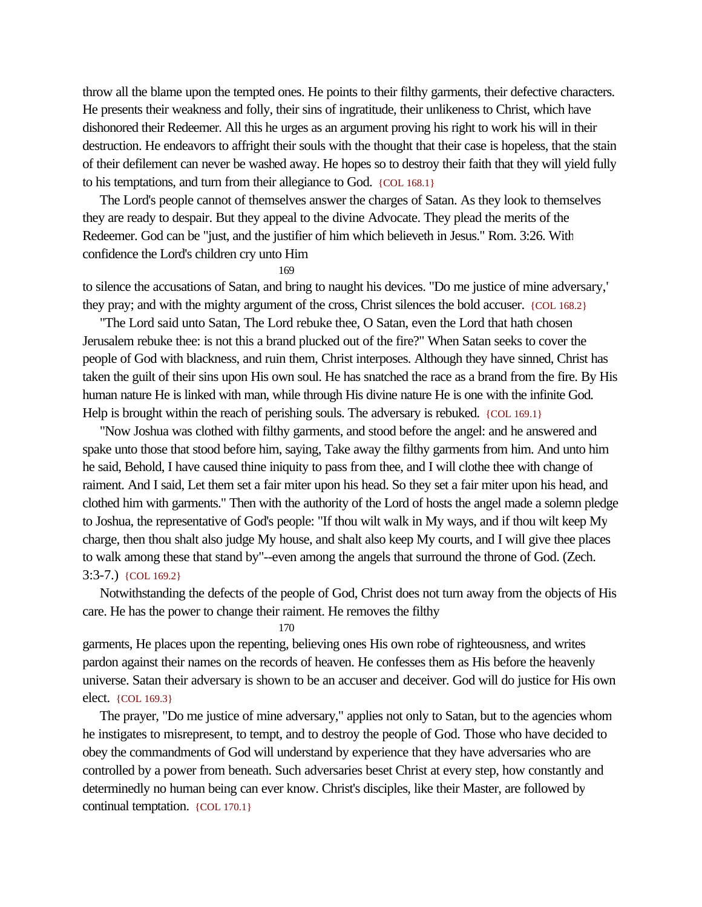throw all the blame upon the tempted ones. He points to their filthy garments, their defective characters. He presents their weakness and folly, their sins of ingratitude, their unlikeness to Christ, which have dishonored their Redeemer. All this he urges as an argument proving his right to work his will in their destruction. He endeavors to affright their souls with the thought that their case is hopeless, that the stain of their defilement can never be washed away. He hopes so to destroy their faith that they will yield fully to his temptations, and turn from their allegiance to God. {COL 168.1}

The Lord's people cannot of themselves answer the charges of Satan. As they look to themselves they are ready to despair. But they appeal to the divine Advocate. They plead the merits of the Redeemer. God can be "just, and the justifier of him which believeth in Jesus." Rom. 3:26. With confidence the Lord's children cry unto Him to silence the accusations of Satan, and bring to naught his devices. "Do me justice of mine adversary," they pray; and with the mighty argument of the cross, Christ silences the bold accuser. {COL 168.2}

"The Lord said unto Satan, The Lord rebuke thee, O Satan, even the Lord that hath chosen Jerusalem rebuke thee: is not this a brand plucked out of the fire?" When Satan seeks to cover the people of God with blackness, and ruin them, Christ interposes. Although they have sinned, Christ has taken the guilt of their sins upon His own soul. He has snatched the race as a brand from the fire. By His human nature He is linked with man, while through His divine nature He is one with the infinite God. Help is brought within the reach of perishing souls. The adversary is rebuked. {COL 169.1}

"Now Joshua was clothed with filthy garments, and stood before the angel: and he answered and spake unto those that stood before him, saying, Take away the filthy garments from him. And unto him he said, Behold, I have caused thine iniquity to pass from thee, and I will clothe thee with change of raiment. And I said, Let them set a fair miter upon his head. So they set a fair miter upon his head, and clothed him with garments." Then with the authority of the Lord of hosts the angel made a solemn pledge to Joshua, the representative of God's people: "If thou wilt walk in My ways, and if thou wilt keep My charge, then thou shalt also judge My house, and shalt also keep My courts, and I will give thee places to walk among these that stand by"--even among the angels that surround the throne of God. (Zech. 3:3-7.) {COL 169.2}

Notwithstanding the defects of the people of God, Christ does not turn away from the objects of His care. He has the power to change their raiment. He removes the filthy garments, He places upon the repenting, believing ones His own robe of righteousness, and writes pardon against their names on the records of heaven. He confesses them as His before the heavenly universe. Satan their adversary is shown to be an accuser and deceiver. God will do justice for His own elect. {COL 169.3}

The prayer, "Do me justice of mine adversary," applies not only to Satan, but to the agencies whom he instigates to misrepresent, to tempt, and to destroy the people of God. Those who have decided to obey the commandments of God will understand by experience that they have adversaries who are controlled by a power from beneath. Such adversaries beset Christ at every step, how constantly and determinedly no human being can ever know. Christ's disciples, like their Master, are followed by continual temptation. {COL 170.1}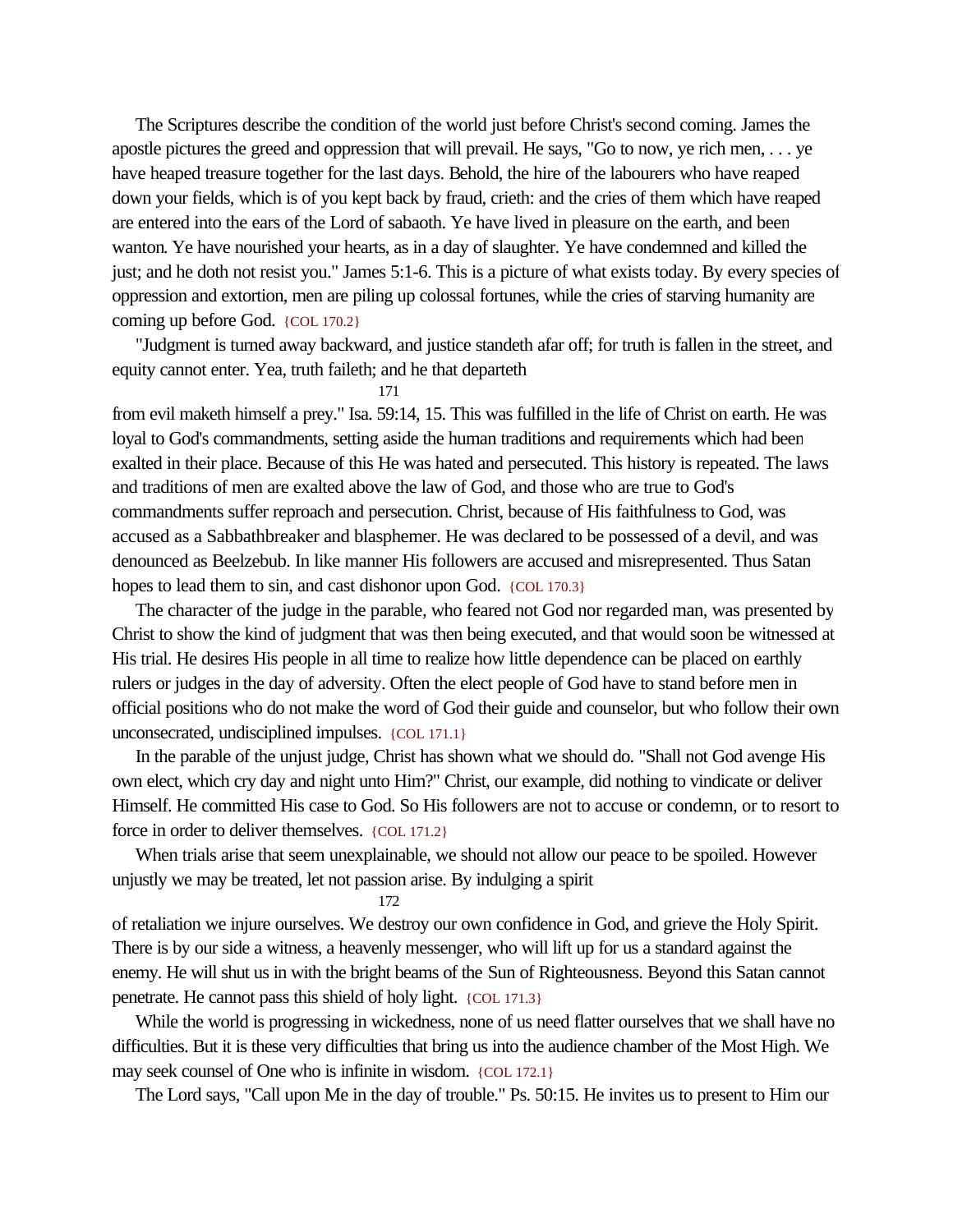The Scriptures describe the condition of the world just before Christ's second coming. James the apostle pictures the greed and oppression that will prevail. He says, "Go to now, ye rich men, . . . ye have heaped treasure together for the last days. Behold, the hire of the labourers who have reaped down your fields, which is of you kept back by fraud, crieth: and the cries of them which have reaped are entered into the ears of the Lord of sabaoth. Ye have lived in pleasure on the earth, and been wanton. Ye have nourished your hearts, as in a day of slaughter. Ye have condemned and killed the just; and he doth not resist you." James 5:1-6. This is a picture of what exists today. By every species of oppression and extortion, men are piling up colossal fortunes, while the cries of starving humanity are coming up before God. {COL 170.2}

"Judgment is turned away backward, and justice standeth afar off; for truth is fallen in the street, and equity cannot enter. Yea, truth faileth; and he that departeth from evil maketh himself a prey." Isa. 59:14, 15. This was fulfilled in the life of Christ on earth. He was loyal to God's commandments, setting aside the human traditions and requirements which had been exalted in their place. Because of this He was hated and persecuted. This history is repeated. The laws and traditions of men are exalted above the law of God, and those who are true to God's commandments suffer reproach and persecution. Christ, because of His faithfulness to God, was accused as a Sabbathbreaker and blasphemer. He was declared to be possessed of a devil, and was denounced as Beelzebub. In like manner His followers are accused and misrepresented. Thus Satan hopes to lead them to sin, and cast dishonor upon God. {COL 170.3}

The character of the judge in the parable, who feared not God nor regarded man, was presented by Christ to show the kind of judgment that was then being executed, and that would soon be witnessed at His trial. He desires His people in all time to realize how little dependence can be placed on earthly rulers or judges in the day of adversity. Often the elect people of God have to stand before men in official positions who do not make the word of God their guide and counselor, but who follow their own unconsecrated, undisciplined impulses. {COL 171.1}

In the parable of the unjust judge, Christ has shown what we should do. "Shall not God avenge His own elect, which cry day and night unto Him?" Christ, our example, did nothing to vindicate or deliver Himself. He committed His case to God. So His followers are not to accuse or condemn, or to resort to force in order to deliver themselves. {COL 171.2}

When trials arise that seem unexplainable, we should not allow our peace to be spoiled. However unjustly we may be treated, let not passion arise. By indulging a spirit of retaliation we injure ourselves. We destroy our own confidence in God, and grieve the Holy Spirit. There is by our side a witness, a heavenly messenger, who will lift up for us a standard against the enemy. He will shut us in with the bright beams of the Sun of Righteousness. Beyond this Satan cannot penetrate. He cannot pass this shield of holy light. {COL 171.3}

While the world is progressing in wickedness, none of us need flatter ourselves that we shall have no difficulties. But it is these very difficulties that bring us into the audience chamber of the Most High. We may seek counsel of One who is infinite in wisdom. {COL 172.1}

The Lord says, "Call upon Me in the day of trouble." Ps. 50:15. He invites us to present to Him our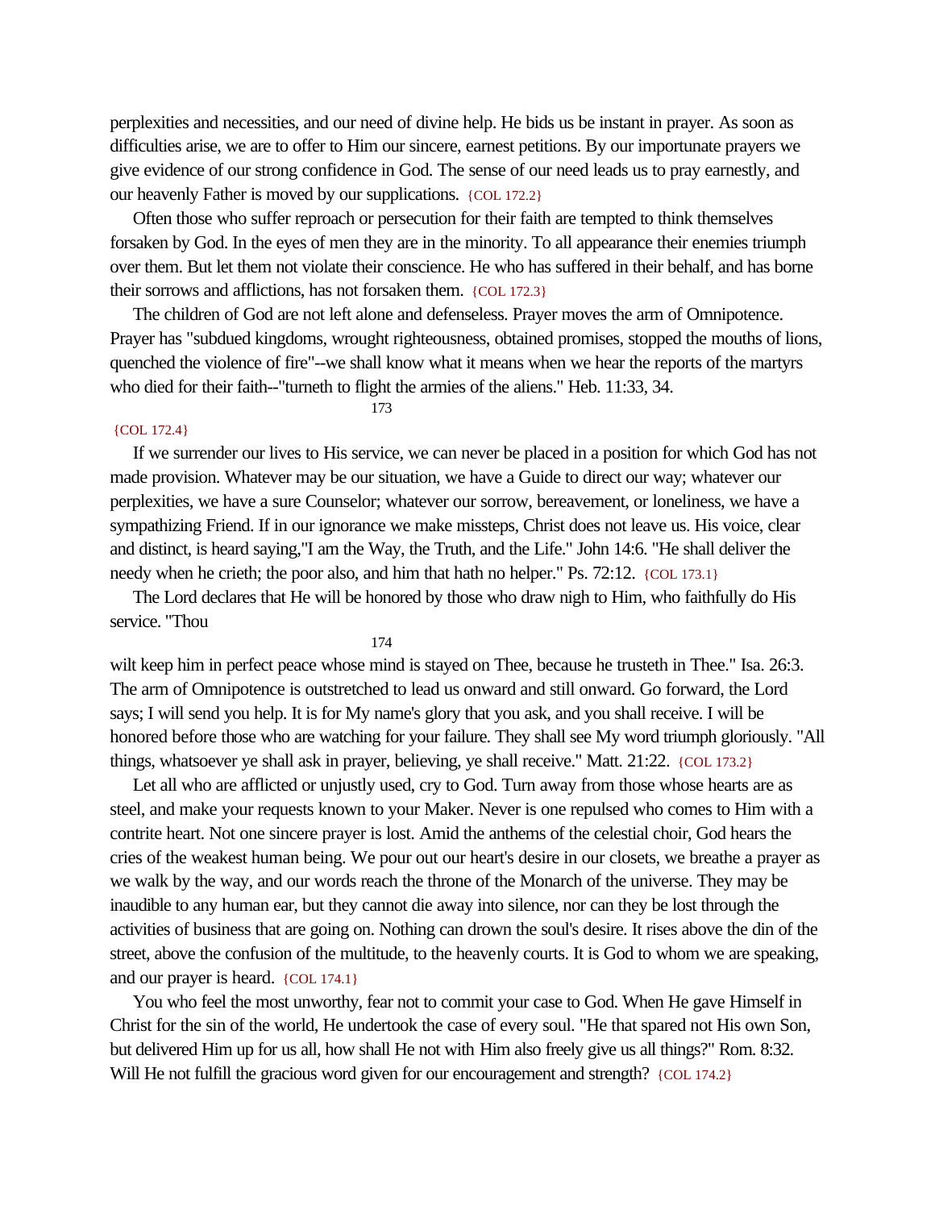perplexities and necessities, and our need of divine help. He bids us be instant in prayer. As soon as difficulties arise, we are to offer to Him our sincere, earnest petitions. By our importunate prayers we give evidence of our strong confidence in God. The sense of our need leads us to pray earnestly, and our heavenly Father is moved by our supplications. {COL 172.2}

Often those who suffer reproach or persecution for their faith are tempted to think themselves forsaken by God. In the eyes of men they are in the minority. To all appearance their enemies triumph over them. But let them not violate their conscience. He who has suffered in their behalf, and has borne their sorrows and afflictions, has not forsaken them. {COL 172.3}

The children of God are not left alone and defenseless. Prayer moves the arm of Omnipotence. Prayer has "subdued kingdoms, wrought righteousness, obtained promises, stopped the mouths of lions, quenched the violence of fire"--we shall know what it means when we hear the reports of the martyrs who died for their faith--"turneth to flight the armies of the aliens." Heb. 11:33, 34.

{COL 172.4}

If we surrender our lives to His service, we can never be placed in a position for which God has not made provision. Whatever may be our situation, we have a Guide to direct our way; whatever our perplexities, we have a sure Counselor; whatever our sorrow, bereavement, or loneliness, we have a sympathizing Friend. If in our ignorance we make missteps, Christ does not leave us. His voice, clear and distinct, is heard saying,"I am the Way, the Truth, and the Life." John 14:6. "He shall deliver the needy when he crieth; the poor also, and him that hath no helper." Ps. 72:12. {COL 173.1}

The Lord declares that He will be honored by those who draw nigh to Him, who faithfully do His service. "Thou wilt keep him in perfect peace whose mind is stayed on Thee, because he trusteth in Thee." Isa. 26:3. The arm of Omnipotence is outstretched to lead us onward and still onward. Go forward, the Lord says; I will send you help. It is for My name's glory that you ask, and you shall receive. I will be honored before those who are watching for your failure. They shall see My word triumph gloriously. "All things, whatsoever ye shall ask in prayer, believing, ye shall receive." Matt. 21:22. {COL 173.2}

Let all who are afflicted or unjustly used, cry to God. Turn away from those whose hearts are as steel, and make your requests known to your Maker. Never is one repulsed who comes to Him with a contrite heart. Not one sincere prayer is lost. Amid the anthems of the celestial choir, God hears the cries of the weakest human being. We pour out our heart's desire in our closets, we breathe a prayer as we walk by the way, and our words reach the throne of the Monarch of the universe. They may be inaudible to any human ear, but they cannot die away into silence, nor can they be lost through the activities of business that are going on. Nothing can drown the soul's desire. It rises above the din of the street, above the confusion of the multitude, to the heavenly courts. It is God to whom we are speaking, and our prayer is heard. {COL 174.1}

You who feel the most unworthy, fear not to commit your case to God. When He gave Himself in Christ for the sin of the world, He undertook the case of every soul. "He that spared not His own Son, but delivered Him up for us all, how shall He not with Him also freely give us all things?" Rom. 8:32. Will He not fulfill the gracious word given for our encouragement and strength? {COL 174.2}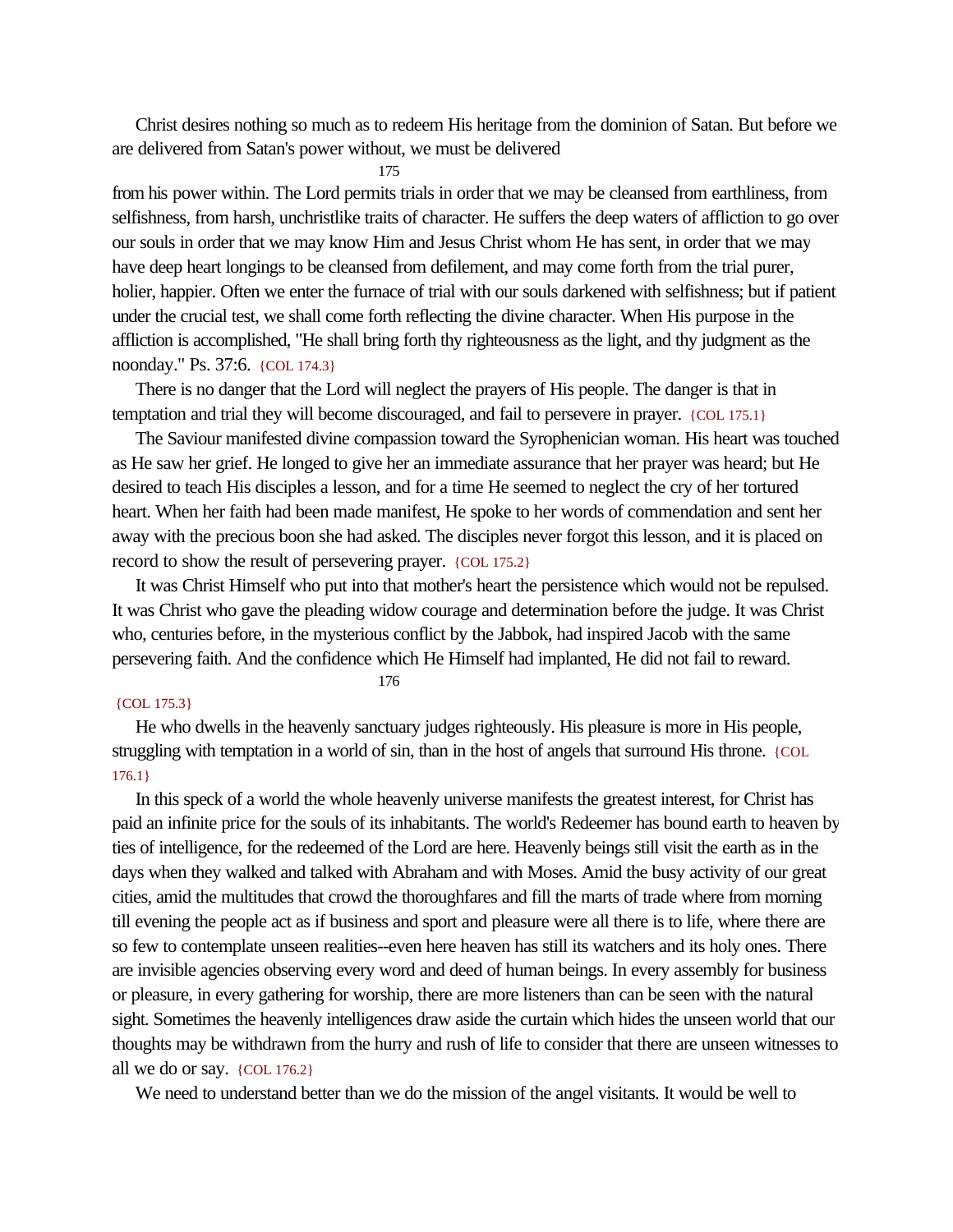Christ desires nothing so much as to redeem His heritage from the dominion of Satan. But before we are delivered from Satan's power without, we must be delivered from his power within. The Lord permits trials in order that we may be cleansed from earthliness, from selfishness, from harsh, unchristlike traits of character. He suffers the deep waters of affliction to go over our souls in order that we may know Him and Jesus Christ whom He has sent, in order that we may have deep heart longings to be cleansed from defilement, and may come forth from the trial purer, holier, happier. Often we enter the furnace of trial with our souls darkened with selfishness; but if patient under the crucial test, we shall come forth reflecting the divine character. When His purpose in the affliction is accomplished, "He shall bring forth thy righteousness as the light, and thy judgment as the noonday." Ps. 37:6. {COL 174.3}

There is no danger that the Lord will neglect the prayers of His people. The danger is that in temptation and trial they will become discouraged, and fail to persevere in prayer. {COL 175.1}

The Saviour manifested divine compassion toward the Syrophenician woman. His heart was touched as He saw her grief. He longed to give her an immediate assurance that her prayer was heard; but He desired to teach His disciples a lesson, and for a time He seemed to neglect the cry of her tortured heart. When her faith had been made manifest, He spoke to her words of commendation and sent her away with the precious boon she had asked. The disciples never forgot this lesson, and it is placed on record to show the result of persevering prayer. {COL 175.2}

It was Christ Himself who put into that mother's heart the persistence which would not be repulsed. It was Christ who gave the pleading widow courage and determination before the judge. It was Christ who, centuries before, in the mysterious conflict by the Jabbok, had inspired Jacob with the same persevering faith. And the confidence which He Himself had implanted, He did not fail to reward. {COL 175.3}

He who dwells in the heavenly sanctuary judges righteously. His pleasure is more in His people, struggling with temptation in a world of sin, than in the host of angels that surround His throne. {COL 176.1}

In this speck of a world the whole heavenly universe manifests the greatest interest, for Christ has paid an infinite price for the souls of its inhabitants. The world's Redeemer has bound earth to heaven by ties of intelligence, for the redeemed of the Lord are here. Heavenly beings still visit the earth as in the days when they walked and talked with Abraham and with Moses. Amid the busy activity of our great cities, amid the multitudes that crowd the thoroughfares and fill the marts of trade where from morning till evening the people act as if business and sport and pleasure were all there is to life, where there are so few to contemplate unseen realities--even here heaven has still its watchers and its holy ones. There are invisible agencies observing every word and deed of human beings. In every assembly for business or pleasure, in every gathering for worship, there are more listeners than can be seen with the natural sight. Sometimes the heavenly intelligences draw aside the curtain which hides the unseen world that our thoughts may be withdrawn from the hurry and rush of life to consider that there are unseen witnesses to all we do or say. {COL 176.2}

We need to understand better than we do the mission of the angel visitants. It would be well to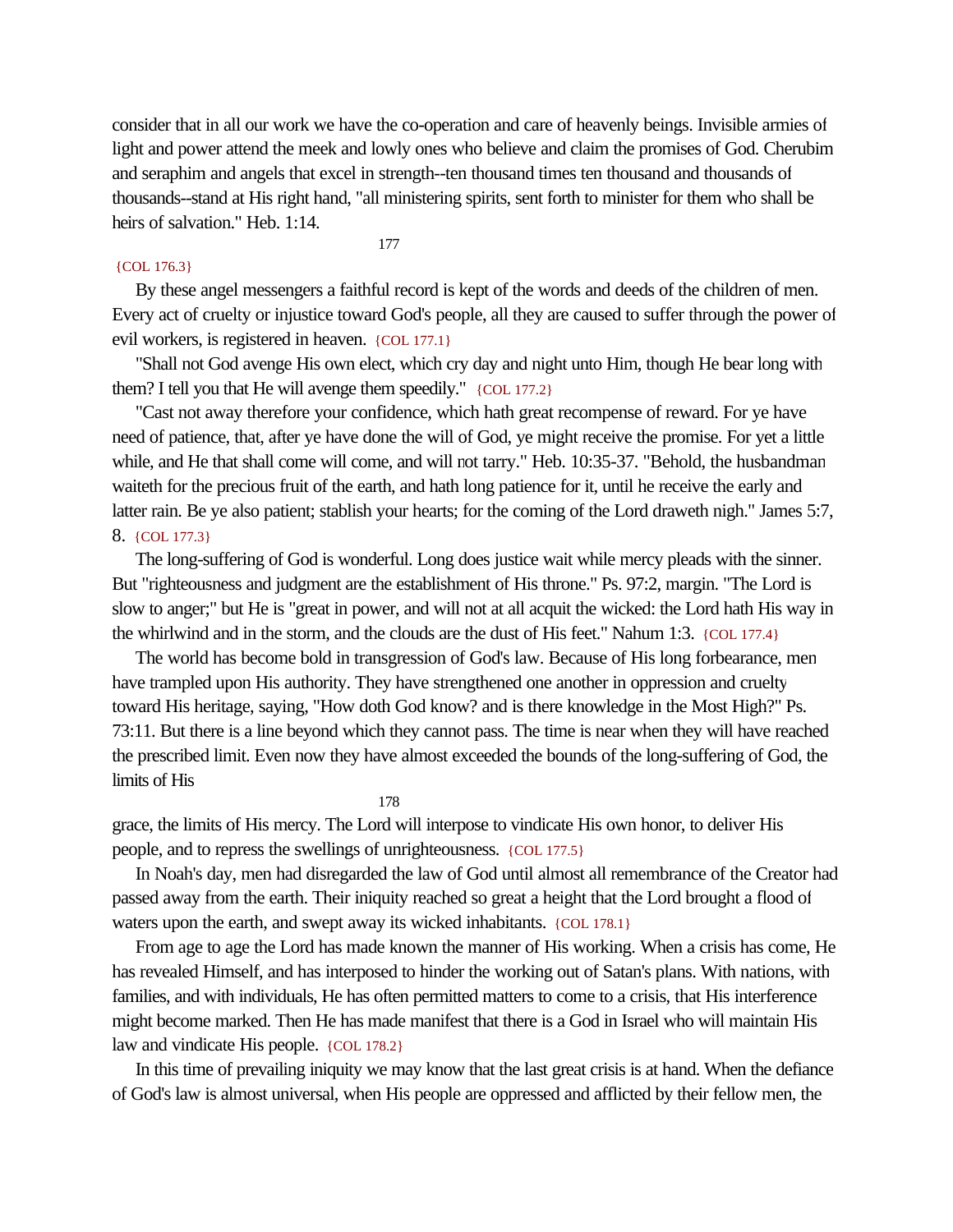consider that in all our work we have the co-operation and care of heavenly beings. Invisible armies of light and power attend the meek and lowly ones who believe and claim the promises of God. Cherubim and seraphim and angels that excel in strength--ten thousand times ten thousand and thousands of thousands--stand at His right hand, "all ministering spirits, sent forth to minister for them who shall be heirs of salvation." Heb. 1:14.

{COL 176.3}

By these angel messengers a faithful record is kept of the words and deeds of the children of men. Every act of cruelty or injustice toward God's people, all they are caused to suffer through the power of evil workers, is registered in heaven. {COL 177.1}

"Shall not God avenge His own elect, which cry day and night unto Him, though He bear long with them? I tell you that He will avenge them speedily." {COL 177.2}

"Cast not away therefore your confidence, which hath great recompense of reward. For ye have need of patience, that, after ye have done the will of God, ye might receive the promise. For yet a little while, and He that shall come will come, and will not tarry." Heb. 10:35-37. "Behold, the husbandman waiteth for the precious fruit of the earth, and hath long patience for it, until he receive the early and latter rain. Be ye also patient; stablish your hearts; for the coming of the Lord draweth nigh." James 5:7, 8. {COL 177.3}

The long-suffering of God is wonderful. Long does justice wait while mercy pleads with the sinner. But "righteousness and judgment are the establishment of His throne." Ps. 97:2, margin. "The Lord is slow to anger;" but He is "great in power, and will not at all acquit the wicked: the Lord hath His way in the whirlwind and in the storm, and the clouds are the dust of His feet." Nahum 1:3. {COL 177.4}

The world has become bold in transgression of God's law. Because of His long forbearance, men have trampled upon His authority. They have strengthened one another in oppression and cruelty toward His heritage, saying, "How doth God know? and is there knowledge in the Most High?" Ps. 73:11. But there is a line beyond which they cannot pass. The time is near when they will have reached the prescribed limit. Even now they have almost exceeded the bounds of the long-suffering of God, the limits of His grace, the limits of His mercy. The Lord will interpose to vindicate His own honor, to deliver His people, and to repress the swellings of unrighteousness. {COL 177.5}

In Noah's day, men had disregarded the law of God until almost all remembrance of the Creator had passed away from the earth. Their iniquity reached so great a height that the Lord brought a flood of waters upon the earth, and swept away its wicked inhabitants. {COL 178.1}

From age to age the Lord has made known the manner of His working. When a crisis has come, He has revealed Himself, and has interposed to hinder the working out of Satan's plans. With nations, with families, and with individuals, He has often permitted matters to come to a crisis, that His interference might become marked. Then He has made manifest that there is a God in Israel who will maintain His law and vindicate His people. {COL 178.2}

In this time of prevailing iniquity we may know that the last great crisis is at hand. When the defiance of God's law is almost universal, when His people are oppressed and afflicted by their fellow men, the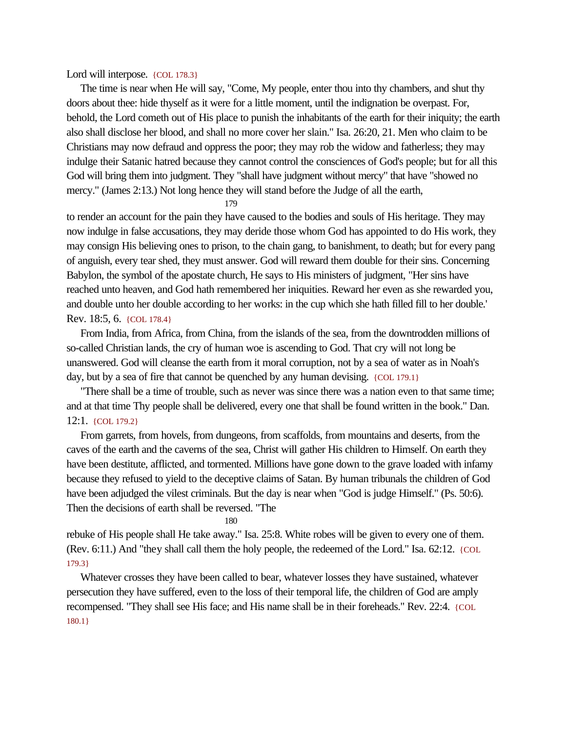Lord will interpose. {COL 178.3}

The time is near when He will say, "Come, My people, enter thou into thy chambers, and shut thy doors about thee: hide thyself as it were for a little moment, until the indignation be overpast. For, behold, the Lord cometh out of His place to punish the inhabitants of the earth for their iniquity; the earth also shall disclose her blood, and shall no more cover her slain." Isa. 26:20, 21. Men who claim to be Christians may now defraud and oppress the poor; they may rob the widow and fatherless; they may indulge their Satanic hatred because they cannot control the consciences of God's people; but for all this God will bring them into judgment. They "shall have judgment without mercy" that have "showed no mercy." (James 2:13.) Not long hence they will stand before the Judge of all the earth, to render an account for the pain they have caused to the bodies and souls of His heritage. They may now indulge in false accusations, they may deride those whom God has appointed to do His work, they may consign His believing ones to prison, to the chain gang, to banishment, to death; but for every pang of anguish, every tear shed, they must answer. God will reward them double for their sins. Concerning Babylon, the symbol of the apostate church, He says to His ministers of judgment, "Her sins have reached unto heaven, and God hath remembered her iniquities. Reward her even as she rewarded you, and double unto her double according to her works: in the cup which she hath filled fill to her double.' Rev. 18:5, 6. {COL 178.4}

From India, from Africa, from China, from the islands of the sea, from the downtrodden millions of so-called Christian lands, the cry of human woe is ascending to God. That cry will not long be unanswered. God will cleanse the earth from it moral corruption, not by a sea of water as in Noah's day, but by a sea of fire that cannot be quenched by any human devising. {COL 179.1}

"There shall be a time of trouble, such as never was since there was a nation even to that same time; and at that time Thy people shall be delivered, every one that shall be found written in the book." Dan. 12:1. {COL 179.2}

From garrets, from hovels, from dungeons, from scaffolds, from mountains and deserts, from the caves of the earth and the caverns of the sea, Christ will gather His children to Himself. On earth they have been destitute, afflicted, and tormented. Millions have gone down to the grave loaded with infamy because they refused to yield to the deceptive claims of Satan. By human tribunals the children of God have been adjudged the vilest criminals. But the day is near when "God is judge Himself." (Ps. 50:6). Then the decisions of earth shall be reversed. "The rebuke of His people shall He take away." Isa. 25:8. White robes will be given to every one of them. (Rev. 6:11.) And "they shall call them the holy people, the redeemed of the Lord." Isa. 62:12. {COL 179.3}

Whatever crosses they have been called to bear, whatever losses they have sustained, whatever persecution they have suffered, even to the loss of their temporal life, the children of God are amply recompensed. "They shall see His face; and His name shall be in their foreheads." Rev. 22:4. {COL 180.1}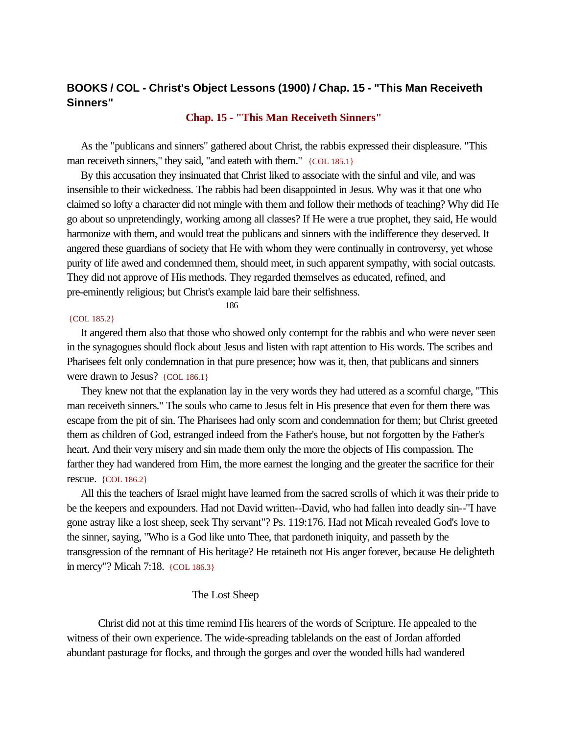**BOOKS / COL - Christ's Object Lessons (1900) / Chap. 15 - "This Man Receiveth Sinners"**

## Chap. 15 - "This Man Receiveth Sinners"

As the "publicans and sinners" gathered about Christ, the rabbis expressed their displeasure. "This man receiveth sinners," they said, "and eateth with them." {COL 185.1}

By this accusation they insinuated that Christ liked to associate with the sinful and vile, and was insensible to their wickedness. The rabbis had been disappointed in Jesus. Why was it that one who claimed so lofty a character did not mingle with them and follow their methods of teaching? Why did He go about so unpretendingly, working among all classes? If He were a true prophet, they said, He would harmonize with them, and would treat the publicans and sinners with the indifference they deserved. It angered these guardians of society that He with whom they were continually in controversy, yet whose purity of life awed and condemned them, should meet, in such apparent sympathy, with social outcasts. They did not approve of His methods. They regarded themselves as educated, refined, and pre-eminently religious; but Christ's example laid bare their selfishness.

186

{COL 185.2}

It angered them also that those who showed only contempt for the rabbis and who were never seen in the synagogues should flock about Jesus and listen with rapt attention to His words. The scribes and Pharisees felt only condemnation in that pure presence; how was it, then, that publicans and sinners were drawn to Jesus? {COL 186.1}

They knew not that the explanation lay in the very words they had uttered as a scornful charge, "This man receiveth sinners." The souls who came to Jesus felt in His presence that even for them there was escape from the pit of sin. The Pharisees had only scorn and condemnation for them; but Christ greeted them as children of God, estranged indeed from the Father's house, but not forgotten by the Father's heart. And their very misery and sin made them only the more the objects of His compassion. The farther they had wandered from Him, the more earnest the longing and the greater the sacrifice for their rescue. {COL 186.2}

All this the teachers of Israel might have learned from the sacred scrolls of which it was their pride to be the keepers and expounders. Had not David written--David, who had fallen into deadly sin--"I have gone astray like a lost sheep, seek Thy servant"? Ps. 119:176. Had not Micah revealed God's love to the sinner, saying, "Who is a God like unto Thee, that pardoneth iniquity, and passeth by the transgression of the remnant of His heritage? He retaineth not His anger forever, because He delighteth in mercy"? Micah 7:18. {COL 186.3}

### The Lost Sheep

Christ did not at this time remind His hearers of the words of Scripture. He appealed to the witness of their own experience. The wide-spreading tablelands on the east of Jordan afforded abundant pasturage for flocks, and through the gorges and over the wooded hills had wandered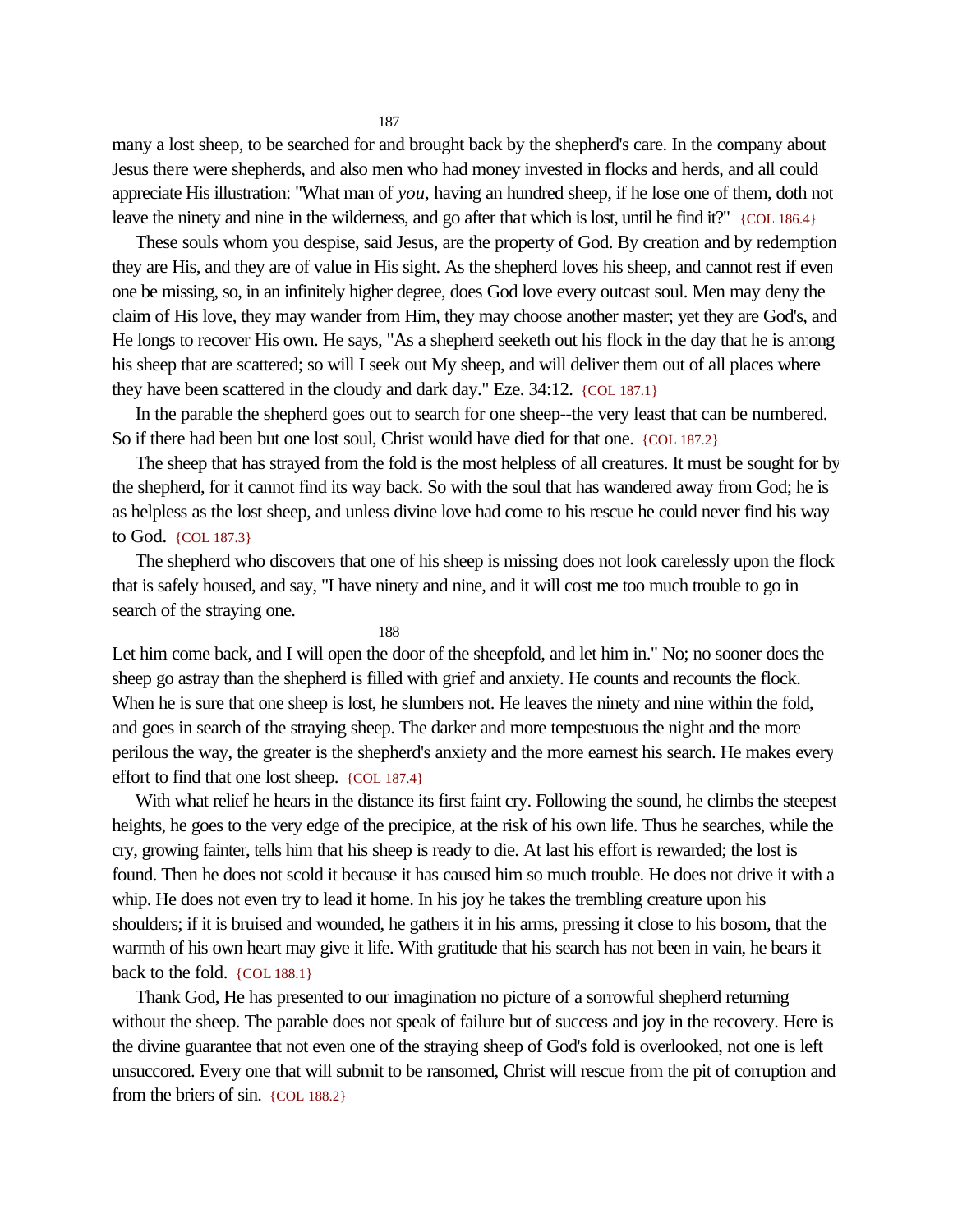many a lost sheep, to be searched for and brought back by the shepherd's care. In the company about Jesus there were shepherds, and also men who had money invested in flocks and herds, and all could appreciate His illustration: "What man of *you,* having an hundred sheep, if he lose one of them, doth not leave the ninety and nine in the wilderness, and go after that which is lost, until he find it?" {COL 186.4}

These souls whom you despise, said Jesus, are the property of God. By creation and by redemption they are His, and they are of value in His sight. As the shepherd loves his sheep, and cannot rest if even one be missing, so, in an infinitely higher degree, does God love every outcast soul. Men may deny the claim of His love, they may wander from Him, they may choose another master; yet they are God's, and He longs to recover His own. He says, "As a shepherd seeketh out his flock in the day that he is among his sheep that are scattered; so will I seek out My sheep, and will deliver them out of all places where they have been scattered in the cloudy and dark day." Eze. 34:12. {COL 187.1}

In the parable the shepherd goes out to search for one sheep--the very least that can be numbered. So if there had been but one lost soul, Christ would have died for that one. {COL 187.2}

The sheep that has strayed from the fold is the most helpless of all creatures. It must be sought for by the shepherd, for it cannot find its way back. So with the soul that has wandered away from God; he is as helpless as the lost sheep, and unless divine love had come to his rescue he could never find his way to God. {COL 187.3}

The shepherd who discovers that one of his sheep is missing does not look carelessly upon the flock that is safely housed, and say, "I have ninety and nine, and it will cost me too much trouble to go in search of the straying one. Let him come back, and I will open the door of the sheepfold, and let him in." No; no sooner does the sheep go astray than the shepherd is filled with grief and anxiety. He counts and recounts the flock. When he is sure that one sheep is lost, he slumbers not. He leaves the ninety and nine within the fold, and goes in search of the straying sheep. The darker and more tempestuous the night and the more perilous the way, the greater is the shepherd's anxiety and the more earnest his search. He makes every effort to find that one lost sheep. {COL 187.4}

With what relief he hears in the distance its first faint cry. Following the sound, he climbs the steepest heights, he goes to the very edge of the precipice, at the risk of his own life. Thus he searches, while the cry, growing fainter, tells him that his sheep is ready to die. At last his effort is rewarded; the lost is found. Then he does not scold it because it has caused him so much trouble. He does not drive it with a whip. He does not even try to lead it home. In his joy he takes the trembling creature upon his shoulders; if it is bruised and wounded, he gathers it in his arms, pressing it close to his bosom, that the warmth of his own heart may give it life. With gratitude that his search has not been in vain, he bears it back to the fold. {COL 188.1}

Thank God, He has presented to our imagination no picture of a sorrowful shepherd returning without the sheep. The parable does not speak of failure but of success and joy in the recovery. Here is the divine guarantee that not even one of the straying sheep of God's fold is overlooked, not one is left unsuccored. Every one that will submit to be ransomed, Christ will rescue from the pit of corruption and from the briers of sin. {COL 188.2}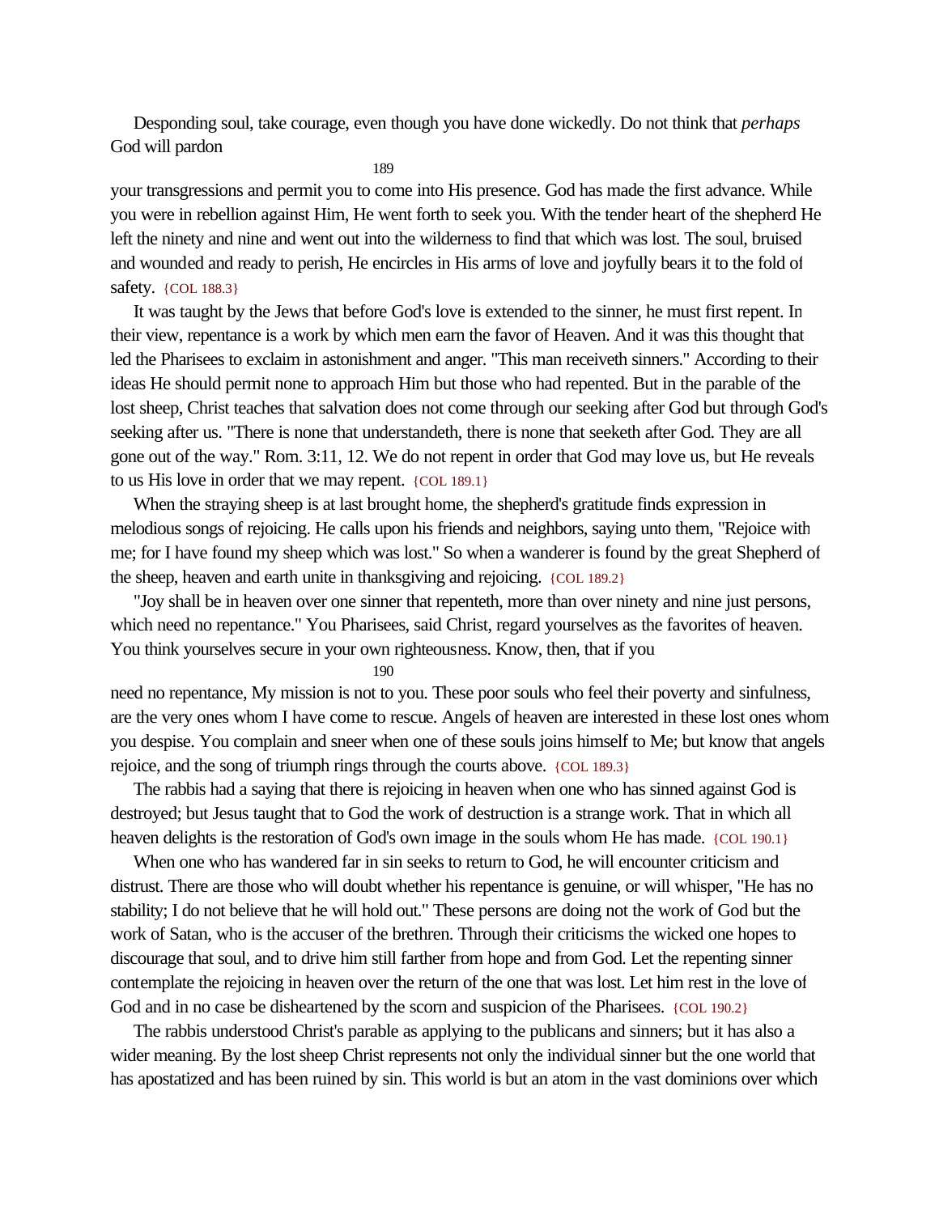Desponding soul, take courage, even though you have done wickedly. Do not think that *perhaps* God will pardon your transgressions and permit you to come into His presence. God has made the first advance. While you were in rebellion against Him, He went forth to seek you. With the tender heart of the shepherd He left the ninety and nine and went out into the wilderness to find that which was lost. The soul, bruised and wounded and ready to perish, He encircles in His arms of love and joyfully bears it to the fold of safety. {COL 188.3}

It was taught by the Jews that before God's love is extended to the sinner, he must first repent. In their view, repentance is a work by which men earn the favor of Heaven. And it was this thought that led the Pharisees to exclaim in astonishment and anger. "This man receiveth sinners." According to their ideas He should permit none to approach Him but those who had repented. But in the parable of the lost sheep, Christ teaches that salvation does not come through our seeking after God but through God's seeking after us. "There is none that understandeth, there is none that seeketh after God. They are all gone out of the way." Rom. 3:11, 12. We do not repent in order that God may love us, but He reveals to us His love in order that we may repent. {COL 189.1}

When the straying sheep is at last brought home, the shepherd's gratitude finds expression in melodious songs of rejoicing. He calls upon his friends and neighbors, saying unto them, "Rejoice with me; for I have found my sheep which was lost." So when a wanderer is found by the great Shepherd of the sheep, heaven and earth unite in thanksgiving and rejoicing. {COL 189.2}

"Joy shall be in heaven over one sinner that repenteth, more than over ninety and nine just persons, which need no repentance." You Pharisees, said Christ, regard yourselves as the favorites of heaven. You think yourselves secure in your own righteousness. Know, then, that if you need no repentance, My mission is not to you. These poor souls who feel their poverty and sinfulness, are the very ones whom I have come to rescue. Angels of heaven are interested in these lost ones whom you despise. You complain and sneer when one of these souls joins himself to Me; but know that angels rejoice, and the song of triumph rings through the courts above. {COL 189.3}

The rabbis had a saying that there is rejoicing in heaven when one who has sinned against God is destroyed; but Jesus taught that to God the work of destruction is a strange work. That in which all heaven delights is the restoration of God's own image in the souls whom He has made. {COL 190.1}

When one who has wandered far in sin seeks to return to God, he will encounter criticism and distrust. There are those who will doubt whether his repentance is genuine, or will whisper, "He has no stability; I do not believe that he will hold out." These persons are doing not the work of God but the work of Satan, who is the accuser of the brethren. Through their criticisms the wicked one hopes to discourage that soul, and to drive him still farther from hope and from God. Let the repenting sinner contemplate the rejoicing in heaven over the return of the one that was lost. Let him rest in the love of God and in no case be disheartened by the scorn and suspicion of the Pharisees. {COL 190.2}

The rabbis understood Christ's parable as applying to the publicans and sinners; but it has also a wider meaning. By the lost sheep Christ represents not only the individual sinner but the one world that has apostatized and has been ruined by sin. This world is but an atom in the vast dominions over which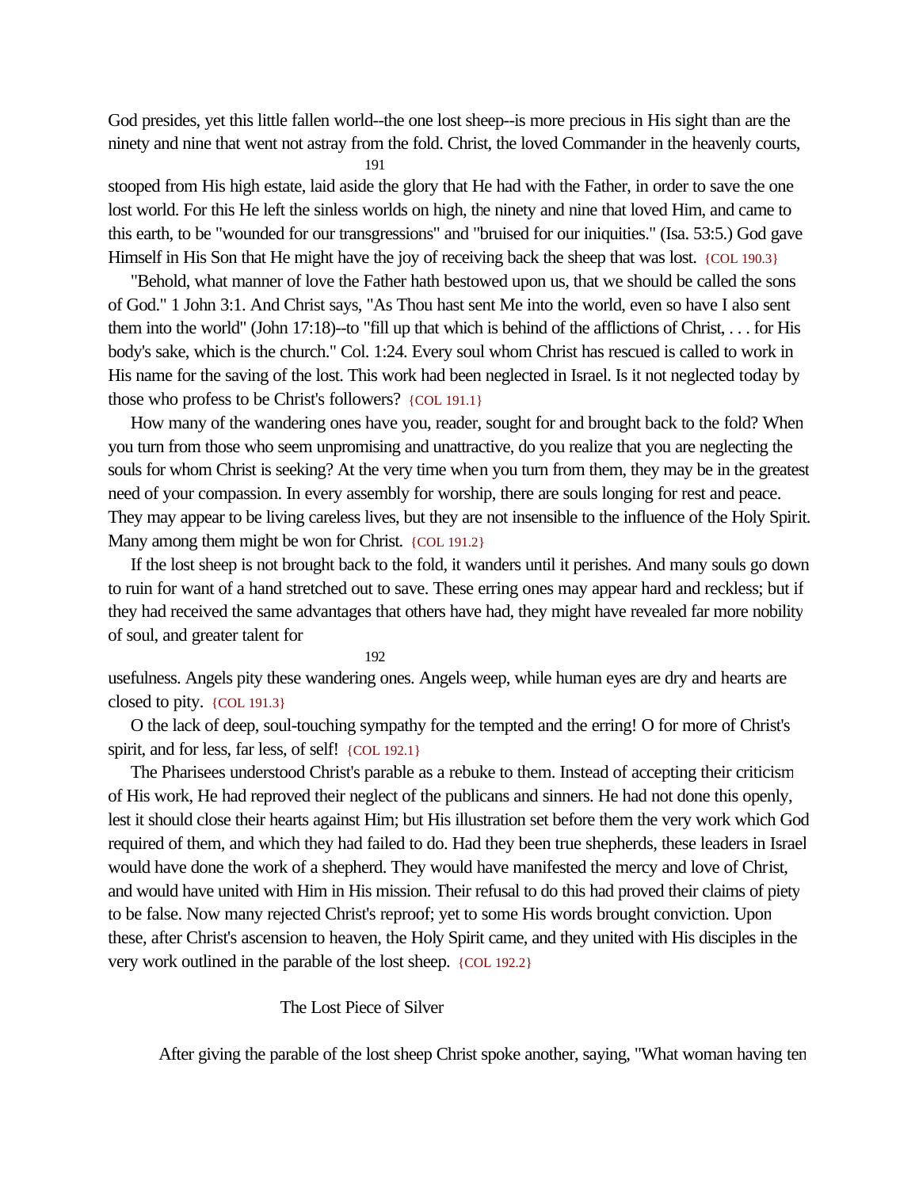God presides, yet this little fallen world--the one lost sheep--is more precious in His sight than are the ninety and nine that went not astray from the fold. Christ, the loved Commander in the heavenly courts, stooped from His high estate, laid aside the glory that He had with the Father, in order to save the one lost world. For this He left the sinless worlds on high, the ninety and nine that loved Him, and came to this earth, to be "wounded for our transgressions" and "bruised for our iniquities." (Isa. 53:5.) God gave Himself in His Son that He might have the joy of receiving back the sheep that was lost. {COL 190.3}

"Behold, what manner of love the Father hath bestowed upon us, that we should be called the sons of God." 1 John 3:1. And Christ says, "As Thou hast sent Me into the world, even so have I also sent them into the world" (John 17:18)--to "fill up that which is behind of the afflictions of Christ, . . . for His body's sake, which is the church." Col. 1:24. Every soul whom Christ has rescued is called to work in His name for the saving of the lost. This work had been neglected in Israel. Is it not neglected today by those who profess to be Christ's followers? {COL 191.1}

How many of the wandering ones have you, reader, sought for and brought back to the fold? When you turn from those who seem unpromising and unattractive, do you realize that you are neglecting the souls for whom Christ is seeking? At the very time when you turn from them, they may be in the greatest need of your compassion. In every assembly for worship, there are souls longing for rest and peace. They may appear to be living careless lives, but they are not insensible to the influence of the Holy Spirit. Many among them might be won for Christ. {COL 191.2}

If the lost sheep is not brought back to the fold, it wanders until it perishes. And many souls go down to ruin for want of a hand stretched out to save. These erring ones may appear hard and reckless; but if they had received the same advantages that others have had, they might have revealed far more nobility of soul, and greater talent for usefulness. Angels pity these wandering ones. Angels weep, while human eyes are dry and hearts are closed to pity. {COL 191.3}

O the lack of deep, soul-touching sympathy for the tempted and the erring! O for more of Christ's spirit, and for less, far less, of self! {COL 192.1}

The Pharisees understood Christ's parable as a rebuke to them. Instead of accepting their criticism of His work, He had reproved their neglect of the publicans and sinners. He had not done this openly, lest it should close their hearts against Him; but His illustration set before them the very work which God required of them, and which they had failed to do. Had they been true shepherds, these leaders in Israel would have done the work of a shepherd. They would have manifested the mercy and love of Christ, and would have united with Him in His mission. Their refusal to do this had proved their claims of piety to be false. Now many rejected Christ's reproof; yet to some His words brought conviction. Upon these, after Christ's ascension to heaven, the Holy Spirit came, and they united with His disciples in the very work outlined in the parable of the lost sheep. {COL 192.2}

## The Lost Piece of Silver

After giving the parable of the lost sheep Christ spoke another, saying, "What woman having ten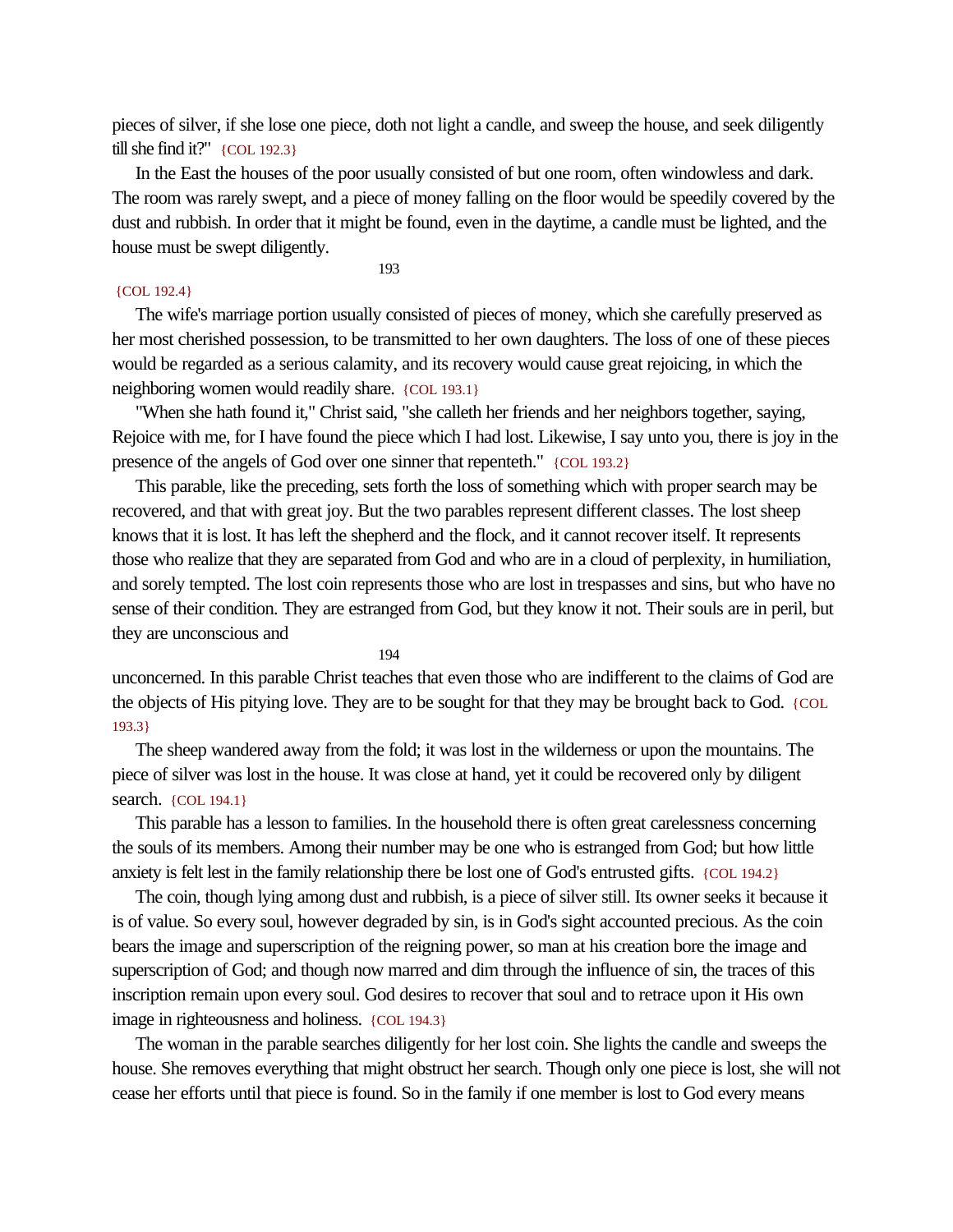pieces of silver, if she lose one piece, doth not light a candle, and sweep the house, and seek diligently till she find it?" {COL 192.3}

In the East the houses of the poor usually consisted of but one room, often windowless and dark. The room was rarely swept, and a piece of money falling on the floor would be speedily covered by the dust and rubbish. In order that it might be found, even in the daytime, a candle must be lighted, and the house must be swept diligently.

{COL 192.4}

The wife's marriage portion usually consisted of pieces of money, which she carefully preserved as her most cherished possession, to be transmitted to her own daughters. The loss of one of these pieces would be regarded as a serious calamity, and its recovery would cause great rejoicing, in which the neighboring women would readily share. {COL 193.1}

"When she hath found it," Christ said, "she calleth her friends and her neighbors together, saying, Rejoice with me, for I have found the piece which I had lost. Likewise, I say unto you, there is joy in the presence of the angels of God over one sinner that repenteth." {COL 193.2}

This parable, like the preceding, sets forth the loss of something which with proper search may be recovered, and that with great joy. But the two parables represent different classes. The lost sheep knows that it is lost. It has left the shepherd and the flock, and it cannot recover itself. It represents those who realize that they are separated from God and who are in a cloud of perplexity, in humiliation, and sorely tempted. The lost coin represents those who are lost in trespasses and sins, but who have no sense of their condition. They are estranged from God, but they know it not. Their souls are in peril, but they are unconscious and unconcerned. In this parable Christ teaches that even those who are indifferent to the claims of God are the objects of His pitying love. They are to be sought for that they may be brought back to God. {COL 193.3}

The sheep wandered away from the fold; it was lost in the wilderness or upon the mountains. The piece of silver was lost in the house. It was close at hand, yet it could be recovered only by diligent search. {COL 194.1}

This parable has a lesson to families. In the household there is often great carelessness concerning the souls of its members. Among their number may be one who is estranged from God; but how little anxiety is felt lest in the family relationship there be lost one of God's entrusted gifts. {COL 194.2}

The coin, though lying among dust and rubbish, is a piece of silver still. Its owner seeks it because it is of value. So every soul, however degraded by sin, is in God's sight accounted precious. As the coin bears the image and superscription of the reigning power, so man at his creation bore the image and superscription of God; and though now marred and dim through the influence of sin, the traces of this inscription remain upon every soul. God desires to recover that soul and to retrace upon it His own image in righteousness and holiness. {COL 194.3}

The woman in the parable searches diligently for her lost coin. She lights the candle and sweeps the house. She removes everything that might obstruct her search. Though only one piece is lost, she will not cease her efforts until that piece is found. So in the family if one member is lost to God every means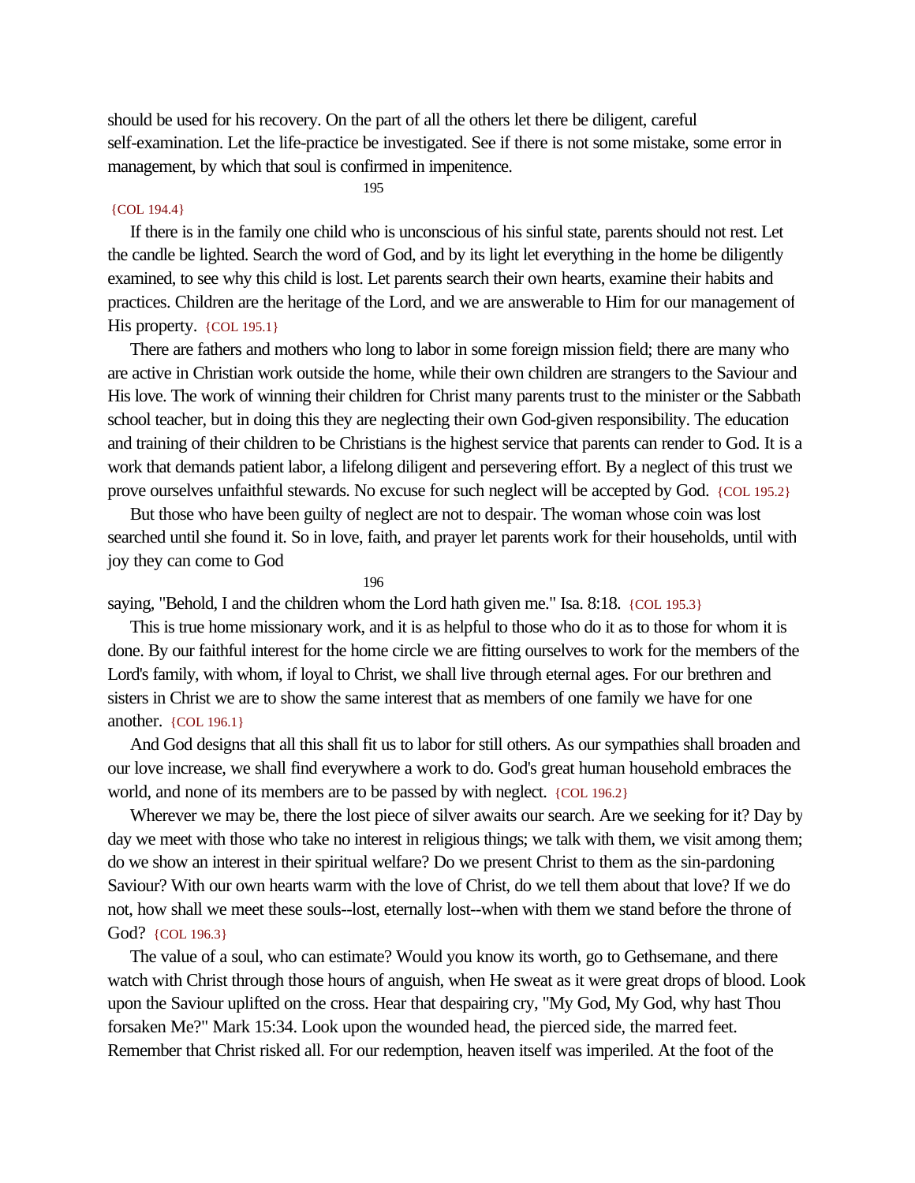should be used for his recovery. On the part of all the others let there be diligent, careful self-examination. Let the life-practice be investigated. See if there is not some mistake, some error in management, by which that soul is confirmed in impenitence.

{COL 194.4}

If there is in the family one child who is unconscious of his sinful state, parents should not rest. Let the candle be lighted. Search the word of God, and by its light let everything in the home be diligently examined, to see why this child is lost. Let parents search their own hearts, examine their habits and practices. Children are the heritage of the Lord, and we are answerable to Him for our management of His property. {COL 195.1}

There are fathers and mothers who long to labor in some foreign mission field; there are many who are active in Christian work outside the home, while their own children are strangers to the Saviour and His love. The work of winning their children for Christ many parents trust to the minister or the Sabbath school teacher, but in doing this they are neglecting their own God-given responsibility. The education and training of their children to be Christians is the highest service that parents can render to God. It is a work that demands patient labor, a lifelong diligent and persevering effort. By a neglect of this trust we prove ourselves unfaithful stewards. No excuse for such neglect will be accepted by God. {COL 195.2}

But those who have been guilty of neglect are not to despair. The woman whose coin was lost searched until she found it. So in love, faith, and prayer let parents work for their households, until with joy they can come to God saying, "Behold, I and the children whom the Lord hath given me." Isa. 8:18. {COL 195.3}

This is true home missionary work, and it is as helpful to those who do it as to those for whom it is done. By our faithful interest for the home circle we are fitting ourselves to work for the members of the Lord's family, with whom, if loyal to Christ, we shall live through eternal ages. For our brethren and sisters in Christ we are to show the same interest that as members of one family we have for one another. {COL 196.1}

And God designs that all this shall fit us to labor for still others. As our sympathies shall broaden and our love increase, we shall find everywhere a work to do. God's great human household embraces the world, and none of its members are to be passed by with neglect. {COL 196.2}

Wherever we may be, there the lost piece of silver awaits our search. Are we seeking for it? Day by day we meet with those who take no interest in religious things; we talk with them, we visit among them; do we show an interest in their spiritual welfare? Do we present Christ to them as the sin-pardoning Saviour? With our own hearts warm with the love of Christ, do we tell them about that love? If we do not, how shall we meet these souls--lost, eternally lost--when with them we stand before the throne of God? {COL 196.3}

The value of a soul, who can estimate? Would you know its worth, go to Gethsemane, and there watch with Christ through those hours of anguish, when He sweat as it were great drops of blood. Look upon the Saviour uplifted on the cross. Hear that despairing cry, "My God, My God, why hast Thou forsaken Me?" Mark 15:34. Look upon the wounded head, the pierced side, the marred feet. Remember that Christ risked all. For our redemption, heaven itself was imperiled. At the foot of the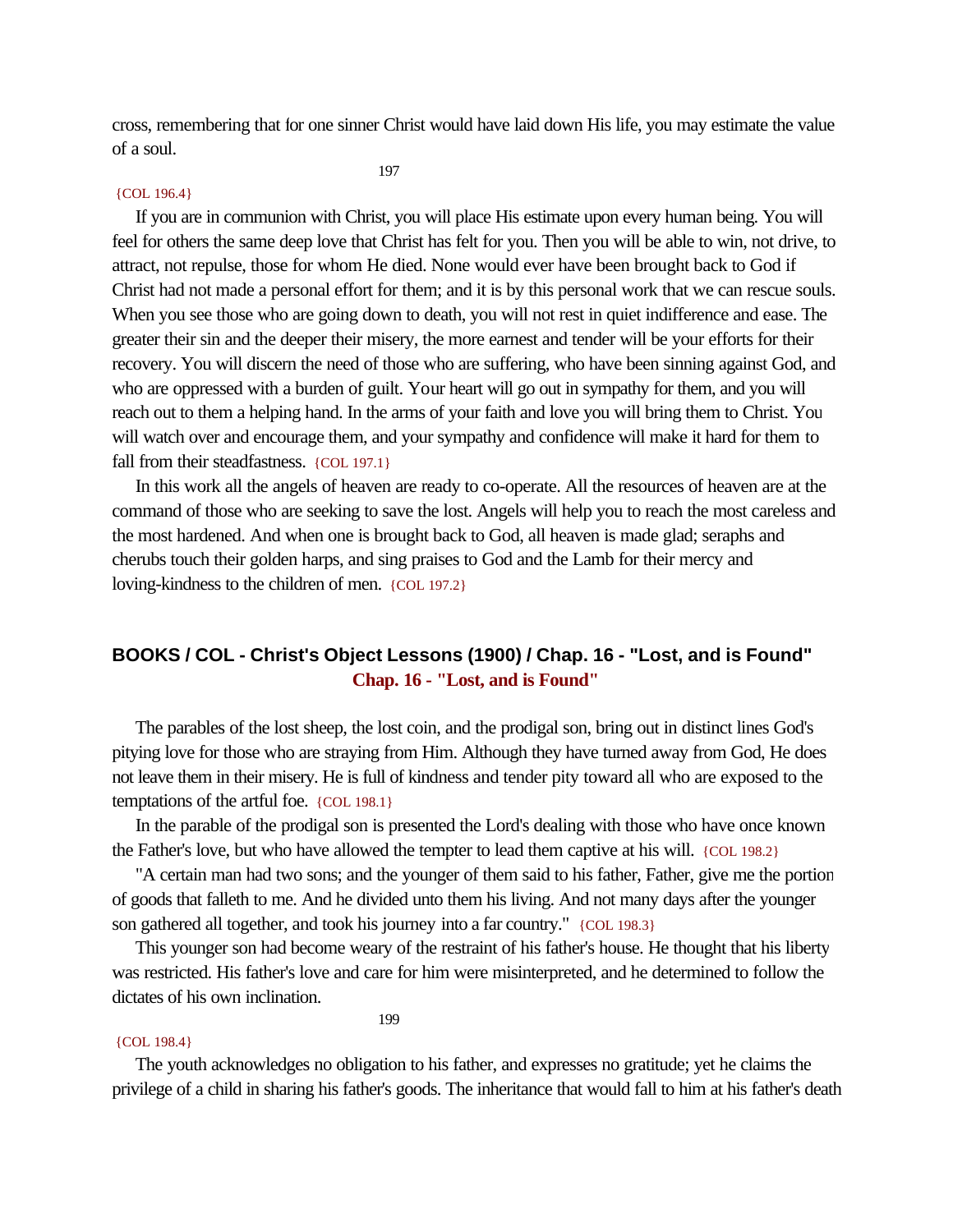cross, remembering that for one sinner Christ would have laid down His life, you may estimate the value of a soul.

{COL 196.4}

If you are in communion with Christ, you will place His estimate upon every human being. You will feel for others the same deep love that Christ has felt for you. Then you will be able to win, not drive, to attract, not repulse, those for whom He died. None would ever have been brought back to God if Christ had not made a personal effort for them; and it is by this personal work that we can rescue souls. When you see those who are going down to death, you will not rest in quiet indifference and ease. The greater their sin and the deeper their misery, the more earnest and tender will be your efforts for their recovery. You will discern the need of those who are suffering, who have been sinning against God, and who are oppressed with a burden of guilt. Your heart will go out in sympathy for them, and you will reach out to them a helping hand. In the arms of your faith and love you will bring them to Christ. You will watch over and encourage them, and your sympathy and confidence will make it hard for them to fall from their steadfastness. {COL 197.1}

In this work all the angels of heaven are ready to co-operate. All the resources of heaven are at the command of those who are seeking to save the lost. Angels will help you to reach the most careless and the most hardened. And when one is brought back to God, all heaven is made glad; seraphs and cherubs touch their golden harps, and sing praises to God and the Lamb for their mercy and loving-kindness to the children of men. {COL 197.2}

## BOOKS / COL - Christ's Object Lessons (1900) / Chap. 16 - "Lost, and is Found"

### Chap. 16 - "Lost, and is Found"

The parables of the lost sheep, the lost coin, and the prodigal son, bring out in distinct lines God's pitying love for those who are straying from Him. Although they have turned away from God, He does not leave them in their misery. He is full of kindness and tender pity toward all who are exposed to the temptations of the artful foe. {COL 198.1}

In the parable of the prodigal son is presented the Lord's dealing with those who have once known the Father's love, but who have allowed the tempter to lead them captive at his will. {COL 198.2}

"A certain man had two sons; and the younger of them said to his father, Father, give me the portion of goods that falleth to me. And he divided unto them his living. And not many days after the younger son gathered all together, and took his journey into a far country." {COL 198.3}

This younger son had become weary of the restraint of his father's house. He thought that his liberty was restricted. His father's love and care for him were misinterpreted, and he determined to follow the dictates of his own inclination.

{COL 198.4}

The youth acknowledges no obligation to his father, and expresses no gratitude; yet he claims the privilege of a child in sharing his father's goods. The inheritance that would fall to him at his father's death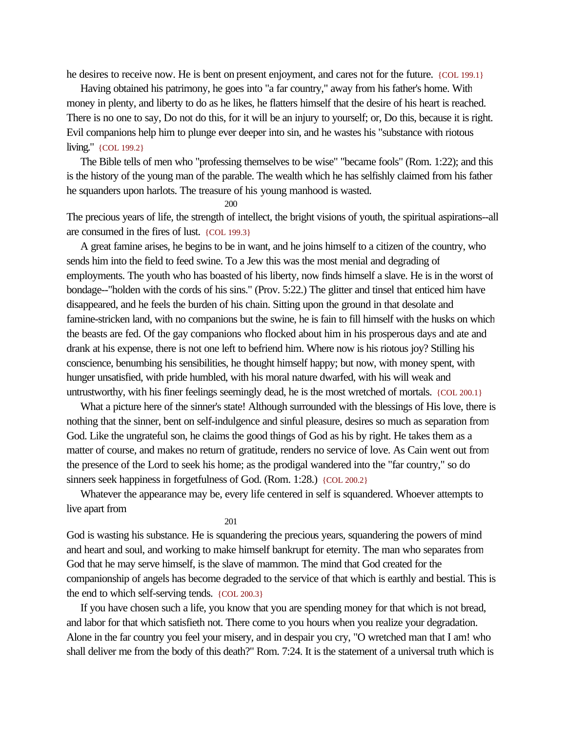he desires to receive now. He is bent on present enjoyment, and cares not for the future. {COL 199.1}

Having obtained his patrimony, he goes into "a far country," away from his father's home. With money in plenty, and liberty to do as he likes, he flatters himself that the desire of his heart is reached. There is no one to say, Do not do this, for it will be an injury to yourself; or, Do this, because it is right. Evil companions help him to plunge ever deeper into sin, and he wastes his "substance with riotous living." {COL 199.2}

The Bible tells of men who "professing themselves to be wise" "became fools" (Rom. 1:22); and this is the history of the young man of the parable. The wealth which he has selfishly claimed from his father he squanders upon harlots. The treasure of his young manhood is wasted. The precious years of life, the strength of intellect, the bright visions of youth, the spiritual aspirations--all are consumed in the fires of lust. {COL 199.3}

A great famine arises, he begins to be in want, and he joins himself to a citizen of the country, who sends him into the field to feed swine. To a Jew this was the most menial and degrading of employments. The youth who has boasted of his liberty, now finds himself a slave. He is in the worst of bondage--"holden with the cords of his sins." (Prov. 5:22.) The glitter and tinsel that enticed him have disappeared, and he feels the burden of his chain. Sitting upon the ground in that desolate and famine-stricken land, with no companions but the swine, he is fain to fill himself with the husks on which the beasts are fed. Of the gay companions who flocked about him in his prosperous days and ate and drank at his expense, there is not one left to befriend him. Where now is his riotous joy? Stilling his conscience, benumbing his sensibilities, he thought himself happy; but now, with money spent, with hunger unsatisfied, with pride humbled, with his moral nature dwarfed, with his will weak and untrustworthy, with his finer feelings seemingly dead, he is the most wretched of mortals. {COL 200.1}

What a picture here of the sinner's state! Although surrounded with the blessings of His love, there is nothing that the sinner, bent on self-indulgence and sinful pleasure, desires so much as separation from God. Like the ungrateful son, he claims the good things of God as his by right. He takes them as a matter of course, and makes no return of gratitude, renders no service of love. As Cain went out from the presence of the Lord to seek his home; as the prodigal wandered into the "far country," so do sinners seek happiness in forgetfulness of God. (Rom. 1:28.) {COL 200.2}

Whatever the appearance may be, every life centered in self is squandered. Whoever attempts to live apart from God is wasting his substance. He is squandering the precious years, squandering the powers of mind and heart and soul, and working to make himself bankrupt for eternity. The man who separates from God that he may serve himself, is the slave of mammon. The mind that God created for the companionship of angels has become degraded to the service of that which is earthly and bestial. This is the end to which self-serving tends. {COL 200.3}

If you have chosen such a life, you know that you are spending money for that which is not bread, and labor for that which satisfieth not. There come to you hours when you realize your degradation. Alone in the far country you feel your misery, and in despair you cry, "O wretched man that I am! who shall deliver me from the body of this death?" Rom. 7:24. It is the statement of a universal truth which is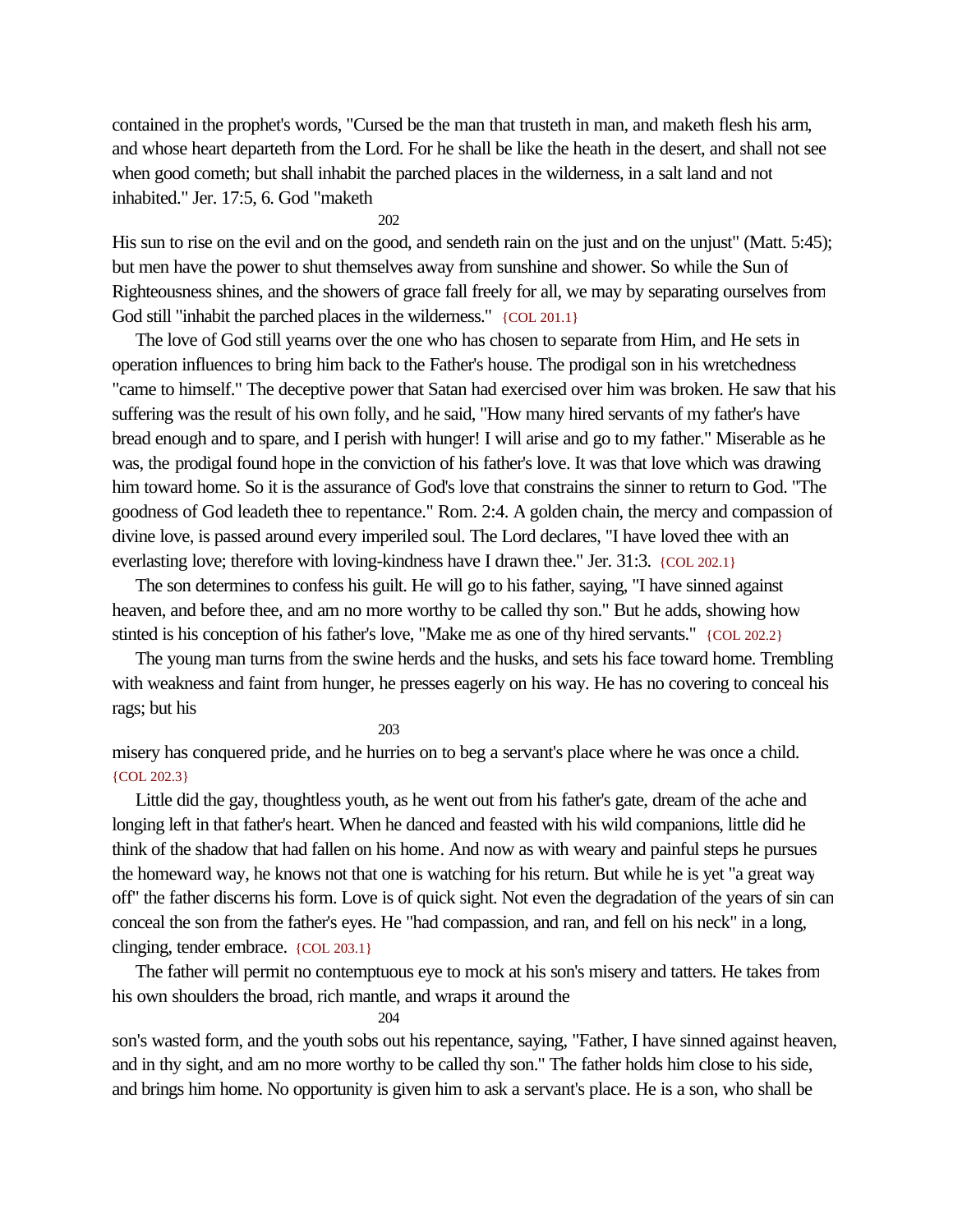contained in the prophet's words, "Cursed be the man that trusteth in man, and maketh flesh his arm, and whose heart departeth from the Lord. For he shall be like the heath in the desert, and shall not see when good cometh; but shall inhabit the parched places in the wilderness, in a salt land and not inhabited." Jer. 17:5, 6. God "maketh His sun to rise on the evil and on the good, and sendeth rain on the just and on the unjust" (Matt. 5:45); but men have the power to shut themselves away from sunshine and shower. So while the Sun of Righteousness shines, and the showers of grace fall freely for all, we may by separating ourselves from God still "inhabit the parched places in the wilderness." {COL 201.1}

The love of God still yearns over the one who has chosen to separate from Him, and He sets in operation influences to bring him back to the Father's house. The prodigal son in his wretchedness "came to himself." The deceptive power that Satan had exercised over him was broken. He saw that his suffering was the result of his own folly, and he said, "How many hired servants of my father's have bread enough and to spare, and I perish with hunger! I will arise and go to my father." Miserable as he was, the prodigal found hope in the conviction of his father's love. It was that love which was drawing him toward home. So it is the assurance of God's love that constrains the sinner to return to God. "The goodness of God leadeth thee to repentance." Rom. 2:4. A golden chain, the mercy and compassion of divine love, is passed around every imperiled soul. The Lord declares, "I have loved thee with an everlasting love; therefore with loving-kindness have I drawn thee." Jer. 31:3. {COL 202.1}

The son determines to confess his guilt. He will go to his father, saying, "I have sinned against heaven, and before thee, and am no more worthy to be called thy son." But he adds, showing how stinted is his conception of his father's love, "Make me as one of thy hired servants." {COL 202.2}

The young man turns from the swine herds and the husks, and sets his face toward home. Trembling with weakness and faint from hunger, he presses eagerly on his way. He has no covering to conceal his rags; but his misery has conquered pride, and he hurries on to beg a servant's place where he was once a child. {COL 202.3}

Little did the gay, thoughtless youth, as he went out from his father's gate, dream of the ache and longing left in that father's heart. When he danced and feasted with his wild companions, little did he think of the shadow that had fallen on his home. And now as with weary and painful steps he pursues the homeward way, he knows not that one is watching for his return. But while he is yet "a great way off" the father discerns his form. Love is of quick sight. Not even the degradation of the years of sin can conceal the son from the father's eyes. He "had compassion, and ran, and fell on his neck" in a long, clinging, tender embrace. {COL 203.1}

The father will permit no contemptuous eye to mock at his son's misery and tatters. He takes from his own shoulders the broad, rich mantle, and wraps it around the son's wasted form, and the youth sobs out his repentance, saying, "Father, I have sinned against heaven, and in thy sight, and am no more worthy to be called thy son." The father holds him close to his side, and brings him home. No opportunity is given him to ask a servant's place. He is a son, who shall be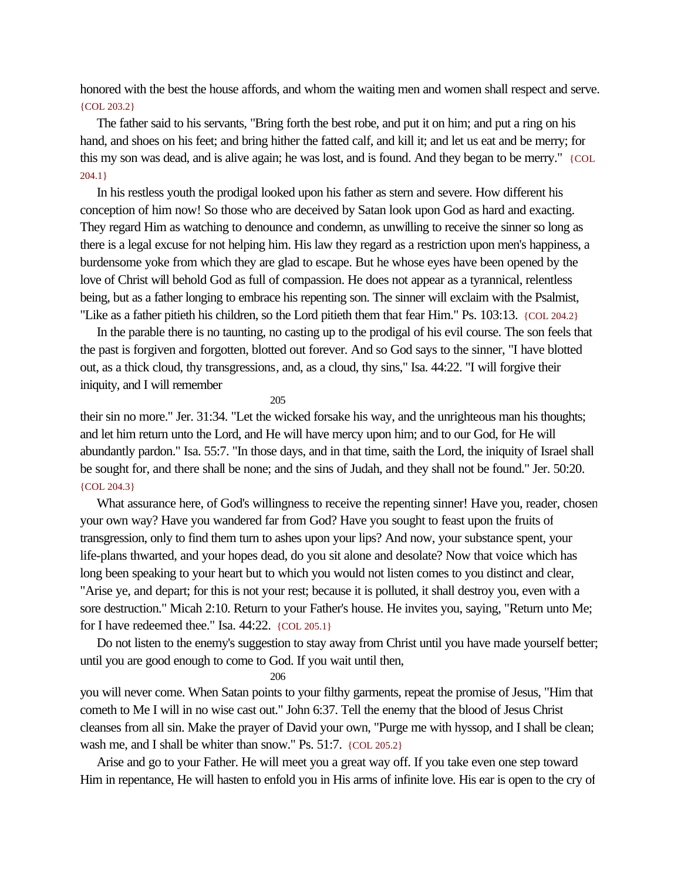honored with the best the house affords, and whom the waiting men and women shall respect and serve. {COL 203.2}

The father said to his servants, "Bring forth the best robe, and put it on him; and put a ring on his hand, and shoes on his feet; and bring hither the fatted calf, and kill it; and let us eat and be merry; for this my son was dead, and is alive again; he was lost, and is found. And they began to be merry." {COL 204.1}

In his restless youth the prodigal looked upon his father as stern and severe. How different his conception of him now! So those who are deceived by Satan look upon God as hard and exacting. They regard Him as watching to denounce and condemn, as unwilling to receive the sinner so long as there is a legal excuse for not helping him. His law they regard as a restriction upon men's happiness, a burdensome yoke from which they are glad to escape. But he whose eyes have been opened by the love of Christ will behold God as full of compassion. He does not appear as a tyrannical, relentless being, but as a father longing to embrace his repenting son. The sinner will exclaim with the Psalmist, "Like as a father pitieth his children, so the Lord pitieth them that fear Him." Ps. 103:13. {COL 204.2}

In the parable there is no taunting, no casting up to the prodigal of his evil course. The son feels that the past is forgiven and forgotten, blotted out forever. And so God says to the sinner, "I have blotted out, as a thick cloud, thy transgressions, and, as a cloud, thy sins," Isa. 44:22. "I will forgive their iniquity, and I will remember their sin no more." Jer. 31:34. "Let the wicked forsake his way, and the unrighteous man his thoughts; and let him return unto the Lord, and He will have mercy upon him; and to our God, for He will abundantly pardon." Isa. 55:7. "In those days, and in that time, saith the Lord, the iniquity of Israel shall be sought for, and there shall be none; and the sins of Judah, and they shall not be found." Jer. 50:20. {COL 204.3}

What assurance here, of God's willingness to receive the repenting sinner! Have you, reader, chosen your own way? Have you wandered far from God? Have you sought to feast upon the fruits of transgression, only to find them turn to ashes upon your lips? And now, your substance spent, your life-plans thwarted, and your hopes dead, do you sit alone and desolate? Now that voice which has long been speaking to your heart but to which you would not listen comes to you distinct and clear, "Arise ye, and depart; for this is not your rest; because it is polluted, it shall destroy you, even with a sore destruction." Micah 2:10. Return to your Father's house. He invites you, saying, "Return unto Me; for I have redeemed thee." Isa. 44:22. {COL 205.1}

Do not listen to the enemy's suggestion to stay away from Christ until you have made yourself better; until you are good enough to come to God. If you wait until then, you will never come. When Satan points to your filthy garments, repeat the promise of Jesus, "Him that cometh to Me I will in no wise cast out." John 6:37. Tell the enemy that the blood of Jesus Christ cleanses from all sin. Make the prayer of David your own, "Purge me with hyssop, and I shall be clean; wash me, and I shall be whiter than snow." Ps. 51:7. {COL 205.2}

Arise and go to your Father. He will meet you a great way off. If you take even one step toward Him in repentance, He will hasten to enfold you in His arms of infinite love. His ear is open to the cry of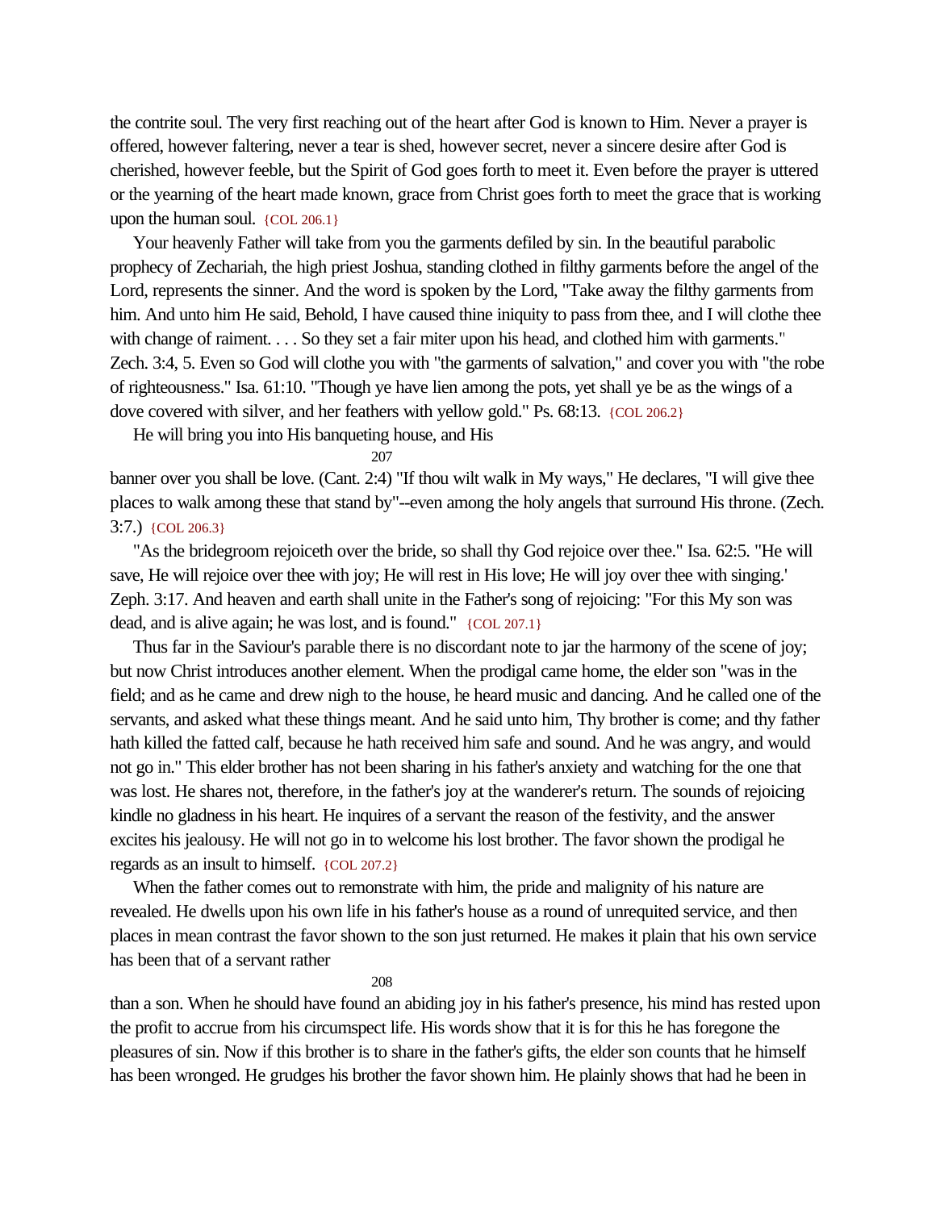the contrite soul. The very first reaching out of the heart after God is known to Him. Never a prayer is offered, however faltering, never a tear is shed, however secret, never a sincere desire after God is cherished, however feeble, but the Spirit of God goes forth to meet it. Even before the prayer is uttered or the yearning of the heart made known, grace from Christ goes forth to meet the grace that is working upon the human soul. {COL 206.1}

Your heavenly Father will take from you the garments defiled by sin. In the beautiful parabolic prophecy of Zechariah, the high priest Joshua, standing clothed in filthy garments before the angel of the Lord, represents the sinner. And the word is spoken by the Lord, "Take away the filthy garments from him. And unto him He said, Behold, I have caused thine iniquity to pass from thee, and I will clothe thee with change of raiment. . . . So they set a fair miter upon his head, and clothed him with garments." Zech. 3:4, 5. Even so God will clothe you with "the garments of salvation," and cover you with "the robe of righteousness." Isa. 61:10. "Though ye have lien among the pots, yet shall ye be as the wings of a dove covered with silver, and her feathers with yellow gold." Ps. 68:13. {COL 206.2}

He will bring you into His banqueting house, and His banner over you shall be love. (Cant. 2:4) "If thou wilt walk in My ways," He declares, "I will give thee places to walk among these that stand by"--even among the holy angels that surround His throne. (Zech. 3:7.) {COL 206.3}

"As the bridegroom rejoiceth over the bride, so shall thy God rejoice over thee." Isa. 62:5. "He will save, He will rejoice over thee with joy; He will rest in His love; He will joy over thee with singing.' Zeph. 3:17. And heaven and earth shall unite in the Father's song of rejoicing: "For this My son was dead, and is alive again; he was lost, and is found." {COL 207.1}

Thus far in the Saviour's parable there is no discordant note to jar the harmony of the scene of joy; but now Christ introduces another element. When the prodigal came home, the elder son "was in the field; and as he came and drew nigh to the house, he heard music and dancing. And he called one of the servants, and asked what these things meant. And he said unto him, Thy brother is come; and thy father hath killed the fatted calf, because he hath received him safe and sound. And he was angry, and would not go in." This elder brother has not been sharing in his father's anxiety and watching for the one that was lost. He shares not, therefore, in the father's joy at the wanderer's return. The sounds of rejoicing kindle no gladness in his heart. He inquires of a servant the reason of the festivity, and the answer excites his jealousy. He will not go in to welcome his lost brother. The favor shown the prodigal he regards as an insult to himself. {COL 207.2}

When the father comes out to remonstrate with him, the pride and malignity of his nature are revealed. He dwells upon his own life in his father's house as a round of unrequited service, and then places in mean contrast the favor shown to the son just returned. He makes it plain that his own service has been that of a servant rather than a son. When he should have found an abiding joy in his father's presence, his mind has rested upon the profit to accrue from his circumspect life. His words show that it is for this he has foregone the pleasures of sin. Now if this brother is to share in the father's gifts, the elder son counts that he himself has been wronged. He grudges his brother the favor shown him. He plainly shows that had he been in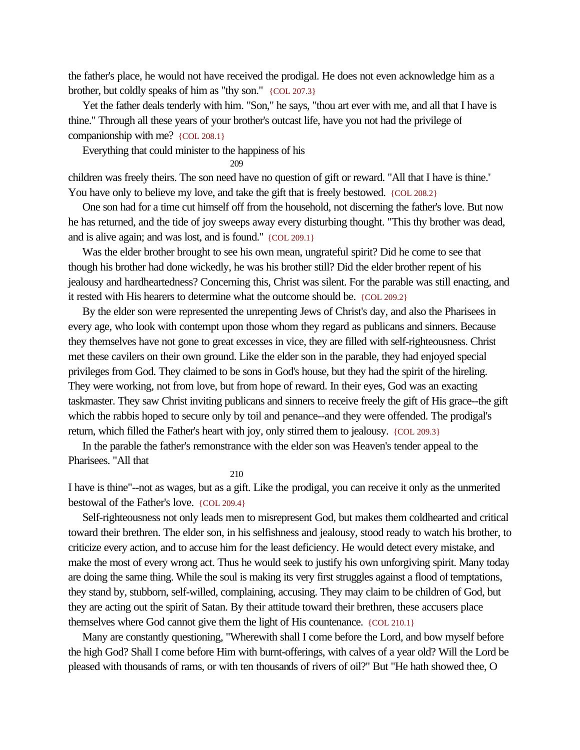the father's place, he would not have received the prodigal. He does not even acknowledge him as a brother, but coldly speaks of him as "thy son." {COL 207.3}

Yet the father deals tenderly with him. "Son," he says, "thou art ever with me, and all that I have is thine." Through all these years of your brother's outcast life, have you not had the privilege of companionship with me? {COL 208.1}

Everything that could minister to the happiness of his children was freely theirs. The son need have no question of gift or reward. "All that I have is thine." You have only to believe my love, and take the gift that is freely bestowed. {COL 208.2}

One son had for a time cut himself off from the household, not discerning the father's love. But now he has returned, and the tide of joy sweeps away every disturbing thought. "This thy brother was dead, and is alive again; and was lost, and is found." {COL 209.1}

Was the elder brother brought to see his own mean, ungrateful spirit? Did he come to see that though his brother had done wickedly, he was his brother still? Did the elder brother repent of his jealousy and hardheartedness? Concerning this, Christ was silent. For the parable was still enacting, and it rested with His hearers to determine what the outcome should be. {COL 209.2}

By the elder son were represented the unrepenting Jews of Christ's day, and also the Pharisees in every age, who look with contempt upon those whom they regard as publicans and sinners. Because they themselves have not gone to great excesses in vice, they are filled with self-righteousness. Christ met these cavilers on their own ground. Like the elder son in the parable, they had enjoyed special privileges from God. They claimed to be sons in God's house, but they had the spirit of the hireling. They were working, not from love, but from hope of reward. In their eyes, God was an exacting taskmaster. They saw Christ inviting publicans and sinners to receive freely the gift of His grace--the gift which the rabbis hoped to secure only by toil and penance--and they were offended. The prodigal's return, which filled the Father's heart with joy, only stirred them to jealousy. {COL 209.3}

In the parable the father's remonstrance with the elder son was Heaven's tender appeal to the Pharisees. "All that I have is thine"--not as wages, but as a gift. Like the prodigal, you can receive it only as the unmerited bestowal of the Father's love. {COL 209.4}

Self-righteousness not only leads men to misrepresent God, but makes them coldhearted and critical toward their brethren. The elder son, in his selfishness and jealousy, stood ready to watch his brother, to criticize every action, and to accuse him for the least deficiency. He would detect every mistake, and make the most of every wrong act. Thus he would seek to justify his own unforgiving spirit. Many today are doing the same thing. While the soul is making its very first struggles against a flood of temptations, they stand by, stubborn, self-willed, complaining, accusing. They may claim to be children of God, but they are acting out the spirit of Satan. By their attitude toward their brethren, these accusers place themselves where God cannot give them the light of His countenance. {COL 210.1}

Many are constantly questioning, "Wherewith shall I come before the Lord, and bow myself before the high God? Shall I come before Him with burnt-offerings, with calves of a year old? Will the Lord be pleased with thousands of rams, or with ten thousands of rivers of oil?" But "He hath showed thee, O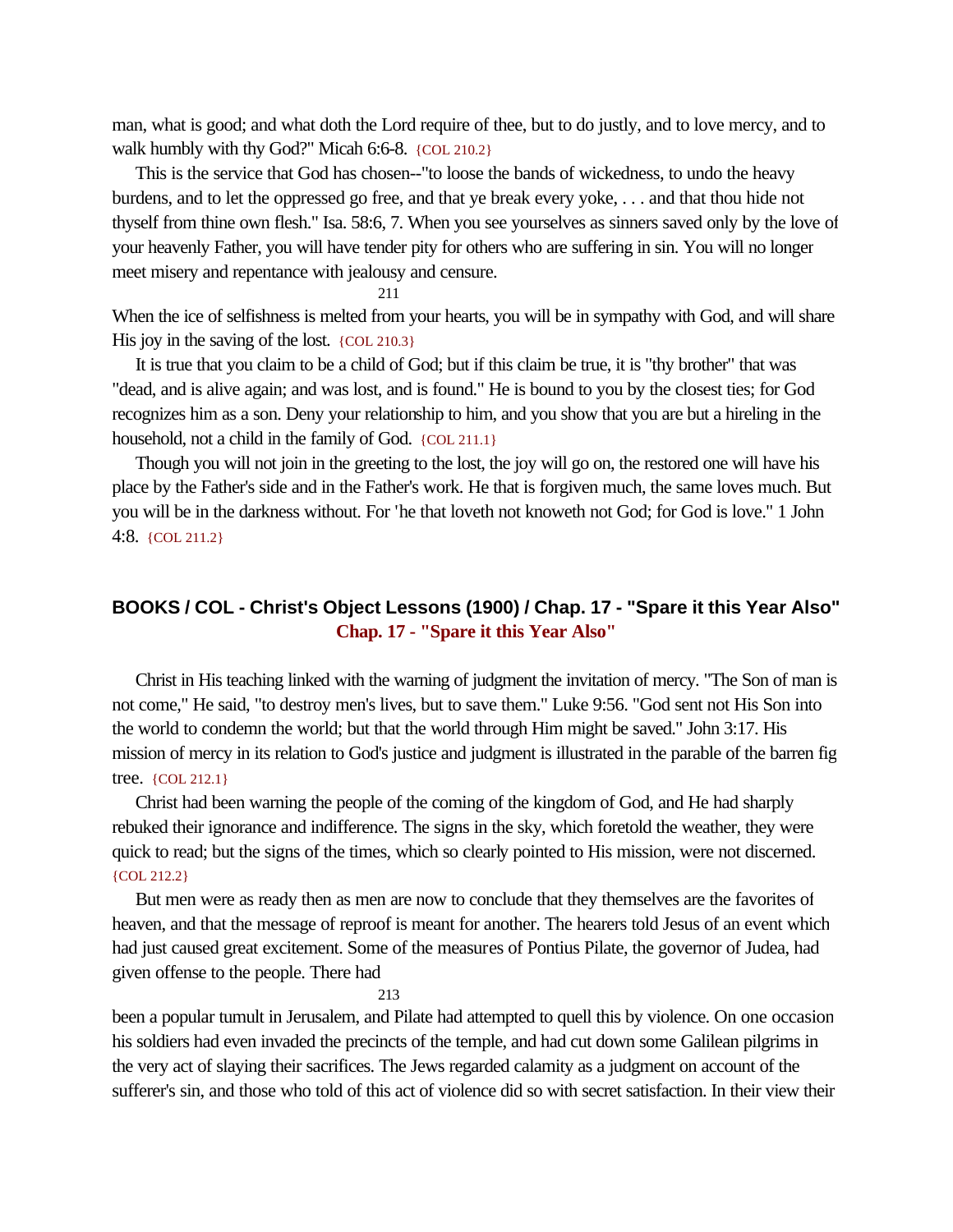man, what is good; and what doth the Lord require of thee, but to do justly, and to love mercy, and to walk humbly with thy God?" Micah 6:6-8. {COL 210.2}

This is the service that God has chosen--"to loose the bands of wickedness, to undo the heavy burdens, and to let the oppressed go free, and that ye break every yoke, . . . and that thou hide not thyself from thine own flesh." Isa. 58:6, 7. When you see yourselves as sinners saved only by the love of your heavenly Father, you will have tender pity for others who are suffering in sin. You will no longer meet misery and repentance with jealousy and censure.

When the ice of selfishness is melted from your hearts, you will be in sympathy with God, and will share His joy in the saving of the lost. {COL 210.3}

It is true that you claim to be a child of God; but if this claim be true, it is "thy brother" that was "dead, and is alive again; and was lost, and is found." He is bound to you by the closest ties; for God recognizes him as a son. Deny your relationship to him, and you show that you are but a hireling in the household, not a child in the family of God. {COL 211.1}

Though you will not join in the greeting to the lost, the joy will go on, the restored one will have his place by the Father's side and in the Father's work. He that is forgiven much, the same loves much. But you will be in the darkness without. For 'he that loveth not knoweth not God; for God is love." 1 John 4:8. {COL 211.2}

## BOOKS / COL - Christ's Object Lessons (1900) / Chap. 17 - "Spare it this Year Also"

### Chap. 17 - "Spare it this Year Also"

Christ in His teaching linked with the warning of judgment the invitation of mercy. "The Son of man is not come," He said, "to destroy men's lives, but to save them." Luke 9:56. "God sent not His Son into the world to condemn the world; but that the world through Him might be saved." John 3:17. His mission of mercy in its relation to God's justice and judgment is illustrated in the parable of the barren fig tree. {COL 212.1}

Christ had been warning the people of the coming of the kingdom of God, and He had sharply rebuked their ignorance and indifference. The signs in the sky, which foretold the weather, they were quick to read; but the signs of the times, which so clearly pointed to His mission, were not discerned. {COL 212.2}

But men were as ready then as men are now to conclude that they themselves are the favorites of heaven, and that the message of reproof is meant for another. The hearers told Jesus of an event which had just caused great excitement. Some of the measures of Pontius Pilate, the governor of Judea, had given offense to the people. There had

been a popular tumult in Jerusalem, and Pilate had attempted to quell this by violence. On one occasion his soldiers had even invaded the precincts of the temple, and had cut down some Galilean pilgrims in the very act of slaying their sacrifices. The Jews regarded calamity as a judgment on account of the sufferer's sin, and those who told of this act of violence did so with secret satisfaction. In their view their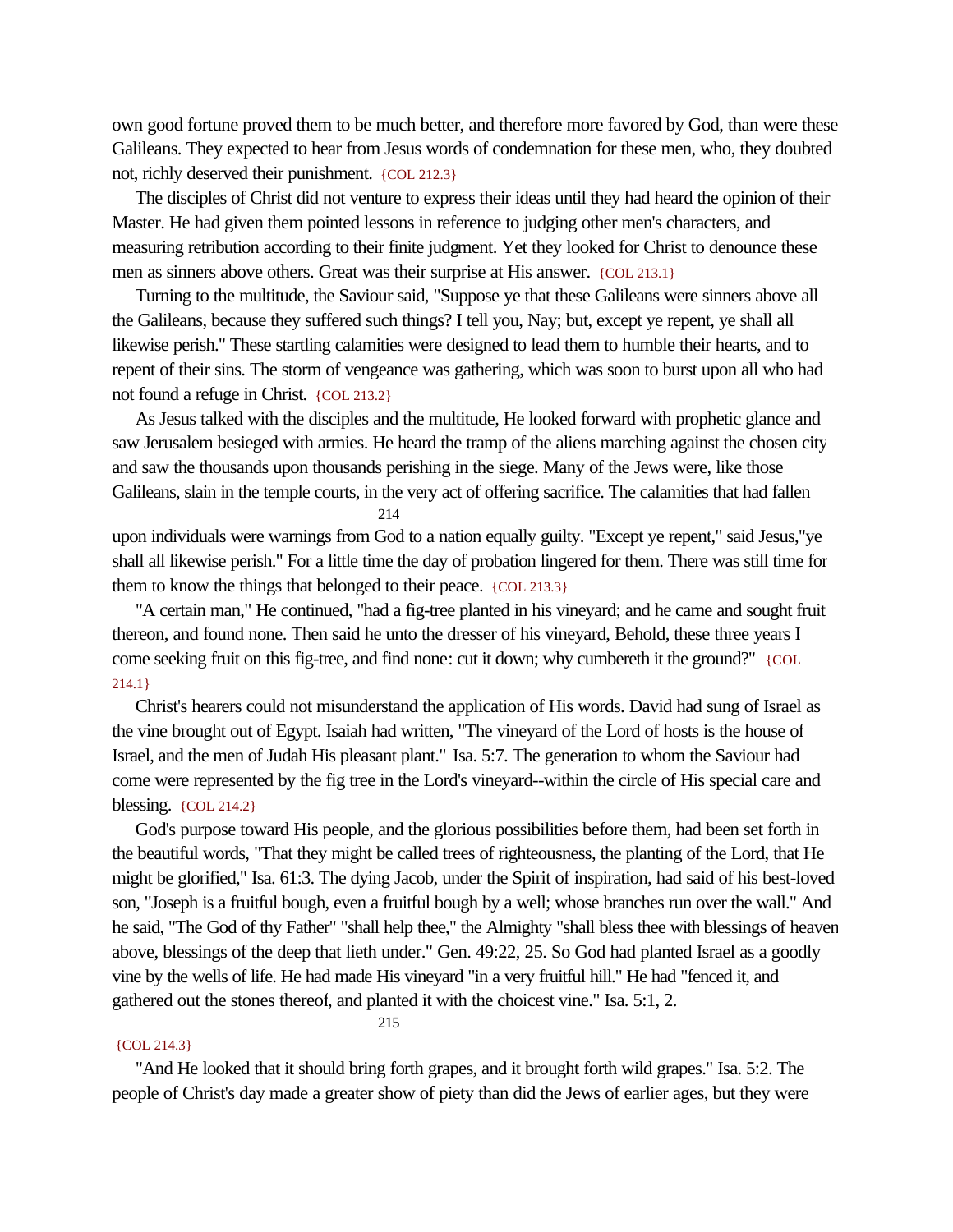own good fortune proved them to be much better, and therefore more favored by God, than were these Galileans. They expected to hear from Jesus words of condemnation for these men, who, they doubted not, richly deserved their punishment. {COL 212.3}

The disciples of Christ did not venture to express their ideas until they had heard the opinion of their Master. He had given them pointed lessons in reference to judging other men's characters, and measuring retribution according to their finite judgment. Yet they looked for Christ to denounce these men as sinners above others. Great was their surprise at His answer. {COL 213.1}

Turning to the multitude, the Saviour said, "Suppose ye that these Galileans were sinners above all the Galileans, because they suffered such things? I tell you, Nay; but, except ye repent, ye shall all likewise perish." These startling calamities were designed to lead them to humble their hearts, and to repent of their sins. The storm of vengeance was gathering, which was soon to burst upon all who had not found a refuge in Christ. {COL 213.2}

As Jesus talked with the disciples and the multitude, He looked forward with prophetic glance and saw Jerusalem besieged with armies. He heard the tramp of the aliens marching against the chosen city and saw the thousands upon thousands perishing in the siege. Many of the Jews were, like those Galileans, slain in the temple courts, in the very act of offering sacrifice. The calamities that had fallen upon individuals were warnings from God to a nation equally guilty. "Except ye repent," said Jesus,"ye shall all likewise perish." For a little time the day of probation lingered for them. There was still time for them to know the things that belonged to their peace. {COL 213.3}

"A certain man," He continued, "had a fig-tree planted in his vineyard; and he came and sought fruit thereon, and found none. Then said he unto the dresser of his vineyard, Behold, these three years I come seeking fruit on this fig-tree, and find none: cut it down; why cumbereth it the ground?" {COL 214.1}

Christ's hearers could not misunderstand the application of His words. David had sung of Israel as the vine brought out of Egypt. Isaiah had written, "The vineyard of the Lord of hosts is the house of Israel, and the men of Judah His pleasant plant." Isa. 5:7. The generation to whom the Saviour had come were represented by the fig tree in the Lord's vineyard--within the circle of His special care and blessing. {COL 214.2}

God's purpose toward His people, and the glorious possibilities before them, had been set forth in the beautiful words, "That they might be called trees of righteousness, the planting of the Lord, that He might be glorified," Isa. 61:3. The dying Jacob, under the Spirit of inspiration, had said of his best-loved son, "Joseph is a fruitful bough, even a fruitful bough by a well; whose branches run over the wall." And he said, "The God of thy Father" "shall help thee," the Almighty "shall bless thee with blessings of heaven above, blessings of the deep that lieth under." Gen. 49:22, 25. So God had planted Israel as a goodly vine by the wells of life. He had made His vineyard "in a very fruitful hill." He had "fenced it, and gathered out the stones thereof, and planted it with the choicest vine." Isa. 5:1, 2. {COL 214.3}

"And He looked that it should bring forth grapes, and it brought forth wild grapes." Isa. 5:2. The people of Christ's day made a greater show of piety than did the Jews of earlier ages, but they were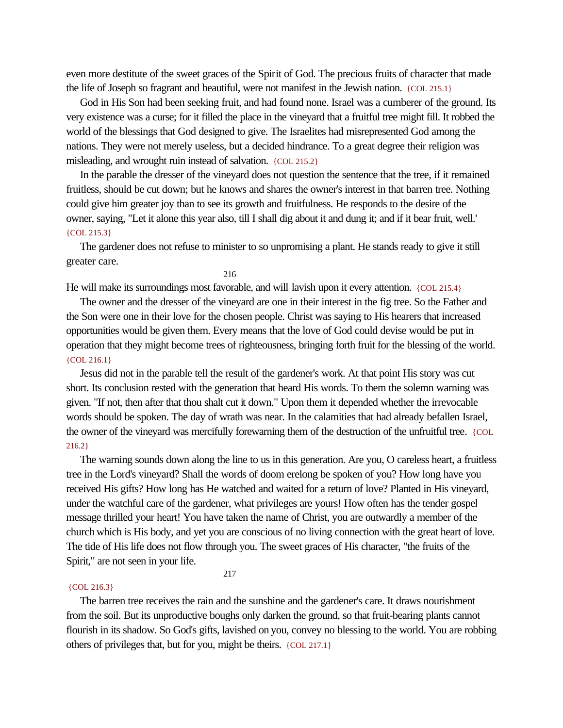even more destitute of the sweet graces of the Spirit of God. The precious fruits of character that made the life of Joseph so fragrant and beautiful, were not manifest in the Jewish nation. {COL 215.1}

God in His Son had been seeking fruit, and had found none. Israel was a cumberer of the ground. Its very existence was a curse; for it filled the place in the vineyard that a fruitful tree might fill. It robbed the world of the blessings that God designed to give. The Israelites had misrepresented God among the nations. They were not merely useless, but a decided hindrance. To a great degree their religion was misleading, and wrought ruin instead of salvation. {COL 215.2}

In the parable the dresser of the vineyard does not question the sentence that the tree, if it remained fruitless, should be cut down; but he knows and shares the owner's interest in that barren tree. Nothing could give him greater joy than to see its growth and fruitfulness. He responds to the desire of the owner, saying, "Let it alone this year also, till I shall dig about it and dung it; and if it bear fruit, well.' {COL 215.3}

The gardener does not refuse to minister to so unpromising a plant. He stands ready to give it still greater care.

He will make its surroundings most favorable, and will lavish upon it every attention. {COL 215.4}

The owner and the dresser of the vineyard are one in their interest in the fig tree. So the Father and the Son were one in their love for the chosen people. Christ was saying to His hearers that increased opportunities would be given them. Every means that the love of God could devise would be put in operation that they might become trees of righteousness, bringing forth fruit for the blessing of the world. {COL 216.1}

Jesus did not in the parable tell the result of the gardener's work. At that point His story was cut short. Its conclusion rested with the generation that heard His words. To them the solemn warning was given. "If not, then after that thou shalt cut it down." Upon them it depended whether the irrevocable words should be spoken. The day of wrath was near. In the calamities that had already befallen Israel, the owner of the vineyard was mercifully forewarning them of the destruction of the unfruitful tree. {COL 216.2}

The warning sounds down along the line to us in this generation. Are you, O careless heart, a fruitless tree in the Lord's vineyard? Shall the words of doom erelong be spoken of you? How long have you received His gifts? How long has He watched and waited for a return of love? Planted in His vineyard, under the watchful care of the gardener, what privileges are yours! How often has the tender gospel message thrilled your heart! You have taken the name of Christ, you are outwardly a member of the church which is His body, and yet you are conscious of no living connection with the great heart of love. The tide of His life does not flow through you. The sweet graces of His character, "the fruits of the Spirit," are not seen in your life.

{COL 216.3}

The barren tree receives the rain and the sunshine and the gardener's care. It draws nourishment from the soil. But its unproductive boughs only darken the ground, so that fruit-bearing plants cannot flourish in its shadow. So God's gifts, lavished on you, convey no blessing to the world. You are robbing others of privileges that, but for you, might be theirs. {COL 217.1}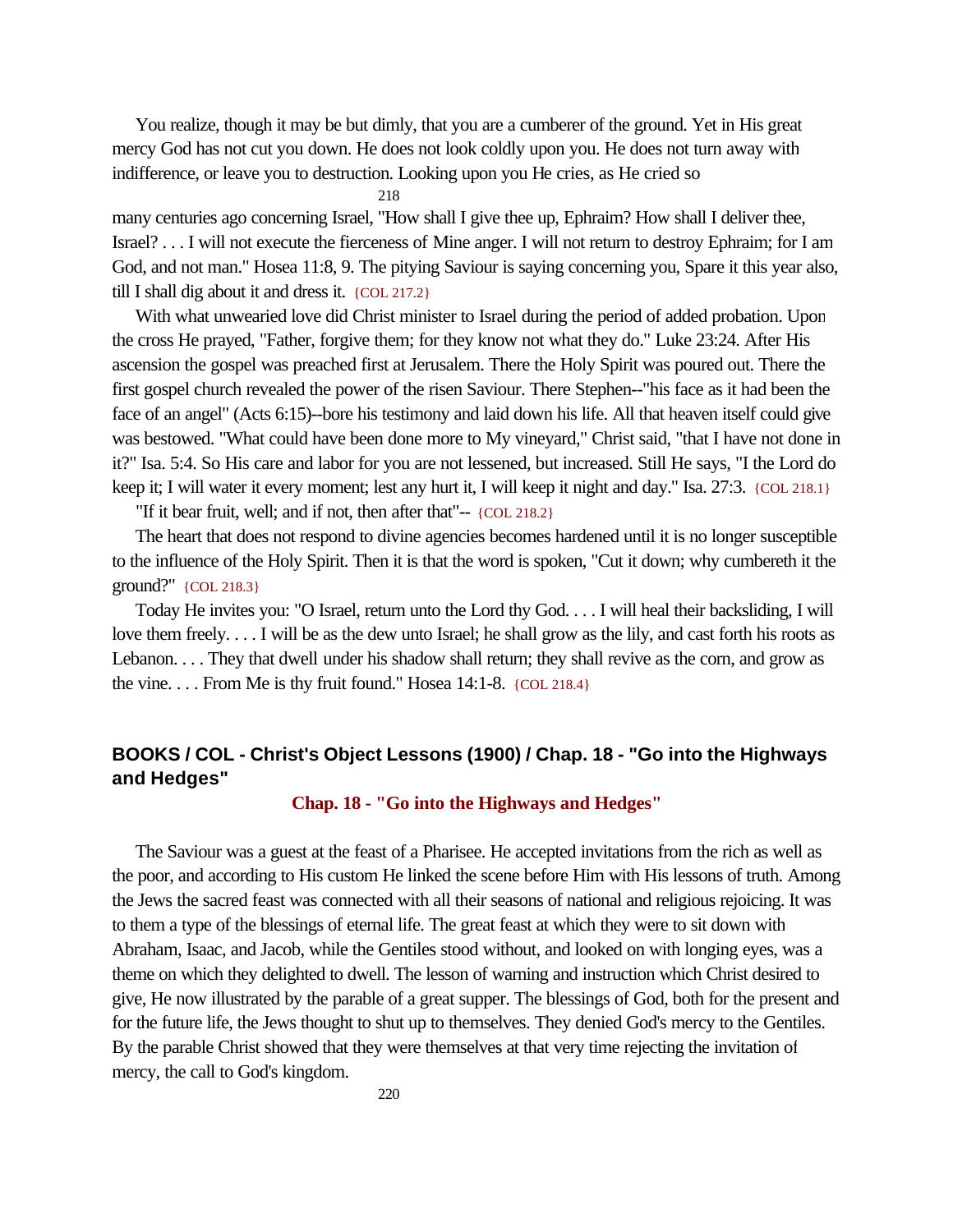You realize, though it may be but dimly, that you are a cumberer of the ground. Yet in His great mercy God has not cut you down. He does not look coldly upon you. He does not turn away with indifference, or leave you to destruction. Looking upon you He cries, as He cried so many centuries ago concerning Israel, "How shall I give thee up, Ephraim? How shall I deliver thee, Israel? . . . I will not execute the fierceness of Mine anger. I will not return to destroy Ephraim; for I am God, and not man." Hosea 11:8, 9. The pitying Saviour is saying concerning you, Spare it this year also, till I shall dig about it and dress it. {COL 217.2}

With what unwearied love did Christ minister to Israel during the period of added probation. Upon the cross He prayed, "Father, forgive them; for they know not what they do." Luke 23:24. After His ascension the gospel was preached first at Jerusalem. There the Holy Spirit was poured out. There the first gospel church revealed the power of the risen Saviour. There Stephen--"his face as it had been the face of an angel" (Acts 6:15)--bore his testimony and laid down his life. All that heaven itself could give was bestowed. "What could have been done more to My vineyard," Christ said, "that I have not done in it?" Isa. 5:4. So His care and labor for you are not lessened, but increased. Still He says, "I the Lord do keep it; I will water it every moment; lest any hurt it, I will keep it night and day." Isa. 27:3. {COL 218.1}

"If it bear fruit, well; and if not, then after that"-- {COL 218.2}

The heart that does not respond to divine agencies becomes hardened until it is no longer susceptible to the influence of the Holy Spirit. Then it is that the word is spoken, "Cut it down; why cumbereth it the ground?" {COL 218.3}

Today He invites you: "O Israel, return unto the Lord thy God. . . . I will heal their backsliding, I will love them freely. . . . I will be as the dew unto Israel; he shall grow as the lily, and cast forth his roots as Lebanon. . . . They that dwell under his shadow shall return; they shall revive as the corn, and grow as the vine. . . . From Me is thy fruit found." Hosea 14:1-8. {COL 218.4}

## BOOKS / COL - Christ's Object Lessons (1900) / Chap. 18 - "Go into the Highways and Hedges"

### Chap. 18 - "Go into the Highways and Hedges"

The Saviour was a guest at the feast of a Pharisee. He accepted invitations from the rich as well as the poor, and according to His custom He linked the scene before Him with His lessons of truth. Among the Jews the sacred feast was connected with all their seasons of national and religious rejoicing. It was to them a type of the blessings of eternal life. The great feast at which they were to sit down with Abraham, Isaac, and Jacob, while the Gentiles stood without, and looked on with longing eyes, was a theme on which they delighted to dwell. The lesson of warning and instruction which Christ desired to give, He now illustrated by the parable of a great supper. The blessings of God, both for the present and for the future life, the Jews thought to shut up to themselves. They denied God's mercy to the Gentiles. By the parable Christ showed that they were themselves at that very time rejecting the invitation of mercy, the call to God's kingdom.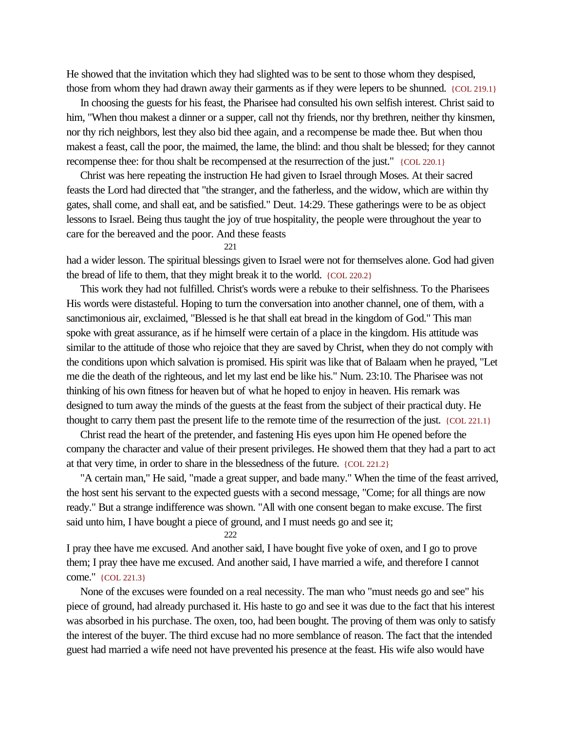He showed that the invitation which they had slighted was to be sent to those whom they despised, those from whom they had drawn away their garments as if they were lepers to be shunned. {COL 219.1}

In choosing the guests for his feast, the Pharisee had consulted his own selfish interest. Christ said to him, "When thou makest a dinner or a supper, call not thy friends, nor thy brethren, neither thy kinsmen, nor thy rich neighbors, lest they also bid thee again, and a recompense be made thee. But when thou makest a feast, call the poor, the maimed, the lame, the blind: and thou shalt be blessed; for they cannot recompense thee: for thou shalt be recompensed at the resurrection of the just." {COL 220.1}

Christ was here repeating the instruction He had given to Israel through Moses. At their sacred feasts the Lord had directed that "the stranger, and the fatherless, and the widow, which are within thy gates, shall come, and shall eat, and be satisfied." Deut. 14:29. These gatherings were to be as object lessons to Israel. Being thus taught the joy of true hospitality, the people were throughout the year to care for the bereaved and the poor. And these feasts had a wider lesson. The spiritual blessings given to Israel were not for themselves alone. God had given the bread of life to them, that they might break it to the world. {COL 220.2}

This work they had not fulfilled. Christ's words were a rebuke to their selfishness. To the Pharisees His words were distasteful. Hoping to turn the conversation into another channel, one of them, with a sanctimonious air, exclaimed, "Blessed is he that shall eat bread in the kingdom of God." This man spoke with great assurance, as if he himself were certain of a place in the kingdom. His attitude was similar to the attitude of those who rejoice that they are saved by Christ, when they do not comply with the conditions upon which salvation is promised. His spirit was like that of Balaam when he prayed, "Let me die the death of the righteous, and let my last end be like his." Num. 23:10. The Pharisee was not thinking of his own fitness for heaven but of what he hoped to enjoy in heaven. His remark was designed to turn away the minds of the guests at the feast from the subject of their practical duty. He thought to carry them past the present life to the remote time of the resurrection of the just. {COL 221.1}

Christ read the heart of the pretender, and fastening His eyes upon him He opened before the company the character and value of their present privileges. He showed them that they had a part to act at that very time, in order to share in the blessedness of the future. {COL 221.2}

"A certain man," He said, "made a great supper, and bade many." When the time of the feast arrived, the host sent his servant to the expected guests with a second message, "Come; for all things are now ready." But a strange indifference was shown. "All with one consent began to make excuse. The first said unto him, I have bought a piece of ground, and I must needs go and see it; I pray thee have me excused. And another said, I have bought five yoke of oxen, and I go to prove them; I pray thee have me excused. And another said, I have married a wife, and therefore I cannot come." {COL 221.3}

None of the excuses were founded on a real necessity. The man who "must needs go and see" his piece of ground, had already purchased it. His haste to go and see it was due to the fact that his interest was absorbed in his purchase. The oxen, too, had been bought. The proving of them was only to satisfy the interest of the buyer. The third excuse had no more semblance of reason. The fact that the intended guest had married a wife need not have prevented his presence at the feast. His wife also would have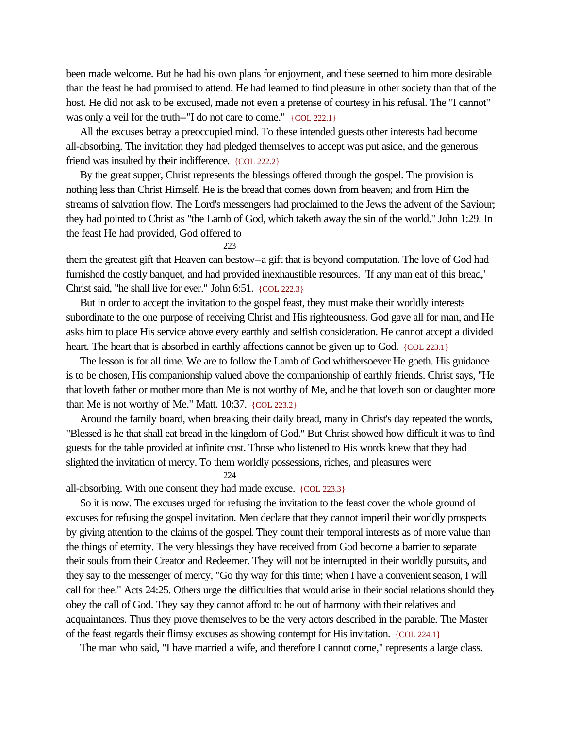been made welcome. But he had his own plans for enjoyment, and these seemed to him more desirable than the feast he had promised to attend. He had learned to find pleasure in other society than that of the host. He did not ask to be excused, made not even a pretense of courtesy in his refusal. The "I cannot" was only a veil for the truth--"I do not care to come." {COL 222.1}

All the excuses betray a preoccupied mind. To these intended guests other interests had become all-absorbing. The invitation they had pledged themselves to accept was put aside, and the generous friend was insulted by their indifference. {COL 222.2}

By the great supper, Christ represents the blessings offered through the gospel. The provision is nothing less than Christ Himself. He is the bread that comes down from heaven; and from Him the streams of salvation flow. The Lord's messengers had proclaimed to the Jews the advent of the Saviour; they had pointed to Christ as "the Lamb of God, which taketh away the sin of the world." John 1:29. In the feast He had provided, God offered to

223

them the greatest gift that Heaven can bestow--a gift that is beyond computation. The love of God had furnished the costly banquet, and had provided inexhaustible resources. "If any man eat of this bread,' Christ said, "he shall live for ever." John 6:51. {COL 222.3}

But in order to accept the invitation to the gospel feast, they must make their worldly interests subordinate to the one purpose of receiving Christ and His righteousness. God gave all for man, and He asks him to place His service above every earthly and selfish consideration. He cannot accept a divided heart. The heart that is absorbed in earthly affections cannot be given up to God. {COL 223.1}

The lesson is for all time. We are to follow the Lamb of God whithersoever He goeth. His guidance is to be chosen, His companionship valued above the companionship of earthly friends. Christ says, "He that loveth father or mother more than Me is not worthy of Me, and he that loveth son or daughter more than Me is not worthy of Me." Matt. 10:37. {COL 223.2}

Around the family board, when breaking their daily bread, many in Christ's day repeated the words, "Blessed is he that shall eat bread in the kingdom of God." But Christ showed how difficult it was to find guests for the table provided at infinite cost. Those who listened to His words knew that they had slighted the invitation of mercy. To them worldly possessions, riches, and pleasures were

224

all-absorbing. With one consent they had made excuse. {COL 223.3}

So it is now. The excuses urged for refusing the invitation to the feast cover the whole ground of excuses for refusing the gospel invitation. Men declare that they cannot imperil their worldly prospects by giving attention to the claims of the gospel. They count their temporal interests as of more value than the things of eternity. The very blessings they have received from God become a barrier to separate their souls from their Creator and Redeemer. They will not be interrupted in their worldly pursuits, and they say to the messenger of mercy, "Go thy way for this time; when I have a convenient season, I will call for thee." Acts 24:25. Others urge the difficulties that would arise in their social relations should they obey the call of God. They say they cannot afford to be out of harmony with their relatives and acquaintances. Thus they prove themselves to be the very actors described in the parable. The Master of the feast regards their flimsy excuses as showing contempt for His invitation. {COL 224.1}

The man who said, "I have married a wife, and therefore I cannot come," represents a large class.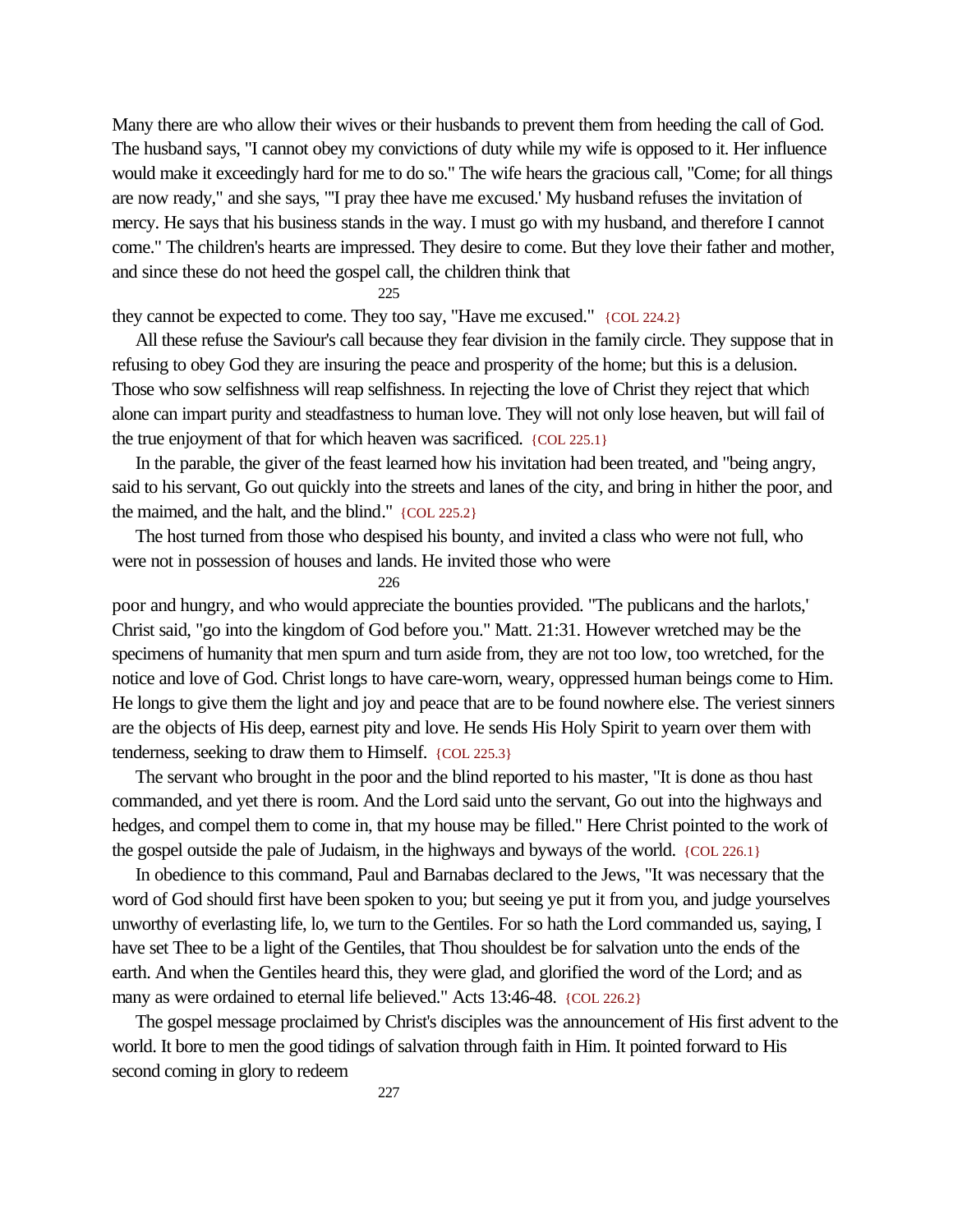Many there are who allow their wives or their husbands to prevent them from heeding the call of God. The husband says, "I cannot obey my convictions of duty while my wife is opposed to it. Her influence would make it exceedingly hard for me to do so." The wife hears the gracious call, "Come; for all things are now ready," and she says, "'I pray thee have me excused.' My husband refuses the invitation of mercy. He says that his business stands in the way. I must go with my husband, and therefore I cannot come." The children's hearts are impressed. They desire to come. But they love their father and mother, and since these do not heed the gospel call, the children think that they cannot be expected to come. They too say, "Have me excused." {COL 224.2}

All these refuse the Saviour's call because they fear division in the family circle. They suppose that in refusing to obey God they are insuring the peace and prosperity of the home; but this is a delusion. Those who sow selfishness will reap selfishness. In rejecting the love of Christ they reject that which alone can impart purity and steadfastness to human love. They will not only lose heaven, but will fail of the true enjoyment of that for which heaven was sacrificed. {COL 225.1}

In the parable, the giver of the feast learned how his invitation had been treated, and "being angry, said to his servant, Go out quickly into the streets and lanes of the city, and bring in hither the poor, and the maimed, and the halt, and the blind." {COL 225.2}

The host turned from those who despised his bounty, and invited a class who were not full, who were not in possession of houses and lands. He invited those who were poor and hungry, and who would appreciate the bounties provided. "The publicans and the harlots," Christ said, "go into the kingdom of God before you." Matt. 21:31. However wretched may be the specimens of humanity that men spurn and turn aside from, they are not too low, too wretched, for the notice and love of God. Christ longs to have care-worn, weary, oppressed human beings come to Him. He longs to give them the light and joy and peace that are to be found nowhere else. The veriest sinners are the objects of His deep, earnest pity and love. He sends His Holy Spirit to yearn over them with tenderness, seeking to draw them to Himself. {COL 225.3}

The servant who brought in the poor and the blind reported to his master, "It is done as thou hast commanded, and yet there is room. And the Lord said unto the servant, Go out into the highways and hedges, and compel them to come in, that my house may be filled." Here Christ pointed to the work of the gospel outside the pale of Judaism, in the highways and byways of the world. {COL 226.1}

In obedience to this command, Paul and Barnabas declared to the Jews, "It was necessary that the word of God should first have been spoken to you; but seeing ye put it from you, and judge yourselves unworthy of everlasting life, lo, we turn to the Gentiles. For so hath the Lord commanded us, saying, I have set Thee to be a light of the Gentiles, that Thou shouldest be for salvation unto the ends of the earth. And when the Gentiles heard this, they were glad, and glorified the word of the Lord; and as many as were ordained to eternal life believed." Acts 13:46-48. {COL 226.2}

The gospel message proclaimed by Christ's disciples was the announcement of His first advent to the world. It bore to men the good tidings of salvation through faith in Him. It pointed forward to His second coming in glory to redeem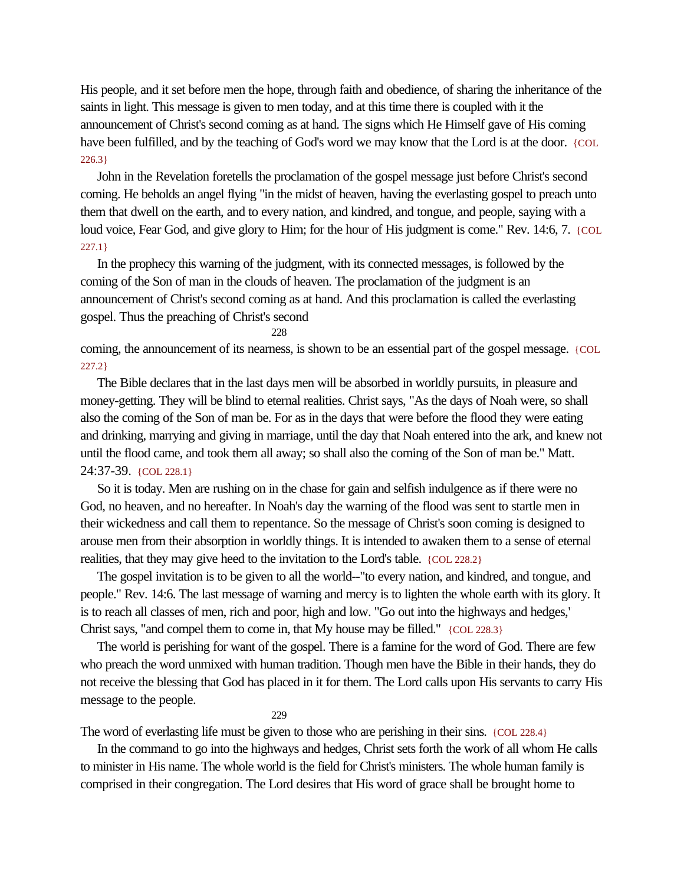His people, and it set before men the hope, through faith and obedience, of sharing the inheritance of the saints in light. This message is given to men today, and at this time there is coupled with it the announcement of Christ's second coming as at hand. The signs which He Himself gave of His coming have been fulfilled, and by the teaching of God's word we may know that the Lord is at the door. {COL 226.3}

John in the Revelation foretells the proclamation of the gospel message just before Christ's second coming. He beholds an angel flying "in the midst of heaven, having the everlasting gospel to preach unto them that dwell on the earth, and to every nation, and kindred, and tongue, and people, saying with a loud voice, Fear God, and give glory to Him; for the hour of His judgment is come." Rev. 14:6, 7. {COL 227.1}

In the prophecy this warning of the judgment, with its connected messages, is followed by the coming of the Son of man in the clouds of heaven. The proclamation of the judgment is an announcement of Christ's second coming as at hand. And this proclamation is called the everlasting gospel. Thus the preaching of Christ's second coming, the announcement of its nearness, is shown to be an essential part of the gospel message. {COL 227.2}

The Bible declares that in the last days men will be absorbed in worldly pursuits, in pleasure and money-getting. They will be blind to eternal realities. Christ says, "As the days of Noah were, so shall also the coming of the Son of man be. For as in the days that were before the flood they were eating and drinking, marrying and giving in marriage, until the day that Noah entered into the ark, and knew not until the flood came, and took them all away; so shall also the coming of the Son of man be." Matt. 24:37-39. {COL 228.1}

So it is today. Men are rushing on in the chase for gain and selfish indulgence as if there were no God, no heaven, and no hereafter. In Noah's day the warning of the flood was sent to startle men in their wickedness and call them to repentance. So the message of Christ's soon coming is designed to arouse men from their absorption in worldly things. It is intended to awaken them to a sense of eternal realities, that they may give heed to the invitation to the Lord's table. {COL 228.2}

The gospel invitation is to be given to all the world--"to every nation, and kindred, and tongue, and people." Rev. 14:6. The last message of warning and mercy is to lighten the whole earth with its glory. It is to reach all classes of men, rich and poor, high and low. "Go out into the highways and hedges,' Christ says, "and compel them to come in, that My house may be filled." {COL 228.3}

The world is perishing for want of the gospel. There is a famine for the word of God. There are few who preach the word unmixed with human tradition. Though men have the Bible in their hands, they do not receive the blessing that God has placed in it for them. The Lord calls upon His servants to carry His message to the people. The word of everlasting life must be given to those who are perishing in their sins. {COL 228.4}

In the command to go into the highways and hedges, Christ sets forth the work of all whom He calls to minister in His name. The whole world is the field for Christ's ministers. The whole human family is comprised in their congregation. The Lord desires that His word of grace shall be brought home to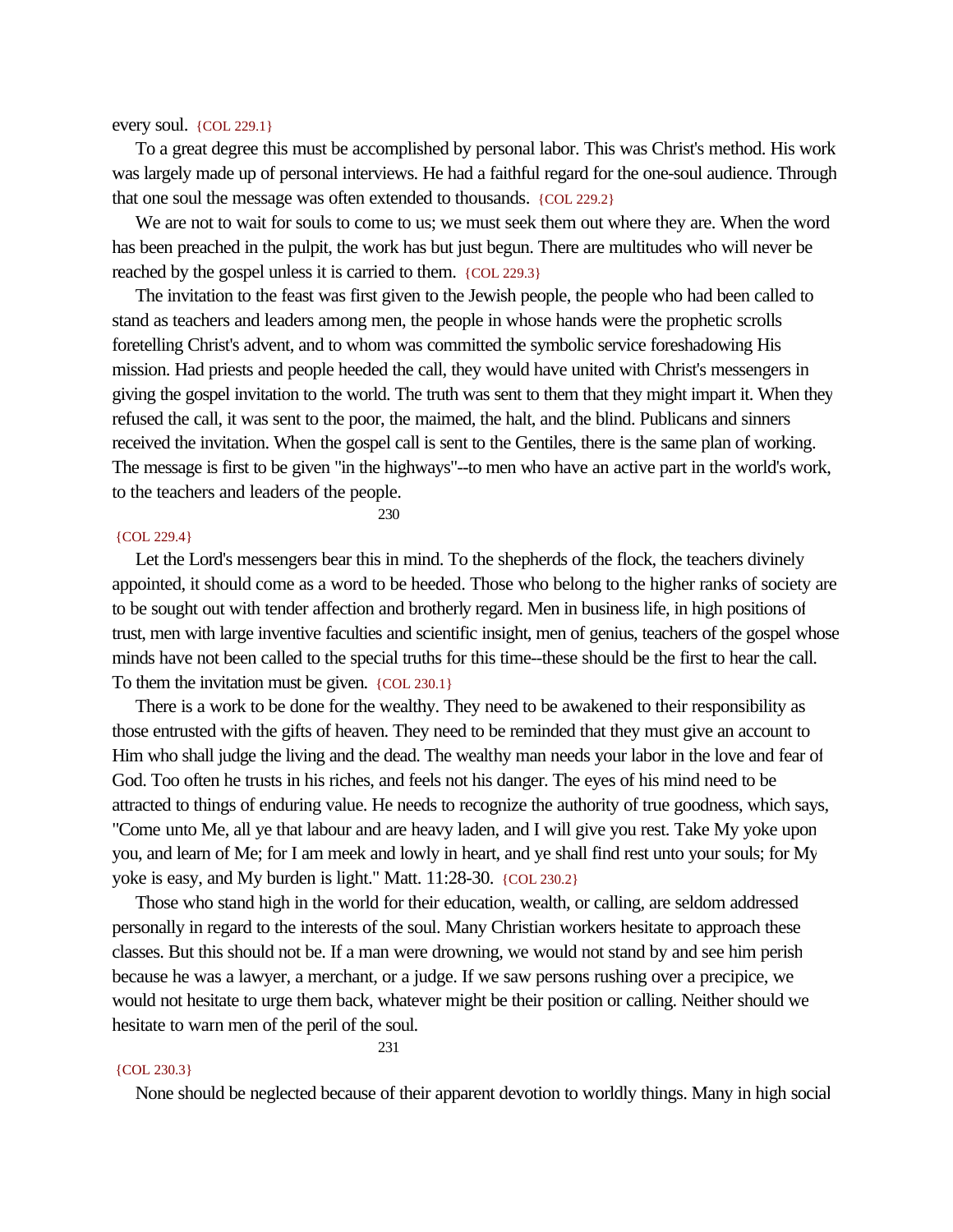every soul. {COL 229.1}

To a great degree this must be accomplished by personal labor. This was Christ's method. His work was largely made up of personal interviews. He had a faithful regard for the one-soul audience. Through that one soul the message was often extended to thousands. {COL 229.2}

We are not to wait for souls to come to us; we must seek them out where they are. When the word has been preached in the pulpit, the work has but just begun. There are multitudes who will never be reached by the gospel unless it is carried to them. {COL 229.3}

The invitation to the feast was first given to the Jewish people, the people who had been called to stand as teachers and leaders among men, the people in whose hands were the prophetic scrolls foretelling Christ's advent, and to whom was committed the symbolic service foreshadowing His mission. Had priests and people heeded the call, they would have united with Christ's messengers in giving the gospel invitation to the world. The truth was sent to them that they might impart it. When they refused the call, it was sent to the poor, the maimed, the halt, and the blind. Publicans and sinners received the invitation. When the gospel call is sent to the Gentiles, there is the same plan of working. The message is first to be given "in the highways"--to men who have an active part in the world's work, to the teachers and leaders of the people.

{COL 229.4}

Let the Lord's messengers bear this in mind. To the shepherds of the flock, the teachers divinely appointed, it should come as a word to be heeded. Those who belong to the higher ranks of society are to be sought out with tender affection and brotherly regard. Men in business life, in high positions of trust, men with large inventive faculties and scientific insight, men of genius, teachers of the gospel whose minds have not been called to the special truths for this time--these should be the first to hear the call. To them the invitation must be given. {COL 230.1}

There is a work to be done for the wealthy. They need to be awakened to their responsibility as those entrusted with the gifts of heaven. They need to be reminded that they must give an account to Him who shall judge the living and the dead. The wealthy man needs your labor in the love and fear of God. Too often he trusts in his riches, and feels not his danger. The eyes of his mind need to be attracted to things of enduring value. He needs to recognize the authority of true goodness, which says, "Come unto Me, all ye that labour and are heavy laden, and I will give you rest. Take My yoke upon you, and learn of Me; for I am meek and lowly in heart, and ye shall find rest unto your souls; for My yoke is easy, and My burden is light." Matt. 11:28-30. {COL 230.2}

Those who stand high in the world for their education, wealth, or calling, are seldom addressed personally in regard to the interests of the soul. Many Christian workers hesitate to approach these classes. But this should not be. If a man were drowning, we would not stand by and see him perish because he was a lawyer, a merchant, or a judge. If we saw persons rushing over a precipice, we would not hesitate to urge them back, whatever might be their position or calling. Neither should we hesitate to warn men of the peril of the soul.

{COL 230.3}

None should be neglected because of their apparent devotion to worldly things. Many in high social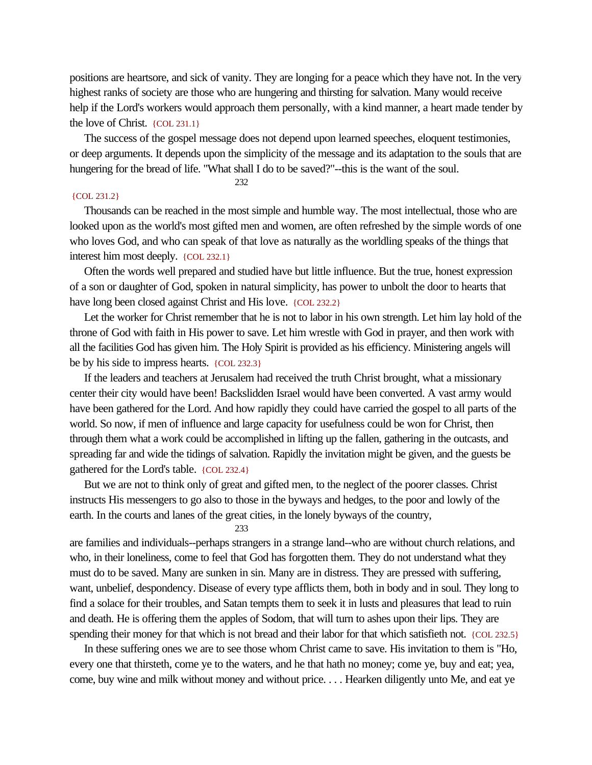positions are heartsore, and sick of vanity. They are longing for a peace which they have not. In the very highest ranks of society are those who are hungering and thirsting for salvation. Many would receive help if the Lord's workers would approach them personally, with a kind manner, a heart made tender by the love of Christ. {COL 231.1}

The success of the gospel message does not depend upon learned speeches, eloquent testimonies, or deep arguments. It depends upon the simplicity of the message and its adaptation to the souls that are hungering for the bread of life. "What shall I do to be saved?"--this is the want of the soul. {COL 231.2}

Thousands can be reached in the most simple and humble way. The most intellectual, those who are looked upon as the world's most gifted men and women, are often refreshed by the simple words of one who loves God, and who can speak of that love as naturally as the worldling speaks of the things that interest him most deeply. {COL 232.1}

Often the words well prepared and studied have but little influence. But the true, honest expression of a son or daughter of God, spoken in natural simplicity, has power to unbolt the door to hearts that have long been closed against Christ and His love. {COL 232.2}

Let the worker for Christ remember that he is not to labor in his own strength. Let him lay hold of the throne of God with faith in His power to save. Let him wrestle with God in prayer, and then work with all the facilities God has given him. The Holy Spirit is provided as his efficiency. Ministering angels will be by his side to impress hearts. {COL 232.3}

If the leaders and teachers at Jerusalem had received the truth Christ brought, what a missionary center their city would have been! Backslidden Israel would have been converted. A vast army would have been gathered for the Lord. And how rapidly they could have carried the gospel to all parts of the world. So now, if men of influence and large capacity for usefulness could be won for Christ, then through them what a work could be accomplished in lifting up the fallen, gathering in the outcasts, and spreading far and wide the tidings of salvation. Rapidly the invitation might be given, and the guests be gathered for the Lord's table. {COL 232.4}

But we are not to think only of great and gifted men, to the neglect of the poorer classes. Christ instructs His messengers to go also to those in the byways and hedges, to the poor and lowly of the earth. In the courts and lanes of the great cities, in the lonely byways of the country, are families and individuals--perhaps strangers in a strange land--who are without church relations, and who, in their loneliness, come to feel that God has forgotten them. They do not understand what they must do to be saved. Many are sunken in sin. Many are in distress. They are pressed with suffering, want, unbelief, despondency. Disease of every type afflicts them, both in body and in soul. They long to find a solace for their troubles, and Satan tempts them to seek it in lusts and pleasures that lead to ruin and death. He is offering them the apples of Sodom, that will turn to ashes upon their lips. They are spending their money for that which is not bread and their labor for that which satisfieth not. {COL 232.5}

In these suffering ones we are to see those whom Christ came to save. His invitation to them is "Ho, every one that thirsteth, come ye to the waters, and he that hath no money; come ye, buy and eat; yea, come, buy wine and milk without money and without price. . . . Hearken diligently unto Me, and eat ye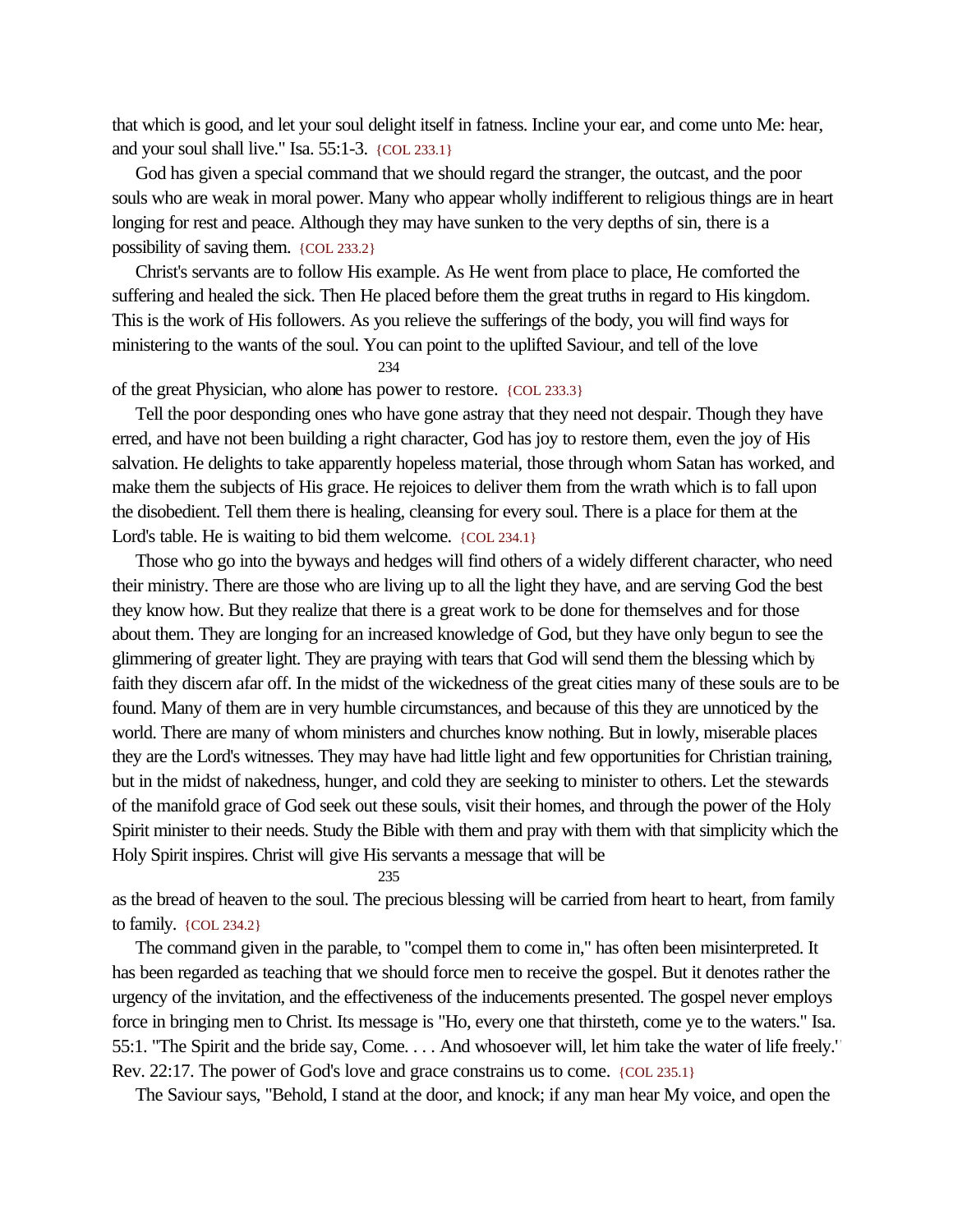that which is good, and let your soul delight itself in fatness. Incline your ear, and come unto Me: hear, and your soul shall live." Isa. 55:1-3. {COL 233.1}

God has given a special command that we should regard the stranger, the outcast, and the poor souls who are weak in moral power. Many who appear wholly indifferent to religious things are in heart longing for rest and peace. Although they may have sunken to the very depths of sin, there is a possibility of saving them. {COL 233.2}

Christ's servants are to follow His example. As He went from place to place, He comforted the suffering and healed the sick. Then He placed before them the great truths in regard to His kingdom. This is the work of His followers. As you relieve the sufferings of the body, you will find ways for ministering to the wants of the soul. You can point to the uplifted Saviour, and tell of the love of the great Physician, who alone has power to restore. {COL 233.3}

Tell the poor desponding ones who have gone astray that they need not despair. Though they have erred, and have not been building a right character, God has joy to restore them, even the joy of His salvation. He delights to take apparently hopeless material, those through whom Satan has worked, and make them the subjects of His grace. He rejoices to deliver them from the wrath which is to fall upon the disobedient. Tell them there is healing, cleansing for every soul. There is a place for them at the Lord's table. He is waiting to bid them welcome. {COL 234.1}

Those who go into the byways and hedges will find others of a widely different character, who need their ministry. There are those who are living up to all the light they have, and are serving God the best they know how. But they realize that there is a great work to be done for themselves and for those about them. They are longing for an increased knowledge of God, but they have only begun to see the glimmering of greater light. They are praying with tears that God will send them the blessing which by faith they discern afar off. In the midst of the wickedness of the great cities many of these souls are to be found. Many of them are in very humble circumstances, and because of this they are unnoticed by the world. There are many of whom ministers and churches know nothing. But in lowly, miserable places they are the Lord's witnesses. They may have had little light and few opportunities for Christian training, but in the midst of nakedness, hunger, and cold they are seeking to minister to others. Let the stewards of the manifold grace of God seek out these souls, visit their homes, and through the power of the Holy Spirit minister to their needs. Study the Bible with them and pray with them with that simplicity which the Holy Spirit inspires. Christ will give His servants a message that will be as the bread of heaven to the soul. The precious blessing will be carried from heart to heart, from family to family. {COL 234.2}

The command given in the parable, to "compel them to come in," has often been misinterpreted. It has been regarded as teaching that we should force men to receive the gospel. But it denotes rather the urgency of the invitation, and the effectiveness of the inducements presented. The gospel never employs force in bringing men to Christ. Its message is "Ho, every one that thirsteth, come ye to the waters." Isa. 55:1. "The Spirit and the bride say, Come. . . . And whosoever will, let him take the water of life freely." Rev. 22:17. The power of God's love and grace constrains us to come. {COL 235.1}

The Saviour says, "Behold, I stand at the door, and knock; if any man hear My voice, and open the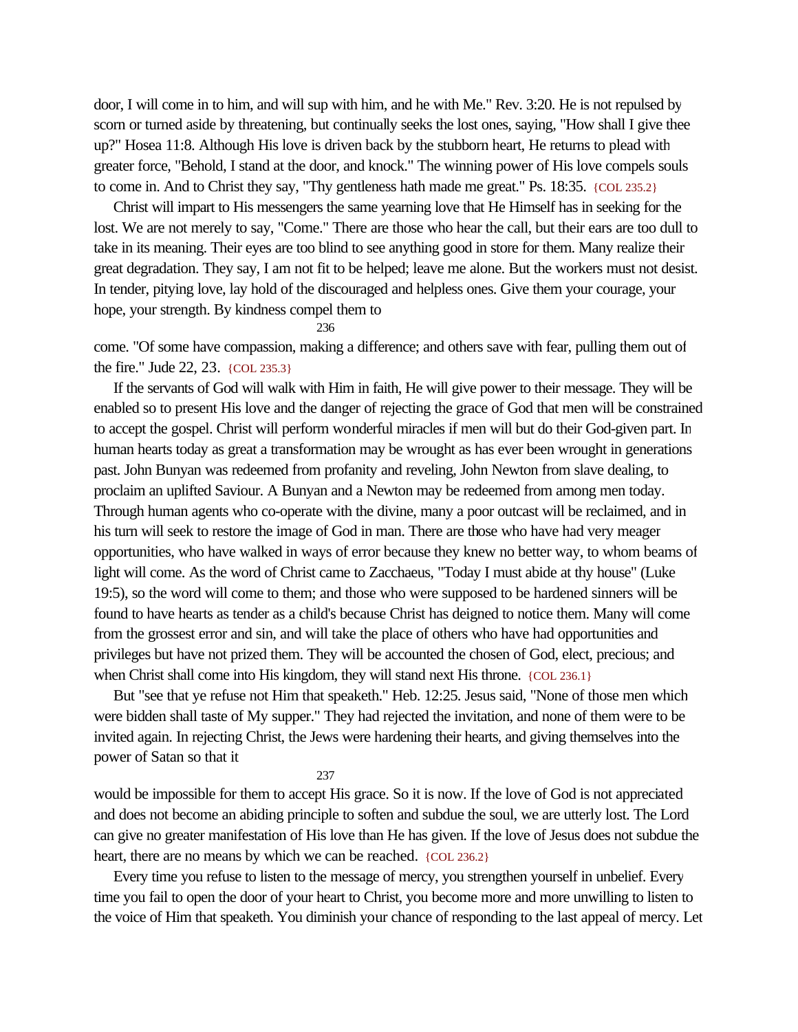door, I will come in to him, and will sup with him, and he with Me." Rev. 3:20. He is not repulsed by scorn or turned aside by threatening, but continually seeks the lost ones, saying, "How shall I give thee up?" Hosea 11:8. Although His love is driven back by the stubborn heart, He returns to plead with greater force, "Behold, I stand at the door, and knock." The winning power of His love compels souls to come in. And to Christ they say, "Thy gentleness hath made me great." Ps. 18:35. {COL 235.2}

Christ will impart to His messengers the same yearning love that He Himself has in seeking for the lost. We are not merely to say, "Come." There are those who hear the call, but their ears are too dull to take in its meaning. Their eyes are too blind to see anything good in store for them. Many realize their great degradation. They say, I am not fit to be helped; leave me alone. But the workers must not desist. In tender, pitying love, lay hold of the discouraged and helpless ones. Give them your courage, your hope, your strength. By kindness compel them to come. "Of some have compassion, making a difference; and others save with fear, pulling them out of the fire." Jude 22, 23. {COL 235.3}

If the servants of God will walk with Him in faith, He will give power to their message. They will be enabled so to present His love and the danger of rejecting the grace of God that men will be constrained to accept the gospel. Christ will perform wonderful miracles if men will but do their God-given part. In human hearts today as great a transformation may be wrought as has ever been wrought in generations past. John Bunyan was redeemed from profanity and reveling, John Newton from slave dealing, to proclaim an uplifted Saviour. A Bunyan and a Newton may be redeemed from among men today. Through human agents who co-operate with the divine, many a poor outcast will be reclaimed, and in his turn will seek to restore the image of God in man. There are those who have had very meager opportunities, who have walked in ways of error because they knew no better way, to whom beams of light will come. As the word of Christ came to Zacchaeus, "Today I must abide at thy house" (Luke 19:5), so the word will come to them; and those who were supposed to be hardened sinners will be found to have hearts as tender as a child's because Christ has deigned to notice them. Many will come from the grossest error and sin, and will take the place of others who have had opportunities and privileges but have not prized them. They will be accounted the chosen of God, elect, precious; and when Christ shall come into His kingdom, they will stand next His throne. {COL 236.1}

But "see that ye refuse not Him that speaketh." Heb. 12:25. Jesus said, "None of those men which were bidden shall taste of My supper." They had rejected the invitation, and none of them were to be invited again. In rejecting Christ, the Jews were hardening their hearts, and giving themselves into the power of Satan so that it would be impossible for them to accept His grace. So it is now. If the love of God is not appreciated and does not become an abiding principle to soften and subdue the soul, we are utterly lost. The Lord can give no greater manifestation of His love than He has given. If the love of Jesus does not subdue the heart, there are no means by which we can be reached. {COL 236.2}

Every time you refuse to listen to the message of mercy, you strengthen yourself in unbelief. Every time you fail to open the door of your heart to Christ, you become more and more unwilling to listen to the voice of Him that speaketh. You diminish your chance of responding to the last appeal of mercy. Let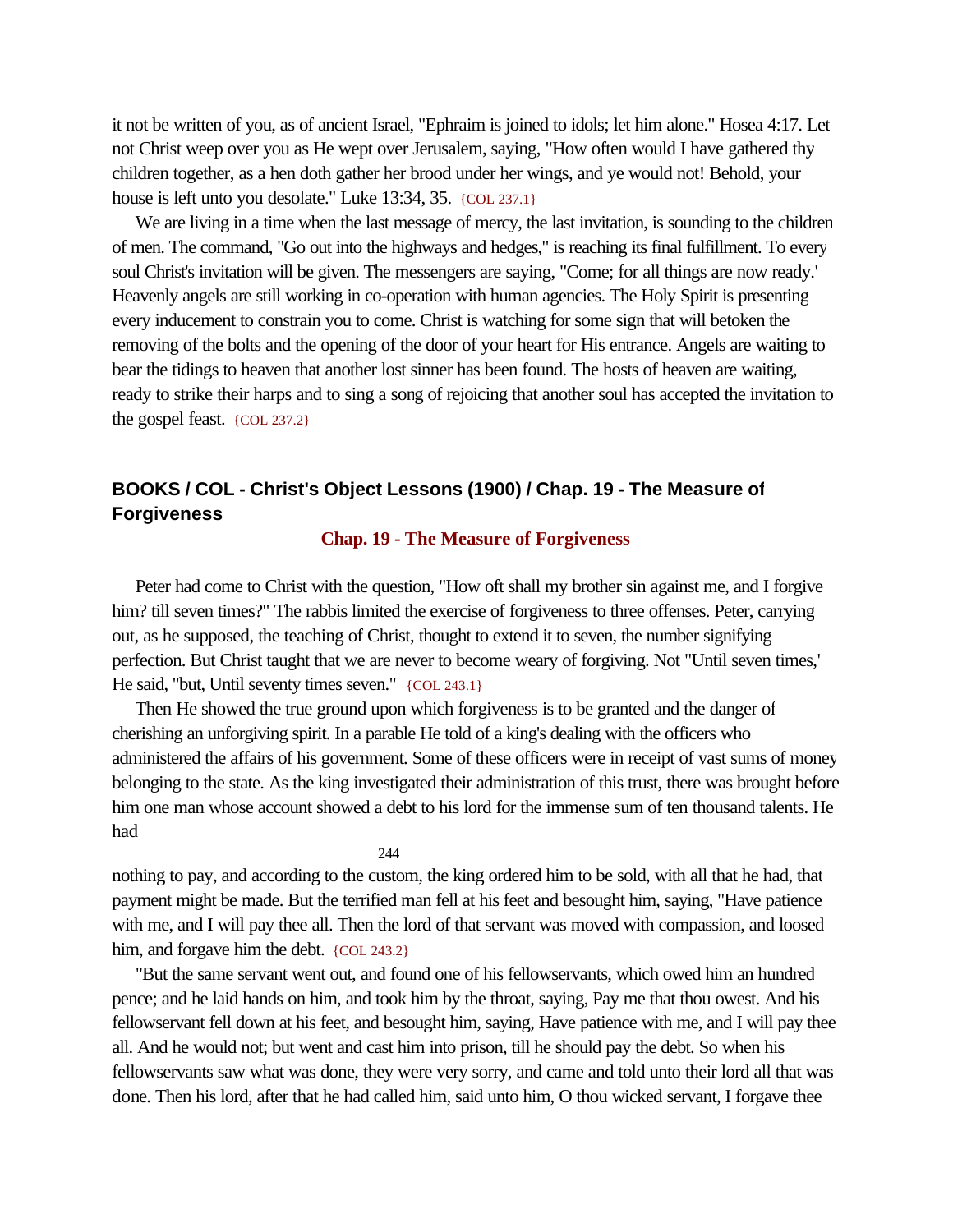it not be written of you, as of ancient Israel, "Ephraim is joined to idols; let him alone." Hosea 4:17. Let not Christ weep over you as He wept over Jerusalem, saying, "How often would I have gathered thy children together, as a hen doth gather her brood under her wings, and ye would not! Behold, your house is left unto you desolate." Luke 13:34, 35. {COL 237.1}

We are living in a time when the last message of mercy, the last invitation, is sounding to the children of men. The command, "Go out into the highways and hedges," is reaching its final fulfillment. To every soul Christ's invitation will be given. The messengers are saying, "Come; for all things are now ready." Heavenly angels are still working in co-operation with human agencies. The Holy Spirit is presenting every inducement to constrain you to come. Christ is watching for some sign that will betoken the removing of the bolts and the opening of the door of your heart for His entrance. Angels are waiting to bear the tidings to heaven that another lost sinner has been found. The hosts of heaven are waiting, ready to strike their harps and to sing a song of rejoicing that another soul has accepted the invitation to the gospel feast. {COL 237.2}

## BOOKS / COL - Christ's Object Lessons (1900) / Chap. 19 - The Measure of Forgiveness

### Chap. 19 - The Measure of Forgiveness

Peter had come to Christ with the question, "How oft shall my brother sin against me, and I forgive him? till seven times?" The rabbis limited the exercise of forgiveness to three offenses. Peter, carrying out, as he supposed, the teaching of Christ, thought to extend it to seven, the number signifying perfection. But Christ taught that we are never to become weary of forgiving. Not "Until seven times," He said, "but, Until seventy times seven." {COL 243.1}

Then He showed the true ground upon which forgiveness is to be granted and the danger of cherishing an unforgiving spirit. In a parable He told of a king's dealing with the officers who administered the affairs of his government. Some of these officers were in receipt of vast sums of money belonging to the state. As the king investigated their administration of this trust, there was brought before him one man whose account showed a debt to his lord for the immense sum of ten thousand talents. He had

nothing to pay, and according to the custom, the king ordered him to be sold, with all that he had, that payment might be made. But the terrified man fell at his feet and besought him, saying, "Have patience with me, and I will pay thee all. Then the lord of that servant was moved with compassion, and loosed him, and forgave him the debt. {COL 243.2}

"But the same servant went out, and found one of his fellowservants, which owed him an hundred pence; and he laid hands on him, and took him by the throat, saying, Pay me that thou owest. And his fellowservant fell down at his feet, and besought him, saying, Have patience with me, and I will pay thee all. And he would not; but went and cast him into prison, till he should pay the debt. So when his fellowservants saw what was done, they were very sorry, and came and told unto their lord all that was done. Then his lord, after that he had called him, said unto him, O thou wicked servant, I forgave thee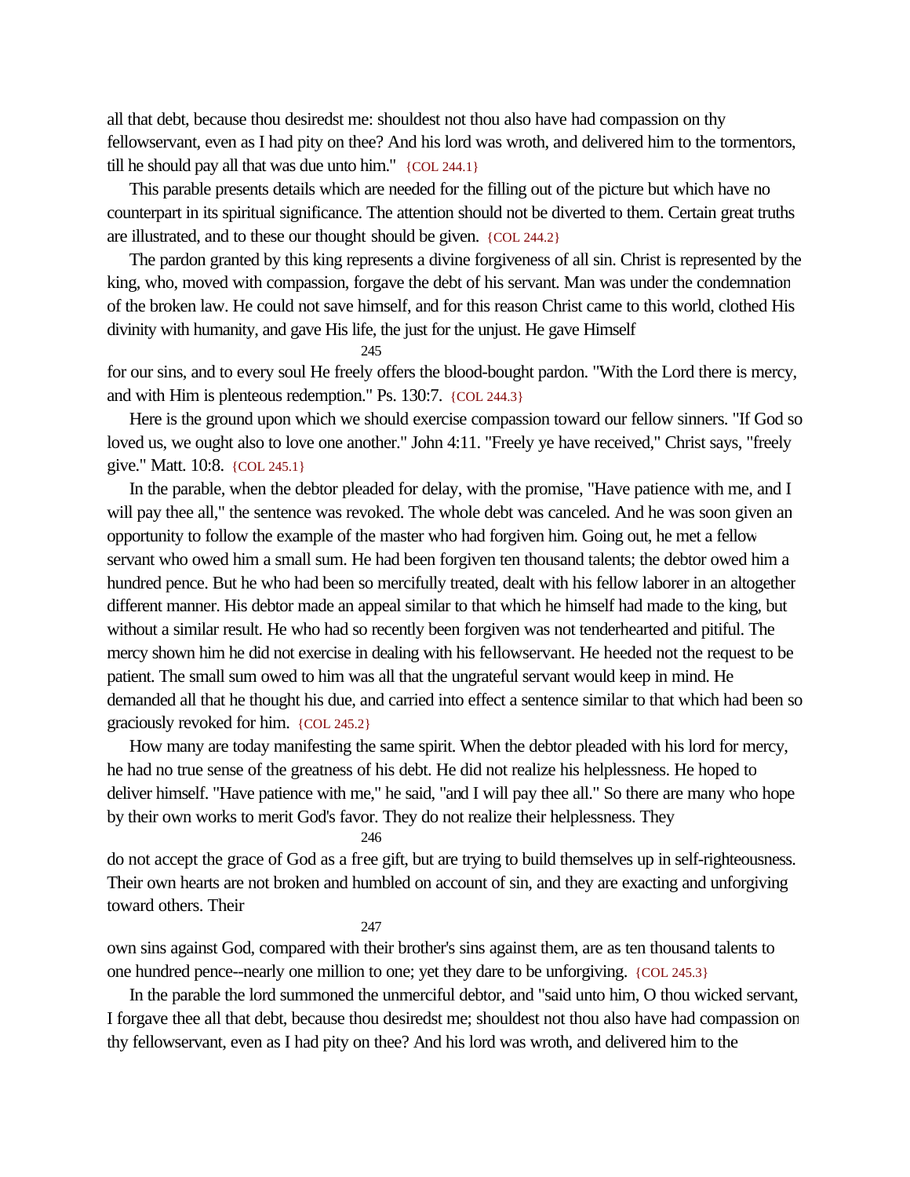all that debt, because thou desiredst me: shouldest not thou also have had compassion on thy fellowservant, even as I had pity on thee? And his lord was wroth, and delivered him to the tormentors, till he should pay all that was due unto him." {COL 244.1}

This parable presents details which are needed for the filling out of the picture but which have no counterpart in its spiritual significance. The attention should not be diverted to them. Certain great truths are illustrated, and to these our thought should be given. {COL 244.2}

The pardon granted by this king represents a divine forgiveness of all sin. Christ is represented by the king, who, moved with compassion, forgave the debt of his servant. Man was under the condemnation of the broken law. He could not save himself, and for this reason Christ came to this world, clothed His divinity with humanity, and gave His life, the just for the unjust. He gave Himself

for our sins, and to every soul He freely offers the blood-bought pardon. "With the Lord there is mercy, and with Him is plenteous redemption." Ps. 130:7. {COL 244.3}

Here is the ground upon which we should exercise compassion toward our fellow sinners. "If God so loved us, we ought also to love one another." John 4:11. "Freely ye have received," Christ says, "freely give." Matt. 10:8. {COL 245.1}

In the parable, when the debtor pleaded for delay, with the promise, "Have patience with me, and I will pay thee all," the sentence was revoked. The whole debt was canceled. And he was soon given an opportunity to follow the example of the master who had forgiven him. Going out, he met a fellow servant who owed him a small sum. He had been forgiven ten thousand talents; the debtor owed him a hundred pence. But he who had been so mercifully treated, dealt with his fellow laborer in an altogether different manner. His debtor made an appeal similar to that which he himself had made to the king, but without a similar result. He who had so recently been forgiven was not tenderhearted and pitiful. The mercy shown him he did not exercise in dealing with his fellowservant. He heeded not the request to be patient. The small sum owed to him was all that the ungrateful servant would keep in mind. He demanded all that he thought his due, and carried into effect a sentence similar to that which had been so graciously revoked for him. {COL 245.2}

How many are today manifesting the same spirit. When the debtor pleaded with his lord for mercy, he had no true sense of the greatness of his debt. He did not realize his helplessness. He hoped to deliver himself. "Have patience with me," he said, "and I will pay thee all." So there are many who hope by their own works to merit God's favor. They do not realize their helplessness. They

do not accept the grace of God as a free gift, but are trying to build themselves up in self-righteousness. Their own hearts are not broken and humbled on account of sin, and they are exacting and unforgiving toward others. Their

own sins against God, compared with their brother's sins against them, are as ten thousand talents to one hundred pence--nearly one million to one; yet they dare to be unforgiving. {COL 245.3}

In the parable the lord summoned the unmerciful debtor, and "said unto him, O thou wicked servant, I forgave thee all that debt, because thou desiredst me; shouldest not thou also have had compassion on thy fellowservant, even as I had pity on thee? And his lord was wroth, and delivered him to the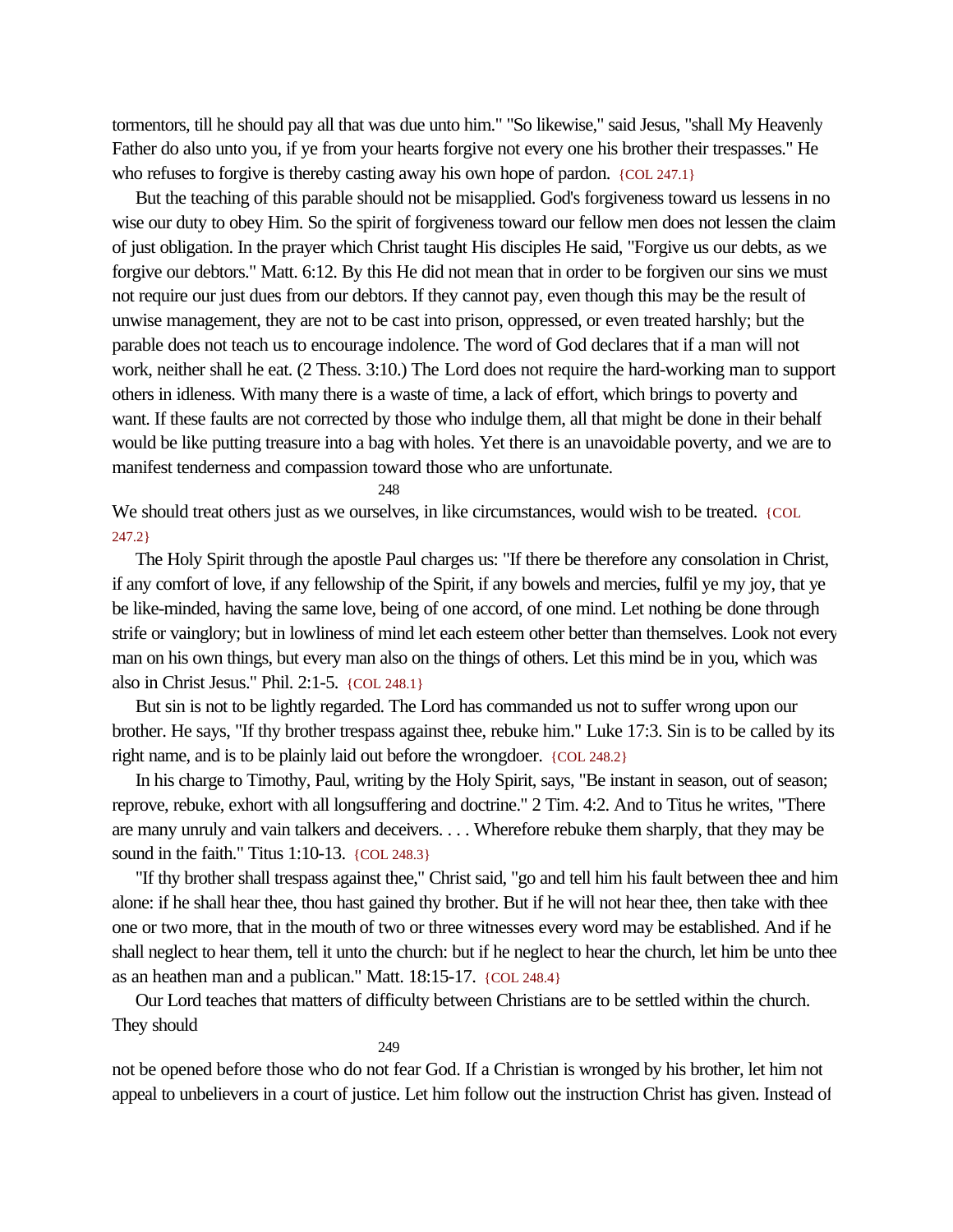tormentors, till he should pay all that was due unto him." "So likewise," said Jesus, "shall My Heavenly Father do also unto you, if ye from your hearts forgive not every one his brother their trespasses." He who refuses to forgive is thereby casting away his own hope of pardon. {COL 247.1}

But the teaching of this parable should not be misapplied. God's forgiveness toward us lessens in no wise our duty to obey Him. So the spirit of forgiveness toward our fellow men does not lessen the claim of just obligation. In the prayer which Christ taught His disciples He said, "Forgive us our debts, as we forgive our debtors." Matt. 6:12. By this He did not mean that in order to be forgiven our sins we must not require our just dues from our debtors. If they cannot pay, even though this may be the result of unwise management, they are not to be cast into prison, oppressed, or even treated harshly; but the parable does not teach us to encourage indolence. The word of God declares that if a man will not work, neither shall he eat. (2 Thess. 3:10.) The Lord does not require the hard-working man to support others in idleness. With many there is a waste of time, a lack of effort, which brings to poverty and want. If these faults are not corrected by those who indulge them, all that might be done in their behalf would be like putting treasure into a bag with holes. Yet there is an unavoidable poverty, and we are to manifest tenderness and compassion toward those who are unfortunate. We should treat others just as we ourselves, in like circumstances, would wish to be treated. {COL 247.2}

The Holy Spirit through the apostle Paul charges us: "If there be therefore any consolation in Christ, if any comfort of love, if any fellowship of the Spirit, if any bowels and mercies, fulfil ye my joy, that ye be like-minded, having the same love, being of one accord, of one mind. Let nothing be done through strife or vainglory; but in lowliness of mind let each esteem other better than themselves. Look not every man on his own things, but every man also on the things of others. Let this mind be in you, which was also in Christ Jesus." Phil. 2:1-5. {COL 248.1}

But sin is not to be lightly regarded. The Lord has commanded us not to suffer wrong upon our brother. He says, "If thy brother trespass against thee, rebuke him." Luke 17:3. Sin is to be called by its right name, and is to be plainly laid out before the wrongdoer. {COL 248.2}

In his charge to Timothy, Paul, writing by the Holy Spirit, says, "Be instant in season, out of season; reprove, rebuke, exhort with all longsuffering and doctrine." 2 Tim. 4:2. And to Titus he writes, "There are many unruly and vain talkers and deceivers. . . . Wherefore rebuke them sharply, that they may be sound in the faith." Titus 1:10-13. {COL 248.3}

"If thy brother shall trespass against thee," Christ said, "go and tell him his fault between thee and him alone: if he shall hear thee, thou hast gained thy brother. But if he will not hear thee, then take with thee one or two more, that in the mouth of two or three witnesses every word may be established. And if he shall neglect to hear them, tell it unto the church: but if he neglect to hear the church, let him be unto thee as an heathen man and a publican." Matt. 18:15-17. {COL 248.4}

Our Lord teaches that matters of difficulty between Christians are to be settled within the church. They should not be opened before those who do not fear God. If a Christian is wronged by his brother, let him not appeal to unbelievers in a court of justice. Let him follow out the instruction Christ has given. Instead of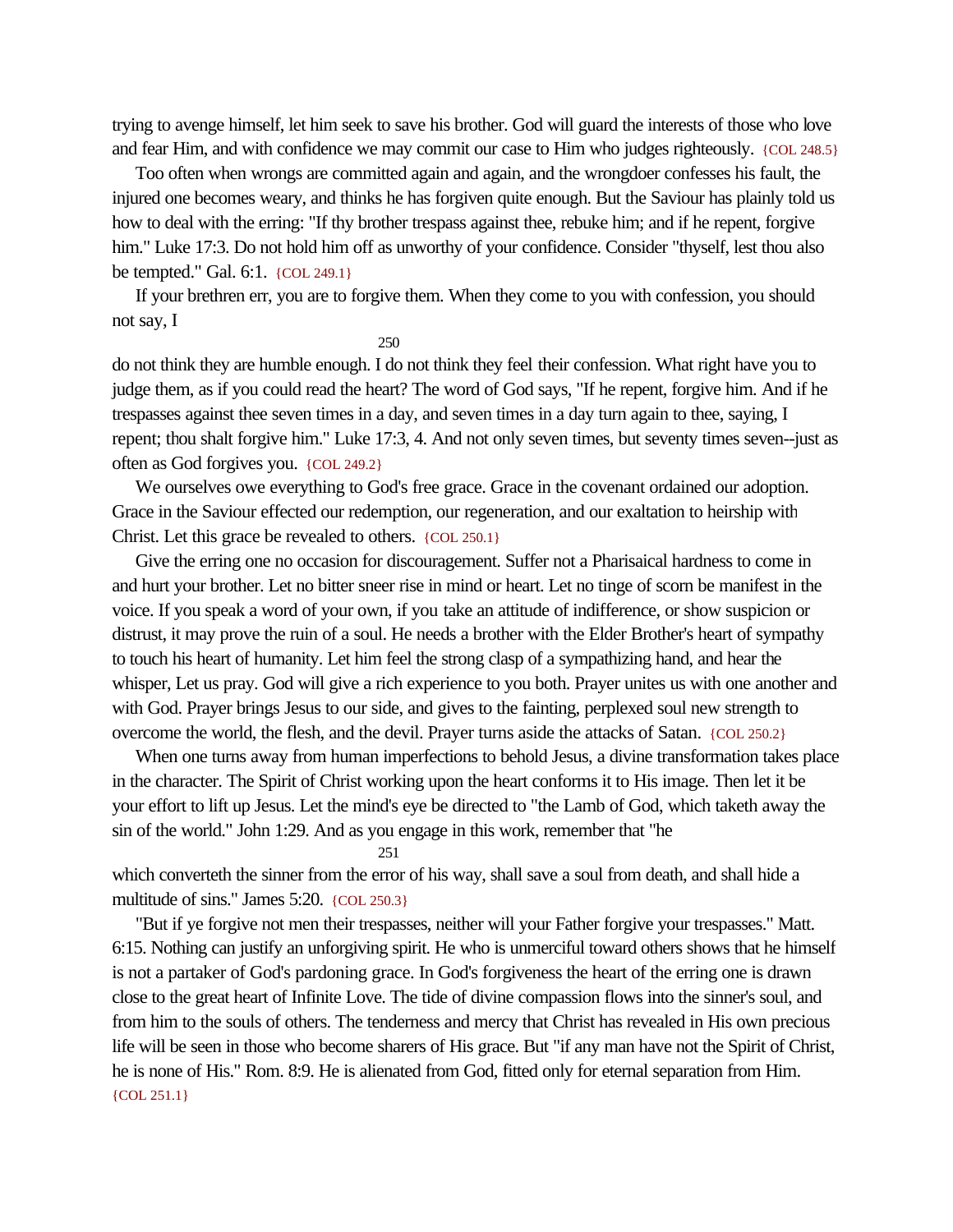trying to avenge himself, let him seek to save his brother. God will guard the interests of those who love and fear Him, and with confidence we may commit our case to Him who judges righteously. {COL 248.5}

Too often when wrongs are committed again and again, and the wrongdoer confesses his fault, the injured one becomes weary, and thinks he has forgiven quite enough. But the Saviour has plainly told us how to deal with the erring: "If thy brother trespass against thee, rebuke him; and if he repent, forgive him." Luke 17:3. Do not hold him off as unworthy of your confidence. Consider "thyself, lest thou also be tempted." Gal. 6:1. {COL 249.1}

If your brethren err, you are to forgive them. When they come to you with confession, you should not say, I do not think they are humble enough. I do not think they feel their confession. What right have you to judge them, as if you could read the heart? The word of God says, "If he repent, forgive him. And if he trespasses against thee seven times in a day, and seven times in a day turn again to thee, saying, I repent; thou shalt forgive him." Luke 17:3, 4. And not only seven times, but seventy times seven--just as often as God forgives you. {COL 249.2}

We ourselves owe everything to God's free grace. Grace in the covenant ordained our adoption. Grace in the Saviour effected our redemption, our regeneration, and our exaltation to heirship with Christ. Let this grace be revealed to others. {COL 250.1}

Give the erring one no occasion for discouragement. Suffer not a Pharisaical hardness to come in and hurt your brother. Let no bitter sneer rise in mind or heart. Let no tinge of scorn be manifest in the voice. If you speak a word of your own, if you take an attitude of indifference, or show suspicion or distrust, it may prove the ruin of a soul. He needs a brother with the Elder Brother's heart of sympathy to touch his heart of humanity. Let him feel the strong clasp of a sympathizing hand, and hear the whisper, Let us pray. God will give a rich experience to you both. Prayer unites us with one another and with God. Prayer brings Jesus to our side, and gives to the fainting, perplexed soul new strength to overcome the world, the flesh, and the devil. Prayer turns aside the attacks of Satan. {COL 250.2}

When one turns away from human imperfections to behold Jesus, a divine transformation takes place in the character. The Spirit of Christ working upon the heart conforms it to His image. Then let it be your effort to lift up Jesus. Let the mind's eye be directed to "the Lamb of God, which taketh away the sin of the world." John 1:29. And as you engage in this work, remember that "he which converteth the sinner from the error of his way, shall save a soul from death, and shall hide a multitude of sins." James 5:20. {COL 250.3}

"But if ye forgive not men their trespasses, neither will your Father forgive your trespasses." Matt. 6:15. Nothing can justify an unforgiving spirit. He who is unmerciful toward others shows that he himself is not a partaker of God's pardoning grace. In God's forgiveness the heart of the erring one is drawn close to the great heart of Infinite Love. The tide of divine compassion flows into the sinner's soul, and from him to the souls of others. The tenderness and mercy that Christ has revealed in His own precious life will be seen in those who become sharers of His grace. But "if any man have not the Spirit of Christ, he is none of His." Rom. 8:9. He is alienated from God, fitted only for eternal separation from Him. {COL 251.1}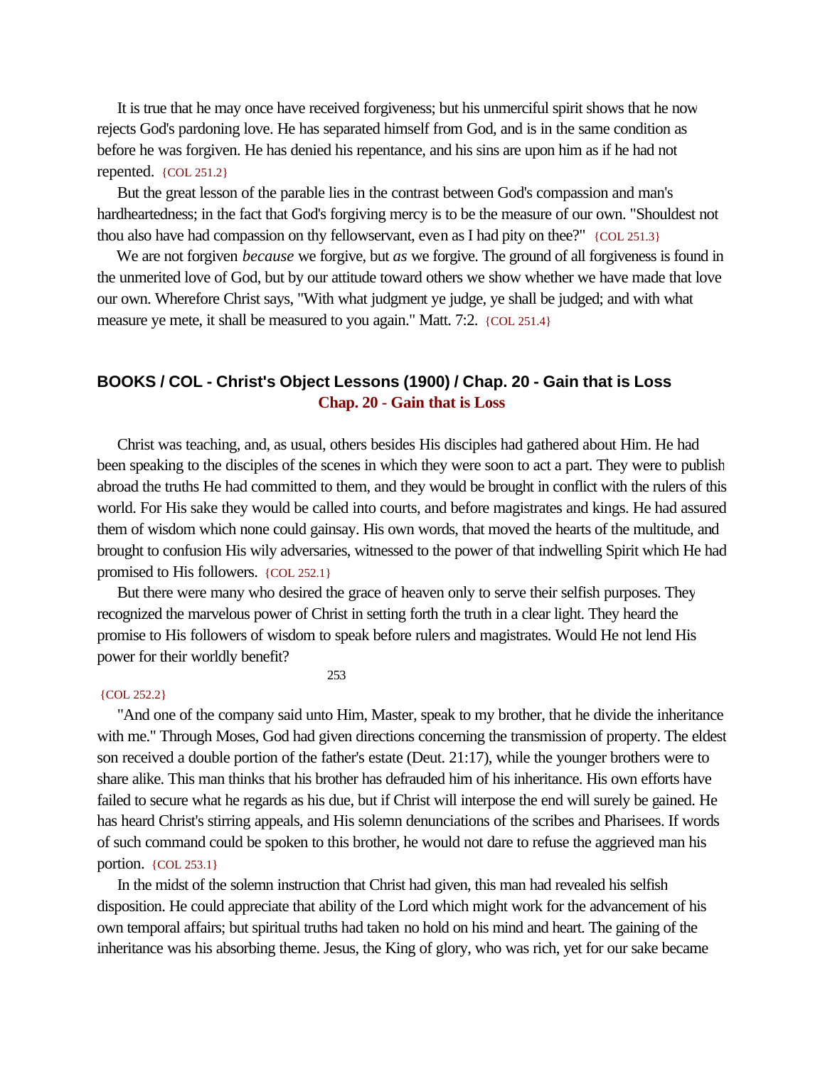It is true that he may once have received forgiveness; but his unmerciful spirit shows that he now rejects God's pardoning love. He has separated himself from God, and is in the same condition as before he was forgiven. He has denied his repentance, and his sins are upon him as if he had not repented. {COL 251.2}

But the great lesson of the parable lies in the contrast between God's compassion and man's hardheartedness; in the fact that God's forgiving mercy is to be the measure of our own. "Shouldest not thou also have had compassion on thy fellowservant, even as I had pity on thee?" {COL 251.3}

We are not forgiven *because* we forgive, but *as* we forgive. The ground of all forgiveness is found in the unmerited love of God, but by our attitude toward others we show whether we have made that love our own. Wherefore Christ says, "With what judgment ye judge, ye shall be judged; and with what measure ye mete, it shall be measured to you again." Matt. 7:2. {COL 251.4}

## BOOKS / COL - Christ's Object Lessons (1900) / Chap. 20 - Gain that is Loss

### Chap. 20 - Gain that is Loss

Christ was teaching, and, as usual, others besides His disciples had gathered about Him. He had been speaking to the disciples of the scenes in which they were soon to act a part. They were to publish abroad the truths He had committed to them, and they would be brought in conflict with the rulers of this world. For His sake they would be called into courts, and before magistrates and kings. He had assured them of wisdom which none could gainsay. His own words, that moved the hearts of the multitude, and brought to confusion His wily adversaries, witnessed to the power of that indwelling Spirit which He had promised to His followers. {COL 252.1}

But there were many who desired the grace of heaven only to serve their selfish purposes. They recognized the marvelous power of Christ in setting forth the truth in a clear light. They heard the promise to His followers of wisdom to speak before rulers and magistrates. Would He not lend His power for their worldly benefit?
{COL 252.2}

"And one of the company said unto Him, Master, speak to my brother, that he divide the inheritance with me." Through Moses, God had given directions concerning the transmission of property. The eldest son received a double portion of the father's estate (Deut. 21:17), while the younger brothers were to share alike. This man thinks that his brother has defrauded him of his inheritance. His own efforts have failed to secure what he regards as his due, but if Christ will interpose the end will surely be gained. He has heard Christ's stirring appeals, and His solemn denunciations of the scribes and Pharisees. If words of such command could be spoken to this brother, he would not dare to refuse the aggrieved man his portion. {COL 253.1}

In the midst of the solemn instruction that Christ had given, this man had revealed his selfish disposition. He could appreciate that ability of the Lord which might work for the advancement of his own temporal affairs; but spiritual truths had taken no hold on his mind and heart. The gaining of the inheritance was his absorbing theme. Jesus, the King of glory, who was rich, yet for our sake became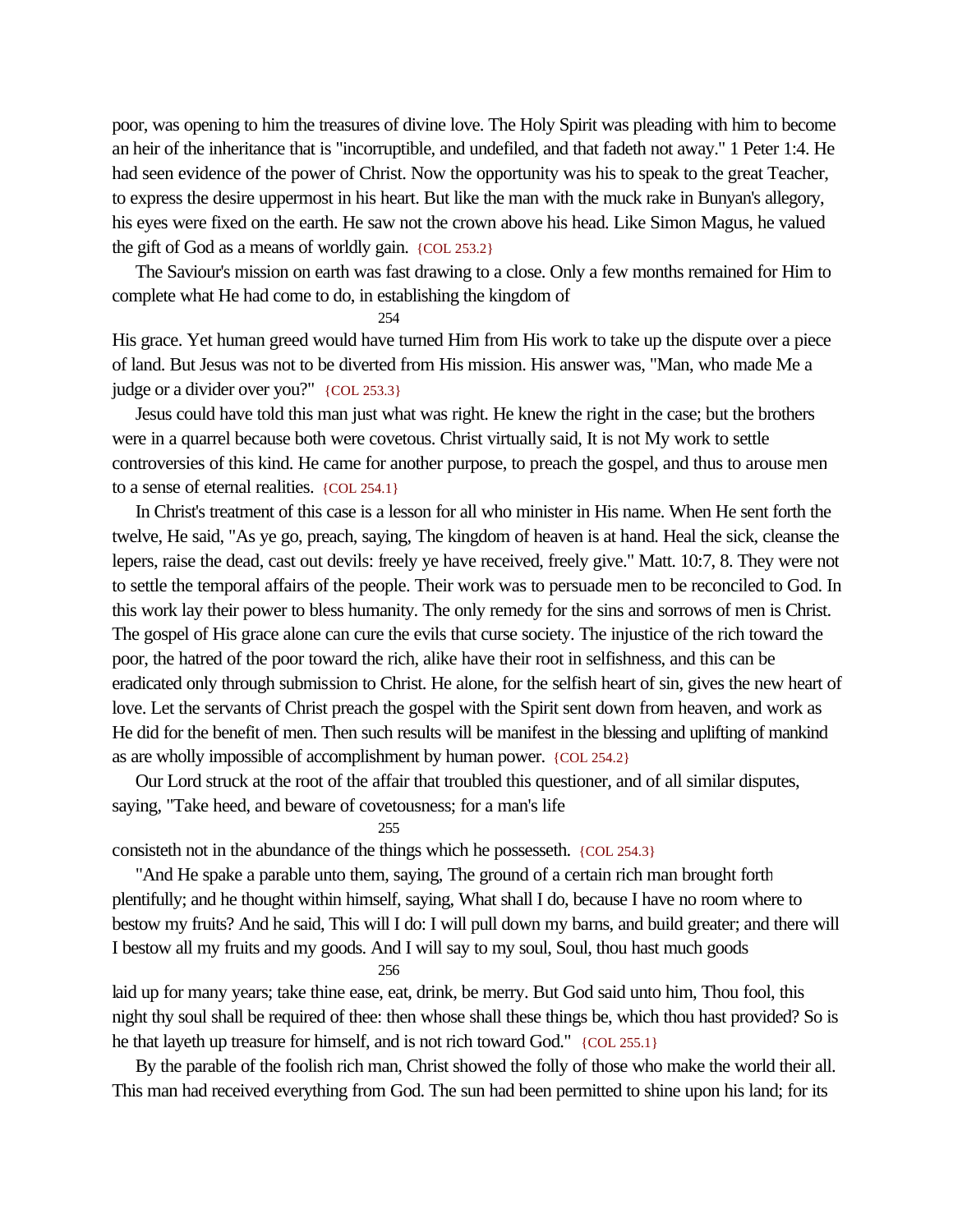poor, was opening to him the treasures of divine love. The Holy Spirit was pleading with him to become an heir of the inheritance that is "incorruptible, and undefiled, and that fadeth not away." 1 Peter 1:4. He had seen evidence of the power of Christ. Now the opportunity was his to speak to the great Teacher, to express the desire uppermost in his heart. But like the man with the muck rake in Bunyan's allegory, his eyes were fixed on the earth. He saw not the crown above his head. Like Simon Magus, he valued the gift of God as a means of worldly gain. {COL 253.2}

The Saviour's mission on earth was fast drawing to a close. Only a few months remained for Him to complete what He had come to do, in establishing the kingdom of His grace. Yet human greed would have turned Him from His work to take up the dispute over a piece of land. But Jesus was not to be diverted from His mission. His answer was, "Man, who made Me a judge or a divider over you?" {COL 253.3}

Jesus could have told this man just what was right. He knew the right in the case; but the brothers were in a quarrel because both were covetous. Christ virtually said, It is not My work to settle controversies of this kind. He came for another purpose, to preach the gospel, and thus to arouse men to a sense of eternal realities. {COL 254.1}

In Christ's treatment of this case is a lesson for all who minister in His name. When He sent forth the twelve, He said, "As ye go, preach, saying, The kingdom of heaven is at hand. Heal the sick, cleanse the lepers, raise the dead, cast out devils: freely ye have received, freely give." Matt. 10:7, 8. They were not to settle the temporal affairs of the people. Their work was to persuade men to be reconciled to God. In this work lay their power to bless humanity. The only remedy for the sins and sorrows of men is Christ. The gospel of His grace alone can cure the evils that curse society. The injustice of the rich toward the poor, the hatred of the poor toward the rich, alike have their root in selfishness, and this can be eradicated only through submission to Christ. He alone, for the selfish heart of sin, gives the new heart of love. Let the servants of Christ preach the gospel with the Spirit sent down from heaven, and work as He did for the benefit of men. Then such results will be manifest in the blessing and uplifting of mankind as are wholly impossible of accomplishment by human power. {COL 254.2}

Our Lord struck at the root of the affair that troubled this questioner, and of all similar disputes, saying, "Take heed, and beware of covetousness; for a man's life consisteth not in the abundance of the things which he possesseth. {COL 254.3}

"And He spake a parable unto them, saying, The ground of a certain rich man brought forth plentifully; and he thought within himself, saying, What shall I do, because I have no room where to bestow my fruits? And he said, This will I do: I will pull down my barns, and build greater; and there will I bestow all my fruits and my goods. And I will say to my soul, Soul, thou hast much goods laid up for many years; take thine ease, eat, drink, be merry. But God said unto him, Thou fool, this night thy soul shall be required of thee: then whose shall these things be, which thou hast provided? So is he that layeth up treasure for himself, and is not rich toward God." {COL 255.1}

By the parable of the foolish rich man, Christ showed the folly of those who make the world their all. This man had received everything from God. The sun had been permitted to shine upon his land; for its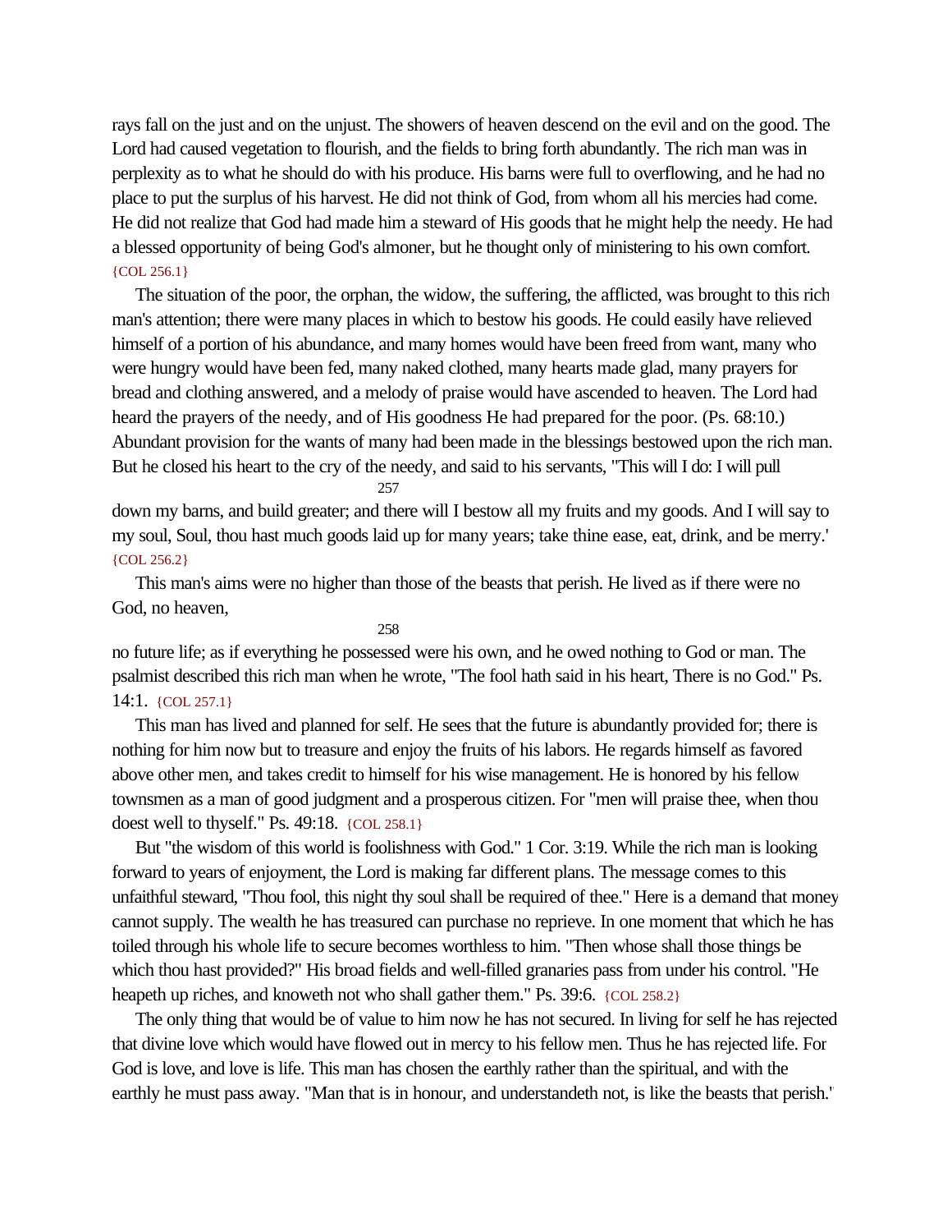rays fall on the just and on the unjust. The showers of heaven descend on the evil and on the good. The Lord had caused vegetation to flourish, and the fields to bring forth abundantly. The rich man was in perplexity as to what he should do with his produce. His barns were full to overflowing, and he had no place to put the surplus of his harvest. He did not think of God, from whom all his mercies had come. He did not realize that God had made him a steward of His goods that he might help the needy. He had a blessed opportunity of being God's almoner, but he thought only of ministering to his own comfort. {COL 256.1}

The situation of the poor, the orphan, the widow, the suffering, the afflicted, was brought to this rich man's attention; there were many places in which to bestow his goods. He could easily have relieved himself of a portion of his abundance, and many homes would have been freed from want, many who were hungry would have been fed, many naked clothed, many hearts made glad, many prayers for bread and clothing answered, and a melody of praise would have ascended to heaven. The Lord had heard the prayers of the needy, and of His goodness He had prepared for the poor. (Ps. 68:10.) Abundant provision for the wants of many had been made in the blessings bestowed upon the rich man. But he closed his heart to the cry of the needy, and said to his servants, "This will I do: I will pull down my barns, and build greater; and there will I bestow all my fruits and my goods. And I will say to my soul, Soul, thou hast much goods laid up for many years; take thine ease, eat, drink, and be merry." {COL 256.2}

This man's aims were no higher than those of the beasts that perish. He lived as if there were no God, no heaven, no future life; as if everything he possessed were his own, and he owed nothing to God or man. The psalmist described this rich man when he wrote, "The fool hath said in his heart, There is no God." Ps. 14:1. {COL 257.1}

This man has lived and planned for self. He sees that the future is abundantly provided for; there is nothing for him now but to treasure and enjoy the fruits of his labors. He regards himself as favored above other men, and takes credit to himself for his wise management. He is honored by his fellow townsmen as a man of good judgment and a prosperous citizen. For "men will praise thee, when thou doest well to thyself." Ps. 49:18. {COL 258.1}

But "the wisdom of this world is foolishness with God." 1 Cor. 3:19. While the rich man is looking forward to years of enjoyment, the Lord is making far different plans. The message comes to this unfaithful steward, "Thou fool, this night thy soul shall be required of thee." Here is a demand that money cannot supply. The wealth he has treasured can purchase no reprieve. In one moment that which he has toiled through his whole life to secure becomes worthless to him. "Then whose shall those things be which thou hast provided?" His broad fields and well-filled granaries pass from under his control. "He heapeth up riches, and knoweth not who shall gather them." Ps. 39:6. {COL 258.2}

The only thing that would be of value to him now he has not secured. In living for self he has rejected that divine love which would have flowed out in mercy to his fellow men. Thus he has rejected life. For God is love, and love is life. This man has chosen the earthly rather than the spiritual, and with the earthly he must pass away. "Man that is in honour, and understandeth not, is like the beasts that perish."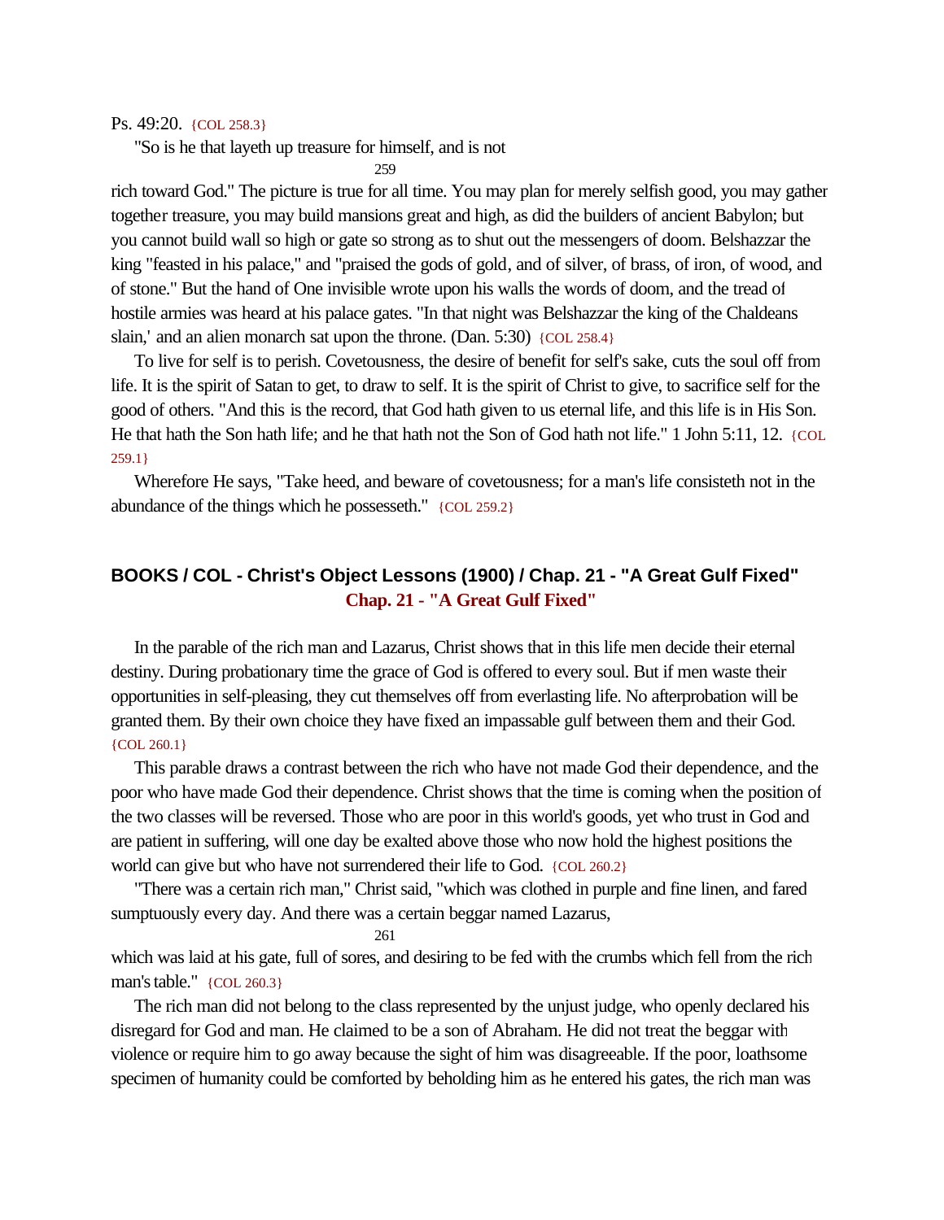Ps. 49:20. {COL 258.3}

"So is he that layeth up treasure for himself, and is not rich toward God." The picture is true for all time. You may plan for merely selfish good, you may gather together treasure, you may build mansions great and high, as did the builders of ancient Babylon; but you cannot build wall so high or gate so strong as to shut out the messengers of doom. Belshazzar the king "feasted in his palace," and "praised the gods of gold, and of silver, of brass, of iron, of wood, and of stone." But the hand of One invisible wrote upon his walls the words of doom, and the tread of hostile armies was heard at his palace gates. "In that night was Belshazzar the king of the Chaldeans slain,' and an alien monarch sat upon the throne. (Dan. 5:30) {COL 258.4}

To live for self is to perish. Covetousness, the desire of benefit for self's sake, cuts the soul off from life. It is the spirit of Satan to get, to draw to self. It is the spirit of Christ to give, to sacrifice self for the good of others. "And this is the record, that God hath given to us eternal life, and this life is in His Son. He that hath the Son hath life; and he that hath not the Son of God hath not life." 1 John 5:11, 12. {COL 259.1}

Wherefore He says, "Take heed, and beware of covetousness; for a man's life consisteth not in the abundance of the things which he possesseth." {COL 259.2}

## BOOKS / COL - Christ's Object Lessons (1900) / Chap. 21 - "A Great Gulf Fixed"

### Chap. 21 - "A Great Gulf Fixed"

In the parable of the rich man and Lazarus, Christ shows that in this life men decide their eternal destiny. During probationary time the grace of God is offered to every soul. But if men waste their opportunities in self-pleasing, they cut themselves off from everlasting life. No afterprobation will be granted them. By their own choice they have fixed an impassable gulf between them and their God. {COL 260.1}

This parable draws a contrast between the rich who have not made God their dependence, and the poor who have made God their dependence. Christ shows that the time is coming when the position of the two classes will be reversed. Those who are poor in this world's goods, yet who trust in God and are patient in suffering, will one day be exalted above those who now hold the highest positions the world can give but who have not surrendered their life to God. {COL 260.2}

"There was a certain rich man," Christ said, "which was clothed in purple and fine linen, and fared sumptuously every day. And there was a certain beggar named Lazarus, which was laid at his gate, full of sores, and desiring to be fed with the crumbs which fell from the rich man's table." {COL 260.3}

The rich man did not belong to the class represented by the unjust judge, who openly declared his disregard for God and man. He claimed to be a son of Abraham. He did not treat the beggar with violence or require him to go away because the sight of him was disagreeable. If the poor, loathsome specimen of humanity could be comforted by beholding him as he entered his gates, the rich man was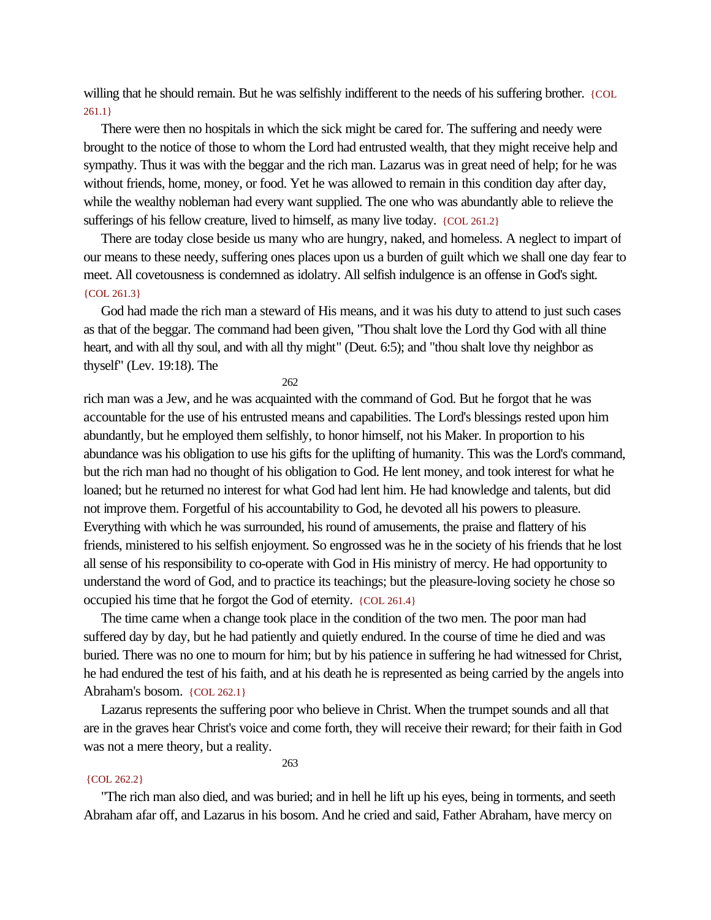willing that he should remain. But he was selfishly indifferent to the needs of his suffering brother. {COL 261.1}

There were then no hospitals in which the sick might be cared for. The suffering and needy were brought to the notice of those to whom the Lord had entrusted wealth, that they might receive help and sympathy. Thus it was with the beggar and the rich man. Lazarus was in great need of help; for he was without friends, home, money, or food. Yet he was allowed to remain in this condition day after day, while the wealthy nobleman had every want supplied. The one who was abundantly able to relieve the sufferings of his fellow creature, lived to himself, as many live today. {COL 261.2}

There are today close beside us many who are hungry, naked, and homeless. A neglect to impart of our means to these needy, suffering ones places upon us a burden of guilt which we shall one day fear to meet. All covetousness is condemned as idolatry. All selfish indulgence is an offense in God's sight. {COL 261.3}

God had made the rich man a steward of His means, and it was his duty to attend to just such cases as that of the beggar. The command had been given, "Thou shalt love the Lord thy God with all thine heart, and with all thy soul, and with all thy might" (Deut. 6:5); and "thou shalt love thy neighbor as thyself" (Lev. 19:18). The rich man was a Jew, and he was acquainted with the command of God. But he forgot that he was accountable for the use of his entrusted means and capabilities. The Lord's blessings rested upon him abundantly, but he employed them selfishly, to honor himself, not his Maker. In proportion to his abundance was his obligation to use his gifts for the uplifting of humanity. This was the Lord's command, but the rich man had no thought of his obligation to God. He lent money, and took interest for what he loaned; but he returned no interest for what God had lent him. He had knowledge and talents, but did not improve them. Forgetful of his accountability to God, he devoted all his powers to pleasure. Everything with which he was surrounded, his round of amusements, the praise and flattery of his friends, ministered to his selfish enjoyment. So engrossed was he in the society of his friends that he lost all sense of his responsibility to co-operate with God in His ministry of mercy. He had opportunity to understand the word of God, and to practice its teachings; but the pleasure-loving society he chose so occupied his time that he forgot the God of eternity. {COL 261.4}

The time came when a change took place in the condition of the two men. The poor man had suffered day by day, but he had patiently and quietly endured. In the course of time he died and was buried. There was no one to mourn for him; but by his patience in suffering he had witnessed for Christ, he had endured the test of his faith, and at his death he is represented as being carried by the angels into Abraham's bosom. {COL 262.1}

Lazarus represents the suffering poor who believe in Christ. When the trumpet sounds and all that are in the graves hear Christ's voice and come forth, they will receive their reward; for their faith in God was not a mere theory, but a reality. {COL 262.2}

"The rich man also died, and was buried; and in hell he lift up his eyes, being in torments, and seeth Abraham afar off, and Lazarus in his bosom. And he cried and said, Father Abraham, have mercy on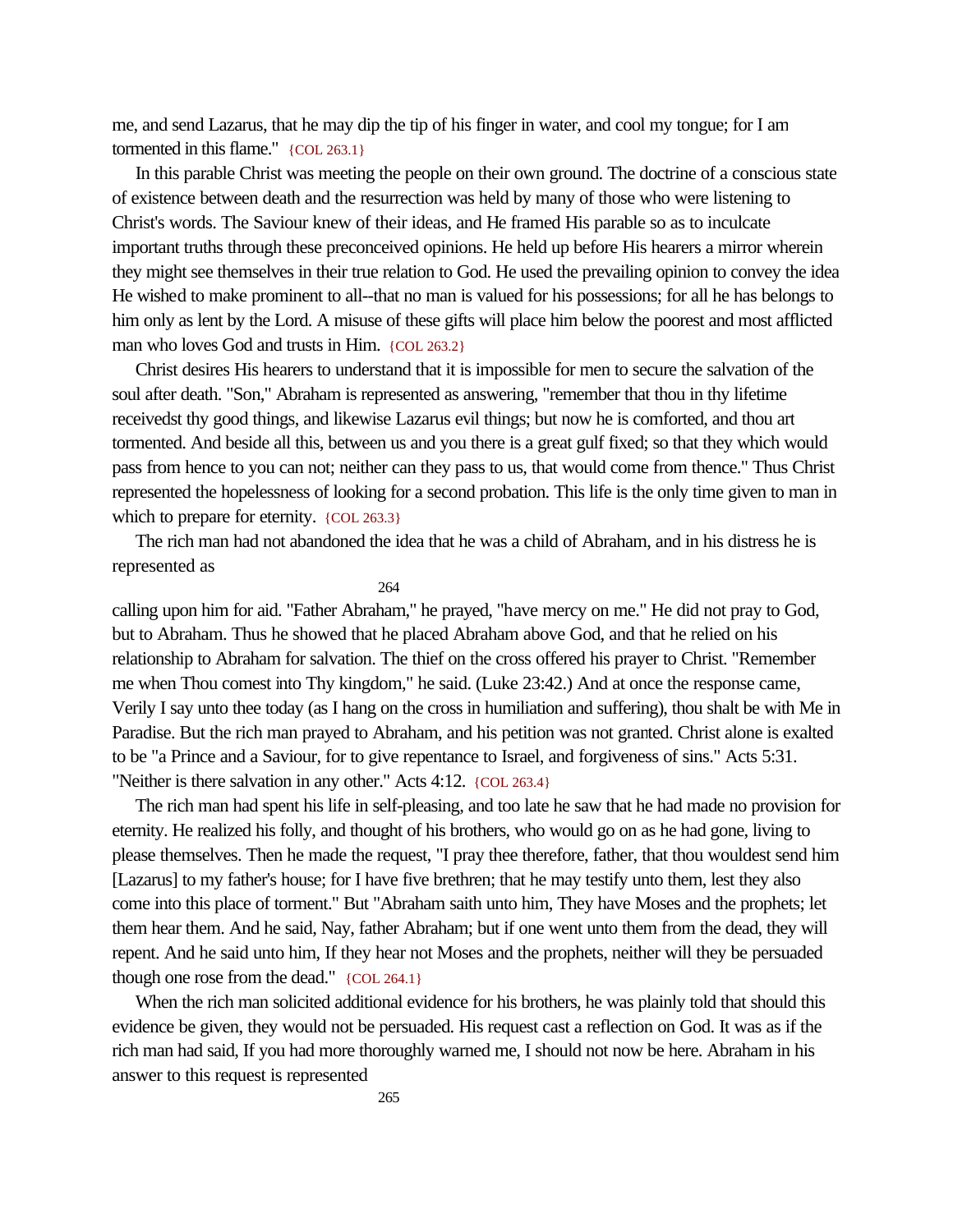me, and send Lazarus, that he may dip the tip of his finger in water, and cool my tongue; for I am tormented in this flame." {COL 263.1}

In this parable Christ was meeting the people on their own ground. The doctrine of a conscious state of existence between death and the resurrection was held by many of those who were listening to Christ's words. The Saviour knew of their ideas, and He framed His parable so as to inculcate important truths through these preconceived opinions. He held up before His hearers a mirror wherein they might see themselves in their true relation to God. He used the prevailing opinion to convey the idea He wished to make prominent to all--that no man is valued for his possessions; for all he has belongs to him only as lent by the Lord. A misuse of these gifts will place him below the poorest and most afflicted man who loves God and trusts in Him. {COL 263.2}

Christ desires His hearers to understand that it is impossible for men to secure the salvation of the soul after death. "Son," Abraham is represented as answering, "remember that thou in thy lifetime receivedst thy good things, and likewise Lazarus evil things; but now he is comforted, and thou art tormented. And beside all this, between us and you there is a great gulf fixed; so that they which would pass from hence to you can not; neither can they pass to us, that would come from thence." Thus Christ represented the hopelessness of looking for a second probation. This life is the only time given to man in which to prepare for eternity. {COL 263.3}

The rich man had not abandoned the idea that he was a child of Abraham, and in his distress he is represented as calling upon him for aid. "Father Abraham," he prayed, "have mercy on me." He did not pray to God, but to Abraham. Thus he showed that he placed Abraham above God, and that he relied on his relationship to Abraham for salvation. The thief on the cross offered his prayer to Christ. "Remember me when Thou comest into Thy kingdom," he said. (Luke 23:42.) And at once the response came, Verily I say unto thee today (as I hang on the cross in humiliation and suffering), thou shalt be with Me in Paradise. But the rich man prayed to Abraham, and his petition was not granted. Christ alone is exalted to be "a Prince and a Saviour, for to give repentance to Israel, and forgiveness of sins." Acts 5:31. "Neither is there salvation in any other." Acts 4:12. {COL 263.4}

The rich man had spent his life in self-pleasing, and too late he saw that he had made no provision for eternity. He realized his folly, and thought of his brothers, who would go on as he had gone, living to please themselves. Then he made the request, "I pray thee therefore, father, that thou wouldest send him [Lazarus] to my father's house; for I have five brethren; that he may testify unto them, lest they also come into this place of torment." But "Abraham saith unto him, They have Moses and the prophets; let them hear them. And he said, Nay, father Abraham; but if one went unto them from the dead, they will repent. And he said unto him, If they hear not Moses and the prophets, neither will they be persuaded though one rose from the dead." {COL 264.1}

When the rich man solicited additional evidence for his brothers, he was plainly told that should this evidence be given, they would not be persuaded. His request cast a reflection on God. It was as if the rich man had said, If you had more thoroughly warned me, I should not now be here. Abraham in his answer to this request is represented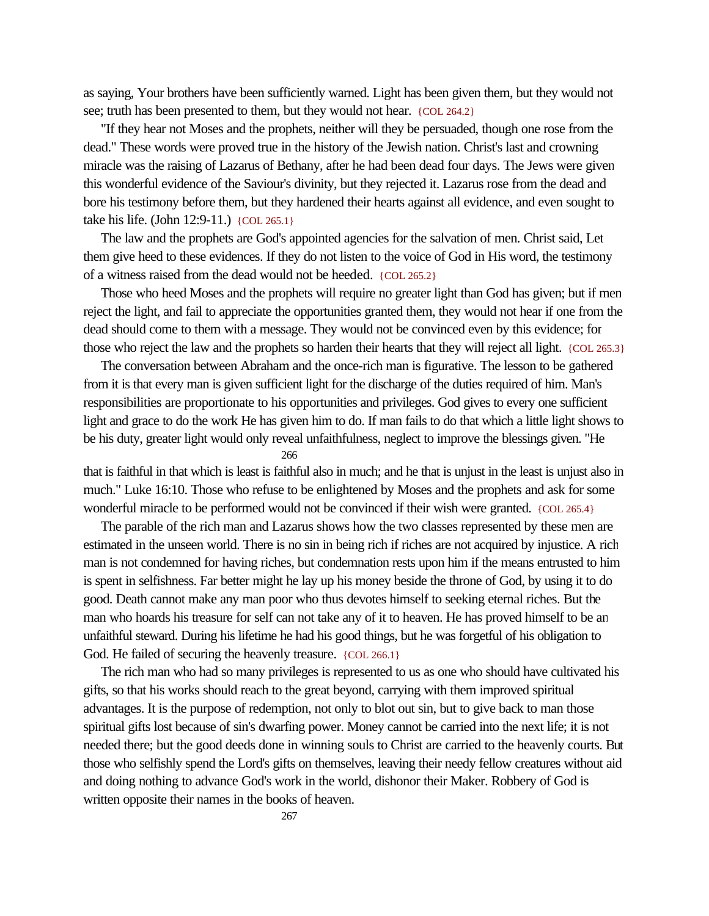as saying, Your brothers have been sufficiently warned. Light has been given them, but they would not see; truth has been presented to them, but they would not hear. {COL 264.2}

"If they hear not Moses and the prophets, neither will they be persuaded, though one rose from the dead." These words were proved true in the history of the Jewish nation. Christ's last and crowning miracle was the raising of Lazarus of Bethany, after he had been dead four days. The Jews were given this wonderful evidence of the Saviour's divinity, but they rejected it. Lazarus rose from the dead and bore his testimony before them, but they hardened their hearts against all evidence, and even sought to take his life. (John 12:9-11.) {COL 265.1}

The law and the prophets are God's appointed agencies for the salvation of men. Christ said, Let them give heed to these evidences. If they do not listen to the voice of God in His word, the testimony of a witness raised from the dead would not be heeded. {COL 265.2}

Those who heed Moses and the prophets will require no greater light than God has given; but if men reject the light, and fail to appreciate the opportunities granted them, they would not hear if one from the dead should come to them with a message. They would not be convinced even by this evidence; for those who reject the law and the prophets so harden their hearts that they will reject all light. {COL 265.3}

The conversation between Abraham and the once-rich man is figurative. The lesson to be gathered from it is that every man is given sufficient light for the discharge of the duties required of him. Man's responsibilities are proportionate to his opportunities and privileges. God gives to every one sufficient light and grace to do the work He has given him to do. If man fails to do that which a little light shows to be his duty, greater light would only reveal unfaithfulness, neglect to improve the blessings given. "He that is faithful in that which is least is faithful also in much; and he that is unjust in the least is unjust also in much." Luke 16:10. Those who refuse to be enlightened by Moses and the prophets and ask for some wonderful miracle to be performed would not be convinced if their wish were granted. {COL 265.4}

The parable of the rich man and Lazarus shows how the two classes represented by these men are estimated in the unseen world. There is no sin in being rich if riches are not acquired by injustice. A rich man is not condemned for having riches, but condemnation rests upon him if the means entrusted to him is spent in selfishness. Far better might he lay up his money beside the throne of God, by using it to do good. Death cannot make any man poor who thus devotes himself to seeking eternal riches. But the man who hoards his treasure for self can not take any of it to heaven. He has proved himself to be an unfaithful steward. During his lifetime he had his good things, but he was forgetful of his obligation to God. He failed of securing the heavenly treasure. {COL 266.1}

The rich man who had so many privileges is represented to us as one who should have cultivated his gifts, so that his works should reach to the great beyond, carrying with them improved spiritual advantages. It is the purpose of redemption, not only to blot out sin, but to give back to man those spiritual gifts lost because of sin's dwarfing power. Money cannot be carried into the next life; it is not needed there; but the good deeds done in winning souls to Christ are carried to the heavenly courts. But those who selfishly spend the Lord's gifts on themselves, leaving their needy fellow creatures without aid and doing nothing to advance God's work in the world, dishonor their Maker. Robbery of God is written opposite their names in the books of heaven.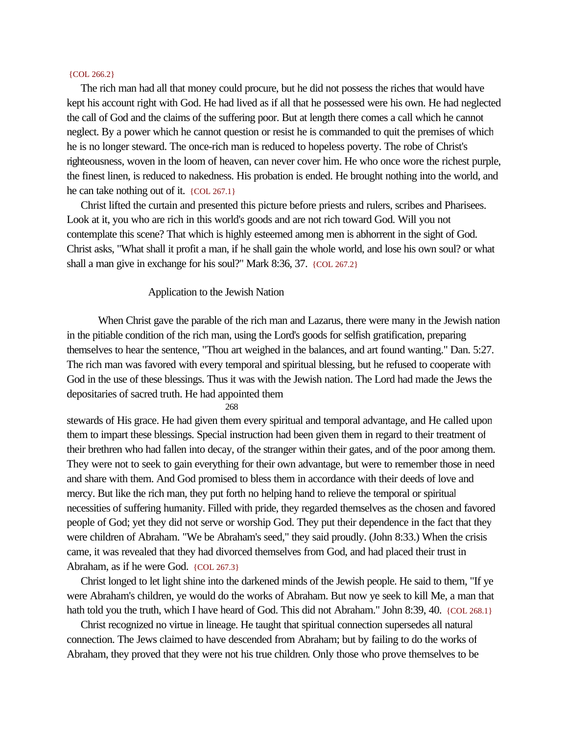{COL 266.2}

The rich man had all that money could procure, but he did not possess the riches that would have kept his account right with God. He had lived as if all that he possessed were his own. He had neglected the call of God and the claims of the suffering poor. But at length there comes a call which he cannot neglect. By a power which he cannot question or resist he is commanded to quit the premises of which he is no longer steward. The once-rich man is reduced to hopeless poverty. The robe of Christ's righteousness, woven in the loom of heaven, can never cover him. He who once wore the richest purple, the finest linen, is reduced to nakedness. His probation is ended. He brought nothing into the world, and he can take nothing out of it. {COL 267.1}

Christ lifted the curtain and presented this picture before priests and rulers, scribes and Pharisees. Look at it, you who are rich in this world's goods and are not rich toward God. Will you not contemplate this scene? That which is highly esteemed among men is abhorrent in the sight of God. Christ asks, "What shall it profit a man, if he shall gain the whole world, and lose his own soul? or what shall a man give in exchange for his soul?" Mark 8:36, 37. {COL 267.2}

## Application to the Jewish Nation

When Christ gave the parable of the rich man and Lazarus, there were many in the Jewish nation in the pitiable condition of the rich man, using the Lord's goods for selfish gratification, preparing themselves to hear the sentence, "Thou art weighed in the balances, and art found wanting." Dan. 5:27. The rich man was favored with every temporal and spiritual blessing, but he refused to cooperate with God in the use of these blessings. Thus it was with the Jewish nation. The Lord had made the Jews the depositaries of sacred truth. He had appointed them stewards of His grace. He had given them every spiritual and temporal advantage, and He called upon them to impart these blessings. Special instruction had been given them in regard to their treatment of their brethren who had fallen into decay, of the stranger within their gates, and of the poor among them. They were not to seek to gain everything for their own advantage, but were to remember those in need and share with them. And God promised to bless them in accordance with their deeds of love and mercy. But like the rich man, they put forth no helping hand to relieve the temporal or spiritual necessities of suffering humanity. Filled with pride, they regarded themselves as the chosen and favored people of God; yet they did not serve or worship God. They put their dependence in the fact that they were children of Abraham. "We be Abraham's seed," they said proudly. (John 8:33.) When the crisis came, it was revealed that they had divorced themselves from God, and had placed their trust in Abraham, as if he were God. {COL 267.3}

Christ longed to let light shine into the darkened minds of the Jewish people. He said to them, "If ye were Abraham's children, ye would do the works of Abraham. But now ye seek to kill Me, a man that hath told you the truth, which I have heard of God. This did not Abraham." John 8:39, 40. {COL 268.1}

Christ recognized no virtue in lineage. He taught that spiritual connection supersedes all natural connection. The Jews claimed to have descended from Abraham; but by failing to do the works of Abraham, they proved that they were not his true children. Only those who prove themselves to be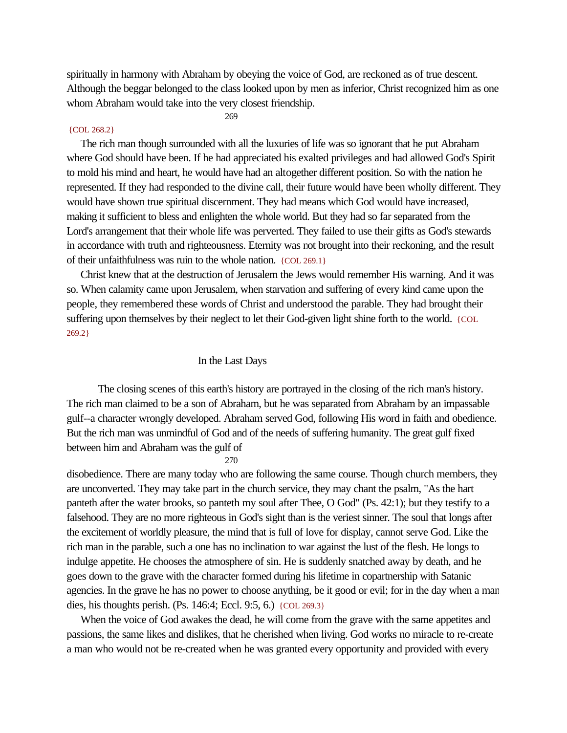spiritually in harmony with Abraham by obeying the voice of God, are reckoned as of true descent. Although the beggar belonged to the class looked upon by men as inferior, Christ recognized him as one whom Abraham would take into the very closest friendship. {COL 268.2}

The rich man though surrounded with all the luxuries of life was so ignorant that he put Abraham where God should have been. If he had appreciated his exalted privileges and had allowed God's Spirit to mold his mind and heart, he would have had an altogether different position. So with the nation he represented. If they had responded to the divine call, their future would have been wholly different. They would have shown true spiritual discernment. They had means which God would have increased, making it sufficient to bless and enlighten the whole world. But they had so far separated from the Lord's arrangement that their whole life was perverted. They failed to use their gifts as God's stewards in accordance with truth and righteousness. Eternity was not brought into their reckoning, and the result of their unfaithfulness was ruin to the whole nation. {COL 269.1}

Christ knew that at the destruction of Jerusalem the Jews would remember His warning. And it was so. When calamity came upon Jerusalem, when starvation and suffering of every kind came upon the people, they remembered these words of Christ and understood the parable. They had brought their suffering upon themselves by their neglect to let their God-given light shine forth to the world. {COL 269.2}

## In the Last Days

The closing scenes of this earth's history are portrayed in the closing of the rich man's history. The rich man claimed to be a son of Abraham, but he was separated from Abraham by an impassable gulf--a character wrongly developed. Abraham served God, following His word in faith and obedience. But the rich man was unmindful of God and of the needs of suffering humanity. The great gulf fixed between him and Abraham was the gulf of disobedience. There are many today who are following the same course. Though church members, they are unconverted. They may take part in the church service, they may chant the psalm, "As the hart panteth after the water brooks, so panteth my soul after Thee, O God" (Ps. 42:1); but they testify to a falsehood. They are no more righteous in God's sight than is the veriest sinner. The soul that longs after the excitement of worldly pleasure, the mind that is full of love for display, cannot serve God. Like the rich man in the parable, such a one has no inclination to war against the lust of the flesh. He longs to indulge appetite. He chooses the atmosphere of sin. He is suddenly snatched away by death, and he goes down to the grave with the character formed during his lifetime in copartnership with Satanic agencies. In the grave he has no power to choose anything, be it good or evil; for in the day when a man dies, his thoughts perish. (Ps. 146:4; Eccl. 9:5, 6.) {COL 269.3}

When the voice of God awakes the dead, he will come from the grave with the same appetites and passions, the same likes and dislikes, that he cherished when living. God works no miracle to re-create a man who would not be re-created when he was granted every opportunity and provided with every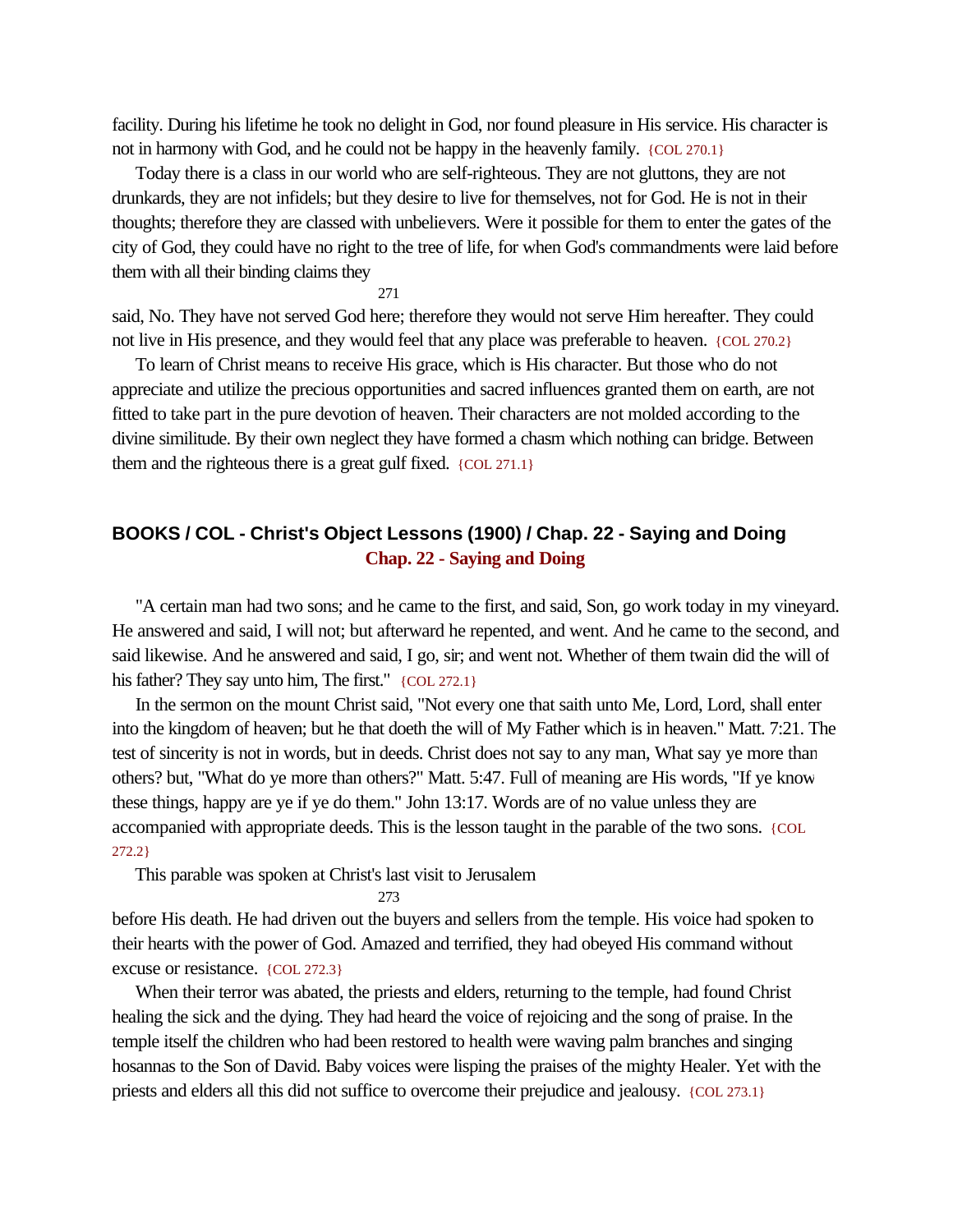facility. During his lifetime he took no delight in God, nor found pleasure in His service. His character is not in harmony with God, and he could not be happy in the heavenly family. {COL 270.1}

Today there is a class in our world who are self-righteous. They are not gluttons, they are not drunkards, they are not infidels; but they desire to live for themselves, not for God. He is not in their thoughts; therefore they are classed with unbelievers. Were it possible for them to enter the gates of the city of God, they could have no right to the tree of life, for when God's commandments were laid before them with all their binding claims they said, No. They have not served God here; therefore they would not serve Him hereafter. They could not live in His presence, and they would feel that any place was preferable to heaven. {COL 270.2}

To learn of Christ means to receive His grace, which is His character. But those who do not appreciate and utilize the precious opportunities and sacred influences granted them on earth, are not fitted to take part in the pure devotion of heaven. Their characters are not molded according to the divine similitude. By their own neglect they have formed a chasm which nothing can bridge. Between them and the righteous there is a great gulf fixed. {COL 271.1}

## BOOKS / COL - Christ's Object Lessons (1900) / Chap. 22 - Saying and Doing

### Chap. 22 - Saying and Doing

"A certain man had two sons; and he came to the first, and said, Son, go work today in my vineyard. He answered and said, I will not; but afterward he repented, and went. And he came to the second, and said likewise. And he answered and said, I go, sir; and went not. Whether of them twain did the will of his father? They say unto him, The first." {COL 272.1}

In the sermon on the mount Christ said, "Not every one that saith unto Me, Lord, Lord, shall enter into the kingdom of heaven; but he that doeth the will of My Father which is in heaven." Matt. 7:21. The test of sincerity is not in words, but in deeds. Christ does not say to any man, What say ye more than others? but, "What do ye more than others?" Matt. 5:47. Full of meaning are His words, "If ye know these things, happy are ye if ye do them." John 13:17. Words are of no value unless they are accompanied with appropriate deeds. This is the lesson taught in the parable of the two sons. {COL 272.2}

This parable was spoken at Christ's last visit to Jerusalem before His death. He had driven out the buyers and sellers from the temple. His voice had spoken to their hearts with the power of God. Amazed and terrified, they had obeyed His command without excuse or resistance. {COL 272.3}

When their terror was abated, the priests and elders, returning to the temple, had found Christ healing the sick and the dying. They had heard the voice of rejoicing and the song of praise. In the temple itself the children who had been restored to health were waving palm branches and singing hosannas to the Son of David. Baby voices were lisping the praises of the mighty Healer. Yet with the priests and elders all this did not suffice to overcome their prejudice and jealousy. {COL 273.1}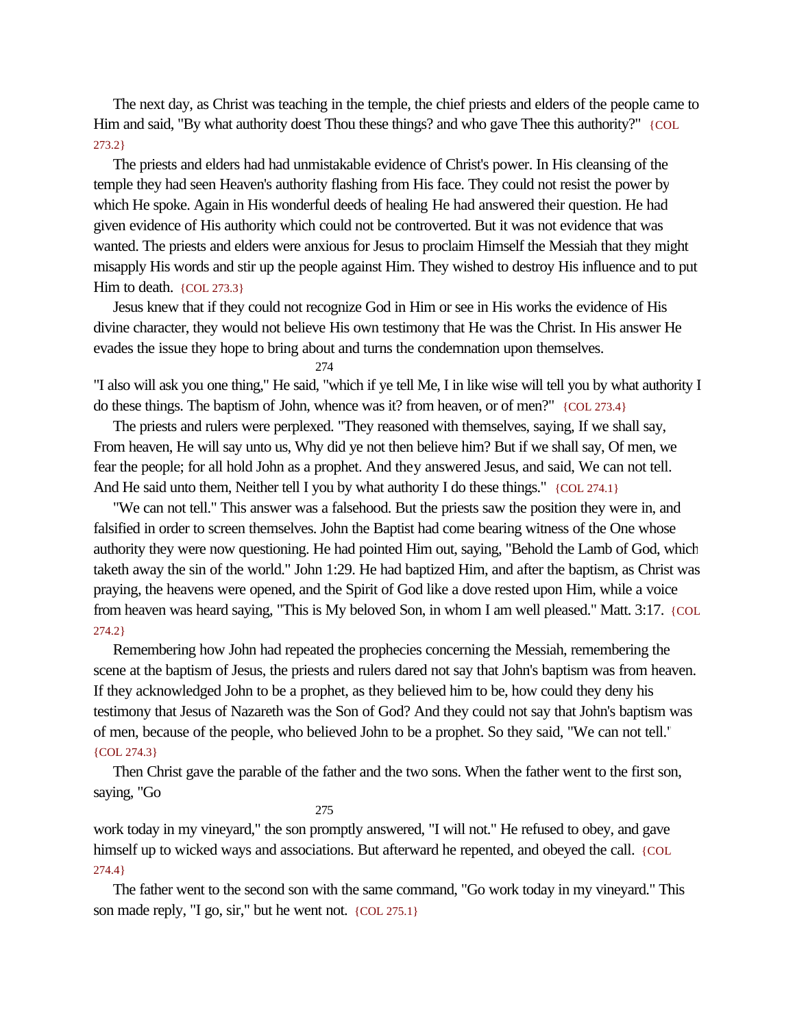The next day, as Christ was teaching in the temple, the chief priests and elders of the people came to Him and said, "By what authority doest Thou these things? and who gave Thee this authority?" {COL 273.2}

The priests and elders had had unmistakable evidence of Christ's power. In His cleansing of the temple they had seen Heaven's authority flashing from His face. They could not resist the power by which He spoke. Again in His wonderful deeds of healing He had answered their question. He had given evidence of His authority which could not be controverted. But it was not evidence that was wanted. The priests and elders were anxious for Jesus to proclaim Himself the Messiah that they might misapply His words and stir up the people against Him. They wished to destroy His influence and to put Him to death. {COL 273.3}

Jesus knew that if they could not recognize God in Him or see in His works the evidence of His divine character, they would not believe His own testimony that He was the Christ. In His answer He evades the issue they hope to bring about and turns the condemnation upon themselves. "I also will ask you one thing," He said, "which if ye tell Me, I in like wise will tell you by what authority I do these things. The baptism of John, whence was it? from heaven, or of men?" {COL 273.4}

The priests and rulers were perplexed. "They reasoned with themselves, saying, If we shall say, From heaven, He will say unto us, Why did ye not then believe him? But if we shall say, Of men, we fear the people; for all hold John as a prophet. And they answered Jesus, and said, We can not tell. And He said unto them, Neither tell I you by what authority I do these things." {COL 274.1}

"We can not tell." This answer was a falsehood. But the priests saw the position they were in, and falsified in order to screen themselves. John the Baptist had come bearing witness of the One whose authority they were now questioning. He had pointed Him out, saying, "Behold the Lamb of God, which taketh away the sin of the world." John 1:29. He had baptized Him, and after the baptism, as Christ was praying, the heavens were opened, and the Spirit of God like a dove rested upon Him, while a voice from heaven was heard saying, "This is My beloved Son, in whom I am well pleased." Matt. 3:17. {COL 274.2}

Remembering how John had repeated the prophecies concerning the Messiah, remembering the scene at the baptism of Jesus, the priests and rulers dared not say that John's baptism was from heaven. If they acknowledged John to be a prophet, as they believed him to be, how could they deny his testimony that Jesus of Nazareth was the Son of God? And they could not say that John's baptism was of men, because of the people, who believed John to be a prophet. So they said, "We can not tell." {COL 274.3}

Then Christ gave the parable of the father and the two sons. When the father went to the first son, saying, "Go work today in my vineyard," the son promptly answered, "I will not." He refused to obey, and gave himself up to wicked ways and associations. But afterward he repented, and obeyed the call. {COL 274.4}

The father went to the second son with the same command, "Go work today in my vineyard." This son made reply, "I go, sir," but he went not. {COL 275.1}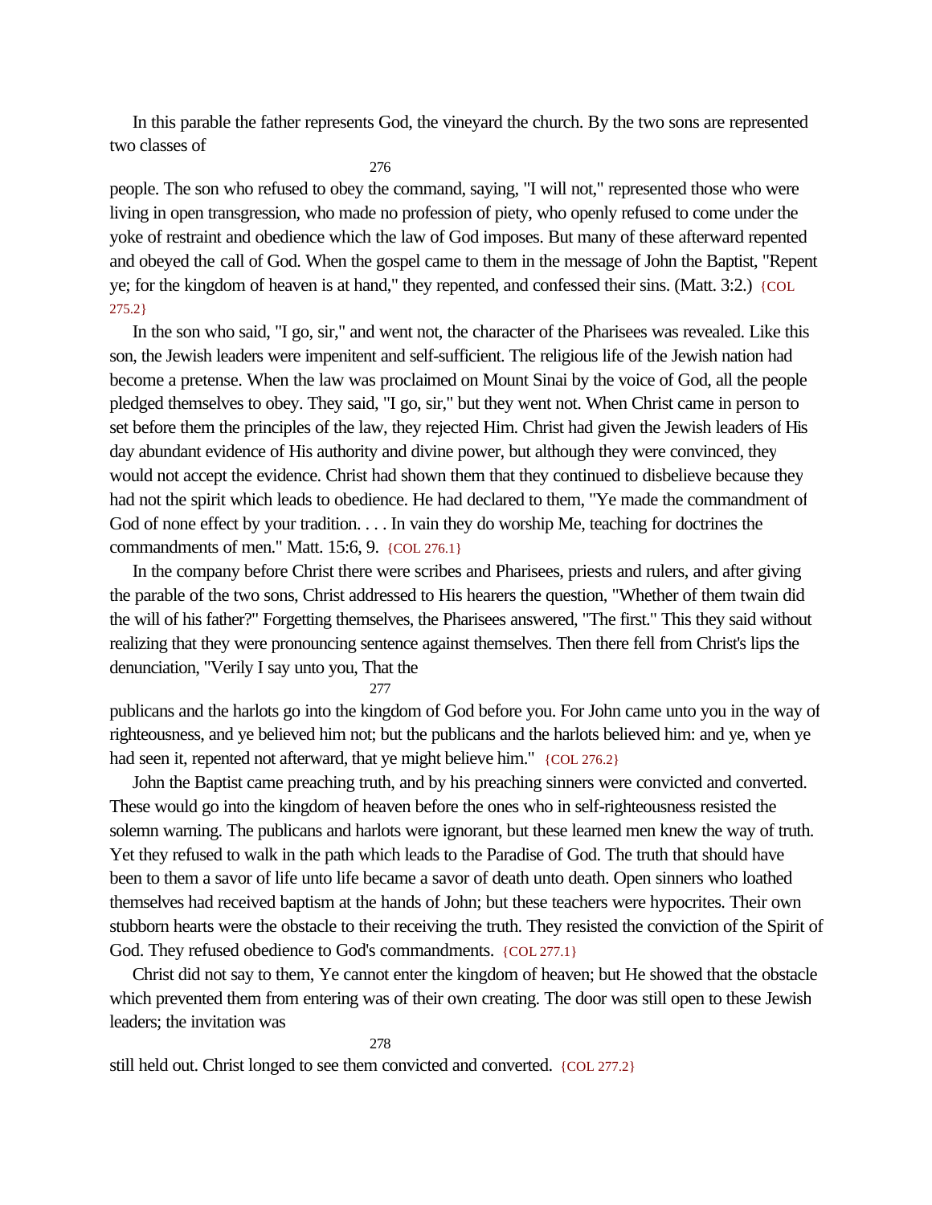In this parable the father represents God, the vineyard the church. By the two sons are represented two classes of people. The son who refused to obey the command, saying, "I will not," represented those who were living in open transgression, who made no profession of piety, who openly refused to come under the yoke of restraint and obedience which the law of God imposes. But many of these afterward repented and obeyed the call of God. When the gospel came to them in the message of John the Baptist, "Repent ye; for the kingdom of heaven is at hand," they repented, and confessed their sins. (Matt. 3:2.) {COL 275.2}

In the son who said, "I go, sir," and went not, the character of the Pharisees was revealed. Like this son, the Jewish leaders were impenitent and self-sufficient. The religious life of the Jewish nation had become a pretense. When the law was proclaimed on Mount Sinai by the voice of God, all the people pledged themselves to obey. They said, "I go, sir," but they went not. When Christ came in person to set before them the principles of the law, they rejected Him. Christ had given the Jewish leaders of His day abundant evidence of His authority and divine power, but although they were convinced, they would not accept the evidence. Christ had shown them that they continued to disbelieve because they had not the spirit which leads to obedience. He had declared to them, "Ye made the commandment of God of none effect by your tradition. . . . In vain they do worship Me, teaching for doctrines the commandments of men." Matt. 15:6, 9. {COL 276.1}

In the company before Christ there were scribes and Pharisees, priests and rulers, and after giving the parable of the two sons, Christ addressed to His hearers the question, "Whether of them twain did the will of his father?" Forgetting themselves, the Pharisees answered, "The first." This they said without realizing that they were pronouncing sentence against themselves. Then there fell from Christ's lips the denunciation, "Verily I say unto you, That the publicans and the harlots go into the kingdom of God before you. For John came unto you in the way of righteousness, and ye believed him not; but the publicans and the harlots believed him: and ye, when ye had seen it, repented not afterward, that ye might believe him." {COL 276.2}

John the Baptist came preaching truth, and by his preaching sinners were convicted and converted. These would go into the kingdom of heaven before the ones who in self-righteousness resisted the solemn warning. The publicans and harlots were ignorant, but these learned men knew the way of truth. Yet they refused to walk in the path which leads to the Paradise of God. The truth that should have been to them a savor of life unto life became a savor of death unto death. Open sinners who loathed themselves had received baptism at the hands of John; but these teachers were hypocrites. Their own stubborn hearts were the obstacle to their receiving the truth. They resisted the conviction of the Spirit of God. They refused obedience to God's commandments. {COL 277.1}

Christ did not say to them, Ye cannot enter the kingdom of heaven; but He showed that the obstacle which prevented them from entering was of their own creating. The door was still open to these Jewish leaders; the invitation was still held out. Christ longed to see them convicted and converted. {COL 277.2}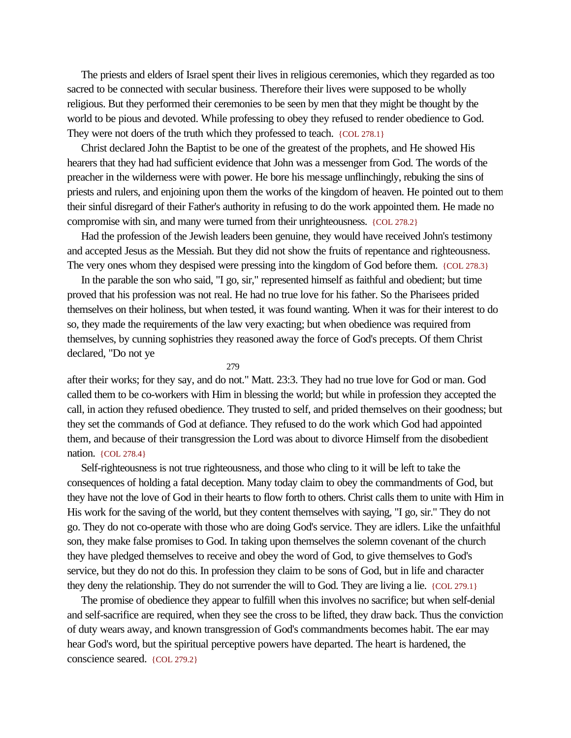The priests and elders of Israel spent their lives in religious ceremonies, which they regarded as too sacred to be connected with secular business. Therefore their lives were supposed to be wholly religious. But they performed their ceremonies to be seen by men that they might be thought by the world to be pious and devoted. While professing to obey they refused to render obedience to God. They were not doers of the truth which they professed to teach. {COL 278.1}

Christ declared John the Baptist to be one of the greatest of the prophets, and He showed His hearers that they had had sufficient evidence that John was a messenger from God. The words of the preacher in the wilderness were with power. He bore his message unflinchingly, rebuking the sins of priests and rulers, and enjoining upon them the works of the kingdom of heaven. He pointed out to them their sinful disregard of their Father's authority in refusing to do the work appointed them. He made no compromise with sin, and many were turned from their unrighteousness. {COL 278.2}

Had the profession of the Jewish leaders been genuine, they would have received John's testimony and accepted Jesus as the Messiah. But they did not show the fruits of repentance and righteousness. The very ones whom they despised were pressing into the kingdom of God before them. {COL 278.3}

In the parable the son who said, "I go, sir," represented himself as faithful and obedient; but time proved that his profession was not real. He had no true love for his father. So the Pharisees prided themselves on their holiness, but when tested, it was found wanting. When it was for their interest to do so, they made the requirements of the law very exacting; but when obedience was required from themselves, by cunning sophistries they reasoned away the force of God's precepts. Of them Christ declared, "Do not ye after their works; for they say, and do not." Matt. 23:3. They had no true love for God or man. God called them to be co-workers with Him in blessing the world; but while in profession they accepted the call, in action they refused obedience. They trusted to self, and prided themselves on their goodness; but they set the commands of God at defiance. They refused to do the work which God had appointed them, and because of their transgression the Lord was about to divorce Himself from the disobedient nation. {COL 278.4}

Self-righteousness is not true righteousness, and those who cling to it will be left to take the consequences of holding a fatal deception. Many today claim to obey the commandments of God, but they have not the love of God in their hearts to flow forth to others. Christ calls them to unite with Him in His work for the saving of the world, but they content themselves with saying, "I go, sir." They do not go. They do not co-operate with those who are doing God's service. They are idlers. Like the unfaithful son, they make false promises to God. In taking upon themselves the solemn covenant of the church they have pledged themselves to receive and obey the word of God, to give themselves to God's service, but they do not do this. In profession they claim to be sons of God, but in life and character they deny the relationship. They do not surrender the will to God. They are living a lie. {COL 279.1}

The promise of obedience they appear to fulfill when this involves no sacrifice; but when self-denial and self-sacrifice are required, when they see the cross to be lifted, they draw back. Thus the conviction of duty wears away, and known transgression of God's commandments becomes habit. The ear may hear God's word, but the spiritual perceptive powers have departed. The heart is hardened, the conscience seared. {COL 279.2}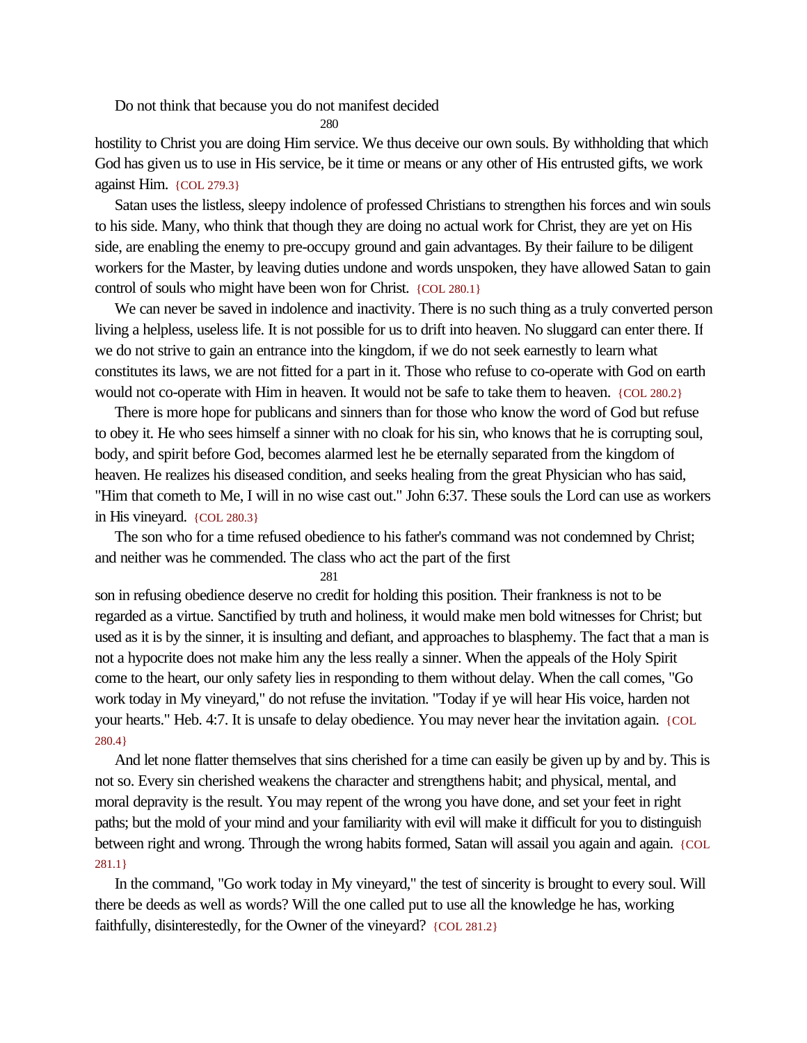Do not think that because you do not manifest decided hostility to Christ you are doing Him service. We thus deceive our own souls. By withholding that which God has given us to use in His service, be it time or means or any other of His entrusted gifts, we work against Him. {COL 279.3}

Satan uses the listless, sleepy indolence of professed Christians to strengthen his forces and win souls to his side. Many, who think that though they are doing no actual work for Christ, they are yet on His side, are enabling the enemy to pre-occupy ground and gain advantages. By their failure to be diligent workers for the Master, by leaving duties undone and words unspoken, they have allowed Satan to gain control of souls who might have been won for Christ. {COL 280.1}

We can never be saved in indolence and inactivity. There is no such thing as a truly converted person living a helpless, useless life. It is not possible for us to drift into heaven. No sluggard can enter there. If we do not strive to gain an entrance into the kingdom, if we do not seek earnestly to learn what constitutes its laws, we are not fitted for a part in it. Those who refuse to co-operate with God on earth would not co-operate with Him in heaven. It would not be safe to take them to heaven. {COL 280.2}

There is more hope for publicans and sinners than for those who know the word of God but refuse to obey it. He who sees himself a sinner with no cloak for his sin, who knows that he is corrupting soul, body, and spirit before God, becomes alarmed lest he be eternally separated from the kingdom of heaven. He realizes his diseased condition, and seeks healing from the great Physician who has said, "Him that cometh to Me, I will in no wise cast out." John 6:37. These souls the Lord can use as workers in His vineyard. {COL 280.3}

The son who for a time refused obedience to his father's command was not condemned by Christ; and neither was he commended. The class who act the part of the first son in refusing obedience deserve no credit for holding this position. Their frankness is not to be regarded as a virtue. Sanctified by truth and holiness, it would make men bold witnesses for Christ; but used as it is by the sinner, it is insulting and defiant, and approaches to blasphemy. The fact that a man is not a hypocrite does not make him any the less really a sinner. When the appeals of the Holy Spirit come to the heart, our only safety lies in responding to them without delay. When the call comes, "Go work today in My vineyard," do not refuse the invitation. "Today if ye will hear His voice, harden not your hearts." Heb. 4:7. It is unsafe to delay obedience. You may never hear the invitation again. {COL 280.4}

And let none flatter themselves that sins cherished for a time can easily be given up by and by. This is not so. Every sin cherished weakens the character and strengthens habit; and physical, mental, and moral depravity is the result. You may repent of the wrong you have done, and set your feet in right paths; but the mold of your mind and your familiarity with evil will make it difficult for you to distinguish between right and wrong. Through the wrong habits formed, Satan will assail you again and again. {COL 281.1}

In the command, "Go work today in My vineyard," the test of sincerity is brought to every soul. Will there be deeds as well as words? Will the one called put to use all the knowledge he has, working faithfully, disinterestedly, for the Owner of the vineyard? {COL 281.2}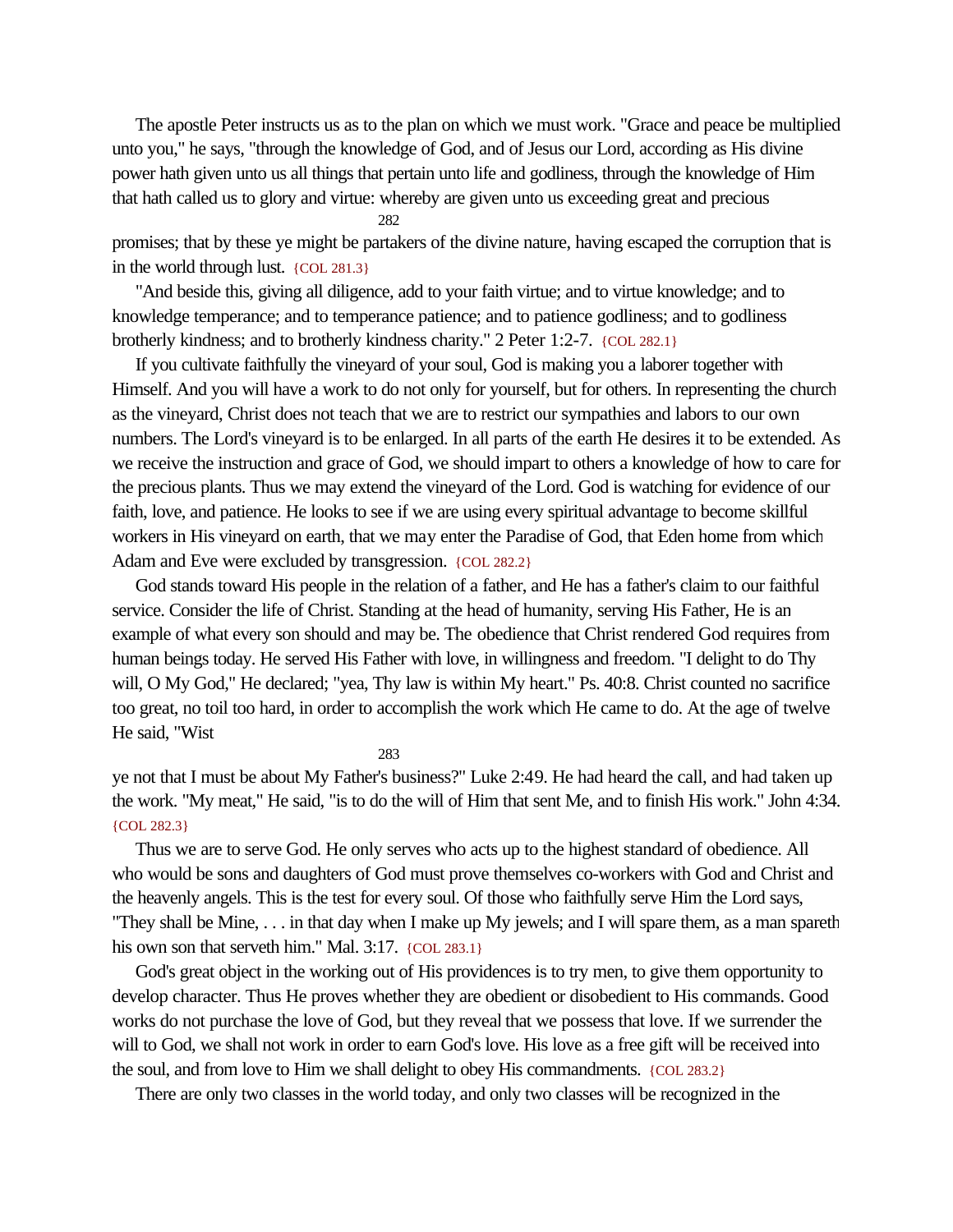The apostle Peter instructs us as to the plan on which we must work. "Grace and peace be multiplied unto you," he says, "through the knowledge of God, and of Jesus our Lord, according as His divine power hath given unto us all things that pertain unto life and godliness, through the knowledge of Him that hath called us to glory and virtue: whereby are given unto us exceeding great and precious promises; that by these ye might be partakers of the divine nature, having escaped the corruption that is in the world through lust. {COL 281.3}

"And beside this, giving all diligence, add to your faith virtue; and to virtue knowledge; and to knowledge temperance; and to temperance patience; and to patience godliness; and to godliness brotherly kindness; and to brotherly kindness charity." 2 Peter 1:2-7. {COL 282.1}

If you cultivate faithfully the vineyard of your soul, God is making you a laborer together with Himself. And you will have a work to do not only for yourself, but for others. In representing the church as the vineyard, Christ does not teach that we are to restrict our sympathies and labors to our own numbers. The Lord's vineyard is to be enlarged. In all parts of the earth He desires it to be extended. As we receive the instruction and grace of God, we should impart to others a knowledge of how to care for the precious plants. Thus we may extend the vineyard of the Lord. God is watching for evidence of our faith, love, and patience. He looks to see if we are using every spiritual advantage to become skillful workers in His vineyard on earth, that we may enter the Paradise of God, that Eden home from which Adam and Eve were excluded by transgression. {COL 282.2}

God stands toward His people in the relation of a father, and He has a father's claim to our faithful service. Consider the life of Christ. Standing at the head of humanity, serving His Father, He is an example of what every son should and may be. The obedience that Christ rendered God requires from human beings today. He served His Father with love, in willingness and freedom. "I delight to do Thy will, O My God," He declared; "yea, Thy law is within My heart." Ps. 40:8. Christ counted no sacrifice too great, no toil too hard, in order to accomplish the work which He came to do. At the age of twelve He said, "Wist ye not that I must be about My Father's business?" Luke 2:49. He had heard the call, and had taken up the work. "My meat," He said, "is to do the will of Him that sent Me, and to finish His work." John 4:34. {COL 282.3}

Thus we are to serve God. He only serves who acts up to the highest standard of obedience. All who would be sons and daughters of God must prove themselves co-workers with God and Christ and the heavenly angels. This is the test for every soul. Of those who faithfully serve Him the Lord says, "They shall be Mine, . . . in that day when I make up My jewels; and I will spare them, as a man spareth his own son that serveth him." Mal. 3:17. {COL 283.1}

God's great object in the working out of His providences is to try men, to give them opportunity to develop character. Thus He proves whether they are obedient or disobedient to His commands. Good works do not purchase the love of God, but they reveal that we possess that love. If we surrender the will to God, we shall not work in order to earn God's love. His love as a free gift will be received into the soul, and from love to Him we shall delight to obey His commandments. {COL 283.2}

There are only two classes in the world today, and only two classes will be recognized in the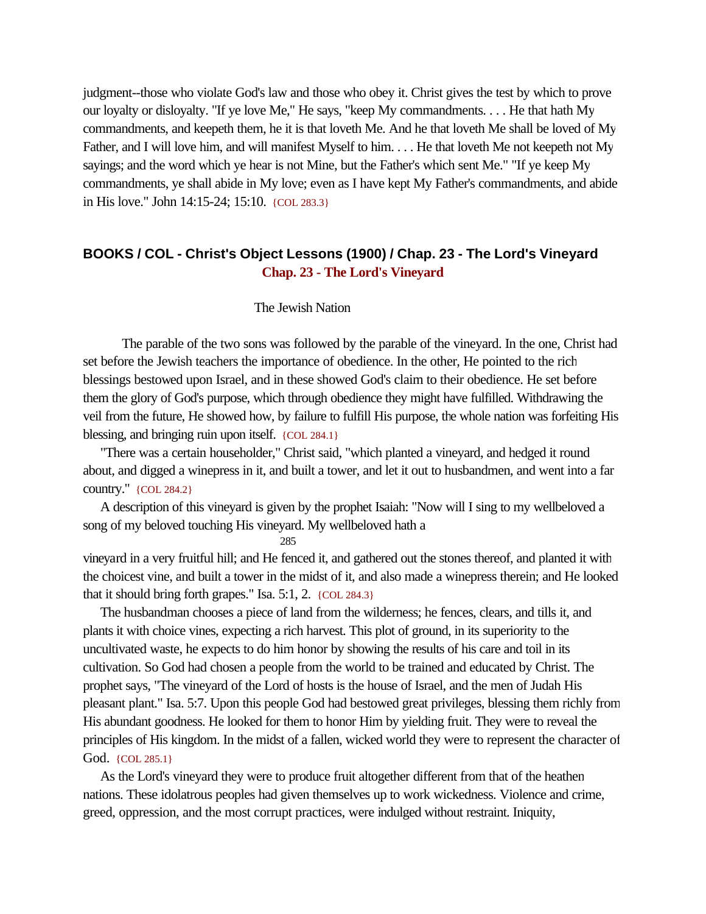judgment--those who violate God's law and those who obey it. Christ gives the test by which to prove our loyalty or disloyalty. "If ye love Me," He says, "keep My commandments. . . . He that hath My commandments, and keepeth them, he it is that loveth Me. And he that loveth Me shall be loved of My Father, and I will love him, and will manifest Myself to him. . . . He that loveth Me not keepeth not My sayings; and the word which ye hear is not Mine, but the Father's which sent Me." "If ye keep My commandments, ye shall abide in My love; even as I have kept My Father's commandments, and abide in His love." John 14:15-24; 15:10. {COL 283.3}

## BOOKS / COL - Christ's Object Lessons (1900) / Chap. 23 - The Lord's Vineyard

### Chap. 23 - The Lord's Vineyard

The Jewish Nation

The parable of the two sons was followed by the parable of the vineyard. In the one, Christ had set before the Jewish teachers the importance of obedience. In the other, He pointed to the rich blessings bestowed upon Israel, and in these showed God's claim to their obedience. He set before them the glory of God's purpose, which through obedience they might have fulfilled. Withdrawing the veil from the future, He showed how, by failure to fulfill His purpose, the whole nation was forfeiting His blessing, and bringing ruin upon itself. {COL 284.1}

"There was a certain householder," Christ said, "which planted a vineyard, and hedged it round about, and digged a winepress in it, and built a tower, and let it out to husbandmen, and went into a far country." {COL 284.2}

A description of this vineyard is given by the prophet Isaiah: "Now will I sing to my wellbeloved a song of my beloved touching His vineyard. My wellbeloved hath a vineyard in a very fruitful hill; and He fenced it, and gathered out the stones thereof, and planted it with the choicest vine, and built a tower in the midst of it, and also made a winepress therein; and He looked that it should bring forth grapes." Isa. 5:1, 2. {COL 284.3}

The husbandman chooses a piece of land from the wilderness; he fences, clears, and tills it, and plants it with choice vines, expecting a rich harvest. This plot of ground, in its superiority to the uncultivated waste, he expects to do him honor by showing the results of his care and toil in its cultivation. So God had chosen a people from the world to be trained and educated by Christ. The prophet says, "The vineyard of the Lord of hosts is the house of Israel, and the men of Judah His pleasant plant." Isa. 5:7. Upon this people God had bestowed great privileges, blessing them richly from His abundant goodness. He looked for them to honor Him by yielding fruit. They were to reveal the principles of His kingdom. In the midst of a fallen, wicked world they were to represent the character of God. {COL 285.1}

As the Lord's vineyard they were to produce fruit altogether different from that of the heathen nations. These idolatrous peoples had given themselves up to work wickedness. Violence and crime, greed, oppression, and the most corrupt practices, were indulged without restraint. Iniquity,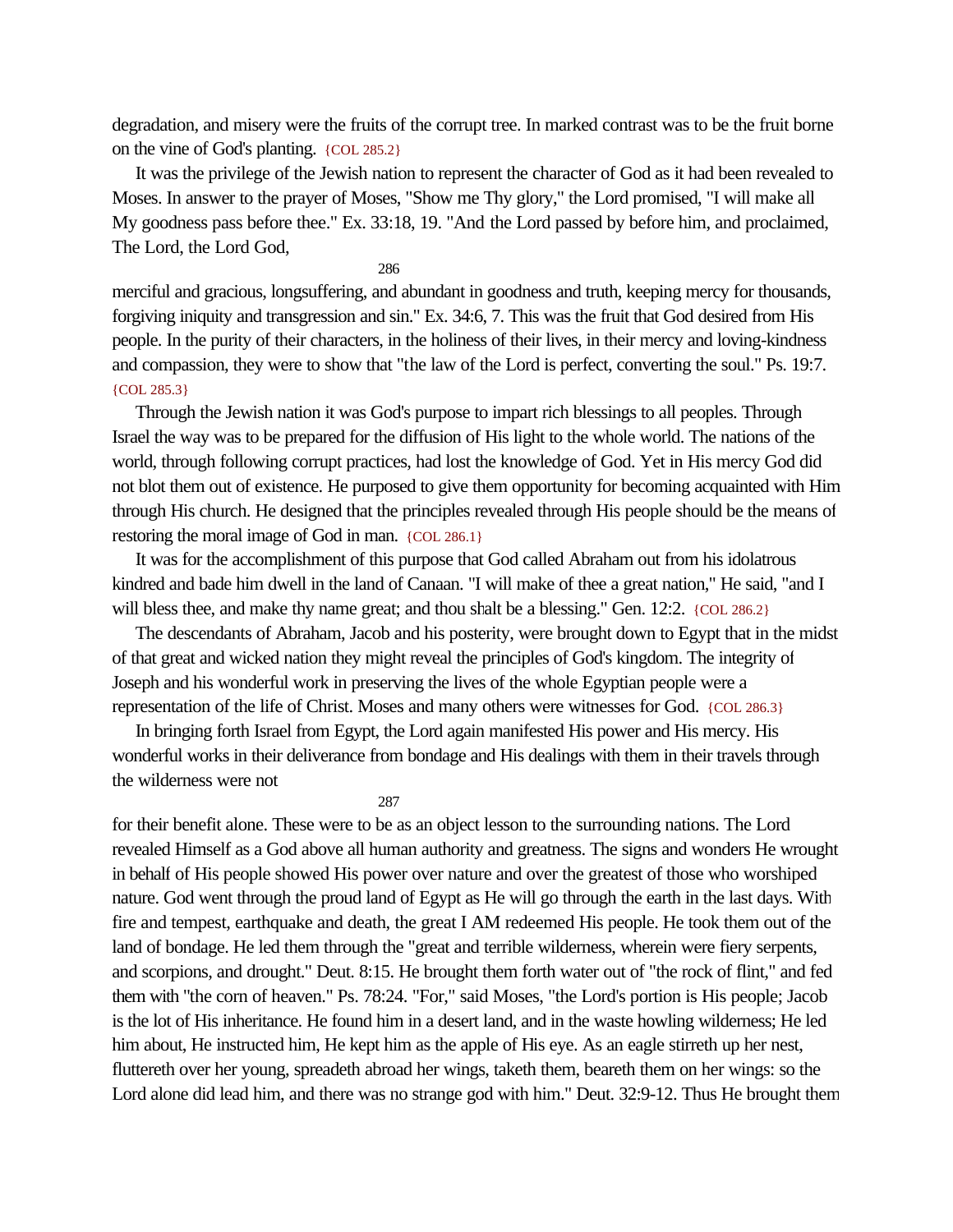degradation, and misery were the fruits of the corrupt tree. In marked contrast was to be the fruit borne on the vine of God's planting. {COL 285.2}

It was the privilege of the Jewish nation to represent the character of God as it had been revealed to Moses. In answer to the prayer of Moses, "Show me Thy glory," the Lord promised, "I will make all My goodness pass before thee." Ex. 33:18, 19. "And the Lord passed by before him, and proclaimed, The Lord, the Lord God, merciful and gracious, longsuffering, and abundant in goodness and truth, keeping mercy for thousands, forgiving iniquity and transgression and sin." Ex. 34:6, 7. This was the fruit that God desired from His people. In the purity of their characters, in the holiness of their lives, in their mercy and loving-kindness and compassion, they were to show that "the law of the Lord is perfect, converting the soul." Ps. 19:7. {COL 285.3}

Through the Jewish nation it was God's purpose to impart rich blessings to all peoples. Through Israel the way was to be prepared for the diffusion of His light to the whole world. The nations of the world, through following corrupt practices, had lost the knowledge of God. Yet in His mercy God did not blot them out of existence. He purposed to give them opportunity for becoming acquainted with Him through His church. He designed that the principles revealed through His people should be the means of restoring the moral image of God in man. {COL 286.1}

It was for the accomplishment of this purpose that God called Abraham out from his idolatrous kindred and bade him dwell in the land of Canaan. "I will make of thee a great nation," He said, "and I will bless thee, and make thy name great; and thou shalt be a blessing." Gen. 12:2. {COL 286.2}

The descendants of Abraham, Jacob and his posterity, were brought down to Egypt that in the midst of that great and wicked nation they might reveal the principles of God's kingdom. The integrity of Joseph and his wonderful work in preserving the lives of the whole Egyptian people were a representation of the life of Christ. Moses and many others were witnesses for God. {COL 286.3}

In bringing forth Israel from Egypt, the Lord again manifested His power and His mercy. His wonderful works in their deliverance from bondage and His dealings with them in their travels through the wilderness were not for their benefit alone. These were to be as an object lesson to the surrounding nations. The Lord revealed Himself as a God above all human authority and greatness. The signs and wonders He wrought in behalf of His people showed His power over nature and over the greatest of those who worshiped nature. God went through the proud land of Egypt as He will go through the earth in the last days. With fire and tempest, earthquake and death, the great I AM redeemed His people. He took them out of the land of bondage. He led them through the "great and terrible wilderness, wherein were fiery serpents, and scorpions, and drought." Deut. 8:15. He brought them forth water out of "the rock of flint," and fed them with "the corn of heaven." Ps. 78:24. "For," said Moses, "the Lord's portion is His people; Jacob is the lot of His inheritance. He found him in a desert land, and in the waste howling wilderness; He led him about, He instructed him, He kept him as the apple of His eye. As an eagle stirreth up her nest, fluttereth over her young, spreadeth abroad her wings, taketh them, beareth them on her wings: so the Lord alone did lead him, and there was no strange god with him." Deut. 32:9-12. Thus He brought them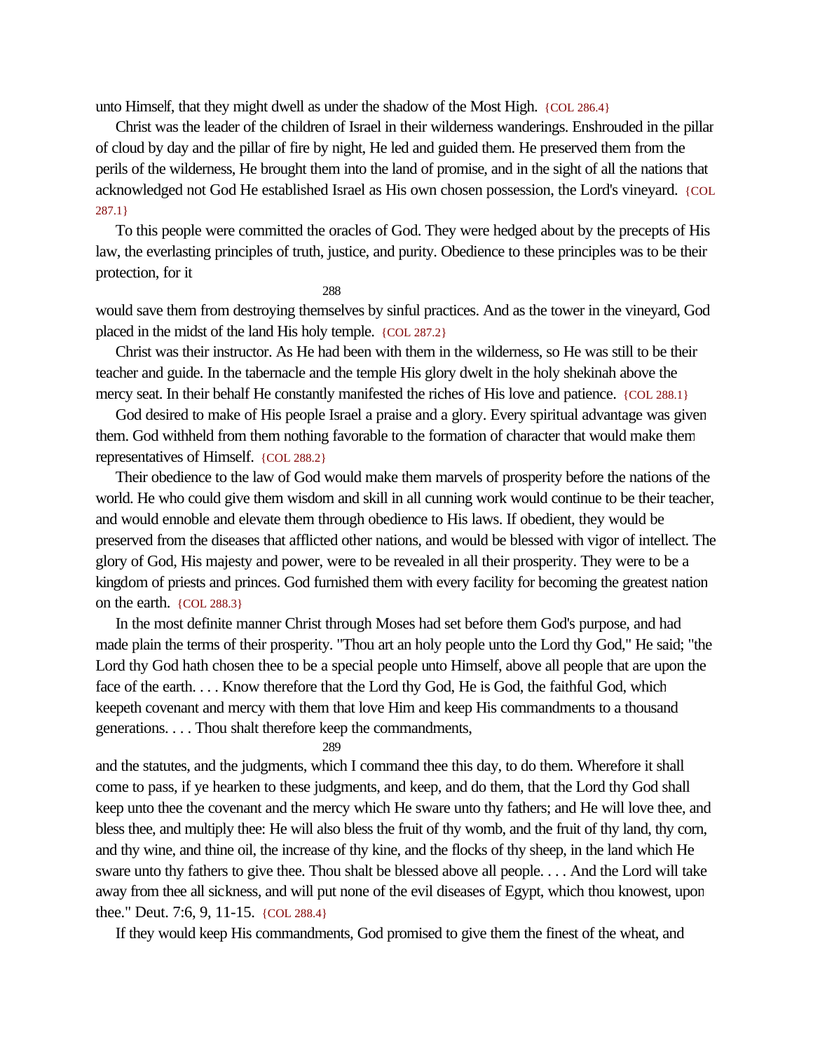unto Himself, that they might dwell as under the shadow of the Most High. {COL 286.4}

Christ was the leader of the children of Israel in their wilderness wanderings. Enshrouded in the pillar of cloud by day and the pillar of fire by night, He led and guided them. He preserved them from the perils of the wilderness, He brought them into the land of promise, and in the sight of all the nations that acknowledged not God He established Israel as His own chosen possession, the Lord's vineyard. {COL 287.1}

To this people were committed the oracles of God. They were hedged about by the precepts of His law, the everlasting principles of truth, justice, and purity. Obedience to these principles was to be their protection, for it would save them from destroying themselves by sinful practices. And as the tower in the vineyard, God placed in the midst of the land His holy temple. {COL 287.2}

Christ was their instructor. As He had been with them in the wilderness, so He was still to be their teacher and guide. In the tabernacle and the temple His glory dwelt in the holy shekinah above the mercy seat. In their behalf He constantly manifested the riches of His love and patience. {COL 288.1}

God desired to make of His people Israel a praise and a glory. Every spiritual advantage was given them. God withheld from them nothing favorable to the formation of character that would make them representatives of Himself. {COL 288.2}

Their obedience to the law of God would make them marvels of prosperity before the nations of the world. He who could give them wisdom and skill in all cunning work would continue to be their teacher, and would ennoble and elevate them through obedience to His laws. If obedient, they would be preserved from the diseases that afflicted other nations, and would be blessed with vigor of intellect. The glory of God, His majesty and power, were to be revealed in all their prosperity. They were to be a kingdom of priests and princes. God furnished them with every facility for becoming the greatest nation on the earth. {COL 288.3}

In the most definite manner Christ through Moses had set before them God's purpose, and had made plain the terms of their prosperity. "Thou art an holy people unto the Lord thy God," He said; "the Lord thy God hath chosen thee to be a special people unto Himself, above all people that are upon the face of the earth. . . . Know therefore that the Lord thy God, He is God, the faithful God, which keepeth covenant and mercy with them that love Him and keep His commandments to a thousand generations. . . . Thou shalt therefore keep the commandments, and the statutes, and the judgments, which I command thee this day, to do them. Wherefore it shall come to pass, if ye hearken to these judgments, and keep, and do them, that the Lord thy God shall keep unto thee the covenant and the mercy which He sware unto thy fathers; and He will love thee, and bless thee, and multiply thee: He will also bless the fruit of thy womb, and the fruit of thy land, thy corn, and thy wine, and thine oil, the increase of thy kine, and the flocks of thy sheep, in the land which He sware unto thy fathers to give thee. Thou shalt be blessed above all people. . . . And the Lord will take away from thee all sickness, and will put none of the evil diseases of Egypt, which thou knowest, upon thee." Deut. 7:6, 9, 11-15. {COL 288.4}

If they would keep His commandments, God promised to give them the finest of the wheat, and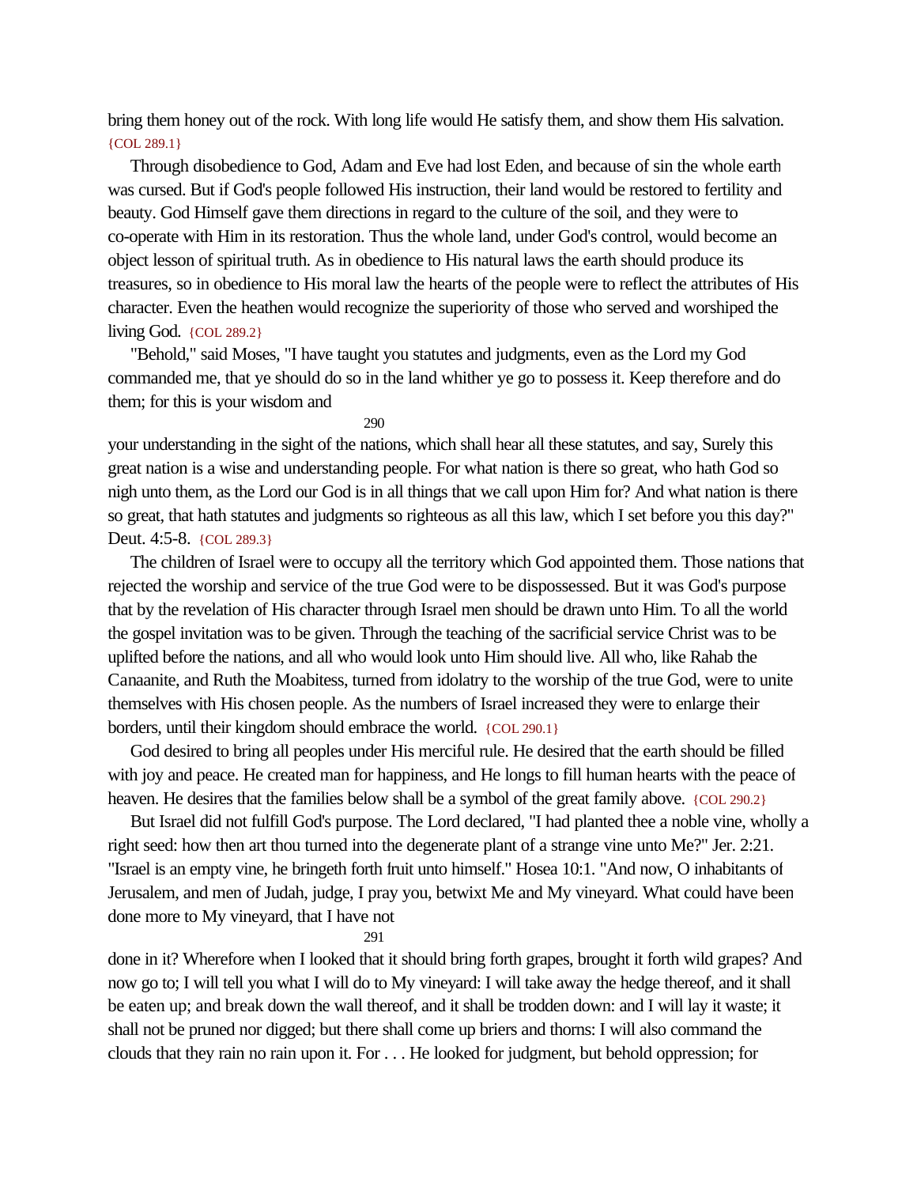bring them honey out of the rock. With long life would He satisfy them, and show them His salvation. {COL 289.1}

Through disobedience to God, Adam and Eve had lost Eden, and because of sin the whole earth was cursed. But if God's people followed His instruction, their land would be restored to fertility and beauty. God Himself gave them directions in regard to the culture of the soil, and they were to co-operate with Him in its restoration. Thus the whole land, under God's control, would become an object lesson of spiritual truth. As in obedience to His natural laws the earth should produce its treasures, so in obedience to His moral law the hearts of the people were to reflect the attributes of His character. Even the heathen would recognize the superiority of those who served and worshiped the living God. {COL 289.2}

"Behold," said Moses, "I have taught you statutes and judgments, even as the Lord my God commanded me, that ye should do so in the land whither ye go to possess it. Keep therefore and do them; for this is your wisdom and your understanding in the sight of the nations, which shall hear all these statutes, and say, Surely this great nation is a wise and understanding people. For what nation is there so great, who hath God so nigh unto them, as the Lord our God is in all things that we call upon Him for? And what nation is there so great, that hath statutes and judgments so righteous as all this law, which I set before you this day?" Deut. 4:5-8. {COL 289.3}

The children of Israel were to occupy all the territory which God appointed them. Those nations that rejected the worship and service of the true God were to be dispossessed. But it was God's purpose that by the revelation of His character through Israel men should be drawn unto Him. To all the world the gospel invitation was to be given. Through the teaching of the sacrificial service Christ was to be uplifted before the nations, and all who would look unto Him should live. All who, like Rahab the Canaanite, and Ruth the Moabitess, turned from idolatry to the worship of the true God, were to unite themselves with His chosen people. As the numbers of Israel increased they were to enlarge their borders, until their kingdom should embrace the world. {COL 290.1}

God desired to bring all peoples under His merciful rule. He desired that the earth should be filled with joy and peace. He created man for happiness, and He longs to fill human hearts with the peace of heaven. He desires that the families below shall be a symbol of the great family above. {COL 290.2}

But Israel did not fulfill God's purpose. The Lord declared, "I had planted thee a noble vine, wholly a right seed: how then art thou turned into the degenerate plant of a strange vine unto Me?" Jer. 2:21. "Israel is an empty vine, he bringeth forth fruit unto himself." Hosea 10:1. "And now, O inhabitants of Jerusalem, and men of Judah, judge, I pray you, betwixt Me and My vineyard. What could have been done more to My vineyard, that I have not done in it? Wherefore when I looked that it should bring forth grapes, brought it forth wild grapes? And now go to; I will tell you what I will do to My vineyard: I will take away the hedge thereof, and it shall be eaten up; and break down the wall thereof, and it shall be trodden down: and I will lay it waste; it shall not be pruned nor digged; but there shall come up briers and thorns: I will also command the clouds that they rain no rain upon it. For . . . He looked for judgment, but behold oppression; for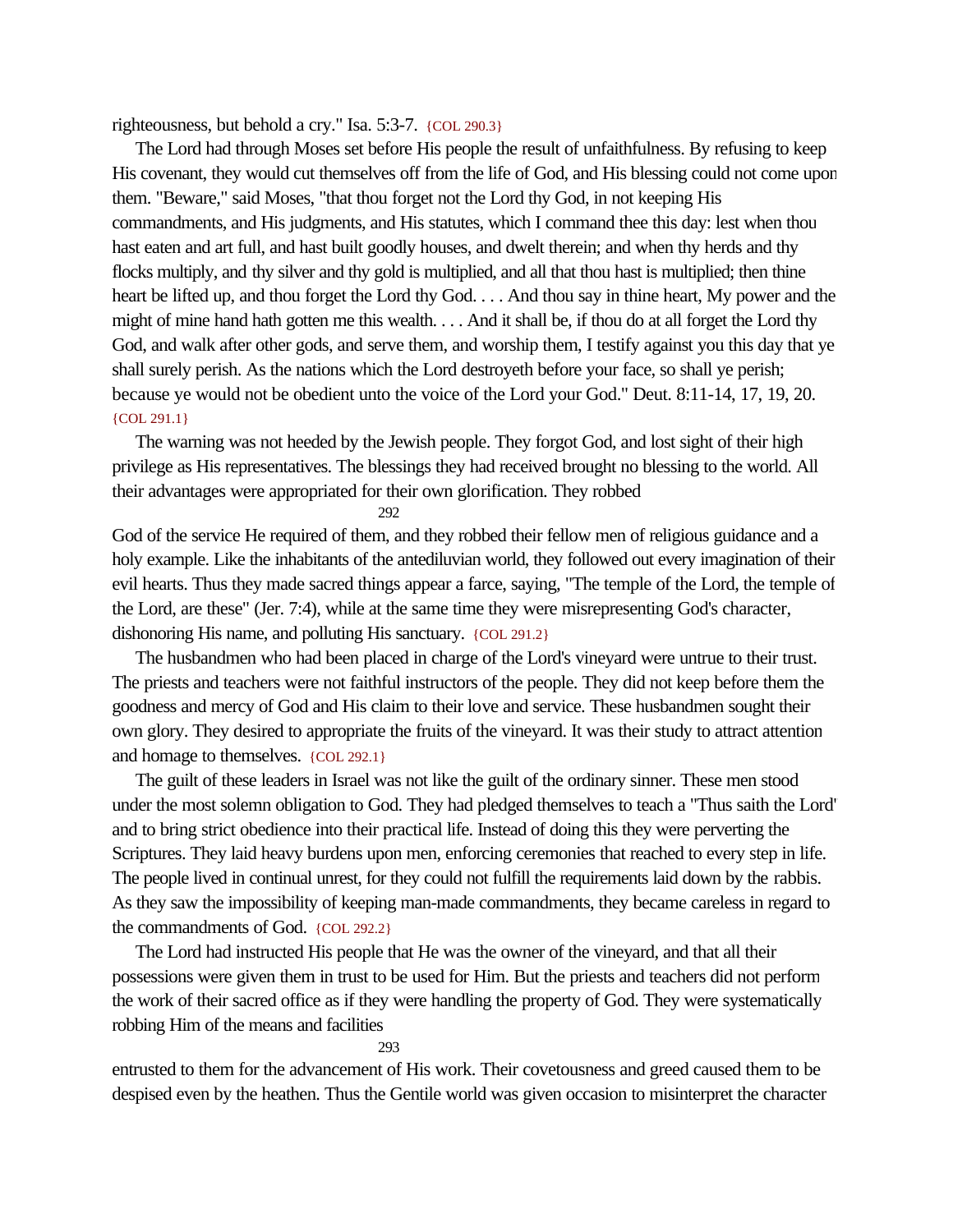righteousness, but behold a cry." Isa. 5:3-7. {COL 290.3}

The Lord had through Moses set before His people the result of unfaithfulness. By refusing to keep His covenant, they would cut themselves off from the life of God, and His blessing could not come upon them. "Beware," said Moses, "that thou forget not the Lord thy God, in not keeping His commandments, and His judgments, and His statutes, which I command thee this day: lest when thou hast eaten and art full, and hast built goodly houses, and dwelt therein; and when thy herds and thy flocks multiply, and thy silver and thy gold is multiplied, and all that thou hast is multiplied; then thine heart be lifted up, and thou forget the Lord thy God. . . . And thou say in thine heart, My power and the might of mine hand hath gotten me this wealth. . . . And it shall be, if thou do at all forget the Lord thy God, and walk after other gods, and serve them, and worship them, I testify against you this day that ye shall surely perish. As the nations which the Lord destroyeth before your face, so shall ye perish; because ye would not be obedient unto the voice of the Lord your God." Deut. 8:11-14, 17, 19, 20. {COL 291.1}

The warning was not heeded by the Jewish people. They forgot God, and lost sight of their high privilege as His representatives. The blessings they had received brought no blessing to the world. All their advantages were appropriated for their own glorification. They robbed God of the service He required of them, and they robbed their fellow men of religious guidance and a holy example. Like the inhabitants of the antediluvian world, they followed out every imagination of their evil hearts. Thus they made sacred things appear a farce, saying, "The temple of the Lord, the temple of the Lord, are these" (Jer. 7:4), while at the same time they were misrepresenting God's character, dishonoring His name, and polluting His sanctuary. {COL 291.2}

The husbandmen who had been placed in charge of the Lord's vineyard were untrue to their trust. The priests and teachers were not faithful instructors of the people. They did not keep before them the goodness and mercy of God and His claim to their love and service. These husbandmen sought their own glory. They desired to appropriate the fruits of the vineyard. It was their study to attract attention and homage to themselves. {COL 292.1}

The guilt of these leaders in Israel was not like the guilt of the ordinary sinner. These men stood under the most solemn obligation to God. They had pledged themselves to teach a "Thus saith the Lord" and to bring strict obedience into their practical life. Instead of doing this they were perverting the Scriptures. They laid heavy burdens upon men, enforcing ceremonies that reached to every step in life. The people lived in continual unrest, for they could not fulfill the requirements laid down by the rabbis. As they saw the impossibility of keeping man-made commandments, they became careless in regard to the commandments of God. {COL 292.2}

The Lord had instructed His people that He was the owner of the vineyard, and that all their possessions were given them in trust to be used for Him. But the priests and teachers did not perform the work of their sacred office as if they were handling the property of God. They were systematically robbing Him of the means and facilities entrusted to them for the advancement of His work. Their covetousness and greed caused them to be despised even by the heathen. Thus the Gentile world was given occasion to misinterpret the character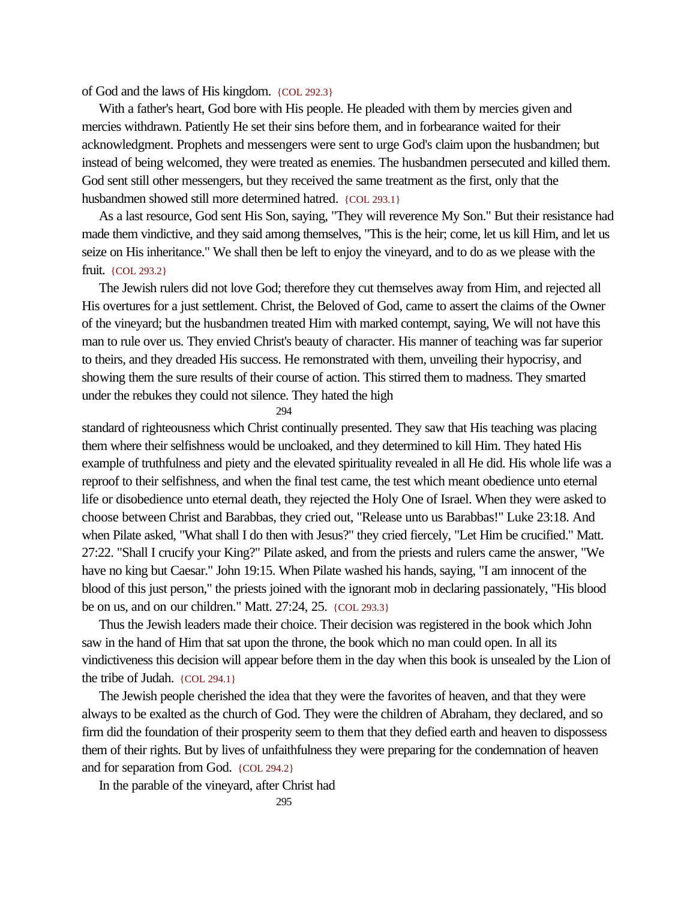of God and the laws of His kingdom. {COL 292.3}

With a father's heart, God bore with His people. He pleaded with them by mercies given and mercies withdrawn. Patiently He set their sins before them, and in forbearance waited for their acknowledgment. Prophets and messengers were sent to urge God's claim upon the husbandmen; but instead of being welcomed, they were treated as enemies. The husbandmen persecuted and killed them. God sent still other messengers, but they received the same treatment as the first, only that the husbandmen showed still more determined hatred. {COL 293.1}

As a last resource, God sent His Son, saying, "They will reverence My Son." But their resistance had made them vindictive, and they said among themselves, "This is the heir; come, let us kill Him, and let us seize on His inheritance." We shall then be left to enjoy the vineyard, and to do as we please with the fruit. {COL 293.2}

The Jewish rulers did not love God; therefore they cut themselves away from Him, and rejected all His overtures for a just settlement. Christ, the Beloved of God, came to assert the claims of the Owner of the vineyard; but the husbandmen treated Him with marked contempt, saying, We will not have this man to rule over us. They envied Christ's beauty of character. His manner of teaching was far superior to theirs, and they dreaded His success. He remonstrated with them, unveiling their hypocrisy, and showing them the sure results of their course of action. This stirred them to madness. They smarted under the rebukes they could not silence. They hated the high standard of righteousness which Christ continually presented. They saw that His teaching was placing them where their selfishness would be uncloaked, and they determined to kill Him. They hated His example of truthfulness and piety and the elevated spirituality revealed in all He did. His whole life was a reproof to their selfishness, and when the final test came, the test which meant obedience unto eternal life or disobedience unto eternal death, they rejected the Holy One of Israel. When they were asked to choose between Christ and Barabbas, they cried out, "Release unto us Barabbas!" Luke 23:18. And when Pilate asked, "What shall I do then with Jesus?" they cried fiercely, "Let Him be crucified." Matt. 27:22. "Shall I crucify your King?" Pilate asked, and from the priests and rulers came the answer, "We have no king but Caesar." John 19:15. When Pilate washed his hands, saying, "I am innocent of the blood of this just person," the priests joined with the ignorant mob in declaring passionately, "His blood be on us, and on our children." Matt. 27:24, 25. {COL 293.3}

Thus the Jewish leaders made their choice. Their decision was registered in the book which John saw in the hand of Him that sat upon the throne, the book which no man could open. In all its vindictiveness this decision will appear before them in the day when this book is unsealed by the Lion of the tribe of Judah. {COL 294.1}

The Jewish people cherished the idea that they were the favorites of heaven, and that they were always to be exalted as the church of God. They were the children of Abraham, they declared, and so firm did the foundation of their prosperity seem to them that they defied earth and heaven to dispossess them of their rights. But by lives of unfaithfulness they were preparing for the condemnation of heaven and for separation from God. {COL 294.2}

In the parable of the vineyard, after Christ had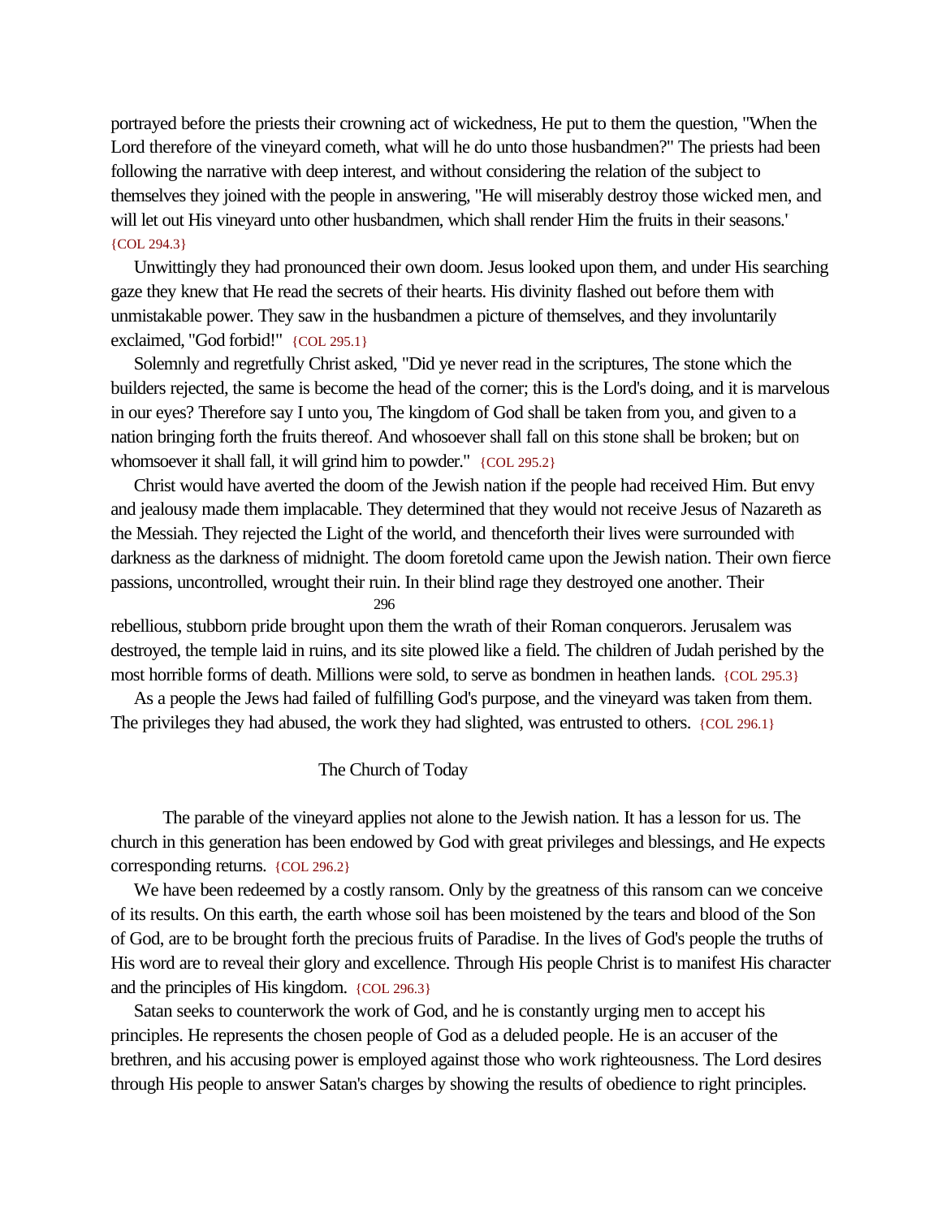portrayed before the priests their crowning act of wickedness, He put to them the question, "When the Lord therefore of the vineyard cometh, what will he do unto those husbandmen?" The priests had been following the narrative with deep interest, and without considering the relation of the subject to themselves they joined with the people in answering, "He will miserably destroy those wicked men, and will let out His vineyard unto other husbandmen, which shall render Him the fruits in their seasons.' {COL 294.3}

Unwittingly they had pronounced their own doom. Jesus looked upon them, and under His searching gaze they knew that He read the secrets of their hearts. His divinity flashed out before them with unmistakable power. They saw in the husbandmen a picture of themselves, and they involuntarily exclaimed, "God forbid!" {COL 295.1}

Solemnly and regretfully Christ asked, "Did ye never read in the scriptures, The stone which the builders rejected, the same is become the head of the corner; this is the Lord's doing, and it is marvelous in our eyes? Therefore say I unto you, The kingdom of God shall be taken from you, and given to a nation bringing forth the fruits thereof. And whosoever shall fall on this stone shall be broken; but on whomsoever it shall fall, it will grind him to powder." {COL 295.2}

Christ would have averted the doom of the Jewish nation if the people had received Him. But envy and jealousy made them implacable. They determined that they would not receive Jesus of Nazareth as the Messiah. They rejected the Light of the world, and thenceforth their lives were surrounded with darkness as the darkness of midnight. The doom foretold came upon the Jewish nation. Their own fierce passions, uncontrolled, wrought their ruin. In their blind rage they destroyed one another. Their rebellious, stubborn pride brought upon them the wrath of their Roman conquerors. Jerusalem was destroyed, the temple laid in ruins, and its site plowed like a field. The children of Judah perished by the most horrible forms of death. Millions were sold, to serve as bondmen in heathen lands. {COL 295.3}

As a people the Jews had failed of fulfilling God's purpose, and the vineyard was taken from them. The privileges they had abused, the work they had slighted, was entrusted to others. {COL 296.1}

## The Church of Today

The parable of the vineyard applies not alone to the Jewish nation. It has a lesson for us. The church in this generation has been endowed by God with great privileges and blessings, and He expects corresponding returns. {COL 296.2}

We have been redeemed by a costly ransom. Only by the greatness of this ransom can we conceive of its results. On this earth, the earth whose soil has been moistened by the tears and blood of the Son of God, are to be brought forth the precious fruits of Paradise. In the lives of God's people the truths of His word are to reveal their glory and excellence. Through His people Christ is to manifest His character and the principles of His kingdom. {COL 296.3}

Satan seeks to counterwork the work of God, and he is constantly urging men to accept his principles. He represents the chosen people of God as a deluded people. He is an accuser of the brethren, and his accusing power is employed against those who work righteousness. The Lord desires through His people to answer Satan's charges by showing the results of obedience to right principles.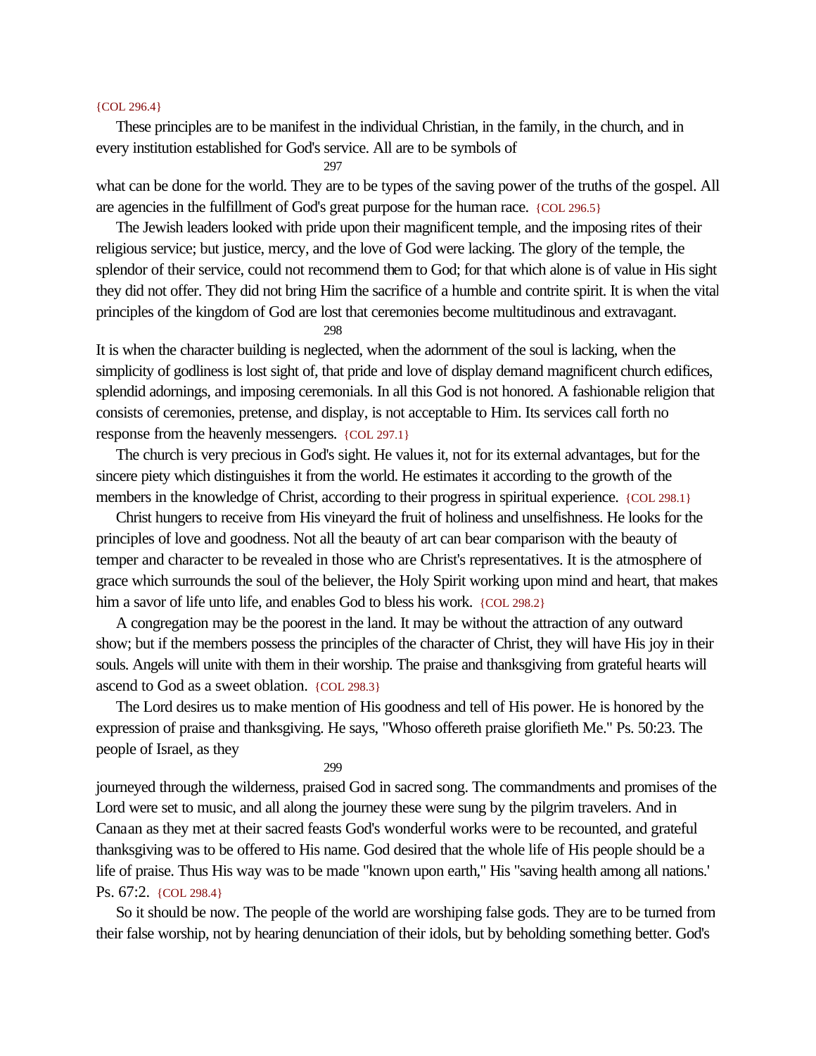{COL 296.4}

These principles are to be manifest in the individual Christian, in the family, in the church, and in every institution established for God's service. All are to be symbols of what can be done for the world. They are to be types of the saving power of the truths of the gospel. All are agencies in the fulfillment of God's great purpose for the human race. {COL 296.5}

The Jewish leaders looked with pride upon their magnificent temple, and the imposing rites of their religious service; but justice, mercy, and the love of God were lacking. The glory of the temple, the splendor of their service, could not recommend them to God; for that which alone is of value in His sight they did not offer. They did not bring Him the sacrifice of a humble and contrite spirit. It is when the vital principles of the kingdom of God are lost that ceremonies become multitudinous and extravagant. It is when the character building is neglected, when the adornment of the soul is lacking, when the simplicity of godliness is lost sight of, that pride and love of display demand magnificent church edifices, splendid adornings, and imposing ceremonials. In all this God is not honored. A fashionable religion that consists of ceremonies, pretense, and display, is not acceptable to Him. Its services call forth no response from the heavenly messengers. {COL 297.1}

The church is very precious in God's sight. He values it, not for its external advantages, but for the sincere piety which distinguishes it from the world. He estimates it according to the growth of the members in the knowledge of Christ, according to their progress in spiritual experience. {COL 298.1}

Christ hungers to receive from His vineyard the fruit of holiness and unselfishness. He looks for the principles of love and goodness. Not all the beauty of art can bear comparison with the beauty of temper and character to be revealed in those who are Christ's representatives. It is the atmosphere of grace which surrounds the soul of the believer, the Holy Spirit working upon mind and heart, that makes him a savor of life unto life, and enables God to bless his work. {COL 298.2}

A congregation may be the poorest in the land. It may be without the attraction of any outward show; but if the members possess the principles of the character of Christ, they will have His joy in their souls. Angels will unite with them in their worship. The praise and thanksgiving from grateful hearts will ascend to God as a sweet oblation. {COL 298.3}

The Lord desires us to make mention of His goodness and tell of His power. He is honored by the expression of praise and thanksgiving. He says, "Whoso offereth praise glorifieth Me." Ps. 50:23. The people of Israel, as they journeyed through the wilderness, praised God in sacred song. The commandments and promises of the Lord were set to music, and all along the journey these were sung by the pilgrim travelers. And in Canaan as they met at their sacred feasts God's wonderful works were to be recounted, and grateful thanksgiving was to be offered to His name. God desired that the whole life of His people should be a life of praise. Thus His way was to be made "known upon earth," His "saving health among all nations." Ps. 67:2. {COL 298.4}

So it should be now. The people of the world are worshiping false gods. They are to be turned from their false worship, not by hearing denunciation of their idols, but by beholding something better. God's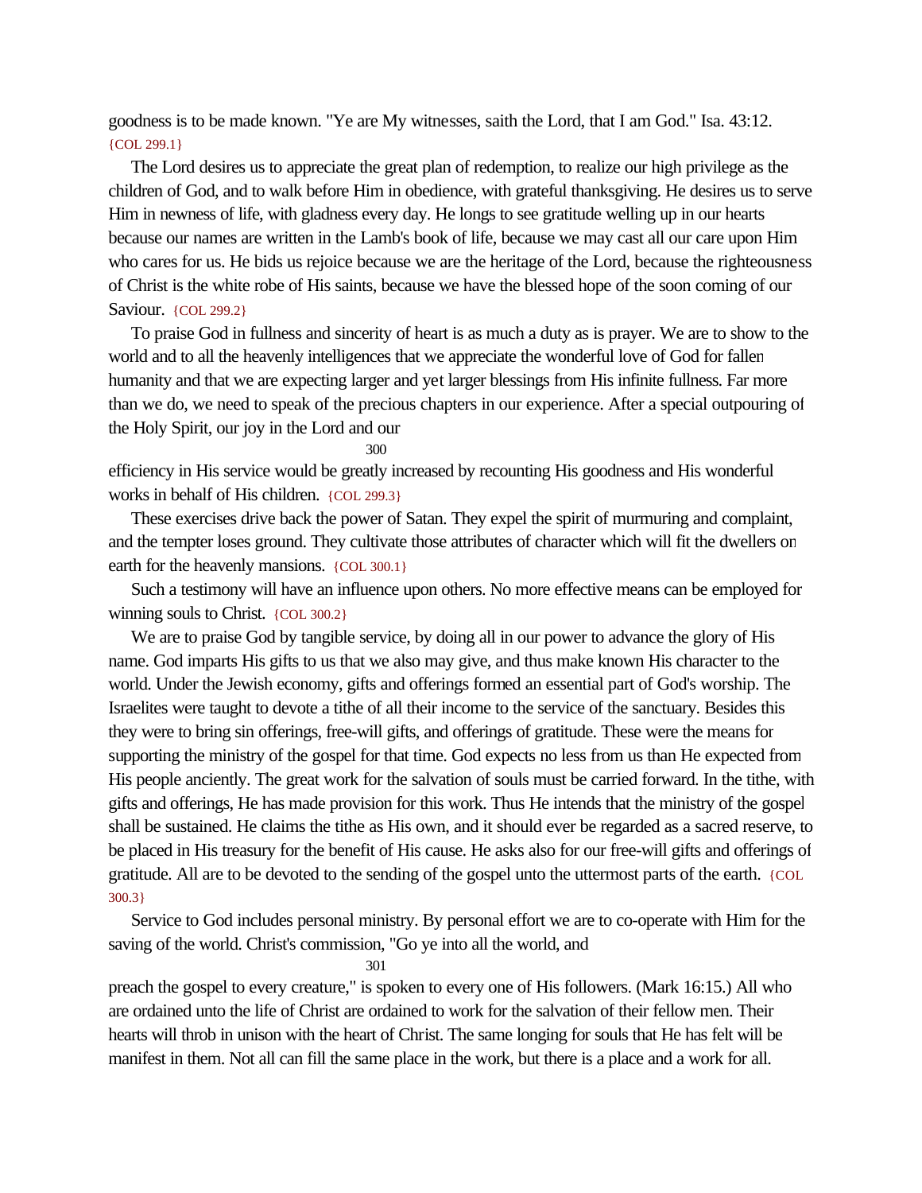goodness is to be made known. "Ye are My witnesses, saith the Lord, that I am God." Isa. 43:12. {COL 299.1}

The Lord desires us to appreciate the great plan of redemption, to realize our high privilege as the children of God, and to walk before Him in obedience, with grateful thanksgiving. He desires us to serve Him in newness of life, with gladness every day. He longs to see gratitude welling up in our hearts because our names are written in the Lamb's book of life, because we may cast all our care upon Him who cares for us. He bids us rejoice because we are the heritage of the Lord, because the righteousness of Christ is the white robe of His saints, because we have the blessed hope of the soon coming of our Saviour. {COL 299.2}

To praise God in fullness and sincerity of heart is as much a duty as is prayer. We are to show to the world and to all the heavenly intelligences that we appreciate the wonderful love of God for fallen humanity and that we are expecting larger and yet larger blessings from His infinite fullness. Far more than we do, we need to speak of the precious chapters in our experience. After a special outpouring of the Holy Spirit, our joy in the Lord and our efficiency in His service would be greatly increased by recounting His goodness and His wonderful works in behalf of His children. {COL 299.3}

These exercises drive back the power of Satan. They expel the spirit of murmuring and complaint, and the tempter loses ground. They cultivate those attributes of character which will fit the dwellers on earth for the heavenly mansions. {COL 300.1}

Such a testimony will have an influence upon others. No more effective means can be employed for winning souls to Christ. {COL 300.2}

We are to praise God by tangible service, by doing all in our power to advance the glory of His name. God imparts His gifts to us that we also may give, and thus make known His character to the world. Under the Jewish economy, gifts and offerings formed an essential part of God's worship. The Israelites were taught to devote a tithe of all their income to the service of the sanctuary. Besides this they were to bring sin offerings, free-will gifts, and offerings of gratitude. These were the means for supporting the ministry of the gospel for that time. God expects no less from us than He expected from His people anciently. The great work for the salvation of souls must be carried forward. In the tithe, with gifts and offerings, He has made provision for this work. Thus He intends that the ministry of the gospel shall be sustained. He claims the tithe as His own, and it should ever be regarded as a sacred reserve, to be placed in His treasury for the benefit of His cause. He asks also for our free-will gifts and offerings of gratitude. All are to be devoted to the sending of the gospel unto the uttermost parts of the earth. {COL 300.3}

Service to God includes personal ministry. By personal effort we are to co-operate with Him for the saving of the world. Christ's commission, "Go ye into all the world, and preach the gospel to every creature," is spoken to every one of His followers. (Mark 16:15.) All who are ordained unto the life of Christ are ordained to work for the salvation of their fellow men. Their hearts will throb in unison with the heart of Christ. The same longing for souls that He has felt will be manifest in them. Not all can fill the same place in the work, but there is a place and a work for all.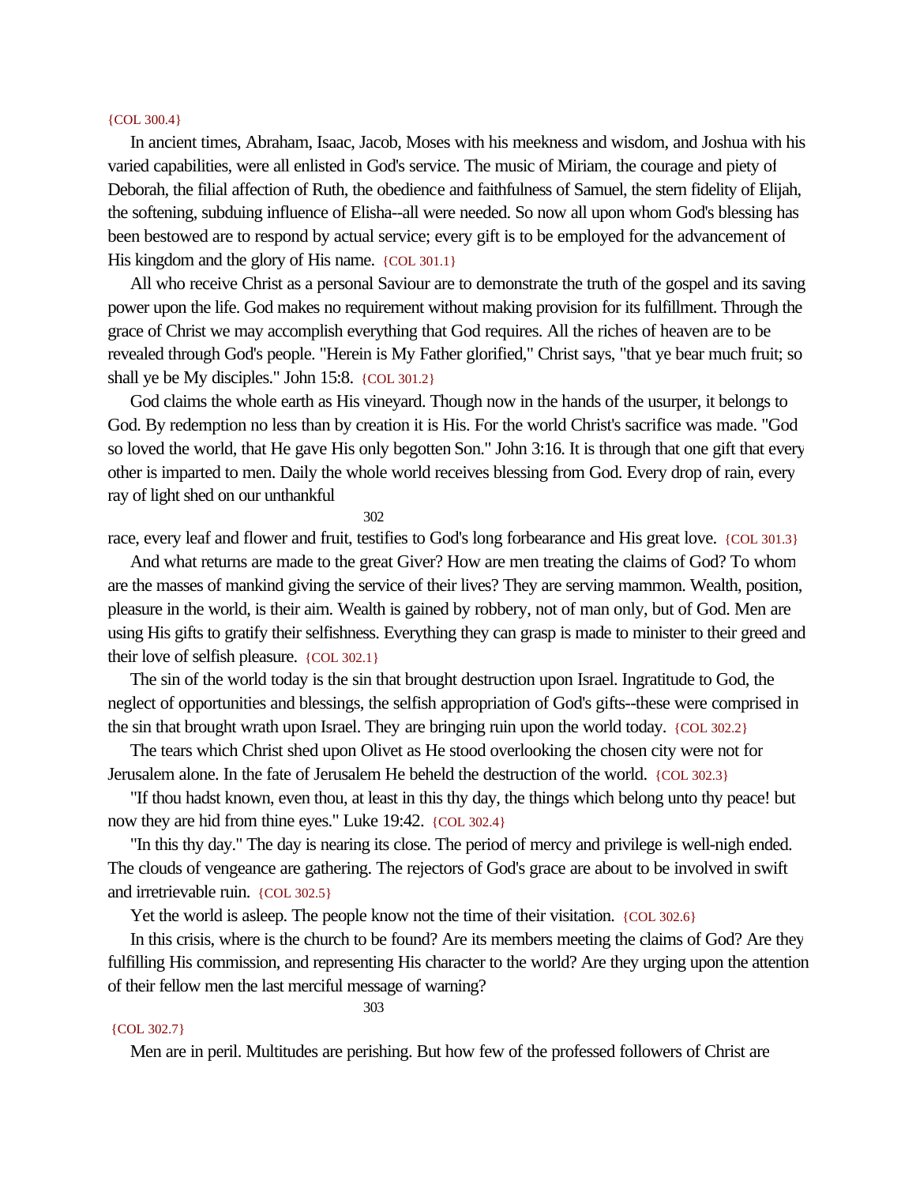{COL 300.4}

In ancient times, Abraham, Isaac, Jacob, Moses with his meekness and wisdom, and Joshua with his varied capabilities, were all enlisted in God's service. The music of Miriam, the courage and piety of Deborah, the filial affection of Ruth, the obedience and faithfulness of Samuel, the stern fidelity of Elijah, the softening, subduing influence of Elisha--all were needed. So now all upon whom God's blessing has been bestowed are to respond by actual service; every gift is to be employed for the advancement of His kingdom and the glory of His name. {COL 301.1}

All who receive Christ as a personal Saviour are to demonstrate the truth of the gospel and its saving power upon the life. God makes no requirement without making provision for its fulfillment. Through the grace of Christ we may accomplish everything that God requires. All the riches of heaven are to be revealed through God's people. "Herein is My Father glorified," Christ says, "that ye bear much fruit; so shall ye be My disciples." John 15:8. {COL 301.2}

God claims the whole earth as His vineyard. Though now in the hands of the usurper, it belongs to God. By redemption no less than by creation it is His. For the world Christ's sacrifice was made. "God so loved the world, that He gave His only begotten Son." John 3:16. It is through that one gift that every other is imparted to men. Daily the whole world receives blessing from God. Every drop of rain, every ray of light shed on our unthankful race, every leaf and flower and fruit, testifies to God's long forbearance and His great love. {COL 301.3}

And what returns are made to the great Giver? How are men treating the claims of God? To whom are the masses of mankind giving the service of their lives? They are serving mammon. Wealth, position, pleasure in the world, is their aim. Wealth is gained by robbery, not of man only, but of God. Men are using His gifts to gratify their selfishness. Everything they can grasp is made to minister to their greed and their love of selfish pleasure. {COL 302.1}

The sin of the world today is the sin that brought destruction upon Israel. Ingratitude to God, the neglect of opportunities and blessings, the selfish appropriation of God's gifts--these were comprised in the sin that brought wrath upon Israel. They are bringing ruin upon the world today. {COL 302.2}

The tears which Christ shed upon Olivet as He stood overlooking the chosen city were not for Jerusalem alone. In the fate of Jerusalem He beheld the destruction of the world. {COL 302.3}

"If thou hadst known, even thou, at least in this thy day, the things which belong unto thy peace! but now they are hid from thine eyes." Luke 19:42. {COL 302.4}

"In this thy day." The day is nearing its close. The period of mercy and privilege is well-nigh ended. The clouds of vengeance are gathering. The rejectors of God's grace are about to be involved in swift and irretrievable ruin. {COL 302.5}

Yet the world is asleep. The people know not the time of their visitation. {COL 302.6}

In this crisis, where is the church to be found? Are its members meeting the claims of God? Are they fulfilling His commission, and representing His character to the world? Are they urging upon the attention of their fellow men the last merciful message of warning? {COL 302.7}

Men are in peril. Multitudes are perishing. But how few of the professed followers of Christ are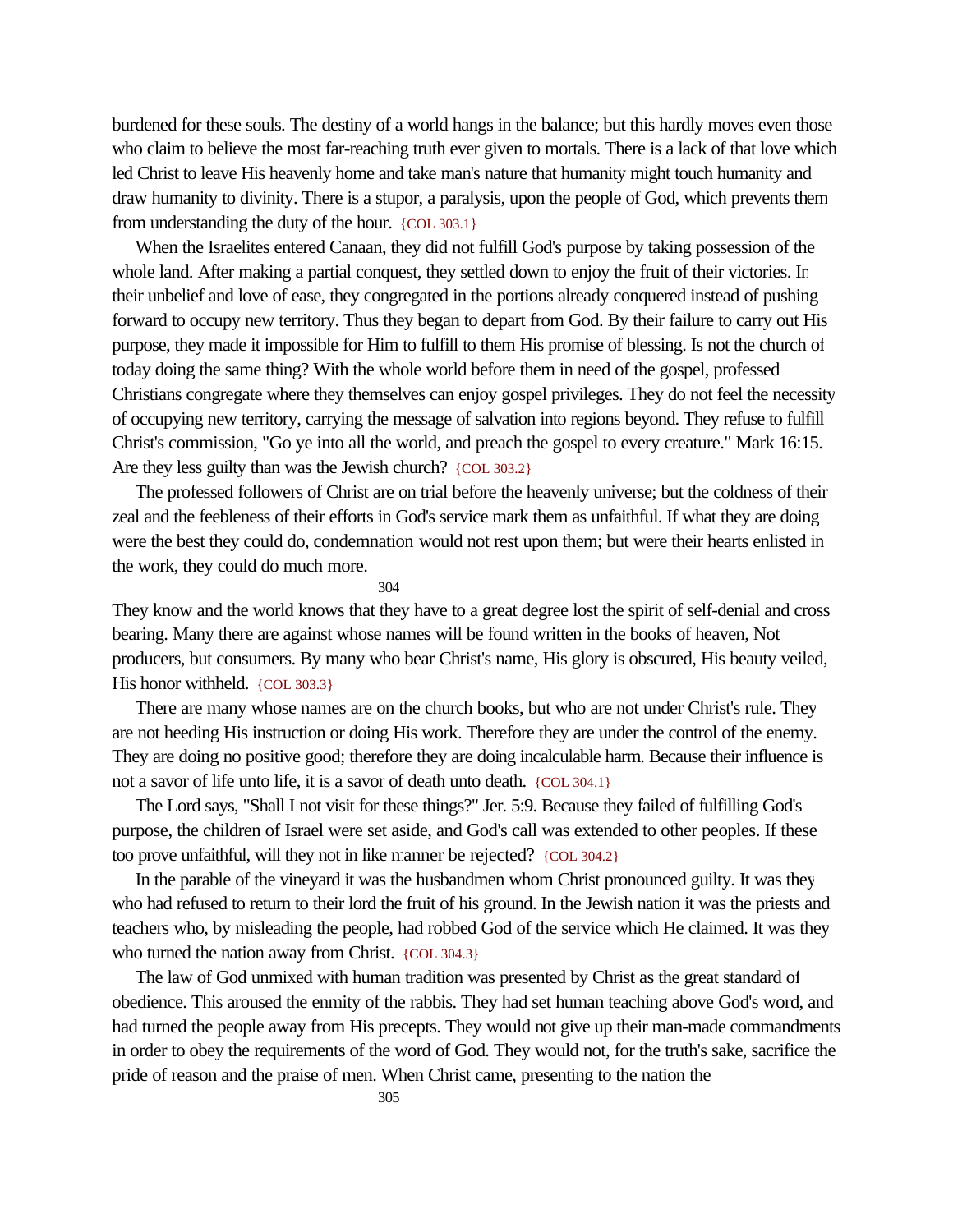burdened for these souls. The destiny of a world hangs in the balance; but this hardly moves even those who claim to believe the most far-reaching truth ever given to mortals. There is a lack of that love which led Christ to leave His heavenly home and take man's nature that humanity might touch humanity and draw humanity to divinity. There is a stupor, a paralysis, upon the people of God, which prevents them from understanding the duty of the hour. {COL 303.1}

When the Israelites entered Canaan, they did not fulfill God's purpose by taking possession of the whole land. After making a partial conquest, they settled down to enjoy the fruit of their victories. In their unbelief and love of ease, they congregated in the portions already conquered instead of pushing forward to occupy new territory. Thus they began to depart from God. By their failure to carry out His purpose, they made it impossible for Him to fulfill to them His promise of blessing. Is not the church of today doing the same thing? With the whole world before them in need of the gospel, professed Christians congregate where they themselves can enjoy gospel privileges. They do not feel the necessity of occupying new territory, carrying the message of salvation into regions beyond. They refuse to fulfill Christ's commission, "Go ye into all the world, and preach the gospel to every creature." Mark 16:15. Are they less guilty than was the Jewish church? {COL 303.2}

The professed followers of Christ are on trial before the heavenly universe; but the coldness of their zeal and the feebleness of their efforts in God's service mark them as unfaithful. If what they are doing were the best they could do, condemnation would not rest upon them; but were their hearts enlisted in the work, they could do much more.

They know and the world knows that they have to a great degree lost the spirit of self-denial and cross bearing. Many there are against whose names will be found written in the books of heaven, Not producers, but consumers. By many who bear Christ's name, His glory is obscured, His beauty veiled, His honor withheld. {COL 303.3}

There are many whose names are on the church books, but who are not under Christ's rule. They are not heeding His instruction or doing His work. Therefore they are under the control of the enemy. They are doing no positive good; therefore they are doing incalculable harm. Because their influence is not a savor of life unto life, it is a savor of death unto death. {COL 304.1}

The Lord says, "Shall I not visit for these things?" Jer. 5:9. Because they failed of fulfilling God's purpose, the children of Israel were set aside, and God's call was extended to other peoples. If these too prove unfaithful, will they not in like manner be rejected? {COL 304.2}

In the parable of the vineyard it was the husbandmen whom Christ pronounced guilty. It was they who had refused to return to their lord the fruit of his ground. In the Jewish nation it was the priests and teachers who, by misleading the people, had robbed God of the service which He claimed. It was they who turned the nation away from Christ. {COL 304.3}

The law of God unmixed with human tradition was presented by Christ as the great standard of obedience. This aroused the enmity of the rabbis. They had set human teaching above God's word, and had turned the people away from His precepts. They would not give up their man-made commandments in order to obey the requirements of the word of God. They would not, for the truth's sake, sacrifice the pride of reason and the praise of men. When Christ came, presenting to the nation the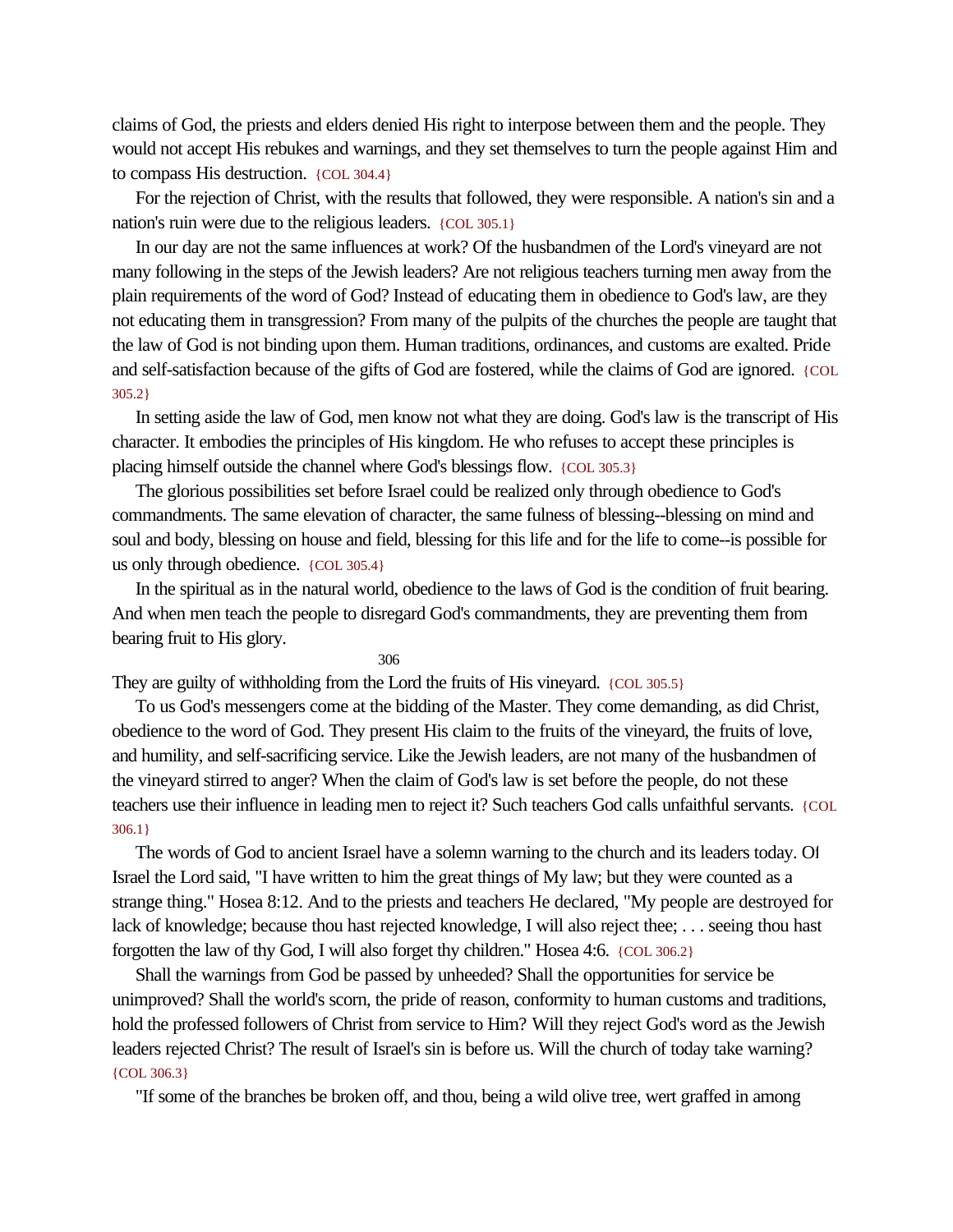claims of God, the priests and elders denied His right to interpose between them and the people. They would not accept His rebukes and warnings, and they set themselves to turn the people against Him and to compass His destruction. {COL 304.4}

For the rejection of Christ, with the results that followed, they were responsible. A nation's sin and a nation's ruin were due to the religious leaders. {COL 305.1}

In our day are not the same influences at work? Of the husbandmen of the Lord's vineyard are not many following in the steps of the Jewish leaders? Are not religious teachers turning men away from the plain requirements of the word of God? Instead of educating them in obedience to God's law, are they not educating them in transgression? From many of the pulpits of the churches the people are taught that the law of God is not binding upon them. Human traditions, ordinances, and customs are exalted. Pride and self-satisfaction because of the gifts of God are fostered, while the claims of God are ignored. {COL 305.2}

In setting aside the law of God, men know not what they are doing. God's law is the transcript of His character. It embodies the principles of His kingdom. He who refuses to accept these principles is placing himself outside the channel where God's blessings flow. {COL 305.3}

The glorious possibilities set before Israel could be realized only through obedience to God's commandments. The same elevation of character, the same fulness of blessing--blessing on mind and soul and body, blessing on house and field, blessing for this life and for the life to come--is possible for us only through obedience. {COL 305.4}

In the spiritual as in the natural world, obedience to the laws of God is the condition of fruit bearing. And when men teach the people to disregard God's commandments, they are preventing them from bearing fruit to His glory. They are guilty of withholding from the Lord the fruits of His vineyard. {COL 305.5}

To us God's messengers come at the bidding of the Master. They come demanding, as did Christ, obedience to the word of God. They present His claim to the fruits of the vineyard, the fruits of love, and humility, and self-sacrificing service. Like the Jewish leaders, are not many of the husbandmen of the vineyard stirred to anger? When the claim of God's law is set before the people, do not these teachers use their influence in leading men to reject it? Such teachers God calls unfaithful servants. {COL 306.1}

The words of God to ancient Israel have a solemn warning to the church and its leaders today. Of Israel the Lord said, "I have written to him the great things of My law; but they were counted as a strange thing." Hosea 8:12. And to the priests and teachers He declared, "My people are destroyed for lack of knowledge; because thou hast rejected knowledge, I will also reject thee; . . . seeing thou hast forgotten the law of thy God, I will also forget thy children." Hosea 4:6. {COL 306.2}

Shall the warnings from God be passed by unheeded? Shall the opportunities for service be unimproved? Shall the world's scorn, the pride of reason, conformity to human customs and traditions, hold the professed followers of Christ from service to Him? Will they reject God's word as the Jewish leaders rejected Christ? The result of Israel's sin is before us. Will the church of today take warning? {COL 306.3}

"If some of the branches be broken off, and thou, being a wild olive tree, wert graffed in among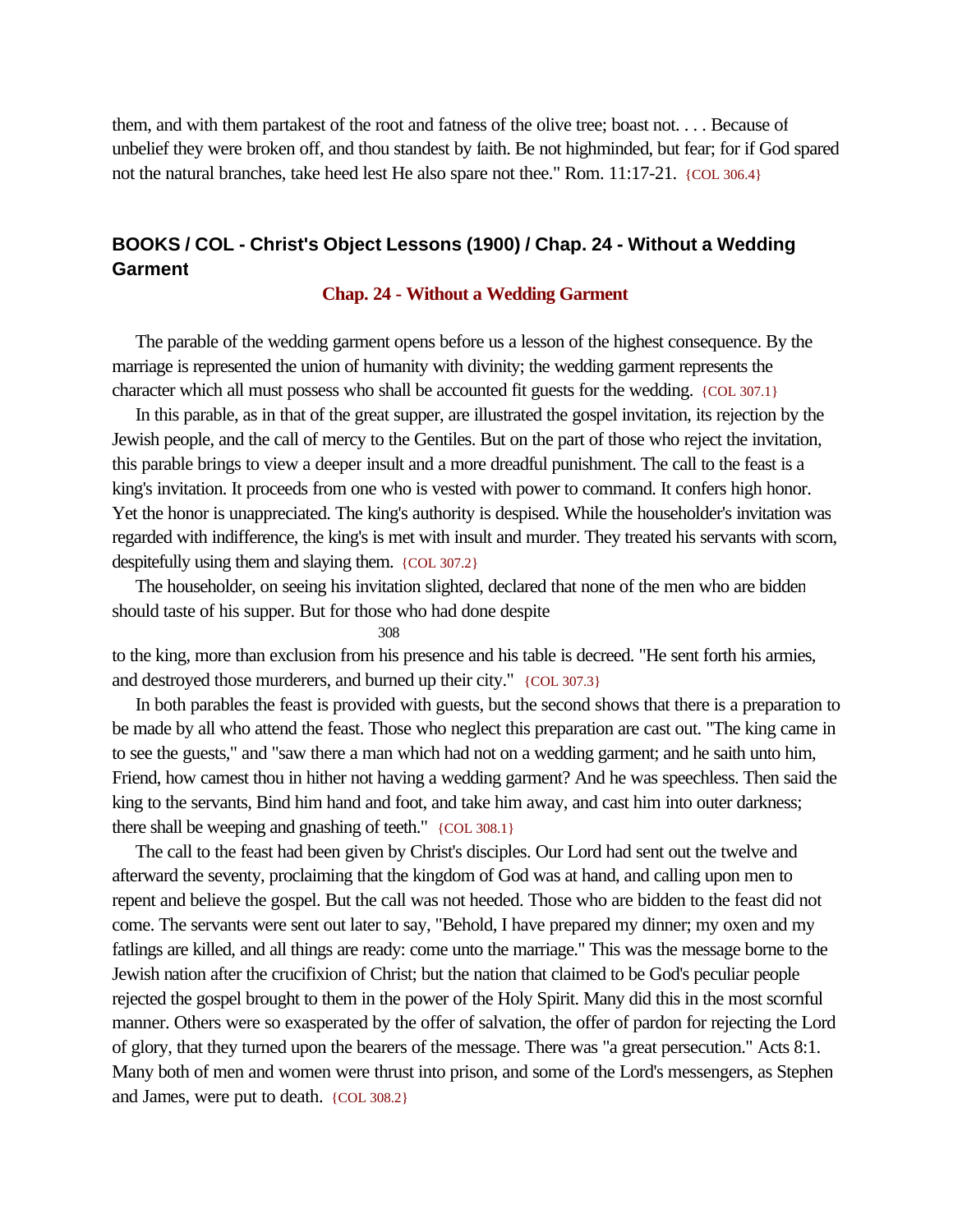them, and with them partakest of the root and fatness of the olive tree; boast not. . . . Because of unbelief they were broken off, and thou standest by faith. Be not highminded, but fear; for if God spared not the natural branches, take heed lest He also spare not thee." Rom. 11:17-21. {COL 306.4}

## BOOKS / COL - Christ's Object Lessons (1900) / Chap. 24 - Without a Wedding Garment

### Chap. 24 - Without a Wedding Garment

The parable of the wedding garment opens before us a lesson of the highest consequence. By the marriage is represented the union of humanity with divinity; the wedding garment represents the character which all must possess who shall be accounted fit guests for the wedding. {COL 307.1}

In this parable, as in that of the great supper, are illustrated the gospel invitation, its rejection by the Jewish people, and the call of mercy to the Gentiles. But on the part of those who reject the invitation, this parable brings to view a deeper insult and a more dreadful punishment. The call to the feast is a king's invitation. It proceeds from one who is vested with power to command. It confers high honor. Yet the honor is unappreciated. The king's authority is despised. While the householder's invitation was regarded with indifference, the king's is met with insult and murder. They treated his servants with scorn, despitefully using them and slaying them. {COL 307.2}

The householder, on seeing his invitation slighted, declared that none of the men who are bidden should taste of his supper. But for those who had done despite to the king, more than exclusion from his presence and his table is decreed. "He sent forth his armies, and destroyed those murderers, and burned up their city." {COL 307.3}

In both parables the feast is provided with guests, but the second shows that there is a preparation to be made by all who attend the feast. Those who neglect this preparation are cast out. "The king came in to see the guests," and "saw there a man which had not on a wedding garment; and he saith unto him, Friend, how camest thou in hither not having a wedding garment? And he was speechless. Then said the king to the servants, Bind him hand and foot, and take him away, and cast him into outer darkness; there shall be weeping and gnashing of teeth." {COL 308.1}

The call to the feast had been given by Christ's disciples. Our Lord had sent out the twelve and afterward the seventy, proclaiming that the kingdom of God was at hand, and calling upon men to repent and believe the gospel. But the call was not heeded. Those who are bidden to the feast did not come. The servants were sent out later to say, "Behold, I have prepared my dinner; my oxen and my fatlings are killed, and all things are ready: come unto the marriage." This was the message borne to the Jewish nation after the crucifixion of Christ; but the nation that claimed to be God's peculiar people rejected the gospel brought to them in the power of the Holy Spirit. Many did this in the most scornful manner. Others were so exasperated by the offer of salvation, the offer of pardon for rejecting the Lord of glory, that they turned upon the bearers of the message. There was "a great persecution." Acts 8:1. Many both of men and women were thrust into prison, and some of the Lord's messengers, as Stephen and James, were put to death. {COL 308.2}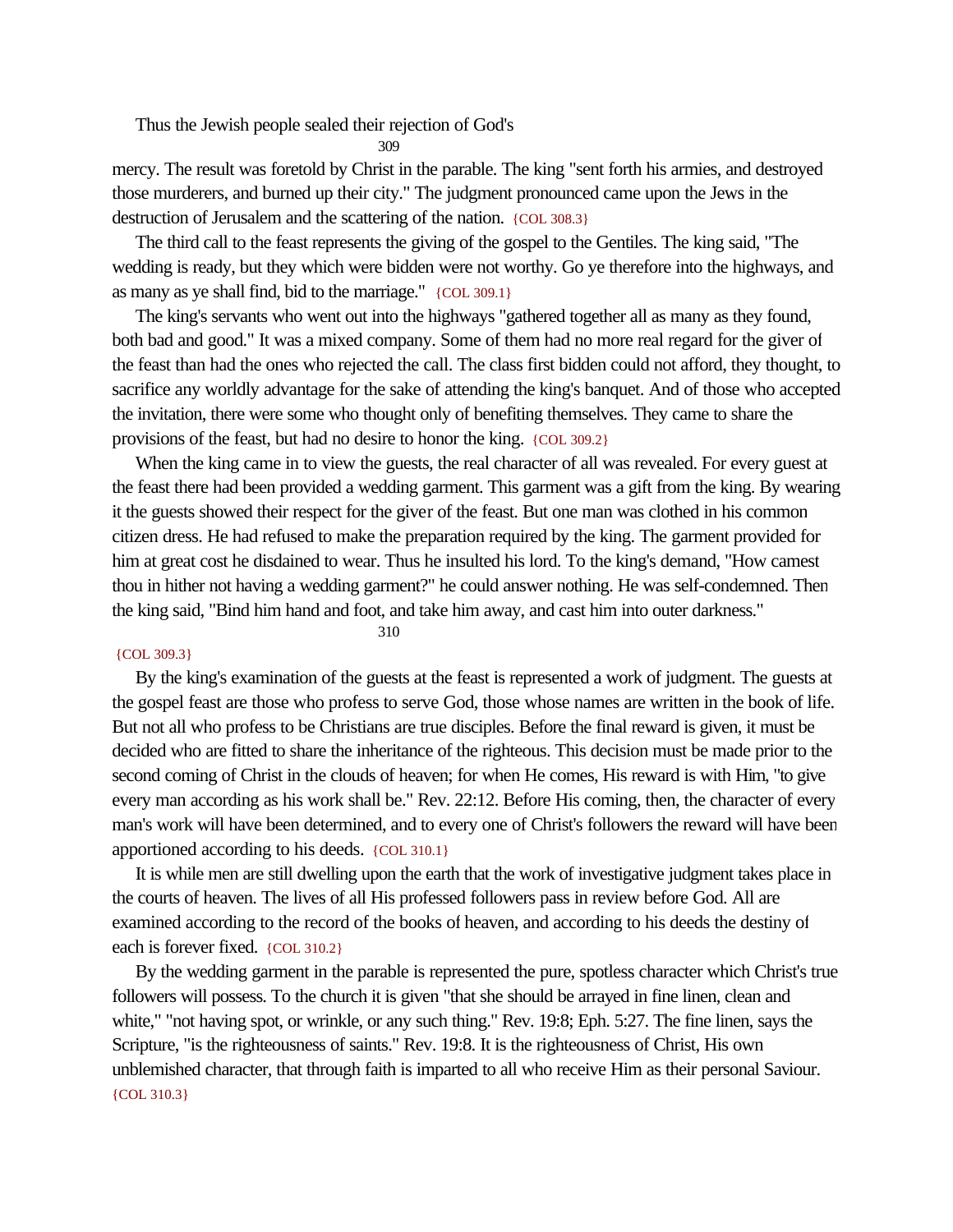Thus the Jewish people sealed their rejection of God's mercy. The result was foretold by Christ in the parable. The king "sent forth his armies, and destroyed those murderers, and burned up their city." The judgment pronounced came upon the Jews in the destruction of Jerusalem and the scattering of the nation. {COL 308.3}

The third call to the feast represents the giving of the gospel to the Gentiles. The king said, "The wedding is ready, but they which were bidden were not worthy. Go ye therefore into the highways, and as many as ye shall find, bid to the marriage." {COL 309.1}

The king's servants who went out into the highways "gathered together all as many as they found, both bad and good." It was a mixed company. Some of them had no more real regard for the giver of the feast than had the ones who rejected the call. The class first bidden could not afford, they thought, to sacrifice any worldly advantage for the sake of attending the king's banquet. And of those who accepted the invitation, there were some who thought only of benefiting themselves. They came to share the provisions of the feast, but had no desire to honor the king. {COL 309.2}

When the king came in to view the guests, the real character of all was revealed. For every guest at the feast there had been provided a wedding garment. This garment was a gift from the king. By wearing it the guests showed their respect for the giver of the feast. But one man was clothed in his common citizen dress. He had refused to make the preparation required by the king. The garment provided for him at great cost he disdained to wear. Thus he insulted his lord. To the king's demand, "How camest thou in hither not having a wedding garment?" he could answer nothing. He was self-condemned. Then the king said, "Bind him hand and foot, and take him away, and cast him into outer darkness." {COL 309.3}

By the king's examination of the guests at the feast is represented a work of judgment. The guests at the gospel feast are those who profess to serve God, those whose names are written in the book of life. But not all who profess to be Christians are true disciples. Before the final reward is given, it must be decided who are fitted to share the inheritance of the righteous. This decision must be made prior to the second coming of Christ in the clouds of heaven; for when He comes, His reward is with Him, "to give every man according as his work shall be." Rev. 22:12. Before His coming, then, the character of every man's work will have been determined, and to every one of Christ's followers the reward will have been apportioned according to his deeds. {COL 310.1}

It is while men are still dwelling upon the earth that the work of investigative judgment takes place in the courts of heaven. The lives of all His professed followers pass in review before God. All are examined according to the record of the books of heaven, and according to his deeds the destiny of each is forever fixed. {COL 310.2}

By the wedding garment in the parable is represented the pure, spotless character which Christ's true followers will possess. To the church it is given "that she should be arrayed in fine linen, clean and white," "not having spot, or wrinkle, or any such thing." Rev. 19:8; Eph. 5:27. The fine linen, says the Scripture, "is the righteousness of saints." Rev. 19:8. It is the righteousness of Christ, His own unblemished character, that through faith is imparted to all who receive Him as their personal Saviour. {COL 310.3}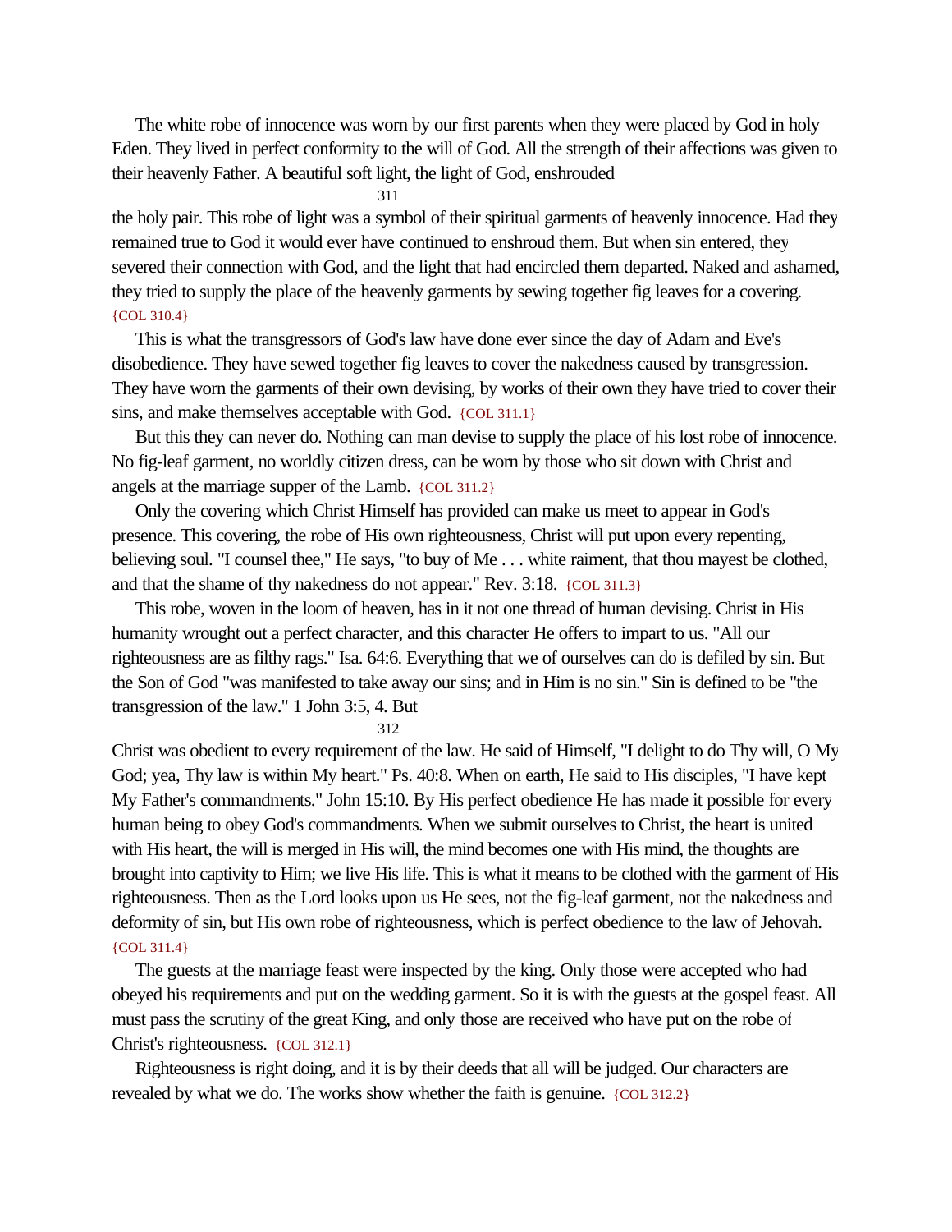The white robe of innocence was worn by our first parents when they were placed by God in holy Eden. They lived in perfect conformity to the will of God. All the strength of their affections was given to their heavenly Father. A beautiful soft light, the light of God, enshrouded the holy pair. This robe of light was a symbol of their spiritual garments of heavenly innocence. Had they remained true to God it would ever have continued to enshroud them. But when sin entered, they severed their connection with God, and the light that had encircled them departed. Naked and ashamed, they tried to supply the place of the heavenly garments by sewing together fig leaves for a covering. {COL 310.4}

This is what the transgressors of God's law have done ever since the day of Adam and Eve's disobedience. They have sewed together fig leaves to cover the nakedness caused by transgression. They have worn the garments of their own devising, by works of their own they have tried to cover their sins, and make themselves acceptable with God. {COL 311.1}

But this they can never do. Nothing can man devise to supply the place of his lost robe of innocence. No fig-leaf garment, no worldly citizen dress, can be worn by those who sit down with Christ and angels at the marriage supper of the Lamb. {COL 311.2}

Only the covering which Christ Himself has provided can make us meet to appear in God's presence. This covering, the robe of His own righteousness, Christ will put upon every repenting, believing soul. "I counsel thee," He says, "to buy of Me . . . white raiment, that thou mayest be clothed, and that the shame of thy nakedness do not appear." Rev. 3:18. {COL 311.3}

This robe, woven in the loom of heaven, has in it not one thread of human devising. Christ in His humanity wrought out a perfect character, and this character He offers to impart to us. "All our righteousness are as filthy rags." Isa. 64:6. Everything that we of ourselves can do is defiled by sin. But the Son of God "was manifested to take away our sins; and in Him is no sin." Sin is defined to be "the transgression of the law." 1 John 3:5, 4. But Christ was obedient to every requirement of the law. He said of Himself, "I delight to do Thy will, O My God; yea, Thy law is within My heart." Ps. 40:8. When on earth, He said to His disciples, "I have kept My Father's commandments." John 15:10. By His perfect obedience He has made it possible for every human being to obey God's commandments. When we submit ourselves to Christ, the heart is united with His heart, the will is merged in His will, the mind becomes one with His mind, the thoughts are brought into captivity to Him; we live His life. This is what it means to be clothed with the garment of His righteousness. Then as the Lord looks upon us He sees, not the fig-leaf garment, not the nakedness and deformity of sin, but His own robe of righteousness, which is perfect obedience to the law of Jehovah. {COL 311.4}

The guests at the marriage feast were inspected by the king. Only those were accepted who had obeyed his requirements and put on the wedding garment. So it is with the guests at the gospel feast. All must pass the scrutiny of the great King, and only those are received who have put on the robe of Christ's righteousness. {COL 312.1}

Righteousness is right doing, and it is by their deeds that all will be judged. Our characters are revealed by what we do. The works show whether the faith is genuine. {COL 312.2}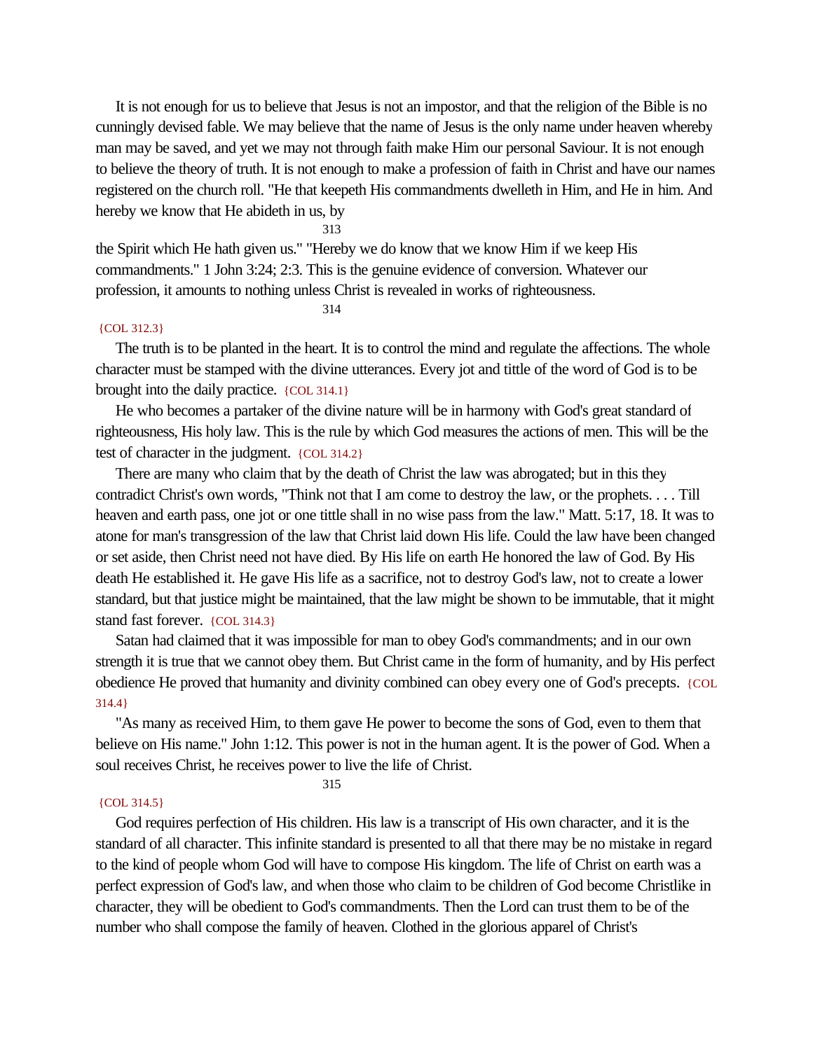It is not enough for us to believe that Jesus is not an impostor, and that the religion of the Bible is no cunningly devised fable. We may believe that the name of Jesus is the only name under heaven whereby man may be saved, and yet we may not through faith make Him our personal Saviour. It is not enough to believe the theory of truth. It is not enough to make a profession of faith in Christ and have our names registered on the church roll. "He that keepeth His commandments dwelleth in Him, and He in him. And hereby we know that He abideth in us, by the Spirit which He hath given us." "Hereby we do know that we know Him if we keep His commandments." 1 John 3:24; 2:3. This is the genuine evidence of conversion. Whatever our profession, it amounts to nothing unless Christ is revealed in works of righteousness. {COL 312.3}

The truth is to be planted in the heart. It is to control the mind and regulate the affections. The whole character must be stamped with the divine utterances. Every jot and tittle of the word of God is to be brought into the daily practice. {COL 314.1}

He who becomes a partaker of the divine nature will be in harmony with God's great standard of righteousness, His holy law. This is the rule by which God measures the actions of men. This will be the test of character in the judgment. {COL 314.2}

There are many who claim that by the death of Christ the law was abrogated; but in this they contradict Christ's own words, "Think not that I am come to destroy the law, or the prophets. . . . Till heaven and earth pass, one jot or one tittle shall in no wise pass from the law." Matt. 5:17, 18. It was to atone for man's transgression of the law that Christ laid down His life. Could the law have been changed or set aside, then Christ need not have died. By His life on earth He honored the law of God. By His death He established it. He gave His life as a sacrifice, not to destroy God's law, not to create a lower standard, but that justice might be maintained, that the law might be shown to be immutable, that it might stand fast forever. {COL 314.3}

Satan had claimed that it was impossible for man to obey God's commandments; and in our own strength it is true that we cannot obey them. But Christ came in the form of humanity, and by His perfect obedience He proved that humanity and divinity combined can obey every one of God's precepts. {COL 314.4}

"As many as received Him, to them gave He power to become the sons of God, even to them that believe on His name." John 1:12. This power is not in the human agent. It is the power of God. When a soul receives Christ, he receives power to live the life of Christ. {COL 314.5}

God requires perfection of His children. His law is a transcript of His own character, and it is the standard of all character. This infinite standard is presented to all that there may be no mistake in regard to the kind of people whom God will have to compose His kingdom. The life of Christ on earth was a perfect expression of God's law, and when those who claim to be children of God become Christlike in character, they will be obedient to God's commandments. Then the Lord can trust them to be of the number who shall compose the family of heaven. Clothed in the glorious apparel of Christ's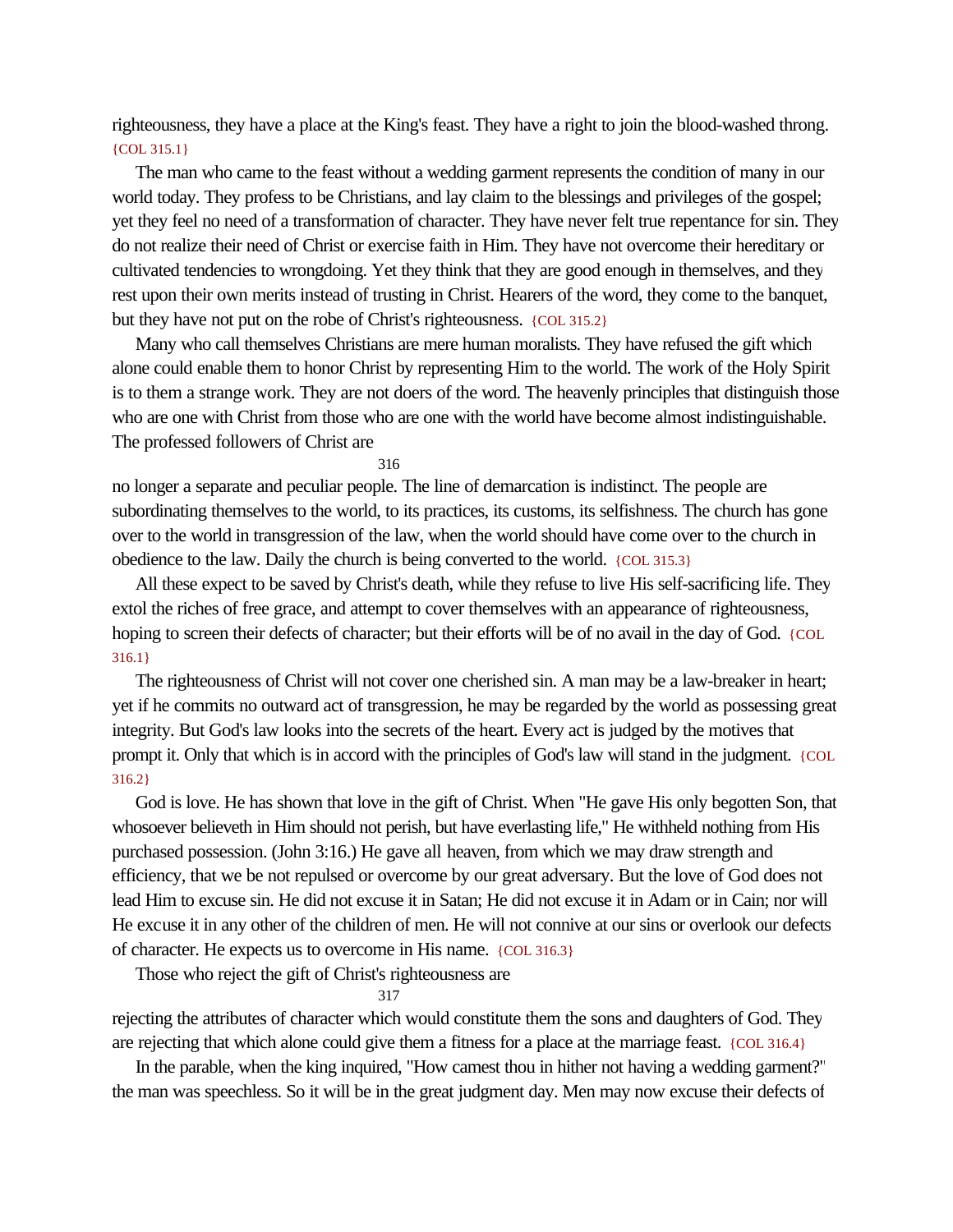righteousness, they have a place at the King's feast. They have a right to join the blood-washed throng. {COL 315.1}

The man who came to the feast without a wedding garment represents the condition of many in our world today. They profess to be Christians, and lay claim to the blessings and privileges of the gospel; yet they feel no need of a transformation of character. They have never felt true repentance for sin. They do not realize their need of Christ or exercise faith in Him. They have not overcome their hereditary or cultivated tendencies to wrongdoing. Yet they think that they are good enough in themselves, and they rest upon their own merits instead of trusting in Christ. Hearers of the word, they come to the banquet, but they have not put on the robe of Christ's righteousness. {COL 315.2}

Many who call themselves Christians are mere human moralists. They have refused the gift which alone could enable them to honor Christ by representing Him to the world. The work of the Holy Spirit is to them a strange work. They are not doers of the word. The heavenly principles that distinguish those who are one with Christ from those who are one with the world have become almost indistinguishable. The professed followers of Christ are no longer a separate and peculiar people. The line of demarcation is indistinct. The people are subordinating themselves to the world, to its practices, its customs, its selfishness. The church has gone over to the world in transgression of the law, when the world should have come over to the church in obedience to the law. Daily the church is being converted to the world. {COL 315.3}

All these expect to be saved by Christ's death, while they refuse to live His self-sacrificing life. They extol the riches of free grace, and attempt to cover themselves with an appearance of righteousness, hoping to screen their defects of character; but their efforts will be of no avail in the day of God. {COL 316.1}

The righteousness of Christ will not cover one cherished sin. A man may be a law-breaker in heart; yet if he commits no outward act of transgression, he may be regarded by the world as possessing great integrity. But God's law looks into the secrets of the heart. Every act is judged by the motives that prompt it. Only that which is in accord with the principles of God's law will stand in the judgment. {COL 316.2}

God is love. He has shown that love in the gift of Christ. When "He gave His only begotten Son, that whosoever believeth in Him should not perish, but have everlasting life," He withheld nothing from His purchased possession. (John 3:16.) He gave all heaven, from which we may draw strength and efficiency, that we be not repulsed or overcome by our great adversary. But the love of God does not lead Him to excuse sin. He did not excuse it in Satan; He did not excuse it in Adam or in Cain; nor will He excuse it in any other of the children of men. He will not connive at our sins or overlook our defects of character. He expects us to overcome in His name. {COL 316.3}

Those who reject the gift of Christ's righteousness are rejecting the attributes of character which would constitute them the sons and daughters of God. They are rejecting that which alone could give them a fitness for a place at the marriage feast. {COL 316.4}

In the parable, when the king inquired, "How camest thou in hither not having a wedding garment?" the man was speechless. So it will be in the great judgment day. Men may now excuse their defects of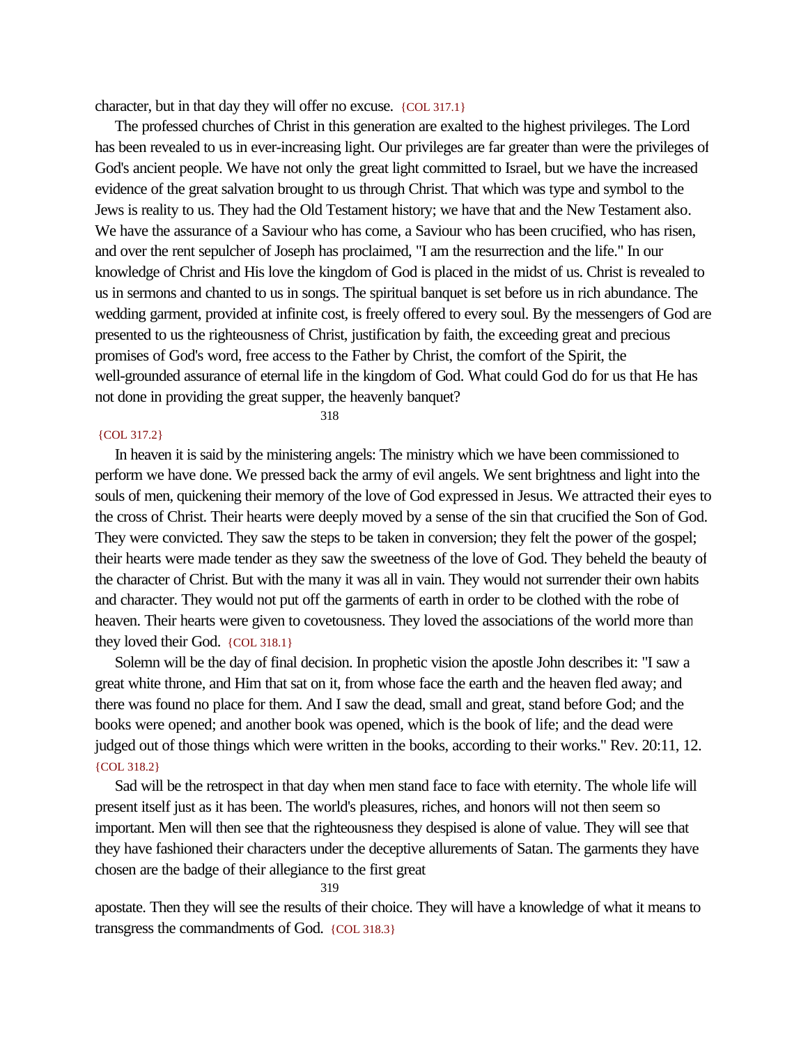character, but in that day they will offer no excuse. {COL 317.1}

The professed churches of Christ in this generation are exalted to the highest privileges. The Lord has been revealed to us in ever-increasing light. Our privileges are far greater than were the privileges of God's ancient people. We have not only the great light committed to Israel, but we have the increased evidence of the great salvation brought to us through Christ. That which was type and symbol to the Jews is reality to us. They had the Old Testament history; we have that and the New Testament also. We have the assurance of a Saviour who has come, a Saviour who has been crucified, who has risen, and over the rent sepulcher of Joseph has proclaimed, "I am the resurrection and the life." In our knowledge of Christ and His love the kingdom of God is placed in the midst of us. Christ is revealed to us in sermons and chanted to us in songs. The spiritual banquet is set before us in rich abundance. The wedding garment, provided at infinite cost, is freely offered to every soul. By the messengers of God are presented to us the righteousness of Christ, justification by faith, the exceeding great and precious promises of God's word, free access to the Father by Christ, the comfort of the Spirit, the well-grounded assurance of eternal life in the kingdom of God. What could God do for us that He has not done in providing the great supper, the heavenly banquet?

{COL 317.2}

In heaven it is said by the ministering angels: The ministry which we have been commissioned to perform we have done. We pressed back the army of evil angels. We sent brightness and light into the souls of men, quickening their memory of the love of God expressed in Jesus. We attracted their eyes to the cross of Christ. Their hearts were deeply moved by a sense of the sin that crucified the Son of God. They were convicted. They saw the steps to be taken in conversion; they felt the power of the gospel; their hearts were made tender as they saw the sweetness of the love of God. They beheld the beauty of the character of Christ. But with the many it was all in vain. They would not surrender their own habits and character. They would not put off the garments of earth in order to be clothed with the robe of heaven. Their hearts were given to covetousness. They loved the associations of the world more than they loved their God. {COL 318.1}

Solemn will be the day of final decision. In prophetic vision the apostle John describes it: "I saw a great white throne, and Him that sat on it, from whose face the earth and the heaven fled away; and there was found no place for them. And I saw the dead, small and great, stand before God; and the books were opened; and another book was opened, which is the book of life; and the dead were judged out of those things which were written in the books, according to their works." Rev. 20:11, 12. {COL 318.2}

Sad will be the retrospect in that day when men stand face to face with eternity. The whole life will present itself just as it has been. The world's pleasures, riches, and honors will not then seem so important. Men will then see that the righteousness they despised is alone of value. They will see that they have fashioned their characters under the deceptive allurements of Satan. The garments they have chosen are the badge of their allegiance to the first great apostate. Then they will see the results of their choice. They will have a knowledge of what it means to transgress the commandments of God. {COL 318.3}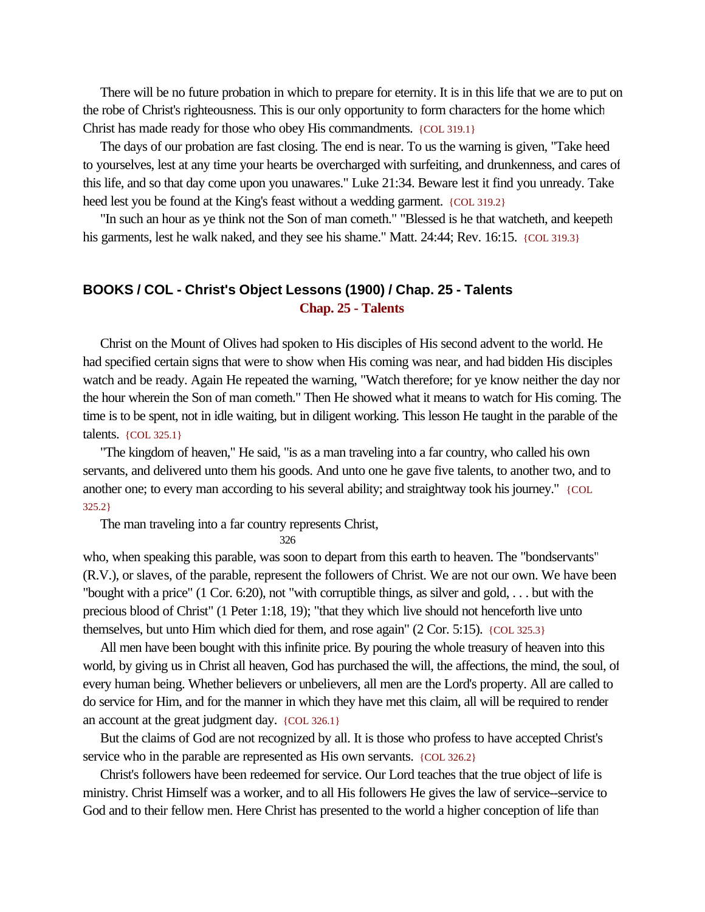There will be no future probation in which to prepare for eternity. It is in this life that we are to put on the robe of Christ's righteousness. This is our only opportunity to form characters for the home which Christ has made ready for those who obey His commandments. {COL 319.1}

The days of our probation are fast closing. The end is near. To us the warning is given, "Take heed to yourselves, lest at any time your hearts be overcharged with surfeiting, and drunkenness, and cares of this life, and so that day come upon you unawares." Luke 21:34. Beware lest it find you unready. Take heed lest you be found at the King's feast without a wedding garment. {COL 319.2}

"In such an hour as ye think not the Son of man cometh." "Blessed is he that watcheth, and keepeth his garments, lest he walk naked, and they see his shame." Matt. 24:44; Rev. 16:15. {COL 319.3}

## BOOKS / COL - Christ's Object Lessons (1900) / Chap. 25 - Talents

### Chap. 25 - Talents

Christ on the Mount of Olives had spoken to His disciples of His second advent to the world. He had specified certain signs that were to show when His coming was near, and had bidden His disciples watch and be ready. Again He repeated the warning, "Watch therefore; for ye know neither the day nor the hour wherein the Son of man cometh." Then He showed what it means to watch for His coming. The time is to be spent, not in idle waiting, but in diligent working. This lesson He taught in the parable of the talents. {COL 325.1}

"The kingdom of heaven," He said, "is as a man traveling into a far country, who called his own servants, and delivered unto them his goods. And unto one he gave five talents, to another two, and to another one; to every man according to his several ability; and straightway took his journey." {COL 325.2}

The man traveling into a far country represents Christ,

326

who, when speaking this parable, was soon to depart from this earth to heaven. The "bondservants" (R.V.), or slaves, of the parable, represent the followers of Christ. We are not our own. We have been "bought with a price" (1 Cor. 6:20), not "with corruptible things, as silver and gold, . . . but with the precious blood of Christ" (1 Peter 1:18, 19); "that they which live should not henceforth live unto themselves, but unto Him which died for them, and rose again" (2 Cor. 5:15). {COL 325.3}

All men have been bought with this infinite price. By pouring the whole treasury of heaven into this world, by giving us in Christ all heaven, God has purchased the will, the affections, the mind, the soul, of every human being. Whether believers or unbelievers, all men are the Lord's property. All are called to do service for Him, and for the manner in which they have met this claim, all will be required to render an account at the great judgment day. {COL 326.1}

But the claims of God are not recognized by all. It is those who profess to have accepted Christ's service who in the parable are represented as His own servants. {COL 326.2}

Christ's followers have been redeemed for service. Our Lord teaches that the true object of life is ministry. Christ Himself was a worker, and to all His followers He gives the law of service--service to God and to their fellow men. Here Christ has presented to the world a higher conception of life than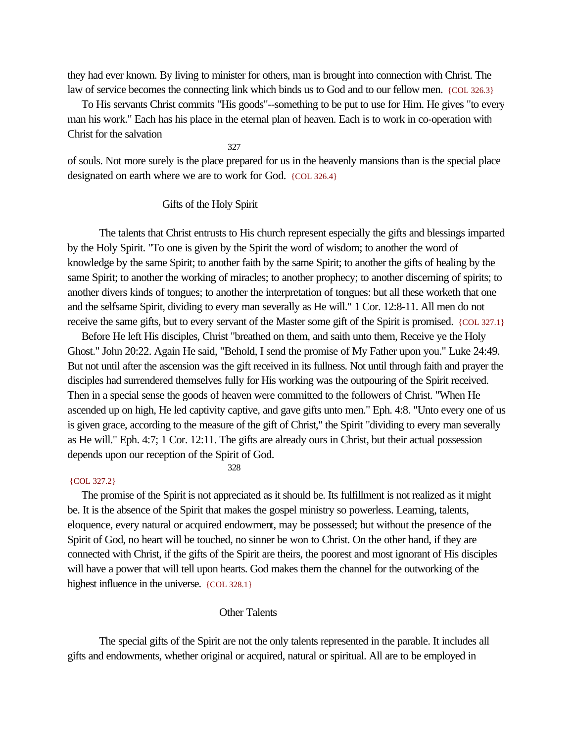they had ever known. By living to minister for others, man is brought into connection with Christ. The law of service becomes the connecting link which binds us to God and to our fellow men. {COL 326.3}

To His servants Christ commits "His goods"--something to be put to use for Him. He gives "to every man his work." Each has his place in the eternal plan of heaven. Each is to work in co-operation with Christ for the salvation of souls. Not more surely is the place prepared for us in the heavenly mansions than is the special place designated on earth where we are to work for God. {COL 326.4}

## Gifts of the Holy Spirit

The talents that Christ entrusts to His church represent especially the gifts and blessings imparted by the Holy Spirit. "To one is given by the Spirit the word of wisdom; to another the word of knowledge by the same Spirit; to another faith by the same Spirit; to another the gifts of healing by the same Spirit; to another the working of miracles; to another prophecy; to another discerning of spirits; to another divers kinds of tongues; to another the interpretation of tongues: but all these worketh that one and the selfsame Spirit, dividing to every man severally as He will." 1 Cor. 12:8-11. All men do not receive the same gifts, but to every servant of the Master some gift of the Spirit is promised. {COL 327.1}

Before He left His disciples, Christ "breathed on them, and saith unto them, Receive ye the Holy Ghost." John 20:22. Again He said, "Behold, I send the promise of My Father upon you." Luke 24:49. But not until after the ascension was the gift received in its fullness. Not until through faith and prayer the disciples had surrendered themselves fully for His working was the outpouring of the Spirit received. Then in a special sense the goods of heaven were committed to the followers of Christ. "When He ascended up on high, He led captivity captive, and gave gifts unto men." Eph. 4:8. "Unto every one of us is given grace, according to the measure of the gift of Christ," the Spirit "dividing to every man severally as He will." Eph. 4:7; 1 Cor. 12:11. The gifts are already ours in Christ, but their actual possession depends upon our reception of the Spirit of God. {COL 327.2}

The promise of the Spirit is not appreciated as it should be. Its fulfillment is not realized as it might be. It is the absence of the Spirit that makes the gospel ministry so powerless. Learning, talents, eloquence, every natural or acquired endowment, may be possessed; but without the presence of the Spirit of God, no heart will be touched, no sinner be won to Christ. On the other hand, if they are connected with Christ, if the gifts of the Spirit are theirs, the poorest and most ignorant of His disciples will have a power that will tell upon hearts. God makes them the channel for the outworking of the highest influence in the universe. {COL 328.1}

## Other Talents

The special gifts of the Spirit are not the only talents represented in the parable. It includes all gifts and endowments, whether original or acquired, natural or spiritual. All are to be employed in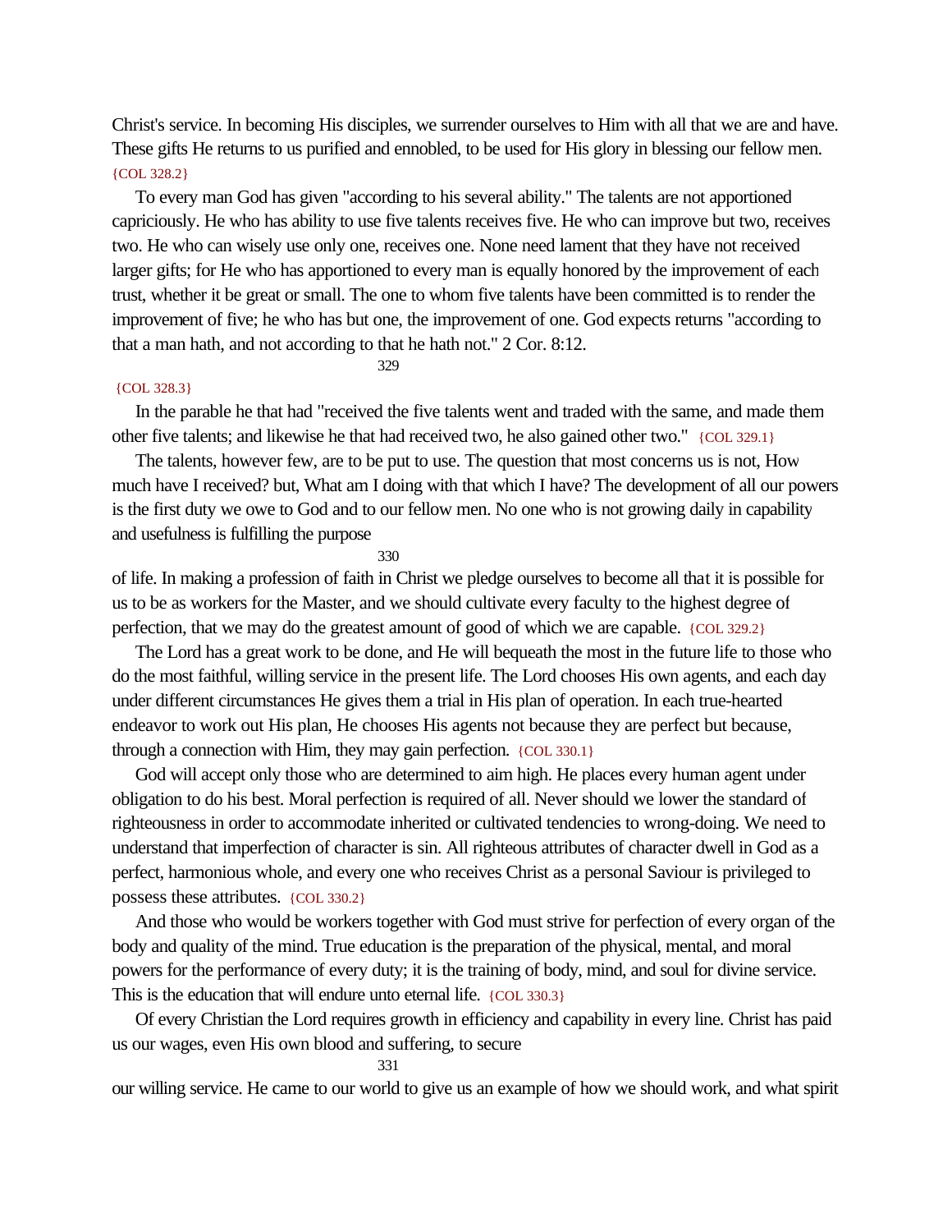Christ's service. In becoming His disciples, we surrender ourselves to Him with all that we are and have. These gifts He returns to us purified and ennobled, to be used for His glory in blessing our fellow men. {COL 328.2}

To every man God has given "according to his several ability." The talents are not apportioned capriciously. He who has ability to use five talents receives five. He who can improve but two, receives two. He who can wisely use only one, receives one. None need lament that they have not received larger gifts; for He who has apportioned to every man is equally honored by the improvement of each trust, whether it be great or small. The one to whom five talents have been committed is to render the improvement of five; he who has but one, the improvement of one. God expects returns "according to that a man hath, and not according to that he hath not." 2 Cor. 8:12. {COL 328.3}

In the parable he that had "received the five talents went and traded with the same, and made them other five talents; and likewise he that had received two, he also gained other two." {COL 329.1}

The talents, however few, are to be put to use. The question that most concerns us is not, How much have I received? but, What am I doing with that which I have? The development of all our powers is the first duty we owe to God and to our fellow men. No one who is not growing daily in capability and usefulness is fulfilling the purpose of life. In making a profession of faith in Christ we pledge ourselves to become all that it is possible for us to be as workers for the Master, and we should cultivate every faculty to the highest degree of perfection, that we may do the greatest amount of good of which we are capable. {COL 329.2}

The Lord has a great work to be done, and He will bequeath the most in the future life to those who do the most faithful, willing service in the present life. The Lord chooses His own agents, and each day under different circumstances He gives them a trial in His plan of operation. In each true-hearted endeavor to work out His plan, He chooses His agents not because they are perfect but because, through a connection with Him, they may gain perfection. {COL 330.1}

God will accept only those who are determined to aim high. He places every human agent under obligation to do his best. Moral perfection is required of all. Never should we lower the standard of righteousness in order to accommodate inherited or cultivated tendencies to wrong-doing. We need to understand that imperfection of character is sin. All righteous attributes of character dwell in God as a perfect, harmonious whole, and every one who receives Christ as a personal Saviour is privileged to possess these attributes. {COL 330.2}

And those who would be workers together with God must strive for perfection of every organ of the body and quality of the mind. True education is the preparation of the physical, mental, and moral powers for the performance of every duty; it is the training of body, mind, and soul for divine service. This is the education that will endure unto eternal life. {COL 330.3}

Of every Christian the Lord requires growth in efficiency and capability in every line. Christ has paid us our wages, even His own blood and suffering, to secure our willing service. He came to our world to give us an example of how we should work, and what spirit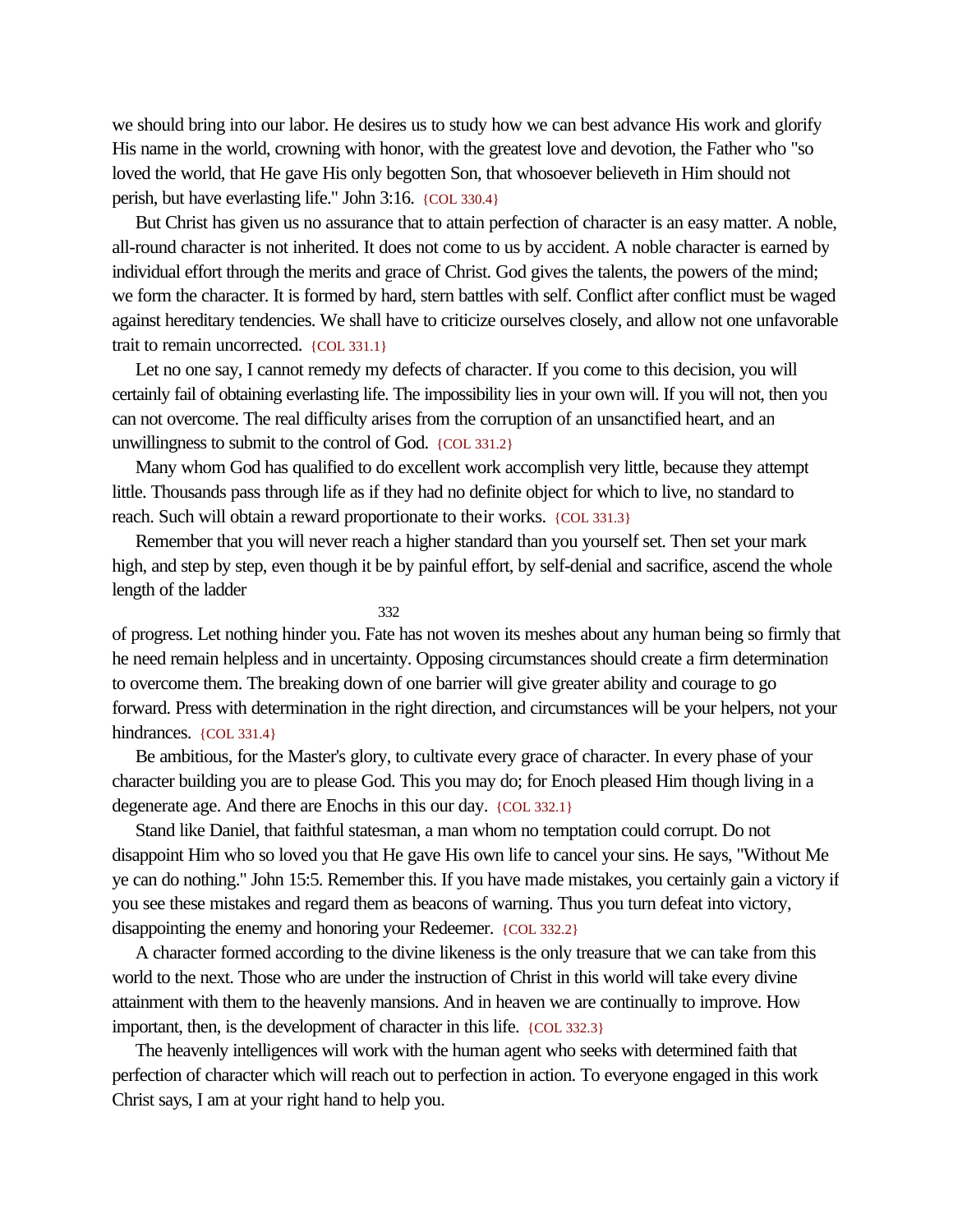we should bring into our labor. He desires us to study how we can best advance His work and glorify His name in the world, crowning with honor, with the greatest love and devotion, the Father who "so loved the world, that He gave His only begotten Son, that whosoever believeth in Him should not perish, but have everlasting life." John 3:16. {COL 330.4}

But Christ has given us no assurance that to attain perfection of character is an easy matter. A noble, all-round character is not inherited. It does not come to us by accident. A noble character is earned by individual effort through the merits and grace of Christ. God gives the talents, the powers of the mind; we form the character. It is formed by hard, stern battles with self. Conflict after conflict must be waged against hereditary tendencies. We shall have to criticize ourselves closely, and allow not one unfavorable trait to remain uncorrected. {COL 331.1}

Let no one say, I cannot remedy my defects of character. If you come to this decision, you will certainly fail of obtaining everlasting life. The impossibility lies in your own will. If you will not, then you can not overcome. The real difficulty arises from the corruption of an unsanctified heart, and an unwillingness to submit to the control of God. {COL 331.2}

Many whom God has qualified to do excellent work accomplish very little, because they attempt little. Thousands pass through life as if they had no definite object for which to live, no standard to reach. Such will obtain a reward proportionate to their works. {COL 331.3}

Remember that you will never reach a higher standard than you yourself set. Then set your mark high, and step by step, even though it be by painful effort, by self-denial and sacrifice, ascend the whole length of the ladder of progress. Let nothing hinder you. Fate has not woven its meshes about any human being so firmly that he need remain helpless and in uncertainty. Opposing circumstances should create a firm determination to overcome them. The breaking down of one barrier will give greater ability and courage to go forward. Press with determination in the right direction, and circumstances will be your helpers, not your hindrances. {COL 331.4}

Be ambitious, for the Master's glory, to cultivate every grace of character. In every phase of your character building you are to please God. This you may do; for Enoch pleased Him though living in a degenerate age. And there are Enochs in this our day. {COL 332.1}

Stand like Daniel, that faithful statesman, a man whom no temptation could corrupt. Do not disappoint Him who so loved you that He gave His own life to cancel your sins. He says, "Without Me ye can do nothing." John 15:5. Remember this. If you have made mistakes, you certainly gain a victory if you see these mistakes and regard them as beacons of warning. Thus you turn defeat into victory, disappointing the enemy and honoring your Redeemer. {COL 332.2}

A character formed according to the divine likeness is the only treasure that we can take from this world to the next. Those who are under the instruction of Christ in this world will take every divine attainment with them to the heavenly mansions. And in heaven we are continually to improve. How important, then, is the development of character in this life. {COL 332.3}

The heavenly intelligences will work with the human agent who seeks with determined faith that perfection of character which will reach out to perfection in action. To everyone engaged in this work Christ says, I am at your right hand to help you.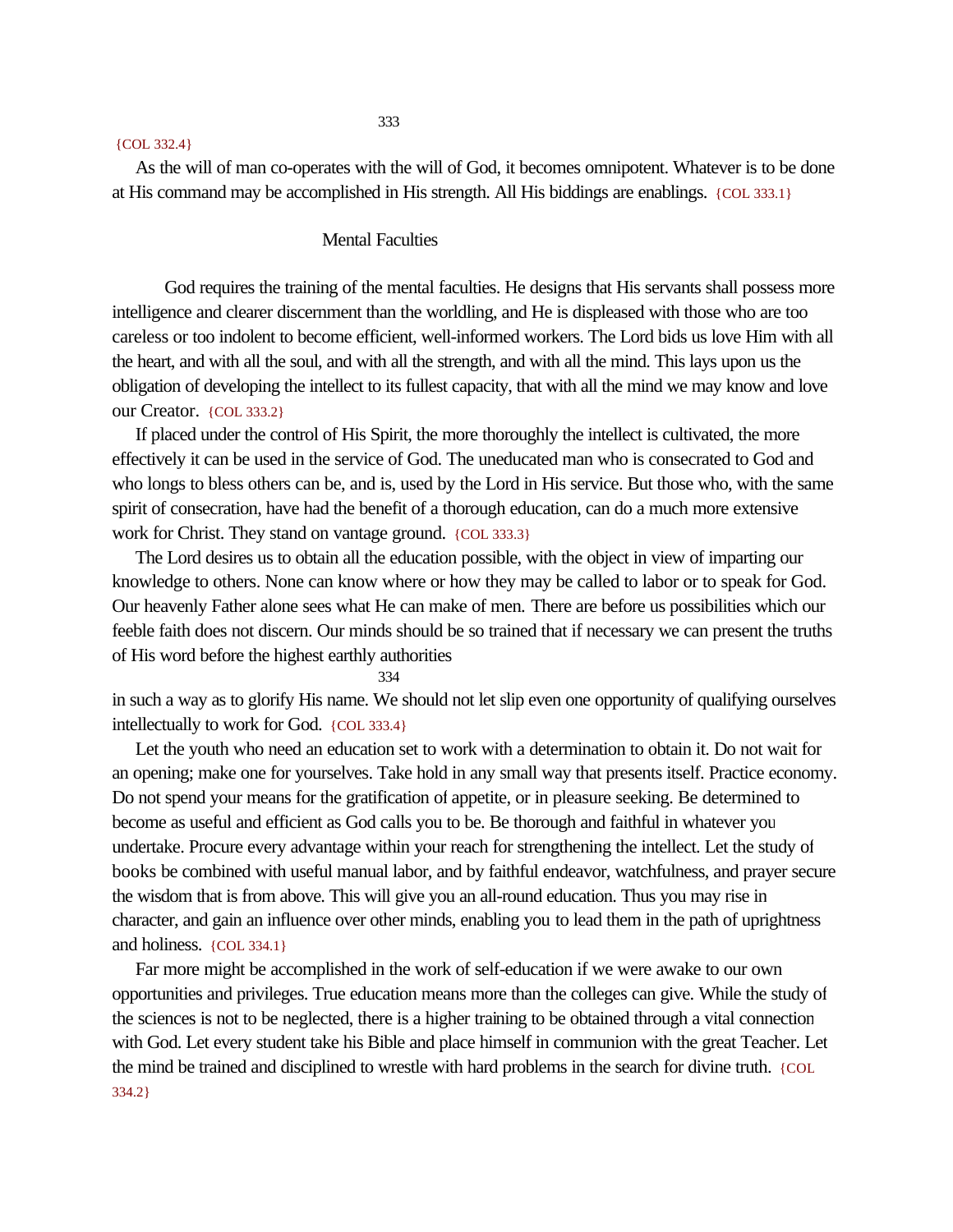{COL 332.4}

As the will of man co-operates with the will of God, it becomes omnipotent. Whatever is to be done at His command may be accomplished in His strength. All His biddings are enablings. {COL 333.1}

## Mental Faculties

God requires the training of the mental faculties. He designs that His servants shall possess more intelligence and clearer discernment than the worldling, and He is displeased with those who are too careless or too indolent to become efficient, well-informed workers. The Lord bids us love Him with all the heart, and with all the soul, and with all the strength, and with all the mind. This lays upon us the obligation of developing the intellect to its fullest capacity, that with all the mind we may know and love our Creator. {COL 333.2}

If placed under the control of His Spirit, the more thoroughly the intellect is cultivated, the more effectively it can be used in the service of God. The uneducated man who is consecrated to God and who longs to bless others can be, and is, used by the Lord in His service. But those who, with the same spirit of consecration, have had the benefit of a thorough education, can do a much more extensive work for Christ. They stand on vantage ground. {COL 333.3}

The Lord desires us to obtain all the education possible, with the object in view of imparting our knowledge to others. None can know where or how they may be called to labor or to speak for God. Our heavenly Father alone sees what He can make of men. There are before us possibilities which our feeble faith does not discern. Our minds should be so trained that if necessary we can present the truths of His word before the highest earthly authorities in such a way as to glorify His name. We should not let slip even one opportunity of qualifying ourselves intellectually to work for God. {COL 333.4}

Let the youth who need an education set to work with a determination to obtain it. Do not wait for an opening; make one for yourselves. Take hold in any small way that presents itself. Practice economy. Do not spend your means for the gratification of appetite, or in pleasure seeking. Be determined to become as useful and efficient as God calls you to be. Be thorough and faithful in whatever you undertake. Procure every advantage within your reach for strengthening the intellect. Let the study of books be combined with useful manual labor, and by faithful endeavor, watchfulness, and prayer secure the wisdom that is from above. This will give you an all-round education. Thus you may rise in character, and gain an influence over other minds, enabling you to lead them in the path of uprightness and holiness. {COL 334.1}

Far more might be accomplished in the work of self-education if we were awake to our own opportunities and privileges. True education means more than the colleges can give. While the study of the sciences is not to be neglected, there is a higher training to be obtained through a vital connection with God. Let every student take his Bible and place himself in communion with the great Teacher. Let the mind be trained and disciplined to wrestle with hard problems in the search for divine truth. {COL 334.2}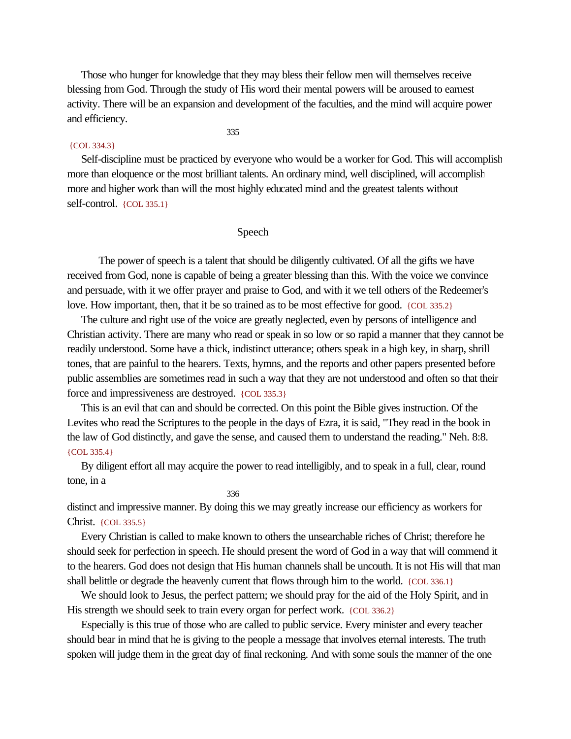Those who hunger for knowledge that they may bless their fellow men will themselves receive blessing from God. Through the study of His word their mental powers will be aroused to earnest activity. There will be an expansion and development of the faculties, and the mind will acquire power and efficiency. {COL 334.3}

Self-discipline must be practiced by everyone who would be a worker for God. This will accomplish more than eloquence or the most brilliant talents. An ordinary mind, well disciplined, will accomplish more and higher work than will the most highly educated mind and the greatest talents without self-control. {COL 335.1}

## Speech

The power of speech is a talent that should be diligently cultivated. Of all the gifts we have received from God, none is capable of being a greater blessing than this. With the voice we convince and persuade, with it we offer prayer and praise to God, and with it we tell others of the Redeemer's love. How important, then, that it be so trained as to be most effective for good. {COL 335.2}

The culture and right use of the voice are greatly neglected, even by persons of intelligence and Christian activity. There are many who read or speak in so low or so rapid a manner that they cannot be readily understood. Some have a thick, indistinct utterance; others speak in a high key, in sharp, shrill tones, that are painful to the hearers. Texts, hymns, and the reports and other papers presented before public assemblies are sometimes read in such a way that they are not understood and often so that their force and impressiveness are destroyed. {COL 335.3}

This is an evil that can and should be corrected. On this point the Bible gives instruction. Of the Levites who read the Scriptures to the people in the days of Ezra, it is said, "They read in the book in the law of God distinctly, and gave the sense, and caused them to understand the reading." Neh. 8:8. {COL 335.4}

By diligent effort all may acquire the power to read intelligibly, and to speak in a full, clear, round tone, in a distinct and impressive manner. By doing this we may greatly increase our efficiency as workers for Christ. {COL 335.5}

Every Christian is called to make known to others the unsearchable riches of Christ; therefore he should seek for perfection in speech. He should present the word of God in a way that will commend it to the hearers. God does not design that His human channels shall be uncouth. It is not His will that man shall belittle or degrade the heavenly current that flows through him to the world. {COL 336.1}

We should look to Jesus, the perfect pattern; we should pray for the aid of the Holy Spirit, and in His strength we should seek to train every organ for perfect work. {COL 336.2}

Especially is this true of those who are called to public service. Every minister and every teacher should bear in mind that he is giving to the people a message that involves eternal interests. The truth spoken will judge them in the great day of final reckoning. And with some souls the manner of the one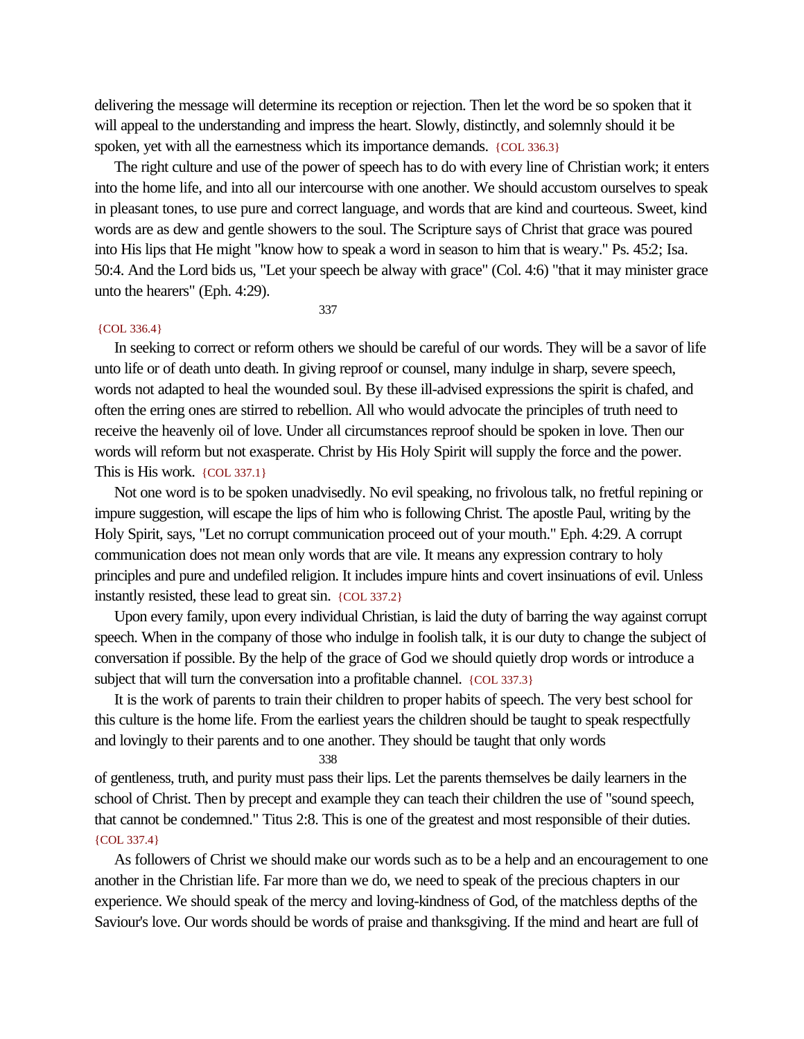delivering the message will determine its reception or rejection. Then let the word be so spoken that it will appeal to the understanding and impress the heart. Slowly, distinctly, and solemnly should it be spoken, yet with all the earnestness which its importance demands. {COL 336.3}

The right culture and use of the power of speech has to do with every line of Christian work; it enters into the home life, and into all our intercourse with one another. We should accustom ourselves to speak in pleasant tones, to use pure and correct language, and words that are kind and courteous. Sweet, kind words are as dew and gentle showers to the soul. The Scripture says of Christ that grace was poured into His lips that He might "know how to speak a word in season to him that is weary." Ps. 45:2; Isa. 50:4. And the Lord bids us, "Let your speech be alway with grace" (Col. 4:6) "that it may minister grace unto the hearers" (Eph. 4:29).

{COL 336.4}

In seeking to correct or reform others we should be careful of our words. They will be a savor of life unto life or of death unto death. In giving reproof or counsel, many indulge in sharp, severe speech, words not adapted to heal the wounded soul. By these ill-advised expressions the spirit is chafed, and often the erring ones are stirred to rebellion. All who would advocate the principles of truth need to receive the heavenly oil of love. Under all circumstances reproof should be spoken in love. Then our words will reform but not exasperate. Christ by His Holy Spirit will supply the force and the power. This is His work. {COL 337.1}

Not one word is to be spoken unadvisedly. No evil speaking, no frivolous talk, no fretful repining or impure suggestion, will escape the lips of him who is following Christ. The apostle Paul, writing by the Holy Spirit, says, "Let no corrupt communication proceed out of your mouth." Eph. 4:29. A corrupt communication does not mean only words that are vile. It means any expression contrary to holy principles and pure and undefiled religion. It includes impure hints and covert insinuations of evil. Unless instantly resisted, these lead to great sin. {COL 337.2}

Upon every family, upon every individual Christian, is laid the duty of barring the way against corrupt speech. When in the company of those who indulge in foolish talk, it is our duty to change the subject of conversation if possible. By the help of the grace of God we should quietly drop words or introduce a subject that will turn the conversation into a profitable channel. {COL 337.3}

It is the work of parents to train their children to proper habits of speech. The very best school for this culture is the home life. From the earliest years the children should be taught to speak respectfully and lovingly to their parents and to one another. They should be taught that only words of gentleness, truth, and purity must pass their lips. Let the parents themselves be daily learners in the school of Christ. Then by precept and example they can teach their children the use of "sound speech, that cannot be condemned." Titus 2:8. This is one of the greatest and most responsible of their duties. {COL 337.4}

As followers of Christ we should make our words such as to be a help and an encouragement to one another in the Christian life. Far more than we do, we need to speak of the precious chapters in our experience. We should speak of the mercy and loving-kindness of God, of the matchless depths of the Saviour's love. Our words should be words of praise and thanksgiving. If the mind and heart are full of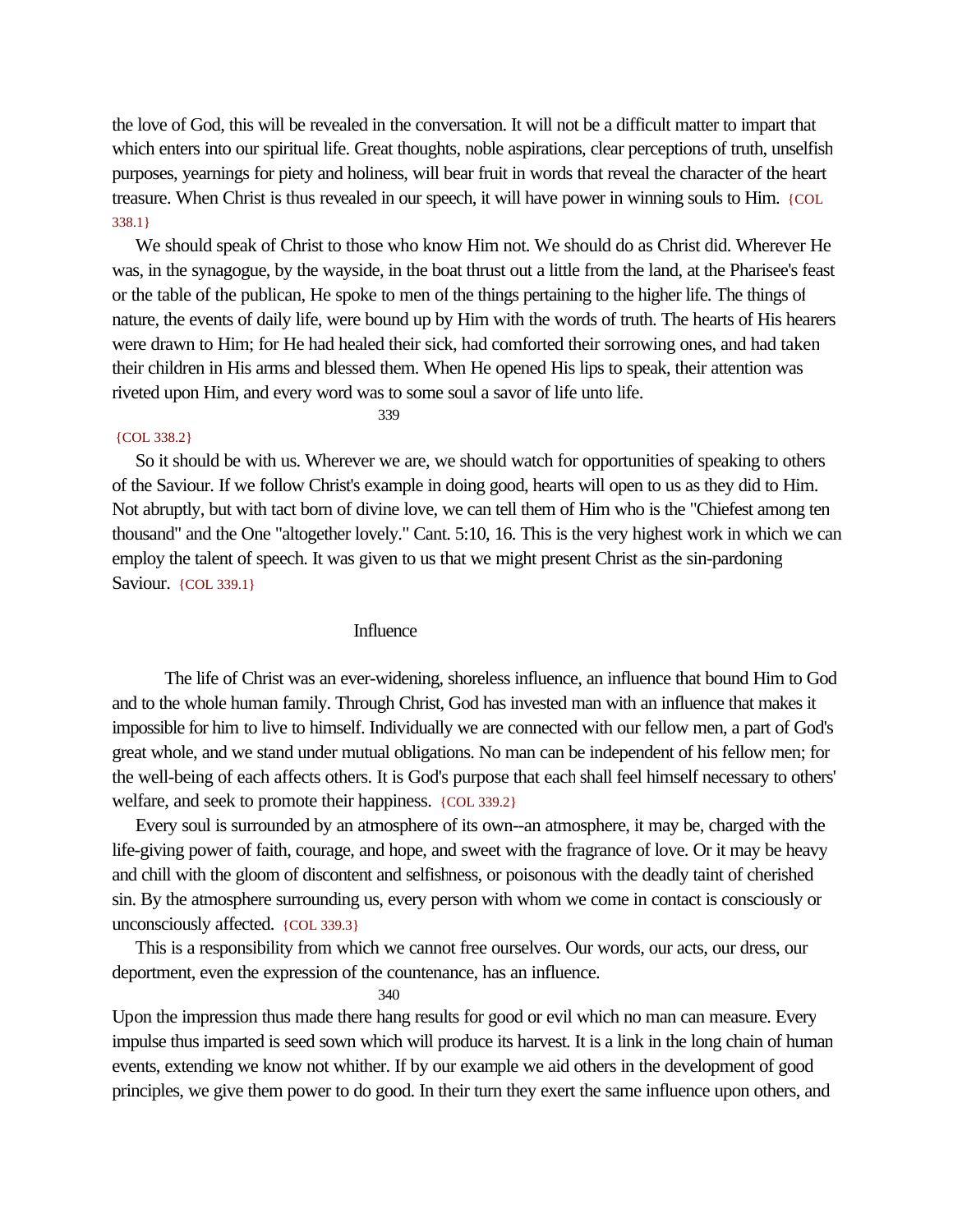the love of God, this will be revealed in the conversation. It will not be a difficult matter to impart that which enters into our spiritual life. Great thoughts, noble aspirations, clear perceptions of truth, unselfish purposes, yearnings for piety and holiness, will bear fruit in words that reveal the character of the heart treasure. When Christ is thus revealed in our speech, it will have power in winning souls to Him. {COL 338.1}

We should speak of Christ to those who know Him not. We should do as Christ did. Wherever He was, in the synagogue, by the wayside, in the boat thrust out a little from the land, at the Pharisee's feast or the table of the publican, He spoke to men of the things pertaining to the higher life. The things of nature, the events of daily life, were bound up by Him with the words of truth. The hearts of His hearers were drawn to Him; for He had healed their sick, had comforted their sorrowing ones, and had taken their children in His arms and blessed them. When He opened His lips to speak, their attention was riveted upon Him, and every word was to some soul a savor of life unto life. {COL 338.2}

So it should be with us. Wherever we are, we should watch for opportunities of speaking to others of the Saviour. If we follow Christ's example in doing good, hearts will open to us as they did to Him. Not abruptly, but with tact born of divine love, we can tell them of Him who is the "Chiefest among ten thousand" and the One "altogether lovely." Cant. 5:10, 16. This is the very highest work in which we can employ the talent of speech. It was given to us that we might present Christ as the sin-pardoning Saviour. {COL 339.1}

## Influence

The life of Christ was an ever-widening, shoreless influence, an influence that bound Him to God and to the whole human family. Through Christ, God has invested man with an influence that makes it impossible for him to live to himself. Individually we are connected with our fellow men, a part of God's great whole, and we stand under mutual obligations. No man can be independent of his fellow men; for the well-being of each affects others. It is God's purpose that each shall feel himself necessary to others' welfare, and seek to promote their happiness. {COL 339.2}

Every soul is surrounded by an atmosphere of its own--an atmosphere, it may be, charged with the life-giving power of faith, courage, and hope, and sweet with the fragrance of love. Or it may be heavy and chill with the gloom of discontent and selfishness, or poisonous with the deadly taint of cherished sin. By the atmosphere surrounding us, every person with whom we come in contact is consciously or unconsciously affected. {COL 339.3}

This is a responsibility from which we cannot free ourselves. Our words, our acts, our dress, our deportment, even the expression of the countenance, has an influence. Upon the impression thus made there hang results for good or evil which no man can measure. Every impulse thus imparted is seed sown which will produce its harvest. It is a link in the long chain of human events, extending we know not whither. If by our example we aid others in the development of good principles, we give them power to do good. In their turn they exert the same influence upon others, and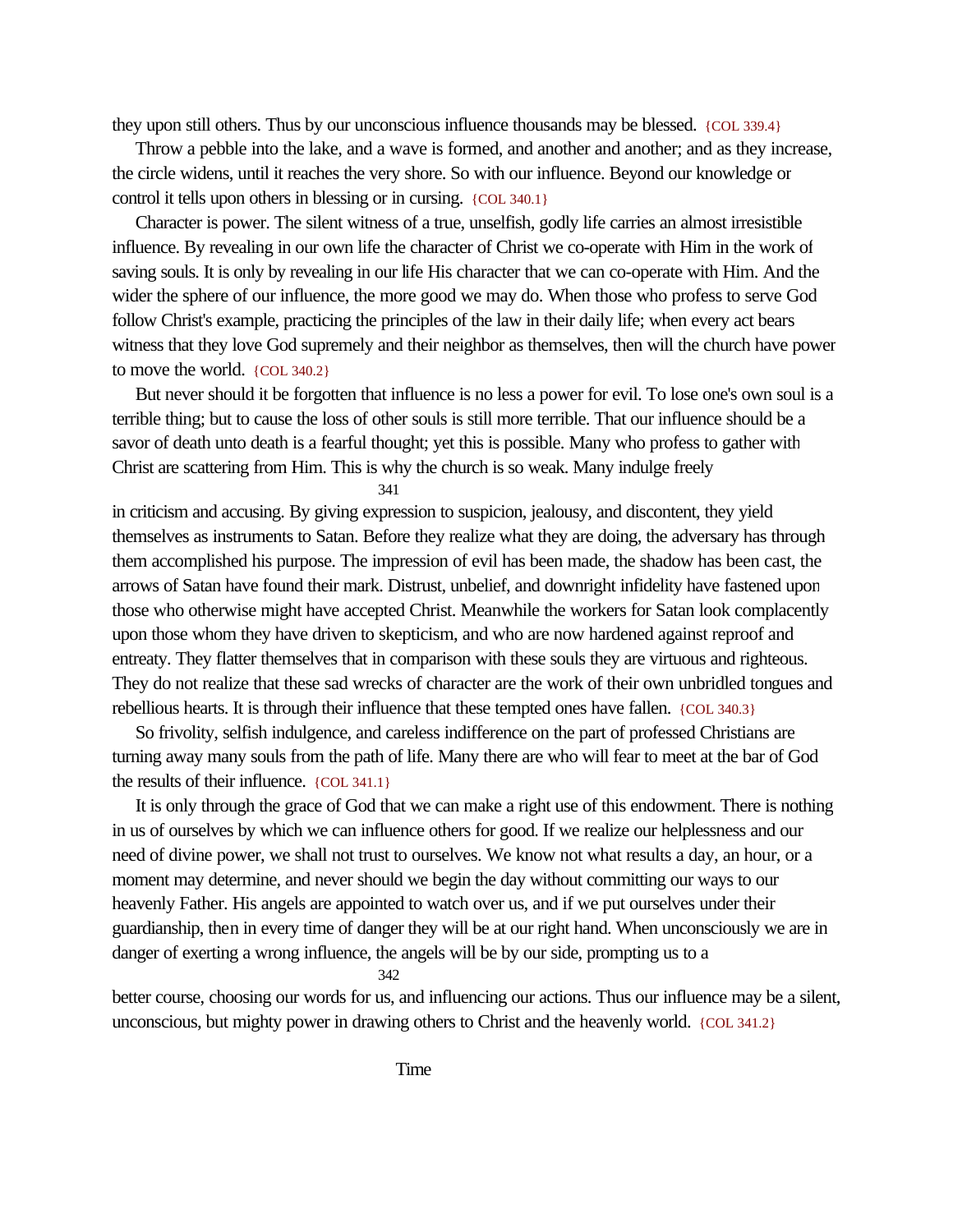they upon still others. Thus by our unconscious influence thousands may be blessed. {COL 339.4}

Throw a pebble into the lake, and a wave is formed, and another and another; and as they increase, the circle widens, until it reaches the very shore. So with our influence. Beyond our knowledge or control it tells upon others in blessing or in cursing. {COL 340.1}

Character is power. The silent witness of a true, unselfish, godly life carries an almost irresistible influence. By revealing in our own life the character of Christ we co-operate with Him in the work of saving souls. It is only by revealing in our life His character that we can co-operate with Him. And the wider the sphere of our influence, the more good we may do. When those who profess to serve God follow Christ's example, practicing the principles of the law in their daily life; when every act bears witness that they love God supremely and their neighbor as themselves, then will the church have power to move the world. {COL 340.2}

But never should it be forgotten that influence is no less a power for evil. To lose one's own soul is a terrible thing; but to cause the loss of other souls is still more terrible. That our influence should be a savor of death unto death is a fearful thought; yet this is possible. Many who profess to gather with Christ are scattering from Him. This is why the church is so weak. Many indulge freely in criticism and accusing. By giving expression to suspicion, jealousy, and discontent, they yield themselves as instruments to Satan. Before they realize what they are doing, the adversary has through them accomplished his purpose. The impression of evil has been made, the shadow has been cast, the arrows of Satan have found their mark. Distrust, unbelief, and downright infidelity have fastened upon those who otherwise might have accepted Christ. Meanwhile the workers for Satan look complacently upon those whom they have driven to skepticism, and who are now hardened against reproof and entreaty. They flatter themselves that in comparison with these souls they are virtuous and righteous. They do not realize that these sad wrecks of character are the work of their own unbridled tongues and rebellious hearts. It is through their influence that these tempted ones have fallen. {COL 340.3}

So frivolity, selfish indulgence, and careless indifference on the part of professed Christians are turning away many souls from the path of life. Many there are who will fear to meet at the bar of God the results of their influence. {COL 341.1}

It is only through the grace of God that we can make a right use of this endowment. There is nothing in us of ourselves by which we can influence others for good. If we realize our helplessness and our need of divine power, we shall not trust to ourselves. We know not what results a day, an hour, or a moment may determine, and never should we begin the day without committing our ways to our heavenly Father. His angels are appointed to watch over us, and if we put ourselves under their guardianship, then in every time of danger they will be at our right hand. When unconsciously we are in danger of exerting a wrong influence, the angels will be by our side, prompting us to a better course, choosing our words for us, and influencing our actions. Thus our influence may be a silent, unconscious, but mighty power in drawing others to Christ and the heavenly world. {COL 341.2}

## Time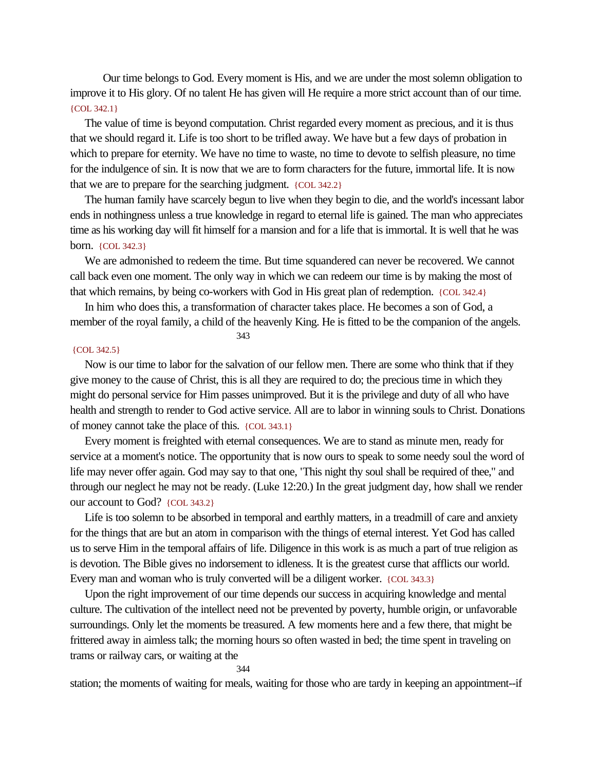Our time belongs to God. Every moment is His, and we are under the most solemn obligation to improve it to His glory. Of no talent He has given will He require a more strict account than of our time. {COL 342.1}

The value of time is beyond computation. Christ regarded every moment as precious, and it is thus that we should regard it. Life is too short to be trifled away. We have but a few days of probation in which to prepare for eternity. We have no time to waste, no time to devote to selfish pleasure, no time for the indulgence of sin. It is now that we are to form characters for the future, immortal life. It is now that we are to prepare for the searching judgment. {COL 342.2}

The human family have scarcely begun to live when they begin to die, and the world's incessant labor ends in nothingness unless a true knowledge in regard to eternal life is gained. The man who appreciates time as his working day will fit himself for a mansion and for a life that is immortal. It is well that he was born. {COL 342.3}

We are admonished to redeem the time. But time squandered can never be recovered. We cannot call back even one moment. The only way in which we can redeem our time is by making the most of that which remains, by being co-workers with God in His great plan of redemption. {COL 342.4}

In him who does this, a transformation of character takes place. He becomes a son of God, a member of the royal family, a child of the heavenly King. He is fitted to be the companion of the angels. {COL 342.5}

Now is our time to labor for the salvation of our fellow men. There are some who think that if they give money to the cause of Christ, this is all they are required to do; the precious time in which they might do personal service for Him passes unimproved. But it is the privilege and duty of all who have health and strength to render to God active service. All are to labor in winning souls to Christ. Donations of money cannot take the place of this. {COL 343.1}

Every moment is freighted with eternal consequences. We are to stand as minute men, ready for service at a moment's notice. The opportunity that is now ours to speak to some needy soul the word of life may never offer again. God may say to that one, 'This night thy soul shall be required of thee," and through our neglect he may not be ready. (Luke 12:20.) In the great judgment day, how shall we render our account to God? {COL 343.2}

Life is too solemn to be absorbed in temporal and earthly matters, in a treadmill of care and anxiety for the things that are but an atom in comparison with the things of eternal interest. Yet God has called us to serve Him in the temporal affairs of life. Diligence in this work is as much a part of true religion as is devotion. The Bible gives no indorsement to idleness. It is the greatest curse that afflicts our world. Every man and woman who is truly converted will be a diligent worker. {COL 343.3}

Upon the right improvement of our time depends our success in acquiring knowledge and mental culture. The cultivation of the intellect need not be prevented by poverty, humble origin, or unfavorable surroundings. Only let the moments be treasured. A few moments here and a few there, that might be frittered away in aimless talk; the morning hours so often wasted in bed; the time spent in traveling on trams or railway cars, or waiting at the station; the moments of waiting for meals, waiting for those who are tardy in keeping an appointment--if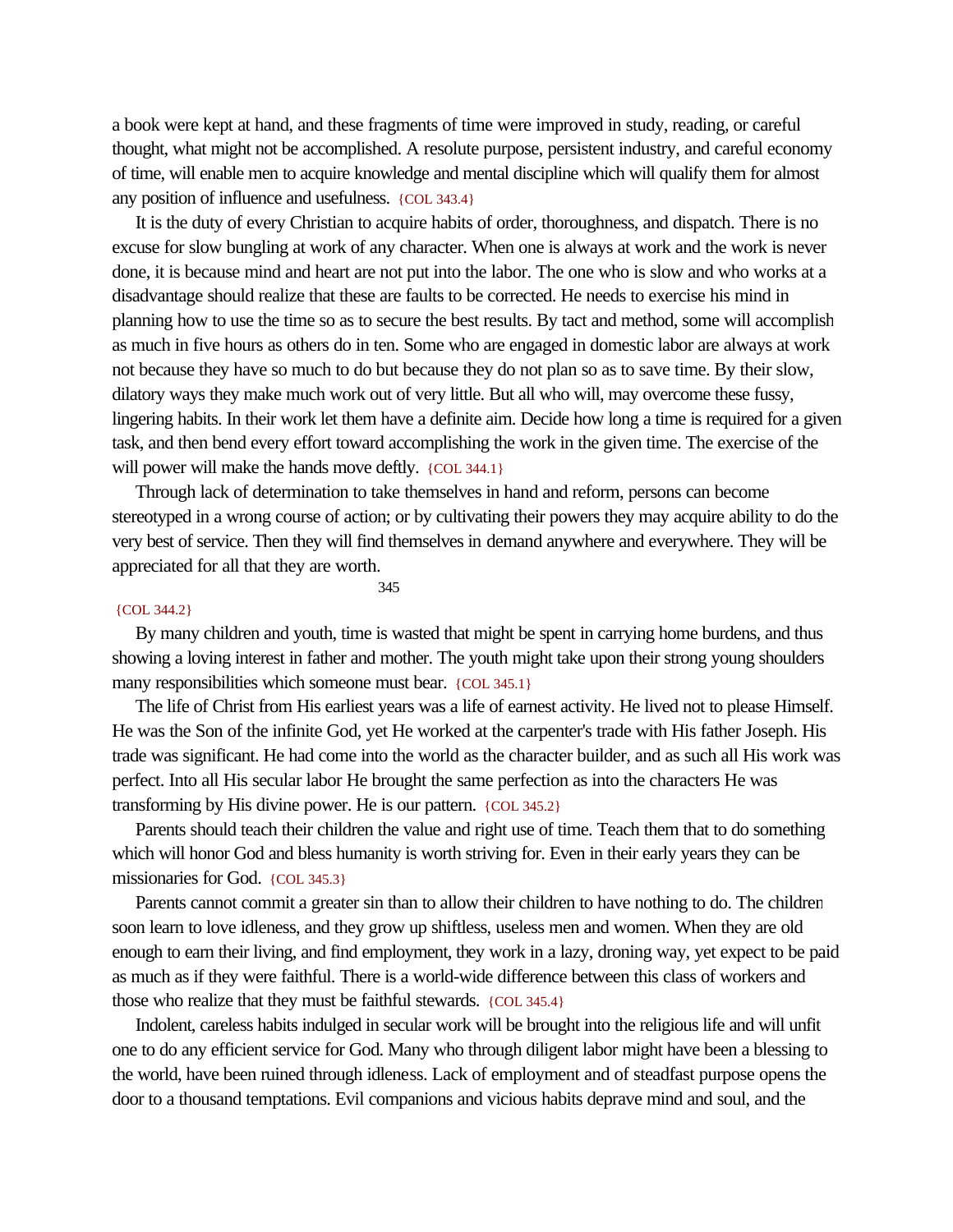a book were kept at hand, and these fragments of time were improved in study, reading, or careful thought, what might not be accomplished. A resolute purpose, persistent industry, and careful economy of time, will enable men to acquire knowledge and mental discipline which will qualify them for almost any position of influence and usefulness. {COL 343.4}

It is the duty of every Christian to acquire habits of order, thoroughness, and dispatch. There is no excuse for slow bungling at work of any character. When one is always at work and the work is never done, it is because mind and heart are not put into the labor. The one who is slow and who works at a disadvantage should realize that these are faults to be corrected. He needs to exercise his mind in planning how to use the time so as to secure the best results. By tact and method, some will accomplish as much in five hours as others do in ten. Some who are engaged in domestic labor are always at work not because they have so much to do but because they do not plan so as to save time. By their slow, dilatory ways they make much work out of very little. But all who will, may overcome these fussy, lingering habits. In their work let them have a definite aim. Decide how long a time is required for a given task, and then bend every effort toward accomplishing the work in the given time. The exercise of the will power will make the hands move deftly. {COL 344.1}

Through lack of determination to take themselves in hand and reform, persons can become stereotyped in a wrong course of action; or by cultivating their powers they may acquire ability to do the very best of service. Then they will find themselves in demand anywhere and everywhere. They will be appreciated for all that they are worth.

{COL 344.2}

By many children and youth, time is wasted that might be spent in carrying home burdens, and thus showing a loving interest in father and mother. The youth might take upon their strong young shoulders many responsibilities which someone must bear. {COL 345.1}

The life of Christ from His earliest years was a life of earnest activity. He lived not to please Himself. He was the Son of the infinite God, yet He worked at the carpenter's trade with His father Joseph. His trade was significant. He had come into the world as the character builder, and as such all His work was perfect. Into all His secular labor He brought the same perfection as into the characters He was transforming by His divine power. He is our pattern. {COL 345.2}

Parents should teach their children the value and right use of time. Teach them that to do something which will honor God and bless humanity is worth striving for. Even in their early years they can be missionaries for God. {COL 345.3}

Parents cannot commit a greater sin than to allow their children to have nothing to do. The children soon learn to love idleness, and they grow up shiftless, useless men and women. When they are old enough to earn their living, and find employment, they work in a lazy, droning way, yet expect to be paid as much as if they were faithful. There is a world-wide difference between this class of workers and those who realize that they must be faithful stewards. {COL 345.4}

Indolent, careless habits indulged in secular work will be brought into the religious life and will unfit one to do any efficient service for God. Many who through diligent labor might have been a blessing to the world, have been ruined through idleness. Lack of employment and of steadfast purpose opens the door to a thousand temptations. Evil companions and vicious habits deprave mind and soul, and the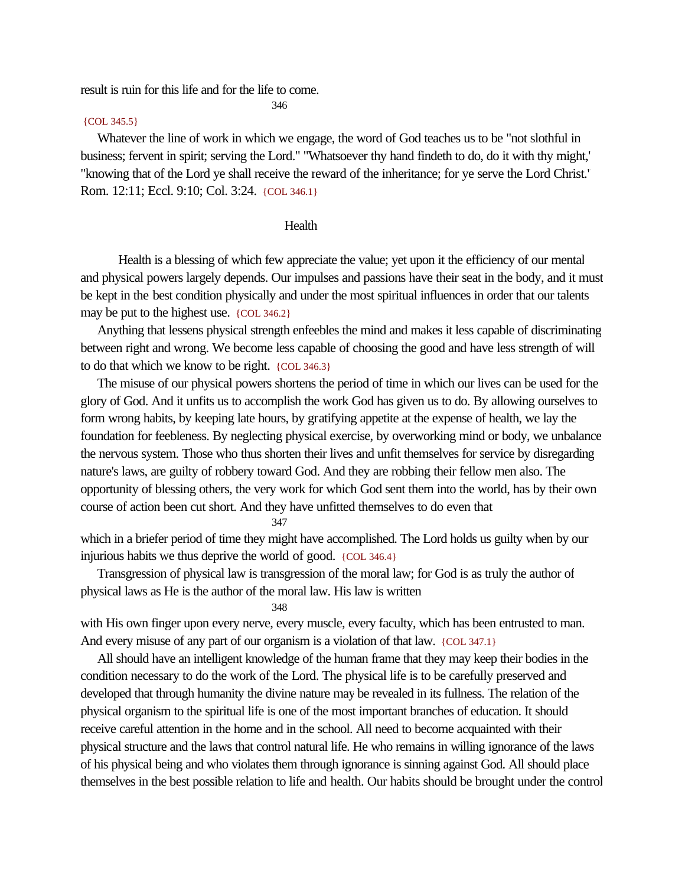result is ruin for this life and for the life to come.

{COL 345.5}

Whatever the line of work in which we engage, the word of God teaches us to be "not slothful in business; fervent in spirit; serving the Lord." "Whatsoever thy hand findeth to do, do it with thy might,' "knowing that of the Lord ye shall receive the reward of the inheritance; for ye serve the Lord Christ.' Rom. 12:11; Eccl. 9:10; Col. 3:24. {COL 346.1}

## Health

Health is a blessing of which few appreciate the value; yet upon it the efficiency of our mental and physical powers largely depends. Our impulses and passions have their seat in the body, and it must be kept in the best condition physically and under the most spiritual influences in order that our talents may be put to the highest use. {COL 346.2}

Anything that lessens physical strength enfeebles the mind and makes it less capable of discriminating between right and wrong. We become less capable of choosing the good and have less strength of will to do that which we know to be right. {COL 346.3}

The misuse of our physical powers shortens the period of time in which our lives can be used for the glory of God. And it unfits us to accomplish the work God has given us to do. By allowing ourselves to form wrong habits, by keeping late hours, by gratifying appetite at the expense of health, we lay the foundation for feebleness. By neglecting physical exercise, by overworking mind or body, we unbalance the nervous system. Those who thus shorten their lives and unfit themselves for service by disregarding nature's laws, are guilty of robbery toward God. And they are robbing their fellow men also. The opportunity of blessing others, the very work for which God sent them into the world, has by their own course of action been cut short. And they have unfitted themselves to do even that which in a briefer period of time they might have accomplished. The Lord holds us guilty when by our injurious habits we thus deprive the world of good. {COL 346.4}

Transgression of physical law is transgression of the moral law; for God is as truly the author of physical laws as He is the author of the moral law. His law is written with His own finger upon every nerve, every muscle, every faculty, which has been entrusted to man. And every misuse of any part of our organism is a violation of that law. {COL 347.1}

All should have an intelligent knowledge of the human frame that they may keep their bodies in the condition necessary to do the work of the Lord. The physical life is to be carefully preserved and developed that through humanity the divine nature may be revealed in its fullness. The relation of the physical organism to the spiritual life is one of the most important branches of education. It should receive careful attention in the home and in the school. All need to become acquainted with their physical structure and the laws that control natural life. He who remains in willing ignorance of the laws of his physical being and who violates them through ignorance is sinning against God. All should place themselves in the best possible relation to life and health. Our habits should be brought under the control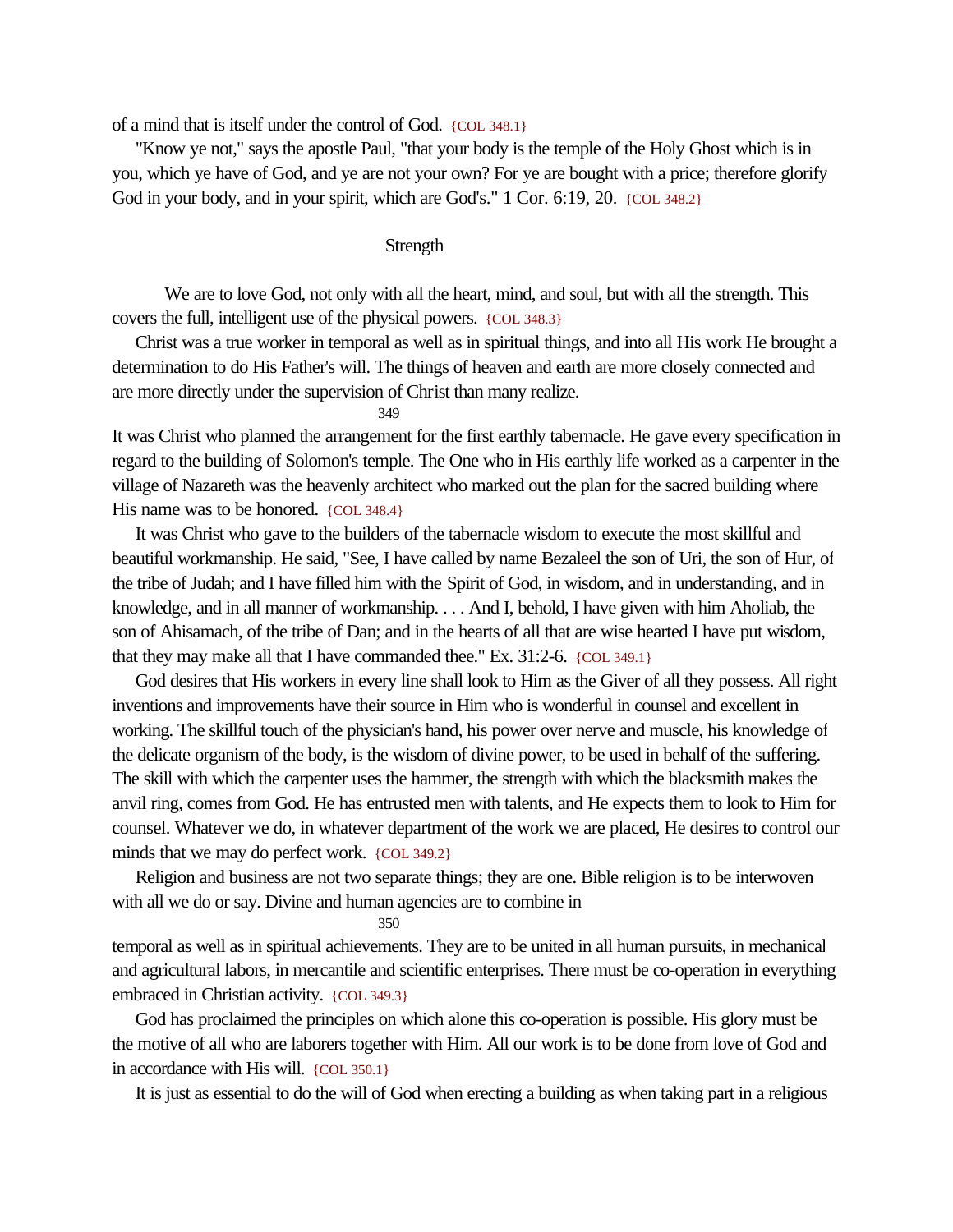of a mind that is itself under the control of God. {COL 348.1}

"Know ye not," says the apostle Paul, "that your body is the temple of the Holy Ghost which is in you, which ye have of God, and ye are not your own? For ye are bought with a price; therefore glorify God in your body, and in your spirit, which are God's." 1 Cor. 6:19, 20. {COL 348.2}

## Strength

We are to love God, not only with all the heart, mind, and soul, but with all the strength. This covers the full, intelligent use of the physical powers. {COL 348.3}

Christ was a true worker in temporal as well as in spiritual things, and into all His work He brought a determination to do His Father's will. The things of heaven and earth are more closely connected and are more directly under the supervision of Christ than many realize.

It was Christ who planned the arrangement for the first earthly tabernacle. He gave every specification in regard to the building of Solomon's temple. The One who in His earthly life worked as a carpenter in the village of Nazareth was the heavenly architect who marked out the plan for the sacred building where His name was to be honored. {COL 348.4}

It was Christ who gave to the builders of the tabernacle wisdom to execute the most skillful and beautiful workmanship. He said, "See, I have called by name Bezaleel the son of Uri, the son of Hur, of the tribe of Judah; and I have filled him with the Spirit of God, in wisdom, and in understanding, and in knowledge, and in all manner of workmanship. . . . And I, behold, I have given with him Aholiab, the son of Ahisamach, of the tribe of Dan; and in the hearts of all that are wise hearted I have put wisdom, that they may make all that I have commanded thee." Ex. 31:2-6. {COL 349.1}

God desires that His workers in every line shall look to Him as the Giver of all they possess. All right inventions and improvements have their source in Him who is wonderful in counsel and excellent in working. The skillful touch of the physician's hand, his power over nerve and muscle, his knowledge of the delicate organism of the body, is the wisdom of divine power, to be used in behalf of the suffering. The skill with which the carpenter uses the hammer, the strength with which the blacksmith makes the anvil ring, comes from God. He has entrusted men with talents, and He expects them to look to Him for counsel. Whatever we do, in whatever department of the work we are placed, He desires to control our minds that we may do perfect work. {COL 349.2}

Religion and business are not two separate things; they are one. Bible religion is to be interwoven with all we do or say. Divine and human agencies are to combine in temporal as well as in spiritual achievements. They are to be united in all human pursuits, in mechanical and agricultural labors, in mercantile and scientific enterprises. There must be co-operation in everything embraced in Christian activity. {COL 349.3}

God has proclaimed the principles on which alone this co-operation is possible. His glory must be the motive of all who are laborers together with Him. All our work is to be done from love of God and in accordance with His will. {COL 350.1}

It is just as essential to do the will of God when erecting a building as when taking part in a religious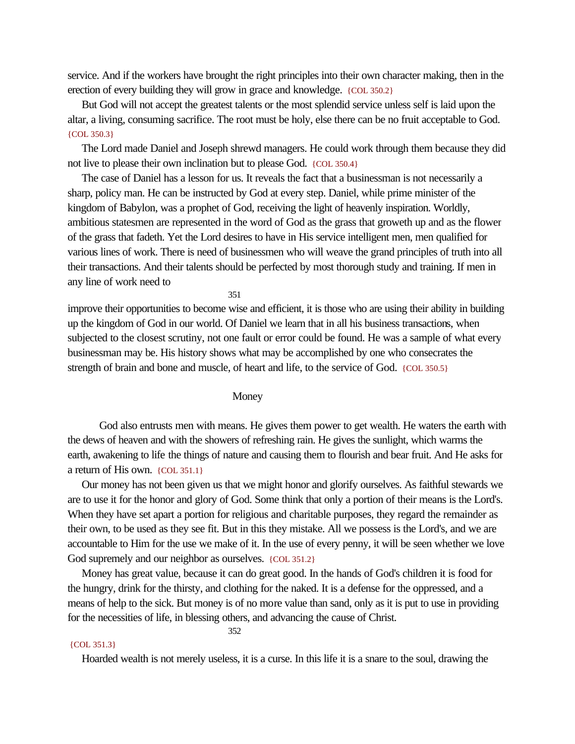service. And if the workers have brought the right principles into their own character making, then in the erection of every building they will grow in grace and knowledge. {COL 350.2}

But God will not accept the greatest talents or the most splendid service unless self is laid upon the altar, a living, consuming sacrifice. The root must be holy, else there can be no fruit acceptable to God. {COL 350.3}

The Lord made Daniel and Joseph shrewd managers. He could work through them because they did not live to please their own inclination but to please God. {COL 350.4}

The case of Daniel has a lesson for us. It reveals the fact that a businessman is not necessarily a sharp, policy man. He can be instructed by God at every step. Daniel, while prime minister of the kingdom of Babylon, was a prophet of God, receiving the light of heavenly inspiration. Worldly, ambitious statesmen are represented in the word of God as the grass that groweth up and as the flower of the grass that fadeth. Yet the Lord desires to have in His service intelligent men, men qualified for various lines of work. There is need of businessmen who will weave the grand principles of truth into all their transactions. And their talents should be perfected by most thorough study and training. If men in any line of work need to improve their opportunities to become wise and efficient, it is those who are using their ability in building up the kingdom of God in our world. Of Daniel we learn that in all his business transactions, when subjected to the closest scrutiny, not one fault or error could be found. He was a sample of what every businessman may be. His history shows what may be accomplished by one who consecrates the strength of brain and bone and muscle, of heart and life, to the service of God. {COL 350.5}

## Money

God also entrusts men with means. He gives them power to get wealth. He waters the earth with the dews of heaven and with the showers of refreshing rain. He gives the sunlight, which warms the earth, awakening to life the things of nature and causing them to flourish and bear fruit. And He asks for a return of His own. {COL 351.1}

Our money has not been given us that we might honor and glorify ourselves. As faithful stewards we are to use it for the honor and glory of God. Some think that only a portion of their means is the Lord's. When they have set apart a portion for religious and charitable purposes, they regard the remainder as their own, to be used as they see fit. But in this they mistake. All we possess is the Lord's, and we are accountable to Him for the use we make of it. In the use of every penny, it will be seen whether we love God supremely and our neighbor as ourselves. {COL 351.2}

Money has great value, because it can do great good. In the hands of God's children it is food for the hungry, drink for the thirsty, and clothing for the naked. It is a defense for the oppressed, and a means of help to the sick. But money is of no more value than sand, only as it is put to use in providing for the necessities of life, in blessing others, and advancing the cause of Christ. {COL 351.3}

Hoarded wealth is not merely useless, it is a curse. In this life it is a snare to the soul, drawing the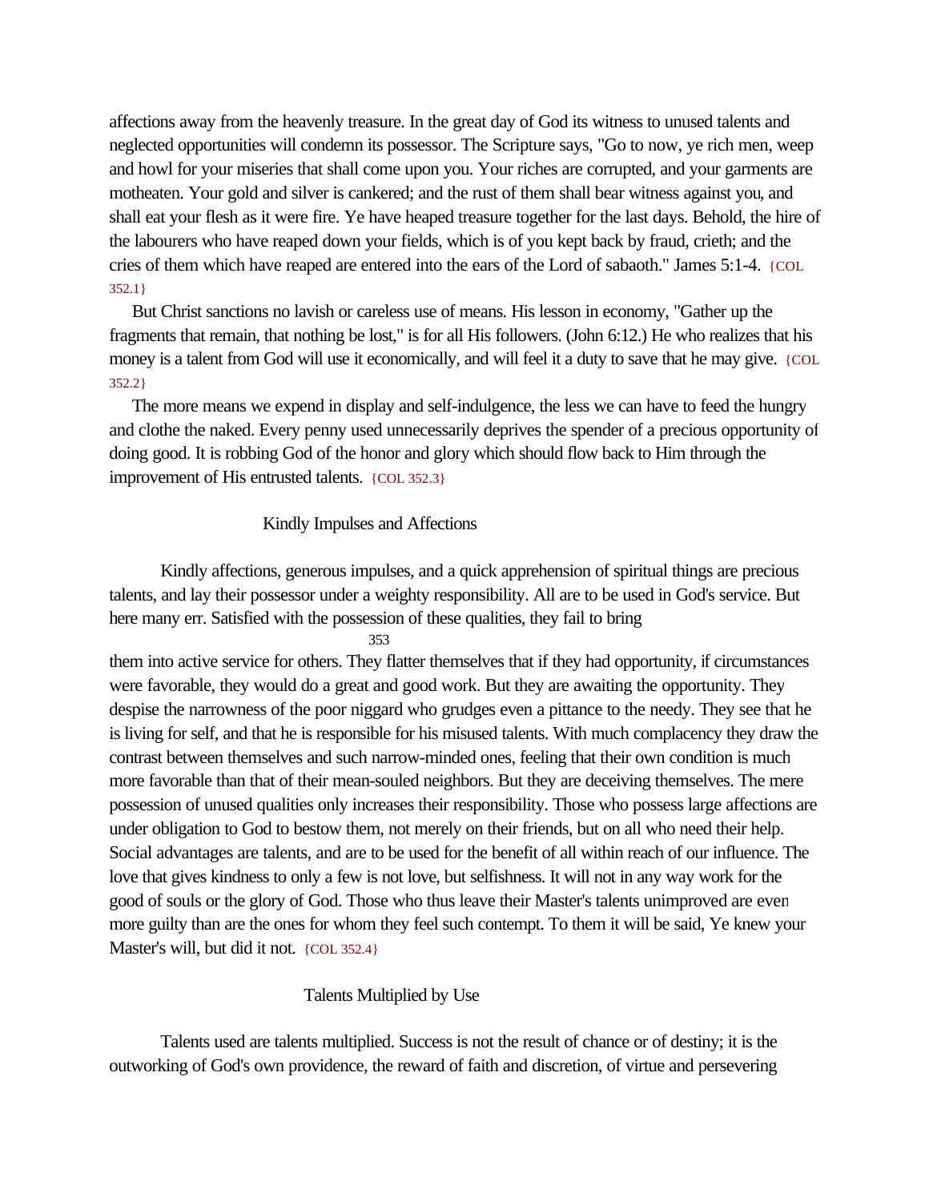affections away from the heavenly treasure. In the great day of God its witness to unused talents and neglected opportunities will condemn its possessor. The Scripture says, "Go to now, ye rich men, weep and howl for your miseries that shall come upon you. Your riches are corrupted, and your garments are motheaten. Your gold and silver is cankered; and the rust of them shall bear witness against you, and shall eat your flesh as it were fire. Ye have heaped treasure together for the last days. Behold, the hire of the labourers who have reaped down your fields, which is of you kept back by fraud, crieth; and the cries of them which have reaped are entered into the ears of the Lord of sabaoth." James 5:1-4. {COL 352.1}

But Christ sanctions no lavish or careless use of means. His lesson in economy, "Gather up the fragments that remain, that nothing be lost," is for all His followers. (John 6:12.) He who realizes that his money is a talent from God will use it economically, and will feel it a duty to save that he may give. {COL 352.2}

The more means we expend in display and self-indulgence, the less we can have to feed the hungry and clothe the naked. Every penny used unnecessarily deprives the spender of a precious opportunity of doing good. It is robbing God of the honor and glory which should flow back to Him through the improvement of His entrusted talents. {COL 352.3}

## Kindly Impulses and Affections

Kindly affections, generous impulses, and a quick apprehension of spiritual things are precious talents, and lay their possessor under a weighty responsibility. All are to be used in God's service. But here many err. Satisfied with the possession of these qualities, they fail to bring them into active service for others. They flatter themselves that if they had opportunity, if circumstances were favorable, they would do a great and good work. But they are awaiting the opportunity. They despise the narrowness of the poor niggard who grudges even a pittance to the needy. They see that he is living for self, and that he is responsible for his misused talents. With much complacency they draw the contrast between themselves and such narrow-minded ones, feeling that their own condition is much more favorable than that of their mean-souled neighbors. But they are deceiving themselves. The mere possession of unused qualities only increases their responsibility. Those who possess large affections are under obligation to God to bestow them, not merely on their friends, but on all who need their help. Social advantages are talents, and are to be used for the benefit of all within reach of our influence. The love that gives kindness to only a few is not love, but selfishness. It will not in any way work for the good of souls or the glory of God. Those who thus leave their Master's talents unimproved are even more guilty than are the ones for whom they feel such contempt. To them it will be said, Ye knew your Master's will, but did it not. {COL 352.4}

## Talents Multiplied by Use

Talents used are talents multiplied. Success is not the result of chance or of destiny; it is the outworking of God's own providence, the reward of faith and discretion, of virtue and persevering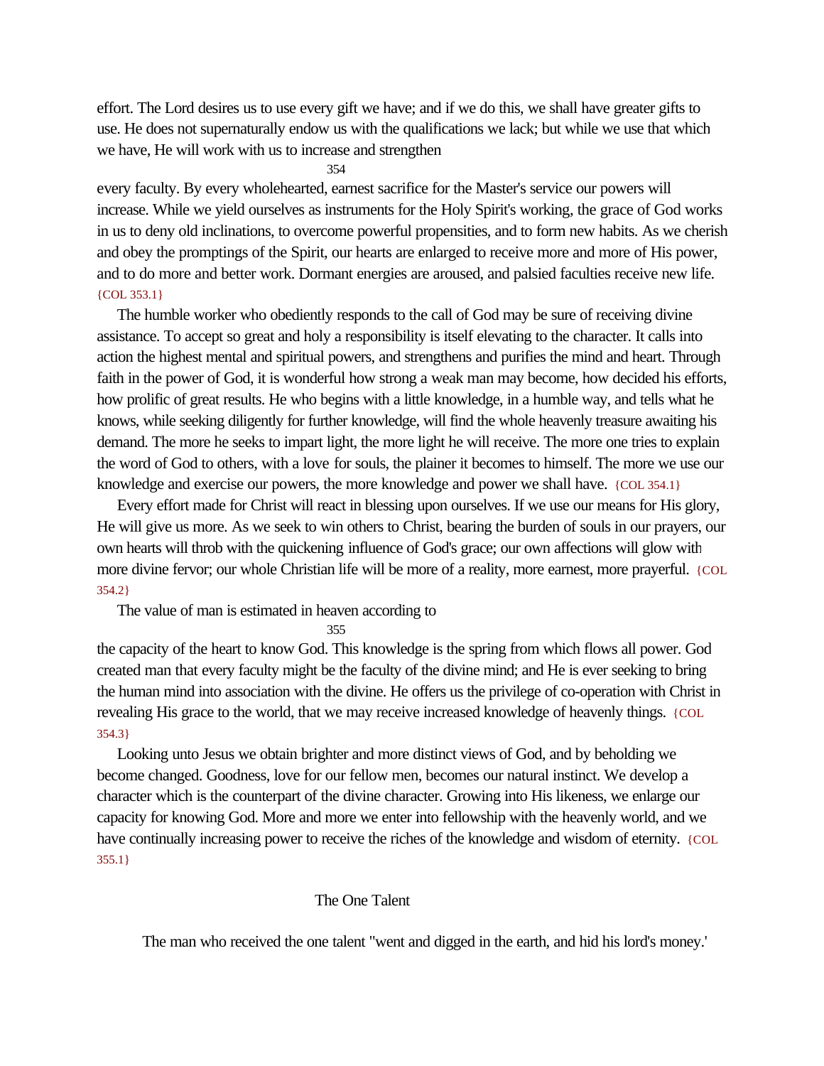effort. The Lord desires us to use every gift we have; and if we do this, we shall have greater gifts to use. He does not supernaturally endow us with the qualifications we lack; but while we use that which we have, He will work with us to increase and strengthen every faculty. By every wholehearted, earnest sacrifice for the Master's service our powers will increase. While we yield ourselves as instruments for the Holy Spirit's working, the grace of God works in us to deny old inclinations, to overcome powerful propensities, and to form new habits. As we cherish and obey the promptings of the Spirit, our hearts are enlarged to receive more and more of His power, and to do more and better work. Dormant energies are aroused, and palsied faculties receive new life. {COL 353.1}

The humble worker who obediently responds to the call of God may be sure of receiving divine assistance. To accept so great and holy a responsibility is itself elevating to the character. It calls into action the highest mental and spiritual powers, and strengthens and purifies the mind and heart. Through faith in the power of God, it is wonderful how strong a weak man may become, how decided his efforts, how prolific of great results. He who begins with a little knowledge, in a humble way, and tells what he knows, while seeking diligently for further knowledge, will find the whole heavenly treasure awaiting his demand. The more he seeks to impart light, the more light he will receive. The more one tries to explain the word of God to others, with a love for souls, the plainer it becomes to himself. The more we use our knowledge and exercise our powers, the more knowledge and power we shall have. {COL 354.1}

Every effort made for Christ will react in blessing upon ourselves. If we use our means for His glory, He will give us more. As we seek to win others to Christ, bearing the burden of souls in our prayers, our own hearts will throb with the quickening influence of God's grace; our own affections will glow with more divine fervor; our whole Christian life will be more of a reality, more earnest, more prayerful. {COL 354.2}

The value of man is estimated in heaven according to the capacity of the heart to know God. This knowledge is the spring from which flows all power. God created man that every faculty might be the faculty of the divine mind; and He is ever seeking to bring the human mind into association with the divine. He offers us the privilege of co-operation with Christ in revealing His grace to the world, that we may receive increased knowledge of heavenly things. {COL 354.3}

Looking unto Jesus we obtain brighter and more distinct views of God, and by beholding we become changed. Goodness, love for our fellow men, becomes our natural instinct. We develop a character which is the counterpart of the divine character. Growing into His likeness, we enlarge our capacity for knowing God. More and more we enter into fellowship with the heavenly world, and we have continually increasing power to receive the riches of the knowledge and wisdom of eternity. {COL 355.1}

## The One Talent

The man who received the one talent "went and digged in the earth, and hid his lord's money.'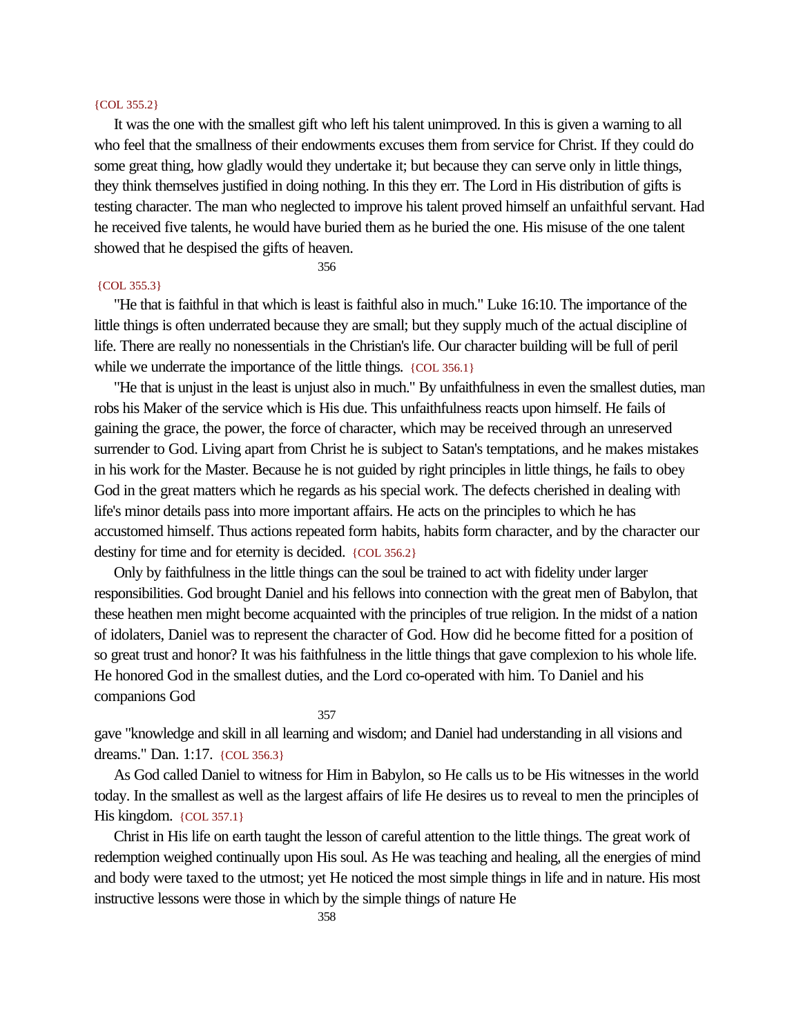{COL 355.2}

It was the one with the smallest gift who left his talent unimproved. In this is given a warning to all who feel that the smallness of their endowments excuses them from service for Christ. If they could do some great thing, how gladly would they undertake it; but because they can serve only in little things, they think themselves justified in doing nothing. In this they err. The Lord in His distribution of gifts is testing character. The man who neglected to improve his talent proved himself an unfaithful servant. Had he received five talents, he would have buried them as he buried the one. His misuse of the one talent showed that he despised the gifts of heaven.

{COL 355.3}

"He that is faithful in that which is least is faithful also in much." Luke 16:10. The importance of the little things is often underrated because they are small; but they supply much of the actual discipline of life. There are really no nonessentials in the Christian's life. Our character building will be full of peril while we underrate the importance of the little things. {COL 356.1}

"He that is unjust in the least is unjust also in much." By unfaithfulness in even the smallest duties, man robs his Maker of the service which is His due. This unfaithfulness reacts upon himself. He fails of gaining the grace, the power, the force of character, which may be received through an unreserved surrender to God. Living apart from Christ he is subject to Satan's temptations, and he makes mistakes in his work for the Master. Because he is not guided by right principles in little things, he fails to obey God in the great matters which he regards as his special work. The defects cherished in dealing with life's minor details pass into more important affairs. He acts on the principles to which he has accustomed himself. Thus actions repeated form habits, habits form character, and by the character our destiny for time and for eternity is decided. {COL 356.2}

Only by faithfulness in the little things can the soul be trained to act with fidelity under larger responsibilities. God brought Daniel and his fellows into connection with the great men of Babylon, that these heathen men might become acquainted with the principles of true religion. In the midst of a nation of idolaters, Daniel was to represent the character of God. How did he become fitted for a position of so great trust and honor? It was his faithfulness in the little things that gave complexion to his whole life. He honored God in the smallest duties, and the Lord co-operated with him. To Daniel and his companions God gave "knowledge and skill in all learning and wisdom; and Daniel had understanding in all visions and dreams." Dan. 1:17. {COL 356.3}

As God called Daniel to witness for Him in Babylon, so He calls us to be His witnesses in the world today. In the smallest as well as the largest affairs of life He desires us to reveal to men the principles of His kingdom. {COL 357.1}

Christ in His life on earth taught the lesson of careful attention to the little things. The great work of redemption weighed continually upon His soul. As He was teaching and healing, all the energies of mind and body were taxed to the utmost; yet He noticed the most simple things in life and in nature. His most instructive lessons were those in which by the simple things of nature He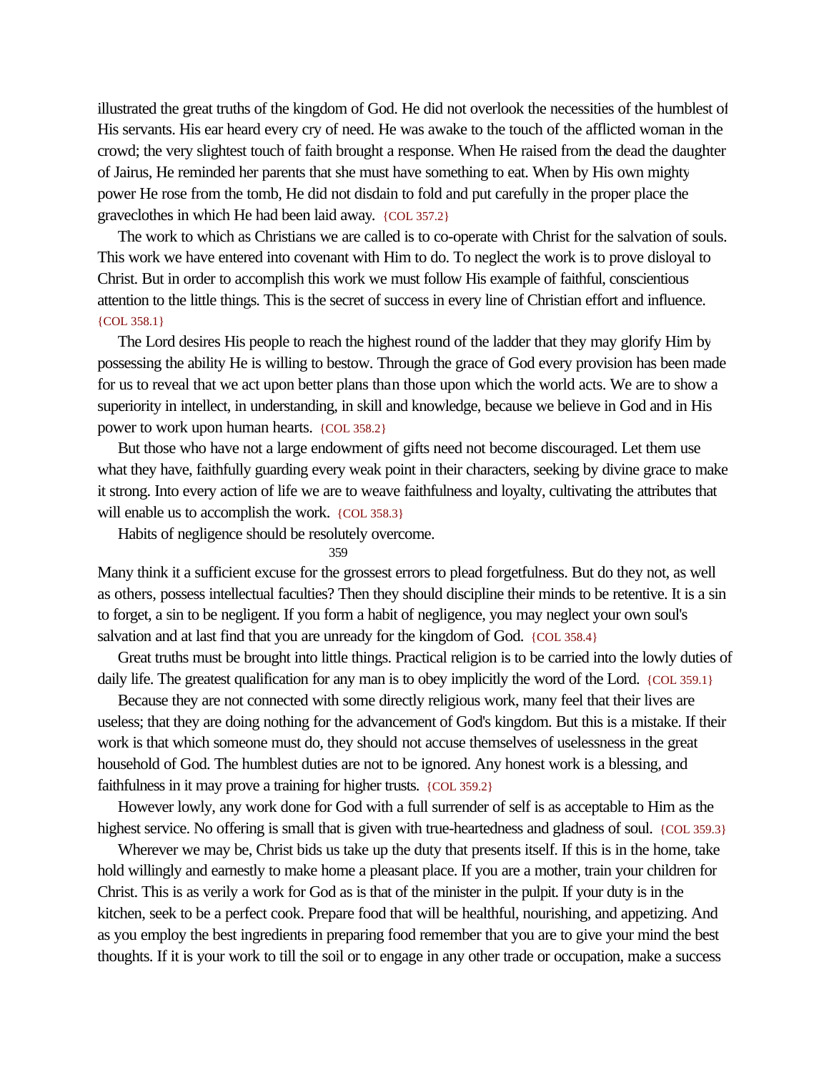illustrated the great truths of the kingdom of God. He did not overlook the necessities of the humblest of His servants. His ear heard every cry of need. He was awake to the touch of the afflicted woman in the crowd; the very slightest touch of faith brought a response. When He raised from the dead the daughter of Jairus, He reminded her parents that she must have something to eat. When by His own mighty power He rose from the tomb, He did not disdain to fold and put carefully in the proper place the graveclothes in which He had been laid away. {COL 357.2}

The work to which as Christians we are called is to co-operate with Christ for the salvation of souls. This work we have entered into covenant with Him to do. To neglect the work is to prove disloyal to Christ. But in order to accomplish this work we must follow His example of faithful, conscientious attention to the little things. This is the secret of success in every line of Christian effort and influence. {COL 358.1}

The Lord desires His people to reach the highest round of the ladder that they may glorify Him by possessing the ability He is willing to bestow. Through the grace of God every provision has been made for us to reveal that we act upon better plans than those upon which the world acts. We are to show a superiority in intellect, in understanding, in skill and knowledge, because we believe in God and in His power to work upon human hearts. {COL 358.2}

But those who have not a large endowment of gifts need not become discouraged. Let them use what they have, faithfully guarding every weak point in their characters, seeking by divine grace to make it strong. Into every action of life we are to weave faithfulness and loyalty, cultivating the attributes that will enable us to accomplish the work. {COL 358.3}

Habits of negligence should be resolutely overcome. Many think it a sufficient excuse for the grossest errors to plead forgetfulness. But do they not, as well as others, possess intellectual faculties? Then they should discipline their minds to be retentive. It is a sin to forget, a sin to be negligent. If you form a habit of negligence, you may neglect your own soul's salvation and at last find that you are unready for the kingdom of God. {COL 358.4}

Great truths must be brought into little things. Practical religion is to be carried into the lowly duties of daily life. The greatest qualification for any man is to obey implicitly the word of the Lord. {COL 359.1}

Because they are not connected with some directly religious work, many feel that their lives are useless; that they are doing nothing for the advancement of God's kingdom. But this is a mistake. If their work is that which someone must do, they should not accuse themselves of uselessness in the great household of God. The humblest duties are not to be ignored. Any honest work is a blessing, and faithfulness in it may prove a training for higher trusts. {COL 359.2}

However lowly, any work done for God with a full surrender of self is as acceptable to Him as the highest service. No offering is small that is given with true-heartedness and gladness of soul. {COL 359.3}

Wherever we may be, Christ bids us take up the duty that presents itself. If this is in the home, take hold willingly and earnestly to make home a pleasant place. If you are a mother, train your children for Christ. This is as verily a work for God as is that of the minister in the pulpit. If your duty is in the kitchen, seek to be a perfect cook. Prepare food that will be healthful, nourishing, and appetizing. And as you employ the best ingredients in preparing food remember that you are to give your mind the best thoughts. If it is your work to till the soil or to engage in any other trade or occupation, make a success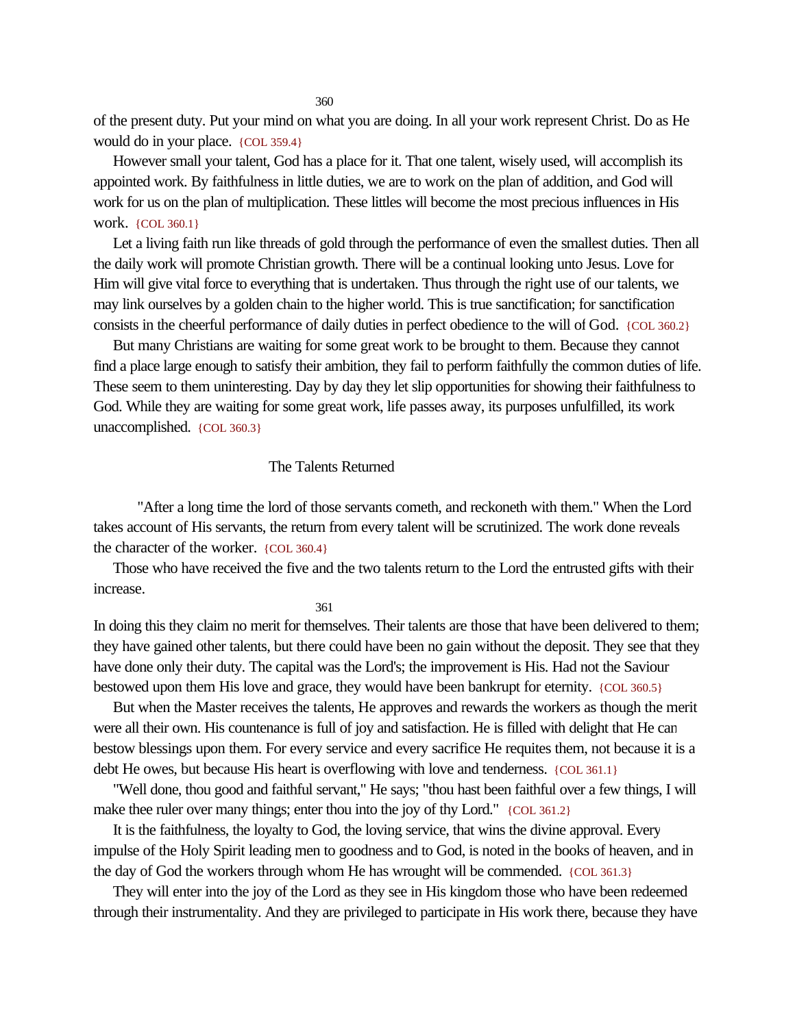of the present duty. Put your mind on what you are doing. In all your work represent Christ. Do as He would do in your place. {COL 359.4}

However small your talent, God has a place for it. That one talent, wisely used, will accomplish its appointed work. By faithfulness in little duties, we are to work on the plan of addition, and God will work for us on the plan of multiplication. These littles will become the most precious influences in His work. {COL 360.1}

Let a living faith run like threads of gold through the performance of even the smallest duties. Then all the daily work will promote Christian growth. There will be a continual looking unto Jesus. Love for Him will give vital force to everything that is undertaken. Thus through the right use of our talents, we may link ourselves by a golden chain to the higher world. This is true sanctification; for sanctification consists in the cheerful performance of daily duties in perfect obedience to the will of God. {COL 360.2}

But many Christians are waiting for some great work to be brought to them. Because they cannot find a place large enough to satisfy their ambition, they fail to perform faithfully the common duties of life. These seem to them uninteresting. Day by day they let slip opportunities for showing their faithfulness to God. While they are waiting for some great work, life passes away, its purposes unfulfilled, its work unaccomplished. {COL 360.3}

## The Talents Returned

"After a long time the lord of those servants cometh, and reckoneth with them." When the Lord takes account of His servants, the return from every talent will be scrutinized. The work done reveals the character of the worker. {COL 360.4}

Those who have received the five and the two talents return to the Lord the entrusted gifts with their increase. In doing this they claim no merit for themselves. Their talents are those that have been delivered to them; they have gained other talents, but there could have been no gain without the deposit. They see that they have done only their duty. The capital was the Lord's; the improvement is His. Had not the Saviour bestowed upon them His love and grace, they would have been bankrupt for eternity. {COL 360.5}

But when the Master receives the talents, He approves and rewards the workers as though the merit were all their own. His countenance is full of joy and satisfaction. He is filled with delight that He can bestow blessings upon them. For every service and every sacrifice He requites them, not because it is a debt He owes, but because His heart is overflowing with love and tenderness. {COL 361.1}

"Well done, thou good and faithful servant," He says; "thou hast been faithful over a few things, I will make thee ruler over many things; enter thou into the joy of thy Lord." {COL 361.2}

It is the faithfulness, the loyalty to God, the loving service, that wins the divine approval. Every impulse of the Holy Spirit leading men to goodness and to God, is noted in the books of heaven, and in the day of God the workers through whom He has wrought will be commended. {COL 361.3}

They will enter into the joy of the Lord as they see in His kingdom those who have been redeemed through their instrumentality. And they are privileged to participate in His work there, because they have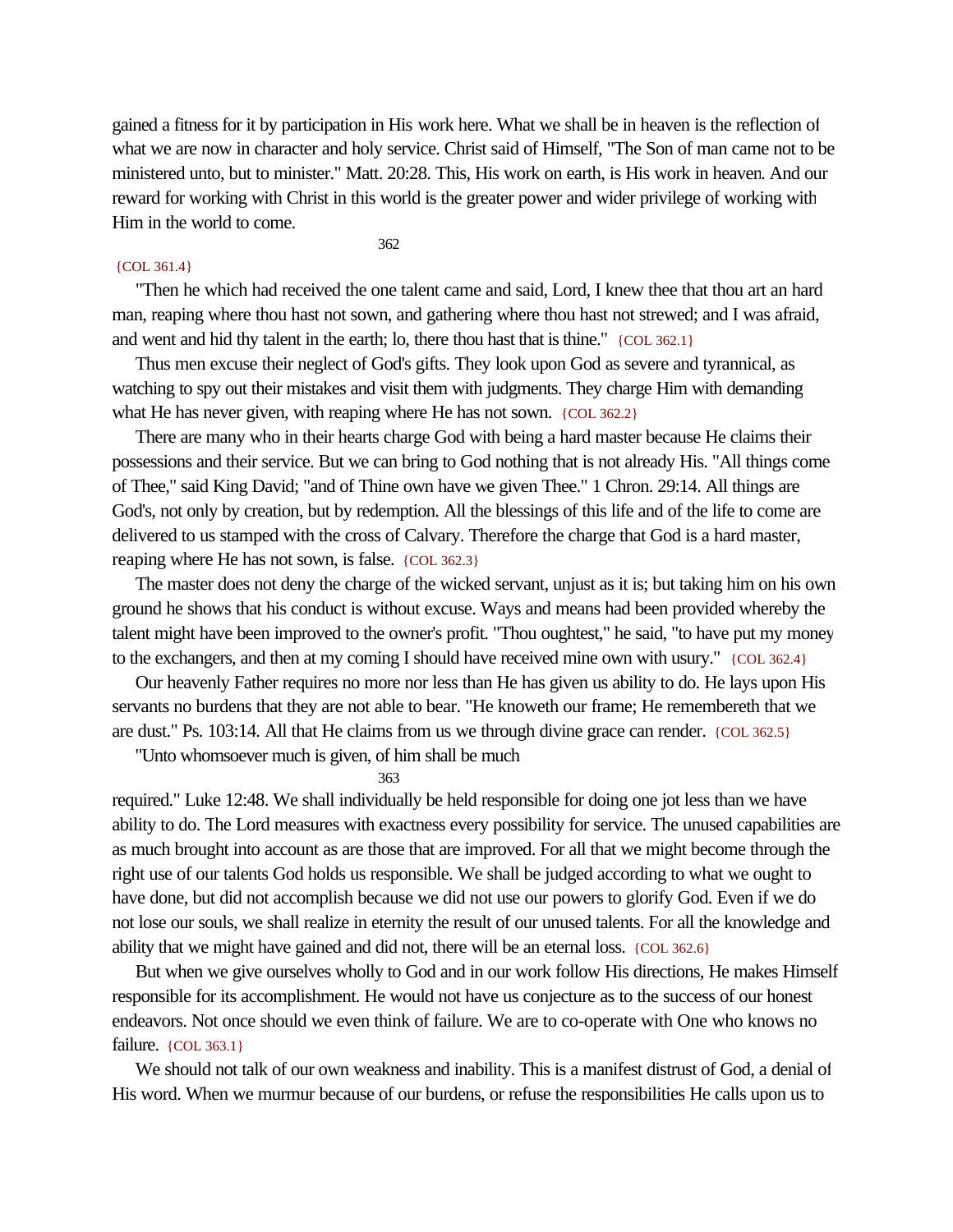gained a fitness for it by participation in His work here. What we shall be in heaven is the reflection of what we are now in character and holy service. Christ said of Himself, "The Son of man came not to be ministered unto, but to minister." Matt. 20:28. This, His work on earth, is His work in heaven. And our reward for working with Christ in this world is the greater power and wider privilege of working with Him in the world to come.

{COL 361.4}

"Then he which had received the one talent came and said, Lord, I knew thee that thou art an hard man, reaping where thou hast not sown, and gathering where thou hast not strewed; and I was afraid, and went and hid thy talent in the earth; lo, there thou hast that is thine." {COL 362.1}

Thus men excuse their neglect of God's gifts. They look upon God as severe and tyrannical, as watching to spy out their mistakes and visit them with judgments. They charge Him with demanding what He has never given, with reaping where He has not sown. {COL 362.2}

There are many who in their hearts charge God with being a hard master because He claims their possessions and their service. But we can bring to God nothing that is not already His. "All things come of Thee," said King David; "and of Thine own have we given Thee." 1 Chron. 29:14. All things are God's, not only by creation, but by redemption. All the blessings of this life and of the life to come are delivered to us stamped with the cross of Calvary. Therefore the charge that God is a hard master, reaping where He has not sown, is false. {COL 362.3}

The master does not deny the charge of the wicked servant, unjust as it is; but taking him on his own ground he shows that his conduct is without excuse. Ways and means had been provided whereby the talent might have been improved to the owner's profit. "Thou oughtest," he said, "to have put my money to the exchangers, and then at my coming I should have received mine own with usury." {COL 362.4}

Our heavenly Father requires no more nor less than He has given us ability to do. He lays upon His servants no burdens that they are not able to bear. "He knoweth our frame; He remembereth that we are dust." Ps. 103:14. All that He claims from us we through divine grace can render. {COL 362.5}

"Unto whomsoever much is given, of him shall be much required." Luke 12:48. We shall individually be held responsible for doing one jot less than we have ability to do. The Lord measures with exactness every possibility for service. The unused capabilities are as much brought into account as are those that are improved. For all that we might become through the right use of our talents God holds us responsible. We shall be judged according to what we ought to have done, but did not accomplish because we did not use our powers to glorify God. Even if we do not lose our souls, we shall realize in eternity the result of our unused talents. For all the knowledge and ability that we might have gained and did not, there will be an eternal loss. {COL 362.6}

But when we give ourselves wholly to God and in our work follow His directions, He makes Himself responsible for its accomplishment. He would not have us conjecture as to the success of our honest endeavors. Not once should we even think of failure. We are to co-operate with One who knows no failure. {COL 363.1}

We should not talk of our own weakness and inability. This is a manifest distrust of God, a denial of His word. When we murmur because of our burdens, or refuse the responsibilities He calls upon us to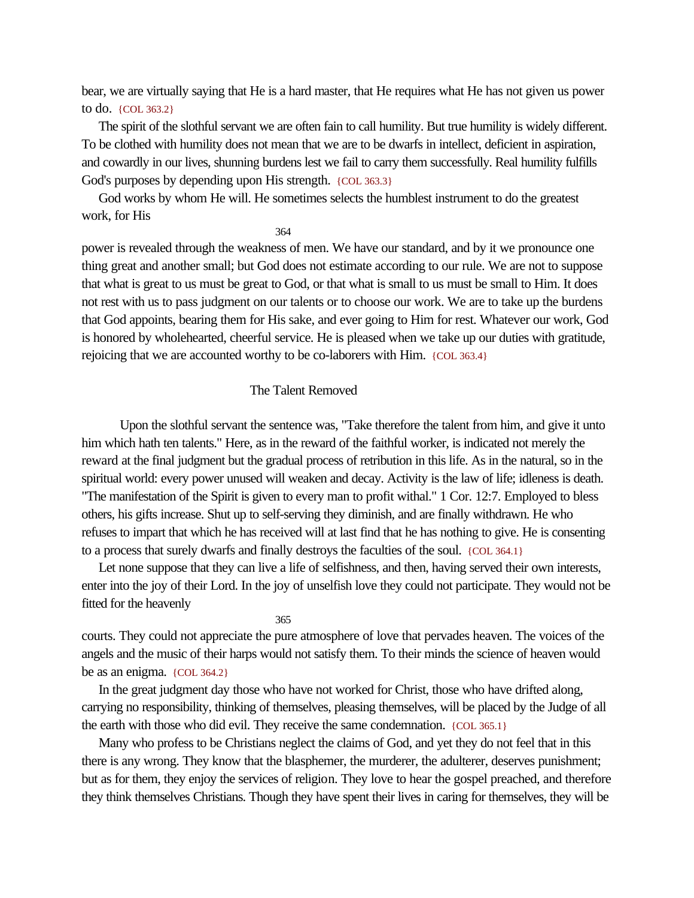bear, we are virtually saying that He is a hard master, that He requires what He has not given us power to do. {COL 363.2}

The spirit of the slothful servant we are often fain to call humility. But true humility is widely different. To be clothed with humility does not mean that we are to be dwarfs in intellect, deficient in aspiration, and cowardly in our lives, shunning burdens lest we fail to carry them successfully. Real humility fulfills God's purposes by depending upon His strength. {COL 363.3}

God works by whom He will. He sometimes selects the humblest instrument to do the greatest work, for His power is revealed through the weakness of men. We have our standard, and by it we pronounce one thing great and another small; but God does not estimate according to our rule. We are not to suppose that what is great to us must be great to God, or that what is small to us must be small to Him. It does not rest with us to pass judgment on our talents or to choose our work. We are to take up the burdens that God appoints, bearing them for His sake, and ever going to Him for rest. Whatever our work, God is honored by wholehearted, cheerful service. He is pleased when we take up our duties with gratitude, rejoicing that we are accounted worthy to be co-laborers with Him. {COL 363.4}

## The Talent Removed

Upon the slothful servant the sentence was, "Take therefore the talent from him, and give it unto him which hath ten talents." Here, as in the reward of the faithful worker, is indicated not merely the reward at the final judgment but the gradual process of retribution in this life. As in the natural, so in the spiritual world: every power unused will weaken and decay. Activity is the law of life; idleness is death. "The manifestation of the Spirit is given to every man to profit withal." 1 Cor. 12:7. Employed to bless others, his gifts increase. Shut up to self-serving they diminish, and are finally withdrawn. He who refuses to impart that which he has received will at last find that he has nothing to give. He is consenting to a process that surely dwarfs and finally destroys the faculties of the soul. {COL 364.1}

Let none suppose that they can live a life of selfishness, and then, having served their own interests, enter into the joy of their Lord. In the joy of unselfish love they could not participate. They would not be fitted for the heavenly courts. They could not appreciate the pure atmosphere of love that pervades heaven. The voices of the angels and the music of their harps would not satisfy them. To their minds the science of heaven would be as an enigma. {COL 364.2}

In the great judgment day those who have not worked for Christ, those who have drifted along, carrying no responsibility, thinking of themselves, pleasing themselves, will be placed by the Judge of all the earth with those who did evil. They receive the same condemnation. {COL 365.1}

Many who profess to be Christians neglect the claims of God, and yet they do not feel that in this there is any wrong. They know that the blasphemer, the murderer, the adulterer, deserves punishment; but as for them, they enjoy the services of religion. They love to hear the gospel preached, and therefore they think themselves Christians. Though they have spent their lives in caring for themselves, they will be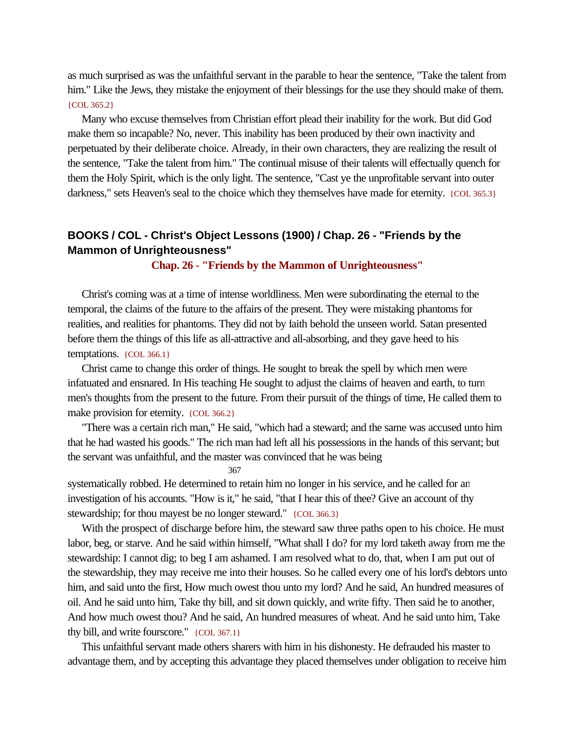as much surprised as was the unfaithful servant in the parable to hear the sentence, "Take the talent from him." Like the Jews, they mistake the enjoyment of their blessings for the use they should make of them. {COL 365.2}

Many who excuse themselves from Christian effort plead their inability for the work. But did God make them so incapable? No, never. This inability has been produced by their own inactivity and perpetuated by their deliberate choice. Already, in their own characters, they are realizing the result of the sentence, "Take the talent from him." The continual misuse of their talents will effectually quench for them the Holy Spirit, which is the only light. The sentence, "Cast ye the unprofitable servant into outer darkness," sets Heaven's seal to the choice which they themselves have made for eternity. {COL 365.3}

## BOOKS / COL - Christ's Object Lessons (1900) / Chap. 26 - "Friends by the Mammon of Unrighteousness"

### Chap. 26 - "Friends by the Mammon of Unrighteousness"

Christ's coming was at a time of intense worldliness. Men were subordinating the eternal to the temporal, the claims of the future to the affairs of the present. They were mistaking phantoms for realities, and realities for phantoms. They did not by faith behold the unseen world. Satan presented before them the things of this life as all-attractive and all-absorbing, and they gave heed to his temptations. {COL 366.1}

Christ came to change this order of things. He sought to break the spell by which men were infatuated and ensnared. In His teaching He sought to adjust the claims of heaven and earth, to turn men's thoughts from the present to the future. From their pursuit of the things of time, He called them to make provision for eternity. {COL 366.2}

"There was a certain rich man," He said, "which had a steward; and the same was accused unto him that he had wasted his goods." The rich man had left all his possessions in the hands of this servant; but the servant was unfaithful, and the master was convinced that he was being systematically robbed. He determined to retain him no longer in his service, and he called for an investigation of his accounts. "How is it," he said, "that I hear this of thee? Give an account of thy stewardship; for thou mayest be no longer steward." {COL 366.3}

With the prospect of discharge before him, the steward saw three paths open to his choice. He must labor, beg, or starve. And he said within himself, "What shall I do? for my lord taketh away from me the stewardship: I cannot dig; to beg I am ashamed. I am resolved what to do, that, when I am put out of the stewardship, they may receive me into their houses. So he called every one of his lord's debtors unto him, and said unto the first, How much owest thou unto my lord? And he said, An hundred measures of oil. And he said unto him, Take thy bill, and sit down quickly, and write fifty. Then said he to another, And how much owest thou? And he said, An hundred measures of wheat. And he said unto him, Take thy bill, and write fourscore." {COL 367.1}

This unfaithful servant made others sharers with him in his dishonesty. He defrauded his master to advantage them, and by accepting this advantage they placed themselves under obligation to receive him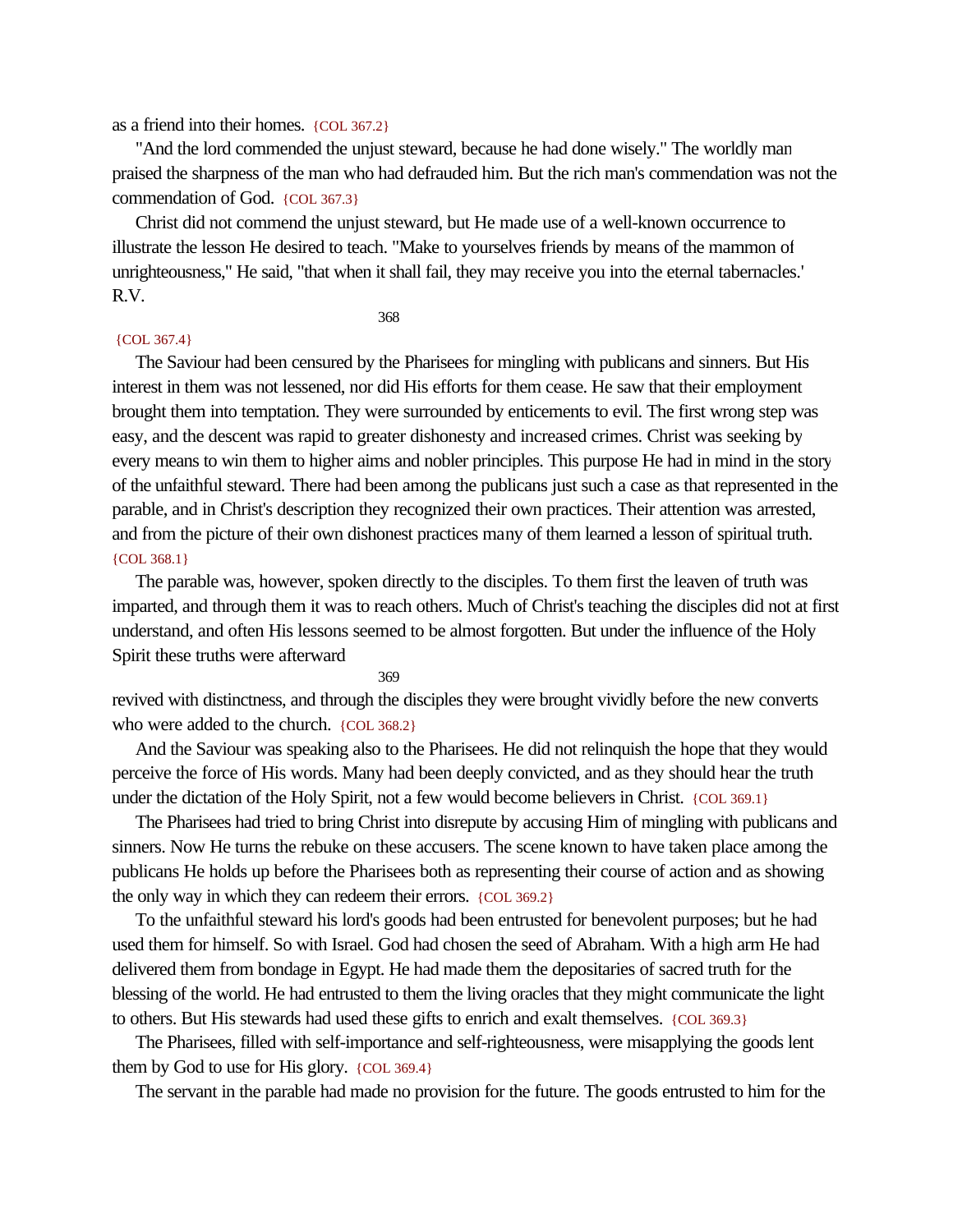as a friend into their homes. {COL 367.2}

"And the lord commended the unjust steward, because he had done wisely." The worldly man praised the sharpness of the man who had defrauded him. But the rich man's commendation was not the commendation of God. {COL 367.3}

Christ did not commend the unjust steward, but He made use of a well-known occurrence to illustrate the lesson He desired to teach. "Make to yourselves friends by means of the mammon of unrighteousness," He said, "that when it shall fail, they may receive you into the eternal tabernacles." R.V.

{COL 367.4}

The Saviour had been censured by the Pharisees for mingling with publicans and sinners. But His interest in them was not lessened, nor did His efforts for them cease. He saw that their employment brought them into temptation. They were surrounded by enticements to evil. The first wrong step was easy, and the descent was rapid to greater dishonesty and increased crimes. Christ was seeking by every means to win them to higher aims and nobler principles. This purpose He had in mind in the story of the unfaithful steward. There had been among the publicans just such a case as that represented in the parable, and in Christ's description they recognized their own practices. Their attention was arrested, and from the picture of their own dishonest practices many of them learned a lesson of spiritual truth. {COL 368.1}

The parable was, however, spoken directly to the disciples. To them first the leaven of truth was imparted, and through them it was to reach others. Much of Christ's teaching the disciples did not at first understand, and often His lessons seemed to be almost forgotten. But under the influence of the Holy Spirit these truths were afterward revived with distinctness, and through the disciples they were brought vividly before the new converts who were added to the church. {COL 368.2}

And the Saviour was speaking also to the Pharisees. He did not relinquish the hope that they would perceive the force of His words. Many had been deeply convicted, and as they should hear the truth under the dictation of the Holy Spirit, not a few would become believers in Christ. {COL 369.1}

The Pharisees had tried to bring Christ into disrepute by accusing Him of mingling with publicans and sinners. Now He turns the rebuke on these accusers. The scene known to have taken place among the publicans He holds up before the Pharisees both as representing their course of action and as showing the only way in which they can redeem their errors. {COL 369.2}

To the unfaithful steward his lord's goods had been entrusted for benevolent purposes; but he had used them for himself. So with Israel. God had chosen the seed of Abraham. With a high arm He had delivered them from bondage in Egypt. He had made them the depositaries of sacred truth for the blessing of the world. He had entrusted to them the living oracles that they might communicate the light to others. But His stewards had used these gifts to enrich and exalt themselves. {COL 369.3}

The Pharisees, filled with self-importance and self-righteousness, were misapplying the goods lent them by God to use for His glory. {COL 369.4}

The servant in the parable had made no provision for the future. The goods entrusted to him for the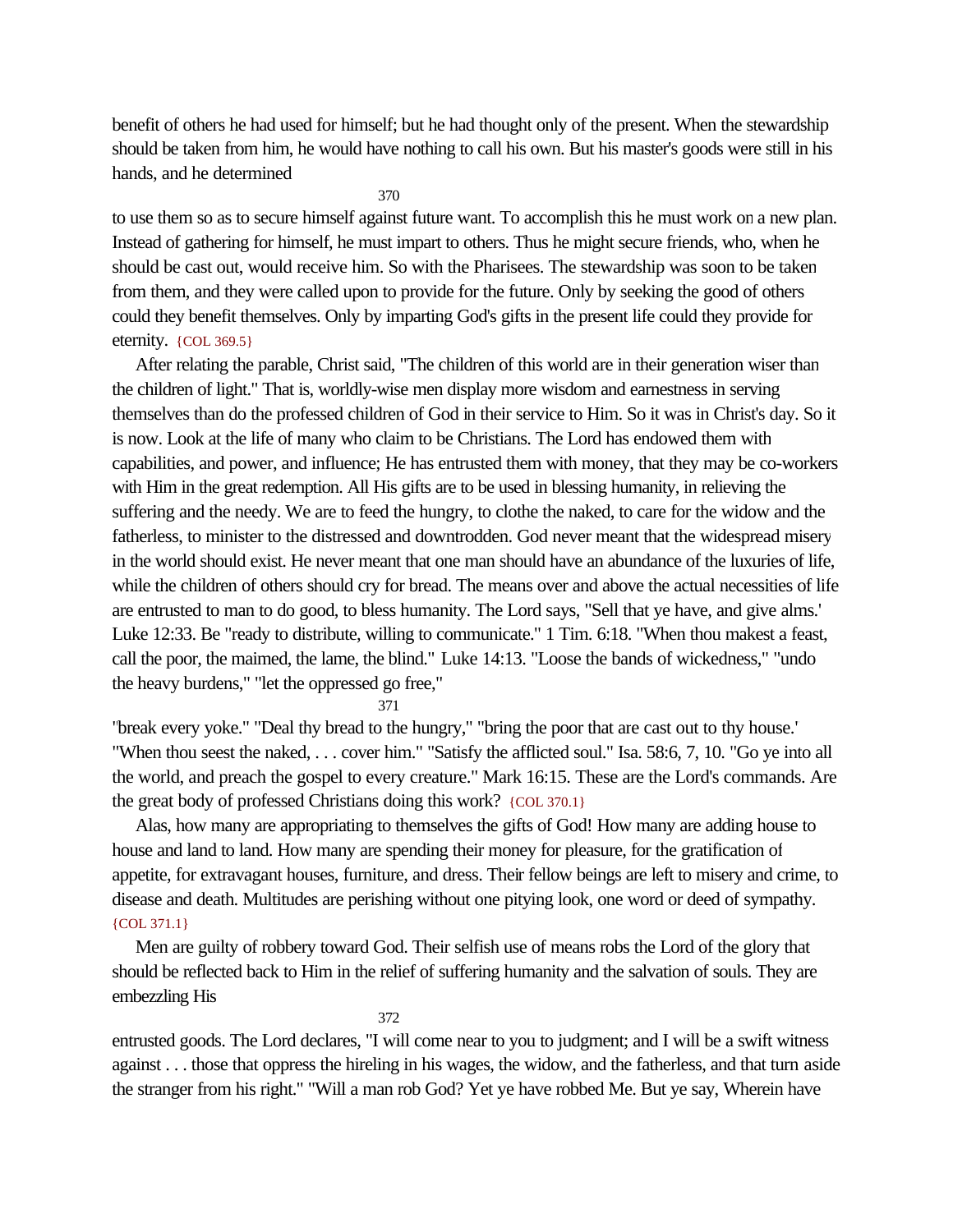benefit of others he had used for himself; but he had thought only of the present. When the stewardship should be taken from him, he would have nothing to call his own. But his master's goods were still in his hands, and he determined

to use them so as to secure himself against future want. To accomplish this he must work on a new plan. Instead of gathering for himself, he must impart to others. Thus he might secure friends, who, when he should be cast out, would receive him. So with the Pharisees. The stewardship was soon to be taken from them, and they were called upon to provide for the future. Only by seeking the good of others could they benefit themselves. Only by imparting God's gifts in the present life could they provide for eternity. {COL 369.5}

After relating the parable, Christ said, "The children of this world are in their generation wiser than the children of light." That is, worldly-wise men display more wisdom and earnestness in serving themselves than do the professed children of God in their service to Him. So it was in Christ's day. So it is now. Look at the life of many who claim to be Christians. The Lord has endowed them with capabilities, and power, and influence; He has entrusted them with money, that they may be co-workers with Him in the great redemption. All His gifts are to be used in blessing humanity, in relieving the suffering and the needy. We are to feed the hungry, to clothe the naked, to care for the widow and the fatherless, to minister to the distressed and downtrodden. God never meant that the widespread misery in the world should exist. He never meant that one man should have an abundance of the luxuries of life, while the children of others should cry for bread. The means over and above the actual necessities of life are entrusted to man to do good, to bless humanity. The Lord says, "Sell that ye have, and give alms." Luke 12:33. Be "ready to distribute, willing to communicate." 1 Tim. 6:18. "When thou makest a feast, call the poor, the maimed, the lame, the blind." Luke 14:13. "Loose the bands of wickedness," "undo the heavy burdens," "let the oppressed go free,"

"break every yoke." "Deal thy bread to the hungry," "bring the poor that are cast out to thy house." "When thou seest the naked, . . . cover him." "Satisfy the afflicted soul." Isa. 58:6, 7, 10. "Go ye into all the world, and preach the gospel to every creature." Mark 16:15. These are the Lord's commands. Are the great body of professed Christians doing this work? {COL 370.1}

Alas, how many are appropriating to themselves the gifts of God! How many are adding house to house and land to land. How many are spending their money for pleasure, for the gratification of appetite, for extravagant houses, furniture, and dress. Their fellow beings are left to misery and crime, to disease and death. Multitudes are perishing without one pitying look, one word or deed of sympathy. {COL 371.1}

Men are guilty of robbery toward God. Their selfish use of means robs the Lord of the glory that should be reflected back to Him in the relief of suffering humanity and the salvation of souls. They are embezzling His

entrusted goods. The Lord declares, "I will come near to you to judgment; and I will be a swift witness against . . . those that oppress the hireling in his wages, the widow, and the fatherless, and that turn aside the stranger from his right." "Will a man rob God? Yet ye have robbed Me. But ye say, Wherein have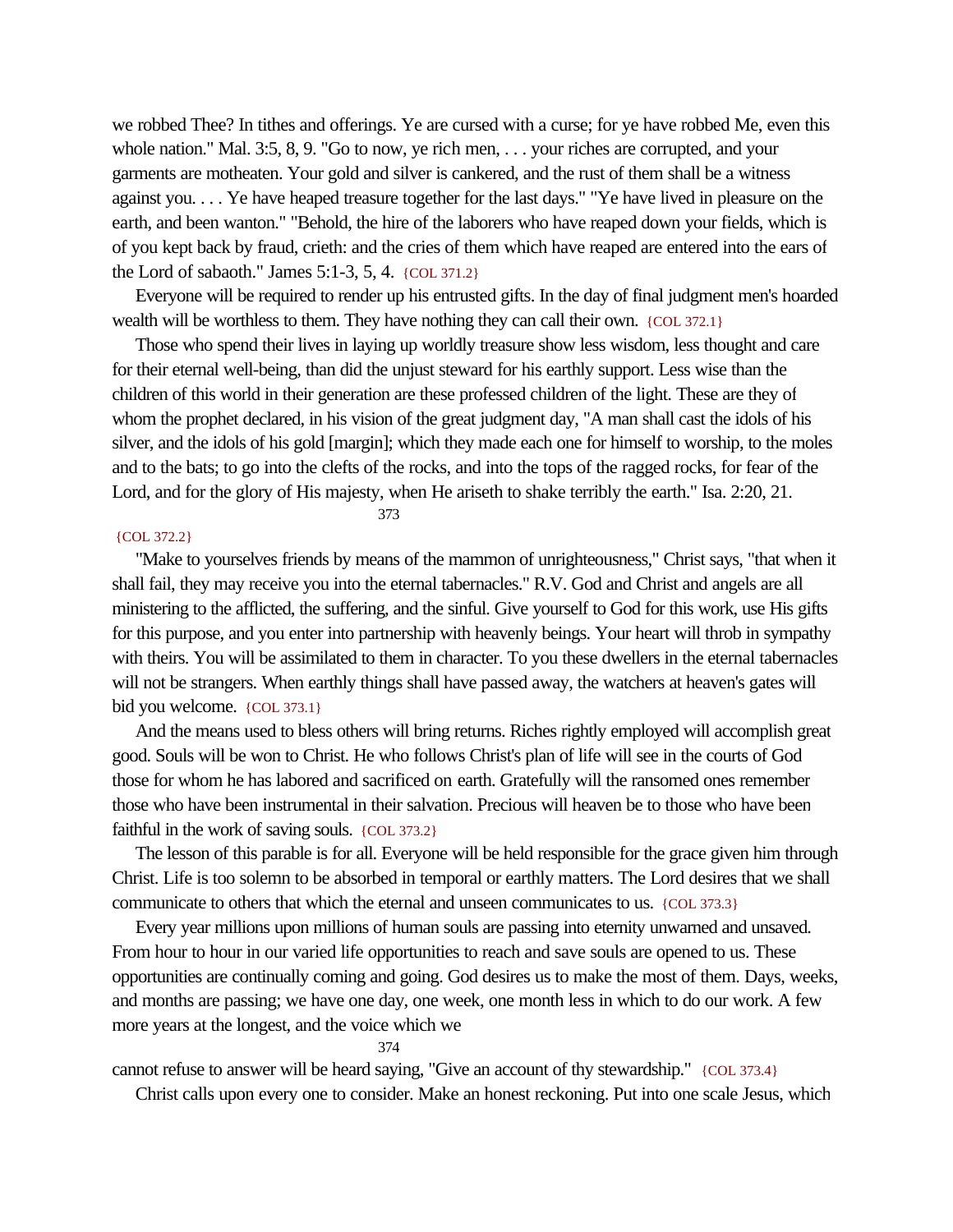we robbed Thee? In tithes and offerings. Ye are cursed with a curse; for ye have robbed Me, even this whole nation." Mal. 3:5, 8, 9. "Go to now, ye rich men, . . . your riches are corrupted, and your garments are motheaten. Your gold and silver is cankered, and the rust of them shall be a witness against you. . . . Ye have heaped treasure together for the last days." "Ye have lived in pleasure on the earth, and been wanton." "Behold, the hire of the laborers who have reaped down your fields, which is of you kept back by fraud, crieth: and the cries of them which have reaped are entered into the ears of the Lord of sabaoth." James 5:1-3, 5, 4. {COL 371.2}

Everyone will be required to render up his entrusted gifts. In the day of final judgment men's hoarded wealth will be worthless to them. They have nothing they can call their own. {COL 372.1}

Those who spend their lives in laying up worldly treasure show less wisdom, less thought and care for their eternal well-being, than did the unjust steward for his earthly support. Less wise than the children of this world in their generation are these professed children of the light. These are they of whom the prophet declared, in his vision of the great judgment day, "A man shall cast the idols of his silver, and the idols of his gold [margin]; which they made each one for himself to worship, to the moles and to the bats; to go into the clefts of the rocks, and into the tops of the ragged rocks, for fear of the Lord, and for the glory of His majesty, when He ariseth to shake terribly the earth." Isa. 2:20, 21. {COL 372.2}

"Make to yourselves friends by means of the mammon of unrighteousness," Christ says, "that when it shall fail, they may receive you into the eternal tabernacles." R.V. God and Christ and angels are all ministering to the afflicted, the suffering, and the sinful. Give yourself to God for this work, use His gifts for this purpose, and you enter into partnership with heavenly beings. Your heart will throb in sympathy with theirs. You will be assimilated to them in character. To you these dwellers in the eternal tabernacles will not be strangers. When earthly things shall have passed away, the watchers at heaven's gates will bid you welcome. {COL 373.1}

And the means used to bless others will bring returns. Riches rightly employed will accomplish great good. Souls will be won to Christ. He who follows Christ's plan of life will see in the courts of God those for whom he has labored and sacrificed on earth. Gratefully will the ransomed ones remember those who have been instrumental in their salvation. Precious will heaven be to those who have been faithful in the work of saving souls. {COL 373.2}

The lesson of this parable is for all. Everyone will be held responsible for the grace given him through Christ. Life is too solemn to be absorbed in temporal or earthly matters. The Lord desires that we shall communicate to others that which the eternal and unseen communicates to us. {COL 373.3}

Every year millions upon millions of human souls are passing into eternity unwarned and unsaved. From hour to hour in our varied life opportunities to reach and save souls are opened to us. These opportunities are continually coming and going. God desires us to make the most of them. Days, weeks, and months are passing; we have one day, one week, one month less in which to do our work. A few more years at the longest, and the voice which we cannot refuse to answer will be heard saying, "Give an account of thy stewardship." {COL 373.4}

Christ calls upon every one to consider. Make an honest reckoning. Put into one scale Jesus, which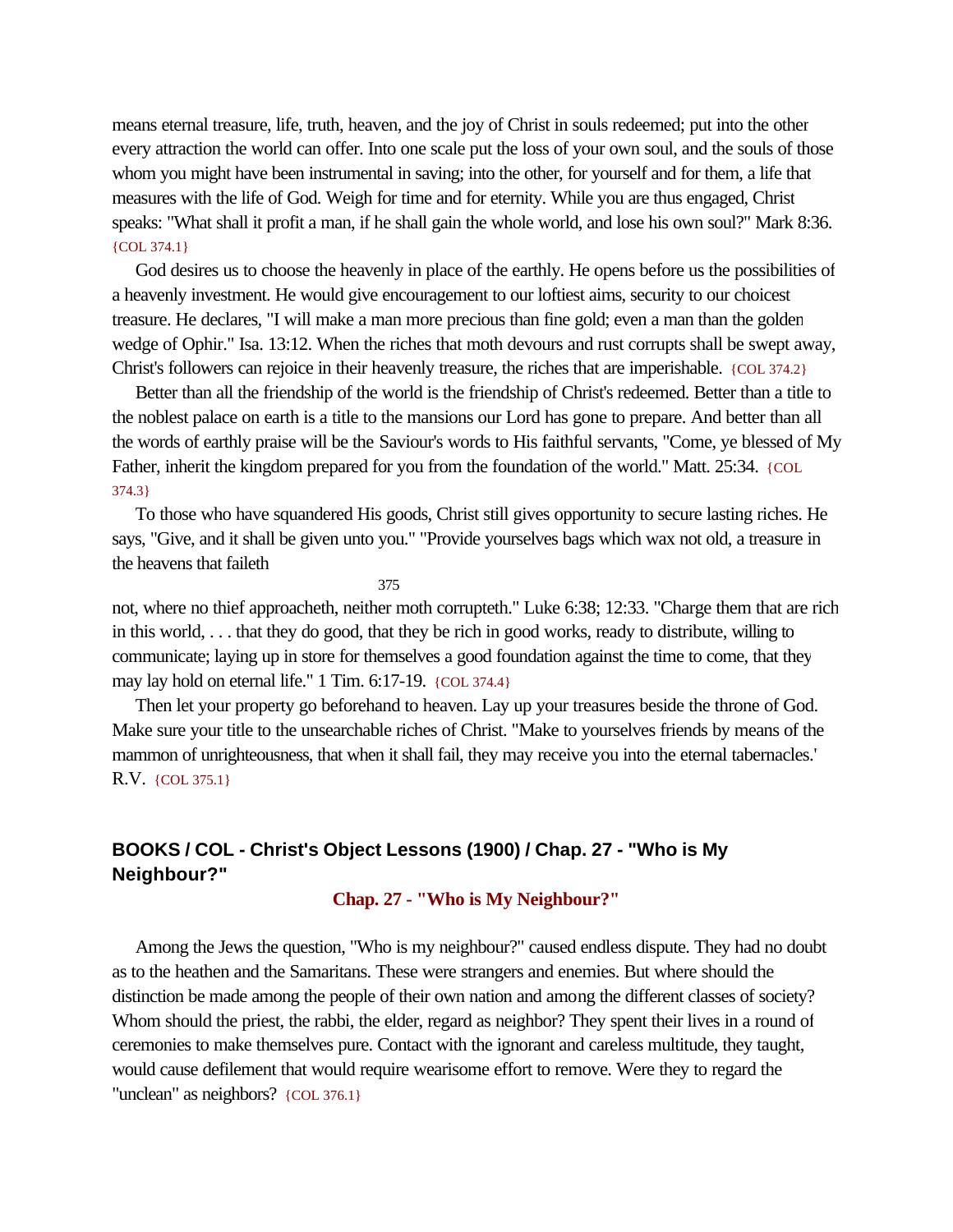means eternal treasure, life, truth, heaven, and the joy of Christ in souls redeemed; put into the other every attraction the world can offer. Into one scale put the loss of your own soul, and the souls of those whom you might have been instrumental in saving; into the other, for yourself and for them, a life that measures with the life of God. Weigh for time and for eternity. While you are thus engaged, Christ speaks: "What shall it profit a man, if he shall gain the whole world, and lose his own soul?" Mark 8:36. {COL 374.1}

God desires us to choose the heavenly in place of the earthly. He opens before us the possibilities of a heavenly investment. He would give encouragement to our loftiest aims, security to our choicest treasure. He declares, "I will make a man more precious than fine gold; even a man than the golden wedge of Ophir." Isa. 13:12. When the riches that moth devours and rust corrupts shall be swept away, Christ's followers can rejoice in their heavenly treasure, the riches that are imperishable. {COL 374.2}

Better than all the friendship of the world is the friendship of Christ's redeemed. Better than a title to the noblest palace on earth is a title to the mansions our Lord has gone to prepare. And better than all the words of earthly praise will be the Saviour's words to His faithful servants, "Come, ye blessed of My Father, inherit the kingdom prepared for you from the foundation of the world." Matt. 25:34. {COL 374.3}

To those who have squandered His goods, Christ still gives opportunity to secure lasting riches. He says, "Give, and it shall be given unto you." "Provide yourselves bags which wax not old, a treasure in the heavens that faileth not, where no thief approacheth, neither moth corrupteth." Luke 6:38; 12:33. "Charge them that are rich in this world, . . . that they do good, that they be rich in good works, ready to distribute, willing to communicate; laying up in store for themselves a good foundation against the time to come, that they may lay hold on eternal life." 1 Tim. 6:17-19. {COL 374.4}

Then let your property go beforehand to heaven. Lay up your treasures beside the throne of God. Make sure your title to the unsearchable riches of Christ. "Make to yourselves friends by means of the mammon of unrighteousness, that when it shall fail, they may receive you into the eternal tabernacles." R.V. {COL 375.1}

## BOOKS / COL - Christ's Object Lessons (1900) / Chap. 27 - "Who is My Neighbour?"

### Chap. 27 - "Who is My Neighbour?"

Among the Jews the question, "Who is my neighbour?" caused endless dispute. They had no doubt as to the heathen and the Samaritans. These were strangers and enemies. But where should the distinction be made among the people of their own nation and among the different classes of society? Whom should the priest, the rabbi, the elder, regard as neighbor? They spent their lives in a round of ceremonies to make themselves pure. Contact with the ignorant and careless multitude, they taught, would cause defilement that would require wearisome effort to remove. Were they to regard the "unclean" as neighbors? {COL 376.1}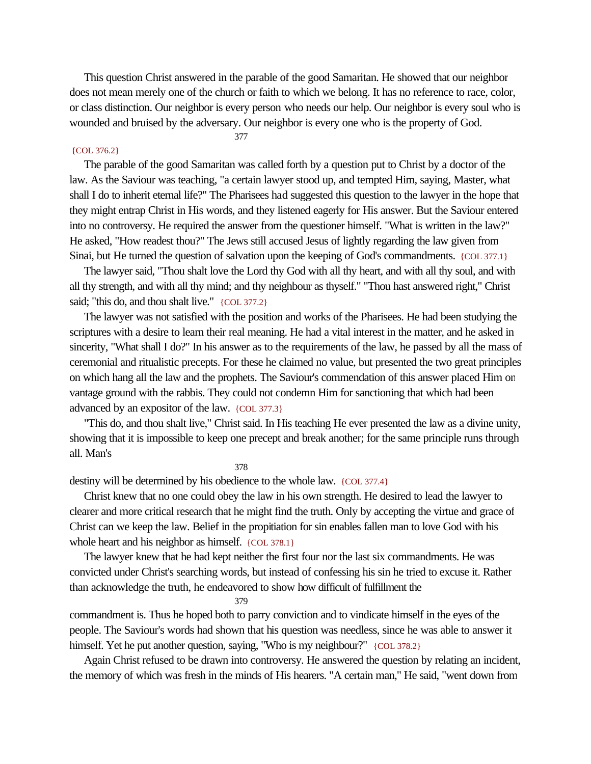This question Christ answered in the parable of the good Samaritan. He showed that our neighbor does not mean merely one of the church or faith to which we belong. It has no reference to race, color, or class distinction. Our neighbor is every person who needs our help. Our neighbor is every soul who is wounded and bruised by the adversary. Our neighbor is every one who is the property of God. {COL 376.2}

The parable of the good Samaritan was called forth by a question put to Christ by a doctor of the law. As the Saviour was teaching, "a certain lawyer stood up, and tempted Him, saying, Master, what shall I do to inherit eternal life?" The Pharisees had suggested this question to the lawyer in the hope that they might entrap Christ in His words, and they listened eagerly for His answer. But the Saviour entered into no controversy. He required the answer from the questioner himself. "What is written in the law?" He asked, "How readest thou?" The Jews still accused Jesus of lightly regarding the law given from Sinai, but He turned the question of salvation upon the keeping of God's commandments. {COL 377.1}

The lawyer said, "Thou shalt love the Lord thy God with all thy heart, and with all thy soul, and with all thy strength, and with all thy mind; and thy neighbour as thyself." "Thou hast answered right," Christ said; "this do, and thou shalt live." {COL 377.2}

The lawyer was not satisfied with the position and works of the Pharisees. He had been studying the scriptures with a desire to learn their real meaning. He had a vital interest in the matter, and he asked in sincerity, "What shall I do?" In his answer as to the requirements of the law, he passed by all the mass of ceremonial and ritualistic precepts. For these he claimed no value, but presented the two great principles on which hang all the law and the prophets. The Saviour's commendation of this answer placed Him on vantage ground with the rabbis. They could not condemn Him for sanctioning that which had been advanced by an expositor of the law. {COL 377.3}

"This do, and thou shalt live," Christ said. In His teaching He ever presented the law as a divine unity, showing that it is impossible to keep one precept and break another; for the same principle runs through all. Man's destiny will be determined by his obedience to the whole law. {COL 377.4}

Christ knew that no one could obey the law in his own strength. He desired to lead the lawyer to clearer and more critical research that he might find the truth. Only by accepting the virtue and grace of Christ can we keep the law. Belief in the propitiation for sin enables fallen man to love God with his whole heart and his neighbor as himself. {COL 378.1}

The lawyer knew that he had kept neither the first four nor the last six commandments. He was convicted under Christ's searching words, but instead of confessing his sin he tried to excuse it. Rather than acknowledge the truth, he endeavored to show how difficult of fulfillment the commandment is. Thus he hoped both to parry conviction and to vindicate himself in the eyes of the people. The Saviour's words had shown that his question was needless, since he was able to answer it himself. Yet he put another question, saying, "Who is my neighbour?" {COL 378.2}

Again Christ refused to be drawn into controversy. He answered the question by relating an incident, the memory of which was fresh in the minds of His hearers. "A certain man," He said, "went down from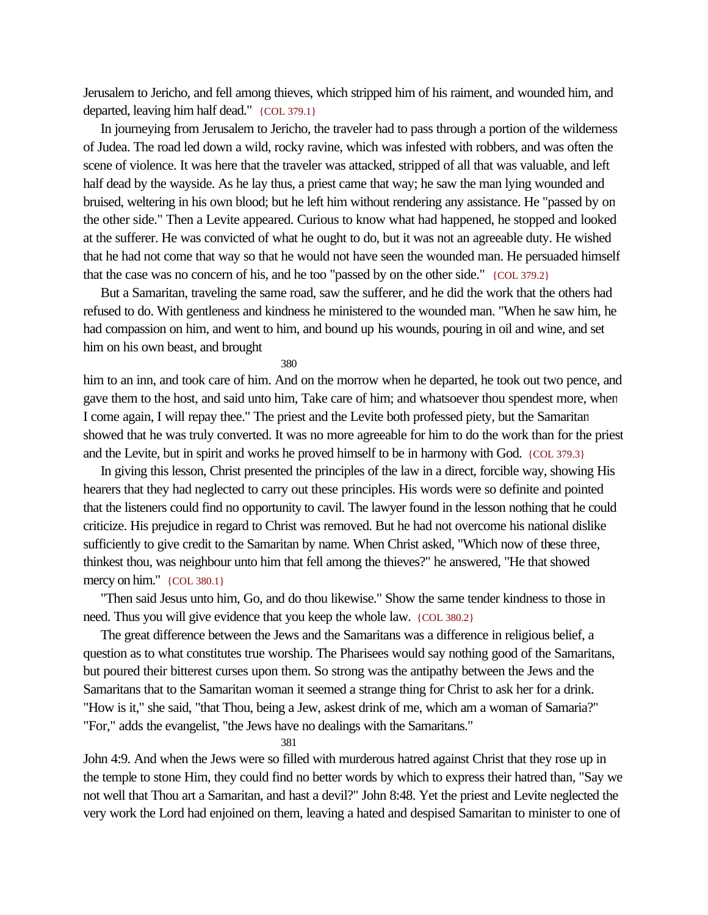Jerusalem to Jericho, and fell among thieves, which stripped him of his raiment, and wounded him, and departed, leaving him half dead." {COL 379.1}

In journeying from Jerusalem to Jericho, the traveler had to pass through a portion of the wilderness of Judea. The road led down a wild, rocky ravine, which was infested with robbers, and was often the scene of violence. It was here that the traveler was attacked, stripped of all that was valuable, and left half dead by the wayside. As he lay thus, a priest came that way; he saw the man lying wounded and bruised, weltering in his own blood; but he left him without rendering any assistance. He "passed by on the other side." Then a Levite appeared. Curious to know what had happened, he stopped and looked at the sufferer. He was convicted of what he ought to do, but it was not an agreeable duty. He wished that he had not come that way so that he would not have seen the wounded man. He persuaded himself that the case was no concern of his, and he too "passed by on the other side." {COL 379.2}

But a Samaritan, traveling the same road, saw the sufferer, and he did the work that the others had refused to do. With gentleness and kindness he ministered to the wounded man. "When he saw him, he had compassion on him, and went to him, and bound up his wounds, pouring in oil and wine, and set him on his own beast, and brought him to an inn, and took care of him. And on the morrow when he departed, he took out two pence, and gave them to the host, and said unto him, Take care of him; and whatsoever thou spendest more, when I come again, I will repay thee." The priest and the Levite both professed piety, but the Samaritan showed that he was truly converted. It was no more agreeable for him to do the work than for the priest and the Levite, but in spirit and works he proved himself to be in harmony with God. {COL 379.3}

In giving this lesson, Christ presented the principles of the law in a direct, forcible way, showing His hearers that they had neglected to carry out these principles. His words were so definite and pointed that the listeners could find no opportunity to cavil. The lawyer found in the lesson nothing that he could criticize. His prejudice in regard to Christ was removed. But he had not overcome his national dislike sufficiently to give credit to the Samaritan by name. When Christ asked, "Which now of these three, thinkest thou, was neighbour unto him that fell among the thieves?" he answered, "He that showed mercy on him." {COL 380.1}

"Then said Jesus unto him, Go, and do thou likewise." Show the same tender kindness to those in need. Thus you will give evidence that you keep the whole law. {COL 380.2}

The great difference between the Jews and the Samaritans was a difference in religious belief, a question as to what constitutes true worship. The Pharisees would say nothing good of the Samaritans, but poured their bitterest curses upon them. So strong was the antipathy between the Jews and the Samaritans that to the Samaritan woman it seemed a strange thing for Christ to ask her for a drink. "How is it," she said, "that Thou, being a Jew, askest drink of me, which am a woman of Samaria?" "For," adds the evangelist, "the Jews have no dealings with the Samaritans." John 4:9. And when the Jews were so filled with murderous hatred against Christ that they rose up in the temple to stone Him, they could find no better words by which to express their hatred than, "Say we not well that Thou art a Samaritan, and hast a devil?" John 8:48. Yet the priest and Levite neglected the very work the Lord had enjoined on them, leaving a hated and despised Samaritan to minister to one of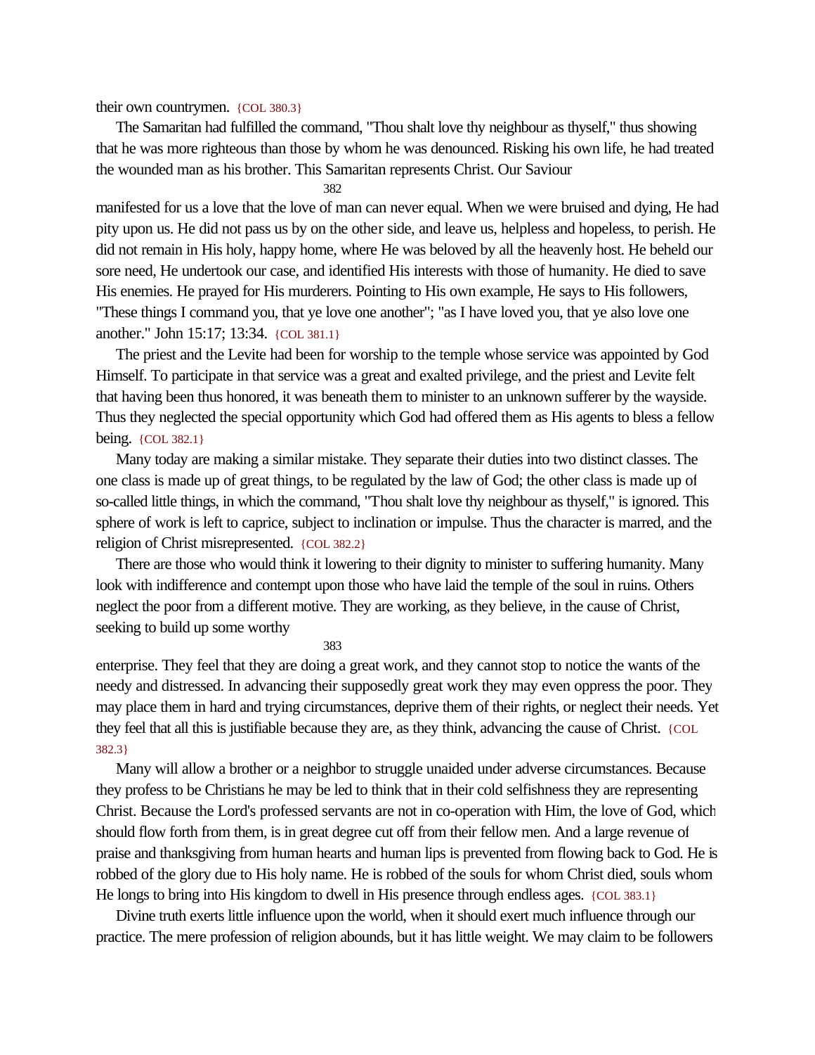their own countrymen. {COL 380.3}

The Samaritan had fulfilled the command, "Thou shalt love thy neighbour as thyself," thus showing that he was more righteous than those by whom he was denounced. Risking his own life, he had treated the wounded man as his brother. This Samaritan represents Christ. Our Saviour manifested for us a love that the love of man can never equal. When we were bruised and dying, He had pity upon us. He did not pass us by on the other side, and leave us, helpless and hopeless, to perish. He did not remain in His holy, happy home, where He was beloved by all the heavenly host. He beheld our sore need, He undertook our case, and identified His interests with those of humanity. He died to save His enemies. He prayed for His murderers. Pointing to His own example, He says to His followers, "These things I command you, that ye love one another"; "as I have loved you, that ye also love one another." John 15:17; 13:34. {COL 381.1}

The priest and the Levite had been for worship to the temple whose service was appointed by God Himself. To participate in that service was a great and exalted privilege, and the priest and Levite felt that having been thus honored, it was beneath them to minister to an unknown sufferer by the wayside. Thus they neglected the special opportunity which God had offered them as His agents to bless a fellow being. {COL 382.1}

Many today are making a similar mistake. They separate their duties into two distinct classes. The one class is made up of great things, to be regulated by the law of God; the other class is made up of so-called little things, in which the command, "Thou shalt love thy neighbour as thyself," is ignored. This sphere of work is left to caprice, subject to inclination or impulse. Thus the character is marred, and the religion of Christ misrepresented. {COL 382.2}

There are those who would think it lowering to their dignity to minister to suffering humanity. Many look with indifference and contempt upon those who have laid the temple of the soul in ruins. Others neglect the poor from a different motive. They are working, as they believe, in the cause of Christ, seeking to build up some worthy enterprise. They feel that they are doing a great work, and they cannot stop to notice the wants of the needy and distressed. In advancing their supposedly great work they may even oppress the poor. They may place them in hard and trying circumstances, deprive them of their rights, or neglect their needs. Yet they feel that all this is justifiable because they are, as they think, advancing the cause of Christ. {COL 382.3}

Many will allow a brother or a neighbor to struggle unaided under adverse circumstances. Because they profess to be Christians he may be led to think that in their cold selfishness they are representing Christ. Because the Lord's professed servants are not in co-operation with Him, the love of God, which should flow forth from them, is in great degree cut off from their fellow men. And a large revenue of praise and thanksgiving from human hearts and human lips is prevented from flowing back to God. He is robbed of the glory due to His holy name. He is robbed of the souls for whom Christ died, souls whom He longs to bring into His kingdom to dwell in His presence through endless ages. {COL 383.1}

Divine truth exerts little influence upon the world, when it should exert much influence through our practice. The mere profession of religion abounds, but it has little weight. We may claim to be followers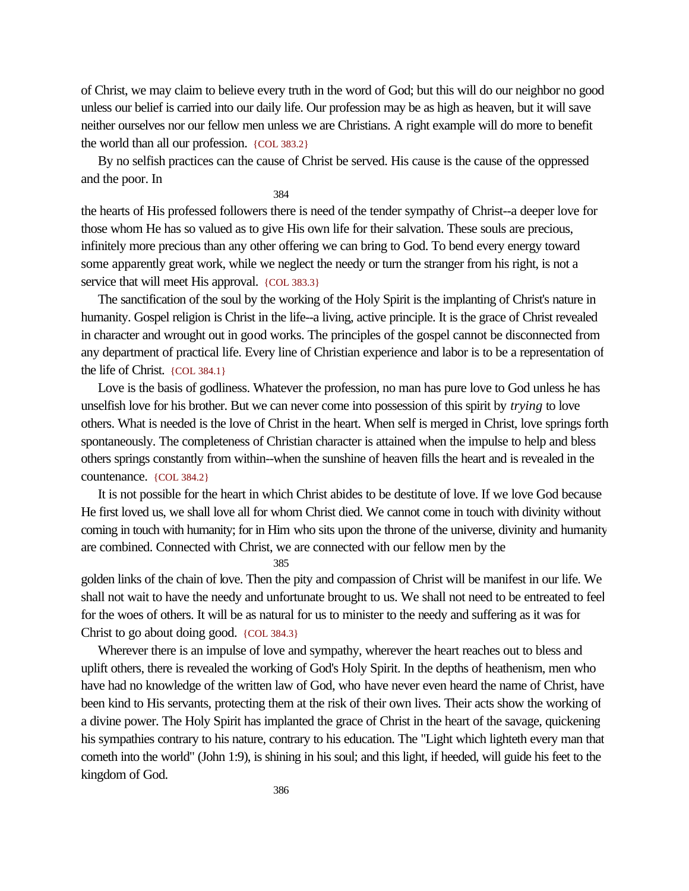of Christ, we may claim to believe every truth in the word of God; but this will do our neighbor no good unless our belief is carried into our daily life. Our profession may be as high as heaven, but it will save neither ourselves nor our fellow men unless we are Christians. A right example will do more to benefit the world than all our profession. {COL 383.2}

By no selfish practices can the cause of Christ be served. His cause is the cause of the oppressed and the poor. In the hearts of His professed followers there is need of the tender sympathy of Christ--a deeper love for those whom He has so valued as to give His own life for their salvation. These souls are precious, infinitely more precious than any other offering we can bring to God. To bend every energy toward some apparently great work, while we neglect the needy or turn the stranger from his right, is not a service that will meet His approval. {COL 383.3}

The sanctification of the soul by the working of the Holy Spirit is the implanting of Christ's nature in humanity. Gospel religion is Christ in the life--a living, active principle. It is the grace of Christ revealed in character and wrought out in good works. The principles of the gospel cannot be disconnected from any department of practical life. Every line of Christian experience and labor is to be a representation of the life of Christ. {COL 384.1}

Love is the basis of godliness. Whatever the profession, no man has pure love to God unless he has unselfish love for his brother. But we can never come into possession of this spirit by *trying* to love others. What is needed is the love of Christ in the heart. When self is merged in Christ, love springs forth spontaneously. The completeness of Christian character is attained when the impulse to help and bless others springs constantly from within--when the sunshine of heaven fills the heart and is revealed in the countenance. {COL 384.2}

It is not possible for the heart in which Christ abides to be destitute of love. If we love God because He first loved us, we shall love all for whom Christ died. We cannot come in touch with divinity without coming in touch with humanity; for in Him who sits upon the throne of the universe, divinity and humanity are combined. Connected with Christ, we are connected with our fellow men by the golden links of the chain of love. Then the pity and compassion of Christ will be manifest in our life. We shall not wait to have the needy and unfortunate brought to us. We shall not need to be entreated to feel for the woes of others. It will be as natural for us to minister to the needy and suffering as it was for Christ to go about doing good. {COL 384.3}

Wherever there is an impulse of love and sympathy, wherever the heart reaches out to bless and uplift others, there is revealed the working of God's Holy Spirit. In the depths of heathenism, men who have had no knowledge of the written law of God, who have never even heard the name of Christ, have been kind to His servants, protecting them at the risk of their own lives. Their acts show the working of a divine power. The Holy Spirit has implanted the grace of Christ in the heart of the savage, quickening his sympathies contrary to his nature, contrary to his education. The "Light which lighteth every man that cometh into the world" (John 1:9), is shining in his soul; and this light, if heeded, will guide his feet to the kingdom of God.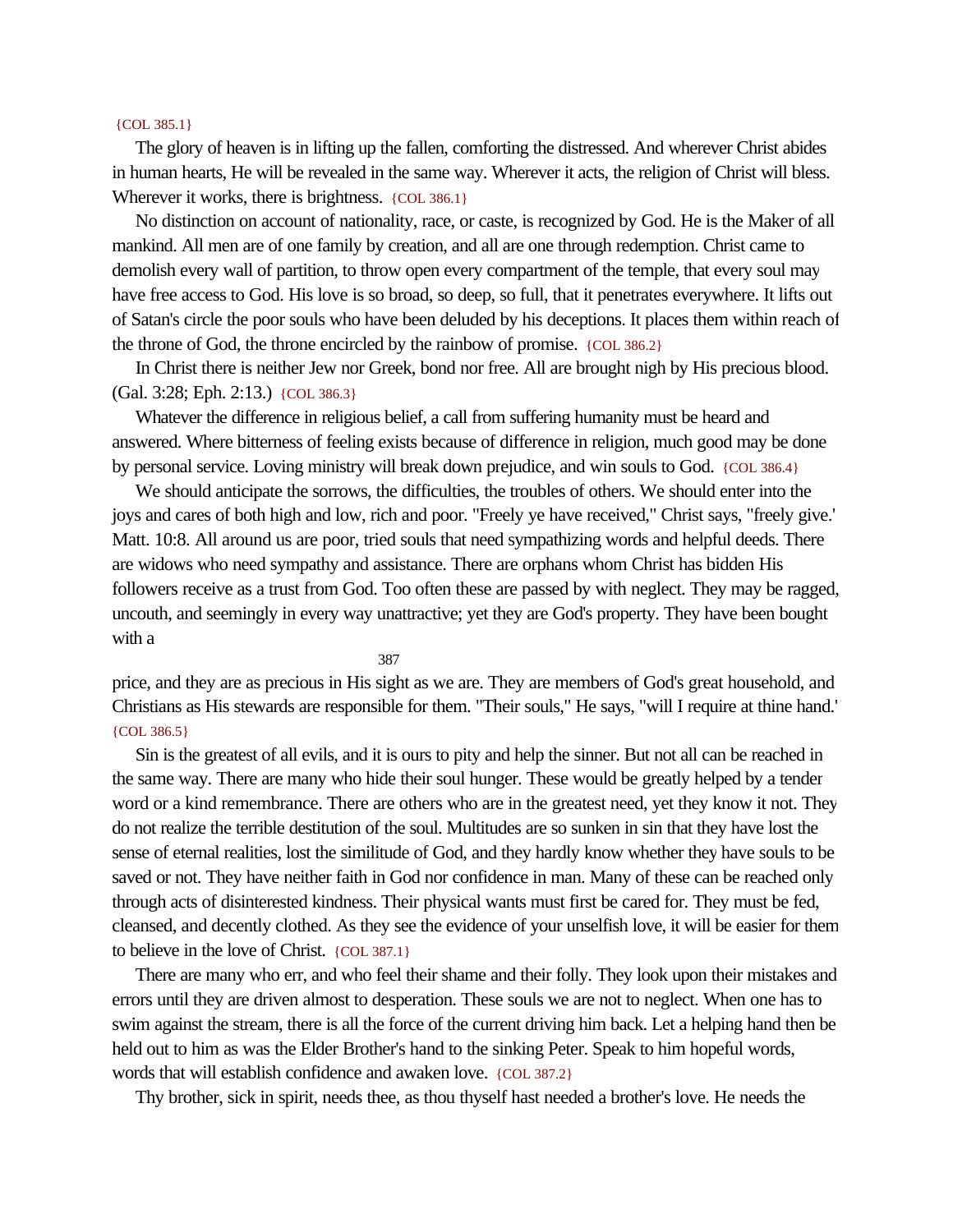{COL 385.1}

The glory of heaven is in lifting up the fallen, comforting the distressed. And wherever Christ abides in human hearts, He will be revealed in the same way. Wherever it acts, the religion of Christ will bless. Wherever it works, there is brightness. {COL 386.1}

No distinction on account of nationality, race, or caste, is recognized by God. He is the Maker of all mankind. All men are of one family by creation, and all are one through redemption. Christ came to demolish every wall of partition, to throw open every compartment of the temple, that every soul may have free access to God. His love is so broad, so deep, so full, that it penetrates everywhere. It lifts out of Satan's circle the poor souls who have been deluded by his deceptions. It places them within reach of the throne of God, the throne encircled by the rainbow of promise. {COL 386.2}

In Christ there is neither Jew nor Greek, bond nor free. All are brought nigh by His precious blood. (Gal. 3:28; Eph. 2:13.) {COL 386.3}

Whatever the difference in religious belief, a call from suffering humanity must be heard and answered. Where bitterness of feeling exists because of difference in religion, much good may be done by personal service. Loving ministry will break down prejudice, and win souls to God. {COL 386.4}

We should anticipate the sorrows, the difficulties, the troubles of others. We should enter into the joys and cares of both high and low, rich and poor. "Freely ye have received," Christ says, "freely give." Matt. 10:8. All around us are poor, tried souls that need sympathizing words and helpful deeds. There are widows who need sympathy and assistance. There are orphans whom Christ has bidden His followers receive as a trust from God. Too often these are passed by with neglect. They may be ragged, uncouth, and seemingly in every way unattractive; yet they are God's property. They have been bought with a price, and they are as precious in His sight as we are. They are members of God's great household, and Christians as His stewards are responsible for them. "Their souls," He says, "will I require at thine hand." {COL 386.5}

Sin is the greatest of all evils, and it is ours to pity and help the sinner. But not all can be reached in the same way. There are many who hide their soul hunger. These would be greatly helped by a tender word or a kind remembrance. There are others who are in the greatest need, yet they know it not. They do not realize the terrible destitution of the soul. Multitudes are so sunken in sin that they have lost the sense of eternal realities, lost the similitude of God, and they hardly know whether they have souls to be saved or not. They have neither faith in God nor confidence in man. Many of these can be reached only through acts of disinterested kindness. Their physical wants must first be cared for. They must be fed, cleansed, and decently clothed. As they see the evidence of your unselfish love, it will be easier for them to believe in the love of Christ. {COL 387.1}

There are many who err, and who feel their shame and their folly. They look upon their mistakes and errors until they are driven almost to desperation. These souls we are not to neglect. When one has to swim against the stream, there is all the force of the current driving him back. Let a helping hand then be held out to him as was the Elder Brother's hand to the sinking Peter. Speak to him hopeful words, words that will establish confidence and awaken love. {COL 387.2}

Thy brother, sick in spirit, needs thee, as thou thyself hast needed a brother's love. He needs the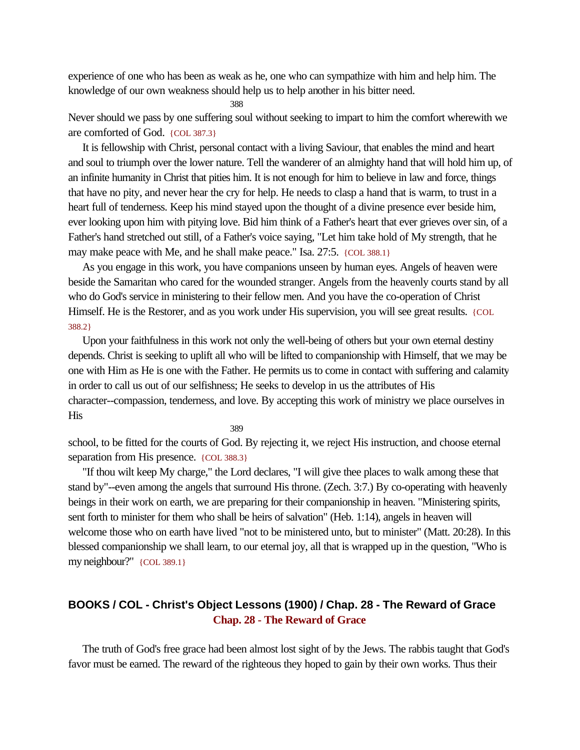experience of one who has been as weak as he, one who can sympathize with him and help him. The knowledge of our own weakness should help us to help another in his bitter need. Never should we pass by one suffering soul without seeking to impart to him the comfort wherewith we are comforted of God. {COL 387.3}

It is fellowship with Christ, personal contact with a living Saviour, that enables the mind and heart and soul to triumph over the lower nature. Tell the wanderer of an almighty hand that will hold him up, of an infinite humanity in Christ that pities him. It is not enough for him to believe in law and force, things that have no pity, and never hear the cry for help. He needs to clasp a hand that is warm, to trust in a heart full of tenderness. Keep his mind stayed upon the thought of a divine presence ever beside him, ever looking upon him with pitying love. Bid him think of a Father's heart that ever grieves over sin, of a Father's hand stretched out still, of a Father's voice saying, "Let him take hold of My strength, that he may make peace with Me, and he shall make peace." Isa. 27:5. {COL 388.1}

As you engage in this work, you have companions unseen by human eyes. Angels of heaven were beside the Samaritan who cared for the wounded stranger. Angels from the heavenly courts stand by all who do God's service in ministering to their fellow men. And you have the co-operation of Christ Himself. He is the Restorer, and as you work under His supervision, you will see great results. {COL 388.2}

Upon your faithfulness in this work not only the well-being of others but your own eternal destiny depends. Christ is seeking to uplift all who will be lifted to companionship with Himself, that we may be one with Him as He is one with the Father. He permits us to come in contact with suffering and calamity in order to call us out of our selfishness; He seeks to develop in us the attributes of His character--compassion, tenderness, and love. By accepting this work of ministry we place ourselves in His school, to be fitted for the courts of God. By rejecting it, we reject His instruction, and choose eternal separation from His presence. {COL 388.3}

"If thou wilt keep My charge," the Lord declares, "I will give thee places to walk among these that stand by"--even among the angels that surround His throne. (Zech. 3:7.) By co-operating with heavenly beings in their work on earth, we are preparing for their companionship in heaven. "Ministering spirits, sent forth to minister for them who shall be heirs of salvation" (Heb. 1:14), angels in heaven will welcome those who on earth have lived "not to be ministered unto, but to minister" (Matt. 20:28). In this blessed companionship we shall learn, to our eternal joy, all that is wrapped up in the question, "Who is my neighbour?" {COL 389.1}

## BOOKS / COL - Christ's Object Lessons (1900) / Chap. 28 - The Reward of Grace

## Chap. 28 - The Reward of Grace

The truth of God's free grace had been almost lost sight of by the Jews. The rabbis taught that God's favor must be earned. The reward of the righteous they hoped to gain by their own works. Thus their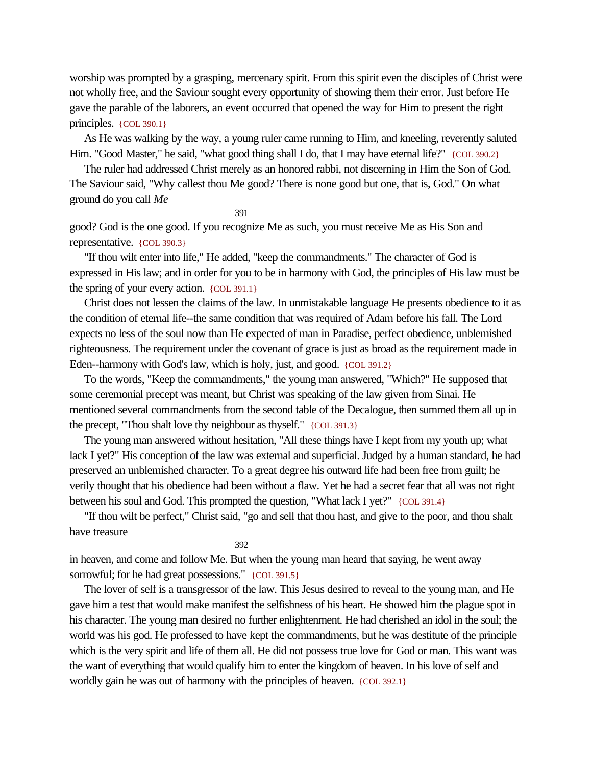worship was prompted by a grasping, mercenary spirit. From this spirit even the disciples of Christ were not wholly free, and the Saviour sought every opportunity of showing them their error. Just before He gave the parable of the laborers, an event occurred that opened the way for Him to present the right principles. {COL 390.1}

As He was walking by the way, a young ruler came running to Him, and kneeling, reverently saluted Him. "Good Master," he said, "what good thing shall I do, that I may have eternal life?" {COL 390.2}

The ruler had addressed Christ merely as an honored rabbi, not discerning in Him the Son of God. The Saviour said, "Why callest thou Me good? There is none good but one, that is, God." On what ground do you call *Me* good? God is the one good. If you recognize Me as such, you must receive Me as His Son and representative. {COL 390.3}

"If thou wilt enter into life," He added, "keep the commandments." The character of God is expressed in His law; and in order for you to be in harmony with God, the principles of His law must be the spring of your every action. {COL 391.1}

Christ does not lessen the claims of the law. In unmistakable language He presents obedience to it as the condition of eternal life--the same condition that was required of Adam before his fall. The Lord expects no less of the soul now than He expected of man in Paradise, perfect obedience, unblemished righteousness. The requirement under the covenant of grace is just as broad as the requirement made in Eden--harmony with God's law, which is holy, just, and good. {COL 391.2}

To the words, "Keep the commandments," the young man answered, "Which?" He supposed that some ceremonial precept was meant, but Christ was speaking of the law given from Sinai. He mentioned several commandments from the second table of the Decalogue, then summed them all up in the precept, "Thou shalt love thy neighbour as thyself." {COL 391.3}

The young man answered without hesitation, "All these things have I kept from my youth up; what lack I yet?" His conception of the law was external and superficial. Judged by a human standard, he had preserved an unblemished character. To a great degree his outward life had been free from guilt; he verily thought that his obedience had been without a flaw. Yet he had a secret fear that all was not right between his soul and God. This prompted the question, "What lack I yet?" {COL 391.4}

"If thou wilt be perfect," Christ said, "go and sell that thou hast, and give to the poor, and thou shalt have treasure in heaven, and come and follow Me. But when the young man heard that saying, he went away sorrowful; for he had great possessions." {COL 391.5}

The lover of self is a transgressor of the law. This Jesus desired to reveal to the young man, and He gave him a test that would make manifest the selfishness of his heart. He showed him the plague spot in his character. The young man desired no further enlightenment. He had cherished an idol in the soul; the world was his god. He professed to have kept the commandments, but he was destitute of the principle which is the very spirit and life of them all. He did not possess true love for God or man. This want was the want of everything that would qualify him to enter the kingdom of heaven. In his love of self and worldly gain he was out of harmony with the principles of heaven. {COL 392.1}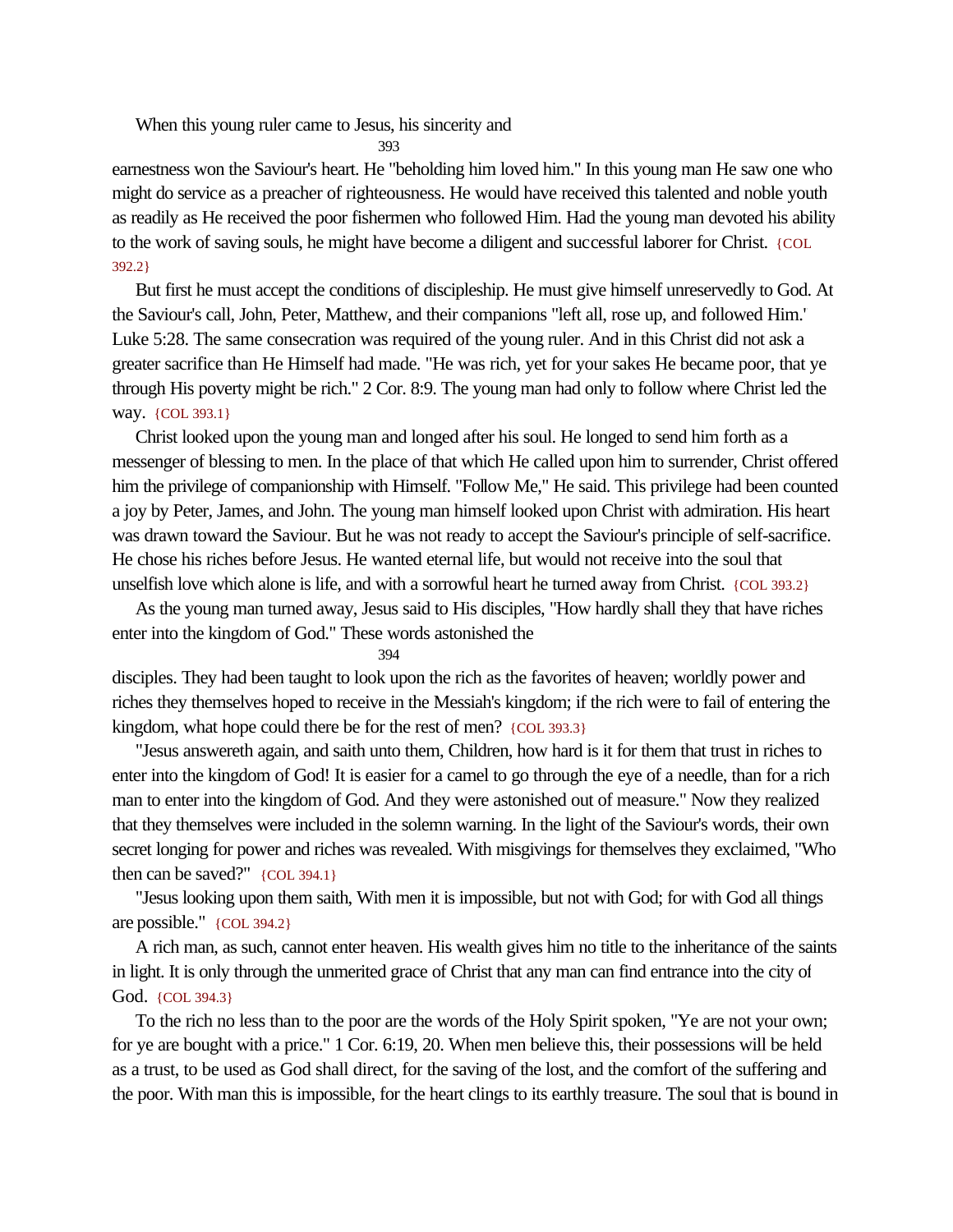When this young ruler came to Jesus, his sincerity and earnestness won the Saviour's heart. He "beholding him loved him." In this young man He saw one who might do service as a preacher of righteousness. He would have received this talented and noble youth as readily as He received the poor fishermen who followed Him. Had the young man devoted his ability to the work of saving souls, he might have become a diligent and successful laborer for Christ. {COL 392.2}

But first he must accept the conditions of discipleship. He must give himself unreservedly to God. At the Saviour's call, John, Peter, Matthew, and their companions "left all, rose up, and followed Him.' Luke 5:28. The same consecration was required of the young ruler. And in this Christ did not ask a greater sacrifice than He Himself had made. "He was rich, yet for your sakes He became poor, that ye through His poverty might be rich." 2 Cor. 8:9. The young man had only to follow where Christ led the way. {COL 393.1}

Christ looked upon the young man and longed after his soul. He longed to send him forth as a messenger of blessing to men. In the place of that which He called upon him to surrender, Christ offered him the privilege of companionship with Himself. "Follow Me," He said. This privilege had been counted a joy by Peter, James, and John. The young man himself looked upon Christ with admiration. His heart was drawn toward the Saviour. But he was not ready to accept the Saviour's principle of self-sacrifice. He chose his riches before Jesus. He wanted eternal life, but would not receive into the soul that unselfish love which alone is life, and with a sorrowful heart he turned away from Christ. {COL 393.2}

As the young man turned away, Jesus said to His disciples, "How hardly shall they that have riches enter into the kingdom of God." These words astonished the disciples. They had been taught to look upon the rich as the favorites of heaven; worldly power and riches they themselves hoped to receive in the Messiah's kingdom; if the rich were to fail of entering the kingdom, what hope could there be for the rest of men? {COL 393.3}

"Jesus answereth again, and saith unto them, Children, how hard is it for them that trust in riches to enter into the kingdom of God! It is easier for a camel to go through the eye of a needle, than for a rich man to enter into the kingdom of God. And they were astonished out of measure." Now they realized that they themselves were included in the solemn warning. In the light of the Saviour's words, their own secret longing for power and riches was revealed. With misgivings for themselves they exclaimed, "Who then can be saved?" {COL 394.1}

"Jesus looking upon them saith, With men it is impossible, but not with God; for with God all things are possible." {COL 394.2}

A rich man, as such, cannot enter heaven. His wealth gives him no title to the inheritance of the saints in light. It is only through the unmerited grace of Christ that any man can find entrance into the city of God. {COL 394.3}

To the rich no less than to the poor are the words of the Holy Spirit spoken, "Ye are not your own; for ye are bought with a price." 1 Cor. 6:19, 20. When men believe this, their possessions will be held as a trust, to be used as God shall direct, for the saving of the lost, and the comfort of the suffering and the poor. With man this is impossible, for the heart clings to its earthly treasure. The soul that is bound in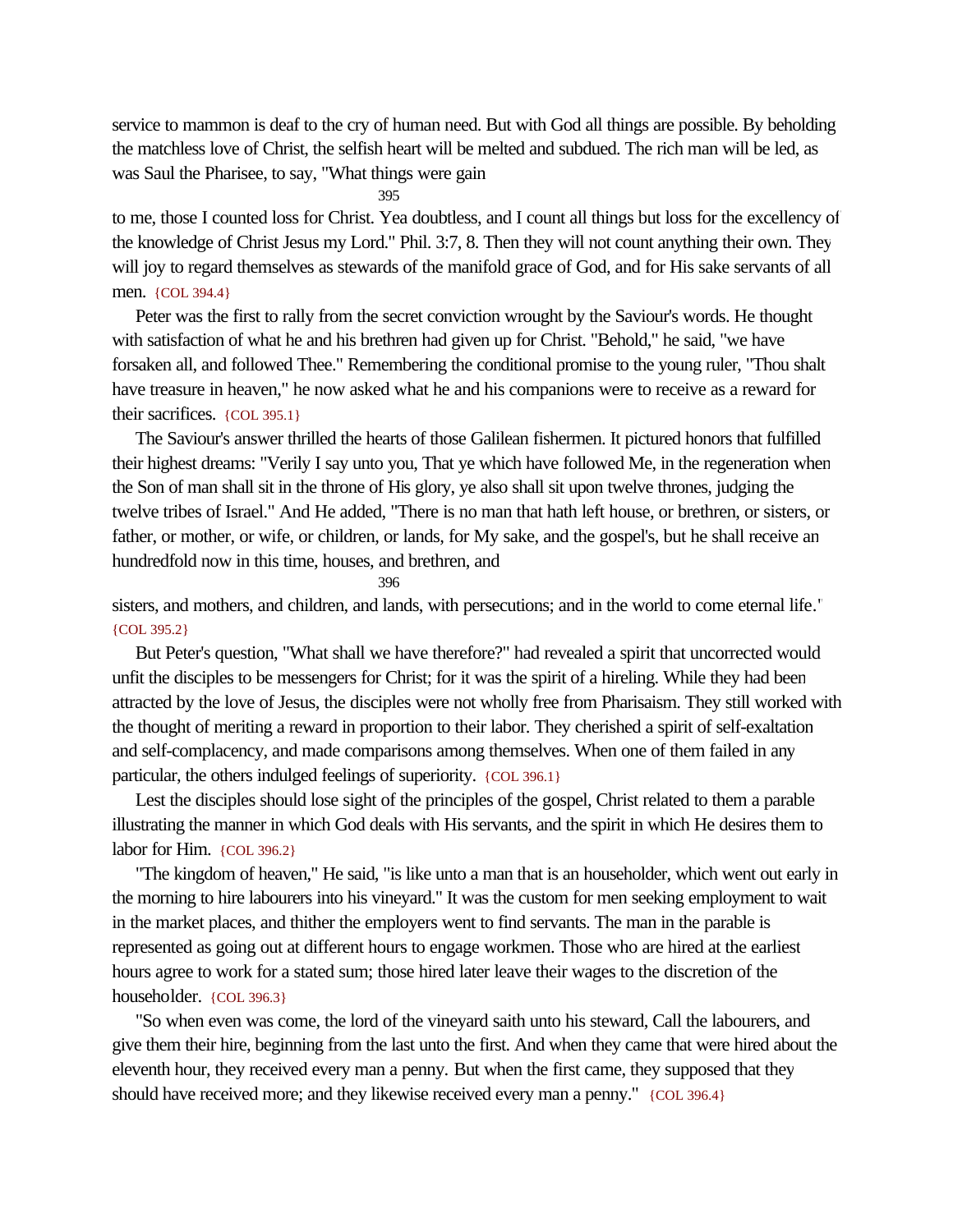service to mammon is deaf to the cry of human need. But with God all things are possible. By beholding the matchless love of Christ, the selfish heart will be melted and subdued. The rich man will be led, as was Saul the Pharisee, to say, "What things were gain to me, those I counted loss for Christ. Yea doubtless, and I count all things but loss for the excellency of the knowledge of Christ Jesus my Lord." Phil. 3:7, 8. Then they will not count anything their own. They will joy to regard themselves as stewards of the manifold grace of God, and for His sake servants of all men. {COL 394.4}

Peter was the first to rally from the secret conviction wrought by the Saviour's words. He thought with satisfaction of what he and his brethren had given up for Christ. "Behold," he said, "we have forsaken all, and followed Thee." Remembering the conditional promise to the young ruler, "Thou shalt have treasure in heaven," he now asked what he and his companions were to receive as a reward for their sacrifices. {COL 395.1}

The Saviour's answer thrilled the hearts of those Galilean fishermen. It pictured honors that fulfilled their highest dreams: "Verily I say unto you, That ye which have followed Me, in the regeneration when the Son of man shall sit in the throne of His glory, ye also shall sit upon twelve thrones, judging the twelve tribes of Israel." And He added, "There is no man that hath left house, or brethren, or sisters, or father, or mother, or wife, or children, or lands, for My sake, and the gospel's, but he shall receive an hundredfold now in this time, houses, and brethren, and sisters, and mothers, and children, and lands, with persecutions; and in the world to come eternal life." {COL 395.2}

But Peter's question, "What shall we have therefore?" had revealed a spirit that uncorrected would unfit the disciples to be messengers for Christ; for it was the spirit of a hireling. While they had been attracted by the love of Jesus, the disciples were not wholly free from Pharisaism. They still worked with the thought of meriting a reward in proportion to their labor. They cherished a spirit of self-exaltation and self-complacency, and made comparisons among themselves. When one of them failed in any particular, the others indulged feelings of superiority. {COL 396.1}

Lest the disciples should lose sight of the principles of the gospel, Christ related to them a parable illustrating the manner in which God deals with His servants, and the spirit in which He desires them to labor for Him. {COL 396.2}

"The kingdom of heaven," He said, "is like unto a man that is an householder, which went out early in the morning to hire labourers into his vineyard." It was the custom for men seeking employment to wait in the market places, and thither the employers went to find servants. The man in the parable is represented as going out at different hours to engage workmen. Those who are hired at the earliest hours agree to work for a stated sum; those hired later leave their wages to the discretion of the householder. {COL 396.3}

"So when even was come, the lord of the vineyard saith unto his steward, Call the labourers, and give them their hire, beginning from the last unto the first. And when they came that were hired about the eleventh hour, they received every man a penny. But when the first came, they supposed that they should have received more; and they likewise received every man a penny." {COL 396.4}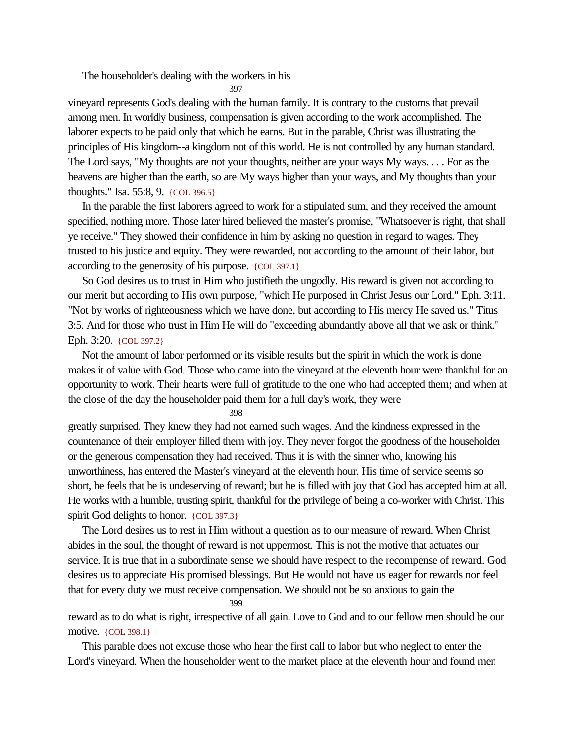The householder's dealing with the workers in his vineyard represents God's dealing with the human family. It is contrary to the customs that prevail among men. In worldly business, compensation is given according to the work accomplished. The laborer expects to be paid only that which he earns. But in the parable, Christ was illustrating the principles of His kingdom--a kingdom not of this world. He is not controlled by any human standard. The Lord says, "My thoughts are not your thoughts, neither are your ways My ways. . . . For as the heavens are higher than the earth, so are My ways higher than your ways, and My thoughts than your thoughts." Isa. 55:8, 9. {COL 396.5}

In the parable the first laborers agreed to work for a stipulated sum, and they received the amount specified, nothing more. Those later hired believed the master's promise, "Whatsoever is right, that shall ye receive." They showed their confidence in him by asking no question in regard to wages. They trusted to his justice and equity. They were rewarded, not according to the amount of their labor, but according to the generosity of his purpose. {COL 397.1}

So God desires us to trust in Him who justifieth the ungodly. His reward is given not according to our merit but according to His own purpose, "which He purposed in Christ Jesus our Lord." Eph. 3:11. "Not by works of righteousness which we have done, but according to His mercy He saved us." Titus 3:5. And for those who trust in Him He will do "exceeding abundantly above all that we ask or think." Eph. 3:20. {COL 397.2}

Not the amount of labor performed or its visible results but the spirit in which the work is done makes it of value with God. Those who came into the vineyard at the eleventh hour were thankful for an opportunity to work. Their hearts were full of gratitude to the one who had accepted them; and when at the close of the day the householder paid them for a full day's work, they were greatly surprised. They knew they had not earned such wages. And the kindness expressed in the countenance of their employer filled them with joy. They never forgot the goodness of the householder or the generous compensation they had received. Thus it is with the sinner who, knowing his unworthiness, has entered the Master's vineyard at the eleventh hour. His time of service seems so short, he feels that he is undeserving of reward; but he is filled with joy that God has accepted him at all. He works with a humble, trusting spirit, thankful for the privilege of being a co-worker with Christ. This spirit God delights to honor. {COL 397.3}

The Lord desires us to rest in Him without a question as to our measure of reward. When Christ abides in the soul, the thought of reward is not uppermost. This is not the motive that actuates our service. It is true that in a subordinate sense we should have respect to the recompense of reward. God desires us to appreciate His promised blessings. But He would not have us eager for rewards nor feel that for every duty we must receive compensation. We should not be so anxious to gain the reward as to do what is right, irrespective of all gain. Love to God and to our fellow men should be our motive. {COL 398.1}

This parable does not excuse those who hear the first call to labor but who neglect to enter the Lord's vineyard. When the householder went to the market place at the eleventh hour and found men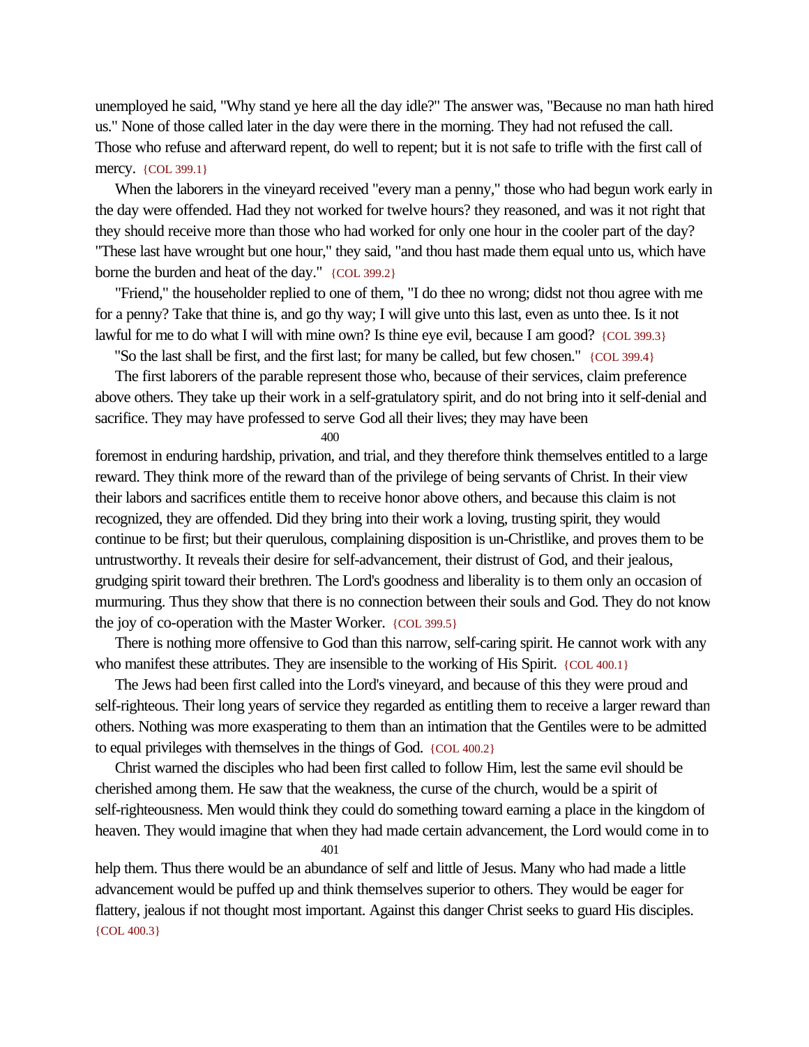unemployed he said, "Why stand ye here all the day idle?" The answer was, "Because no man hath hired us." None of those called later in the day were there in the morning. They had not refused the call. Those who refuse and afterward repent, do well to repent; but it is not safe to trifle with the first call of mercy. {COL 399.1}

When the laborers in the vineyard received "every man a penny," those who had begun work early in the day were offended. Had they not worked for twelve hours? they reasoned, and was it not right that they should receive more than those who had worked for only one hour in the cooler part of the day? "These last have wrought but one hour," they said, "and thou hast made them equal unto us, which have borne the burden and heat of the day." {COL 399.2}

"Friend," the householder replied to one of them, "I do thee no wrong; didst not thou agree with me for a penny? Take that thine is, and go thy way; I will give unto this last, even as unto thee. Is it not lawful for me to do what I will with mine own? Is thine eye evil, because I am good? {COL 399.3}

"So the last shall be first, and the first last; for many be called, but few chosen." {COL 399.4}

The first laborers of the parable represent those who, because of their services, claim preference above others. They take up their work in a self-gratulatory spirit, and do not bring into it self-denial and sacrifice. They may have professed to serve God all their lives; they may have been foremost in enduring hardship, privation, and trial, and they therefore think themselves entitled to a large reward. They think more of the reward than of the privilege of being servants of Christ. In their view their labors and sacrifices entitle them to receive honor above others, and because this claim is not recognized, they are offended. Did they bring into their work a loving, trusting spirit, they would continue to be first; but their querulous, complaining disposition is un-Christlike, and proves them to be untrustworthy. It reveals their desire for self-advancement, their distrust of God, and their jealous, grudging spirit toward their brethren. The Lord's goodness and liberality is to them only an occasion of murmuring. Thus they show that there is no connection between their souls and God. They do not know the joy of co-operation with the Master Worker. {COL 399.5}

There is nothing more offensive to God than this narrow, self-caring spirit. He cannot work with any who manifest these attributes. They are insensible to the working of His Spirit. {COL 400.1}

The Jews had been first called into the Lord's vineyard, and because of this they were proud and self-righteous. Their long years of service they regarded as entitling them to receive a larger reward than others. Nothing was more exasperating to them than an intimation that the Gentiles were to be admitted to equal privileges with themselves in the things of God. {COL 400.2}

Christ warned the disciples who had been first called to follow Him, lest the same evil should be cherished among them. He saw that the weakness, the curse of the church, would be a spirit of self-righteousness. Men would think they could do something toward earning a place in the kingdom of heaven. They would imagine that when they had made certain advancement, the Lord would come in to help them. Thus there would be an abundance of self and little of Jesus. Many who had made a little advancement would be puffed up and think themselves superior to others. They would be eager for flattery, jealous if not thought most important. Against this danger Christ seeks to guard His disciples. {COL 400.3}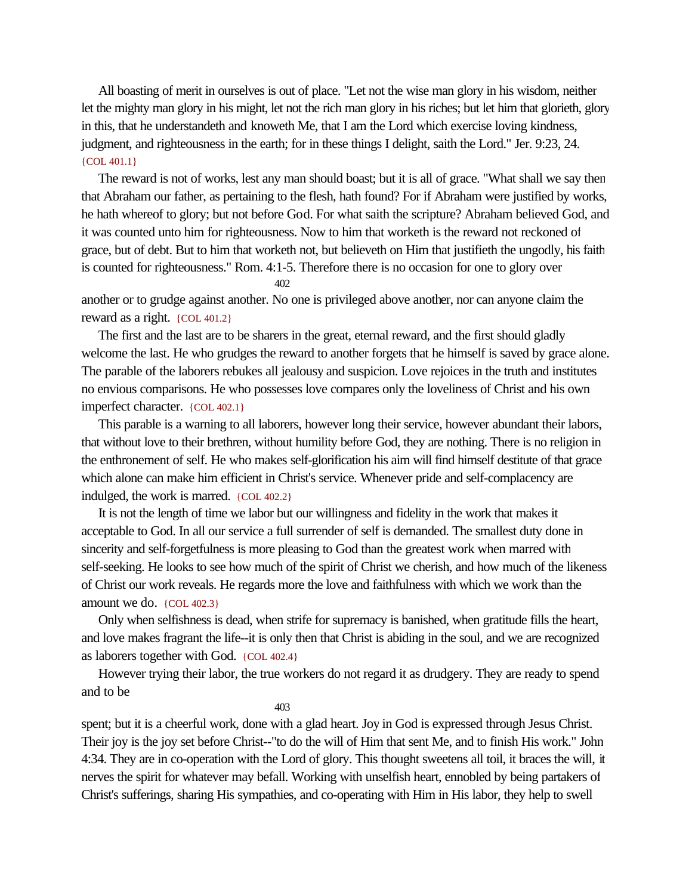All boasting of merit in ourselves is out of place. "Let not the wise man glory in his wisdom, neither let the mighty man glory in his might, let not the rich man glory in his riches; but let him that glorieth, glory in this, that he understandeth and knoweth Me, that I am the Lord which exercise loving kindness, judgment, and righteousness in the earth; for in these things I delight, saith the Lord." Jer. 9:23, 24. {COL 401.1}

The reward is not of works, lest any man should boast; but it is all of grace. "What shall we say then that Abraham our father, as pertaining to the flesh, hath found? For if Abraham were justified by works, he hath whereof to glory; but not before God. For what saith the scripture? Abraham believed God, and it was counted unto him for righteousness. Now to him that worketh is the reward not reckoned of grace, but of debt. But to him that worketh not, but believeth on Him that justifieth the ungodly, his faith is counted for righteousness." Rom. 4:1-5. Therefore there is no occasion for one to glory over another or to grudge against another. No one is privileged above another, nor can anyone claim the reward as a right. {COL 401.2}

The first and the last are to be sharers in the great, eternal reward, and the first should gladly welcome the last. He who grudges the reward to another forgets that he himself is saved by grace alone. The parable of the laborers rebukes all jealousy and suspicion. Love rejoices in the truth and institutes no envious comparisons. He who possesses love compares only the loveliness of Christ and his own imperfect character. {COL 402.1}

This parable is a warning to all laborers, however long their service, however abundant their labors, that without love to their brethren, without humility before God, they are nothing. There is no religion in the enthronement of self. He who makes self-glorification his aim will find himself destitute of that grace which alone can make him efficient in Christ's service. Whenever pride and self-complacency are indulged, the work is marred. {COL 402.2}

It is not the length of time we labor but our willingness and fidelity in the work that makes it acceptable to God. In all our service a full surrender of self is demanded. The smallest duty done in sincerity and self-forgetfulness is more pleasing to God than the greatest work when marred with self-seeking. He looks to see how much of the spirit of Christ we cherish, and how much of the likeness of Christ our work reveals. He regards more the love and faithfulness with which we work than the amount we do. {COL 402.3}

Only when selfishness is dead, when strife for supremacy is banished, when gratitude fills the heart, and love makes fragrant the life--it is only then that Christ is abiding in the soul, and we are recognized as laborers together with God. {COL 402.4}

However trying their labor, the true workers do not regard it as drudgery. They are ready to spend and to be spent; but it is a cheerful work, done with a glad heart. Joy in God is expressed through Jesus Christ. Their joy is the joy set before Christ--"to do the will of Him that sent Me, and to finish His work." John 4:34. They are in co-operation with the Lord of glory. This thought sweetens all toil, it braces the will, it nerves the spirit for whatever may befall. Working with unselfish heart, ennobled by being partakers of Christ's sufferings, sharing His sympathies, and co-operating with Him in His labor, they help to swell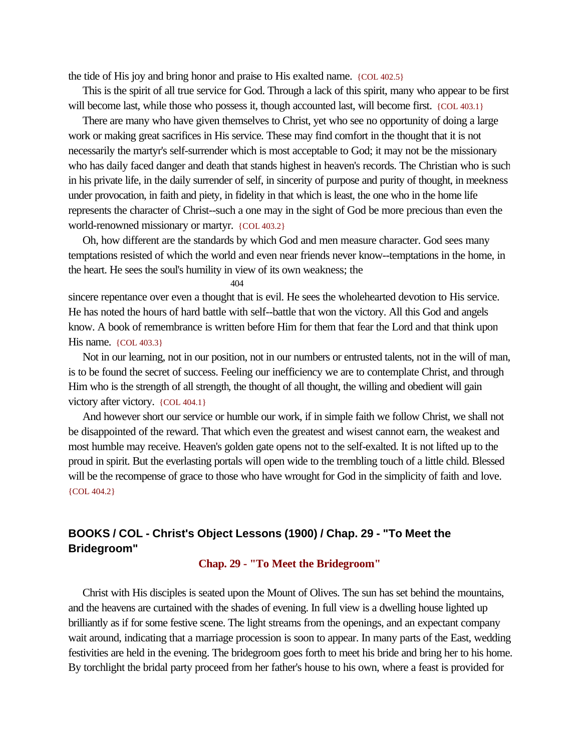the tide of His joy and bring honor and praise to His exalted name. {COL 402.5}

This is the spirit of all true service for God. Through a lack of this spirit, many who appear to be first will become last, while those who possess it, though accounted last, will become first. {COL 403.1}

There are many who have given themselves to Christ, yet who see no opportunity of doing a large work or making great sacrifices in His service. These may find comfort in the thought that it is not necessarily the martyr's self-surrender which is most acceptable to God; it may not be the missionary who has daily faced danger and death that stands highest in heaven's records. The Christian who is such in his private life, in the daily surrender of self, in sincerity of purpose and purity of thought, in meekness under provocation, in faith and piety, in fidelity in that which is least, the one who in the home life represents the character of Christ--such a one may in the sight of God be more precious than even the world-renowned missionary or martyr. {COL 403.2}

Oh, how different are the standards by which God and men measure character. God sees many temptations resisted of which the world and even near friends never know--temptations in the home, in the heart. He sees the soul's humility in view of its own weakness; the

404

sincere repentance over even a thought that is evil. He sees the wholehearted devotion to His service. He has noted the hours of hard battle with self--battle that won the victory. All this God and angels know. A book of remembrance is written before Him for them that fear the Lord and that think upon His name. {COL 403.3}

Not in our learning, not in our position, not in our numbers or entrusted talents, not in the will of man, is to be found the secret of success. Feeling our inefficiency we are to contemplate Christ, and through Him who is the strength of all strength, the thought of all thought, the willing and obedient will gain victory after victory. {COL 404.1}

And however short our service or humble our work, if in simple faith we follow Christ, we shall not be disappointed of the reward. That which even the greatest and wisest cannot earn, the weakest and most humble may receive. Heaven's golden gate opens not to the self-exalted. It is not lifted up to the proud in spirit. But the everlasting portals will open wide to the trembling touch of a little child. Blessed will be the recompense of grace to those who have wrought for God in the simplicity of faith and love. {COL 404.2}

## BOOKS / COL - Christ's Object Lessons (1900) / Chap. 29 - "To Meet the Bridegroom"

### Chap. 29 - "To Meet the Bridegroom"

Christ with His disciples is seated upon the Mount of Olives. The sun has set behind the mountains, and the heavens are curtained with the shades of evening. In full view is a dwelling house lighted up brilliantly as if for some festive scene. The light streams from the openings, and an expectant company wait around, indicating that a marriage procession is soon to appear. In many parts of the East, wedding festivities are held in the evening. The bridegroom goes forth to meet his bride and bring her to his home. By torchlight the bridal party proceed from her father's house to his own, where a feast is provided for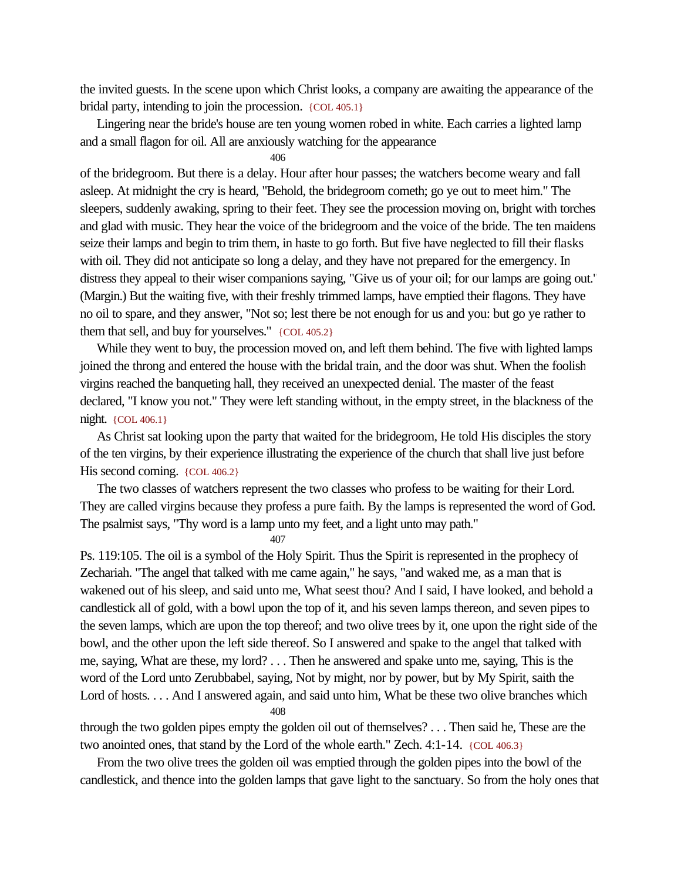the invited guests. In the scene upon which Christ looks, a company are awaiting the appearance of the bridal party, intending to join the procession. {COL 405.1}

Lingering near the bride's house are ten young women robed in white. Each carries a lighted lamp and a small flagon for oil. All are anxiously watching for the appearance of the bridegroom. But there is a delay. Hour after hour passes; the watchers become weary and fall asleep. At midnight the cry is heard, "Behold, the bridegroom cometh; go ye out to meet him." The sleepers, suddenly awaking, spring to their feet. They see the procession moving on, bright with torches and glad with music. They hear the voice of the bridegroom and the voice of the bride. The ten maidens seize their lamps and begin to trim them, in haste to go forth. But five have neglected to fill their flasks with oil. They did not anticipate so long a delay, and they have not prepared for the emergency. In distress they appeal to their wiser companions saying, "Give us of your oil; for our lamps are going out." (Margin.) But the waiting five, with their freshly trimmed lamps, have emptied their flagons. They have no oil to spare, and they answer, "Not so; lest there be not enough for us and you: but go ye rather to them that sell, and buy for yourselves." {COL 405.2}

While they went to buy, the procession moved on, and left them behind. The five with lighted lamps joined the throng and entered the house with the bridal train, and the door was shut. When the foolish virgins reached the banqueting hall, they received an unexpected denial. The master of the feast declared, "I know you not." They were left standing without, in the empty street, in the blackness of the night. {COL 406.1}

As Christ sat looking upon the party that waited for the bridegroom, He told His disciples the story of the ten virgins, by their experience illustrating the experience of the church that shall live just before His second coming. {COL 406.2}

The two classes of watchers represent the two classes who profess to be waiting for their Lord. They are called virgins because they profess a pure faith. By the lamps is represented the word of God. The psalmist says, "Thy word is a lamp unto my feet, and a light unto may path." Ps. 119:105. The oil is a symbol of the Holy Spirit. Thus the Spirit is represented in the prophecy of Zechariah. "The angel that talked with me came again," he says, "and waked me, as a man that is wakened out of his sleep, and said unto me, What seest thou? And I said, I have looked, and behold a candlestick all of gold, with a bowl upon the top of it, and his seven lamps thereon, and seven pipes to the seven lamps, which are upon the top thereof; and two olive trees by it, one upon the right side of the bowl, and the other upon the left side thereof. So I answered and spake to the angel that talked with me, saying, What are these, my lord? . . . Then he answered and spake unto me, saying, This is the word of the Lord unto Zerubbabel, saying, Not by might, nor by power, but by My Spirit, saith the Lord of hosts. . . . And I answered again, and said unto him, What be these two olive branches which through the two golden pipes empty the golden oil out of themselves? . . . Then said he, These are the two anointed ones, that stand by the Lord of the whole earth." Zech. 4:1-14. {COL 406.3}

From the two olive trees the golden oil was emptied through the golden pipes into the bowl of the candlestick, and thence into the golden lamps that gave light to the sanctuary. So from the holy ones that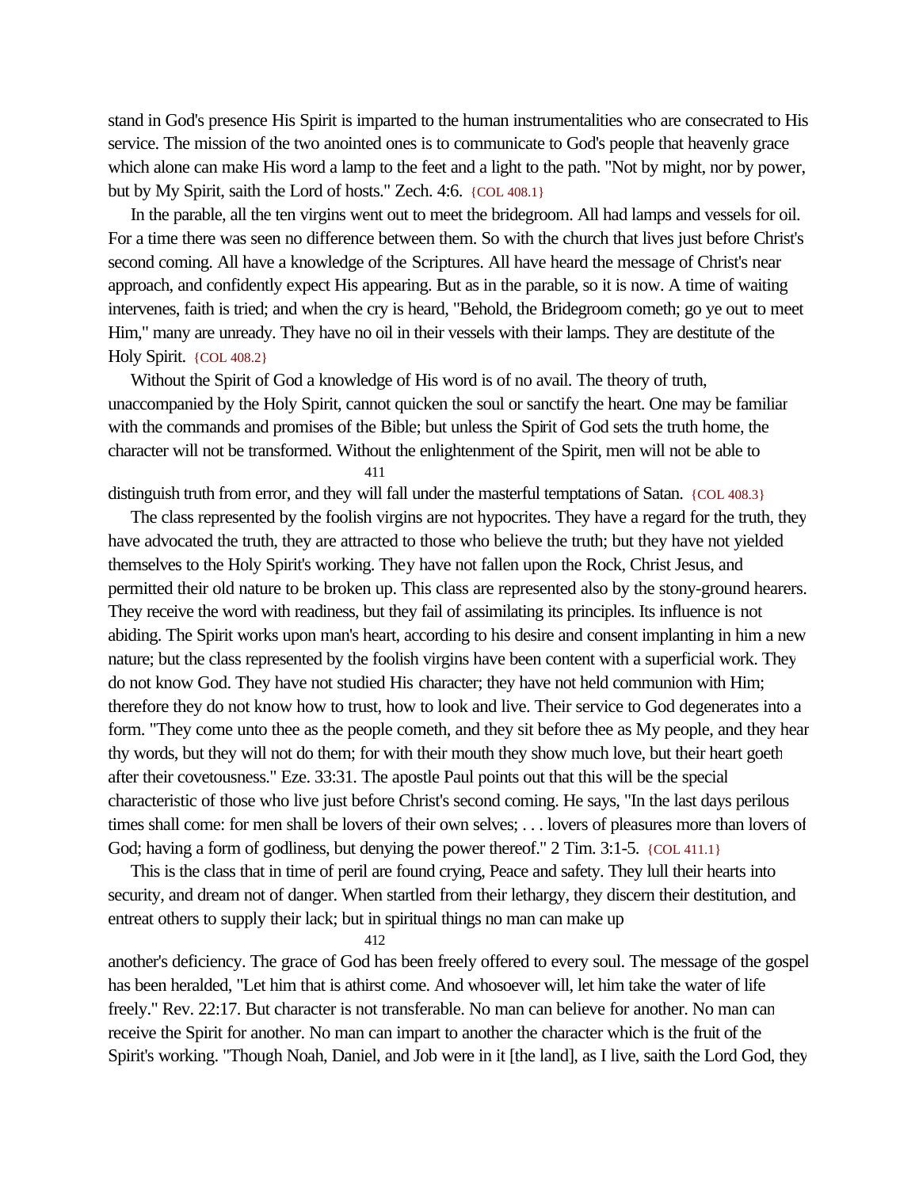stand in God's presence His Spirit is imparted to the human instrumentalities who are consecrated to His service. The mission of the two anointed ones is to communicate to God's people that heavenly grace which alone can make His word a lamp to the feet and a light to the path. "Not by might, nor by power, but by My Spirit, saith the Lord of hosts." Zech. 4:6. {COL 408.1}

In the parable, all the ten virgins went out to meet the bridegroom. All had lamps and vessels for oil. For a time there was seen no difference between them. So with the church that lives just before Christ's second coming. All have a knowledge of the Scriptures. All have heard the message of Christ's near approach, and confidently expect His appearing. But as in the parable, so it is now. A time of waiting intervenes, faith is tried; and when the cry is heard, "Behold, the Bridegroom cometh; go ye out to meet Him," many are unready. They have no oil in their vessels with their lamps. They are destitute of the Holy Spirit. {COL 408.2}

Without the Spirit of God a knowledge of His word is of no avail. The theory of truth, unaccompanied by the Holy Spirit, cannot quicken the soul or sanctify the heart. One may be familiar with the commands and promises of the Bible; but unless the Spirit of God sets the truth home, the character will not be transformed. Without the enlightenment of the Spirit, men will not be able to distinguish truth from error, and they will fall under the masterful temptations of Satan. {COL 408.3}

The class represented by the foolish virgins are not hypocrites. They have a regard for the truth, they have advocated the truth, they are attracted to those who believe the truth; but they have not yielded themselves to the Holy Spirit's working. They have not fallen upon the Rock, Christ Jesus, and permitted their old nature to be broken up. This class are represented also by the stony-ground hearers. They receive the word with readiness, but they fail of assimilating its principles. Its influence is not abiding. The Spirit works upon man's heart, according to his desire and consent implanting in him a new nature; but the class represented by the foolish virgins have been content with a superficial work. They do not know God. They have not studied His character; they have not held communion with Him; therefore they do not know how to trust, how to look and live. Their service to God degenerates into a form. "They come unto thee as the people cometh, and they sit before thee as My people, and they hear thy words, but they will not do them; for with their mouth they show much love, but their heart goeth after their covetousness." Eze. 33:31. The apostle Paul points out that this will be the special characteristic of those who live just before Christ's second coming. He says, "In the last days perilous times shall come: for men shall be lovers of their own selves; . . . lovers of pleasures more than lovers of God; having a form of godliness, but denying the power thereof." 2 Tim. 3:1-5. {COL 411.1}

This is the class that in time of peril are found crying, Peace and safety. They lull their hearts into security, and dream not of danger. When startled from their lethargy, they discern their destitution, and entreat others to supply their lack; but in spiritual things no man can make up another's deficiency. The grace of God has been freely offered to every soul. The message of the gospel has been heralded, "Let him that is athirst come. And whosoever will, let him take the water of life freely." Rev. 22:17. But character is not transferable. No man can believe for another. No man can receive the Spirit for another. No man can impart to another the character which is the fruit of the Spirit's working. "Though Noah, Daniel, and Job were in it [the land], as I live, saith the Lord God, they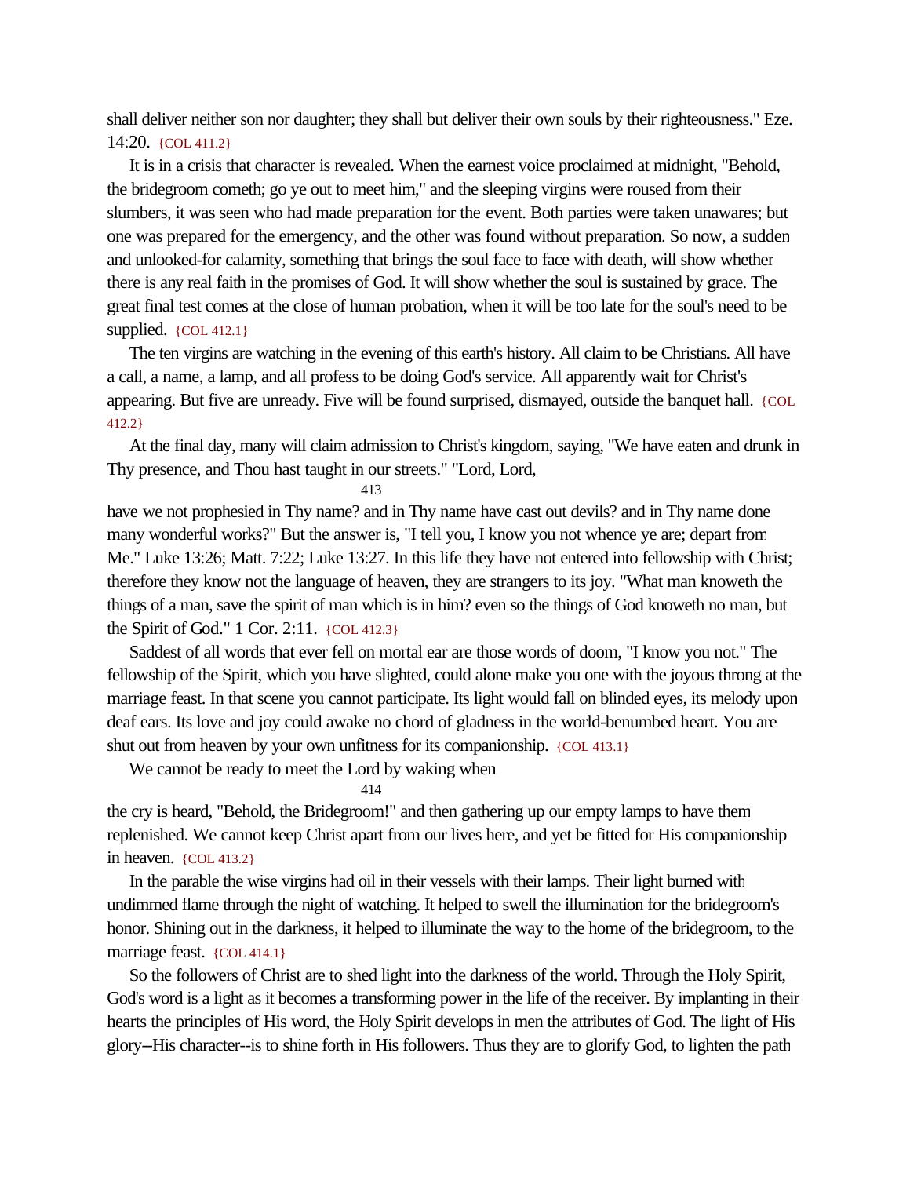shall deliver neither son nor daughter; they shall but deliver their own souls by their righteousness." Eze. 14:20. {COL 411.2}

It is in a crisis that character is revealed. When the earnest voice proclaimed at midnight, "Behold, the bridegroom cometh; go ye out to meet him," and the sleeping virgins were roused from their slumbers, it was seen who had made preparation for the event. Both parties were taken unawares; but one was prepared for the emergency, and the other was found without preparation. So now, a sudden and unlooked-for calamity, something that brings the soul face to face with death, will show whether there is any real faith in the promises of God. It will show whether the soul is sustained by grace. The great final test comes at the close of human probation, when it will be too late for the soul's need to be supplied. {COL 412.1}

The ten virgins are watching in the evening of this earth's history. All claim to be Christians. All have a call, a name, a lamp, and all profess to be doing God's service. All apparently wait for Christ's appearing. But five are unready. Five will be found surprised, dismayed, outside the banquet hall. {COL 412.2}

At the final day, many will claim admission to Christ's kingdom, saying, "We have eaten and drunk in Thy presence, and Thou hast taught in our streets." "Lord, Lord, have we not prophesied in Thy name? and in Thy name have cast out devils? and in Thy name done many wonderful works?" But the answer is, "I tell you, I know you not whence ye are; depart from Me." Luke 13:26; Matt. 7:22; Luke 13:27. In this life they have not entered into fellowship with Christ; therefore they know not the language of heaven, they are strangers to its joy. "What man knoweth the things of a man, save the spirit of man which is in him? even so the things of God knoweth no man, but the Spirit of God." 1 Cor. 2:11. {COL 412.3}

Saddest of all words that ever fell on mortal ear are those words of doom, "I know you not." The fellowship of the Spirit, which you have slighted, could alone make you one with the joyous throng at the marriage feast. In that scene you cannot participate. Its light would fall on blinded eyes, its melody upon deaf ears. Its love and joy could awake no chord of gladness in the world-benumbed heart. You are shut out from heaven by your own unfitness for its companionship. {COL 413.1}

We cannot be ready to meet the Lord by waking when the cry is heard, "Behold, the Bridegroom!" and then gathering up our empty lamps to have them replenished. We cannot keep Christ apart from our lives here, and yet be fitted for His companionship in heaven. {COL 413.2}

In the parable the wise virgins had oil in their vessels with their lamps. Their light burned with undimmed flame through the night of watching. It helped to swell the illumination for the bridegroom's honor. Shining out in the darkness, it helped to illuminate the way to the home of the bridegroom, to the marriage feast. {COL 414.1}

So the followers of Christ are to shed light into the darkness of the world. Through the Holy Spirit, God's word is a light as it becomes a transforming power in the life of the receiver. By implanting in their hearts the principles of His word, the Holy Spirit develops in men the attributes of God. The light of His glory--His character--is to shine forth in His followers. Thus they are to glorify God, to lighten the path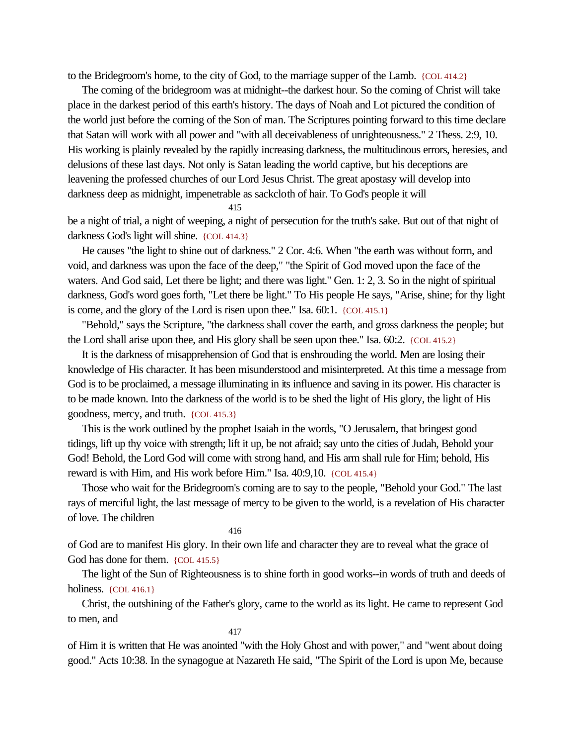to the Bridegroom's home, to the city of God, to the marriage supper of the Lamb. {COL 414.2}

The coming of the bridegroom was at midnight--the darkest hour. So the coming of Christ will take place in the darkest period of this earth's history. The days of Noah and Lot pictured the condition of the world just before the coming of the Son of man. The Scriptures pointing forward to this time declare that Satan will work with all power and "with all deceivableness of unrighteousness." 2 Thess. 2:9, 10. His working is plainly revealed by the rapidly increasing darkness, the multitudinous errors, heresies, and delusions of these last days. Not only is Satan leading the world captive, but his deceptions are leavening the professed churches of our Lord Jesus Christ. The great apostasy will develop into darkness deep as midnight, impenetrable as sackcloth of hair. To God's people it will

415

be a night of trial, a night of weeping, a night of persecution for the truth's sake. But out of that night of darkness God's light will shine. {COL 414.3}

He causes "the light to shine out of darkness." 2 Cor. 4:6. When "the earth was without form, and void, and darkness was upon the face of the deep," "the Spirit of God moved upon the face of the waters. And God said, Let there be light; and there was light." Gen. 1: 2, 3. So in the night of spiritual darkness, God's word goes forth, "Let there be light." To His people He says, "Arise, shine; for thy light is come, and the glory of the Lord is risen upon thee." Isa. 60:1. {COL 415.1}

"Behold," says the Scripture, "the darkness shall cover the earth, and gross darkness the people; but the Lord shall arise upon thee, and His glory shall be seen upon thee." Isa. 60:2. {COL 415.2}

It is the darkness of misapprehension of God that is enshrouding the world. Men are losing their knowledge of His character. It has been misunderstood and misinterpreted. At this time a message from God is to be proclaimed, a message illuminating in its influence and saving in its power. His character is to be made known. Into the darkness of the world is to be shed the light of His glory, the light of His goodness, mercy, and truth. {COL 415.3}

This is the work outlined by the prophet Isaiah in the words, "O Jerusalem, that bringest good tidings, lift up thy voice with strength; lift it up, be not afraid; say unto the cities of Judah, Behold your God! Behold, the Lord God will come with strong hand, and His arm shall rule for Him; behold, His reward is with Him, and His work before Him." Isa. 40:9,10. {COL 415.4}

Those who wait for the Bridegroom's coming are to say to the people, "Behold your God." The last rays of merciful light, the last message of mercy to be given to the world, is a revelation of His character of love. The children

416

of God are to manifest His glory. In their own life and character they are to reveal what the grace of God has done for them. {COL 415.5}

The light of the Sun of Righteousness is to shine forth in good works--in words of truth and deeds of holiness. {COL 416.1}

Christ, the outshining of the Father's glory, came to the world as its light. He came to represent God to men, and

417

of Him it is written that He was anointed "with the Holy Ghost and with power," and "went about doing good." Acts 10:38. In the synagogue at Nazareth He said, "The Spirit of the Lord is upon Me, because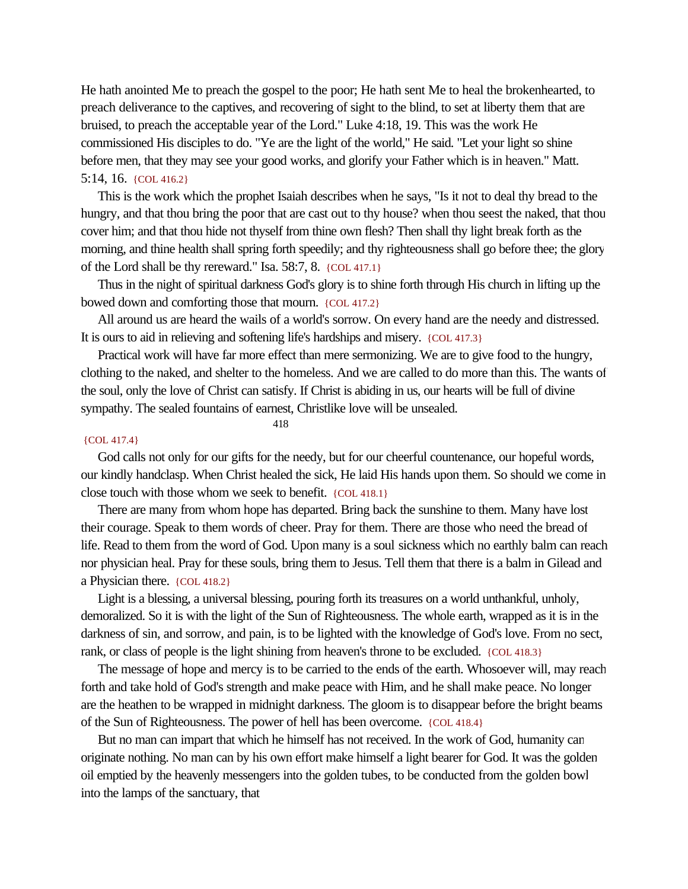He hath anointed Me to preach the gospel to the poor; He hath sent Me to heal the brokenhearted, to preach deliverance to the captives, and recovering of sight to the blind, to set at liberty them that are bruised, to preach the acceptable year of the Lord." Luke 4:18, 19. This was the work He commissioned His disciples to do. "Ye are the light of the world," He said. "Let your light so shine before men, that they may see your good works, and glorify your Father which is in heaven." Matt. 5:14, 16. {COL 416.2}

This is the work which the prophet Isaiah describes when he says, "Is it not to deal thy bread to the hungry, and that thou bring the poor that are cast out to thy house? when thou seest the naked, that thou cover him; and that thou hide not thyself from thine own flesh? Then shall thy light break forth as the morning, and thine health shall spring forth speedily; and thy righteousness shall go before thee; the glory of the Lord shall be thy rereward." Isa. 58:7, 8. {COL 417.1}

Thus in the night of spiritual darkness God's glory is to shine forth through His church in lifting up the bowed down and comforting those that mourn. {COL 417.2}

All around us are heard the wails of a world's sorrow. On every hand are the needy and distressed. It is ours to aid in relieving and softening life's hardships and misery. {COL 417.3}

Practical work will have far more effect than mere sermonizing. We are to give food to the hungry, clothing to the naked, and shelter to the homeless. And we are called to do more than this. The wants of the soul, only the love of Christ can satisfy. If Christ is abiding in us, our hearts will be full of divine sympathy. The sealed fountains of earnest, Christlike love will be unsealed. {COL 417.4}

God calls not only for our gifts for the needy, but for our cheerful countenance, our hopeful words, our kindly handclasp. When Christ healed the sick, He laid His hands upon them. So should we come in close touch with those whom we seek to benefit. {COL 418.1}

There are many from whom hope has departed. Bring back the sunshine to them. Many have lost their courage. Speak to them words of cheer. Pray for them. There are those who need the bread of life. Read to them from the word of God. Upon many is a soul sickness which no earthly balm can reach nor physician heal. Pray for these souls, bring them to Jesus. Tell them that there is a balm in Gilead and a Physician there. {COL 418.2}

Light is a blessing, a universal blessing, pouring forth its treasures on a world unthankful, unholy, demoralized. So it is with the light of the Sun of Righteousness. The whole earth, wrapped as it is in the darkness of sin, and sorrow, and pain, is to be lighted with the knowledge of God's love. From no sect, rank, or class of people is the light shining from heaven's throne to be excluded. {COL 418.3}

The message of hope and mercy is to be carried to the ends of the earth. Whosoever will, may reach forth and take hold of God's strength and make peace with Him, and he shall make peace. No longer are the heathen to be wrapped in midnight darkness. The gloom is to disappear before the bright beams of the Sun of Righteousness. The power of hell has been overcome. {COL 418.4}

But no man can impart that which he himself has not received. In the work of God, humanity can originate nothing. No man can by his own effort make himself a light bearer for God. It was the golden oil emptied by the heavenly messengers into the golden tubes, to be conducted from the golden bowl into the lamps of the sanctuary, that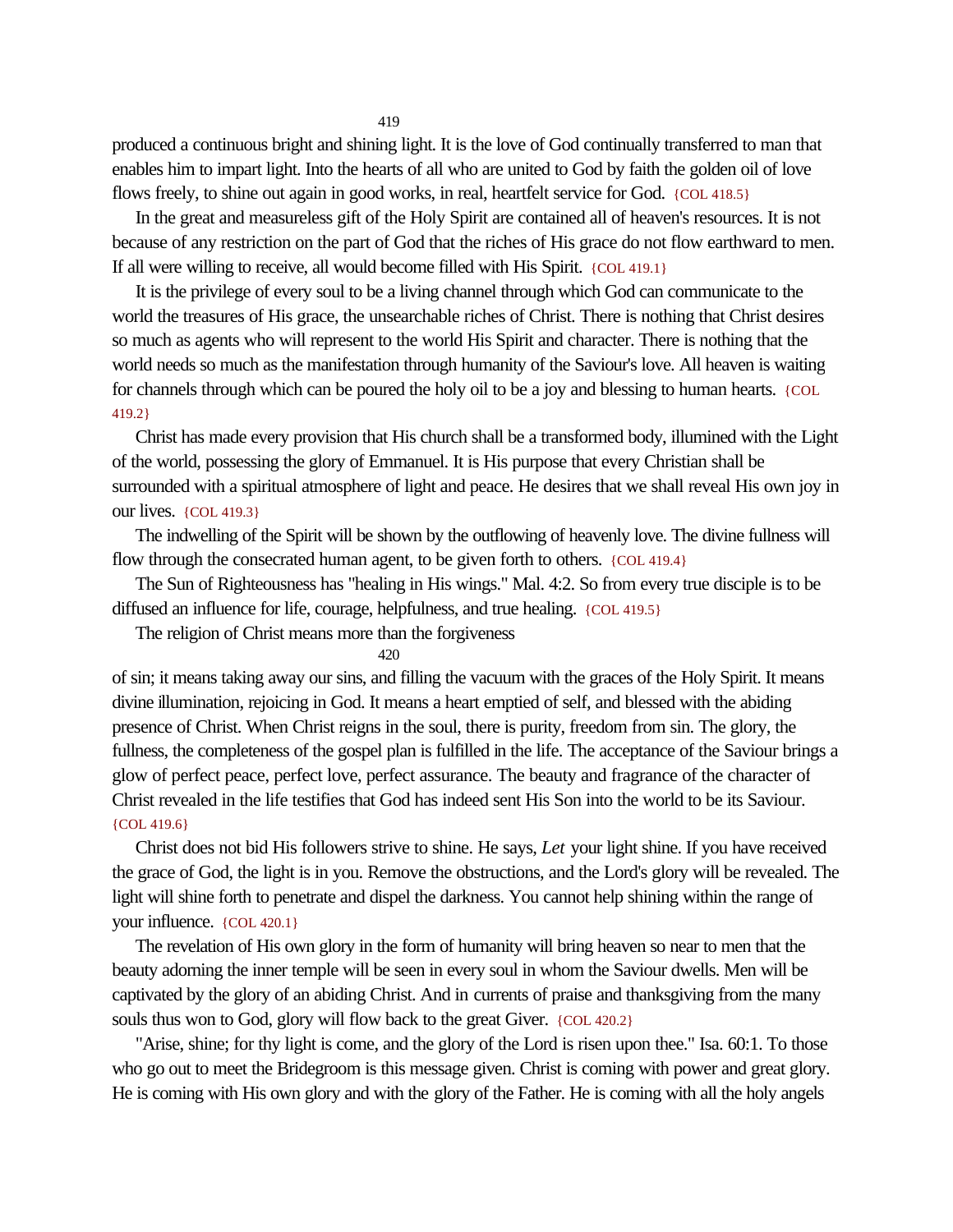produced a continuous bright and shining light. It is the love of God continually transferred to man that enables him to impart light. Into the hearts of all who are united to God by faith the golden oil of love flows freely, to shine out again in good works, in real, heartfelt service for God. {COL 418.5}

In the great and measureless gift of the Holy Spirit are contained all of heaven's resources. It is not because of any restriction on the part of God that the riches of His grace do not flow earthward to men. If all were willing to receive, all would become filled with His Spirit. {COL 419.1}

It is the privilege of every soul to be a living channel through which God can communicate to the world the treasures of His grace, the unsearchable riches of Christ. There is nothing that Christ desires so much as agents who will represent to the world His Spirit and character. There is nothing that the world needs so much as the manifestation through humanity of the Saviour's love. All heaven is waiting for channels through which can be poured the holy oil to be a joy and blessing to human hearts. {COL 419.2}

Christ has made every provision that His church shall be a transformed body, illumined with the Light of the world, possessing the glory of Emmanuel. It is His purpose that every Christian shall be surrounded with a spiritual atmosphere of light and peace. He desires that we shall reveal His own joy in our lives. {COL 419.3}

The indwelling of the Spirit will be shown by the outflowing of heavenly love. The divine fullness will flow through the consecrated human agent, to be given forth to others. {COL 419.4}

The Sun of Righteousness has "healing in His wings." Mal. 4:2. So from every true disciple is to be diffused an influence for life, courage, helpfulness, and true healing. {COL 419.5}

The religion of Christ means more than the forgiveness of sin; it means taking away our sins, and filling the vacuum with the graces of the Holy Spirit. It means divine illumination, rejoicing in God. It means a heart emptied of self, and blessed with the abiding presence of Christ. When Christ reigns in the soul, there is purity, freedom from sin. The glory, the fullness, the completeness of the gospel plan is fulfilled in the life. The acceptance of the Saviour brings a glow of perfect peace, perfect love, perfect assurance. The beauty and fragrance of the character of Christ revealed in the life testifies that God has indeed sent His Son into the world to be its Saviour. {COL 419.6}

Christ does not bid His followers strive to shine. He says, *Let* your light shine. If you have received the grace of God, the light is in you. Remove the obstructions, and the Lord's glory will be revealed. The light will shine forth to penetrate and dispel the darkness. You cannot help shining within the range of your influence. {COL 420.1}

The revelation of His own glory in the form of humanity will bring heaven so near to men that the beauty adorning the inner temple will be seen in every soul in whom the Saviour dwells. Men will be captivated by the glory of an abiding Christ. And in currents of praise and thanksgiving from the many souls thus won to God, glory will flow back to the great Giver. {COL 420.2}

"Arise, shine; for thy light is come, and the glory of the Lord is risen upon thee." Isa. 60:1. To those who go out to meet the Bridegroom is this message given. Christ is coming with power and great glory. He is coming with His own glory and with the glory of the Father. He is coming with all the holy angels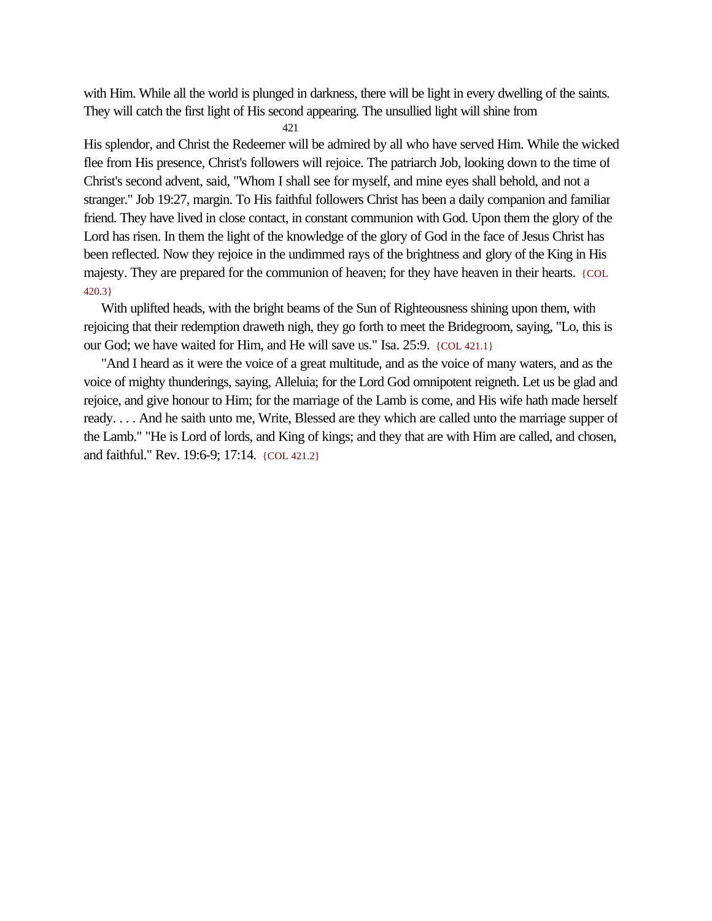with Him. While all the world is plunged in darkness, there will be light in every dwelling of the saints. They will catch the first light of His second appearing. The unsullied light will shine from

His splendor, and Christ the Redeemer will be admired by all who have served Him. While the wicked flee from His presence, Christ's followers will rejoice. The patriarch Job, looking down to the time of Christ's second advent, said, "Whom I shall see for myself, and mine eyes shall behold, and not a stranger." Job 19:27, margin. To His faithful followers Christ has been a daily companion and familiar friend. They have lived in close contact, in constant communion with God. Upon them the glory of the Lord has risen. In them the light of the knowledge of the glory of God in the face of Jesus Christ has been reflected. Now they rejoice in the undimmed rays of the brightness and glory of the King in His majesty. They are prepared for the communion of heaven; for they have heaven in their hearts. {COL 420.3}

With uplifted heads, with the bright beams of the Sun of Righteousness shining upon them, with rejoicing that their redemption draweth nigh, they go forth to meet the Bridegroom, saying, "Lo, this is our God; we have waited for Him, and He will save us." Isa. 25:9. {COL 421.1}

"And I heard as it were the voice of a great multitude, and as the voice of many waters, and as the voice of mighty thunderings, saying, Alleluia; for the Lord God omnipotent reigneth. Let us be glad and rejoice, and give honour to Him; for the marriage of the Lamb is come, and His wife hath made herself ready. . . . And he saith unto me, Write, Blessed are they which are called unto the marriage supper of the Lamb." "He is Lord of lords, and King of kings; and they that are with Him are called, and chosen, and faithful." Rev. 19:6-9; 17:14. {COL 421.2}